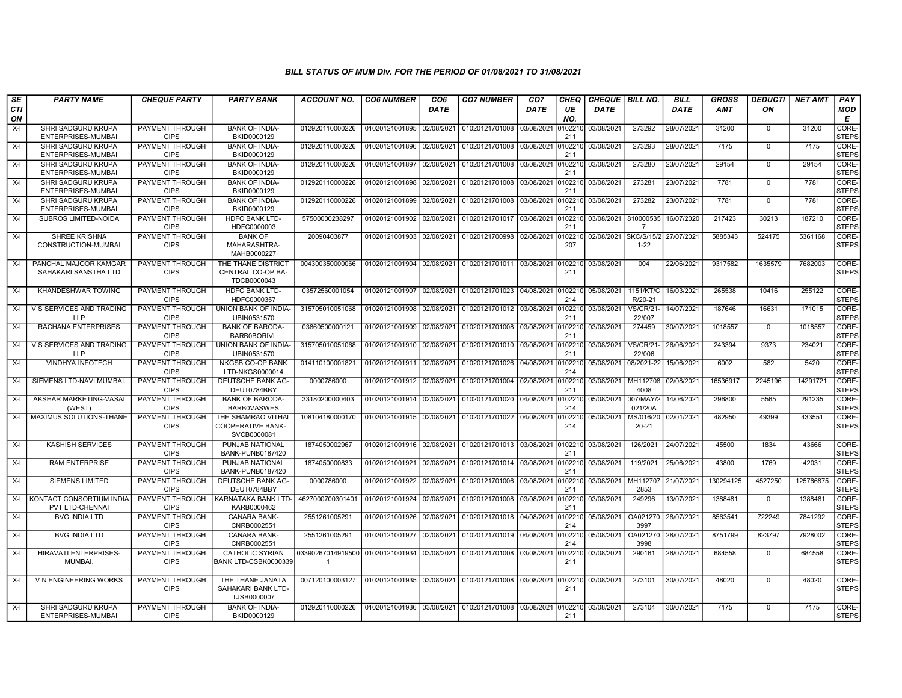## BILL STATUS OF MUM Div. FOR THE PERIOD OF 01/08/2021 TO 31/08/2021

| SECTION | PARTY NAME | CHEQUE PARTY | PARTY BANK | ACCOUNT NO. | CO6 NUMBER | CO6 DATE | CO7 NUMBER | CO7 DATE | CHEQUE NO. | CHEQUE DATE | BILL NO. | BILL DATE | GROSS AMT | DEDUCTION | NET AMT | PAY MODE |
|---|---|---|---|---|---|---|---|---|---|---|---|---|---|---|---|---|
| X-I | SHRI SADGURU KRUPA ENTERPRISES-MUMBAI | PAYMENT THROUGH CIPS | BANK OF INDIA-BKID0000129 | 012920110000226 | 01020121001895 | 02/08/2021 | 01020121701008 | 03/08/2021 | 0102210211 | 03/08/2021 | 273292 | 28/07/2021 | 31200 | 0 | 31200 | CORE-STEPS |
| X-I | SHRI SADGURU KRUPA ENTERPRISES-MUMBAI | PAYMENT THROUGH CIPS | BANK OF INDIA-BKID0000129 | 012920110000226 | 01020121001896 | 02/08/2021 | 01020121701008 | 03/08/2021 | 0102210211 | 03/08/2021 | 273293 | 28/07/2021 | 7175 | 0 | 7175 | CORE-STEPS |
| X-I | SHRI SADGURU KRUPA ENTERPRISES-MUMBAI | PAYMENT THROUGH CIPS | BANK OF INDIA-BKID0000129 | 012920110000226 | 01020121001897 | 02/08/2021 | 01020121701008 | 03/08/2021 | 0102210211 | 03/08/2021 | 273280 | 23/07/2021 | 29154 | 0 | 29154 | CORE-STEPS |
| X-I | SHRI SADGURU KRUPA ENTERPRISES-MUMBAI | PAYMENT THROUGH CIPS | BANK OF INDIA-BKID0000129 | 012920110000226 | 01020121001898 | 02/08/2021 | 01020121701008 | 03/08/2021 | 0102210211 | 03/08/2021 | 273281 | 23/07/2021 | 7781 | 0 | 7781 | CORE-STEPS |
| X-I | SHRI SADGURU KRUPA ENTERPRISES-MUMBAI | PAYMENT THROUGH CIPS | BANK OF INDIA-BKID0000129 | 012920110000226 | 01020121001899 | 02/08/2021 | 01020121701008 | 03/08/2021 | 0102210211 | 03/08/2021 | 273282 | 23/07/2021 | 7781 | 0 | 7781 | CORE-STEPS |
| X-I | SUBROS LIMITED-NOIDA | PAYMENT THROUGH CIPS | HDFC BANK LTD-HDFC0000003 | 57500000238297 | 01020121001902 | 02/08/2021 | 01020121701017 | 03/08/2021 | 0102210211 | 03/08/2021 | 8100005357 | 16/07/2020 | 217423 | 30213 | 187210 | CORE-STEPS |
| X-I | SHREE KRISHNA CONSTRUCTION-MUMBAI | PAYMENT THROUGH CIPS | BANK OF MAHARASHTRA-MAHB0000227 | 20090403877 | 01020121001903 | 02/08/2021 | 01020121700998 | 02/08/2021 | 0102210207 | 02/08/2021 | SKC/S/15/21-22 | 27/07/2021 | 5885343 | 524175 | 5361168 | CORE-STEPS |
| X-I | PANCHAL MAJOOR KAMGAR SAHAKARI SANSTHA LTD | PAYMENT THROUGH CIPS | THE THANE DISTRICT CENTRAL CO-OP BA-TDCB0000043 | 004300350000066 | 01020121001904 | 02/08/2021 | 01020121701011 | 03/08/2021 | 0102210211 | 03/08/2021 | 004 | 22/06/2021 | 9317582 | 1635579 | 7682003 | CORE-STEPS |
| X-I | KHANDESHWAR TOWING | PAYMENT THROUGH CIPS | HDFC BANK LTD-HDFC0000357 | 03572560001054 | 01020121001907 | 02/08/2021 | 01020121701023 | 04/08/2021 | 0102210214 | 05/08/2021 | 1151/KT/CR/20-21 | 16/03/2021 | 265538 | 10416 | 255122 | CORE-STEPS |
| X-I | V S SERVICES AND TRADING LLP | PAYMENT THROUGH CIPS | UNION BANK OF INDIA-UBIN0531570 | 315705010051068 | 01020121001908 | 02/08/2021 | 01020121701012 | 03/08/2021 | 0102210211 | 03/08/2021 | VS/CR/21-22/007 | 14/07/2021 | 187646 | 16631 | 171015 | CORE-STEPS |
| X-I | RACHANA ENTERPRISES | PAYMENT THROUGH CIPS | BANK OF BARODA-BARB0BORIVL | 03860500000121 | 01020121001909 | 02/08/2021 | 01020121701008 | 03/08/2021 | 0102210211 | 03/08/2021 | 274459 | 30/07/2021 | 1018557 | 0 | 1018557 | CORE-STEPS |
| X-I | V S SERVICES AND TRADING LLP | PAYMENT THROUGH CIPS | UNION BANK OF INDIA-UBIN0531570 | 315705010051068 | 01020121001910 | 02/08/2021 | 01020121701010 | 03/08/2021 | 0102210211 | 03/08/2021 | VS/CR/21-22/006 | 26/06/2021 | 243394 | 9373 | 234021 | CORE-STEPS |
| X-I | VINDHYA INFOTECH | PAYMENT THROUGH CIPS | NKGSB CO-OP BANK LTD-NKGS0000014 | 014110100001821 | 01020121001911 | 02/08/2021 | 01020121701026 | 04/08/2021 | 0102210214 | 05/08/2021 | 08/2021-22 | 15/06/2021 | 6002 | 582 | 5420 | CORE-STEPS |
| X-I | SIEMENS LTD-NAVI MUMBAI. | PAYMENT THROUGH CIPS | DEUTSCHE BANK AG-DEUT0784BBY | 0000786000 | 01020121001912 | 02/08/2021 | 01020121701004 | 02/08/2021 | 0102210211 | 03/08/2021 | MH1127084008 | 02/08/2021 | 16536917 | 2245196 | 14291721 | CORE-STEPS |
| X-I | AKSHAR MARKETING-VASAI (WEST) | PAYMENT THROUGH CIPS | BANK OF BARODA-BARB0VASWES | 33180200000403 | 01020121001914 | 02/08/2021 | 01020121701020 | 04/08/2021 | 0102210214 | 05/08/2021 | 007/MAY/2021/20A | 14/06/2021 | 296800 | 5565 | 291235 | CORE-STEPS |
| X-I | MAXIMUS SOLUTIONS-THANE | PAYMENT THROUGH CIPS | THE SHAMRAO VITHAL COOPERATIVE BANK-SVCB0000081 | 108104180000170 | 01020121001915 | 02/08/2021 | 01020121701022 | 04/08/2021 | 0102210214 | 05/08/2021 | MS/016/2020-21 | 02/01/2021 | 482950 | 49399 | 433551 | CORE-STEPS |
| X-I | KASHISH SERVICES | PAYMENT THROUGH CIPS | PUNJAB NATIONAL BANK-PUNB0187420 | 1874050002967 | 01020121001916 | 02/08/2021 | 01020121701013 | 03/08/2021 | 0102210211 | 03/08/2021 | 126/2021 | 24/07/2021 | 45500 | 1834 | 43666 | CORE-STEPS |
| X-I | RAM ENTERPRISE | PAYMENT THROUGH CIPS | PUNJAB NATIONAL BANK-PUNB0187420 | 1874050000833 | 01020121001921 | 02/08/2021 | 01020121701014 | 03/08/2021 | 0102210211 | 03/08/2021 | 119/2021 | 25/06/2021 | 43800 | 1769 | 42031 | CORE-STEPS |
| X-I | SIEMENS LIMITED | PAYMENT THROUGH CIPS | DEUTSCHE BANK AG-DEUT0784BBY | 0000786000 | 01020121001922 | 02/08/2021 | 01020121701006 | 03/08/2021 | 0102210211 | 03/08/2021 | MH1127072853 | 21/07/2021 | 130294125 | 4527250 | 125766875 | CORE-STEPS |
| X-I | KONTACT CONSORTIUM INDIA PVT LTD-CHENNAI | PAYMENT THROUGH CIPS | KARNATAKA BANK LTD-KARB0000462 | 4627000700301401 | 01020121001924 | 02/08/2021 | 01020121701008 | 03/08/2021 | 0102210211 | 03/08/2021 | 249296 | 13/07/2021 | 1388481 | 0 | 1388481 | CORE-STEPS |
| X-I | BVG INDIA LTD | PAYMENT THROUGH CIPS | CANARA BANK-CNRB0002551 | 2551261005291 | 01020121001926 | 02/08/2021 | 01020121701018 | 04/08/2021 | 0102210214 | 05/08/2021 | OA0212703997 | 28/07/2021 | 8563541 | 722249 | 7841292 | CORE-STEPS |
| X-I | BVG INDIA LTD | PAYMENT THROUGH CIPS | CANARA BANK-CNRB0002551 | 2551261005291 | 01020121001927 | 02/08/2021 | 01020121701019 | 04/08/2021 | 0102210214 | 05/08/2021 | OA0212703998 | 28/07/2021 | 8751799 | 823797 | 7928002 | CORE-STEPS |
| X-I | HIRAVATI ENTERPRISES-MUMBAI. | PAYMENT THROUGH CIPS | CATHOLIC SYRIAN BANK LTD-CSBK0000339 | 033902670149195001 | 01020121001934 | 03/08/2021 | 01020121701008 | 03/08/2021 | 0102210211 | 03/08/2021 | 290161 | 26/07/2021 | 684558 | 0 | 684558 | CORE-STEPS |
| X-I | V N ENGINEERING WORKS | PAYMENT THROUGH CIPS | THE THANE JANATA SAHAKARI BANK LTD-TJSB0000007 | 007120100003127 | 01020121001935 | 03/08/2021 | 01020121701008 | 03/08/2021 | 0102210211 | 03/08/2021 | 273101 | 30/07/2021 | 48020 | 0 | 48020 | CORE-STEPS |
| X-I | SHRI SADGURU KRUPA ENTERPRISES-MUMBAI | PAYMENT THROUGH CIPS | BANK OF INDIA-BKID0000129 | 012920110000226 | 01020121001936 | 03/08/2021 | 01020121701008 | 03/08/2021 | 0102210211 | 03/08/2021 | 273104 | 30/07/2021 | 7175 | 0 | 7175 | CORE-STEPS |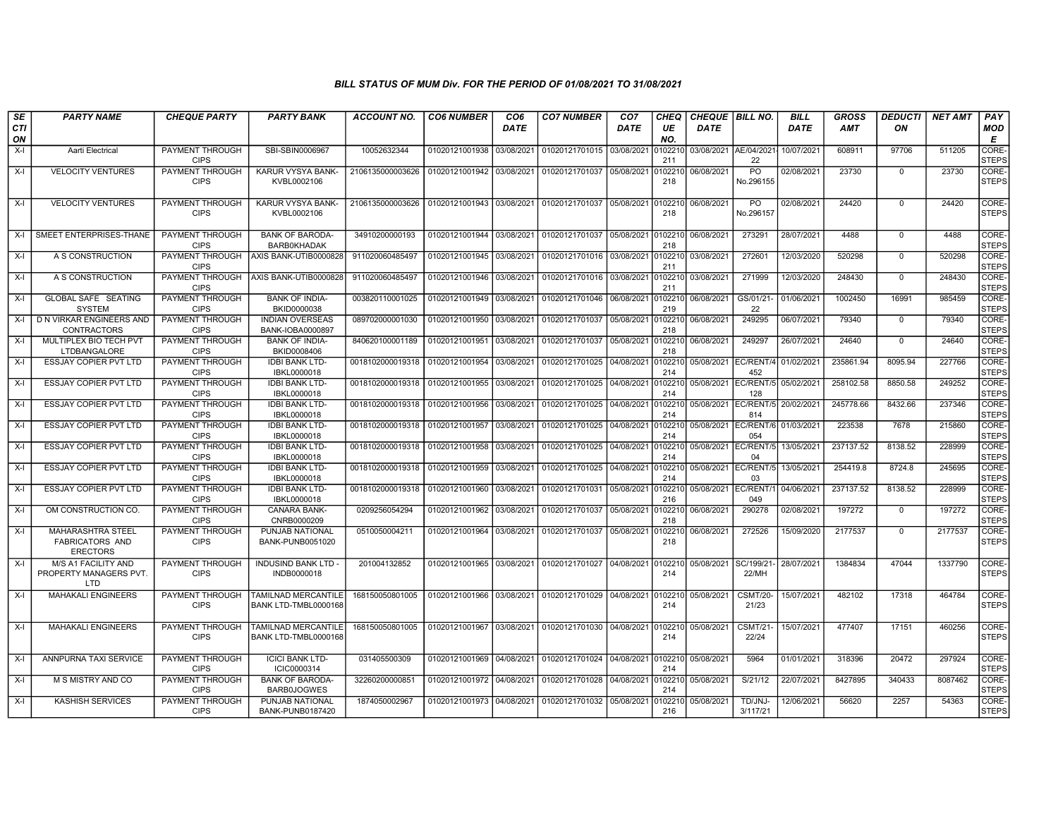### BILL STATUS OF MUM Div. FOR THE PERIOD OF 01/08/2021 TO 31/08/2021

| SECTION | PARTY NAME | CHEQUE PARTY | PARTY BANK | ACCOUNT NO. | CO6 NUMBER | CO6 DATE | CO7 NUMBER | CO7 DATE | CHEQUE NO. | CHEQUE DATE | BILL NO. | BILL DATE | GROSS AMT | DEDUCTION | NET AMT | PAY MODE |
|---|---|---|---|---|---|---|---|---|---|---|---|---|---|---|---|---|
| X-I | Aarti Electrical | PAYMENT THROUGH CIPS | SBI-SBIN0006967 | 10052632344 | 01020121001938 | 03/08/2021 | 01020121701015 | 03/08/2021 | 0102210211 | 03/08/2021 | AE/04/2021-22 | 10/07/2021 | 608911 | 97706 | 511205 | CORE-STEPS |
| X-I | VELOCITY VENTURES | PAYMENT THROUGH CIPS | KARUR VYSYA BANK-KVBL0002106 | 2106135000003626 | 01020121001942 | 03/08/2021 | 01020121701037 | 05/08/2021 | 0102210218 | 06/08/2021 | PO No.296155 | 02/08/2021 | 23730 | 0 | 23730 | CORE-STEPS |
| X-I | VELOCITY VENTURES | PAYMENT THROUGH CIPS | KARUR VYSYA BANK-KVBL0002106 | 2106135000003626 | 01020121001943 | 03/08/2021 | 01020121701037 | 05/08/2021 | 0102210218 | 06/08/2021 | PO No.296157 | 02/08/2021 | 24420 | 0 | 24420 | CORE-STEPS |
| X-I | SMEET ENTERPRISES-THANE | PAYMENT THROUGH CIPS | BANK OF BARODA-BARB0KHADAK | 34910200000193 | 01020121001944 | 03/08/2021 | 01020121701037 | 05/08/2021 | 0102210218 | 06/08/2021 | 273291 | 28/07/2021 | 4488 | 0 | 4488 | CORE-STEPS |
| X-I | A S CONSTRUCTION | PAYMENT THROUGH CIPS | AXIS BANK-UTIB0000828 | 911020060485497 | 01020121001945 | 03/08/2021 | 01020121701016 | 03/08/2021 | 0102210211 | 03/08/2021 | 272601 | 12/03/2020 | 520298 | 0 | 520298 | CORE-STEPS |
| X-I | A S CONSTRUCTION | PAYMENT THROUGH CIPS | AXIS BANK-UTIB0000828 | 911020060485497 | 01020121001946 | 03/08/2021 | 01020121701016 | 03/08/2021 | 0102210211 | 03/08/2021 | 271999 | 12/03/2020 | 248430 | 0 | 248430 | CORE-STEPS |
| X-I | GLOBAL SAFE SEATING SYSTEM | PAYMENT THROUGH CIPS | BANK OF INDIA-BKID0000038 | 003820110001025 | 01020121001949 | 03/08/2021 | 01020121701046 | 06/08/2021 | 0102210219 | 06/08/2021 | GS/01/21-22 | 01/06/2021 | 1002450 | 16991 | 985459 | CORE-STEPS |
| X-I | D N VIRKAR ENGINEERS AND CONTRACTORS | PAYMENT THROUGH CIPS | INDIAN OVERSEAS BANK-IOBA0000897 | 089702000001030 | 01020121001950 | 03/08/2021 | 01020121701037 | 05/08/2021 | 0102210218 | 06/08/2021 | 249295 | 06/07/2021 | 79340 | 0 | 79340 | CORE-STEPS |
| X-I | MULTIPLEX BIO TECH PVT LTDBANGALORE | PAYMENT THROUGH CIPS | BANK OF INDIA-BKID0008406 | 840620100001189 | 01020121001951 | 03/08/2021 | 01020121701037 | 05/08/2021 | 0102210218 | 06/08/2021 | 249297 | 26/07/2021 | 24640 | 0 | 24640 | CORE-STEPS |
| X-I | ESSJAY COPIER PVT LTD | PAYMENT THROUGH CIPS | IDBI BANK LTD-IBKL0000018 | 0018102000019318 | 01020121001954 | 03/08/2021 | 01020121701025 | 04/08/2021 | 0102210214 | 05/08/2021 | EC/RENT/4452 | 01/02/2021 | 235861.94 | 8095.94 | 227766 | CORE-STEPS |
| X-I | ESSJAY COPIER PVT LTD | PAYMENT THROUGH CIPS | IDBI BANK LTD-IBKL0000018 | 0018102000019318 | 01020121001955 | 03/08/2021 | 01020121701025 | 04/08/2021 | 0102210214 | 05/08/2021 | EC/RENT/5128 | 05/02/2021 | 258102.58 | 8850.58 | 249252 | CORE-STEPS |
| X-I | ESSJAY COPIER PVT LTD | PAYMENT THROUGH CIPS | IDBI BANK LTD-IBKL0000018 | 0018102000019318 | 01020121001956 | 03/08/2021 | 01020121701025 | 04/08/2021 | 0102210214 | 05/08/2021 | EC/RENT/5814 | 20/02/2021 | 245778.66 | 8432.66 | 237346 | CORE-STEPS |
| X-I | ESSJAY COPIER PVT LTD | PAYMENT THROUGH CIPS | IDBI BANK LTD-IBKL0000018 | 0018102000019318 | 01020121001957 | 03/08/2021 | 01020121701025 | 04/08/2021 | 0102210214 | 05/08/2021 | EC/RENT/6054 | 01/03/2021 | 223538 | 7678 | 215860 | CORE-STEPS |
| X-I | ESSJAY COPIER PVT LTD | PAYMENT THROUGH CIPS | IDBI BANK LTD-IBKL0000018 | 0018102000019318 | 01020121001958 | 03/08/2021 | 01020121701025 | 04/08/2021 | 0102210214 | 05/08/2021 | EC/RENT/504 | 13/05/2021 | 237137.52 | 8138.52 | 228999 | CORE-STEPS |
| X-I | ESSJAY COPIER PVT LTD | PAYMENT THROUGH CIPS | IDBI BANK LTD-IBKL0000018 | 0018102000019318 | 01020121001959 | 03/08/2021 | 01020121701025 | 04/08/2021 | 0102210214 | 05/08/2021 | EC/RENT/503 | 13/05/2021 | 254419.8 | 8724.8 | 245695 | CORE-STEPS |
| X-I | ESSJAY COPIER PVT LTD | PAYMENT THROUGH CIPS | IDBI BANK LTD-IBKL0000018 | 0018102000019318 | 01020121001960 | 03/08/2021 | 01020121701031 | 05/08/2021 | 0102210216 | 05/08/2021 | EC/RENT/1049 | 04/06/2021 | 237137.52 | 8138.52 | 228999 | CORE-STEPS |
| X-I | OM CONSTRUCTION CO. | PAYMENT THROUGH CIPS | CANARA BANK-CNRB0000209 | 0209256054294 | 01020121001962 | 03/08/2021 | 01020121701037 | 05/08/2021 | 0102210218 | 06/08/2021 | 290278 | 02/08/2021 | 197272 | 0 | 197272 | CORE-STEPS |
| X-I | MAHARASHTRA STEEL FABRICATORS AND ERECTORS | PAYMENT THROUGH CIPS | PUNJAB NATIONAL BANK-PUNB0051020 | 0510050004211 | 01020121001964 | 03/08/2021 | 01020121701037 | 05/08/2021 | 0102210218 | 06/08/2021 | 272526 | 15/09/2020 | 2177537 | 0 | 2177537 | CORE-STEPS |
| X-I | M/S A1 FACILITY AND PROPERTY MANAGERS PVT. LTD | PAYMENT THROUGH CIPS | INDUSIND BANK LTD - INDB0000018 | 201004132852 | 01020121001965 | 03/08/2021 | 01020121701027 | 04/08/2021 | 0102210214 | 05/08/2021 | SC/199/21-22/MH | 28/07/2021 | 1384834 | 47044 | 1337790 | CORE-STEPS |
| X-I | MAHAKALI ENGINEERS | PAYMENT THROUGH CIPS | TAMILNAD MERCANTILE BANK LTD-TMBL0000168 | 168150050801005 | 01020121001966 | 03/08/2021 | 01020121701029 | 04/08/2021 | 0102210214 | 05/08/2021 | CSMT/20-21/23 | 15/07/2021 | 482102 | 17318 | 464784 | CORE-STEPS |
| X-I | MAHAKALI ENGINEERS | PAYMENT THROUGH CIPS | TAMILNAD MERCANTILE BANK LTD-TMBL0000168 | 168150050801005 | 01020121001967 | 03/08/2021 | 01020121701030 | 04/08/2021 | 0102210214 | 05/08/2021 | CSMT/21-22/24 | 15/07/2021 | 477407 | 17151 | 460256 | CORE-STEPS |
| X-I | ANNPURNA TAXI SERVICE | PAYMENT THROUGH CIPS | ICICI BANK LTD-ICIC0000314 | 031405500309 | 01020121001969 | 04/08/2021 | 01020121701024 | 04/08/2021 | 0102210214 | 05/08/2021 | 5964 | 01/01/2021 | 318396 | 20472 | 297924 | CORE-STEPS |
| X-I | M S MISTRY AND CO | PAYMENT THROUGH CIPS | BANK OF BARODA-BARB0JOGWES | 32260200000851 | 01020121001972 | 04/08/2021 | 01020121701028 | 04/08/2021 | 0102210214 | 05/08/2021 | S/21/12 | 22/07/2021 | 8427895 | 340433 | 8087462 | CORE-STEPS |
| X-I | KASHISH SERVICES | PAYMENT THROUGH CIPS | PUNJAB NATIONAL BANK-PUNB0187420 | 1874050002967 | 01020121001973 | 04/08/2021 | 01020121701032 | 05/08/2021 | 0102210216 | 05/08/2021 | TD/JNJ-3/117/21 | 12/06/2021 | 56620 | 2257 | 54363 | CORE-STEPS |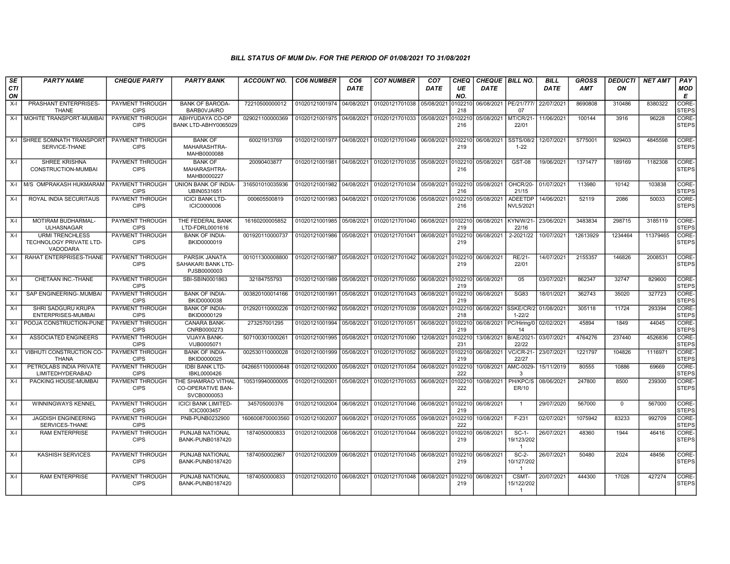## BILL STATUS OF MUM Div. FOR THE PERIOD OF 01/08/2021 TO 31/08/2021

| SECTION | PARTY NAME | CHEQUE PARTY | PARTY BANK | ACCOUNT NO. | CO6 NUMBER | CO6 DATE | CO7 NUMBER | CO7 DATE | CHEQUE NO. | CHEQUE DATE | BILL NO. | BILL DATE | GROSS AMT | DEDUCTION | NET AMT | PAY MODE |
|---|---|---|---|---|---|---|---|---|---|---|---|---|---|---|---|---|
| X-I | PRASHANT ENTERPRISES-THANE | PAYMENT THROUGH CIPS | BANK OF BARODA-BARB0VJAIRO | 72210500000012 | 01020121001974 | 04/08/2021 | 01020121701038 | 05/08/2021 | 0102210218 | 06/08/2021 | PE/21/777/07 | 22/07/2021 | 8690808 | 310486 | 8380322 | CORE-STEPS |
| X-I | MOHITE TRANSPORT-MUMBAI | PAYMENT THROUGH CIPS | ABHYUDAYA CO-OP BANK LTD-ABHY0065029 | 029021100000369 | 01020121001975 | 04/08/2021 | 01020121701033 | 05/08/2021 | 0102210216 | 05/08/2021 | MT/CR/21-22/01 | 11/06/2021 | 100144 | 3916 | 96228 | CORE-STEPS |
| X-I | SHREE SOMNATH TRANSPORT SERVICE-THANE | PAYMENT THROUGH CIPS | BANK OF MAHARASHTRA-MAHB0000088 | 60021913769 | 01020121001977 | 04/08/2021 | 01020121701049 | 06/08/2021 | 0102210219 | 06/08/2021 | SSTS/08/21-22 | 12/07/2021 | 5775001 | 929403 | 4845598 | CORE-STEPS |
| X-I | SHREE KRISHNA CONSTRUCTION-MUMBAI | PAYMENT THROUGH CIPS | BANK OF MAHARASHTRA-MAHB0000227 | 20090403877 | 01020121001981 | 04/08/2021 | 01020121701035 | 05/08/2021 | 0102210216 | 05/08/2021 | GST-08 | 19/06/2021 | 1371477 | 189169 | 1182308 | CORE-STEPS |
| X-I | M/S OMPRAKASH HUKMARAM | PAYMENT THROUGH CIPS | UNION BANK OF INDIA-UBIN0531651 | 316501010035936 | 01020121001982 | 04/08/2021 | 01020121701034 | 05/08/2021 | 0102210216 | 05/08/2021 | OHCR/20-21/15 | 01/07/2021 | 113980 | 10142 | 103838 | CORE-STEPS |
| X-I | ROYAL INDIA SECURITAUS | PAYMENT THROUGH CIPS | ICICI BANK LTD-ICIC0000006 | 000605500819 | 01020121001983 | 04/08/2021 | 01020121701036 | 05/08/2021 | 0102210216 | 05/08/2021 | ADEETDP NVL5/2021 | 14/06/2021 | 52119 | 2086 | 50033 | CORE-STEPS |
| X-I | MOTIRAM BUDHARMAL-ULHASNAGAR | PAYMENT THROUGH CIPS | THE FEDERAL BANK LTD-FDRL0001616 | 16160200005852 | 01020121001985 | 05/08/2021 | 01020121701040 | 06/08/2021 | 0102210219 | 06/08/2021 | KYN/W/21-22/16 | 23/06/2021 | 3483834 | 298715 | 3185119 | CORE-STEPS |
| X-I | URMI TRENCHLESS TECHNOLOGY PRIVATE LTD-VADODARA | PAYMENT THROUGH CIPS | BANK OF INDIA-BKID0000019 | 001920110000737 | 01020121001986 | 05/08/2021 | 01020121701041 | 06/08/2021 | 0102210219 | 06/08/2021 | 2-2021/22 | 10/07/2021 | 12613929 | 1234464 | 11379465 | CORE-STEPS |
| X-I | RAHAT ENTERPRISES-THANE | PAYMENT THROUGH CIPS | PARSIK JANATA SAHAKARI BANK LTD-PJSB0000003 | 001011300008800 | 01020121001987 | 05/08/2021 | 01020121701042 | 06/08/2021 | 0102210219 | 06/08/2021 | RE/21-22/01 | 14/07/2021 | 2155357 | 146826 | 2008531 | CORE-STEPS |
| X-I | CHETAAN INC.-THANE | PAYMENT THROUGH CIPS | SBI-SBIN0001863 | 32184755793 | 01020121001989 | 05/08/2021 | 01020121701050 | 06/08/2021 | 0102210219 | 06/08/2021 | 05 | 03/07/2021 | 862347 | 32747 | 829600 | CORE-STEPS |
| X-I | SAP ENGINEERING-.MUMBAI | PAYMENT THROUGH CIPS | BANK OF INDIA-BKID0000038 | 003820100014166 | 01020121001991 | 05/08/2021 | 01020121701043 | 06/08/2021 | 0102210219 | 06/08/2021 | SG83 | 18/01/2021 | 362743 | 35020 | 327723 | CORE-STEPS |
| X-I | SHRI SADGURU KRUPA ENTERPRISES-MUMBAI | PAYMENT THROUGH CIPS | BANK OF INDIA-BKID0000129 | 012920110000226 | 01020121001992 | 05/08/2021 | 01020121701039 | 05/08/2021 | 0102210218 | 06/08/2021 | SSKE/CR/21-22/2 | 01/08/2021 | 305118 | 11724 | 293394 | CORE-STEPS |
| X-I | POOJA CONSTRUCTION-PUNE | PAYMENT THROUGH CIPS | CANARA BANK-CNRB0000273 | 273257001295 | 01020121001994 | 05/08/2021 | 01020121701051 | 06/08/2021 | 0102210219 | 06/08/2021 | PC/Hiring/014 | 02/02/2021 | 45894 | 1849 | 44045 | CORE-STEPS |
| X-I | ASSOCIATED ENGINEERS | PAYMENT THROUGH CIPS | VIJAYA BANK-VIJB0005071 | 507100301000261 | 01020121001995 | 05/08/2021 | 01020121701090 | 12/08/2021 | 0102210231 | 13/08/2021 | B/AE/2021-22/22 | 03/07/2021 | 4764276 | 237440 | 4526836 | CORE-STEPS |
| X-I | VIBHUTI CONSTRUCTION CO-THANA | PAYMENT THROUGH CIPS | BANK OF INDIA-BKID0000025 | 002530110000028 | 01020121001999 | 05/08/2021 | 01020121701052 | 06/08/2021 | 0102210219 | 06/08/2021 | VC/CR-21-22/27 | 23/07/2021 | 1221797 | 104826 | 1116971 | CORE-STEPS |
| X-I | PETROLABS INDIA PRIVATE LIMITEDHYDERABAD | PAYMENT THROUGH CIPS | IDBI BANK LTD-IBKL0000426 | 0426651100000648 | 01020121002000 | 05/08/2021 | 01020121701054 | 06/08/2021 | 0102210222 | 10/08/2021 | AMC-0029-3 | 15/11/2019 | 80555 | 10886 | 69669 | CORE-STEPS |
| X-I | PACKING HOUSE-MUMBAI | PAYMENT THROUGH CIPS | THE SHAMRAO VITHAL CO-OPERATIVE BAN-SVCB0000053 | 105319940000005 | 01020121002001 | 05/08/2021 | 01020121701053 | 06/08/2021 | 0102210222 | 10/08/2021 | PH/KPC/SER/10 | 08/06/2021 | 247800 | 8500 | 239300 | CORE-STEPS |
| X-I | WINNINGWAYS KENNEL | PAYMENT THROUGH CIPS | ICICI BANK LIMITED-ICIC0003457 | 345705000376 | 01020121002004 | 06/08/2021 | 01020121701046 | 06/08/2021 | 0102210219 | 06/08/2021 | 1 | 29/07/2020 | 567000 | 0 | 567000 | CORE-STEPS |
| X-I | JAGDISH ENGINEERING SERVICES-THANE | PAYMENT THROUGH CIPS | PNB-PUNB0232900 | 1606008700003560 | 01020121002007 | 06/08/2021 | 01020121701055 | 09/08/2021 | 0102210222 | 10/08/2021 | F-231 | 02/07/2021 | 1075942 | 83233 | 992709 | CORE-STEPS |
| X-I | RAM ENTERPRISE | PAYMENT THROUGH CIPS | PUNJAB NATIONAL BANK-PUNB0187420 | 1874050000833 | 01020121002008 | 06/08/2021 | 01020121701044 | 06/08/2021 | 0102210219 | 06/08/2021 | SC-1-19/123/2021 | 26/07/2021 | 48360 | 1944 | 46416 | CORE-STEPS |
| X-I | KASHISH SERVICES | PAYMENT THROUGH CIPS | PUNJAB NATIONAL BANK-PUNB0187420 | 1874050002967 | 01020121002009 | 06/08/2021 | 01020121701045 | 06/08/2021 | 0102210219 | 06/08/2021 | SC-2-10/127/2021 | 26/07/2021 | 50480 | 2024 | 48456 | CORE-STEPS |
| X-I | RAM ENTERPRISE | PAYMENT THROUGH CIPS | PUNJAB NATIONAL BANK-PUNB0187420 | 1874050000833 | 01020121002010 | 06/08/2021 | 01020121701048 | 06/08/2021 | 0102210219 | 06/08/2021 | CSMT-15/122/2021 | 20/07/2021 | 444300 | 17026 | 427274 | CORE-STEPS |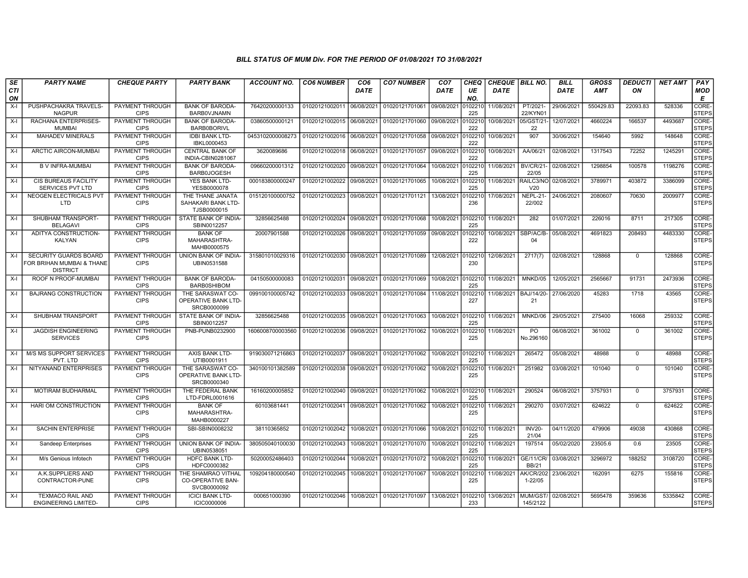## BILL STATUS OF MUM Div. FOR THE PERIOD OF 01/08/2021 TO 31/08/2021

| SECTION | PARTY NAME | CHEQUE PARTY | PARTY BANK | ACCOUNT NO. | CO6 NUMBER | CO6 DATE | CO7 NUMBER | CO7 DATE | CHEQUE NO. | CHEQUE DATE | BILL NO. | BILL DATE | GROSS AMT | DEDUCTION | NET AMT | PAY MODE |
|---|---|---|---|---|---|---|---|---|---|---|---|---|---|---|---|---|
| X-I | PUSHPACHAKRA TRAVELS-NAGPUR | PAYMENT THROUGH CIPS | BANK OF BARODA-BARB0VJNAMN | 76420200000133 | 01020121002011 | 06/08/2021 | 01020121701061 | 09/08/2021 | 0102210225 | 11/08/2021 | PT/2021-22/KYN01 | 29/06/2021 | 550429.83 | 22093.83 | 528336 | CORE-STEPS |
| X-I | RACHANA ENTERPRISES-MUMBAI | PAYMENT THROUGH CIPS | BANK OF BARODA-BARB0BORIVL | 03860500000121 | 01020121002015 | 06/08/2021 | 01020121701060 | 09/08/2021 | 0102210222 | 10/08/2021 | 05/GST/21-22 | 12/07/2021 | 4660224 | 166537 | 4493687 | CORE-STEPS |
| X-I | MAHADEV MINERALS | PAYMENT THROUGH CIPS | IDBI BANK LTD-IBKL0000453 | 0453102000008273 | 01020121002016 | 06/08/2021 | 01020121701058 | 09/08/2021 | 0102210222 | 10/08/2021 | 907 | 30/06/2021 | 154640 | 5992 | 148648 | CORE-STEPS |
| X-I | ARCTIC AIRCON-MUMBAI | PAYMENT THROUGH CIPS | CENTRAL BANK OF INDIA-CBIN0281067 | 3620089686 | 01020121002018 | 06/08/2021 | 01020121701057 | 09/08/2021 | 0102210222 | 10/08/2021 | AA/06/21 | 02/08/2021 | 1317543 | 72252 | 1245291 | CORE-STEPS |
| X-I | B V INFRA-MUMBAI | PAYMENT THROUGH CIPS | BANK OF BARODA-BARB0JOGESH | 09660200001312 | 01020121002020 | 09/08/2021 | 01020121701064 | 10/08/2021 | 0102210225 | 11/08/2021 | BV/CR/21-22/05 | 02/08/2021 | 1298854 | 100578 | 1198276 | CORE-STEPS |
| X-I | CIS BUREAUS FACILITY SERVICES PVT LTD | PAYMENT THROUGH CIPS | YES BANK LTD-YESB0000078 | 000183800000247 | 01020121002022 | 09/08/2021 | 01020121701065 | 10/08/2021 | 0102210225 | 11/08/2021 | RAILC3/NOV20 | 02/08/2021 | 3789971 | 403872 | 3386099 | CORE-STEPS |
| X-I | NEOGEN ELECTRICALS PVT LTD | PAYMENT THROUGH CIPS | THE THANE JANATA SAHAKARI BANK LTD-TJSB0000015 | 015120100000752 | 01020121002023 | 09/08/2021 | 01020121701121 | 13/08/2021 | 0102210236 | 17/08/2021 | NEPL-21-22/002 | 24/06/2021 | 2080607 | 70630 | 2009977 | CORE-STEPS |
| X-I | SHUBHAM TRANSPORT-BELAGAVI | PAYMENT THROUGH CIPS | STATE BANK OF INDIA-SBIN0012257 | 32856625488 | 01020121002024 | 09/08/2021 | 01020121701068 | 10/08/2021 | 0102210225 | 11/08/2021 | 282 | 01/07/2021 | 226016 | 8711 | 217305 | CORE-STEPS |
| X-I | ADITYA CONSTRUCTION-KALYAN | PAYMENT THROUGH CIPS | BANK OF MAHARASHTRA-MAHB0000575 | 20007901588 | 01020121002026 | 09/08/2021 | 01020121701059 | 09/08/2021 | 0102210222 | 10/08/2021 | SBP/AC/B-04 | 05/08/2021 | 4691823 | 208493 | 4483330 | CORE-STEPS |
| X-I | SECURITY GUARDS BOARD FOR BRIHAN MUMBAI & THANE DISTRICT | PAYMENT THROUGH CIPS | UNION BANK OF INDIA-UBIN0531588 | 315801010029316 | 01020121002030 | 09/08/2021 | 01020121701089 | 12/08/2021 | 0102210230 | 12/08/2021 | 2717(7) | 02/08/2021 | 128868 | 0 | 128868 | CORE-STEPS |
| X-I | ROOF N PROOF-MUMBAI | PAYMENT THROUGH CIPS | BANK OF BARODA-BARB0SHIBOM | 04150500000083 | 01020121002031 | 09/08/2021 | 01020121701069 | 10/08/2021 | 0102210225 | 11/08/2021 | MNKD/05 | 12/05/2021 | 2565667 | 91731 | 2473936 | CORE-STEPS |
| X-I | BAJRANG CONSTRUCTION | PAYMENT THROUGH CIPS | THE SARASWAT CO-OPERATIVE BANK LTD-SRCB0000099 | 099100100005742 | 01020121002033 | 09/08/2021 | 01020121701084 | 11/08/2021 | 0102210227 | 11/08/2021 | BAJ/14/20-21 | 27/06/2020 | 45283 | 1718 | 43565 | CORE-STEPS |
| X-I | SHUBHAM TRANSPORT | PAYMENT THROUGH CIPS | STATE BANK OF INDIA-SBIN0012257 | 32856625488 | 01020121002035 | 09/08/2021 | 01020121701063 | 10/08/2021 | 0102210225 | 11/08/2021 | MNKD/06 | 29/05/2021 | 275400 | 16068 | 259332 | CORE-STEPS |
| X-I | JAGDISH ENGINEERING SERVICES | PAYMENT THROUGH CIPS | PNB-PUNB0232900 | 1606008700003560 | 01020121002036 | 09/08/2021 | 01020121701062 | 10/08/2021 | 0102210225 | 11/08/2021 | PO No.296160 | 06/08/2021 | 361002 | 0 | 361002 | CORE-STEPS |
| X-I | M/S MS SUPPORT SERVICES PVT. LTD | PAYMENT THROUGH CIPS | AXIS BANK LTD-UTIB0001911 | 919030071216863 | 01020121002037 | 09/08/2021 | 01020121701062 | 10/08/2021 | 0102210225 | 11/08/2021 | 265472 | 05/08/2021 | 48988 | 0 | 48988 | CORE-STEPS |
| X-I | NITYANAND ENTERPRISES | PAYMENT THROUGH CIPS | THE SARASWAT CO-OPERATIVE BANK LTD-SRCB0000340 | 340100101382589 | 01020121002038 | 09/08/2021 | 01020121701062 | 10/08/2021 | 0102210225 | 11/08/2021 | 251982 | 03/08/2021 | 101040 | 0 | 101040 | CORE-STEPS |
| X-I | MOTIRAM BUDHARMAL | PAYMENT THROUGH CIPS | THE FEDERAL BANK LTD-FDRL0001616 | 16160200005852 | 01020121002040 | 09/08/2021 | 01020121701062 | 10/08/2021 | 0102210225 | 11/08/2021 | 290524 | 06/08/2021 | 3757931 | 0 | 3757931 | CORE-STEPS |
| X-I | HARI OM CONSTRUCTION | PAYMENT THROUGH CIPS | BANK OF MAHARASHTRA-MAHB0000227 | 60103681441 | 01020121002041 | 09/08/2021 | 01020121701062 | 10/08/2021 | 0102210225 | 11/08/2021 | 290270 | 03/07/2021 | 624622 | 0 | 624622 | CORE-STEPS |
| X-I | SACHIN ENTERPRISE | PAYMENT THROUGH CIPS | SBI-SBIN0008232 | 38110365852 | 01020121002042 | 10/08/2021 | 01020121701066 | 10/08/2021 | 0102210225 | 11/08/2021 | INV20-21/04 | 04/11/2020 | 479906 | 49038 | 430868 | CORE-STEPS |
| X-I | Sandeep Enterprises | PAYMENT THROUGH CIPS | UNION BANK OF INDIA-UBIN0538051 | 380505040100030 | 01020121002043 | 10/08/2021 | 01020121701070 | 10/08/2021 | 0102210225 | 11/08/2021 | 197514 | 05/02/2020 | 23505.6 | 0.6 | 23505 | CORE-STEPS |
| X-I | M/s Genious Infotech | PAYMENT THROUGH CIPS | HDFC BANK LTD-HDFC0000382 | 50200052486403 | 01020121002044 | 10/08/2021 | 01020121701072 | 10/08/2021 | 0102210225 | 11/08/2021 | GE/11/CR/BB/21 | 03/08/2021 | 3296972 | 188252 | 3108720 | CORE-STEPS |
| X-I | A.K.SUPPLIERS AND CONTRACTOR-PUNE | PAYMENT THROUGH CIPS | THE SHAMRAO VITHAL CO-OPERATIVE BAN-SVCB0000092 | 109204180000540 | 01020121002045 | 10/08/2021 | 01020121701067 | 10/08/2021 | 0102210225 | 11/08/2021 | AK/CR/2021-22/05 | 23/06/2021 | 162091 | 6275 | 155816 | CORE-STEPS |
| X-I | TEXMACO RAIL AND ENGINEERING LIMITED- | PAYMENT THROUGH CIPS | ICICI BANK LTD-ICIC0000006 | 000651000390 | 01020121002046 | 10/08/2021 | 01020121701097 | 13/08/2021 | 0102210233 | 13/08/2021 | MUM/GST/145/2122 | 02/08/2021 | 5695478 | 359636 | 5335842 | CORE-STEPS |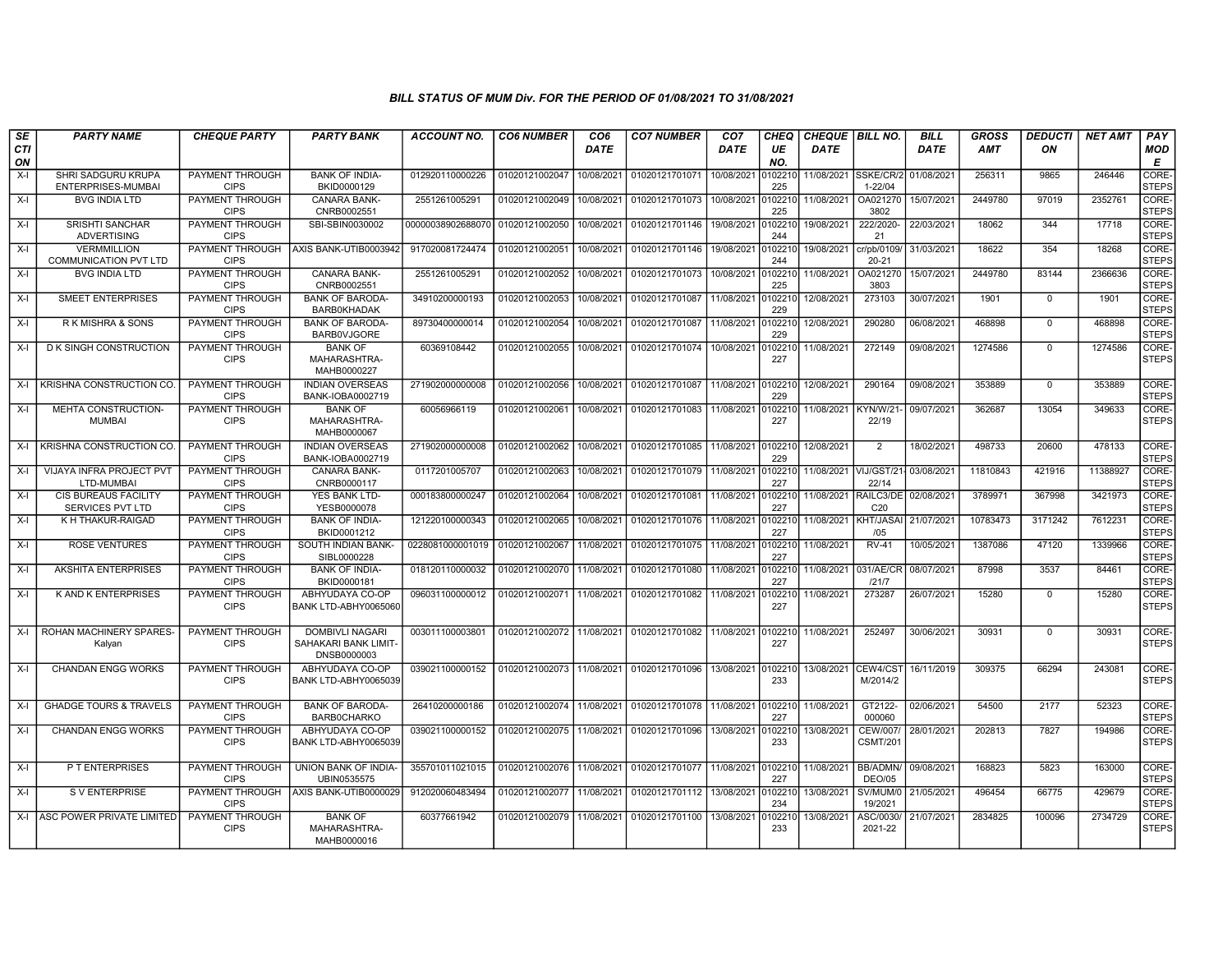## BILL STATUS OF MUM Div. FOR THE PERIOD OF 01/08/2021 TO 31/08/2021

| SECTION | PARTY NAME | CHEQUE PARTY | PARTY BANK | ACCOUNT NO. | CO6 NUMBER | CO6 DATE | CO7 NUMBER | CO7 DATE | CHEQUE NO. | CHEQUE DATE | BILL NO. | BILL DATE | GROSS AMT | DEDUCTION | NET AMT | PAY MODE |
|---|---|---|---|---|---|---|---|---|---|---|---|---|---|---|---|---|
| X-I | SHRI SADGURU KRUPA ENTERPRISES-MUMBAI | PAYMENT THROUGH CIPS | BANK OF INDIA-BKID0000129 | 012920110000226 | 01020121002047 | 10/08/2021 | 01020121701071 | 10/08/2021 | 0102210225 | 11/08/2021 | SSKE/CR/21-22/04 | 01/08/2021 | 256311 | 9865 | 246446 | CORE-STEPS |
| X-I | BVG INDIA LTD | PAYMENT THROUGH CIPS | CANARA BANK-CNRB0002551 | 2551261005291 | 01020121002049 | 10/08/2021 | 01020121701073 | 10/08/2021 | 0102210225 | 11/08/2021 | OA0212703802 | 15/07/2021 | 2449780 | 97019 | 2352761 | CORE-STEPS |
| X-I | SRISHTI SANCHAR ADVERTISING | PAYMENT THROUGH CIPS | SBI-SBIN0030002 | 00000038902688070 | 01020121002050 | 10/08/2021 | 01020121701146 | 19/08/2021 | 0102210244 | 19/08/2021 | 222/2020-21 | 22/03/2021 | 18062 | 344 | 17718 | CORE-STEPS |
| X-I | VERMMILLION COMMUNICATION PVT LTD | PAYMENT THROUGH CIPS | AXIS BANK-UTIB0003942 | 917020081724474 | 01020121002051 | 10/08/2021 | 01020121701146 | 19/08/2021 | 0102210244 | 19/08/2021 | cr/pb/0109/20-21 | 31/03/2021 | 18622 | 354 | 18268 | CORE-STEPS |
| X-I | BVG INDIA LTD | PAYMENT THROUGH CIPS | CANARA BANK-CNRB0002551 | 2551261005291 | 01020121002052 | 10/08/2021 | 01020121701073 | 10/08/2021 | 0102210225 | 11/08/2021 | OA0212703803 | 15/07/2021 | 2449780 | 83144 | 2366636 | CORE-STEPS |
| X-I | SMEET ENTERPRISES | PAYMENT THROUGH CIPS | BANK OF BARODA-BARB0KHADAK | 34910200000193 | 01020121002053 | 10/08/2021 | 01020121701087 | 11/08/2021 | 0102210229 | 12/08/2021 | 273103 | 30/07/2021 | 1901 | 0 | 1901 | CORE-STEPS |
| X-I | R K MISHRA & SONS | PAYMENT THROUGH CIPS | BANK OF BARODA-BARB0VJGORE | 89730400000014 | 01020121002054 | 10/08/2021 | 01020121701087 | 11/08/2021 | 0102210229 | 12/08/2021 | 290280 | 06/08/2021 | 468898 | 0 | 468898 | CORE-STEPS |
| X-I | D K SINGH CONSTRUCTION | PAYMENT THROUGH CIPS | BANK OF MAHARASHTRA-MAHB0000227 | 60369108442 | 01020121002055 | 10/08/2021 | 01020121701074 | 10/08/2021 | 0102210227 | 11/08/2021 | 272149 | 09/08/2021 | 1274586 | 0 | 1274586 | CORE-STEPS |
| X-I | KRISHNA CONSTRUCTION CO. | PAYMENT THROUGH CIPS | INDIAN OVERSEAS BANK-IOBA0002719 | 271902000000008 | 01020121002056 | 10/08/2021 | 01020121701087 | 11/08/2021 | 0102210229 | 12/08/2021 | 290164 | 09/08/2021 | 353889 | 0 | 353889 | CORE-STEPS |
| X-I | MEHTA CONSTRUCTION-MUMBAI | PAYMENT THROUGH CIPS | BANK OF MAHARASHTRA-MAHB0000067 | 60056966119 | 01020121002061 | 10/08/2021 | 01020121701083 | 11/08/2021 | 0102210227 | 11/08/2021 | KYN/W/21-22/19 | 09/07/2021 | 362687 | 13054 | 349633 | CORE-STEPS |
| X-I | KRISHNA CONSTRUCTION CO. | PAYMENT THROUGH CIPS | INDIAN OVERSEAS BANK-IOBA0002719 | 271902000000008 | 01020121002062 | 10/08/2021 | 01020121701085 | 11/08/2021 | 0102210229 | 12/08/2021 | 2 | 18/02/2021 | 498733 | 20600 | 478133 | CORE-STEPS |
| X-I | VIJAYA INFRA PROJECT PVT LTD-MUMBAI | PAYMENT THROUGH CIPS | CANARA BANK-CNRB0000117 | 0117201005707 | 01020121002063 | 10/08/2021 | 01020121701079 | 11/08/2021 | 0102210227 | 11/08/2021 | VIJ/GST/21-22/14 | 03/08/2021 | 11810843 | 421916 | 11388927 | CORE-STEPS |
| X-I | CIS BUREAUS FACILITY SERVICES PVT LTD | PAYMENT THROUGH CIPS | YES BANK LTD-YESB0000078 | 000183800000247 | 01020121002064 | 10/08/2021 | 01020121701081 | 11/08/2021 | 0102210227 | 11/08/2021 | RAILC3/DEC20 | 02/08/2021 | 3789971 | 367998 | 3421973 | CORE-STEPS |
| X-I | K H THAKUR-RAIGAD | PAYMENT THROUGH CIPS | BANK OF INDIA-BKID0001212 | 121220100000343 | 01020121002065 | 10/08/2021 | 01020121701076 | 11/08/2021 | 0102210227 | 11/08/2021 | KHT/JASAI/05 | 21/07/2021 | 10783473 | 3171242 | 7612231 | CORE-STEPS |
| X-I | ROSE VENTURES | PAYMENT THROUGH CIPS | SOUTH INDIAN BANK-SIBL0000228 | 0228081000001019 | 01020121002067 | 11/08/2021 | 01020121701075 | 11/08/2021 | 0102210227 | 11/08/2021 | RV-41 | 10/05/2021 | 1387086 | 47120 | 1339966 | CORE-STEPS |
| X-I | AKSHITA ENTERPRISES | PAYMENT THROUGH CIPS | BANK OF INDIA-BKID0000181 | 018120110000032 | 01020121002070 | 11/08/2021 | 01020121701080 | 11/08/2021 | 0102210227 | 11/08/2021 | 031/AE/CR/21/7 | 08/07/2021 | 87998 | 3537 | 84461 | CORE-STEPS |
| X-I | K AND K ENTERPRISES | PAYMENT THROUGH CIPS | ABHYUDAYA CO-OP BANK LTD-ABHY0065060 | 096031100000012 | 01020121002071 | 11/08/2021 | 01020121701082 | 11/08/2021 | 0102210227 | 11/08/2021 | 273287 | 26/07/2021 | 15280 | 0 | 15280 | CORE-STEPS |
| X-I | ROHAN MACHINERY SPARES-Kalyan | PAYMENT THROUGH CIPS | DOMBIVLI NAGARI SAHAKARI BANK LIMIT-DNSB0000003 | 003011100003801 | 01020121002072 | 11/08/2021 | 01020121701082 | 11/08/2021 | 0102210227 | 11/08/2021 | 252497 | 30/06/2021 | 30931 | 0 | 30931 | CORE-STEPS |
| X-I | CHANDAN ENGG WORKS | PAYMENT THROUGH CIPS | ABHYUDAYA CO-OP BANK LTD-ABHY0065039 | 039021100000152 | 01020121002073 | 11/08/2021 | 01020121701096 | 13/08/2021 | 0102210233 | 13/08/2021 | CEW4/CSTM/2014/2 | 16/11/2019 | 309375 | 66294 | 243081 | CORE-STEPS |
| X-I | GHADGE TOURS & TRAVELS | PAYMENT THROUGH CIPS | BANK OF BARODA-BARB0CHARKO | 26410200000186 | 01020121002074 | 11/08/2021 | 01020121701078 | 11/08/2021 | 0102210227 | 11/08/2021 | GT2122-000060 | 02/06/2021 | 54500 | 2177 | 52323 | CORE-STEPS |
| X-I | CHANDAN ENGG WORKS | PAYMENT THROUGH CIPS | ABHYUDAYA CO-OP BANK LTD-ABHY0065039 | 039021100000152 | 01020121002075 | 11/08/2021 | 01020121701096 | 13/08/2021 | 0102210233 | 13/08/2021 | CEW/007/CSMT/201 | 28/01/2021 | 202813 | 7827 | 194986 | CORE-STEPS |
| X-I | P T ENTERPRISES | PAYMENT THROUGH CIPS | UNION BANK OF INDIA-UBIN0535575 | 355701011021015 | 01020121002076 | 11/08/2021 | 01020121701077 | 11/08/2021 | 0102210227 | 11/08/2021 | BB/ADMN/DEO/05 | 09/08/2021 | 168823 | 5823 | 163000 | CORE-STEPS |
| X-I | S V ENTERPRISE | PAYMENT THROUGH CIPS | AXIS BANK-UTIB0000029 | 912020060483494 | 01020121002077 | 11/08/2021 | 01020121701112 | 13/08/2021 | 0102210234 | 13/08/2021 | SV/MUM/019/2021 | 21/05/2021 | 496454 | 66775 | 429679 | CORE-STEPS |
| X-I | ASC POWER PRIVATE LIMITED | PAYMENT THROUGH CIPS | BANK OF MAHARASHTRA-MAHB0000016 | 60377661942 | 01020121002079 | 11/08/2021 | 01020121701100 | 13/08/2021 | 0102210233 | 13/08/2021 | ASC/0030/2021-22 | 21/07/2021 | 2834825 | 100096 | 2734729 | CORE-STEPS |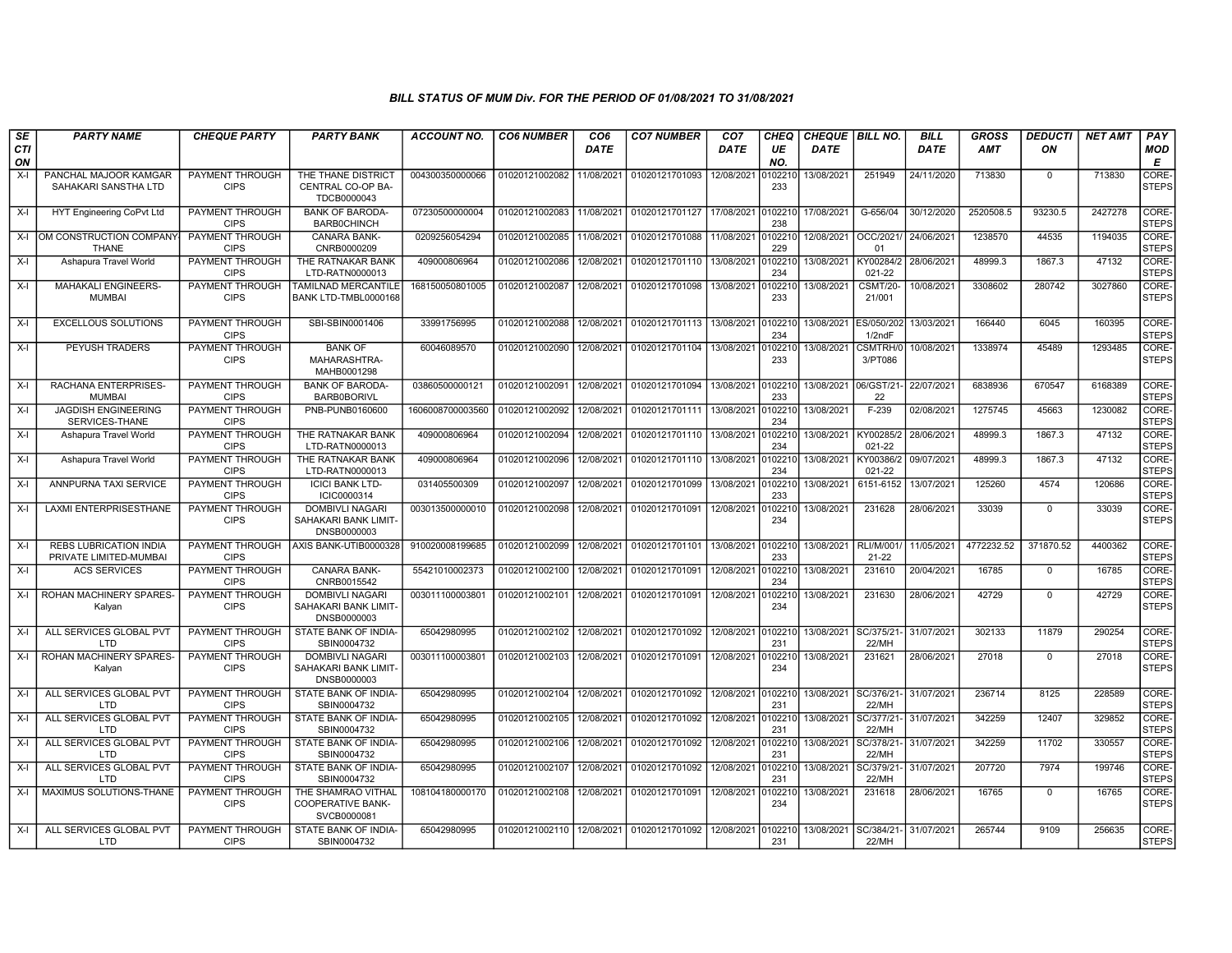### BILL STATUS OF MUM Div. FOR THE PERIOD OF 01/08/2021 TO 31/08/2021

| SECTION | PARTY NAME | CHEQUE PARTY | PARTY BANK | ACCOUNT NO. | CO6 NUMBER | CO6 DATE | CO7 NUMBER | CO7 DATE | CHEQUE NO. | CHEQUE DATE | BILL NO. | BILL DATE | GROSS AMT | DEDUCTION | NET AMT | PAY MODE |
|---|---|---|---|---|---|---|---|---|---|---|---|---|---|---|---|---|
| X-I | PANCHAL MAJOOR KAMGAR SAHAKARI SANSTHA LTD | PAYMENT THROUGH CIPS | THE THANE DISTRICT CENTRAL CO-OP BA-TDCB0000043 | 004300350000066 | 01020121002082 | 11/08/2021 | 01020121701093 | 12/08/2021 | 0102210233 | 13/08/2021 | 251949 | 24/11/2020 | 713830 | 0 | 713830 | CORE-STEPS |
| X-I | HYT Engineering CoPvt Ltd | PAYMENT THROUGH CIPS | BANK OF BARODA-BARB0CHINCH | 07230500000004 | 01020121002083 | 11/08/2021 | 01020121701127 | 17/08/2021 | 0102210238 | 17/08/2021 | G-656/04 | 30/12/2020 | 2520508.5 | 93230.5 | 2427278 | CORE-STEPS |
| X-I | OM CONSTRUCTION COMPANY-THANE | PAYMENT THROUGH CIPS | CANARA BANK-CNRB0000209 | 0209256054294 | 01020121002085 | 11/08/2021 | 01020121701088 | 11/08/2021 | 0102210229 | 12/08/2021 | OCC/2021/01 | 24/06/2021 | 1238570 | 44535 | 1194035 | CORE-STEPS |
| X-I | Ashapura Travel World | PAYMENT THROUGH CIPS | THE RATNAKAR BANK LTD-RATN0000013 | 409000806964 | 01020121002086 | 12/08/2021 | 01020121701110 | 13/08/2021 | 0102210234 | 13/08/2021 | KY00284/2021-22 | 28/06/2021 | 48999.3 | 1867.3 | 47132 | CORE-STEPS |
| X-I | MAHAKALI ENGINEERS-MUMBAI | PAYMENT THROUGH CIPS | TAMILNAD MERCANTILE BANK LTD-TMBL0000168 | 168150050801005 | 01020121002087 | 12/08/2021 | 01020121701098 | 13/08/2021 | 0102210233 | 13/08/2021 | CSMT/20-21/001 | 10/08/2021 | 3308602 | 280742 | 3027860 | CORE-STEPS |
| X-I | EXCELLOUS SOLUTIONS | PAYMENT THROUGH CIPS | SBI-SBIN0001406 | 33991756995 | 01020121002088 | 12/08/2021 | 01020121701113 | 13/08/2021 | 0102210234 | 13/08/2021 | ES/050/2021/2ndF | 13/03/2021 | 166440 | 6045 | 160395 | CORE-STEPS |
| X-I | PEYUSH TRADERS | PAYMENT THROUGH CIPS | BANK OF MAHARASHTRA-MAHB0001298 | 60046089570 | 01020121002090 | 12/08/2021 | 01020121701104 | 13/08/2021 | 0102210233 | 13/08/2021 | CSMTRH/03/PT086 | 10/08/2021 | 1338974 | 45489 | 1293485 | CORE-STEPS |
| X-I | RACHANA ENTERPRISES-MUMBAI | PAYMENT THROUGH CIPS | BANK OF BARODA-BARB0BORIVL | 03860500000121 | 01020121002091 | 12/08/2021 | 01020121701094 | 13/08/2021 | 0102210233 | 13/08/2021 | 06/GST/21-22 | 22/07/2021 | 6838936 | 670547 | 6168389 | CORE-STEPS |
| X-I | JAGDISH ENGINEERING SERVICES-THANE | PAYMENT THROUGH CIPS | PNB-PUNB0160600 | 1606008700003560 | 01020121002092 | 12/08/2021 | 01020121701111 | 13/08/2021 | 0102210234 | 13/08/2021 | F-239 | 02/08/2021 | 1275745 | 45663 | 1230082 | CORE-STEPS |
| X-I | Ashapura Travel World | PAYMENT THROUGH CIPS | THE RATNAKAR BANK LTD-RATN0000013 | 409000806964 | 01020121002094 | 12/08/2021 | 01020121701110 | 13/08/2021 | 0102210234 | 13/08/2021 | KY00285/2021-22 | 28/06/2021 | 48999.3 | 1867.3 | 47132 | CORE-STEPS |
| X-I | Ashapura Travel World | PAYMENT THROUGH CIPS | THE RATNAKAR BANK LTD-RATN0000013 | 409000806964 | 01020121002096 | 12/08/2021 | 01020121701110 | 13/08/2021 | 0102210234 | 13/08/2021 | KY00386/2021-22 | 09/07/2021 | 48999.3 | 1867.3 | 47132 | CORE-STEPS |
| X-I | ANNPURNA TAXI SERVICE | PAYMENT THROUGH CIPS | ICICI BANK LTD-ICIC0000314 | 031405500309 | 01020121002097 | 12/08/2021 | 01020121701099 | 13/08/2021 | 0102210233 | 13/08/2021 | 6151-6152 | 13/07/2021 | 125260 | 4574 | 120686 | CORE-STEPS |
| X-I | LAXMI ENTERPRISESTHANE | PAYMENT THROUGH CIPS | DOMBIVLI NAGARI SAHAKARI BANK LIMIT-DNSB0000003 | 003013500000010 | 01020121002098 | 12/08/2021 | 01020121701091 | 12/08/2021 | 0102210234 | 13/08/2021 | 231628 | 28/06/2021 | 33039 | 0 | 33039 | CORE-STEPS |
| X-I | REBS LUBRICATION INDIA PRIVATE LIMITED-MUMBAI | PAYMENT THROUGH CIPS | AXIS BANK-UTIB0000328 | 910020008199685 | 01020121002099 | 12/08/2021 | 01020121701101 | 13/08/2021 | 0102210233 | 13/08/2021 | RLI/M/001/21-22 | 11/05/2021 | 4772232.52 | 371870.52 | 4400362 | CORE-STEPS |
| X-I | ACS SERVICES | PAYMENT THROUGH CIPS | CANARA BANK-CNRB0015542 | 55421010002373 | 01020121002100 | 12/08/2021 | 01020121701091 | 12/08/2021 | 0102210234 | 13/08/2021 | 231610 | 20/04/2021 | 16785 | 0 | 16785 | CORE-STEPS |
| X-I | ROHAN MACHINERY SPARES-Kalyan | PAYMENT THROUGH CIPS | DOMBIVLI NAGARI SAHAKARI BANK LIMIT-DNSB0000003 | 003011100003801 | 01020121002101 | 12/08/2021 | 01020121701091 | 12/08/2021 | 0102210234 | 13/08/2021 | 231630 | 28/06/2021 | 42729 | 0 | 42729 | CORE-STEPS |
| X-I | ALL SERVICES GLOBAL PVT LTD | PAYMENT THROUGH CIPS | STATE BANK OF INDIA-SBIN0004732 | 65042980995 | 01020121002102 | 12/08/2021 | 01020121701092 | 12/08/2021 | 0102210231 | 13/08/2021 | SC/375/21-22/MH | 31/07/2021 | 302133 | 11879 | 290254 | CORE-STEPS |
| X-I | ROHAN MACHINERY SPARES-Kalyan | PAYMENT THROUGH CIPS | DOMBIVLI NAGARI SAHAKARI BANK LIMIT-DNSB0000003 | 003011100003801 | 01020121002103 | 12/08/2021 | 01020121701091 | 12/08/2021 | 0102210234 | 13/08/2021 | 231621 | 28/06/2021 | 27018 | 0 | 27018 | CORE-STEPS |
| X-I | ALL SERVICES GLOBAL PVT LTD | PAYMENT THROUGH CIPS | STATE BANK OF INDIA-SBIN0004732 | 65042980995 | 01020121002104 | 12/08/2021 | 01020121701092 | 12/08/2021 | 0102210231 | 13/08/2021 | SC/376/21-22/MH | 31/07/2021 | 236714 | 8125 | 228589 | CORE-STEPS |
| X-I | ALL SERVICES GLOBAL PVT LTD | PAYMENT THROUGH CIPS | STATE BANK OF INDIA-SBIN0004732 | 65042980995 | 01020121002105 | 12/08/2021 | 01020121701092 | 12/08/2021 | 0102210231 | 13/08/2021 | SC/377/21-22/MH | 31/07/2021 | 342259 | 12407 | 329852 | CORE-STEPS |
| X-I | ALL SERVICES GLOBAL PVT LTD | PAYMENT THROUGH CIPS | STATE BANK OF INDIA-SBIN0004732 | 65042980995 | 01020121002106 | 12/08/2021 | 01020121701092 | 12/08/2021 | 0102210231 | 13/08/2021 | SC/378/21-22/MH | 31/07/2021 | 342259 | 11702 | 330557 | CORE-STEPS |
| X-I | ALL SERVICES GLOBAL PVT LTD | PAYMENT THROUGH CIPS | STATE BANK OF INDIA-SBIN0004732 | 65042980995 | 01020121002107 | 12/08/2021 | 01020121701092 | 12/08/2021 | 0102210231 | 13/08/2021 | SC/379/21-22/MH | 31/07/2021 | 207720 | 7974 | 199746 | CORE-STEPS |
| X-I | MAXIMUS SOLUTIONS-THANE | PAYMENT THROUGH CIPS | THE SHAMRAO VITHAL COOPERATIVE BANK-SVCB0000081 | 108104180000170 | 01020121002108 | 12/08/2021 | 01020121701091 | 12/08/2021 | 0102210234 | 13/08/2021 | 231618 | 28/06/2021 | 16765 | 0 | 16765 | CORE-STEPS |
| X-I | ALL SERVICES GLOBAL PVT LTD | PAYMENT THROUGH CIPS | STATE BANK OF INDIA-SBIN0004732 | 65042980995 | 01020121002110 | 12/08/2021 | 01020121701092 | 12/08/2021 | 0102210231 | 13/08/2021 | SC/384/21-22/MH | 31/07/2021 | 265744 | 9109 | 256635 | CORE-STEPS |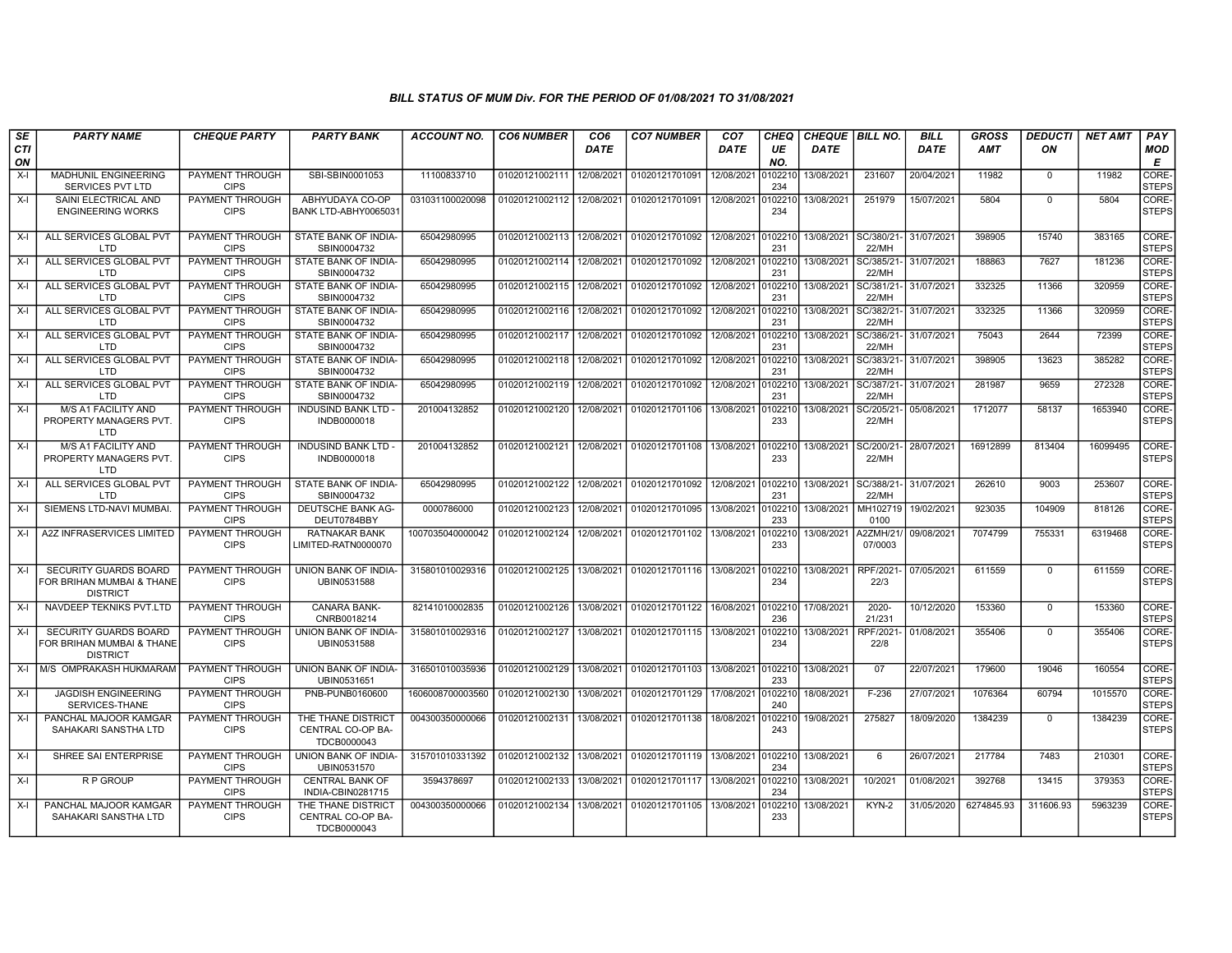### BILL STATUS OF MUM Div. FOR THE PERIOD OF 01/08/2021 TO 31/08/2021

| SECTION | PARTY NAME | CHEQUE PARTY | PARTY BANK | ACCOUNT NO. | CO6 NUMBER | CO6 DATE | CO7 NUMBER | CO7 DATE | CHEQUE NO. | CHEQUE DATE | BILL NO. | BILL DATE | GROSS AMT | DEDUCTION | NET AMT | PAY MODE |
|---|---|---|---|---|---|---|---|---|---|---|---|---|---|---|---|---|
| X-I | MADHUNIL ENGINEERING SERVICES PVT LTD | PAYMENT THROUGH CIPS | SBI-SBIN0001053 | 11100833710 | 01020121002111 | 12/08/2021 | 01020121701091 | 12/08/2021 | 0102210234 | 13/08/2021 | 231607 | 20/04/2021 | 11982 | 0 | 11982 | CORE-STEPS |
| X-I | SAINI ELECTRICAL AND ENGINEERING WORKS | PAYMENT THROUGH CIPS | ABHYUDAYA CO-OP BANK LTD-ABHY0065031 | 031031100020098 | 01020121002112 | 12/08/2021 | 01020121701091 | 12/08/2021 | 0102210234 | 13/08/2021 | 251979 | 15/07/2021 | 5804 | 0 | 5804 | CORE-STEPS |
| X-I | ALL SERVICES GLOBAL PVT LTD | PAYMENT THROUGH CIPS | STATE BANK OF INDIA-SBIN0004732 | 65042980995 | 01020121002113 | 12/08/2021 | 01020121701092 | 12/08/2021 | 0102210231 | 13/08/2021 | SC/380/21-22/MH | 31/07/2021 | 398905 | 15740 | 383165 | CORE-STEPS |
| X-I | ALL SERVICES GLOBAL PVT LTD | PAYMENT THROUGH CIPS | STATE BANK OF INDIA-SBIN0004732 | 65042980995 | 01020121002114 | 12/08/2021 | 01020121701092 | 12/08/2021 | 0102210231 | 13/08/2021 | SC/385/21-22/MH | 31/07/2021 | 188863 | 7627 | 181236 | CORE-STEPS |
| X-I | ALL SERVICES GLOBAL PVT LTD | PAYMENT THROUGH CIPS | STATE BANK OF INDIA-SBIN0004732 | 65042980995 | 01020121002115 | 12/08/2021 | 01020121701092 | 12/08/2021 | 0102210231 | 13/08/2021 | SC/381/21-22/MH | 31/07/2021 | 332325 | 11366 | 320959 | CORE-STEPS |
| X-I | ALL SERVICES GLOBAL PVT LTD | PAYMENT THROUGH CIPS | STATE BANK OF INDIA-SBIN0004732 | 65042980995 | 01020121002116 | 12/08/2021 | 01020121701092 | 12/08/2021 | 0102210231 | 13/08/2021 | SC/382/21-22/MH | 31/07/2021 | 332325 | 11366 | 320959 | CORE-STEPS |
| X-I | ALL SERVICES GLOBAL PVT LTD | PAYMENT THROUGH CIPS | STATE BANK OF INDIA-SBIN0004732 | 65042980995 | 01020121002117 | 12/08/2021 | 01020121701092 | 12/08/2021 | 0102210231 | 13/08/2021 | SC/386/21-22/MH | 31/07/2021 | 75043 | 2644 | 72399 | CORE-STEPS |
| X-I | ALL SERVICES GLOBAL PVT LTD | PAYMENT THROUGH CIPS | STATE BANK OF INDIA-SBIN0004732 | 65042980995 | 01020121002118 | 12/08/2021 | 01020121701092 | 12/08/2021 | 0102210231 | 13/08/2021 | SC/383/21-22/MH | 31/07/2021 | 398905 | 13623 | 385282 | CORE-STEPS |
| X-I | ALL SERVICES GLOBAL PVT LTD | PAYMENT THROUGH CIPS | STATE BANK OF INDIA-SBIN0004732 | 65042980995 | 01020121002119 | 12/08/2021 | 01020121701092 | 12/08/2021 | 0102210231 | 13/08/2021 | SC/387/21-22/MH | 31/07/2021 | 281987 | 9659 | 272328 | CORE-STEPS |
| X-I | M/S A1 FACILITY AND PROPERTY MANAGERS PVT. LTD | PAYMENT THROUGH CIPS | INDUSIND BANK LTD - INDB0000018 | 201004132852 | 01020121002120 | 12/08/2021 | 01020121701106 | 13/08/2021 | 0102210233 | 13/08/2021 | SC/205/21-22/MH | 05/08/2021 | 1712077 | 58137 | 1653940 | CORE-STEPS |
| X-I | M/S A1 FACILITY AND PROPERTY MANAGERS PVT. LTD | PAYMENT THROUGH CIPS | INDUSIND BANK LTD - INDB0000018 | 201004132852 | 01020121002121 | 12/08/2021 | 01020121701108 | 13/08/2021 | 0102210233 | 13/08/2021 | SC/200/21-22/MH | 28/07/2021 | 16912899 | 813404 | 16099495 | CORE-STEPS |
| X-I | ALL SERVICES GLOBAL PVT LTD | PAYMENT THROUGH CIPS | STATE BANK OF INDIA-SBIN0004732 | 65042980995 | 01020121002122 | 12/08/2021 | 01020121701092 | 12/08/2021 | 0102210231 | 13/08/2021 | SC/388/21-22/MH | 31/07/2021 | 262610 | 9003 | 253607 | CORE-STEPS |
| X-I | SIEMENS LTD-NAVI MUMBAI. | PAYMENT THROUGH CIPS | DEUTSCHE BANK AG-DEUT0784BBY | 0000786000 | 01020121002123 | 12/08/2021 | 01020121701095 | 13/08/2021 | 0102210233 | 13/08/2021 | MH1027190100 | 19/02/2021 | 923035 | 104909 | 818126 | CORE-STEPS |
| X-I | A2Z INFRASERVICES LIMITED | PAYMENT THROUGH CIPS | RATNAKAR BANK LIMITED-RATN0000070 | 1007035040000042 | 01020121002124 | 12/08/2021 | 01020121701102 | 13/08/2021 | 0102210233 | 13/08/2021 | A2ZMH/21/07/0003 | 09/08/2021 | 7074799 | 755331 | 6319468 | CORE-STEPS |
| X-I | SECURITY GUARDS BOARD FOR BRIHAN MUMBAI & THANE DISTRICT | PAYMENT THROUGH CIPS | UNION BANK OF INDIA-UBIN0531588 | 315801010029316 | 01020121002125 | 13/08/2021 | 01020121701116 | 13/08/2021 | 0102210234 | 13/08/2021 | RPF/2021-22/3 | 07/05/2021 | 611559 | 0 | 611559 | CORE-STEPS |
| X-I | NAVDEEP TEKNIKS PVT.LTD | PAYMENT THROUGH CIPS | CANARA BANK-CNRB0018214 | 82141010002835 | 01020121002126 | 13/08/2021 | 01020121701122 | 16/08/2021 | 0102210236 | 17/08/2021 | 2020-21/231 | 10/12/2020 | 153360 | 0 | 153360 | CORE-STEPS |
| X-I | SECURITY GUARDS BOARD FOR BRIHAN MUMBAI & THANE DISTRICT | PAYMENT THROUGH CIPS | UNION BANK OF INDIA-UBIN0531588 | 315801010029316 | 01020121002127 | 13/08/2021 | 01020121701115 | 13/08/2021 | 0102210234 | 13/08/2021 | RPF/2021-22/8 | 01/08/2021 | 355406 | 0 | 355406 | CORE-STEPS |
| X-I | M/S OMPRAKASH HUKMARAM | PAYMENT THROUGH CIPS | UNION BANK OF INDIA-UBIN0531651 | 316501010035936 | 01020121002129 | 13/08/2021 | 01020121701103 | 13/08/2021 | 0102210233 | 13/08/2021 | 07 | 22/07/2021 | 179600 | 19046 | 160554 | CORE-STEPS |
| X-I | JAGDISH ENGINEERING SERVICES-THANE | PAYMENT THROUGH CIPS | PNB-PUNB0160600 | 1606008700003560 | 01020121002130 | 13/08/2021 | 01020121701129 | 17/08/2021 | 0102210240 | 18/08/2021 | F-236 | 27/07/2021 | 1076364 | 60794 | 1015570 | CORE-STEPS |
| X-I | PANCHAL MAJOOR KAMGAR SAHAKARI SANSTHA LTD | PAYMENT THROUGH CIPS | THE THANE DISTRICT CENTRAL CO-OP BA-TDCB0000043 | 004300350000066 | 01020121002131 | 13/08/2021 | 01020121701138 | 18/08/2021 | 0102210243 | 19/08/2021 | 275827 | 18/09/2020 | 1384239 | 0 | 1384239 | CORE-STEPS |
| X-I | SHREE SAI ENTERPRISE | PAYMENT THROUGH CIPS | UNION BANK OF INDIA-UBIN0531570 | 315701010331392 | 01020121002132 | 13/08/2021 | 01020121701119 | 13/08/2021 | 0102210234 | 13/08/2021 | 6 | 26/07/2021 | 217784 | 7483 | 210301 | CORE-STEPS |
| X-I | R P GROUP | PAYMENT THROUGH CIPS | CENTRAL BANK OF INDIA-CBIN0281715 | 3594378697 | 01020121002133 | 13/08/2021 | 01020121701117 | 13/08/2021 | 0102210234 | 13/08/2021 | 10/2021 | 01/08/2021 | 392768 | 13415 | 379353 | CORE-STEPS |
| X-I | PANCHAL MAJOOR KAMGAR SAHAKARI SANSTHA LTD | PAYMENT THROUGH CIPS | THE THANE DISTRICT CENTRAL CO-OP BA-TDCB0000043 | 004300350000066 | 01020121002134 | 13/08/2021 | 01020121701105 | 13/08/2021 | 0102210233 | 13/08/2021 | KYN-2 | 31/05/2020 | 6274845.93 | 311606.93 | 5963239 | CORE-STEPS |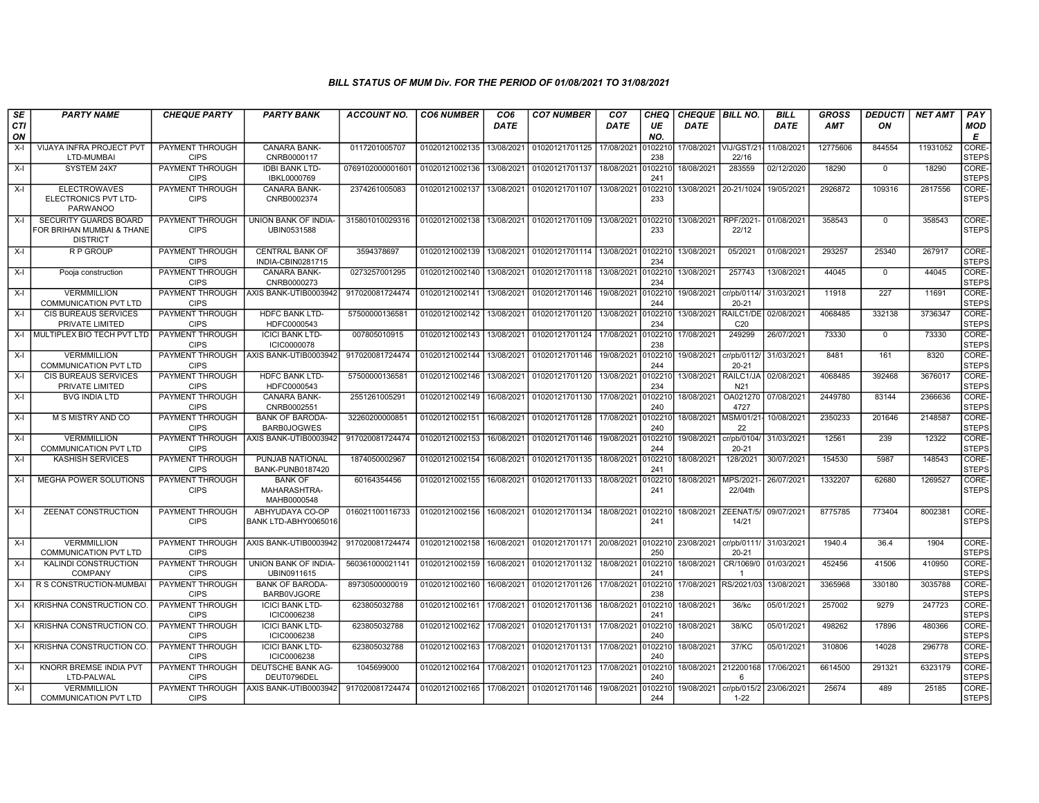### BILL STATUS OF MUM Div. FOR THE PERIOD OF 01/08/2021 TO 31/08/2021

| SECTION | PARTY NAME | CHEQUE PARTY | PARTY BANK | ACCOUNT NO. | CO6 NUMBER | CO6 DATE | CO7 NUMBER | CO7 DATE | CHEQUE NO. | CHEQUE DATE | BILL NO. | BILL DATE | GROSS AMT | DEDUCTION | NET AMT | PAY MODE |
|---|---|---|---|---|---|---|---|---|---|---|---|---|---|---|---|---|
| X-I | VIJAYA INFRA PROJECT PVT LTD-MUMBAI | PAYMENT THROUGH CIPS | CANARA BANK-CNRB0000117 | 0117201005707 | 01020121002135 | 13/08/2021 | 01020121701125 | 17/08/2021 | 0102210238 | 17/08/2021 | VIJ/GST/21-22/16 | 11/08/2021 | 12775606 | 844554 | 11931052 | CORE-STEPS |
| X-I | SYSTEM 24X7 | PAYMENT THROUGH CIPS | IDBI BANK LTD-IBKL0000769 | 0769102000001601 | 01020121002136 | 13/08/2021 | 01020121701137 | 18/08/2021 | 0102210241 | 18/08/2021 | 283559 | 02/12/2020 | 18290 | 0 | 18290 | CORE-STEPS |
| X-I | ELECTROWAVES ELECTRONICS PVT LTD-PARWANOO | PAYMENT THROUGH CIPS | CANARA BANK-CNRB0002374 | 2374261005083 | 01020121002137 | 13/08/2021 | 01020121701107 | 13/08/2021 | 0102210233 | 13/08/2021 | 20-21/1024 | 19/05/2021 | 2926872 | 109316 | 2817556 | CORE-STEPS |
| X-I | SECURITY GUARDS BOARD FOR BRIHAN MUMBAI & THANE DISTRICT | PAYMENT THROUGH CIPS | UNION BANK OF INDIA-UBIN0531588 | 315801010029316 | 01020121002138 | 13/08/2021 | 01020121701109 | 13/08/2021 | 0102210233 | 13/08/2021 | RPF/2021-22/12 | 01/08/2021 | 358543 | 0 | 358543 | CORE-STEPS |
| X-I | R P GROUP | PAYMENT THROUGH CIPS | CENTRAL BANK OF INDIA-CBIN0281715 | 3594378697 | 01020121002139 | 13/08/2021 | 01020121701114 | 13/08/2021 | 0102210234 | 13/08/2021 | 05/2021 | 01/08/2021 | 293257 | 25340 | 267917 | CORE-STEPS |
| X-I | Pooja construction | PAYMENT THROUGH CIPS | CANARA BANK-CNRB0000273 | 0273257001295 | 01020121002140 | 13/08/2021 | 01020121701118 | 13/08/2021 | 0102210234 | 13/08/2021 | 257743 | 13/08/2021 | 44045 | 0 | 44045 | CORE-STEPS |
| X-I | VERMMILLION COMMUNICATION PVT LTD | PAYMENT THROUGH CIPS | AXIS BANK-UTIB0003942 | 917020081724474 | 01020121002141 | 13/08/2021 | 01020121701146 | 19/08/2021 | 0102210244 | 19/08/2021 | cr/pb/0114/20-21 | 31/03/2021 | 11918 | 227 | 11691 | CORE-STEPS |
| X-I | CIS BUREAUS SERVICES PRIVATE LIMITED | PAYMENT THROUGH CIPS | HDFC BANK LTD-HDFC0000543 | 57500000136581 | 01020121002142 | 13/08/2021 | 01020121701120 | 13/08/2021 | 0102210234 | 13/08/2021 | RAILC1/DEC20 | 02/08/2021 | 4068485 | 332138 | 3736347 | CORE-STEPS |
| X-I | MULTIPLEX BIO TECH PVT LTD | PAYMENT THROUGH CIPS | ICICI BANK LTD-ICIC0000078 | 007805010915 | 01020121002143 | 13/08/2021 | 01020121701124 | 17/08/2021 | 0102210238 | 17/08/2021 | 249299 | 26/07/2021 | 73330 | 0 | 73330 | CORE-STEPS |
| X-I | VERMMILLION COMMUNICATION PVT LTD | PAYMENT THROUGH CIPS | AXIS BANK-UTIB0003942 | 917020081724474 | 01020121002144 | 13/08/2021 | 01020121701146 | 19/08/2021 | 0102210244 | 19/08/2021 | cr/pb/0112/20-21 | 31/03/2021 | 8481 | 161 | 8320 | CORE-STEPS |
| X-I | CIS BUREAUS SERVICES PRIVATE LIMITED | PAYMENT THROUGH CIPS | HDFC BANK LTD-HDFC0000543 | 57500000136581 | 01020121002146 | 13/08/2021 | 01020121701120 | 13/08/2021 | 0102210234 | 13/08/2021 | RAILC1/JAN21 | 02/08/2021 | 4068485 | 392468 | 3676017 | CORE-STEPS |
| X-I | BVG INDIA LTD | PAYMENT THROUGH CIPS | CANARA BANK-CNRB0002551 | 2551261005291 | 01020121002149 | 16/08/2021 | 01020121701130 | 17/08/2021 | 0102210240 | 18/08/2021 | OA0212704727 | 07/08/2021 | 2449780 | 83144 | 2366636 | CORE-STEPS |
| X-I | M S MISTRY AND CO | PAYMENT THROUGH CIPS | BANK OF BARODA-BARB0JOGWES | 32260200000851 | 01020121002151 | 16/08/2021 | 01020121701128 | 17/08/2021 | 0102210240 | 18/08/2021 | MSM/01/21-22 | 10/08/2021 | 2350233 | 201646 | 2148587 | CORE-STEPS |
| X-I | VERMMILLION COMMUNICATION PVT LTD | PAYMENT THROUGH CIPS | AXIS BANK-UTIB0003942 | 917020081724474 | 01020121002153 | 16/08/2021 | 01020121701146 | 19/08/2021 | 0102210244 | 19/08/2021 | cr/pb/0104/20-21 | 31/03/2021 | 12561 | 239 | 12322 | CORE-STEPS |
| X-I | KASHISH SERVICES | PAYMENT THROUGH CIPS | PUNJAB NATIONAL BANK-PUNB0187420 | 1874050002967 | 01020121002154 | 16/08/2021 | 01020121701135 | 18/08/2021 | 0102210241 | 18/08/2021 | 128/2021 | 30/07/2021 | 154530 | 5987 | 148543 | CORE-STEPS |
| X-I | MEGHA POWER SOLUTIONS | PAYMENT THROUGH CIPS | BANK OF MAHARASHTRA-MAHB0000548 | 60164354456 | 01020121002155 | 16/08/2021 | 01020121701133 | 18/08/2021 | 0102210241 | 18/08/2021 | MPS/2021-22/04th | 26/07/2021 | 1332207 | 62680 | 1269527 | CORE-STEPS |
| X-I | ZEENAT CONSTRUCTION | PAYMENT THROUGH CIPS | ABHYUDAYA CO-OP BANK LTD-ABHY0065016 | 016021100116733 | 01020121002156 | 16/08/2021 | 01020121701134 | 18/08/2021 | 0102210241 | 18/08/2021 | ZEENAT/5/14/21 | 09/07/2021 | 8775785 | 773404 | 8002381 | CORE-STEPS |
| X-I | VERMMILLION COMMUNICATION PVT LTD | PAYMENT THROUGH CIPS | AXIS BANK-UTIB0003942 | 917020081724474 | 01020121002158 | 16/08/2021 | 01020121701171 | 20/08/2021 | 0102210250 | 23/08/2021 | cr/pb/0111/20-21 | 31/03/2021 | 1940.4 | 36.4 | 1904 | CORE-STEPS |
| X-I | KALINDI CONSTRUCTION COMPANY | PAYMENT THROUGH CIPS | UNION BANK OF INDIA-UBIN0911615 | 560361000021141 | 01020121002159 | 16/08/2021 | 01020121701132 | 18/08/2021 | 0102210241 | 18/08/2021 | CR/1069/01 | 01/03/2021 | 452456 | 41506 | 410950 | CORE-STEPS |
| X-I | R S CONSTRUCTION-MUMBAI | PAYMENT THROUGH CIPS | BANK OF BARODA-BARB0VJGORE | 89730500000019 | 01020121002160 | 16/08/2021 | 01020121701126 | 17/08/2021 | 0102210238 | 17/08/2021 | RS/2021/03 | 13/08/2021 | 3365968 | 330180 | 3035788 | CORE-STEPS |
| X-I | KRISHNA CONSTRUCTION CO. | PAYMENT THROUGH CIPS | ICICI BANK LTD-ICIC0006238 | 623805032788 | 01020121002161 | 17/08/2021 | 01020121701136 | 18/08/2021 | 0102210241 | 18/08/2021 | 36/kc | 05/01/2021 | 257002 | 9279 | 247723 | CORE-STEPS |
| X-I | KRISHNA CONSTRUCTION CO. | PAYMENT THROUGH CIPS | ICICI BANK LTD-ICIC0006238 | 623805032788 | 01020121002162 | 17/08/2021 | 01020121701131 | 17/08/2021 | 0102210240 | 18/08/2021 | 38/KC | 05/01/2021 | 498262 | 17896 | 480366 | CORE-STEPS |
| X-I | KRISHNA CONSTRUCTION CO. | PAYMENT THROUGH CIPS | ICICI BANK LTD-ICIC0006238 | 623805032788 | 01020121002163 | 17/08/2021 | 01020121701131 | 17/08/2021 | 0102210240 | 18/08/2021 | 37/KC | 05/01/2021 | 310806 | 14028 | 296778 | CORE-STEPS |
| X-I | KNORR BREMSE INDIA PVT LTD-PALWAL | PAYMENT THROUGH CIPS | DEUTSCHE BANK AG-DEUT0796DEL | 1045699000 | 01020121002164 | 17/08/2021 | 01020121701123 | 17/08/2021 | 0102210240 | 18/08/2021 | 2122001686 | 17/06/2021 | 6614500 | 291321 | 6323179 | CORE-STEPS |
| X-I | VERMMILLION COMMUNICATION PVT LTD | PAYMENT THROUGH CIPS | AXIS BANK-UTIB0003942 | 917020081724474 | 01020121002165 | 17/08/2021 | 01020121701146 | 19/08/2021 | 0102210244 | 19/08/2021 | cr/pb/015/21-22 | 23/06/2021 | 25674 | 489 | 25185 | CORE-STEPS |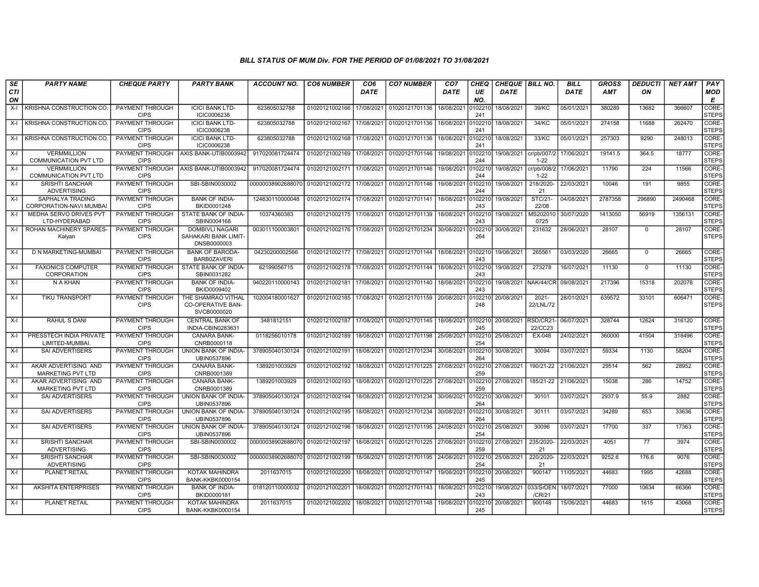### BILL STATUS OF MUM Div. FOR THE PERIOD OF 01/08/2021 TO 31/08/2021

| SECTION | PARTY NAME | CHEQUE PARTY | PARTY BANK | ACCOUNT NO. | CO6 NUMBER | CO6 DATE | CO7 NUMBER | CO7 DATE | CHEQUE NO. | CHEQUE DATE | BILL NO. | BILL DATE | GROSS AMT | DEDUCTION | NET AMT | PAY MODE |
|---|---|---|---|---|---|---|---|---|---|---|---|---|---|---|---|---|
| X-I | KRISHNA CONSTRUCTION CO. | PAYMENT THROUGH CIPS | ICICI BANK LTD-ICIC0006238 | 623805032788 | 01020121002166 | 17/08/2021 | 01020121701136 | 18/08/2021 | 0102210241 | 18/08/2021 | 39/KC | 05/01/2021 | 380289 | 13682 | 366607 | CORE-STEPS |
| X-I | KRISHNA CONSTRUCTION CO. | PAYMENT THROUGH CIPS | ICICI BANK LTD-ICIC0006238 | 623805032788 | 01020121002167 | 17/08/2021 | 01020121701136 | 18/08/2021 | 0102210241 | 18/08/2021 | 34/KC | 05/01/2021 | 274158 | 11688 | 262470 | CORE-STEPS |
| X-I | KRISHNA CONSTRUCTION CO. | PAYMENT THROUGH CIPS | ICICI BANK LTD-ICIC0006238 | 623805032788 | 01020121002168 | 17/08/2021 | 01020121701136 | 18/08/2021 | 0102210241 | 18/08/2021 | 33/KC | 05/01/2021 | 257303 | 9290 | 248013 | CORE-STEPS |
| X-I | VERMMILLION COMMUNICATION PVT LTD | PAYMENT THROUGH CIPS | AXIS BANK-UTIB0003942 | 917020081724474 | 01020121002169 | 17/08/2021 | 01020121701146 | 19/08/2021 | 0102210244 | 19/08/2021 | cr/pb/007/21-22 | 17/06/2021 | 19141.5 | 364.5 | 18777 | CORE-STEPS |
| X-I | VERMMILLION COMMUNICATION PVT LTD | PAYMENT THROUGH CIPS | AXIS BANK-UTIB0003942 | 917020081724474 | 01020121002171 | 17/08/2021 | 01020121701146 | 19/08/2021 | 0102210244 | 19/08/2021 | cr/pb/008/21-22 | 17/06/2021 | 11790 | 224 | 11566 | CORE-STEPS |
| X-I | SRISHTI SANCHAR ADVERTISING | PAYMENT THROUGH CIPS | SBI-SBIN0030002 | 00000038902688070 | 01020121002172 | 17/08/2021 | 01020121701146 | 19/08/2021 | 0102210244 | 19/08/2021 | 218/2020-21 | 22/03/2021 | 10046 | 191 | 9855 | CORE-STEPS |
| X-I | SAPHALYA TRADING CORPORATION-NAVI MUMBAI | PAYMENT THROUGH CIPS | BANK OF INDIA-BKID0001248 | 124830110000048 | 01020121002174 | 17/08/2021 | 01020121701141 | 18/08/2021 | 0102210243 | 19/08/2021 | STC/21-22/08 | 04/08/2021 | 2787358 | 296890 | 2490468 | CORE-STEPS |
| X-I | MEDHA SERVO DRIVES PVT LTD-HYDERABAD | PAYMENT THROUGH CIPS | STATE BANK OF INDIA-SBIN0004168 | 10374360383 | 01020121002175 | 17/08/2021 | 01020121701139 | 18/08/2021 | 0102210243 | 19/08/2021 | MS2020100725 | 30/07/2020 | 1413050 | 56919 | 1356131 | CORE-STEPS |
| X-I | ROHAN MACHINERY SPARES-Kalyan | PAYMENT THROUGH CIPS | DOMBIVLI NAGARI SAHAKARI BANK LIMIT-DNSB0000003 | 003011100003801 | 01020121002176 | 17/08/2021 | 01020121701234 | 30/08/2021 | 0102210264 | 30/08/2021 | 231632 | 28/06/2021 | 28107 | 0 | 28107 | CORE-STEPS |
| X-I | D N MARKETING-MUMBAI | PAYMENT THROUGH CIPS | BANK OF BARODA-BARB0ZAVERI | 04230200002566 | 01020121002177 | 17/08/2021 | 01020121701144 | 18/08/2021 | 0102210243 | 19/08/2021 | 265561 | 03/03/2020 | 26665 | 0 | 26665 | CORE-STEPS |
| X-I | FAXONICS COMPUTER CORPORATION | PAYMENT THROUGH CIPS | STATE BANK OF INDIA-SBIN0031282 | 62199056715 | 01020121002178 | 17/08/2021 | 01020121701144 | 18/08/2021 | 0102210243 | 19/08/2021 | 273278 | 16/07/2021 | 11130 | 0 | 11130 | CORE-STEPS |
| X-I | N A KHAN | PAYMENT THROUGH CIPS | BANK OF INDIA-BKID0009402 | 940220110000143 | 01020121002181 | 17/08/2021 | 01020121701140 | 18/08/2021 | 0102210243 | 19/08/2021 | NAK/44/CR | 09/08/2021 | 217396 | 15318 | 202078 | CORE-STEPS |
| X-I | TIKU TRANSPORT | PAYMENT THROUGH CIPS | THE SHAMRAO VITHAL CO-OPERATIVE BAN-SVCB0000020 | 102004180001627 | 01020121002185 | 17/08/2021 | 01020121701159 | 20/08/2021 | 0102210248 | 20/08/2021 | 2021-22/LNL/72 | 28/01/2021 | 639572 | 33101 | 606471 | CORE-STEPS |
| X-I | RAHUL S DANI | PAYMENT THROUGH CIPS | CENTRAL BANK OF INDIA-CBIN0283631 | 3481812151 | 01020121002187 | 17/08/2021 | 01020121701145 | 18/08/2021 | 0102210245 | 20/08/2021 | RSD/CR21-22/CC23 | 06/07/2021 | 328744 | 12624 | 316120 | CORE-STEPS |
| X-I | PRESSTECH INDIA PRIVATE LIMITED-MUMBAI. | PAYMENT THROUGH CIPS | CANARA BANK-CNRB0000118 | 0118256010178 | 01020121002189 | 18/08/2021 | 01020121701198 | 25/08/2021 | 0102210254 | 25/08/2021 | EX-048 | 24/02/2021 | 360000 | 41504 | 318496 | CORE-STEPS |
| X-I | SAI ADVERTISERS | PAYMENT THROUGH CIPS | UNION BANK OF INDIA-UBIN0537896 | 378905040130124 | 01020121002191 | 18/08/2021 | 01020121701234 | 30/08/2021 | 0102210264 | 30/08/2021 | 30094 | 03/07/2021 | 59334 | 1130 | 58204 | CORE-STEPS |
| X-I | AKAR ADVERTISING AND MARKETING PVT LTD | PAYMENT THROUGH CIPS | CANARA BANK-CNRB0001389 | 1389201003929 | 01020121002192 | 18/08/2021 | 01020121701225 | 27/08/2021 | 0102210259 | 27/08/2021 | 190/21-22 | 21/06/2021 | 29514 | 562 | 28952 | CORE-STEPS |
| X-I | AKAR ADVERTISING AND MARKETING PVT LTD | PAYMENT THROUGH CIPS | CANARA BANK-CNRB0001389 | 1389201003929 | 01020121002193 | 18/08/2021 | 01020121701225 | 27/08/2021 | 0102210259 | 27/08/2021 | 185/21-22 | 21/06/2021 | 15038 | 286 | 14752 | CORE-STEPS |
| X-I | SAI ADVERTISERS | PAYMENT THROUGH CIPS | UNION BANK OF INDIA-UBIN0537896 | 378905040130124 | 01020121002194 | 18/08/2021 | 01020121701234 | 30/08/2021 | 0102210264 | 30/08/2021 | 30101 | 03/07/2021 | 2937.9 | 55.9 | 2882 | CORE-STEPS |
| X-I | SAI ADVERTISERS | PAYMENT THROUGH CIPS | UNION BANK OF INDIA-UBIN0537896 | 378905040130124 | 01020121002195 | 18/08/2021 | 01020121701234 | 30/08/2021 | 0102210264 | 30/08/2021 | 30111 | 03/07/2021 | 34289 | 653 | 33636 | CORE-STEPS |
| X-I | SAI ADVERTISERS | PAYMENT THROUGH CIPS | UNION BANK OF INDIA-UBIN0537896 | 378905040130124 | 01020121002196 | 18/08/2021 | 01020121701195 | 24/08/2021 | 0102210254 | 25/08/2021 | 30096 | 03/07/2021 | 17700 | 337 | 17363 | CORE-STEPS |
| X-I | SRISHTI SANCHAR ADVERTISING | PAYMENT THROUGH CIPS | SBI-SBIN0030002 | 00000038902688070 | 01020121002197 | 18/08/2021 | 01020121701225 | 27/08/2021 | 0102210259 | 27/08/2021 | 235/2020-21 | 22/03/2021 | 4051 | 77 | 3974 | CORE-STEPS |
| X-I | SRISHTI SANCHAR ADVERTISING | PAYMENT THROUGH CIPS | SBI-SBIN0030002 | 00000038902688070 | 01020121002199 | 18/08/2021 | 01020121701195 | 24/08/2021 | 0102210254 | 25/08/2021 | 220/2020-21 | 22/03/2021 | 9252.6 | 176.6 | 9076 | CORE-STEPS |
| X-I | PLANET RETAIL | PAYMENT THROUGH CIPS | KOTAK MAHINDRA BANK-KKBK0000154 | 2011637015 | 01020121002200 | 18/08/2021 | 01020121701147 | 19/08/2021 | 0102210245 | 20/08/2021 | 900147 | 11/05/2021 | 44683 | 1995 | 42688 | CORE-STEPS |
| X-I | AKSHITA ENTERPRISES | PAYMENT THROUGH CIPS | BANK OF INDIA-BKID0000181 | 018120110000032 | 01020121002201 | 18/08/2021 | 01020121701143 | 18/08/2021 | 0102210243 | 19/08/2021 | 033/SrDEN/CR/21 | 18/07/2021 | 77000 | 10634 | 66366 | CORE-STEPS |
| X-I | PLANET RETAIL | PAYMENT THROUGH CIPS | KOTAK MAHINDRA BANK-KKBK0000154 | 2011637015 | 01020121002202 | 18/08/2021 | 01020121701148 | 19/08/2021 | 0102210245 | 20/08/2021 | 900148 | 15/06/2021 | 44683 | 1615 | 43068 | CORE-STEPS |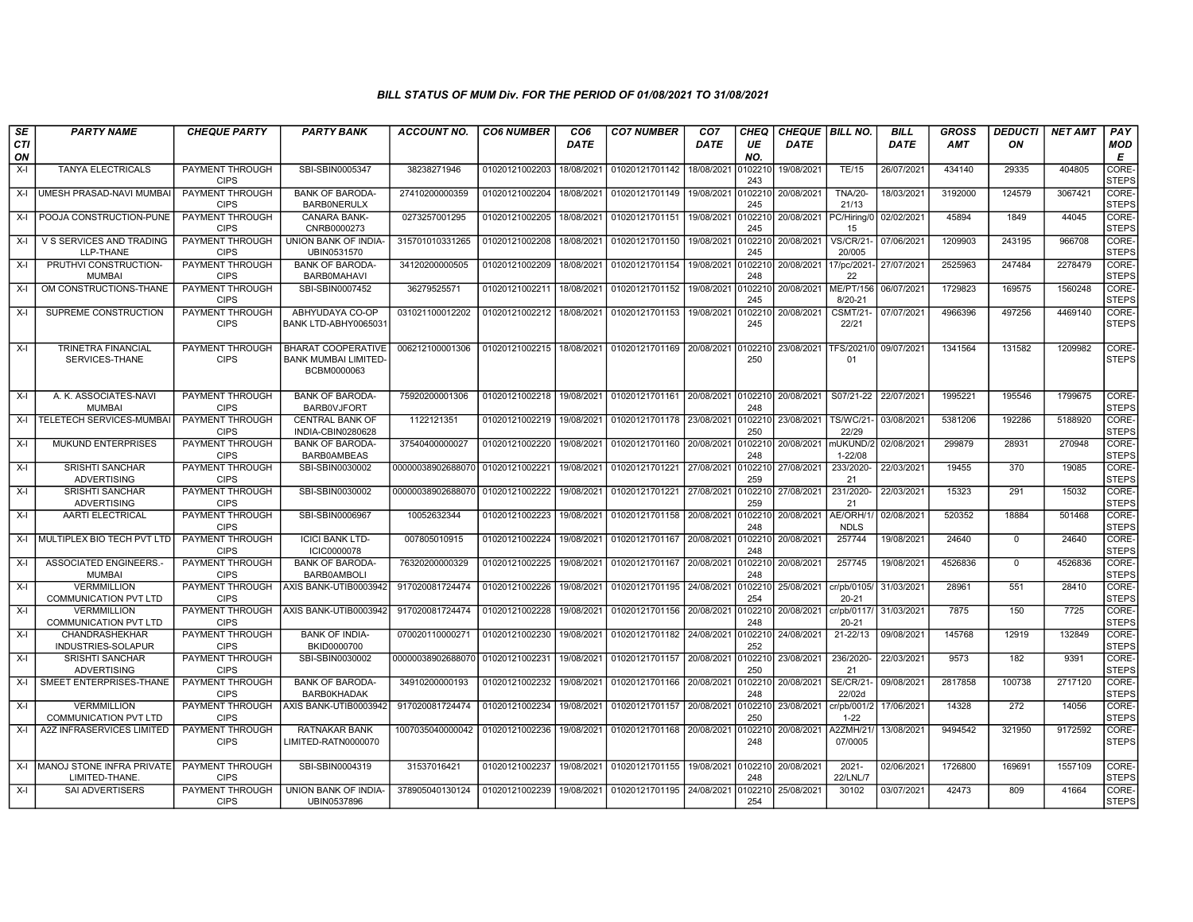## BILL STATUS OF MUM Div. FOR THE PERIOD OF 01/08/2021 TO 31/08/2021

| SECTION | PARTY NAME | CHEQUE PARTY | PARTY BANK | ACCOUNT NO. | CO6 NUMBER | CO6 DATE | CO7 NUMBER | CO7 DATE | CHEQUE NO. | CHEQUE DATE | BILL NO. | BILL DATE | GROSS AMT | DEDUCTION | NET AMT | PAY MODE |
|---|---|---|---|---|---|---|---|---|---|---|---|---|---|---|---|---|
| X-I | TANYA ELECTRICALS | PAYMENT THROUGH CIPS | SBI-SBIN0005347 | 38238271946 | 01020121002203 | 18/08/2021 | 01020121701142 | 18/08/2021 | 0102210243 | 19/08/2021 | TE/15 | 26/07/2021 | 434140 | 29335 | 404805 | CORE-STEPS |
| X-I | UMESH PRASAD-NAVI MUMBAI | PAYMENT THROUGH CIPS | BANK OF BARODA-BARB0NERULX | 27410200000359 | 01020121002204 | 18/08/2021 | 01020121701149 | 19/08/2021 | 0102210245 | 20/08/2021 | TNA/20-21/13 | 18/03/2021 | 3192000 | 124579 | 3067421 | CORE-STEPS |
| X-I | POOJA CONSTRUCTION-PUNE | PAYMENT THROUGH CIPS | CANARA BANK-CNRB0000273 | 0273257001295 | 01020121002205 | 18/08/2021 | 01020121701151 | 19/08/2021 | 0102210245 | 20/08/2021 | PC/Hiring/015 | 02/02/2021 | 45894 | 1849 | 44045 | CORE-STEPS |
| X-I | V S SERVICES AND TRADING LLP-THANE | PAYMENT THROUGH CIPS | UNION BANK OF INDIA-UBIN0531570 | 315701010331265 | 01020121002208 | 18/08/2021 | 01020121701150 | 19/08/2021 | 0102210245 | 20/08/2021 | VS/CR/21-20/005 | 07/06/2021 | 1209903 | 243195 | 966708 | CORE-STEPS |
| X-I | PRUTHVI CONSTRUCTION-MUMBAI | PAYMENT THROUGH CIPS | BANK OF BARODA-BARB0MAHAVI | 34120200000505 | 01020121002209 | 18/08/2021 | 01020121701154 | 19/08/2021 | 0102210248 | 20/08/2021 | 17/pc/2021-22 | 27/07/2021 | 2525963 | 247484 | 2278479 | CORE-STEPS |
| X-I | OM CONSTRUCTIONS-THANE | PAYMENT THROUGH CIPS | SBI-SBIN0007452 | 36279525571 | 01020121002211 | 18/08/2021 | 01020121701152 | 19/08/2021 | 0102210245 | 20/08/2021 | ME/PT/1568/20-21 | 06/07/2021 | 1729823 | 169575 | 1560248 | CORE-STEPS |
| X-I | SUPREME CONSTRUCTION | PAYMENT THROUGH CIPS | ABHYUDAYA CO-OP BANK LTD-ABHY0065031 | 031021100012202 | 01020121002212 | 18/08/2021 | 01020121701153 | 19/08/2021 | 0102210245 | 20/08/2021 | CSMT/21-22/21 | 07/07/2021 | 4966396 | 497256 | 4469140 | CORE-STEPS |
| X-I | TRINETRA FINANCIAL SERVICES-THANE | PAYMENT THROUGH CIPS | BHARAT COOPERATIVE BANK MUMBAI LIMITED-BCBM0000063 | 006212100001306 | 01020121002215 | 18/08/2021 | 01020121701169 | 20/08/2021 | 0102210250 | 23/08/2021 | TFS/2021/001 | 09/07/2021 | 1341564 | 131582 | 1209982 | CORE-STEPS |
| X-I | A. K. ASSOCIATES-NAVI MUMBAI | PAYMENT THROUGH CIPS | BANK OF BARODA-BARB0VJFORT | 75920200001306 | 01020121002218 | 19/08/2021 | 01020121701161 | 20/08/2021 | 0102210248 | 20/08/2021 | S07/21-22 | 22/07/2021 | 1995221 | 195546 | 1799675 | CORE-STEPS |
| X-I | TELETECH SERVICES-MUMBAI | PAYMENT THROUGH CIPS | CENTRAL BANK OF INDIA-CBIN0280628 | 1122121351 | 01020121002219 | 19/08/2021 | 01020121701178 | 23/08/2021 | 0102210250 | 23/08/2021 | TS/WC/21-22/29 | 03/08/2021 | 5381206 | 192286 | 5188920 | CORE-STEPS |
| X-I | MUKUND ENTERPRISES | PAYMENT THROUGH CIPS | BANK OF BARODA-BARB0AMBEAS | 37540400000027 | 01020121002220 | 19/08/2021 | 01020121701160 | 20/08/2021 | 0102210248 | 20/08/2021 | mUKUND/21-22/08 | 02/08/2021 | 299879 | 28931 | 270948 | CORE-STEPS |
| X-I | SRISHTI SANCHAR ADVERTISING | PAYMENT THROUGH CIPS | SBI-SBIN0030002 | 00000038902688070 | 01020121002221 | 19/08/2021 | 01020121701221 | 27/08/2021 | 0102210259 | 27/08/2021 | 233/2020-21 | 22/03/2021 | 19455 | 370 | 19085 | CORE-STEPS |
| X-I | SRISHTI SANCHAR ADVERTISING | PAYMENT THROUGH CIPS | SBI-SBIN0030002 | 00000038902688070 | 01020121002222 | 19/08/2021 | 01020121701221 | 27/08/2021 | 0102210259 | 27/08/2021 | 231/2020-21 | 22/03/2021 | 15323 | 291 | 15032 | CORE-STEPS |
| X-I | AARTI ELECTRICAL | PAYMENT THROUGH CIPS | SBI-SBIN0006967 | 10052632344 | 01020121002223 | 19/08/2021 | 01020121701158 | 20/08/2021 | 0102210248 | 20/08/2021 | AE/ORH/1/NDLS | 02/08/2021 | 520352 | 18884 | 501468 | CORE-STEPS |
| X-I | MULTIPLEX BIO TECH PVT LTD | PAYMENT THROUGH CIPS | ICICI BANK LTD-ICIC0000078 | 007805010915 | 01020121002224 | 19/08/2021 | 01020121701167 | 20/08/2021 | 0102210248 | 20/08/2021 | 257744 | 19/08/2021 | 24640 | 0 | 24640 | CORE-STEPS |
| X-I | ASSOCIATED ENGINEERS.-MUMBAI | PAYMENT THROUGH CIPS | BANK OF BARODA-BARB0AMBOLI | 76320200000329 | 01020121002225 | 19/08/2021 | 01020121701167 | 20/08/2021 | 0102210248 | 20/08/2021 | 257745 | 19/08/2021 | 4526836 | 0 | 4526836 | CORE-STEPS |
| X-I | VERMMILLION COMMUNICATION PVT LTD | PAYMENT THROUGH CIPS | AXIS BANK-UTIB0003942 | 917020081724474 | 01020121002226 | 19/08/2021 | 01020121701195 | 24/08/2021 | 0102210254 | 25/08/2021 | cr/pb/0105/20-21 | 31/03/2021 | 28961 | 551 | 28410 | CORE-STEPS |
| X-I | VERMMILLION COMMUNICATION PVT LTD | PAYMENT THROUGH CIPS | AXIS BANK-UTIB0003942 | 917020081724474 | 01020121002228 | 19/08/2021 | 01020121701156 | 20/08/2021 | 0102210248 | 20/08/2021 | cr/pb/0117/20-21 | 31/03/2021 | 7875 | 150 | 7725 | CORE-STEPS |
| X-I | CHANDRASHEKHAR INDUSTRIES-SOLAPUR | PAYMENT THROUGH CIPS | BANK OF INDIA-BKID0000700 | 070020110000271 | 01020121002230 | 19/08/2021 | 01020121701182 | 24/08/2021 | 0102210252 | 24/08/2021 | 21-22/13 | 09/08/2021 | 145768 | 12919 | 132849 | CORE-STEPS |
| X-I | SRISHTI SANCHAR ADVERTISING | PAYMENT THROUGH CIPS | SBI-SBIN0030002 | 00000038902688070 | 01020121002231 | 19/08/2021 | 01020121701157 | 20/08/2021 | 0102210250 | 23/08/2021 | 236/2020-21 | 22/03/2021 | 9573 | 182 | 9391 | CORE-STEPS |
| X-I | SMEET ENTERPRISES-THANE | PAYMENT THROUGH CIPS | BANK OF BARODA-BARB0KHADAK | 34910200000193 | 01020121002232 | 19/08/2021 | 01020121701166 | 20/08/2021 | 0102210248 | 20/08/2021 | SE/CR/21-22/02d | 09/08/2021 | 2817858 | 100738 | 2717120 | CORE-STEPS |
| X-I | VERMMILLION COMMUNICATION PVT LTD | PAYMENT THROUGH CIPS | AXIS BANK-UTIB0003942 | 917020081724474 | 01020121002234 | 19/08/2021 | 01020121701157 | 20/08/2021 | 0102210250 | 23/08/2021 | cr/pb/001/21-22 | 17/06/2021 | 14328 | 272 | 14056 | CORE-STEPS |
| X-I | A2Z INFRASERVICES LIMITED | PAYMENT THROUGH CIPS | RATNAKAR BANK LIMITED-RATN0000070 | 1007035040000042 | 01020121002236 | 19/08/2021 | 01020121701168 | 20/08/2021 | 0102210248 | 20/08/2021 | A2ZMH/21/07/0005 | 13/08/2021 | 9494542 | 321950 | 9172592 | CORE-STEPS |
| X-I | MANOJ STONE INFRA PRIVATE LIMITED-THANE. | PAYMENT THROUGH CIPS | SBI-SBIN0004319 | 31537016421 | 01020121002237 | 19/08/2021 | 01020121701155 | 19/08/2021 | 0102210248 | 20/08/2021 | 2021-22/LNL/7 | 02/06/2021 | 1726800 | 169691 | 1557109 | CORE-STEPS |
| X-I | SAI ADVERTISERS | PAYMENT THROUGH CIPS | UNION BANK OF INDIA-UBIN0537896 | 378905040130124 | 01020121002239 | 19/08/2021 | 01020121701195 | 24/08/2021 | 0102210254 | 25/08/2021 | 30102 | 03/07/2021 | 42473 | 809 | 41664 | CORE-STEPS |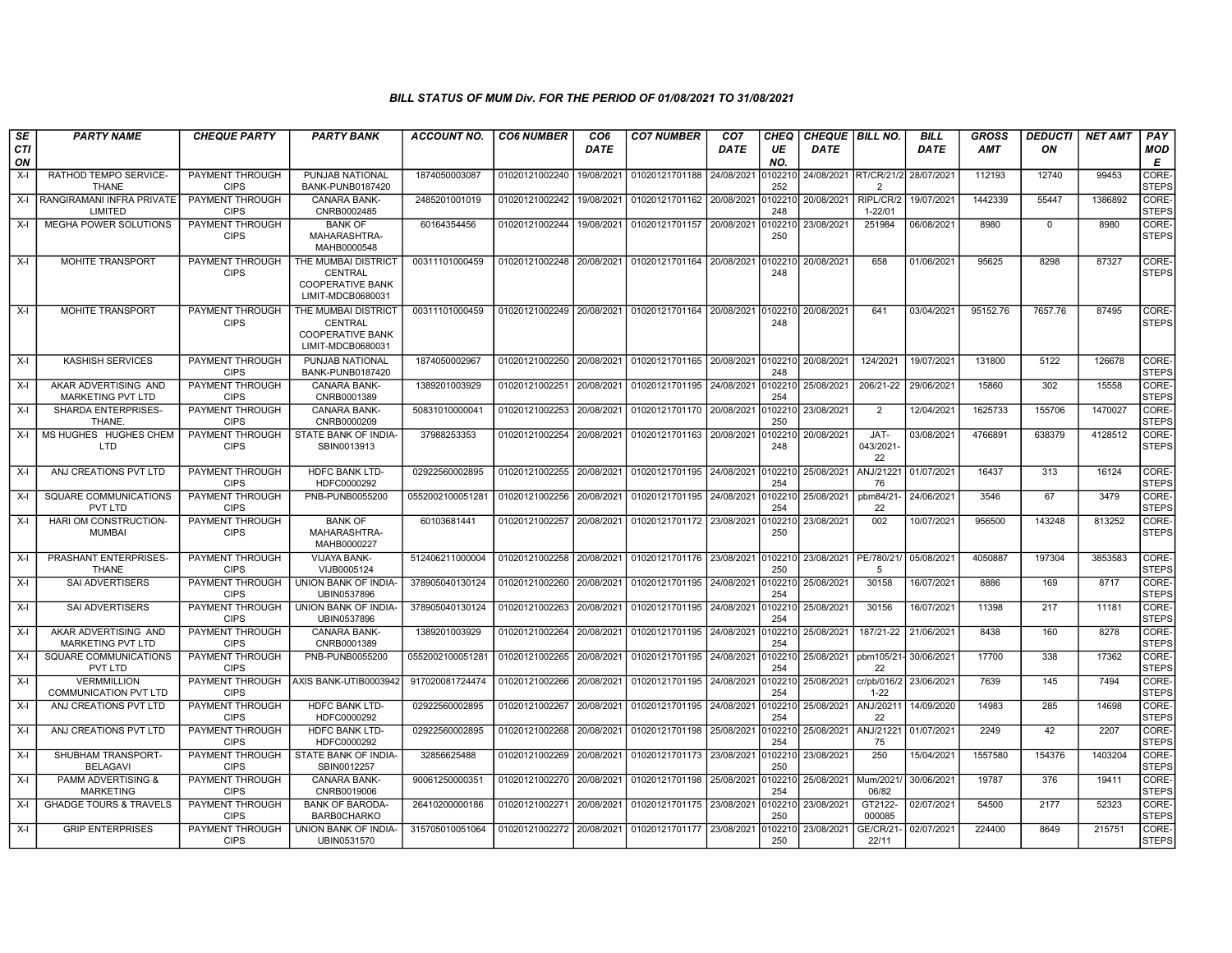*BILL STATUS OF MUM Div. FOR THE PERIOD OF 01/08/2021 TO 31/08/2021*

| SECTION | PARTY NAME | CHEQUE PARTY | PARTY BANK | ACCOUNT NO. | CO6 NUMBER | CO6 DATE | CO7 NUMBER | CO7 DATE | CHEQUE NO. | CHEQUE DATE | BILL NO. | BILL DATE | GROSS AMT | DEDUCTION | NET AMT | PAY MODE |
|---|---|---|---|---|---|---|---|---|---|---|---|---|---|---|---|---|
| X-I | RATHOD TEMPO SERVICE-THANE | PAYMENT THROUGH CIPS | PUNJAB NATIONAL BANK-PUNB0187420 | 1874050003087 | 01020121002240 | 19/08/2021 | 01020121701188 | 24/08/2021 | 0102210252 | 24/08/2021 | RT/CR/21/22 | 28/07/2021 | 112193 | 12740 | 99453 | CORE-STEPS |
| X-I | RANGIRAMANI INFRA PRIVATE LIMITED | PAYMENT THROUGH CIPS | CANARA BANK-CNRB0002485 | 2485201001019 | 01020121002242 | 19/08/2021 | 01020121701162 | 20/08/2021 | 0102210248 | 20/08/2021 | RIPL/CR/21-22/01 | 19/07/2021 | 1442339 | 55447 | 1386892 | CORE-STEPS |
| X-I | MEGHA POWER SOLUTIONS | PAYMENT THROUGH CIPS | BANK OF MAHARASHTRA-MAHB0000548 | 60164354456 | 01020121002244 | 19/08/2021 | 01020121701157 | 20/08/2021 | 0102210250 | 23/08/2021 | 251984 | 06/08/2021 | 8980 | 0 | 8980 | CORE-STEPS |
| X-I | MOHITE TRANSPORT | PAYMENT THROUGH CIPS | THE MUMBAI DISTRICT CENTRAL COOPERATIVE BANK LIMIT-MDCB0680031 | 00311101000459 | 01020121002248 | 20/08/2021 | 01020121701164 | 20/08/2021 | 0102210248 | 20/08/2021 | 658 | 01/06/2021 | 95625 | 8298 | 87327 | CORE-STEPS |
| X-I | MOHITE TRANSPORT | PAYMENT THROUGH CIPS | THE MUMBAI DISTRICT CENTRAL COOPERATIVE BANK LIMIT-MDCB0680031 | 00311101000459 | 01020121002249 | 20/08/2021 | 01020121701164 | 20/08/2021 | 0102210248 | 20/08/2021 | 641 | 03/04/2021 | 95152.76 | 7657.76 | 87495 | CORE-STEPS |
| X-I | KASHISH SERVICES | PAYMENT THROUGH CIPS | PUNJAB NATIONAL BANK-PUNB0187420 | 1874050002967 | 01020121002250 | 20/08/2021 | 01020121701165 | 20/08/2021 | 0102210248 | 20/08/2021 | 124/2021 | 19/07/2021 | 131800 | 5122 | 126678 | CORE-STEPS |
| X-I | AKAR ADVERTISING AND MARKETING PVT LTD | PAYMENT THROUGH CIPS | CANARA BANK-CNRB0001389 | 1389201003929 | 01020121002251 | 20/08/2021 | 01020121701195 | 24/08/2021 | 0102210254 | 25/08/2021 | 206/21-22 | 29/06/2021 | 15860 | 302 | 15558 | CORE-STEPS |
| X-I | SHARDA ENTERPRISES-THANE. | PAYMENT THROUGH CIPS | CANARA BANK-CNRB0000209 | 50831010000041 | 01020121002253 | 20/08/2021 | 01020121701170 | 20/08/2021 | 0102210250 | 23/08/2021 | 2 | 12/04/2021 | 1625733 | 155706 | 1470027 | CORE-STEPS |
| X-I | MS HUGHES HUGHES CHEM LTD | PAYMENT THROUGH CIPS | STATE BANK OF INDIA-SBIN0013913 | 37988253353 | 01020121002254 | 20/08/2021 | 01020121701163 | 20/08/2021 | 0102210248 | 20/08/2021 | JAT-043/2021-22 | 03/08/2021 | 4766891 | 638379 | 4128512 | CORE-STEPS |
| X-I | ANJ CREATIONS PVT LTD | PAYMENT THROUGH CIPS | HDFC BANK LTD-HDFC0000292 | 02922560002895 | 01020121002255 | 20/08/2021 | 01020121701195 | 24/08/2021 | 0102210254 | 25/08/2021 | ANJ/2122176 | 01/07/2021 | 16437 | 313 | 16124 | CORE-STEPS |
| X-I | SQUARE COMMUNICATIONS PVT LTD | PAYMENT THROUGH CIPS | PNB-PUNB0055200 | 0552002100051281 | 01020121002256 | 20/08/2021 | 01020121701195 | 24/08/2021 | 0102210254 | 25/08/2021 | pbm84/21-22 | 24/06/2021 | 3546 | 67 | 3479 | CORE-STEPS |
| X-I | HARI OM CONSTRUCTION-MUMBAI | PAYMENT THROUGH CIPS | BANK OF MAHARASHTRA-MAHB0000227 | 60103681441 | 01020121002257 | 20/08/2021 | 01020121701172 | 23/08/2021 | 0102210250 | 23/08/2021 | 002 | 10/07/2021 | 956500 | 143248 | 813252 | CORE-STEPS |
| X-I | PRASHANT ENTERPRISES-THANE | PAYMENT THROUGH CIPS | VIJAYA BANK-VIJB0005124 | 512406211000004 | 01020121002258 | 20/08/2021 | 01020121701176 | 23/08/2021 | 0102210250 | 23/08/2021 | PE/780/21/5 | 05/08/2021 | 4050887 | 197304 | 3853583 | CORE-STEPS |
| X-I | SAI ADVERTISERS | PAYMENT THROUGH CIPS | UNION BANK OF INDIA-UBIN0537896 | 378905040130124 | 01020121002260 | 20/08/2021 | 01020121701195 | 24/08/2021 | 0102210254 | 25/08/2021 | 30158 | 16/07/2021 | 8886 | 169 | 8717 | CORE-STEPS |
| X-I | SAI ADVERTISERS | PAYMENT THROUGH CIPS | UNION BANK OF INDIA-UBIN0537896 | 378905040130124 | 01020121002263 | 20/08/2021 | 01020121701195 | 24/08/2021 | 0102210254 | 25/08/2021 | 30156 | 16/07/2021 | 11398 | 217 | 11181 | CORE-STEPS |
| X-I | AKAR ADVERTISING AND MARKETING PVT LTD | PAYMENT THROUGH CIPS | CANARA BANK-CNRB0001389 | 1389201003929 | 01020121002264 | 20/08/2021 | 01020121701195 | 24/08/2021 | 0102210254 | 25/08/2021 | 187/21-22 | 21/06/2021 | 8438 | 160 | 8278 | CORE-STEPS |
| X-I | SQUARE COMMUNICATIONS PVT LTD | PAYMENT THROUGH CIPS | PNB-PUNB0055200 | 0552002100051281 | 01020121002265 | 20/08/2021 | 01020121701195 | 24/08/2021 | 0102210254 | 25/08/2021 | pbm105/21-22 | 30/06/2021 | 17700 | 338 | 17362 | CORE-STEPS |
| X-I | VERMMILLION COMMUNICATION PVT LTD | PAYMENT THROUGH CIPS | AXIS BANK-UTIB0003942 | 917020081724474 | 01020121002266 | 20/08/2021 | 01020121701195 | 24/08/2021 | 0102210254 | 25/08/2021 | cr/pb/016/21-22 | 23/06/2021 | 7639 | 145 | 7494 | CORE-STEPS |
| X-I | ANJ CREATIONS PVT LTD | PAYMENT THROUGH CIPS | HDFC BANK LTD-HDFC0000292 | 02922560002895 | 01020121002267 | 20/08/2021 | 01020121701195 | 24/08/2021 | 0102210254 | 25/08/2021 | ANJ/2021122 | 14/09/2020 | 14983 | 285 | 14698 | CORE-STEPS |
| X-I | ANJ CREATIONS PVT LTD | PAYMENT THROUGH CIPS | HDFC BANK LTD-HDFC0000292 | 02922560002895 | 01020121002268 | 20/08/2021 | 01020121701198 | 25/08/2021 | 0102210254 | 25/08/2021 | ANJ/2122175 | 01/07/2021 | 2249 | 42 | 2207 | CORE-STEPS |
| X-I | SHUBHAM TRANSPORT-BELAGAVI | PAYMENT THROUGH CIPS | STATE BANK OF INDIA-SBIN0012257 | 32856625488 | 01020121002269 | 20/08/2021 | 01020121701173 | 23/08/2021 | 0102210250 | 23/08/2021 | 250 | 15/04/2021 | 1557580 | 154376 | 1403204 | CORE-STEPS |
| X-I | PAMM ADVERTISING & MARKETING | PAYMENT THROUGH CIPS | CANARA BANK-CNRB0019006 | 90061250000351 | 01020121002270 | 20/08/2021 | 01020121701198 | 25/08/2021 | 0102210254 | 25/08/2021 | Mum/2021/06/82 | 30/06/2021 | 19787 | 376 | 19411 | CORE-STEPS |
| X-I | GHADGE TOURS & TRAVELS | PAYMENT THROUGH CIPS | BANK OF BARODA-BARB0CHARKO | 26410200000186 | 01020121002271 | 20/08/2021 | 01020121701175 | 23/08/2021 | 0102210250 | 23/08/2021 | GT2122-000085 | 02/07/2021 | 54500 | 2177 | 52323 | CORE-STEPS |
| X-I | GRIP ENTERPRISES | PAYMENT THROUGH CIPS | UNION BANK OF INDIA-UBIN0531570 | 315705010051064 | 01020121002272 | 20/08/2021 | 01020121701177 | 23/08/2021 | 0102210250 | 23/08/2021 | GE/CR/21-22/11 | 02/07/2021 | 224400 | 8649 | 215751 | CORE-STEPS |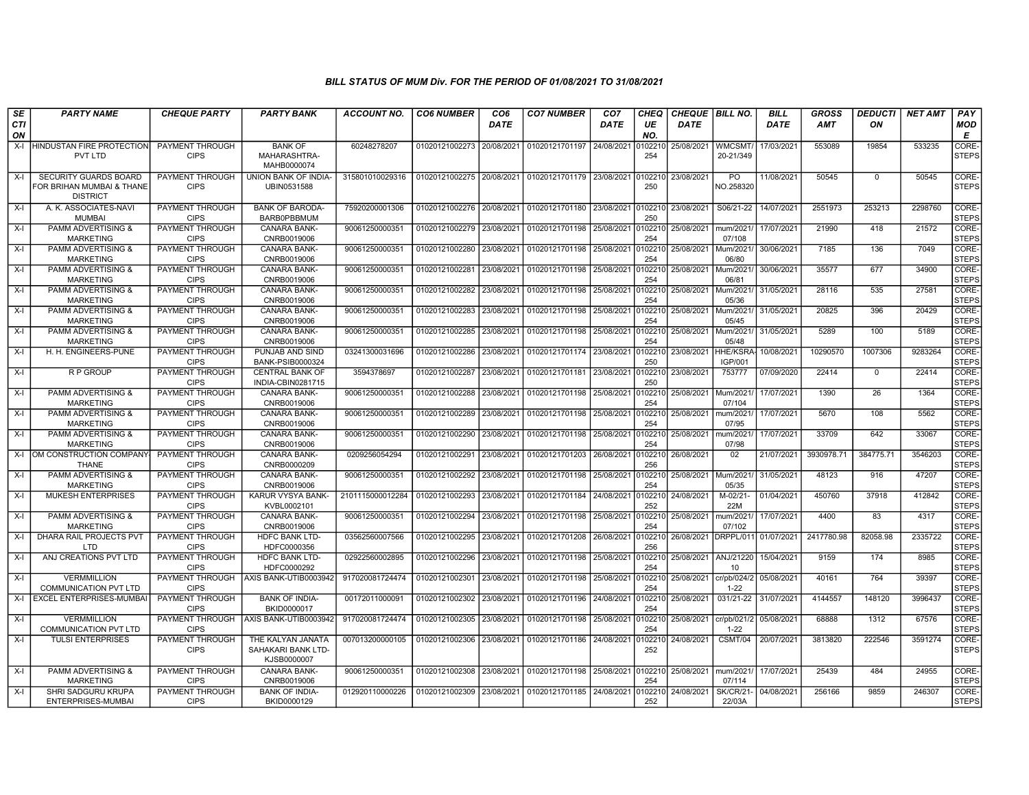### BILL STATUS OF MUM Div. FOR THE PERIOD OF 01/08/2021 TO 31/08/2021

| SECTION | PARTY NAME | CHEQUE PARTY | PARTY BANK | ACCOUNT NO. | CO6 NUMBER | CO6 DATE | CO7 NUMBER | CO7 DATE | CHEQUE NO. | CHEQUE DATE | BILL NO. | BILL DATE | GROSS AMT | DEDUCTION | NET AMT | PAY MODE |
|---|---|---|---|---|---|---|---|---|---|---|---|---|---|---|---|---|
| X-I | HINDUSTAN FIRE PROTECTION PVT LTD | PAYMENT THROUGH CIPS | BANK OF MAHARASHTRA-MAHB0000074 | 60248278207 | 01020121002273 | 20/08/2021 | 01020121701197 | 24/08/2021 | 0102210254 | 25/08/2021 | WMCSMT/20-21/349 | 17/03/2021 | 553089 | 19854 | 533235 | CORE-STEPS |
| X-I | SECURITY GUARDS BOARD FOR BRIHAN MUMBAI & THANE DISTRICT | PAYMENT THROUGH CIPS | UNION BANK OF INDIA-UBIN0531588 | 315801010029316 | 01020121002275 | 20/08/2021 | 01020121701179 | 23/08/2021 | 0102210250 | 23/08/2021 | PO NO.258320 | 11/08/2021 | 50545 | 0 | 50545 | CORE-STEPS |
| X-I | A. K. ASSOCIATES-NAVI MUMBAI | PAYMENT THROUGH CIPS | BANK OF BARODA-BARB0PBBMUM | 75920200001306 | 01020121002276 | 20/08/2021 | 01020121701180 | 23/08/2021 | 0102210250 | 23/08/2021 | S06/21-22 | 14/07/2021 | 2551973 | 253213 | 2298760 | CORE-STEPS |
| X-I | PAMM ADVERTISING & MARKETING | PAYMENT THROUGH CIPS | CANARA BANK-CNRB0019006 | 90061250000351 | 01020121002279 | 23/08/2021 | 01020121701198 | 25/08/2021 | 0102210254 | 25/08/2021 | mum/2021/07/108 | 17/07/2021 | 21990 | 418 | 21572 | CORE-STEPS |
| X-I | PAMM ADVERTISING & MARKETING | PAYMENT THROUGH CIPS | CANARA BANK-CNRB0019006 | 90061250000351 | 01020121002280 | 23/08/2021 | 01020121701198 | 25/08/2021 | 0102210254 | 25/08/2021 | Mum/2021/06/80 | 30/06/2021 | 7185 | 136 | 7049 | CORE-STEPS |
| X-I | PAMM ADVERTISING & MARKETING | PAYMENT THROUGH CIPS | CANARA BANK-CNRB0019006 | 90061250000351 | 01020121002281 | 23/08/2021 | 01020121701198 | 25/08/2021 | 0102210254 | 25/08/2021 | Mum/2021/06/81 | 30/06/2021 | 35577 | 677 | 34900 | CORE-STEPS |
| X-I | PAMM ADVERTISING & MARKETING | PAYMENT THROUGH CIPS | CANARA BANK-CNRB0019006 | 90061250000351 | 01020121002282 | 23/08/2021 | 01020121701198 | 25/08/2021 | 0102210254 | 25/08/2021 | Mum/2021/05/36 | 31/05/2021 | 28116 | 535 | 27581 | CORE-STEPS |
| X-I | PAMM ADVERTISING & MARKETING | PAYMENT THROUGH CIPS | CANARA BANK-CNRB0019006 | 90061250000351 | 01020121002283 | 23/08/2021 | 01020121701198 | 25/08/2021 | 0102210254 | 25/08/2021 | Mum/2021/05/45 | 31/05/2021 | 20825 | 396 | 20429 | CORE-STEPS |
| X-I | PAMM ADVERTISING & MARKETING | PAYMENT THROUGH CIPS | CANARA BANK-CNRB0019006 | 90061250000351 | 01020121002285 | 23/08/2021 | 01020121701198 | 25/08/2021 | 0102210254 | 25/08/2021 | Mum/2021/05/48 | 31/05/2021 | 5289 | 100 | 5189 | CORE-STEPS |
| X-I | H. H. ENGINEERS-PUNE | PAYMENT THROUGH CIPS | PUNJAB AND SIND BANK-PSIB0000324 | 03241300031696 | 01020121002286 | 23/08/2021 | 01020121701174 | 23/08/2021 | 0102210250 | 23/08/2021 | HHE/KSRA-IGP/001 | 10/08/2021 | 10290570 | 1007306 | 9283264 | CORE-STEPS |
| X-I | R P GROUP | PAYMENT THROUGH CIPS | CENTRAL BANK OF INDIA-CBIN0281715 | 3594378697 | 01020121002287 | 23/08/2021 | 01020121701181 | 23/08/2021 | 0102210250 | 23/08/2021 | 753777 | 07/09/2020 | 22414 | 0 | 22414 | CORE-STEPS |
| X-I | PAMM ADVERTISING & MARKETING | PAYMENT THROUGH CIPS | CANARA BANK-CNRB0019006 | 90061250000351 | 01020121002288 | 23/08/2021 | 01020121701198 | 25/08/2021 | 0102210254 | 25/08/2021 | Mum/2021/07/104 | 17/07/2021 | 1390 | 26 | 1364 | CORE-STEPS |
| X-I | PAMM ADVERTISING & MARKETING | PAYMENT THROUGH CIPS | CANARA BANK-CNRB0019006 | 90061250000351 | 01020121002289 | 23/08/2021 | 01020121701198 | 25/08/2021 | 0102210254 | 25/08/2021 | mum/2021/07/95 | 17/07/2021 | 5670 | 108 | 5562 | CORE-STEPS |
| X-I | PAMM ADVERTISING & MARKETING | PAYMENT THROUGH CIPS | CANARA BANK-CNRB0019006 | 90061250000351 | 01020121002290 | 23/08/2021 | 01020121701198 | 25/08/2021 | 0102210254 | 25/08/2021 | mum/2021/07/98 | 17/07/2021 | 33709 | 642 | 33067 | CORE-STEPS |
| X-I | OM CONSTRUCTION COMPANY-THANE | PAYMENT THROUGH CIPS | CANARA BANK-CNRB0000209 | 0209256054294 | 01020121002291 | 23/08/2021 | 01020121701203 | 26/08/2021 | 0102210256 | 26/08/2021 | 02 | 21/07/2021 | 3930978.71 | 384775.71 | 3546203 | CORE-STEPS |
| X-I | PAMM ADVERTISING & MARKETING | PAYMENT THROUGH CIPS | CANARA BANK-CNRB0019006 | 90061250000351 | 01020121002292 | 23/08/2021 | 01020121701198 | 25/08/2021 | 0102210254 | 25/08/2021 | Mum/2021/05/35 | 31/05/2021 | 48123 | 916 | 47207 | CORE-STEPS |
| X-I | MUKESH ENTERPRISES | PAYMENT THROUGH CIPS | KARUR VYSYA BANK-KVBL0002101 | 2101115000012284 | 01020121002293 | 23/08/2021 | 01020121701184 | 24/08/2021 | 0102210252 | 24/08/2021 | M-02/21-22M | 01/04/2021 | 450760 | 37918 | 412842 | CORE-STEPS |
| X-I | PAMM ADVERTISING & MARKETING | PAYMENT THROUGH CIPS | CANARA BANK-CNRB0019006 | 90061250000351 | 01020121002294 | 23/08/2021 | 01020121701198 | 25/08/2021 | 0102210254 | 25/08/2021 | mum/2021/07/102 | 17/07/2021 | 4400 | 83 | 4317 | CORE-STEPS |
| X-I | DHARA RAIL PROJECTS PVT LTD | PAYMENT THROUGH CIPS | HDFC BANK LTD-HDFC0000356 | 03562560007566 | 01020121002295 | 23/08/2021 | 01020121701208 | 26/08/2021 | 0102210256 | 26/08/2021 | DRPPL/011 | 01/07/2021 | 2417780.98 | 82058.98 | 2335722 | CORE-STEPS |
| X-I | ANJ CREATIONS PVT LTD | PAYMENT THROUGH CIPS | HDFC BANK LTD-HDFC0000292 | 02922560002895 | 01020121002296 | 23/08/2021 | 01020121701198 | 25/08/2021 | 0102210254 | 25/08/2021 | ANJ/2122010 | 15/04/2021 | 9159 | 174 | 8985 | CORE-STEPS |
| X-I | VERMMILLION COMMUNICATION PVT LTD | PAYMENT THROUGH CIPS | AXIS BANK-UTIB0003942 | 917020081724474 | 01020121002301 | 23/08/2021 | 01020121701198 | 25/08/2021 | 0102210254 | 25/08/2021 | cr/pb/024/21-22 | 05/08/2021 | 40161 | 764 | 39397 | CORE-STEPS |
| X-I | EXCEL ENTERPRISES-MUMBAI | PAYMENT THROUGH CIPS | BANK OF INDIA-BKID0000017 | 00172011000091 | 01020121002302 | 23/08/2021 | 01020121701196 | 24/08/2021 | 0102210254 | 25/08/2021 | 031/21-22 | 31/07/2021 | 4144557 | 148120 | 3996437 | CORE-STEPS |
| X-I | VERMMILLION COMMUNICATION PVT LTD | PAYMENT THROUGH CIPS | AXIS BANK-UTIB0003942 | 917020081724474 | 01020121002305 | 23/08/2021 | 01020121701198 | 25/08/2021 | 0102210254 | 25/08/2021 | cr/pb/021/21-22 | 05/08/2021 | 68888 | 1312 | 67576 | CORE-STEPS |
| X-I | TULSI ENTERPRISES | PAYMENT THROUGH CIPS | THE KALYAN JANATA SAHAKARI BANK LTD-KJSB0000007 | 007013200000105 | 01020121002306 | 23/08/2021 | 01020121701186 | 24/08/2021 | 0102210252 | 24/08/2021 | CSMT/04 | 20/07/2021 | 3813820 | 222546 | 3591274 | CORE-STEPS |
| X-I | PAMM ADVERTISING & MARKETING | PAYMENT THROUGH CIPS | CANARA BANK-CNRB0019006 | 90061250000351 | 01020121002308 | 23/08/2021 | 01020121701198 | 25/08/2021 | 0102210254 | 25/08/2021 | mum/2021/07/114 | 17/07/2021 | 25439 | 484 | 24955 | CORE-STEPS |
| X-I | SHRI SADGURU KRUPA ENTERPRISES-MUMBAI | PAYMENT THROUGH CIPS | BANK OF INDIA-BKID0000129 | 012920110000226 | 01020121002309 | 23/08/2021 | 01020121701185 | 24/08/2021 | 0102210252 | 24/08/2021 | SK/CR/21-22/03A | 04/08/2021 | 256166 | 9859 | 246307 | CORE-STEPS |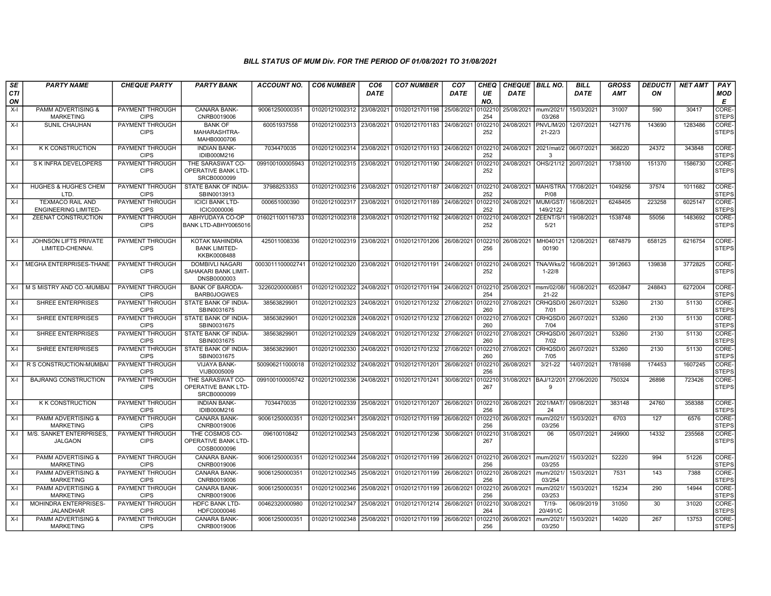## BILL STATUS OF MUM Div. FOR THE PERIOD OF 01/08/2021 TO 31/08/2021

| SECTION | PARTY NAME | CHEQUE PARTY | PARTY BANK | ACCOUNT NO. | CO6 NUMBER | CO6 DATE | CO7 NUMBER | CO7 DATE | CHEQUE NO. | CHEQUE DATE | BILL NO. | BILL DATE | GROSS AMT | DEDUCTION | NET AMT | PAY MODE |
|---|---|---|---|---|---|---|---|---|---|---|---|---|---|---|---|---|
| X-I | PAMM ADVERTISING & MARKETING | PAYMENT THROUGH CIPS | CANARA BANK-CNRB0019006 | 90061250000351 | 01020121002312 | 23/08/2021 | 01020121701198 | 25/08/2021 | 0102210254 | 25/08/2021 | mum/2021/03/268 | 15/03/2021 | 31007 | 590 | 30417 | CORE-STEPS |
| X-I | SUNIL CHAUHAN | PAYMENT THROUGH CIPS | BANK OF MAHARASHTRA-MAHB0000706 | 60051937558 | 01020121002313 | 23/08/2021 | 01020121701183 | 24/08/2021 | 0102210252 | 24/08/2021 | PNVL/M/2021-22/3 | 12/07/2021 | 1427176 | 143690 | 1283486 | CORE-STEPS |
| X-I | K K CONSTRUCTION | PAYMENT THROUGH CIPS | INDIAN BANK-IDIB000M216 | 7034470035 | 01020121002314 | 23/08/2021 | 01020121701193 | 24/08/2021 | 0102210252 | 24/08/2021 | 2021/mat/23 | 06/07/2021 | 368220 | 24372 | 343848 | CORE-STEPS |
| X-I | S K INFRA DEVELOPERS | PAYMENT THROUGH CIPS | THE SARASWAT CO-OPERATIVE BANK LTD-SRCB0000099 | 099100100005943 | 01020121002315 | 23/08/2021 | 01020121701190 | 24/08/2021 | 0102210252 | 24/08/2021 | OHS/21/12 | 20/07/2021 | 1738100 | 151370 | 1586730 | CORE-STEPS |
| X-I | HUGHES & HUGHES CHEM LTD. | PAYMENT THROUGH CIPS | STATE BANK OF INDIA-SBIN0013913 | 37988253353 | 01020121002316 | 23/08/2021 | 01020121701187 | 24/08/2021 | 0102210252 | 24/08/2021 | MAH/STRAP/08 | 17/08/2021 | 1049256 | 37574 | 1011682 | CORE-STEPS |
| X-I | TEXMACO RAIL AND ENGINEERING LIMITED- | PAYMENT THROUGH CIPS | ICICI BANK LTD-ICIC0000006 | 000651000390 | 01020121002317 | 23/08/2021 | 01020121701189 | 24/08/2021 | 0102210252 | 24/08/2021 | MUM/GST/149/2122 | 16/08/2021 | 6248405 | 223258 | 6025147 | CORE-STEPS |
| X-I | ZEENAT CONSTRUCTION | PAYMENT THROUGH CIPS | ABHYUDAYA CO-OP BANK LTD-ABHY0065016 | 016021100116733 | 01020121002318 | 23/08/2021 | 01020121701192 | 24/08/2021 | 0102210252 | 24/08/2021 | ZEENT/S/15/21 | 19/08/2021 | 1538748 | 55056 | 1483692 | CORE-STEPS |
| X-I | JOHNSON LIFTS PRIVATE LIMITED-CHENNAI. | PAYMENT THROUGH CIPS | KOTAK MAHINDRA BANK LIMITED-KKBK0008488 | 425011008336 | 01020121002319 | 23/08/2021 | 01020121701206 | 26/08/2021 | 0102210256 | 26/08/2021 | MH04012100190 | 12/08/2021 | 6874879 | 658125 | 6216754 | CORE-STEPS |
| X-I | MEGHA ENTERPRISES-THANE | PAYMENT THROUGH CIPS | DOMBIVLI NAGARI SAHAKARI BANK LIMIT-DNSB0000003 | 0003011100002741 | 01020121002320 | 23/08/2021 | 01020121701191 | 24/08/2021 | 0102210252 | 24/08/2021 | TNA/Wks/21-22/8 | 16/08/2021 | 3912663 | 139838 | 3772825 | CORE-STEPS |
| X-I | M S MISTRY AND CO.-MUMBAI | PAYMENT THROUGH CIPS | BANK OF BARODA-BARB0JOGWES | 32260200000851 | 01020121002322 | 24/08/2021 | 01020121701194 | 24/08/2021 | 0102210254 | 25/08/2021 | msm/02/08/21-22 | 16/08/2021 | 6520847 | 248843 | 6272004 | CORE-STEPS |
| X-I | SHREE ENTERPRISES | PAYMENT THROUGH CIPS | STATE BANK OF INDIA-SBIN0031675 | 38563829901 | 01020121002323 | 24/08/2021 | 01020121701232 | 27/08/2021 | 0102210260 | 27/08/2021 | CRHQSD/07/01 | 26/07/2021 | 53260 | 2130 | 51130 | CORE-STEPS |
| X-I | SHREE ENTERPRISES | PAYMENT THROUGH CIPS | STATE BANK OF INDIA-SBIN0031675 | 38563829901 | 01020121002328 | 24/08/2021 | 01020121701232 | 27/08/2021 | 0102210260 | 27/08/2021 | CRHQSD/07/04 | 26/07/2021 | 53260 | 2130 | 51130 | CORE-STEPS |
| X-I | SHREE ENTERPRISES | PAYMENT THROUGH CIPS | STATE BANK OF INDIA-SBIN0031675 | 38563829901 | 01020121002329 | 24/08/2021 | 01020121701232 | 27/08/2021 | 0102210260 | 27/08/2021 | CRHQSD/07/02 | 26/07/2021 | 53260 | 2130 | 51130 | CORE-STEPS |
| X-I | SHREE ENTERPRISES | PAYMENT THROUGH CIPS | STATE BANK OF INDIA-SBIN0031675 | 38563829901 | 01020121002330 | 24/08/2021 | 01020121701232 | 27/08/2021 | 0102210260 | 27/08/2021 | CRHQSD/07/05 | 26/07/2021 | 53260 | 2130 | 51130 | CORE-STEPS |
| X-I | R S CONSTRUCTION-MUMBAI | PAYMENT THROUGH CIPS | VIJAYA BANK-VIJB0005009 | 500906211000018 | 01020121002332 | 24/08/2021 | 01020121701201 | 26/08/2021 | 0102210256 | 26/08/2021 | 3/21-22 | 14/07/2021 | 1781698 | 174453 | 1607245 | CORE-STEPS |
| X-I | BAJRANG CONSTRUCTION | PAYMENT THROUGH CIPS | THE SARASWAT CO-OPERATIVE BANK LTD-SRCB0000099 | 099100100005742 | 01020121002336 | 24/08/2021 | 01020121701241 | 30/08/2021 | 0102210267 | 31/08/2021 | BAJ/12/2019 | 27/06/2020 | 750324 | 26898 | 723426 | CORE-STEPS |
| X-I | K K CONSTRUCTION | PAYMENT THROUGH CIPS | INDIAN BANK-IDIB000M216 | 7034470035 | 01020121002339 | 25/08/2021 | 01020121701207 | 26/08/2021 | 0102210256 | 26/08/2021 | 2021/MAT/24 | 09/08/2021 | 383148 | 24760 | 358388 | CORE-STEPS |
| X-I | PAMM ADVERTISING & MARKETING | PAYMENT THROUGH CIPS | CANARA BANK-CNRB0019006 | 90061250000351 | 01020121002341 | 25/08/2021 | 01020121701199 | 26/08/2021 | 0102210256 | 26/08/2021 | mum/2021/03/256 | 15/03/2021 | 6703 | 127 | 6576 | CORE-STEPS |
| X-I | M/S. SANKET ENTERPRISES, JALGAON | PAYMENT THROUGH CIPS | THE COSMOS CO-OPERATIVE BANK LTD-COSB0000096 | 09610010842 | 01020121002343 | 25/08/2021 | 01020121701236 | 30/08/2021 | 0102210267 | 31/08/2021 | 06 | 05/07/2021 | 249900 | 14332 | 235568 | CORE-STEPS |
| X-I | PAMM ADVERTISING & MARKETING | PAYMENT THROUGH CIPS | CANARA BANK-CNRB0019006 | 90061250000351 | 01020121002344 | 25/08/2021 | 01020121701199 | 26/08/2021 | 0102210256 | 26/08/2021 | mum/2021/03/255 | 15/03/2021 | 52220 | 994 | 51226 | CORE-STEPS |
| X-I | PAMM ADVERTISING & MARKETING | PAYMENT THROUGH CIPS | CANARA BANK-CNRB0019006 | 90061250000351 | 01020121002345 | 25/08/2021 | 01020121701199 | 26/08/2021 | 0102210256 | 26/08/2021 | mum/2021/03/254 | 15/03/2021 | 7531 | 143 | 7388 | CORE-STEPS |
| X-I | PAMM ADVERTISING & MARKETING | PAYMENT THROUGH CIPS | CANARA BANK-CNRB0019006 | 90061250000351 | 01020121002346 | 25/08/2021 | 01020121701199 | 26/08/2021 | 0102210256 | 26/08/2021 | mum/2021/03/253 | 15/03/2021 | 15234 | 290 | 14944 | CORE-STEPS |
| X-I | MOHINDRA ENTERPRISES-JALANDHAR | PAYMENT THROUGH CIPS | HDFC BANK LTD-HDFC0000046 | 00462320000980 | 01020121002347 | 25/08/2021 | 01020121701214 | 26/08/2021 | 0102210264 | 30/08/2021 | T/19-20/491/C | 06/09/2019 | 31050 | 30 | 31020 | CORE-STEPS |
| X-I | PAMM ADVERTISING & MARKETING | PAYMENT THROUGH CIPS | CANARA BANK-CNRB0019006 | 90061250000351 | 01020121002348 | 25/08/2021 | 01020121701199 | 26/08/2021 | 0102210256 | 26/08/2021 | mum/2021/03/250 | 15/03/2021 | 14020 | 267 | 13753 | CORE-STEPS |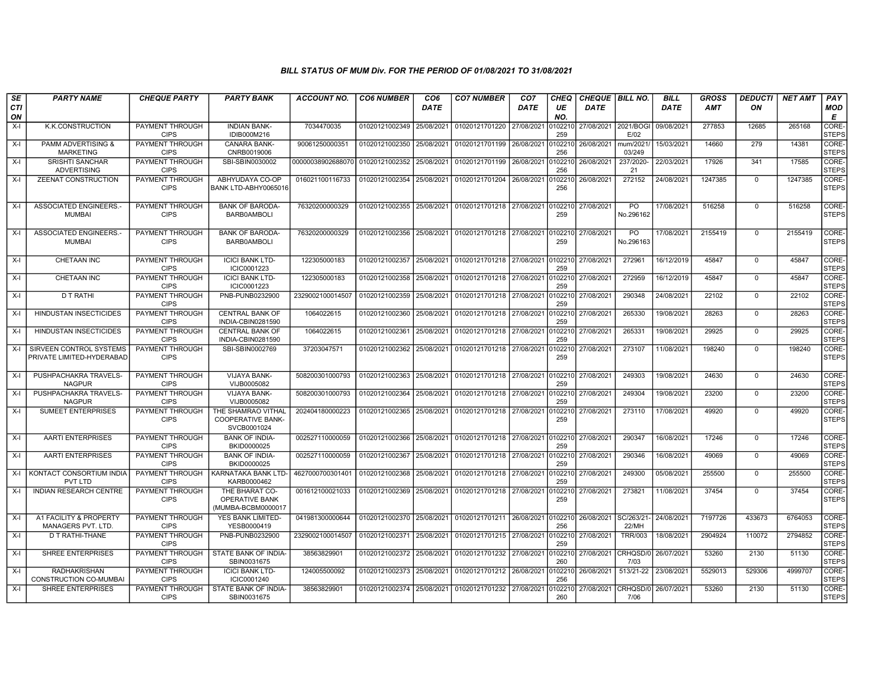## BILL STATUS OF MUM Div. FOR THE PERIOD OF 01/08/2021 TO 31/08/2021

| SECTION | PARTY NAME | CHEQUE PARTY | PARTY BANK | ACCOUNT NO. | CO6 NUMBER | CO6 DATE | CO7 NUMBER | CO7 DATE | CHEQUE NO. | CHEQUE DATE | BILL NO. | BILL DATE | GROSS AMT | DEDUCTION | NET AMT | PAY MODE |
|---|---|---|---|---|---|---|---|---|---|---|---|---|---|---|---|---|
| X-I | K.K.CONSTRUCTION | PAYMENT THROUGH CIPS | INDIAN BANK-IDIB000M216 | 7034470035 | 01020121002349 | 25/08/2021 | 01020121701220 | 27/08/2021 | 0102210259 | 27/08/2021 | 2021/BOGIE/02 | 09/08/2021 | 277853 | 12685 | 265168 | CORE-STEPS |
| X-I | PAMM ADVERTISING & MARKETING | PAYMENT THROUGH CIPS | CANARA BANK-CNRB0019006 | 90061250000351 | 01020121002350 | 25/08/2021 | 01020121701199 | 26/08/2021 | 0102210256 | 26/08/2021 | mum/2021/03/249 | 15/03/2021 | 14660 | 279 | 14381 | CORE-STEPS |
| X-I | SRISHTI SANCHAR ADVERTISING | PAYMENT THROUGH CIPS | SBI-SBIN0030002 | 00000038902688070 | 01020121002352 | 25/08/2021 | 01020121701199 | 26/08/2021 | 0102210256 | 26/08/2021 | 237/2020-21 | 22/03/2021 | 17926 | 341 | 17585 | CORE-STEPS |
| X-I | ZEENAT CONSTRUCTION | PAYMENT THROUGH CIPS | ABHYUDAYA CO-OP BANK LTD-ABHY0065016 | 016021100116733 | 01020121002354 | 25/08/2021 | 01020121701204 | 26/08/2021 | 0102210256 | 26/08/2021 | 272152 | 24/08/2021 | 1247385 | 0 | 1247385 | CORE-STEPS |
| X-I | ASSOCIATED ENGINEERS.-MUMBAI | PAYMENT THROUGH CIPS | BANK OF BARODA-BARB0AMBOLI | 76320200000329 | 01020121002355 | 25/08/2021 | 01020121701218 | 27/08/2021 | 0102210259 | 27/08/2021 | PO No.296162 | 17/08/2021 | 516258 | 0 | 516258 | CORE-STEPS |
| X-I | ASSOCIATED ENGINEERS.-MUMBAI | PAYMENT THROUGH CIPS | BANK OF BARODA-BARB0AMBOLI | 76320200000329 | 01020121002356 | 25/08/2021 | 01020121701218 | 27/08/2021 | 0102210259 | 27/08/2021 | PO No.296163 | 17/08/2021 | 2155419 | 0 | 2155419 | CORE-STEPS |
| X-I | CHETAAN INC | PAYMENT THROUGH CIPS | ICICI BANK LTD-ICIC0001223 | 122305000183 | 01020121002357 | 25/08/2021 | 01020121701218 | 27/08/2021 | 0102210259 | 27/08/2021 | 272961 | 16/12/2019 | 45847 | 0 | 45847 | CORE-STEPS |
| X-I | CHETAAN INC | PAYMENT THROUGH CIPS | ICICI BANK LTD-ICIC0001223 | 122305000183 | 01020121002358 | 25/08/2021 | 01020121701218 | 27/08/2021 | 0102210259 | 27/08/2021 | 272959 | 16/12/2019 | 45847 | 0 | 45847 | CORE-STEPS |
| X-I | D T RATHI | PAYMENT THROUGH CIPS | PNB-PUNB0232900 | 2329002100014507 | 01020121002359 | 25/08/2021 | 01020121701218 | 27/08/2021 | 0102210259 | 27/08/2021 | 290348 | 24/08/2021 | 22102 | 0 | 22102 | CORE-STEPS |
| X-I | HINDUSTAN INSECTICIDES | PAYMENT THROUGH CIPS | CENTRAL BANK OF INDIA-CBIN0281590 | 1064022615 | 01020121002360 | 25/08/2021 | 01020121701218 | 27/08/2021 | 0102210259 | 27/08/2021 | 265330 | 19/08/2021 | 28263 | 0 | 28263 | CORE-STEPS |
| X-I | HINDUSTAN INSECTICIDES | PAYMENT THROUGH CIPS | CENTRAL BANK OF INDIA-CBIN0281590 | 1064022615 | 01020121002361 | 25/08/2021 | 01020121701218 | 27/08/2021 | 0102210259 | 27/08/2021 | 265331 | 19/08/2021 | 29925 | 0 | 29925 | CORE-STEPS |
| X-I | SIRVEEN CONTROL SYSTEMS PRIVATE LIMITED-HYDERABAD | PAYMENT THROUGH CIPS | SBI-SBIN0002769 | 37203047571 | 01020121002362 | 25/08/2021 | 01020121701218 | 27/08/2021 | 0102210259 | 27/08/2021 | 273107 | 11/08/2021 | 198240 | 0 | 198240 | CORE-STEPS |
| X-I | PUSHPACHAKRA TRAVELS-NAGPUR | PAYMENT THROUGH CIPS | VIJAYA BANK-VIJB0005082 | 508200301000793 | 01020121002363 | 25/08/2021 | 01020121701218 | 27/08/2021 | 0102210259 | 27/08/2021 | 249303 | 19/08/2021 | 24630 | 0 | 24630 | CORE-STEPS |
| X-I | PUSHPACHAKRA TRAVELS-NAGPUR | PAYMENT THROUGH CIPS | VIJAYA BANK-VIJB0005082 | 508200301000793 | 01020121002364 | 25/08/2021 | 01020121701218 | 27/08/2021 | 0102210259 | 27/08/2021 | 249304 | 19/08/2021 | 23200 | 0 | 23200 | CORE-STEPS |
| X-I | SUMEET ENTERPRISES | PAYMENT THROUGH CIPS | THE SHAMRAO VITHAL COOPERATIVE BANK-SVCB0001024 | 202404180000223 | 01020121002365 | 25/08/2021 | 01020121701218 | 27/08/2021 | 0102210259 | 27/08/2021 | 273110 | 17/08/2021 | 49920 | 0 | 49920 | CORE-STEPS |
| X-I | AARTI ENTERPRISES | PAYMENT THROUGH CIPS | BANK OF INDIA-BKID0000025 | 002527110000059 | 01020121002366 | 25/08/2021 | 01020121701218 | 27/08/2021 | 0102210259 | 27/08/2021 | 290347 | 16/08/2021 | 17246 | 0 | 17246 | CORE-STEPS |
| X-I | AARTI ENTERPRISES | PAYMENT THROUGH CIPS | BANK OF INDIA-BKID0000025 | 002527110000059 | 01020121002367 | 25/08/2021 | 01020121701218 | 27/08/2021 | 0102210259 | 27/08/2021 | 290346 | 16/08/2021 | 49069 | 0 | 49069 | CORE-STEPS |
| X-I | KONTACT CONSORTIUM INDIA PVT LTD | PAYMENT THROUGH CIPS | KARNATAKA BANK LTD-KARB0000462 | 4627000700301401 | 01020121002368 | 25/08/2021 | 01020121701218 | 27/08/2021 | 0102210259 | 27/08/2021 | 249300 | 05/08/2021 | 255500 | 0 | 255500 | CORE-STEPS |
| X-I | INDIAN RESEARCH CENTRE | PAYMENT THROUGH CIPS | THE BHARAT CO-OPERATIVE BANK (MUMBA-BCBM0000017 | 001612100021033 | 01020121002369 | 25/08/2021 | 01020121701218 | 27/08/2021 | 0102210259 | 27/08/2021 | 273821 | 11/08/2021 | 37454 | 0 | 37454 | CORE-STEPS |
| X-I | A1 FACILITY & PROPERTY MANAGERS PVT. LTD. | PAYMENT THROUGH CIPS | YES BANK LIMITED-YESB0000419 | 041981300000644 | 01020121002370 | 25/08/2021 | 01020121701211 | 26/08/2021 | 0102210256 | 26/08/2021 | SC/263/21-22/MH | 24/08/2021 | 7197726 | 433673 | 6764053 | CORE-STEPS |
| X-I | D T RATHI-THANE | PAYMENT THROUGH CIPS | PNB-PUNB0232900 | 2329002100014507 | 01020121002371 | 25/08/2021 | 01020121701215 | 27/08/2021 | 0102210259 | 27/08/2021 | TRR/003 | 18/08/2021 | 2904924 | 110072 | 2794852 | CORE-STEPS |
| X-I | SHREE ENTERPRISES | PAYMENT THROUGH CIPS | STATE BANK OF INDIA-SBIN0031675 | 38563829901 | 01020121002372 | 25/08/2021 | 01020121701232 | 27/08/2021 | 0102210260 | 27/08/2021 | CRHQSD/07/03 | 26/07/2021 | 53260 | 2130 | 51130 | CORE-STEPS |
| X-I | RADHAKRISHAN CONSTRUCTION CO-MUMBAI | PAYMENT THROUGH CIPS | ICICI BANK LTD-ICIC0001240 | 124005500092 | 01020121002373 | 25/08/2021 | 01020121701212 | 26/08/2021 | 0102210256 | 26/08/2021 | 513/21-22 | 23/08/2021 | 5529013 | 529306 | 4999707 | CORE-STEPS |
| X-I | SHREE ENTERPRISES | PAYMENT THROUGH CIPS | STATE BANK OF INDIA-SBIN0031675 | 38563829901 | 01020121002374 | 25/08/2021 | 01020121701232 | 27/08/2021 | 0102210260 | 27/08/2021 | CRHQSD/07/06 | 26/07/2021 | 53260 | 2130 | 51130 | CORE-STEPS |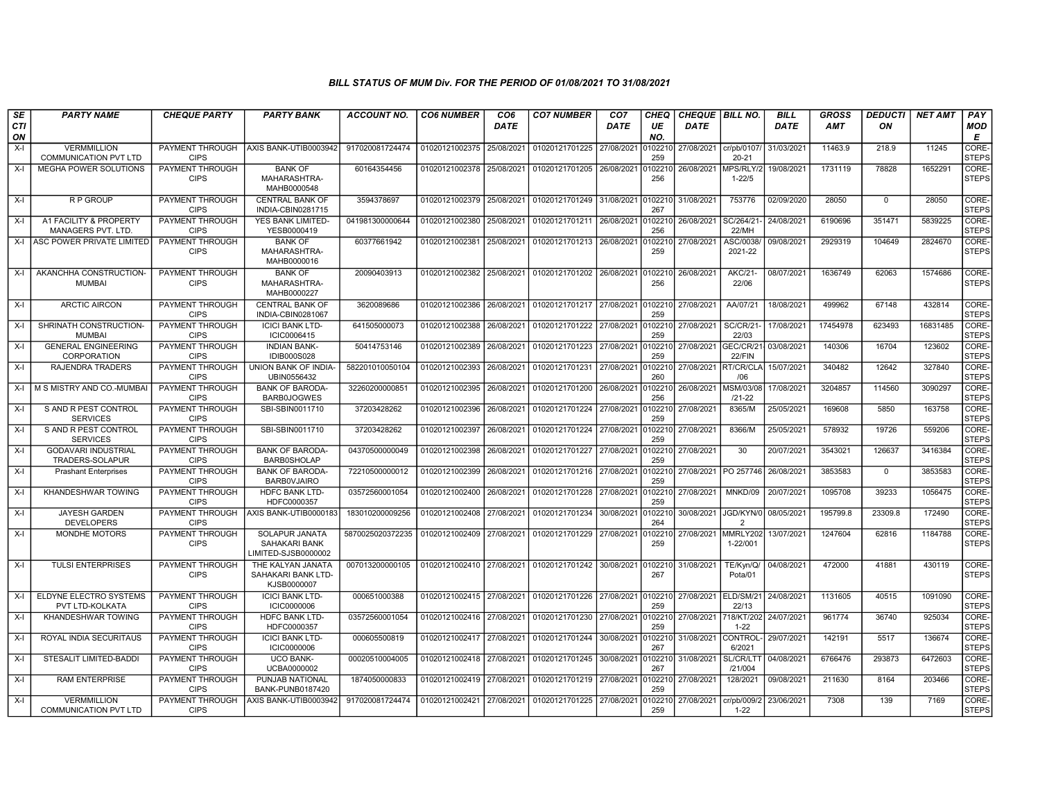*BILL STATUS OF MUM Div. FOR THE PERIOD OF 01/08/2021 TO 31/08/2021*

| SECTION | PARTY NAME | CHEQUE PARTY | PARTY BANK | ACCOUNT NO. | CO6 NUMBER | CO6 DATE | CO7 NUMBER | CO7 DATE | CHEQUE NO. | CHEQUE DATE | BILL NO. | BILL DATE | GROSS AMT | DEDUCTION | NET AMT | PAY MODE |
|---|---|---|---|---|---|---|---|---|---|---|---|---|---|---|---|---|
| X-I | VERMMILLION COMMUNICATION PVT LTD | PAYMENT THROUGH CIPS | AXIS BANK-UTIB0003942 | 917020081724474 | 01020121002375 | 25/08/2021 | 01020121701225 | 27/08/2021 | 0102210259 | 27/08/2021 | cr/pb/0107/20-21 | 31/03/2021 | 11463.9 | 218.9 | 11245 | CORE-STEPS |
| X-I | MEGHA POWER SOLUTIONS | PAYMENT THROUGH CIPS | BANK OF MAHARASHTRA-MAHB0000548 | 60164354456 | 01020121002378 | 25/08/2021 | 01020121701205 | 26/08/2021 | 0102210256 | 26/08/2021 | MPS/RLY/21-22/5 | 19/08/2021 | 1731119 | 78828 | 1652291 | CORE-STEPS |
| X-I | R P GROUP | PAYMENT THROUGH CIPS | CENTRAL BANK OF INDIA-CBIN0281715 | 3594378697 | 01020121002379 | 25/08/2021 | 01020121701249 | 31/08/2021 | 0102210267 | 31/08/2021 | 753776 | 02/09/2020 | 28050 | 0 | 28050 | CORE-STEPS |
| X-I | A1 FACILITY & PROPERTY MANAGERS PVT. LTD. | PAYMENT THROUGH CIPS | YES BANK LIMITED-YESB0000419 | 041981300000644 | 01020121002380 | 25/08/2021 | 01020121701211 | 26/08/2021 | 0102210256 | 26/08/2021 | SC/264/21-22/MH | 24/08/2021 | 6190696 | 351471 | 5839225 | CORE-STEPS |
| X-I | ASC POWER PRIVATE LIMITED | PAYMENT THROUGH CIPS | BANK OF MAHARASHTRA-MAHB0000016 | 60377661942 | 01020121002381 | 25/08/2021 | 01020121701213 | 26/08/2021 | 0102210259 | 27/08/2021 | ASC/0038/2021-22 | 09/08/2021 | 2929319 | 104649 | 2824670 | CORE-STEPS |
| X-I | AKANCHHA CONSTRUCTION-MUMBAI | PAYMENT THROUGH CIPS | BANK OF MAHARASHTRA-MAHB0000227 | 20090403913 | 01020121002382 | 25/08/2021 | 01020121701202 | 26/08/2021 | 0102210256 | 26/08/2021 | AKC/21-22/06 | 08/07/2021 | 1636749 | 62063 | 1574686 | CORE-STEPS |
| X-I | ARCTIC AIRCON | PAYMENT THROUGH CIPS | CENTRAL BANK OF INDIA-CBIN0281067 | 3620089686 | 01020121002386 | 26/08/2021 | 01020121701217 | 27/08/2021 | 0102210259 | 27/08/2021 | AA/07/21 | 18/08/2021 | 499962 | 67148 | 432814 | CORE-STEPS |
| X-I | SHRINATH CONSTRUCTION-MUMBAI | PAYMENT THROUGH CIPS | ICICI BANK LTD-ICIC0006415 | 641505000073 | 01020121002388 | 26/08/2021 | 01020121701222 | 27/08/2021 | 0102210259 | 27/08/2021 | SC/CR/21-22/03 | 17/08/2021 | 17454978 | 623493 | 16831485 | CORE-STEPS |
| X-I | GENERAL ENGINEERING CORPORATION | PAYMENT THROUGH CIPS | INDIAN BANK-IDIB000S028 | 50414753146 | 01020121002389 | 26/08/2021 | 01020121701223 | 27/08/2021 | 0102210259 | 27/08/2021 | GEC/CR/21-22/FIN | 03/08/2021 | 140306 | 16704 | 123602 | CORE-STEPS |
| X-I | RAJENDRA TRADERS | PAYMENT THROUGH CIPS | UNION BANK OF INDIA-UBIN0556432 | 582201010050104 | 01020121002393 | 26/08/2021 | 01020121701231 | 27/08/2021 | 0102210260 | 27/08/2021 | RT/CR/CLA/06 | 15/07/2021 | 340482 | 12642 | 327840 | CORE-STEPS |
| X-I | M S MISTRY AND CO.-MUMBAI | PAYMENT THROUGH CIPS | BANK OF BARODA-BARB0JOGWES | 32260200000851 | 01020121002395 | 26/08/2021 | 01020121701200 | 26/08/2021 | 0102210256 | 26/08/2021 | MSM/03/08/21-22 | 17/08/2021 | 3204857 | 114560 | 3090297 | CORE-STEPS |
| X-I | S AND R PEST CONTROL SERVICES | PAYMENT THROUGH CIPS | SBI-SBIN0011710 | 37203428262 | 01020121002396 | 26/08/2021 | 01020121701224 | 27/08/2021 | 0102210259 | 27/08/2021 | 8365/M | 25/05/2021 | 169608 | 5850 | 163758 | CORE-STEPS |
| X-I | S AND R PEST CONTROL SERVICES | PAYMENT THROUGH CIPS | SBI-SBIN0011710 | 37203428262 | 01020121002397 | 26/08/2021 | 01020121701224 | 27/08/2021 | 0102210259 | 27/08/2021 | 8366/M | 25/05/2021 | 578932 | 19726 | 559206 | CORE-STEPS |
| X-I | GODAVARI INDUSTRIAL TRADERS-SOLAPUR | PAYMENT THROUGH CIPS | BANK OF BARODA-BARB0SHOLAP | 04370500000049 | 01020121002398 | 26/08/2021 | 01020121701227 | 27/08/2021 | 0102210259 | 27/08/2021 | 30 | 20/07/2021 | 3543021 | 126637 | 3416384 | CORE-STEPS |
| X-I | Prashant Enterprises | PAYMENT THROUGH CIPS | BANK OF BARODA-BARB0VJAIRO | 72210500000012 | 01020121002399 | 26/08/2021 | 01020121701216 | 27/08/2021 | 0102210259 | 27/08/2021 | PO 257746 | 26/08/2021 | 3853583 | 0 | 3853583 | CORE-STEPS |
| X-I | KHANDESHWAR TOWING | PAYMENT THROUGH CIPS | HDFC BANK LTD-HDFC0000357 | 03572560001054 | 01020121002400 | 26/08/2021 | 01020121701228 | 27/08/2021 | 0102210259 | 27/08/2021 | MNKD/09 | 20/07/2021 | 1095708 | 39233 | 1056475 | CORE-STEPS |
| X-I | JAYESH GARDEN DEVELOPERS | PAYMENT THROUGH CIPS | AXIS BANK-UTIB0000183 | 183010200009256 | 01020121002408 | 27/08/2021 | 01020121701234 | 30/08/2021 | 0102210264 | 30/08/2021 | JGD/KYN/02 | 08/05/2021 | 195799.8 | 23309.8 | 172490 | CORE-STEPS |
| X-I | MONDHE MOTORS | PAYMENT THROUGH CIPS | SOLAPUR JANATA SAHAKARI BANK LIMITED-SJSB0000002 | 5870025020372235 | 01020121002409 | 27/08/2021 | 01020121701229 | 27/08/2021 | 0102210259 | 27/08/2021 | MMRLY2021-22/001 | 13/07/2021 | 1247604 | 62816 | 1184788 | CORE-STEPS |
| X-I | TULSI ENTERPRISES | PAYMENT THROUGH CIPS | THE KALYAN JANATA SAHAKARI BANK LTD-KJSB0000007 | 007013200000105 | 01020121002410 | 27/08/2021 | 01020121701242 | 30/08/2021 | 0102210267 | 31/08/2021 | TE/Kyn/Q/Pota/01 | 04/08/2021 | 472000 | 41881 | 430119 | CORE-STEPS |
| X-I | ELDYNE ELECTRO SYSTEMS PVT LTD-KOLKATA | PAYMENT THROUGH CIPS | ICICI BANK LTD-ICIC0000006 | 000651000388 | 01020121002415 | 27/08/2021 | 01020121701226 | 27/08/2021 | 0102210259 | 27/08/2021 | ELD/SM/21 22/13 | 24/08/2021 | 1131605 | 40515 | 1091090 | CORE-STEPS |
| X-I | KHANDESHWAR TOWING | PAYMENT THROUGH CIPS | HDFC BANK LTD-HDFC0000357 | 03572560001054 | 01020121002416 | 27/08/2021 | 01020121701230 | 27/08/2021 | 0102210259 | 27/08/2021 | 718/KT/2021-22 | 24/07/2021 | 961774 | 36740 | 925034 | CORE-STEPS |
| X-I | ROYAL INDIA SECURITAUS | PAYMENT THROUGH CIPS | ICICI BANK LTD-ICIC0000006 | 000605500819 | 01020121002417 | 27/08/2021 | 01020121701244 | 30/08/2021 | 0102210267 | 31/08/2021 | CONTROL-6/2021 | 29/07/2021 | 142191 | 5517 | 136674 | CORE-STEPS |
| X-I | STESALIT LIMITED-BADDI | PAYMENT THROUGH CIPS | UCO BANK-UCBA0000002 | 00020510004005 | 01020121002418 | 27/08/2021 | 01020121701245 | 30/08/2021 | 0102210267 | 31/08/2021 | SL/CR/LTT/21/004 | 04/08/2021 | 6766476 | 293873 | 6472603 | CORE-STEPS |
| X-I | RAM ENTERPRISE | PAYMENT THROUGH CIPS | PUNJAB NATIONAL BANK-PUNB0187420 | 1874050000833 | 01020121002419 | 27/08/2021 | 01020121701219 | 27/08/2021 | 0102210259 | 27/08/2021 | 128/2021 | 09/08/2021 | 211630 | 8164 | 203466 | CORE-STEPS |
| X-I | VERMMILLION COMMUNICATION PVT LTD | PAYMENT THROUGH CIPS | AXIS BANK-UTIB0003942 | 917020081724474 | 01020121002421 | 27/08/2021 | 01020121701225 | 27/08/2021 | 0102210259 | 27/08/2021 | cr/pb/009/21-22 | 23/06/2021 | 7308 | 139 | 7169 | CORE-STEPS |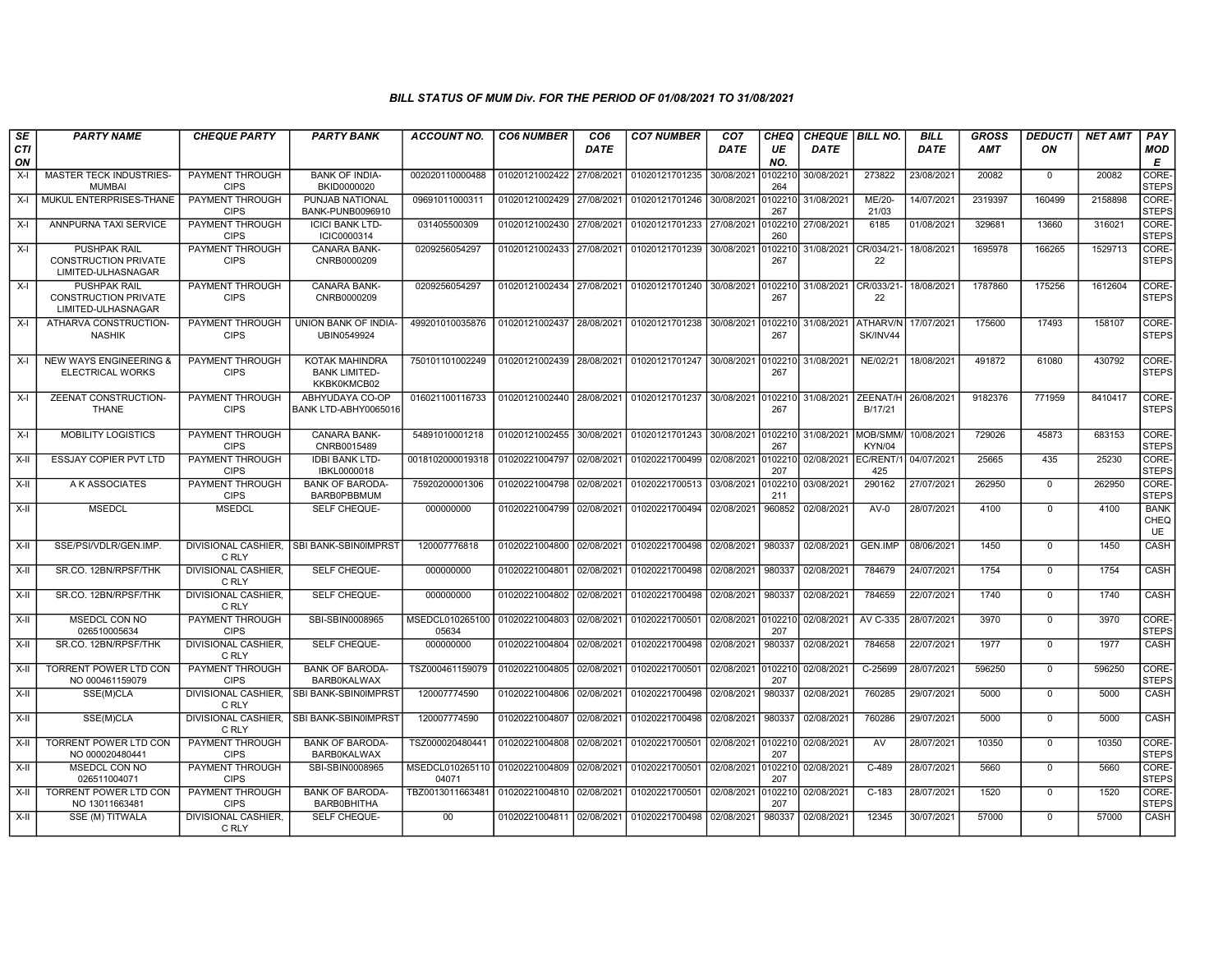# BILL STATUS OF MUM Div. FOR THE PERIOD OF 01/08/2021 TO 31/08/2021

| SECTION | PARTY NAME | CHEQUE PARTY | PARTY BANK | ACCOUNT NO. | CO6 NUMBER | CO6 DATE | CO7 NUMBER | CO7 DATE | CHEQUE NO. | CHEQUE DATE | BILL NO. | BILL DATE | GROSS AMT | DEDUCTION | NET AMT | PAY MODE |
|---|---|---|---|---|---|---|---|---|---|---|---|---|---|---|---|---|
| X-I | MASTER TECK INDUSTRIES-MUMBAI | PAYMENT THROUGH CIPS | BANK OF INDIA-BKID0000020 | 002020110000488 | 01020121002422 | 27/08/2021 | 01020121701235 | 30/08/2021 | 0102210264 | 30/08/2021 | 273822 | 23/08/2021 | 20082 | 0 | 20082 | CORE-STEPS |
| X-I | MUKUL ENTERPRISES-THANE | PAYMENT THROUGH CIPS | PUNJAB NATIONAL BANK-PUNB0096910 | 09691011000311 | 01020121002429 | 27/08/2021 | 01020121701246 | 30/08/2021 | 0102210267 | 31/08/2021 | ME/20-21/03 | 14/07/2021 | 2319397 | 160499 | 2158898 | CORE-STEPS |
| X-I | ANNPURNA TAXI SERVICE | PAYMENT THROUGH CIPS | ICICI BANK LTD-ICIC0000314 | 031405500309 | 01020121002430 | 27/08/2021 | 01020121701233 | 27/08/2021 | 0102210260 | 27/08/2021 | 6185 | 01/08/2021 | 329681 | 13660 | 316021 | CORE-STEPS |
| X-I | PUSHPAK RAIL CONSTRUCTION PRIVATE LIMITED-ULHASNAGAR | PAYMENT THROUGH CIPS | CANARA BANK-CNRB0000209 | 0209256054297 | 01020121002433 | 27/08/2021 | 01020121701239 | 30/08/2021 | 0102210267 | 31/08/2021 | CR/034/21-22 | 18/08/2021 | 1695978 | 166265 | 1529713 | CORE-STEPS |
| X-I | PUSHPAK RAIL CONSTRUCTION PRIVATE LIMITED-ULHASNAGAR | PAYMENT THROUGH CIPS | CANARA BANK-CNRB0000209 | 0209256054297 | 01020121002434 | 27/08/2021 | 01020121701240 | 30/08/2021 | 0102210267 | 31/08/2021 | CR/033/21-22 | 18/08/2021 | 1787860 | 175256 | 1612604 | CORE-STEPS |
| X-I | ATHARVA CONSTRUCTION-NASHIK | PAYMENT THROUGH CIPS | UNION BANK OF INDIA-UBIN0549924 | 499201010035876 | 01020121002437 | 28/08/2021 | 01020121701238 | 30/08/2021 | 0102210267 | 31/08/2021 | ATHARV/NSK/INV44 | 17/07/2021 | 175600 | 17493 | 158107 | CORE-STEPS |
| X-I | NEW WAYS ENGINEERING & ELECTRICAL WORKS | PAYMENT THROUGH CIPS | KOTAK MAHINDRA BANK LIMITED-KKBK0KMCB02 | 750101101002249 | 01020121002439 | 28/08/2021 | 01020121701247 | 30/08/2021 | 0102210267 | 31/08/2021 | NE/02/21 | 18/08/2021 | 491872 | 61080 | 430792 | CORE-STEPS |
| X-I | ZEENAT CONSTRUCTION-THANE | PAYMENT THROUGH CIPS | ABHYUDAYA CO-OP BANK LTD-ABHY0065016 | 016021100116733 | 01020121002440 | 28/08/2021 | 01020121701237 | 30/08/2021 | 0102210267 | 31/08/2021 | ZEENAT/HB/17/21 | 26/08/2021 | 9182376 | 771959 | 8410417 | CORE-STEPS |
| X-I | MOBILITY LOGISTICS | PAYMENT THROUGH CIPS | CANARA BANK-CNRB0015489 | 54891010001218 | 01020121002455 | 30/08/2021 | 01020121701243 | 30/08/2021 | 0102210267 | 31/08/2021 | MOB/SMM/KYN/04 | 10/08/2021 | 729026 | 45873 | 683153 | CORE-STEPS |
| X-II | ESSJAY COPIER PVT LTD | PAYMENT THROUGH CIPS | IDBI BANK LTD-IBKL0000018 | 0018102000019318 | 01020221004797 | 02/08/2021 | 01020221700499 | 02/08/2021 | 0102210207 | 02/08/2021 | EC/RENT/1425 | 04/07/2021 | 25665 | 435 | 25230 | CORE-STEPS |
| X-II | A K ASSOCIATES | PAYMENT THROUGH CIPS | BANK OF BARODA-BARB0PBBMUM | 75920200001306 | 01020221004798 | 02/08/2021 | 01020221700513 | 03/08/2021 | 0102210211 | 03/08/2021 | 290162 | 27/07/2021 | 262950 | 0 | 262950 | CORE-STEPS |
| X-II | MSEDCL | MSEDCL | SELF CHEQUE- | 000000000 | 01020221004799 | 02/08/2021 | 01020221700494 | 02/08/2021 | 960852 | 02/08/2021 | AV-0 | 28/07/2021 | 4100 | 0 | 4100 | BANK CHEQUE |
| X-II | SSE/PSI/VDLR/GEN.IMP. | DIVISIONAL CASHIER, C RLY | SBI BANK-SBIN0IMPRST | 120007776818 | 01020221004800 | 02/08/2021 | 01020221700498 | 02/08/2021 | 980337 | 02/08/2021 | GEN.IMP | 08/06/2021 | 1450 | 0 | 1450 | CASH |
| X-II | SR.CO. 12BN/RPSF/THK | DIVISIONAL CASHIER, C RLY | SELF CHEQUE- | 000000000 | 01020221004801 | 02/08/2021 | 01020221700498 | 02/08/2021 | 980337 | 02/08/2021 | 784679 | 24/07/2021 | 1754 | 0 | 1754 | CASH |
| X-II | SR.CO. 12BN/RPSF/THK | DIVISIONAL CASHIER, C RLY | SELF CHEQUE- | 000000000 | 01020221004802 | 02/08/2021 | 01020221700498 | 02/08/2021 | 980337 | 02/08/2021 | 784659 | 22/07/2021 | 1740 | 0 | 1740 | CASH |
| X-II | MSEDCL CON NO 026510005634 | PAYMENT THROUGH CIPS | SBI-SBIN0008965 | MSEDCL01026510005634 | 01020221004803 | 02/08/2021 | 01020221700501 | 02/08/2021 | 0102210207 | 02/08/2021 | AV C-335 | 28/07/2021 | 3970 | 0 | 3970 | CORE-STEPS |
| X-II | SR.CO. 12BN/RPSF/THK | DIVISIONAL CASHIER, C RLY | SELF CHEQUE- | 000000000 | 01020221004804 | 02/08/2021 | 01020221700498 | 02/08/2021 | 980337 | 02/08/2021 | 784658 | 22/07/2021 | 1977 | 0 | 1977 | CASH |
| X-II | TORRENT POWER LTD CON NO 000461159079 | PAYMENT THROUGH CIPS | BANK OF BARODA-BARB0KALWAX | TSZ000461159079 | 01020221004805 | 02/08/2021 | 01020221700501 | 02/08/2021 | 0102210207 | 02/08/2021 | C-25699 | 28/07/2021 | 596250 | 0 | 596250 | CORE-STEPS |
| X-II | SSE(M)CLA | DIVISIONAL CASHIER, C RLY | SBI BANK-SBIN0IMPRST | 120007774590 | 01020221004806 | 02/08/2021 | 01020221700498 | 02/08/2021 | 980337 | 02/08/2021 | 760285 | 29/07/2021 | 5000 | 0 | 5000 | CASH |
| X-II | SSE(M)CLA | DIVISIONAL CASHIER, C RLY | SBI BANK-SBIN0IMPRST | 120007774590 | 01020221004807 | 02/08/2021 | 01020221700498 | 02/08/2021 | 980337 | 02/08/2021 | 760286 | 29/07/2021 | 5000 | 0 | 5000 | CASH |
| X-II | TORRENT POWER LTD CON NO 000020480441 | PAYMENT THROUGH CIPS | BANK OF BARODA-BARB0KALWAX | TSZ000020480441 | 01020221004808 | 02/08/2021 | 01020221700501 | 02/08/2021 | 0102210207 | 02/08/2021 | AV | 28/07/2021 | 10350 | 0 | 10350 | CORE-STEPS |
| X-II | MSEDCL CON NO 026511004071 | PAYMENT THROUGH CIPS | SBI-SBIN0008965 | MSEDCL01026511004071 | 01020221004809 | 02/08/2021 | 01020221700501 | 02/08/2021 | 0102210207 | 02/08/2021 | C-489 | 28/07/2021 | 5660 | 0 | 5660 | CORE-STEPS |
| X-II | TORRENT POWER LTD CON NO 13011663481 | PAYMENT THROUGH CIPS | BANK OF BARODA-BARB0BHITHA | TBZ0013011663481 | 01020221004810 | 02/08/2021 | 01020221700501 | 02/08/2021 | 0102210207 | 02/08/2021 | C-183 | 28/07/2021 | 1520 | 0 | 1520 | CORE-STEPS |
| X-II | SSE (M) TITWALA | DIVISIONAL CASHIER, C RLY | SELF CHEQUE- | 00 | 01020221004811 | 02/08/2021 | 01020221700498 | 02/08/2021 | 980337 | 02/08/2021 | 12345 | 30/07/2021 | 57000 | 0 | 57000 | CASH |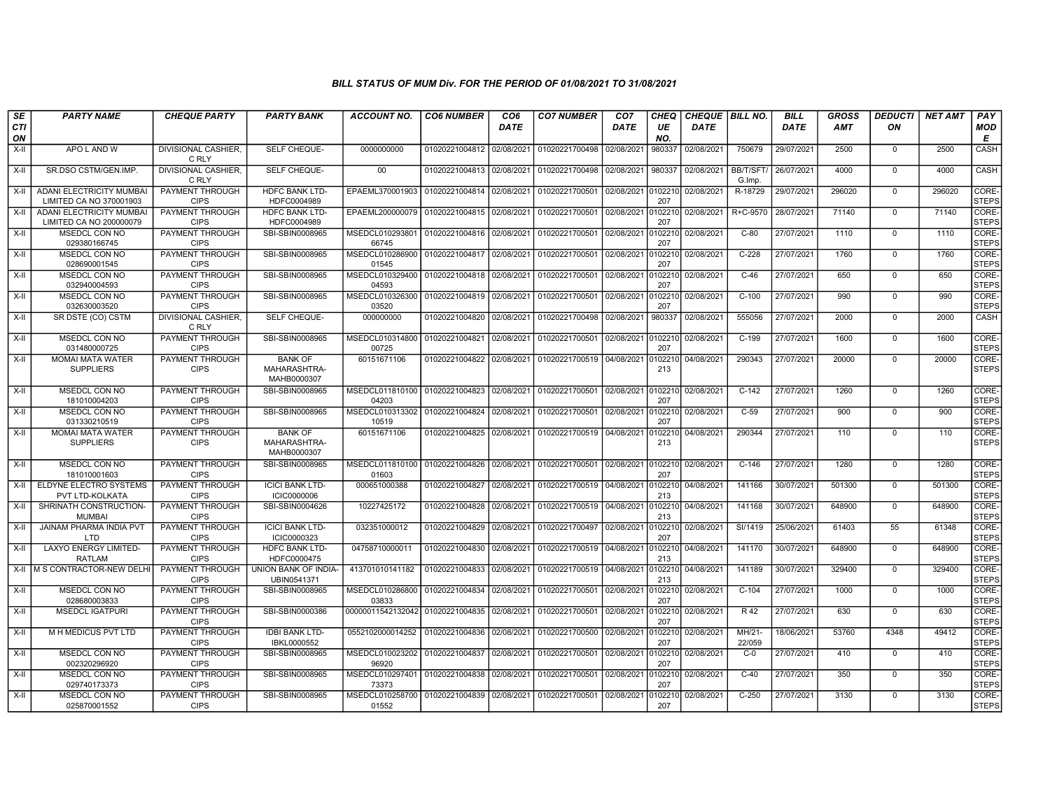### BILL STATUS OF MUM Div. FOR THE PERIOD OF 01/08/2021 TO 31/08/2021

| SECTION | PARTY NAME | CHEQUE PARTY | PARTY BANK | ACCOUNT NO. | CO6 NUMBER | CO6 DATE | CO7 NUMBER | CO7 DATE | CHEQUE NO. | CHEQUE DATE | BILL NO. | BILL DATE | GROSS AMT | DEDUCTION | NET AMT | PAY MODE |
|---|---|---|---|---|---|---|---|---|---|---|---|---|---|---|---|---|
| X-II | APO L AND W | DIVISIONAL CASHIER, C RLY | SELF CHEQUE- | 0000000000 | 01020221004812 | 02/08/2021 | 01020221700498 | 02/08/2021 | 980337 | 02/08/2021 | 750679 | 29/07/2021 | 2500 | 0 | 2500 | CASH |
| X-II | SR.DSO CSTM/GEN.IMP. | DIVISIONAL CASHIER, C RLY | SELF CHEQUE- | 00 | 01020221004813 | 02/08/2021 | 01020221700498 | 02/08/2021 | 980337 | 02/08/2021 | BB/T/SFT/ G.Imp. | 26/07/2021 | 4000 | 0 | 4000 | CASH |
| X-II | ADANI ELECTRICITY MUMBAI LIMITED CA NO 370001903 | PAYMENT THROUGH CIPS | HDFC BANK LTD-HDFC0004989 | EPAEML370001903 | 01020221004814 | 02/08/2021 | 01020221700501 | 02/08/2021 | 0102210207 | 02/08/2021 | R-18729 | 29/07/2021 | 296020 | 0 | 296020 | CORE-STEPS |
| X-II | ADANI ELECTRICITY MUMBAI LIMITED CA NO 200000079 | PAYMENT THROUGH CIPS | HDFC BANK LTD-HDFC0004989 | EPAEML200000079 | 01020221004815 | 02/08/2021 | 01020221700501 | 02/08/2021 | 0102210207 | 02/08/2021 | R+C-9570 | 28/07/2021 | 71140 | 0 | 71140 | CORE-STEPS |
| X-II | MSEDCL CON NO 029380166745 | PAYMENT THROUGH CIPS | SBI-SBIN0008965 | MSEDCL01029380166745 | 01020221004816 | 02/08/2021 | 01020221700501 | 02/08/2021 | 0102210207 | 02/08/2021 | C-80 | 27/07/2021 | 1110 | 0 | 1110 | CORE-STEPS |
| X-II | MSEDCL CON NO 028690001545 | PAYMENT THROUGH CIPS | SBI-SBIN0008965 | MSEDCL01028690001545 | 01020221004817 | 02/08/2021 | 01020221700501 | 02/08/2021 | 0102210207 | 02/08/2021 | C-228 | 27/07/2021 | 1760 | 0 | 1760 | CORE-STEPS |
| X-II | MSEDCL CON NO 032940004593 | PAYMENT THROUGH CIPS | SBI-SBIN0008965 | MSEDCL01032940004593 | 01020221004818 | 02/08/2021 | 01020221700501 | 02/08/2021 | 0102210207 | 02/08/2021 | C-46 | 27/07/2021 | 650 | 0 | 650 | CORE-STEPS |
| X-II | MSEDCL CON NO 032630003520 | PAYMENT THROUGH CIPS | SBI-SBIN0008965 | MSEDCL01032630003520 | 01020221004819 | 02/08/2021 | 01020221700501 | 02/08/2021 | 0102210207 | 02/08/2021 | C-100 | 27/07/2021 | 990 | 0 | 990 | CORE-STEPS |
| X-II | SR DSTE (CO) CSTM | DIVISIONAL CASHIER, C RLY | SELF CHEQUE- | 000000000 | 01020221004820 | 02/08/2021 | 01020221700498 | 02/08/2021 | 980337 | 02/08/2021 | 555056 | 27/07/2021 | 2000 | 0 | 2000 | CASH |
| X-II | MSEDCL CON NO 031480000725 | PAYMENT THROUGH CIPS | SBI-SBIN0008965 | MSEDCL01031480000725 | 01020221004821 | 02/08/2021 | 01020221700501 | 02/08/2021 | 0102210207 | 02/08/2021 | C-199 | 27/07/2021 | 1600 | 0 | 1600 | CORE-STEPS |
| X-II | MOMAI MATA WATER SUPPLIERS | PAYMENT THROUGH CIPS | BANK OF MAHARASHTRA-MAHB0000307 | 60151671106 | 01020221004822 | 02/08/2021 | 01020221700519 | 04/08/2021 | 0102210213 | 04/08/2021 | 290343 | 27/07/2021 | 20000 | 0 | 20000 | CORE-STEPS |
| X-II | MSEDCL CON NO 181010004203 | PAYMENT THROUGH CIPS | SBI-SBIN0008965 | MSEDCL01181010004203 | 01020221004823 | 02/08/2021 | 01020221700501 | 02/08/2021 | 0102210207 | 02/08/2021 | C-142 | 27/07/2021 | 1260 | 0 | 1260 | CORE-STEPS |
| X-II | MSEDCL CON NO 031330210519 | PAYMENT THROUGH CIPS | SBI-SBIN0008965 | MSEDCL01031330210519 | 01020221004824 | 02/08/2021 | 01020221700501 | 02/08/2021 | 0102210207 | 02/08/2021 | C-59 | 27/07/2021 | 900 | 0 | 900 | CORE-STEPS |
| X-II | MOMAI MATA WATER SUPPLIERS | PAYMENT THROUGH CIPS | BANK OF MAHARASHTRA-MAHB0000307 | 60151671106 | 01020221004825 | 02/08/2021 | 01020221700519 | 04/08/2021 | 0102210213 | 04/08/2021 | 290344 | 27/07/2021 | 110 | 0 | 110 | CORE-STEPS |
| X-II | MSEDCL CON NO 181010001603 | PAYMENT THROUGH CIPS | SBI-SBIN0008965 | MSEDCL01181010001603 | 01020221004826 | 02/08/2021 | 01020221700501 | 02/08/2021 | 0102210207 | 02/08/2021 | C-146 | 27/07/2021 | 1280 | 0 | 1280 | CORE-STEPS |
| X-II | ELDYNE ELECTRO SYSTEMS PVT LTD-KOLKATA | PAYMENT THROUGH CIPS | ICICI BANK LTD-ICIC0000006 | 000651000388 | 01020221004827 | 02/08/2021 | 01020221700519 | 04/08/2021 | 0102210213 | 04/08/2021 | 141166 | 30/07/2021 | 501300 | 0 | 501300 | CORE-STEPS |
| X-II | SHRINATH CONSTRUCTION-MUMBAI | PAYMENT THROUGH CIPS | SBI-SBIN0004626 | 10227425172 | 01020221004828 | 02/08/2021 | 01020221700519 | 04/08/2021 | 0102210213 | 04/08/2021 | 141168 | 30/07/2021 | 648900 | 0 | 648900 | CORE-STEPS |
| X-II | JAINAM PHARMA INDIA PVT LTD | PAYMENT THROUGH CIPS | ICICI BANK LTD-ICIC0000323 | 032351000012 | 01020221004829 | 02/08/2021 | 01020221700497 | 02/08/2021 | 0102210207 | 02/08/2021 | SI/1419 | 25/06/2021 | 61403 | 55 | 61348 | CORE-STEPS |
| X-II | LAXYO ENERGY LIMITED-RATLAM | PAYMENT THROUGH CIPS | HDFC BANK LTD-HDFC0000475 | 04758710000011 | 01020221004830 | 02/08/2021 | 01020221700519 | 04/08/2021 | 0102210213 | 04/08/2021 | 141170 | 30/07/2021 | 648900 | 0 | 648900 | CORE-STEPS |
| X-II | M S CONTRACTOR-NEW DELHI | PAYMENT THROUGH CIPS | UNION BANK OF INDIA-UBIN0541371 | 413701010141182 | 01020221004833 | 02/08/2021 | 01020221700519 | 04/08/2021 | 0102210213 | 04/08/2021 | 141189 | 30/07/2021 | 329400 | 0 | 329400 | CORE-STEPS |
| X-II | MSEDCL CON NO 028680003833 | PAYMENT THROUGH CIPS | SBI-SBIN0008965 | MSEDCL01028680003833 | 01020221004834 | 02/08/2021 | 01020221700501 | 02/08/2021 | 0102210207 | 02/08/2021 | C-104 | 27/07/2021 | 1000 | 0 | 1000 | CORE-STEPS |
| X-II | MSEDCL IGATPURI | PAYMENT THROUGH CIPS | SBI-SBIN0000386 | 00000011542132042 | 01020221004835 | 02/08/2021 | 01020221700501 | 02/08/2021 | 0102210207 | 02/08/2021 | R 42 | 27/07/2021 | 630 | 0 | 630 | CORE-STEPS |
| X-II | M H MEDICUS PVT LTD | PAYMENT THROUGH CIPS | IDBI BANK LTD-IBKL0000552 | 0552102000014252 | 01020221004836 | 02/08/2021 | 01020221700500 | 02/08/2021 | 0102210207 | 02/08/2021 | MH/21-22/059 | 18/06/2021 | 53760 | 4348 | 49412 | CORE-STEPS |
| X-II | MSEDCL CON NO 002320296920 | PAYMENT THROUGH CIPS | SBI-SBIN0008965 | MSEDCL01002320296920 | 01020221004837 | 02/08/2021 | 01020221700501 | 02/08/2021 | 0102210207 | 02/08/2021 | C-0 | 27/07/2021 | 410 | 0 | 410 | CORE-STEPS |
| X-II | MSEDCL CON NO 029740173373 | PAYMENT THROUGH CIPS | SBI-SBIN0008965 | MSEDCL01029740173373 | 01020221004838 | 02/08/2021 | 01020221700501 | 02/08/2021 | 0102210207 | 02/08/2021 | C-40 | 27/07/2021 | 350 | 0 | 350 | CORE-STEPS |
| X-II | MSEDCL CON NO 025870001552 | PAYMENT THROUGH CIPS | SBI-SBIN0008965 | MSEDCL01025870001552 | 01020221004839 | 02/08/2021 | 01020221700501 | 02/08/2021 | 0102210207 | 02/08/2021 | C-250 | 27/07/2021 | 3130 | 0 | 3130 | CORE-STEPS |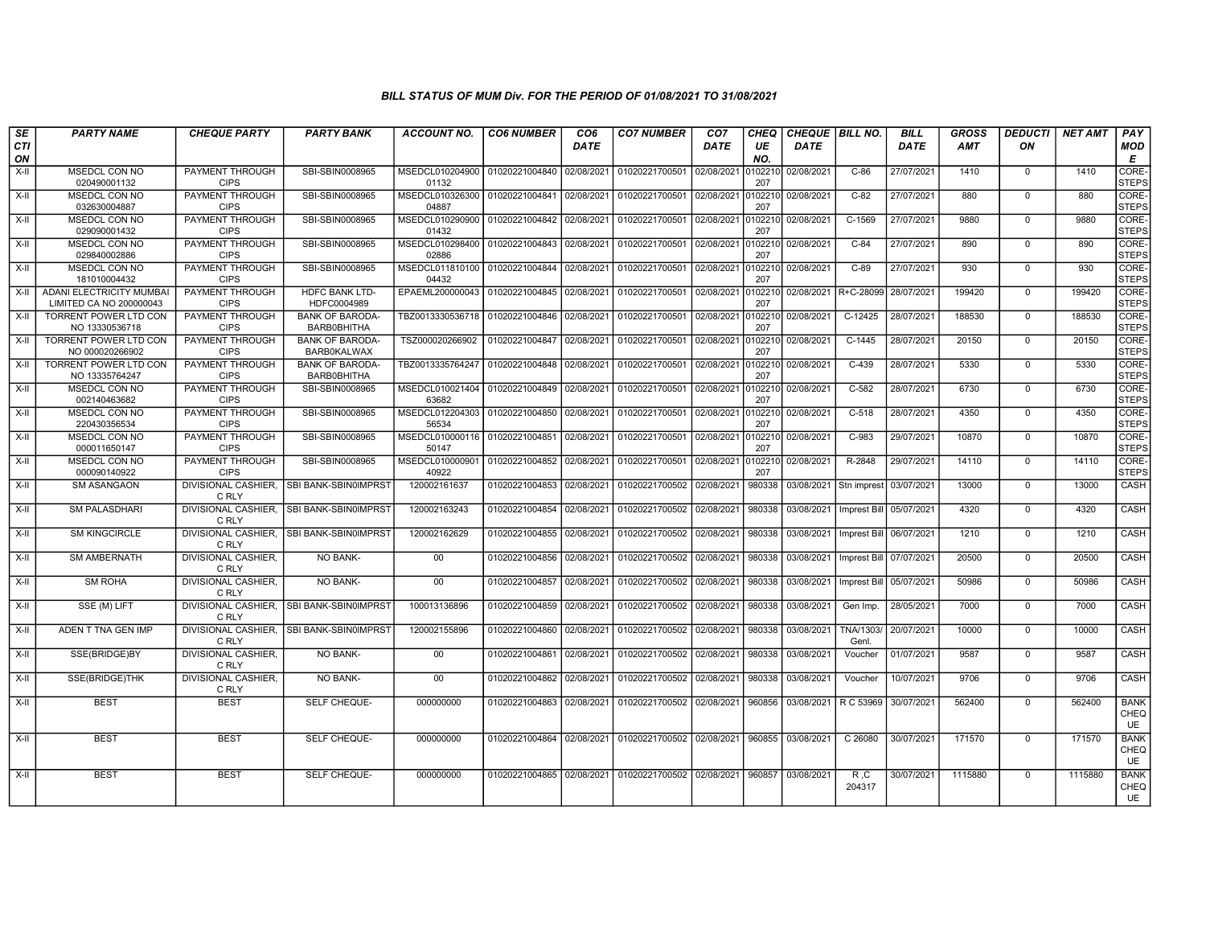### BILL STATUS OF MUM Div. FOR THE PERIOD OF 01/08/2021 TO 31/08/2021

| SECTION | PARTY NAME | CHEQUE PARTY | PARTY BANK | ACCOUNT NO. | CO6 NUMBER | CO6 DATE | CO7 NUMBER | CO7 DATE | CHEQUE NO. | CHEQUE DATE | BILL NO. | BILL DATE | GROSS AMT | DEDUCTION | NET AMT | PAY MODE |
|---|---|---|---|---|---|---|---|---|---|---|---|---|---|---|---|---|
| X-II | MSEDCL CON NO 020490001132 | PAYMENT THROUGH CIPS | SBI-SBIN0008965 | MSEDCL010204900 01132 | 01020221004840 | 02/08/2021 | 01020221700501 | 02/08/2021 | 0102210 207 | 02/08/2021 | C-86 | 27/07/2021 | 1410 | 0 | 1410 | CORE-STEPS |
| X-II | MSEDCL CON NO 032630004887 | PAYMENT THROUGH CIPS | SBI-SBIN0008965 | MSEDCL010326300 04887 | 01020221004841 | 02/08/2021 | 01020221700501 | 02/08/2021 | 0102210 207 | 02/08/2021 | C-82 | 27/07/2021 | 880 | 0 | 880 | CORE-STEPS |
| X-II | MSEDCL CON NO 029090001432 | PAYMENT THROUGH CIPS | SBI-SBIN0008965 | MSEDCL010290900 01432 | 01020221004842 | 02/08/2021 | 01020221700501 | 02/08/2021 | 0102210 207 | 02/08/2021 | C-1569 | 27/07/2021 | 9880 | 0 | 9880 | CORE-STEPS |
| X-II | MSEDCL CON NO 029840002886 | PAYMENT THROUGH CIPS | SBI-SBIN0008965 | MSEDCL010298400 02886 | 01020221004843 | 02/08/2021 | 01020221700501 | 02/08/2021 | 0102210 207 | 02/08/2021 | C-84 | 27/07/2021 | 890 | 0 | 890 | CORE-STEPS |
| X-II | MSEDCL CON NO 181010004432 | PAYMENT THROUGH CIPS | SBI-SBIN0008965 | MSEDCL011810100 04432 | 01020221004844 | 02/08/2021 | 01020221700501 | 02/08/2021 | 0102210 207 | 02/08/2021 | C-89 | 27/07/2021 | 930 | 0 | 930 | CORE-STEPS |
| X-II | ADANI ELECTRICITY MUMBAI LIMITED CA NO 200000043 | PAYMENT THROUGH CIPS | HDFC BANK LTD-HDFC0004989 | EPAEML200000043 | 01020221004845 | 02/08/2021 | 01020221700501 | 02/08/2021 | 0102210 207 | 02/08/2021 | R+C-28099 | 28/07/2021 | 199420 | 0 | 199420 | CORE-STEPS |
| X-II | TORRENT POWER LTD CON NO 13330536718 | PAYMENT THROUGH CIPS | BANK OF BARODA-BARB0BHITHA | TBZ0013330536718 | 01020221004846 | 02/08/2021 | 01020221700501 | 02/08/2021 | 0102210 207 | 02/08/2021 | C-12425 | 28/07/2021 | 188530 | 0 | 188530 | CORE-STEPS |
| X-II | TORRENT POWER LTD CON NO 000020266902 | PAYMENT THROUGH CIPS | BANK OF BARODA-BARB0KALWAX | TSZ000020266902 | 01020221004847 | 02/08/2021 | 01020221700501 | 02/08/2021 | 0102210 207 | 02/08/2021 | C-1445 | 28/07/2021 | 20150 | 0 | 20150 | CORE-STEPS |
| X-II | TORRENT POWER LTD CON NO 13335764247 | PAYMENT THROUGH CIPS | BANK OF BARODA-BARB0BHITHA | TBZ0013335764247 | 01020221004848 | 02/08/2021 | 01020221700501 | 02/08/2021 | 0102210 207 | 02/08/2021 | C-439 | 28/07/2021 | 5330 | 0 | 5330 | CORE-STEPS |
| X-II | MSEDCL CON NO 002140463682 | PAYMENT THROUGH CIPS | SBI-SBIN0008965 | MSEDCL010021404 63682 | 01020221004849 | 02/08/2021 | 01020221700501 | 02/08/2021 | 0102210 207 | 02/08/2021 | C-582 | 28/07/2021 | 6730 | 0 | 6730 | CORE-STEPS |
| X-II | MSEDCL CON NO 220430356534 | PAYMENT THROUGH CIPS | SBI-SBIN0008965 | MSEDCL012204303 56534 | 01020221004850 | 02/08/2021 | 01020221700501 | 02/08/2021 | 0102210 207 | 02/08/2021 | C-518 | 28/07/2021 | 4350 | 0 | 4350 | CORE-STEPS |
| X-II | MSEDCL CON NO 000011650147 | PAYMENT THROUGH CIPS | SBI-SBIN0008965 | MSEDCL010000116 50147 | 01020221004851 | 02/08/2021 | 01020221700501 | 02/08/2021 | 0102210 207 | 02/08/2021 | C-983 | 29/07/2021 | 10870 | 0 | 10870 | CORE-STEPS |
| X-II | MSEDCL CON NO 000090140922 | PAYMENT THROUGH CIPS | SBI-SBIN0008965 | MSEDCL010000901 40922 | 01020221004852 | 02/08/2021 | 01020221700501 | 02/08/2021 | 0102210 207 | 02/08/2021 | R-2848 | 29/07/2021 | 14110 | 0 | 14110 | CORE-STEPS |
| X-II | SM ASANGAON | DIVISIONAL CASHIER, C RLY | SBI BANK-SBIN0IMPRST | 120002161637 | 01020221004853 | 02/08/2021 | 01020221700502 | 02/08/2021 | 980338 | 03/08/2021 | Stn imprest | 03/07/2021 | 13000 | 0 | 13000 | CASH |
| X-II | SM PALASDHARI | DIVISIONAL CASHIER, C RLY | SBI BANK-SBIN0IMPRST | 120002163243 | 01020221004854 | 02/08/2021 | 01020221700502 | 02/08/2021 | 980338 | 03/08/2021 | Imprest Bill | 05/07/2021 | 4320 | 0 | 4320 | CASH |
| X-II | SM KINGCIRCLE | DIVISIONAL CASHIER, C RLY | SBI BANK-SBIN0IMPRST | 120002162629 | 01020221004855 | 02/08/2021 | 01020221700502 | 02/08/2021 | 980338 | 03/08/2021 | Imprest Bill | 06/07/2021 | 1210 | 0 | 1210 | CASH |
| X-II | SM AMBERNATH | DIVISIONAL CASHIER, C RLY | NO BANK- | 00 | 01020221004856 | 02/08/2021 | 01020221700502 | 02/08/2021 | 980338 | 03/08/2021 | Imprest Bill | 07/07/2021 | 20500 | 0 | 20500 | CASH |
| X-II | SM ROHA | DIVISIONAL CASHIER, C RLY | NO BANK- | 00 | 01020221004857 | 02/08/2021 | 01020221700502 | 02/08/2021 | 980338 | 03/08/2021 | Imprest Bill | 05/07/2021 | 50986 | 0 | 50986 | CASH |
| X-II | SSE (M) LIFT | DIVISIONAL CASHIER, C RLY | SBI BANK-SBIN0IMPRST | 100013136896 | 01020221004859 | 02/08/2021 | 01020221700502 | 02/08/2021 | 980338 | 03/08/2021 | Gen Imp. | 28/05/2021 | 7000 | 0 | 7000 | CASH |
| X-II | ADEN T TNA GEN IMP | DIVISIONAL CASHIER, C RLY | SBI BANK-SBIN0IMPRST | 120002155896 | 01020221004860 | 02/08/2021 | 01020221700502 | 02/08/2021 | 980338 | 03/08/2021 | TNA/1303/ Genl. | 20/07/2021 | 10000 | 0 | 10000 | CASH |
| X-II | SSE(BRIDGE)BY | DIVISIONAL CASHIER, C RLY | NO BANK- | 00 | 01020221004861 | 02/08/2021 | 01020221700502 | 02/08/2021 | 980338 | 03/08/2021 | Voucher | 01/07/2021 | 9587 | 0 | 9587 | CASH |
| X-II | SSE(BRIDGE)THK | DIVISIONAL CASHIER, C RLY | NO BANK- | 00 | 01020221004862 | 02/08/2021 | 01020221700502 | 02/08/2021 | 980338 | 03/08/2021 | Voucher | 10/07/2021 | 9706 | 0 | 9706 | CASH |
| X-II | BEST | BEST | SELF CHEQUE- | 000000000 | 01020221004863 | 02/08/2021 | 01020221700502 | 02/08/2021 | 960856 | 03/08/2021 | R C 53969 | 30/07/2021 | 562400 | 0 | 562400 | BANK CHEQUE |
| X-II | BEST | BEST | SELF CHEQUE- | 000000000 | 01020221004864 | 02/08/2021 | 01020221700502 | 02/08/2021 | 960855 | 03/08/2021 | C 26080 | 30/07/2021 | 171570 | 0 | 171570 | BANK CHEQUE |
| X-II | BEST | BEST | SELF CHEQUE- | 000000000 | 01020221004865 | 02/08/2021 | 01020221700502 | 02/08/2021 | 960857 | 03/08/2021 | R ,C 204317 | 30/07/2021 | 1115880 | 0 | 1115880 | BANK CHEQUE |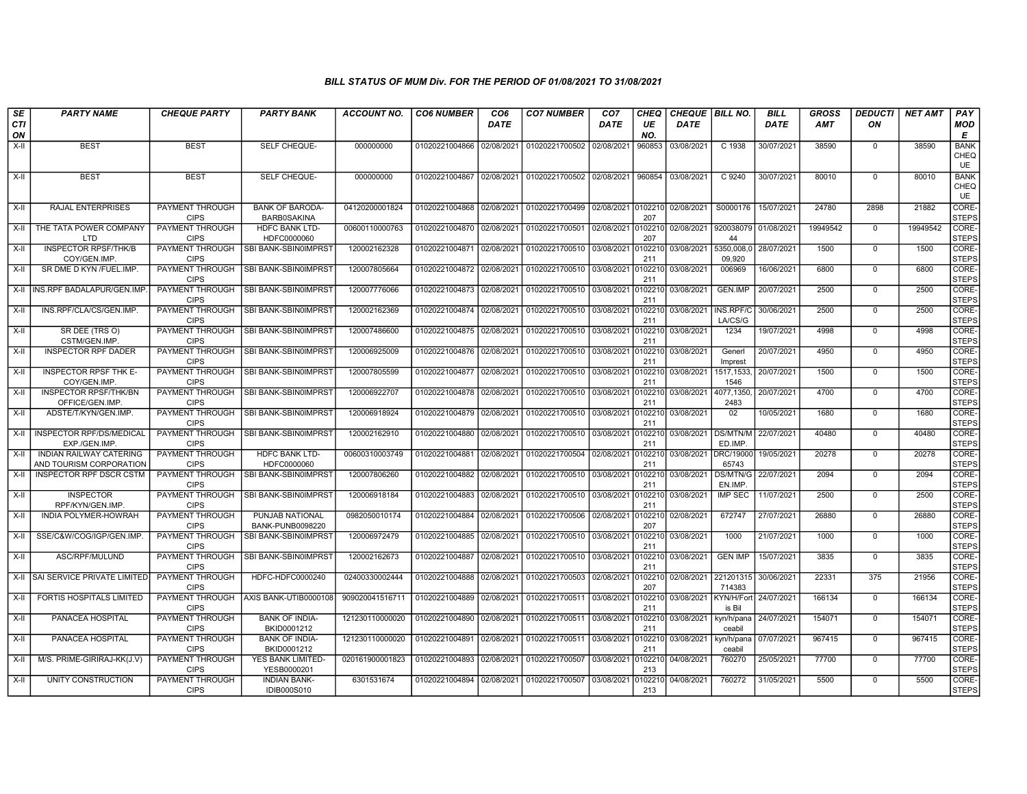### BILL STATUS OF MUM Div. FOR THE PERIOD OF 01/08/2021 TO 31/08/2021

| SECTION | PARTY NAME | CHEQUE PARTY | PARTY BANK | ACCOUNT NO. | CO6 NUMBER | CO6 DATE | CO7 NUMBER | CO7 DATE | CHEQUE NO. | CHEQUE DATE | BILL NO. | BILL DATE | GROSS AMT | DEDUCTION | NET AMT | PAY MODE |
|---|---|---|---|---|---|---|---|---|---|---|---|---|---|---|---|---|
| X-II | BEST | BEST | SELF CHEQUE- | 000000000 | 01020221004866 | 02/08/2021 | 01020221700502 | 02/08/2021 | 960853 | 03/08/2021 | C 1938 | 30/07/2021 | 38590 | 0 | 38590 | BANK CHEQUE |
| X-II | BEST | BEST | SELF CHEQUE- | 000000000 | 01020221004867 | 02/08/2021 | 01020221700502 | 02/08/2021 | 960854 | 03/08/2021 | C 9240 | 30/07/2021 | 80010 | 0 | 80010 | BANK CHEQUE |
| X-II | RAJAL ENTERPRISES | PAYMENT THROUGH CIPS | BANK OF BARODA-BARB0SAKINA | 04120200001824 | 01020221004868 | 02/08/2021 | 01020221700499 | 02/08/2021 | 0102210207 | 02/08/2021 | S0000176 | 15/07/2021 | 24780 | 2898 | 21882 | CORE-STEPS |
| X-II | THE TATA POWER COMPANY LTD | PAYMENT THROUGH CIPS | HDFC BANK LTD-HDFC0000060 | 00600110000763 | 01020221004870 | 02/08/2021 | 01020221700501 | 02/08/2021 | 0102210207 | 02/08/2021 | 92003807944 | 01/08/2021 | 19949542 | 0 | 19949542 | CORE-STEPS |
| X-II | INSPECTOR RPSF/THK/BCOY/GEN.IMP. | PAYMENT THROUGH CIPS | SBI BANK-SBIN0IMPRST | 120002162328 | 01020221004871 | 02/08/2021 | 01020221700510 | 03/08/2021 | 0102210211 | 03/08/2021 | 5350,008,009,920 | 28/07/2021 | 1500 | 0 | 1500 | CORE-STEPS |
| X-II | SR DME D KYN /FUEL.IMP. | PAYMENT THROUGH CIPS | SBI BANK-SBIN0IMPRST | 120007805664 | 01020221004872 | 02/08/2021 | 01020221700510 | 03/08/2021 | 0102210211 | 03/08/2021 | 006969 | 16/06/2021 | 6800 | 0 | 6800 | CORE-STEPS |
| X-II | INS.RPF BADALAPUR/GEN.IMP. | PAYMENT THROUGH CIPS | SBI BANK-SBIN0IMPRST | 120007776066 | 01020221004873 | 02/08/2021 | 01020221700510 | 03/08/2021 | 0102210211 | 03/08/2021 | GEN.IMP | 20/07/2021 | 2500 | 0 | 2500 | CORE-STEPS |
| X-II | INS.RPF/CLA/CS/GEN.IMP. | PAYMENT THROUGH CIPS | SBI BANK-SBIN0IMPRST | 120002162369 | 01020221004874 | 02/08/2021 | 01020221700510 | 03/08/2021 | 0102210211 | 03/08/2021 | INS.RPF/CLA/CS/G | 30/06/2021 | 2500 | 0 | 2500 | CORE-STEPS |
| X-II | SR DEE (TRS O) CSTM/GEN.IMP. | PAYMENT THROUGH CIPS | SBI BANK-SBIN0IMPRST | 120007486600 | 01020221004875 | 02/08/2021 | 01020221700510 | 03/08/2021 | 0102210211 | 03/08/2021 | 1234 | 19/07/2021 | 4998 | 0 | 4998 | CORE-STEPS |
| X-II | INSPECTOR RPF DADER | PAYMENT THROUGH CIPS | SBI BANK-SBIN0IMPRST | 120006925009 | 01020221004876 | 02/08/2021 | 01020221700510 | 03/08/2021 | 0102210211 | 03/08/2021 | Generl Imprest | 20/07/2021 | 4950 | 0 | 4950 | CORE-STEPS |
| X-II | INSPECTOR RPSF THK E-COY/GEN.IMP. | PAYMENT THROUGH CIPS | SBI BANK-SBIN0IMPRST | 120007805599 | 01020221004877 | 02/08/2021 | 01020221700510 | 03/08/2021 | 0102210211 | 03/08/2021 | 1517,1533,1546 | 20/07/2021 | 1500 | 0 | 1500 | CORE-STEPS |
| X-II | INSPECTOR RPSF/THK/BN OFFICE/GEN.IMP. | PAYMENT THROUGH CIPS | SBI BANK-SBIN0IMPRST | 120006922707 | 01020221004878 | 02/08/2021 | 01020221700510 | 03/08/2021 | 0102210211 | 03/08/2021 | 4077,1350,2483 | 20/07/2021 | 4700 | 0 | 4700 | CORE-STEPS |
| X-II | ADSTE/T/KYN/GEN.IMP. | PAYMENT THROUGH CIPS | SBI BANK-SBIN0IMPRST | 120006918924 | 01020221004879 | 02/08/2021 | 01020221700510 | 03/08/2021 | 0102210211 | 03/08/2021 | 02 | 10/05/2021 | 1680 | 0 | 1680 | CORE-STEPS |
| X-II | INSPECTOR RPF/DS/MEDICAL EXP./GEN.IMP. | PAYMENT THROUGH CIPS | SBI BANK-SBIN0IMPRST | 120002162910 | 01020221004880 | 02/08/2021 | 01020221700510 | 03/08/2021 | 0102210211 | 03/08/2021 | DS/MTN/MED.IMP. | 22/07/2021 | 40480 | 0 | 40480 | CORE-STEPS |
| X-II | INDIAN RAILWAY CATERING AND TOURISM CORPORATION | PAYMENT THROUGH CIPS | HDFC BANK LTD-HDFC0000060 | 00600310003749 | 01020221004881 | 02/08/2021 | 01020221700504 | 02/08/2021 | 0102210211 | 03/08/2021 | DRC/1900065743 | 19/05/2021 | 20278 | 0 | 20278 | CORE-STEPS |
| X-II | INSPECTOR RPF DSCR CSTM | PAYMENT THROUGH CIPS | SBI BANK-SBIN0IMPRST | 120007806260 | 01020221004882 | 02/08/2021 | 01020221700510 | 03/08/2021 | 0102210211 | 03/08/2021 | DS/MTN/GEN.IMP. | 22/07/2021 | 2094 | 0 | 2094 | CORE-STEPS |
| X-II | INSPECTOR RPF/KYN/GEN.IMP. | PAYMENT THROUGH CIPS | SBI BANK-SBIN0IMPRST | 120006918184 | 01020221004883 | 02/08/2021 | 01020221700510 | 03/08/2021 | 0102210211 | 03/08/2021 | IMP SEC | 11/07/2021 | 2500 | 0 | 2500 | CORE-STEPS |
| X-II | INDIA POLYMER-HOWRAH | PAYMENT THROUGH CIPS | PUNJAB NATIONAL BANK-PUNB0098220 | 0982050010174 | 01020221004884 | 02/08/2021 | 01020221700506 | 02/08/2021 | 0102210207 | 02/08/2021 | 672747 | 27/07/2021 | 26880 | 0 | 26880 | CORE-STEPS |
| X-II | SSE/C&W/COG/IGP/GEN.IMP. | PAYMENT THROUGH CIPS | SBI BANK-SBIN0IMPRST | 120006972479 | 01020221004885 | 02/08/2021 | 01020221700510 | 03/08/2021 | 0102210211 | 03/08/2021 | 1000 | 21/07/2021 | 1000 | 0 | 1000 | CORE-STEPS |
| X-II | ASC/RPF/MULUND | PAYMENT THROUGH CIPS | SBI BANK-SBIN0IMPRST | 120002162673 | 01020221004887 | 02/08/2021 | 01020221700510 | 03/08/2021 | 0102210211 | 03/08/2021 | GEN IMP | 15/07/2021 | 3835 | 0 | 3835 | CORE-STEPS |
| X-II | SAI SERVICE PRIVATE LIMITED | PAYMENT THROUGH CIPS | HDFC-HDFC0000240 | 02400330002444 | 01020221004888 | 02/08/2021 | 01020221700503 | 02/08/2021 | 0102210207 | 02/08/2021 | 221201315714383 | 30/06/2021 | 22331 | 375 | 21956 | CORE-STEPS |
| X-II | FORTIS HOSPITALS LIMITED | PAYMENT THROUGH CIPS | AXIS BANK-UTIB0000108 | 909020041516711 | 01020221004889 | 02/08/2021 | 01020221700511 | 03/08/2021 | 0102210211 | 03/08/2021 | KYN/H/Fortis Bil | 24/07/2021 | 166134 | 0 | 166134 | CORE-STEPS |
| X-II | PANACEA HOSPITAL | PAYMENT THROUGH CIPS | BANK OF INDIA-BKID0001212 | 121230110000020 | 01020221004890 | 02/08/2021 | 01020221700511 | 03/08/2021 | 0102210211 | 03/08/2021 | kyn/h/panaceabil | 24/07/2021 | 154071 | 0 | 154071 | CORE-STEPS |
| X-II | PANACEA HOSPITAL | PAYMENT THROUGH CIPS | BANK OF INDIA-BKID0001212 | 121230110000020 | 01020221004891 | 02/08/2021 | 01020221700511 | 03/08/2021 | 0102210211 | 03/08/2021 | kyn/h/panaceabil | 07/07/2021 | 967415 | 0 | 967415 | CORE-STEPS |
| X-II | M/S. PRIME-GIRIRAJ-KK(J.V) | PAYMENT THROUGH CIPS | YES BANK LIMITED-YESB0000201 | 020161900001823 | 01020221004893 | 02/08/2021 | 01020221700507 | 03/08/2021 | 0102210213 | 04/08/2021 | 760270 | 25/05/2021 | 77700 | 0 | 77700 | CORE-STEPS |
| X-II | UNITY CONSTRUCTION | PAYMENT THROUGH CIPS | INDIAN BANK-IDIB000S010 | 6301531674 | 01020221004894 | 02/08/2021 | 01020221700507 | 03/08/2021 | 0102210213 | 04/08/2021 | 760272 | 31/05/2021 | 5500 | 0 | 5500 | CORE-STEPS |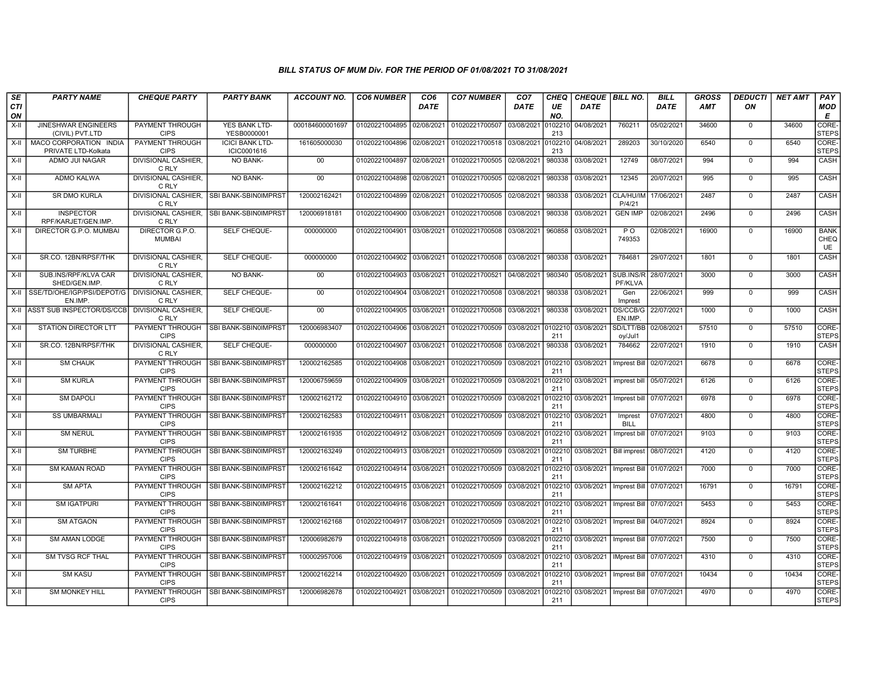## BILL STATUS OF MUM Div. FOR THE PERIOD OF 01/08/2021 TO 31/08/2021

| SECTION | PARTY NAME | CHEQUE PARTY | PARTY BANK | ACCOUNT NO. | CO6 NUMBER | CO6 DATE | CO7 NUMBER | CO7 DATE | CHEQUE NO. | CHEQUE DATE | BILL NO. | BILL DATE | GROSS AMT | DEDUCTION | NET AMT | PAY MODE |
|---|---|---|---|---|---|---|---|---|---|---|---|---|---|---|---|---|
| X-II | JINESHWAR ENGINEERS (CIVIL) PVT.LTD | PAYMENT THROUGH CIPS | YES BANK LTD-YESB0000001 | 000184600001697 | 01020221004895 | 02/08/2021 | 01020221700507 | 03/08/2021 | 0102210213 | 04/08/2021 | 760211 | 05/02/2021 | 34600 | 0 | 34600 | CORE-STEPS |
| X-II | MACO CORPORATION INDIA PRIVATE LTD-Kolkata | PAYMENT THROUGH CIPS | ICICI BANK LTD-ICIC0001616 | 161605000030 | 01020221004896 | 02/08/2021 | 01020221700518 | 03/08/2021 | 0102210213 | 04/08/2021 | 289203 | 30/10/2020 | 6540 | 0 | 6540 | CORE-STEPS |
| X-II | ADMO JUI NAGAR | DIVISIONAL CASHIER, C RLY | NO BANK- | 00 | 01020221004897 | 02/08/2021 | 01020221700505 | 02/08/2021 | 980338 | 03/08/2021 | 12749 | 08/07/2021 | 994 | 0 | 994 | CASH |
| X-II | ADMO KALWA | DIVISIONAL CASHIER, C RLY | NO BANK- | 00 | 01020221004898 | 02/08/2021 | 01020221700505 | 02/08/2021 | 980338 | 03/08/2021 | 12345 | 20/07/2021 | 995 | 0 | 995 | CASH |
| X-II | SR DMO KURLA | DIVISIONAL CASHIER, C RLY | SBI BANK-SBIN0IMPRST | 120002162421 | 01020221004899 | 02/08/2021 | 01020221700505 | 02/08/2021 | 980338 | 03/08/2021 | CLA/HU/IMP/4/21 | 17/06/2021 | 2487 | 0 | 2487 | CASH |
| X-II | INSPECTOR RPF/KARJET/GEN.IMP. | DIVISIONAL CASHIER, C RLY | SBI BANK-SBIN0IMPRST | 120006918181 | 01020221004900 | 03/08/2021 | 01020221700508 | 03/08/2021 | 980338 | 03/08/2021 | GEN IMP | 02/08/2021 | 2496 | 0 | 2496 | CASH |
| X-II | DIRECTOR G.P.O. MUMBAI | DIRECTOR G.P.O. MUMBAI | SELF CHEQUE- | 000000000 | 01020221004901 | 03/08/2021 | 01020221700508 | 03/08/2021 | 960858 | 03/08/2021 | P O 749353 | 02/08/2021 | 16900 | 0 | 16900 | BANK CHEQUE |
| X-II | SR.CO. 12BN/RPSF/THK | DIVISIONAL CASHIER, C RLY | SELF CHEQUE- | 000000000 | 01020221004902 | 03/08/2021 | 01020221700508 | 03/08/2021 | 980338 | 03/08/2021 | 784681 | 29/07/2021 | 1801 | 0 | 1801 | CASH |
| X-II | SUB.INS/RPF/KLVA CAR SHED/GEN.IMP. | DIVISIONAL CASHIER, C RLY | NO BANK- | 00 | 01020221004903 | 03/08/2021 | 01020221700521 | 04/08/2021 | 980340 | 05/08/2021 | SUB.INS/RPF/KLVA | 28/07/2021 | 3000 | 0 | 3000 | CASH |
| X-II | SSE/TD/OHE/IGP/PSI/DEPOT/GEN.IMP. | DIVISIONAL CASHIER, C RLY | SELF CHEQUE- | 00 | 01020221004904 | 03/08/2021 | 01020221700508 | 03/08/2021 | 980338 | 03/08/2021 | Gen Imprest | 22/06/2021 | 999 | 0 | 999 | CASH |
| X-II | ASST SUB INSPECTOR/DS/CCB | DIVISIONAL CASHIER, C RLY | SELF CHEQUE- | 00 | 01020221004905 | 03/08/2021 | 01020221700508 | 03/08/2021 | 980338 | 03/08/2021 | DS/CCB/GEN.IMP. | 22/07/2021 | 1000 | 0 | 1000 | CASH |
| X-II | STATION DIRECTOR LTT | PAYMENT THROUGH CIPS | SBI BANK-SBIN0IMPRST | 120006983407 | 01020221004906 | 03/08/2021 | 01020221700509 | 03/08/2021 | 0102210211 | 03/08/2021 | SD/LTT/BBoy/Jul1 | 02/08/2021 | 57510 | 0 | 57510 | CORE-STEPS |
| X-II | SR.CO. 12BN/RPSF/THK | DIVISIONAL CASHIER, C RLY | SELF CHEQUE- | 000000000 | 01020221004907 | 03/08/2021 | 01020221700508 | 03/08/2021 | 980338 | 03/08/2021 | 784662 | 22/07/2021 | 1910 | 0 | 1910 | CASH |
| X-II | SM CHAUK | PAYMENT THROUGH CIPS | SBI BANK-SBIN0IMPRST | 120002162585 | 01020221004908 | 03/08/2021 | 01020221700509 | 03/08/2021 | 0102210211 | 03/08/2021 | Imprest Bill | 02/07/2021 | 6678 | 0 | 6678 | CORE-STEPS |
| X-II | SM KURLA | PAYMENT THROUGH CIPS | SBI BANK-SBIN0IMPRST | 120006759659 | 01020221004909 | 03/08/2021 | 01020221700509 | 03/08/2021 | 0102210211 | 03/08/2021 | imprest bill | 05/07/2021 | 6126 | 0 | 6126 | CORE-STEPS |
| X-II | SM DAPOLI | PAYMENT THROUGH CIPS | SBI BANK-SBIN0IMPRST | 120002162172 | 01020221004910 | 03/08/2021 | 01020221700509 | 03/08/2021 | 0102210211 | 03/08/2021 | Imprest bill | 07/07/2021 | 6978 | 0 | 6978 | CORE-STEPS |
| X-II | SS UMBARMALI | PAYMENT THROUGH CIPS | SBI BANK-SBIN0IMPRST | 120002162583 | 01020221004911 | 03/08/2021 | 01020221700509 | 03/08/2021 | 0102210211 | 03/08/2021 | Imprest BILL | 07/07/2021 | 4800 | 0 | 4800 | CORE-STEPS |
| X-II | SM NERUL | PAYMENT THROUGH CIPS | SBI BANK-SBIN0IMPRST | 120002161935 | 01020221004912 | 03/08/2021 | 01020221700509 | 03/08/2021 | 0102210211 | 03/08/2021 | Imprest bill | 07/07/2021 | 9103 | 0 | 9103 | CORE-STEPS |
| X-II | SM TURBHE | PAYMENT THROUGH CIPS | SBI BANK-SBIN0IMPRST | 120002163249 | 01020221004913 | 03/08/2021 | 01020221700509 | 03/08/2021 | 0102210211 | 03/08/2021 | Bill imprest | 08/07/2021 | 4120 | 0 | 4120 | CORE-STEPS |
| X-II | SM KAMAN ROAD | PAYMENT THROUGH CIPS | SBI BANK-SBIN0IMPRST | 120002161642 | 01020221004914 | 03/08/2021 | 01020221700509 | 03/08/2021 | 0102210211 | 03/08/2021 | Imprest Bill | 01/07/2021 | 7000 | 0 | 7000 | CORE-STEPS |
| X-II | SM APTA | PAYMENT THROUGH CIPS | SBI BANK-SBIN0IMPRST | 120002162212 | 01020221004915 | 03/08/2021 | 01020221700509 | 03/08/2021 | 0102210211 | 03/08/2021 | Imprest Bill | 07/07/2021 | 16791 | 0 | 16791 | CORE-STEPS |
| X-II | SM IGATPURI | PAYMENT THROUGH CIPS | SBI BANK-SBIN0IMPRST | 120002161641 | 01020221004916 | 03/08/2021 | 01020221700509 | 03/08/2021 | 0102210211 | 03/08/2021 | Imprest Bill | 07/07/2021 | 5453 | 0 | 5453 | CORE-STEPS |
| X-II | SM ATGAON | PAYMENT THROUGH CIPS | SBI BANK-SBIN0IMPRST | 120002162168 | 01020221004917 | 03/08/2021 | 01020221700509 | 03/08/2021 | 0102210211 | 03/08/2021 | Imprest Bill | 04/07/2021 | 8924 | 0 | 8924 | CORE-STEPS |
| X-II | SM AMAN LODGE | PAYMENT THROUGH CIPS | SBI BANK-SBIN0IMPRST | 120006982679 | 01020221004918 | 03/08/2021 | 01020221700509 | 03/08/2021 | 0102210211 | 03/08/2021 | Imprest Bill | 07/07/2021 | 7500 | 0 | 7500 | CORE-STEPS |
| X-II | SM TVSG RCF THAL | PAYMENT THROUGH CIPS | SBI BANK-SBIN0IMPRST | 100002957006 | 01020221004919 | 03/08/2021 | 01020221700509 | 03/08/2021 | 0102210211 | 03/08/2021 | IMprest Bill | 07/07/2021 | 4310 | 0 | 4310 | CORE-STEPS |
| X-II | SM KASU | PAYMENT THROUGH CIPS | SBI BANK-SBIN0IMPRST | 120002162214 | 01020221004920 | 03/08/2021 | 01020221700509 | 03/08/2021 | 0102210211 | 03/08/2021 | Imprest Bill | 07/07/2021 | 10434 | 0 | 10434 | CORE-STEPS |
| X-II | SM MONKEY HILL | PAYMENT THROUGH CIPS | SBI BANK-SBIN0IMPRST | 120006982678 | 01020221004921 | 03/08/2021 | 01020221700509 | 03/08/2021 | 0102210211 | 03/08/2021 | Imprest Bill | 07/07/2021 | 4970 | 0 | 4970 | CORE-STEPS |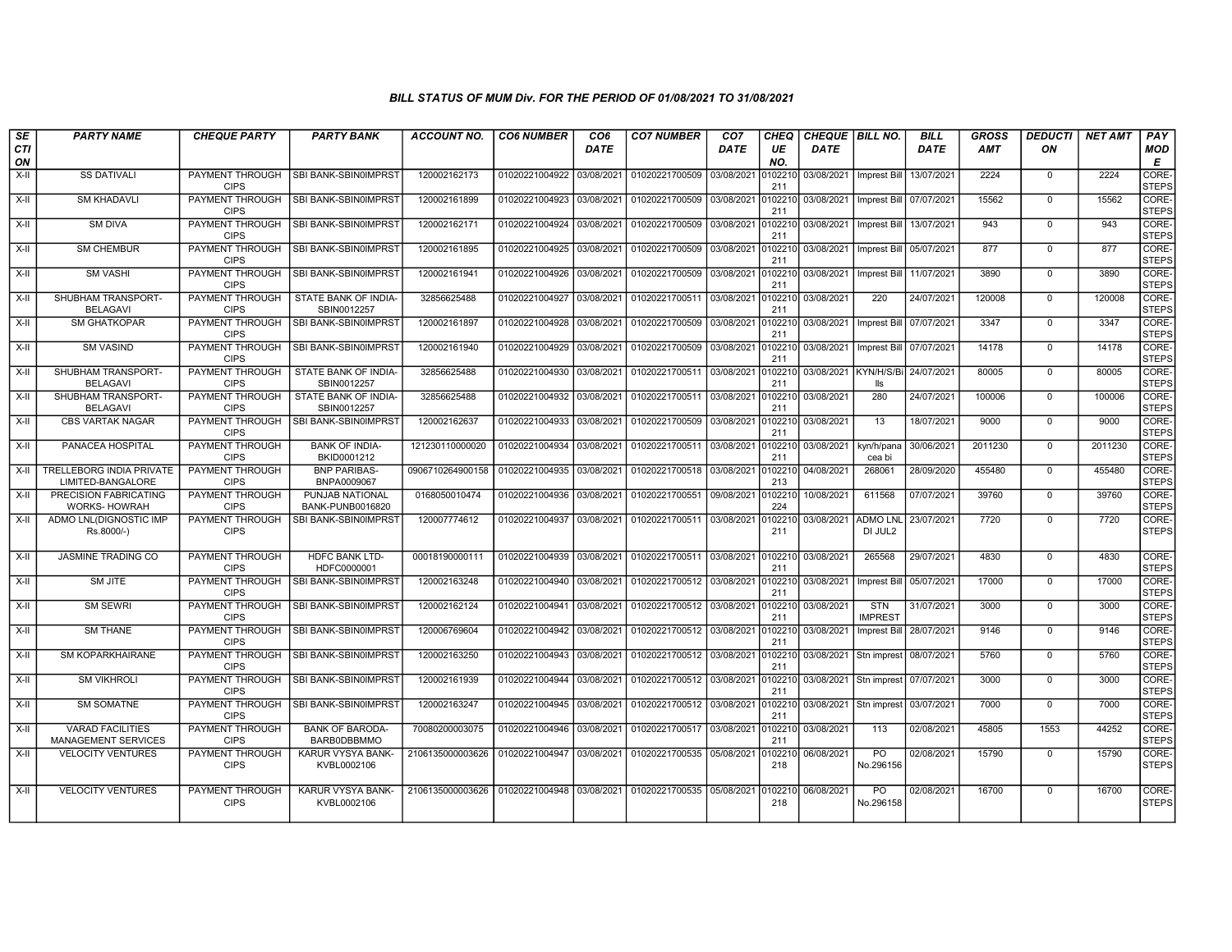# BILL STATUS OF MUM Div. FOR THE PERIOD OF 01/08/2021 TO 31/08/2021

| SECTION | PARTY NAME | CHEQUE PARTY | PARTY BANK | ACCOUNT NO. | CO6 NUMBER | CO6 DATE | CO7 NUMBER | CO7 DATE | CHEQUE NO. | CHEQUE DATE | BILL NO. | BILL DATE | GROSS AMT | DEDUCTION | NET AMT | PAY MODE |
|---|---|---|---|---|---|---|---|---|---|---|---|---|---|---|---|---|
| X-II | SS DATIVALI | PAYMENT THROUGH CIPS | SBI BANK-SBIN0IMPRST | 120002162173 | 01020221004922 | 03/08/2021 | 01020221700509 | 03/08/2021 | 0102210211 | 03/08/2021 | Imprest Bill | 13/07/2021 | 2224 | 0 | 2224 | CORE-STEPS |
| X-II | SM KHADAVLI | PAYMENT THROUGH CIPS | SBI BANK-SBIN0IMPRST | 120002161899 | 01020221004923 | 03/08/2021 | 01020221700509 | 03/08/2021 | 0102210211 | 03/08/2021 | Imprest Bill | 07/07/2021 | 15562 | 0 | 15562 | CORE-STEPS |
| X-II | SM DIVA | PAYMENT THROUGH CIPS | SBI BANK-SBIN0IMPRST | 120002162171 | 01020221004924 | 03/08/2021 | 01020221700509 | 03/08/2021 | 0102210211 | 03/08/2021 | Imprest Bill | 13/07/2021 | 943 | 0 | 943 | CORE-STEPS |
| X-II | SM CHEMBUR | PAYMENT THROUGH CIPS | SBI BANK-SBIN0IMPRST | 120002161895 | 01020221004925 | 03/08/2021 | 01020221700509 | 03/08/2021 | 0102210211 | 03/08/2021 | Imprest Bill | 05/07/2021 | 877 | 0 | 877 | CORE-STEPS |
| X-II | SM VASHI | PAYMENT THROUGH CIPS | SBI BANK-SBIN0IMPRST | 120002161941 | 01020221004926 | 03/08/2021 | 01020221700509 | 03/08/2021 | 0102210211 | 03/08/2021 | Imprest Bill | 11/07/2021 | 3890 | 0 | 3890 | CORE-STEPS |
| X-II | SHUBHAM TRANSPORT-BELAGAVI | PAYMENT THROUGH CIPS | STATE BANK OF INDIA-SBIN0012257 | 32856625488 | 01020221004927 | 03/08/2021 | 01020221700511 | 03/08/2021 | 0102210211 | 03/08/2021 | 220 | 24/07/2021 | 120008 | 0 | 120008 | CORE-STEPS |
| X-II | SM GHATKOPAR | PAYMENT THROUGH CIPS | SBI BANK-SBIN0IMPRST | 120002161897 | 01020221004928 | 03/08/2021 | 01020221700509 | 03/08/2021 | 0102210211 | 03/08/2021 | Imprest Bill | 07/07/2021 | 3347 | 0 | 3347 | CORE-STEPS |
| X-II | SM VASIND | PAYMENT THROUGH CIPS | SBI BANK-SBIN0IMPRST | 120002161940 | 01020221004929 | 03/08/2021 | 01020221700509 | 03/08/2021 | 0102210211 | 03/08/2021 | Imprest Bill | 07/07/2021 | 14178 | 0 | 14178 | CORE-STEPS |
| X-II | SHUBHAM TRANSPORT-BELAGAVI | PAYMENT THROUGH CIPS | STATE BANK OF INDIA-SBIN0012257 | 32856625488 | 01020221004930 | 03/08/2021 | 01020221700511 | 03/08/2021 | 0102210211 | 03/08/2021 | KYN/H/S/Bills | 24/07/2021 | 80005 | 0 | 80005 | CORE-STEPS |
| X-II | SHUBHAM TRANSPORT-BELAGAVI | PAYMENT THROUGH CIPS | STATE BANK OF INDIA-SBIN0012257 | 32856625488 | 01020221004932 | 03/08/2021 | 01020221700511 | 03/08/2021 | 0102210211 | 03/08/2021 | 280 | 24/07/2021 | 100006 | 0 | 100006 | CORE-STEPS |
| X-II | CBS VARTAK NAGAR | PAYMENT THROUGH CIPS | SBI BANK-SBIN0IMPRST | 120002162637 | 01020221004933 | 03/08/2021 | 01020221700509 | 03/08/2021 | 0102210211 | 03/08/2021 | 13 | 18/07/2021 | 9000 | 0 | 9000 | CORE-STEPS |
| X-II | PANACEA HOSPITAL | PAYMENT THROUGH CIPS | BANK OF INDIA-BKID0001212 | 121230110000020 | 01020221004934 | 03/08/2021 | 01020221700511 | 03/08/2021 | 0102210211 | 03/08/2021 | kyn/h/panacea bi | 30/06/2021 | 2011230 | 0 | 2011230 | CORE-STEPS |
| X-II | TRELLEBORG INDIA PRIVATE LIMITED-BANGALORE | PAYMENT THROUGH CIPS | BNP PARIBAS-BNPA0009067 | 0906710264900158 | 01020221004935 | 03/08/2021 | 01020221700518 | 03/08/2021 | 0102210213 | 04/08/2021 | 268061 | 28/09/2020 | 455480 | 0 | 455480 | CORE-STEPS |
| X-II | PRECISION FABRICATING WORKS- HOWRAH | PAYMENT THROUGH CIPS | PUNJAB NATIONAL BANK-PUNB0016820 | 0168050010474 | 01020221004936 | 03/08/2021 | 01020221700551 | 09/08/2021 | 0102210224 | 10/08/2021 | 611568 | 07/07/2021 | 39760 | 0 | 39760 | CORE-STEPS |
| X-II | ADMO LNL(DIGNOSTIC IMP Rs.8000/-) | PAYMENT THROUGH CIPS | SBI BANK-SBIN0IMPRST | 120007774612 | 01020221004937 | 03/08/2021 | 01020221700511 | 03/08/2021 | 0102210211 | 03/08/2021 | ADMO LNL DI JUL2 | 23/07/2021 | 7720 | 0 | 7720 | CORE-STEPS |
| X-II | JASMINE TRADING CO | PAYMENT THROUGH CIPS | HDFC BANK LTD-HDFC0000001 | 00018190000111 | 01020221004939 | 03/08/2021 | 01020221700511 | 03/08/2021 | 0102210211 | 03/08/2021 | 265568 | 29/07/2021 | 4830 | 0 | 4830 | CORE-STEPS |
| X-II | SM JITE | PAYMENT THROUGH CIPS | SBI BANK-SBIN0IMPRST | 120002163248 | 01020221004940 | 03/08/2021 | 01020221700512 | 03/08/2021 | 0102210211 | 03/08/2021 | Imprest Bill | 05/07/2021 | 17000 | 0 | 17000 | CORE-STEPS |
| X-II | SM SEWRI | PAYMENT THROUGH CIPS | SBI BANK-SBIN0IMPRST | 120002162124 | 01020221004941 | 03/08/2021 | 01020221700512 | 03/08/2021 | 0102210211 | 03/08/2021 | STN IMPREST | 31/07/2021 | 3000 | 0 | 3000 | CORE-STEPS |
| X-II | SM THANE | PAYMENT THROUGH CIPS | SBI BANK-SBIN0IMPRST | 120006769604 | 01020221004942 | 03/08/2021 | 01020221700512 | 03/08/2021 | 0102210211 | 03/08/2021 | Imprest Bill | 28/07/2021 | 9146 | 0 | 9146 | CORE-STEPS |
| X-II | SM KOPARKHAIRANE | PAYMENT THROUGH CIPS | SBI BANK-SBIN0IMPRST | 120002163250 | 01020221004943 | 03/08/2021 | 01020221700512 | 03/08/2021 | 0102210211 | 03/08/2021 | Stn imprest | 08/07/2021 | 5760 | 0 | 5760 | CORE-STEPS |
| X-II | SM VIKHROLI | PAYMENT THROUGH CIPS | SBI BANK-SBIN0IMPRST | 120002161939 | 01020221004944 | 03/08/2021 | 01020221700512 | 03/08/2021 | 0102210211 | 03/08/2021 | Stn imprest | 07/07/2021 | 3000 | 0 | 3000 | CORE-STEPS |
| X-II | SM SOMATNE | PAYMENT THROUGH CIPS | SBI BANK-SBIN0IMPRST | 120002163247 | 01020221004945 | 03/08/2021 | 01020221700512 | 03/08/2021 | 0102210211 | 03/08/2021 | Stn imprest | 03/07/2021 | 7000 | 0 | 7000 | CORE-STEPS |
| X-II | VARAD FACILITIES MANAGEMENT SERVICES | PAYMENT THROUGH CIPS | BANK OF BARODA-BARB0DBBMMO | 70080200003075 | 01020221004946 | 03/08/2021 | 01020221700517 | 03/08/2021 | 0102210211 | 03/08/2021 | 113 | 02/08/2021 | 45805 | 1553 | 44252 | CORE-STEPS |
| X-II | VELOCITY VENTURES | PAYMENT THROUGH CIPS | KARUR VYSYA BANK-KVBL0002106 | 2106135000003626 | 01020221004947 | 03/08/2021 | 01020221700535 | 05/08/2021 | 0102210218 | 06/08/2021 | PO No.296156 | 02/08/2021 | 15790 | 0 | 15790 | CORE-STEPS |
| X-II | VELOCITY VENTURES | PAYMENT THROUGH CIPS | KARUR VYSYA BANK-KVBL0002106 | 2106135000003626 | 01020221004948 | 03/08/2021 | 01020221700535 | 05/08/2021 | 0102210218 | 06/08/2021 | PO No.296158 | 02/08/2021 | 16700 | 0 | 16700 | CORE-STEPS |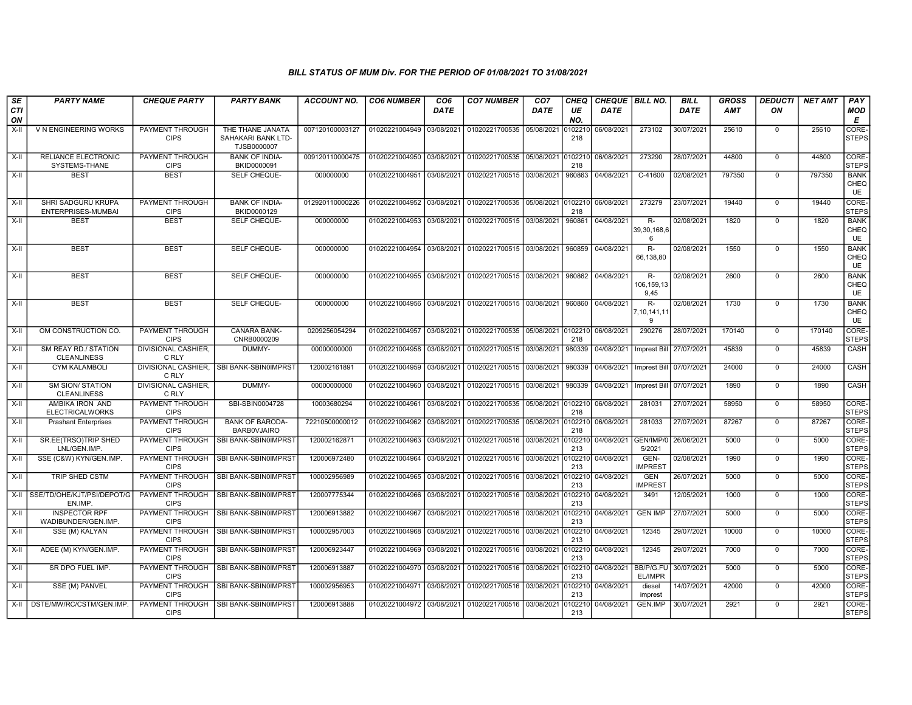## BILL STATUS OF MUM Div. FOR THE PERIOD OF 01/08/2021 TO 31/08/2021

| SECTION | PARTY NAME | CHEQUE PARTY | PARTY BANK | ACCOUNT NO. | CO6 NUMBER | CO6 DATE | CO7 NUMBER | CO7 DATE | CHEQUE NO. | CHEQUE DATE | BILL NO. | BILL DATE | GROSS AMT | DEDUCTION | NET AMT | PAY MODE |
|---|---|---|---|---|---|---|---|---|---|---|---|---|---|---|---|---|
| X-II | V N ENGINEERING WORKS | PAYMENT THROUGH CIPS | THE THANE JANATA SAHAKARI BANK LTD-TJSB0000007 | 007120100003127 | 01020221004949 | 03/08/2021 | 01020221700535 | 05/08/2021 | 0102210218 | 06/08/2021 | 273102 | 30/07/2021 | 25610 | 0 | 25610 | CORE-STEPS |
| X-II | RELIANCE ELECTRONIC SYSTEMS-THANE | PAYMENT THROUGH CIPS | BANK OF INDIA-BKID0000091 | 009120110000475 | 01020221004950 | 03/08/2021 | 01020221700535 | 05/08/2021 | 0102210218 | 06/08/2021 | 273290 | 28/07/2021 | 44800 | 0 | 44800 | CORE-STEPS |
| X-II | BEST | BEST | SELF CHEQUE- | 000000000 | 01020221004951 | 03/08/2021 | 01020221700515 | 03/08/2021 | 960863 | 04/08/2021 | C-41600 | 02/08/2021 | 797350 | 0 | 797350 | BANK CHEQUE |
| X-II | SHRI SADGURU KRUPA ENTERPRISES-MUMBAI | PAYMENT THROUGH CIPS | BANK OF INDIA-BKID0000129 | 012920110000226 | 01020221004952 | 03/08/2021 | 01020221700535 | 05/08/2021 | 0102210218 | 06/08/2021 | 273279 | 23/07/2021 | 19440 | 0 | 19440 | CORE-STEPS |
| X-II | BEST | BEST | SELF CHEQUE- | 000000000 | 01020221004953 | 03/08/2021 | 01020221700515 | 03/08/2021 | 960861 | 04/08/2021 | R-39,30,168,66 | 02/08/2021 | 1820 | 0 | 1820 | BANK CHEQUE |
| X-II | BEST | BEST | SELF CHEQUE- | 000000000 | 01020221004954 | 03/08/2021 | 01020221700515 | 03/08/2021 | 960859 | 04/08/2021 | R-66,138,80 | 02/08/2021 | 1550 | 0 | 1550 | BANK CHEQUE |
| X-II | BEST | BEST | SELF CHEQUE- | 000000000 | 01020221004955 | 03/08/2021 | 01020221700515 | 03/08/2021 | 960862 | 04/08/2021 | R-106,159,139,45 | 02/08/2021 | 2600 | 0 | 2600 | BANK CHEQUE |
| X-II | BEST | BEST | SELF CHEQUE- | 000000000 | 01020221004956 | 03/08/2021 | 01020221700515 | 03/08/2021 | 960860 | 04/08/2021 | R-7,10,141,119 | 02/08/2021 | 1730 | 0 | 1730 | BANK CHEQUE |
| X-II | OM CONSTRUCTION CO. | PAYMENT THROUGH CIPS | CANARA BANK-CNRB0000209 | 0209256054294 | 01020221004957 | 03/08/2021 | 01020221700535 | 05/08/2021 | 0102210218 | 06/08/2021 | 290276 | 28/07/2021 | 170140 | 0 | 170140 | CORE-STEPS |
| X-II | SM REAY RD./ STATION CLEANLINESS | DIVISIONAL CASHIER, C RLY | DUMMY- | 00000000000 | 01020221004958 | 03/08/2021 | 01020221700515 | 03/08/2021 | 980339 | 04/08/2021 | Imprest Bill | 27/07/2021 | 45839 | 0 | 45839 | CASH |
| X-II | CYM KALAMBOLI | DIVISIONAL CASHIER, C RLY | SBI BANK-SBIN0IMPRST | 120002161891 | 01020221004959 | 03/08/2021 | 01020221700515 | 03/08/2021 | 980339 | 04/08/2021 | Imprest Bill | 07/07/2021 | 24000 | 0 | 24000 | CASH |
| X-II | SM SION/ STATION CLEANLINESS | DIVISIONAL CASHIER, C RLY | DUMMY- | 00000000000 | 01020221004960 | 03/08/2021 | 01020221700515 | 03/08/2021 | 980339 | 04/08/2021 | Imprest Bill | 07/07/2021 | 1890 | 0 | 1890 | CASH |
| X-II | AMBIKA IRON AND ELECTRICALWORKS | PAYMENT THROUGH CIPS | SBI-SBIN0004728 | 10003680294 | 01020221004961 | 03/08/2021 | 01020221700535 | 05/08/2021 | 0102210218 | 06/08/2021 | 281031 | 27/07/2021 | 58950 | 0 | 58950 | CORE-STEPS |
| X-II | Prashant Enterprises | PAYMENT THROUGH CIPS | BANK OF BARODA-BARB0VJAIRO | 72210500000012 | 01020221004962 | 03/08/2021 | 01020221700535 | 05/08/2021 | 0102210218 | 06/08/2021 | 281033 | 27/07/2021 | 87267 | 0 | 87267 | CORE-STEPS |
| X-II | SR.EE(TRSO)TRIP SHED LNL/GEN.IMP. | PAYMENT THROUGH CIPS | SBI BANK-SBIN0IMPRST | 120002162871 | 01020221004963 | 03/08/2021 | 01020221700516 | 03/08/2021 | 0102210213 | 04/08/2021 | GEN/IMP/05/2021 | 26/06/2021 | 5000 | 0 | 5000 | CORE-STEPS |
| X-II | SSE (C&W) KYN/GEN.IMP. | PAYMENT THROUGH CIPS | SBI BANK-SBIN0IMPRST | 120006972480 | 01020221004964 | 03/08/2021 | 01020221700516 | 03/08/2021 | 0102210213 | 04/08/2021 | GEN-IMPREST | 02/08/2021 | 1990 | 0 | 1990 | CORE-STEPS |
| X-II | TRIP SHED CSTM | PAYMENT THROUGH CIPS | SBI BANK-SBIN0IMPRST | 100002956989 | 01020221004965 | 03/08/2021 | 01020221700516 | 03/08/2021 | 0102210213 | 04/08/2021 | GEN IMPREST | 26/07/2021 | 5000 | 0 | 5000 | CORE-STEPS |
| X-II | SSE/TD/OHE/KJT/PSI/DEPOT/GEN.IMP. | PAYMENT THROUGH CIPS | SBI BANK-SBIN0IMPRST | 120007775344 | 01020221004966 | 03/08/2021 | 01020221700516 | 03/08/2021 | 0102210213 | 04/08/2021 | 3491 | 12/05/2021 | 1000 | 0 | 1000 | CORE-STEPS |
| X-II | INSPECTOR RPF WADIBUNDER/GEN.IMP. | PAYMENT THROUGH CIPS | SBI BANK-SBIN0IMPRST | 120006913882 | 01020221004967 | 03/08/2021 | 01020221700516 | 03/08/2021 | 0102210213 | 04/08/2021 | GEN IMP | 27/07/2021 | 5000 | 0 | 5000 | CORE-STEPS |
| X-II | SSE (M) KALYAN | PAYMENT THROUGH CIPS | SBI BANK-SBIN0IMPRST | 100002957003 | 01020221004968 | 03/08/2021 | 01020221700516 | 03/08/2021 | 0102210213 | 04/08/2021 | 12345 | 29/07/2021 | 10000 | 0 | 10000 | CORE-STEPS |
| X-II | ADEE (M) KYN/GEN.IMP. | PAYMENT THROUGH CIPS | SBI BANK-SBIN0IMPRST | 120006923447 | 01020221004969 | 03/08/2021 | 01020221700516 | 03/08/2021 | 0102210213 | 04/08/2021 | 12345 | 29/07/2021 | 7000 | 0 | 7000 | CORE-STEPS |
| X-II | SR DPO FUEL IMP. | PAYMENT THROUGH CIPS | SBI BANK-SBIN0IMPRST | 120006913887 | 01020221004970 | 03/08/2021 | 01020221700516 | 03/08/2021 | 0102210213 | 04/08/2021 | BB/P/G.FUEL/IMPR | 30/07/2021 | 5000 | 0 | 5000 | CORE-STEPS |
| X-II | SSE (M) PANVEL | PAYMENT THROUGH CIPS | SBI BANK-SBIN0IMPRST | 100002956953 | 01020221004971 | 03/08/2021 | 01020221700516 | 03/08/2021 | 0102210213 | 04/08/2021 | diesel imprest | 14/07/2021 | 42000 | 0 | 42000 | CORE-STEPS |
| X-II | DSTE/MW/RC/CSTM/GEN.IMP. | PAYMENT THROUGH CIPS | SBI BANK-SBIN0IMPRST | 120006913888 | 01020221004972 | 03/08/2021 | 01020221700516 | 03/08/2021 | 0102210213 | 04/08/2021 | GEN.IMP | 30/07/2021 | 2921 | 0 | 2921 | CORE-STEPS |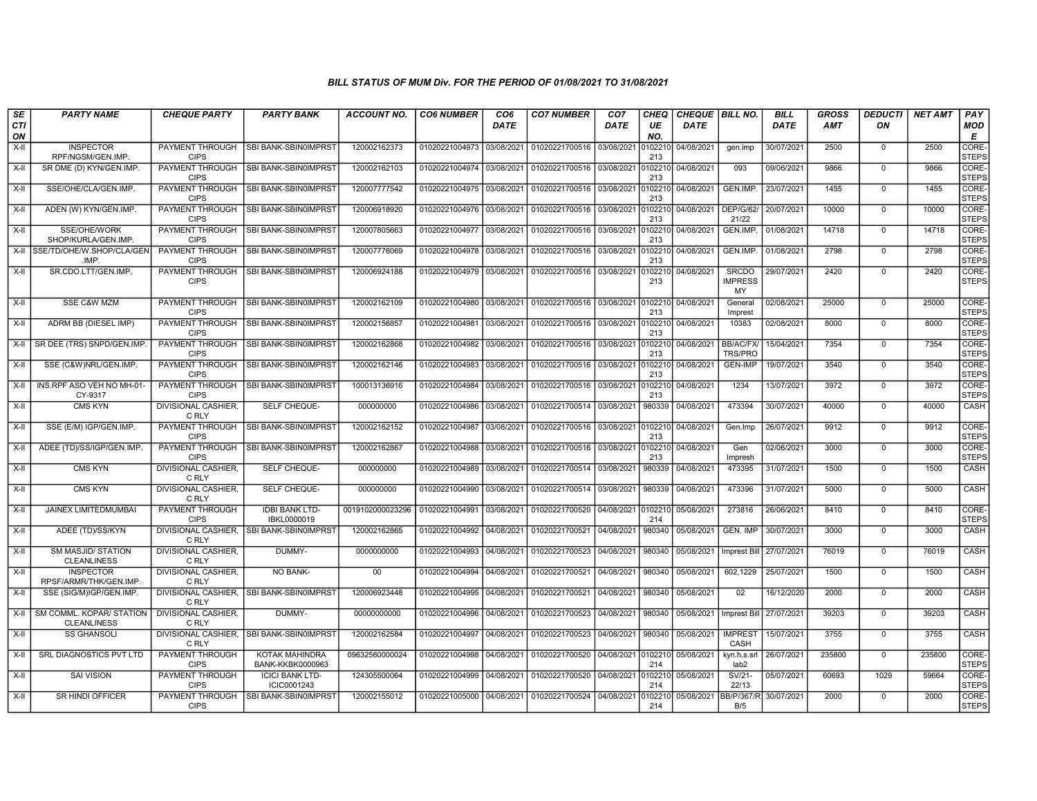### BILL STATUS OF MUM Div. FOR THE PERIOD OF 01/08/2021 TO 31/08/2021

| SECTION | PARTY NAME | CHEQUE PARTY | PARTY BANK | ACCOUNT NO. | CO6 NUMBER | CO6 DATE | CO7 NUMBER | CO7 DATE | CHEQUE NO. | CHEQUE DATE | BILL NO. | BILL DATE | GROSS AMT | DEDUCTION | NET AMT | PAY MODE |
|---|---|---|---|---|---|---|---|---|---|---|---|---|---|---|---|---|
| X-II | INSPECTOR RPF/NGSM/GEN.IMP. | PAYMENT THROUGH CIPS | SBI BANK-SBIN0IMPRST | 120002162373 | 01020221004973 | 03/08/2021 | 01020221700516 | 03/08/2021 | 0102210213 | 04/08/2021 | gen.imp | 30/07/2021 | 2500 | 0 | 2500 | CORE-STEPS |
| X-II | SR DME (D) KYN/GEN.IMP. | PAYMENT THROUGH CIPS | SBI BANK-SBIN0IMPRST | 120002162103 | 01020221004974 | 03/08/2021 | 01020221700516 | 03/08/2021 | 0102210213 | 04/08/2021 | 093 | 09/06/2021 | 9866 | 0 | 9866 | CORE-STEPS |
| X-II | SSE/OHE/CLA/GEN.IMP. | PAYMENT THROUGH CIPS | SBI BANK-SBIN0IMPRST | 120007777542 | 01020221004975 | 03/08/2021 | 01020221700516 | 03/08/2021 | 0102210213 | 04/08/2021 | GEN.IMP. | 23/07/2021 | 1455 | 0 | 1455 | CORE-STEPS |
| X-II | ADEN (W) KYN/GEN.IMP. | PAYMENT THROUGH CIPS | SBI BANK-SBIN0IMPRST | 120006918920 | 01020221004976 | 03/08/2021 | 01020221700516 | 03/08/2021 | 0102210213 | 04/08/2021 | DEP/G/62/21/22 | 20/07/2021 | 10000 | 0 | 10000 | CORE-STEPS |
| X-II | SSE/OHE/WORK SHOP/KURLA/GEN.IMP. | PAYMENT THROUGH CIPS | SBI BANK-SBIN0IMPRST | 120007805663 | 01020221004977 | 03/08/2021 | 01020221700516 | 03/08/2021 | 0102210213 | 04/08/2021 | GEN.IMP. | 01/08/2021 | 14718 | 0 | 14718 | CORE-STEPS |
| X-II | SSE/TD/OHE/W.SHOP/CLA/GEN.IMP. | PAYMENT THROUGH CIPS | SBI BANK-SBIN0IMPRST | 120007776069 | 01020221004978 | 03/08/2021 | 01020221700516 | 03/08/2021 | 0102210213 | 04/08/2021 | GEN.IMP. | 01/08/2021 | 2798 | 0 | 2798 | CORE-STEPS |
| X-II | SR.CDO.LTT/GEN.IMP. | PAYMENT THROUGH CIPS | SBI BANK-SBIN0IMPRST | 120006924188 | 01020221004979 | 03/08/2021 | 01020221700516 | 03/08/2021 | 0102210213 | 04/08/2021 | SRCDO IMPRESS MY | 29/07/2021 | 2420 | 0 | 2420 | CORE-STEPS |
| X-II | SSE C&W MZM | PAYMENT THROUGH CIPS | SBI BANK-SBIN0IMPRST | 120002162109 | 01020221004980 | 03/08/2021 | 01020221700516 | 03/08/2021 | 0102210213 | 04/08/2021 | General Imprest | 02/08/2021 | 25000 | 0 | 25000 | CORE-STEPS |
| X-II | ADRM BB (DIESEL IMP) | PAYMENT THROUGH CIPS | SBI BANK-SBIN0IMPRST | 120002156857 | 01020221004981 | 03/08/2021 | 01020221700516 | 03/08/2021 | 0102210213 | 04/08/2021 | 10383 | 02/08/2021 | 8000 | 0 | 8000 | CORE-STEPS |
| X-II | SR DEE (TRS) SNPD/GEN.IMP. | PAYMENT THROUGH CIPS | SBI BANK-SBIN0IMPRST | 120002162868 | 01020221004982 | 03/08/2021 | 01020221700516 | 03/08/2021 | 0102210213 | 04/08/2021 | BB/AC/FX/TRS/PRO | 15/04/2021 | 7354 | 0 | 7354 | CORE-STEPS |
| X-II | SSE (C&W)NRL/GEN.IMP. | PAYMENT THROUGH CIPS | SBI BANK-SBIN0IMPRST | 120002162146 | 01020221004983 | 03/08/2021 | 01020221700516 | 03/08/2021 | 0102210213 | 04/08/2021 | GEN-IMP | 19/07/2021 | 3540 | 0 | 3540 | CORE-STEPS |
| X-II | INS.RPF ASO VEH NO MH-01-CY-9317 | PAYMENT THROUGH CIPS | SBI BANK-SBIN0IMPRST | 100013136916 | 01020221004984 | 03/08/2021 | 01020221700516 | 03/08/2021 | 0102210213 | 04/08/2021 | 1234 | 13/07/2021 | 3972 | 0 | 3972 | CORE-STEPS |
| X-II | CMS KYN | DIVISIONAL CASHIER, C RLY | SELF CHEQUE- | 000000000 | 01020221004986 | 03/08/2021 | 01020221700514 | 03/08/2021 | 980339 | 04/08/2021 | 473394 | 30/07/2021 | 40000 | 0 | 40000 | CASH |
| X-II | SSE (E/M) IGP/GEN.IMP. | PAYMENT THROUGH CIPS | SBI BANK-SBIN0IMPRST | 120002162152 | 01020221004987 | 03/08/2021 | 01020221700516 | 03/08/2021 | 0102210213 | 04/08/2021 | Gen.Imp | 26/07/2021 | 9912 | 0 | 9912 | CORE-STEPS |
| X-II | ADEE (TD)/SS/IGP/GEN.IMP. | PAYMENT THROUGH CIPS | SBI BANK-SBIN0IMPRST | 120002162867 | 01020221004988 | 03/08/2021 | 01020221700516 | 03/08/2021 | 0102210213 | 04/08/2021 | Gen Impresh | 02/06/2021 | 3000 | 0 | 3000 | CORE-STEPS |
| X-II | CMS KYN | DIVISIONAL CASHIER, C RLY | SELF CHEQUE- | 000000000 | 01020221004989 | 03/08/2021 | 01020221700514 | 03/08/2021 | 980339 | 04/08/2021 | 473395 | 31/07/2021 | 1500 | 0 | 1500 | CASH |
| X-II | CMS KYN | DIVISIONAL CASHIER, C RLY | SELF CHEQUE- | 000000000 | 01020221004990 | 03/08/2021 | 01020221700514 | 03/08/2021 | 980339 | 04/08/2021 | 473396 | 31/07/2021 | 5000 | 0 | 5000 | CASH |
| X-II | JAINEX LIMITEDMUMBAI | PAYMENT THROUGH CIPS | IDBI BANK LTD-IBKL0000019 | 0019102000023296 | 01020221004991 | 03/08/2021 | 01020221700520 | 04/08/2021 | 0102210214 | 05/08/2021 | 273816 | 26/06/2021 | 8410 | 0 | 8410 | CORE-STEPS |
| X-II | ADEE (TD)/SS/KYN | DIVISIONAL CASHIER, C RLY | SBI BANK-SBIN0IMPRST | 120002162865 | 01020221004992 | 04/08/2021 | 01020221700521 | 04/08/2021 | 980340 | 05/08/2021 | GEN. IMP | 30/07/2021 | 3000 | 0 | 3000 | CASH |
| X-II | SM MASJID/ STATION CLEANLINESS | DIVISIONAL CASHIER, C RLY | DUMMY- | 0000000000 | 01020221004993 | 04/08/2021 | 01020221700523 | 04/08/2021 | 980340 | 05/08/2021 | Imprest Bill | 27/07/2021 | 76019 | 0 | 76019 | CASH |
| X-II | INSPECTOR RPSF/ARMR/THK/GEN.IMP. | DIVISIONAL CASHIER, C RLY | NO BANK- | 00 | 01020221004994 | 04/08/2021 | 01020221700521 | 04/08/2021 | 980340 | 05/08/2021 | 602,1229 | 25/07/2021 | 1500 | 0 | 1500 | CASH |
| X-II | SSE (SIG/M)IGP/GEN.IMP. | DIVISIONAL CASHIER, C RLY | SBI BANK-SBIN0IMPRST | 120006923448 | 01020221004995 | 04/08/2021 | 01020221700521 | 04/08/2021 | 980340 | 05/08/2021 | 02 | 16/12/2020 | 2000 | 0 | 2000 | CASH |
| X-II | SM COMML. KOPAR/ STATION CLEANLINESS | DIVISIONAL CASHIER, C RLY | DUMMY- | 00000000000 | 01020221004996 | 04/08/2021 | 01020221700523 | 04/08/2021 | 980340 | 05/08/2021 | Imprest Bill | 27/07/2021 | 39203 | 0 | 39203 | CASH |
| X-II | SS GHANSOLI | DIVISIONAL CASHIER, C RLY | SBI BANK-SBIN0IMPRST | 120002162584 | 01020221004997 | 04/08/2021 | 01020221700523 | 04/08/2021 | 980340 | 05/08/2021 | IMPREST CASH | 15/07/2021 | 3755 | 0 | 3755 | CASH |
| X-II | SRL DIAGNOSTICS PVT LTD | PAYMENT THROUGH CIPS | KOTAK MAHINDRA BANK-KKBK0000963 | 09632560000024 | 01020221004998 | 04/08/2021 | 01020221700520 | 04/08/2021 | 0102210214 | 05/08/2021 | kyn.h.s.srl lab2 | 26/07/2021 | 235800 | 0 | 235800 | CORE-STEPS |
| X-II | SAI VISION | PAYMENT THROUGH CIPS | ICICI BANK LTD-ICIC0001243 | 124305500064 | 01020221004999 | 04/08/2021 | 01020221700520 | 04/08/2021 | 0102210214 | 05/08/2021 | SV/21-22/13 | 05/07/2021 | 60693 | 1029 | 59664 | CORE-STEPS |
| X-II | SR HINDI OFFICER | PAYMENT THROUGH CIPS | SBI BANK-SBIN0IMPRST | 120002155012 | 01020221005000 | 04/08/2021 | 01020221700524 | 04/08/2021 | 0102210214 | 05/08/2021 | BB/P/367/RB/5 | 30/07/2021 | 2000 | 0 | 2000 | CORE-STEPS |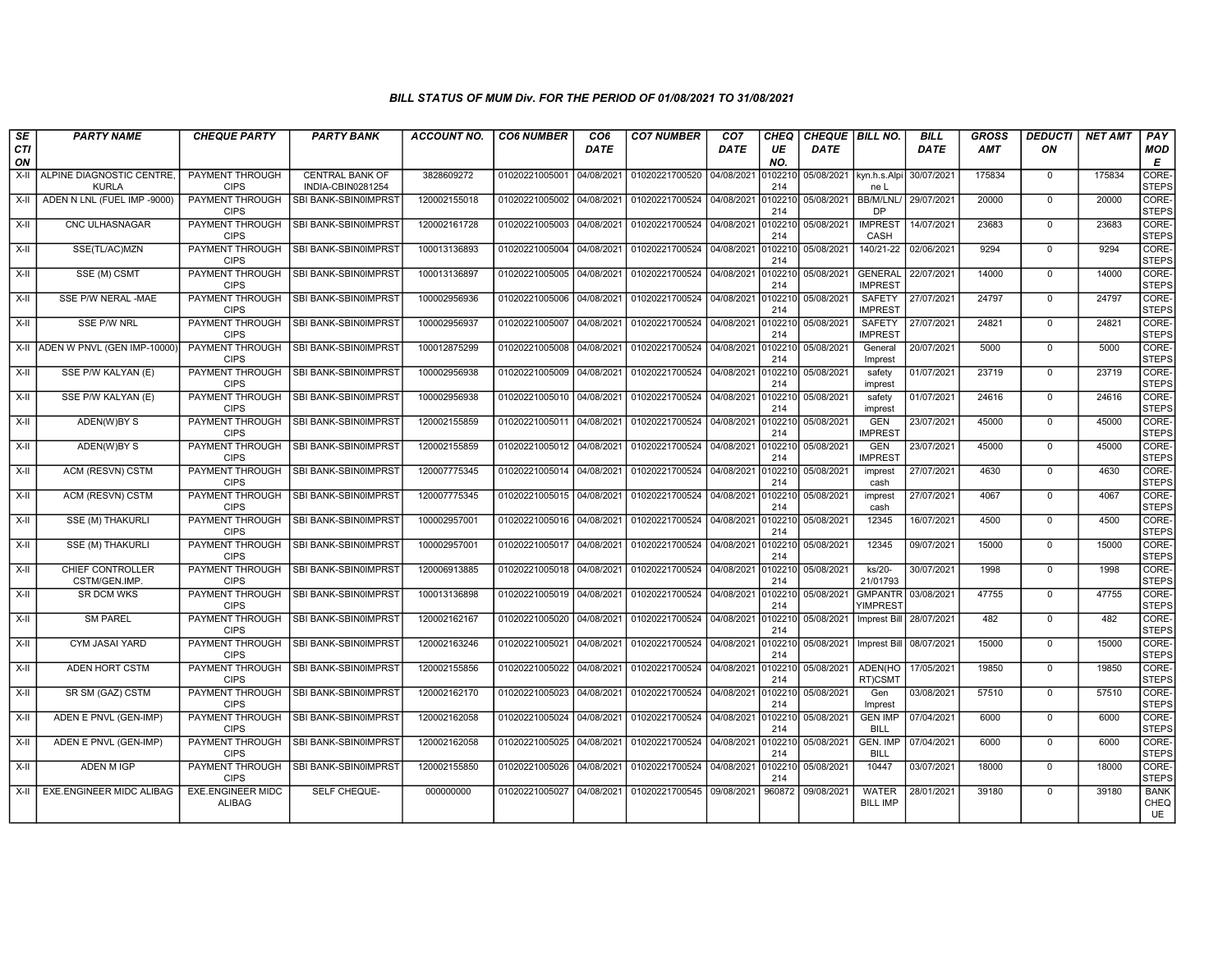### BILL STATUS OF MUM Div. FOR THE PERIOD OF 01/08/2021 TO 31/08/2021

| SECTION | PARTY NAME | CHEQUE PARTY | PARTY BANK | ACCOUNT NO. | CO6 NUMBER | CO6 DATE | CO7 NUMBER | CO7 DATE | CHEQUE NO. | CHEQUE DATE | BILL NO. | BILL DATE | GROSS AMT | DEDUCTION | NET AMT | PAY MODE |
|---|---|---|---|---|---|---|---|---|---|---|---|---|---|---|---|---|
| X-II | ALPINE DIAGNOSTIC CENTRE, KURLA | PAYMENT THROUGH CIPS | CENTRAL BANK OF INDIA-CBIN0281254 | 3828609272 | 01020221005001 | 04/08/2021 | 01020221700520 | 04/08/2021 | 0102210214 | 05/08/2021 | kyn.h.s.Alpine L | 30/07/2021 | 175834 | 0 | 175834 | CORE-STEPS |
| X-II | ADEN N LNL (FUEL IMP -9000) | PAYMENT THROUGH CIPS | SBI BANK-SBIN0IMPRST | 120002155018 | 01020221005002 | 04/08/2021 | 01020221700524 | 04/08/2021 | 0102210214 | 05/08/2021 | BB/M/LNL/DP | 29/07/2021 | 20000 | 0 | 20000 | CORE-STEPS |
| X-II | CNC ULHASNAGAR | PAYMENT THROUGH CIPS | SBI BANK-SBIN0IMPRST | 120002161728 | 01020221005003 | 04/08/2021 | 01020221700524 | 04/08/2021 | 0102210214 | 05/08/2021 | IMPREST CASH | 14/07/2021 | 23683 | 0 | 23683 | CORE-STEPS |
| X-II | SSE(TL/AC)MZN | PAYMENT THROUGH CIPS | SBI BANK-SBIN0IMPRST | 100013136893 | 01020221005004 | 04/08/2021 | 01020221700524 | 04/08/2021 | 0102210214 | 05/08/2021 | 140/21-22 | 02/06/2021 | 9294 | 0 | 9294 | CORE-STEPS |
| X-II | SSE (M) CSMT | PAYMENT THROUGH CIPS | SBI BANK-SBIN0IMPRST | 100013136897 | 01020221005005 | 04/08/2021 | 01020221700524 | 04/08/2021 | 0102210214 | 05/08/2021 | GENERAL IMPREST | 22/07/2021 | 14000 | 0 | 14000 | CORE-STEPS |
| X-II | SSE P/W NERAL -MAE | PAYMENT THROUGH CIPS | SBI BANK-SBIN0IMPRST | 100002956936 | 01020221005006 | 04/08/2021 | 01020221700524 | 04/08/2021 | 0102210214 | 05/08/2021 | SAFETY IMPREST | 27/07/2021 | 24797 | 0 | 24797 | CORE-STEPS |
| X-II | SSE P/W NRL | PAYMENT THROUGH CIPS | SBI BANK-SBIN0IMPRST | 100002956937 | 01020221005007 | 04/08/2021 | 01020221700524 | 04/08/2021 | 0102210214 | 05/08/2021 | SAFETY IMPREST | 27/07/2021 | 24821 | 0 | 24821 | CORE-STEPS |
| X-II | ADEN W PNVL (GEN IMP-10000) | PAYMENT THROUGH CIPS | SBI BANK-SBIN0IMPRST | 100012875299 | 01020221005008 | 04/08/2021 | 01020221700524 | 04/08/2021 | 0102210214 | 05/08/2021 | General Imprest | 20/07/2021 | 5000 | 0 | 5000 | CORE-STEPS |
| X-II | SSE P/W KALYAN (E) | PAYMENT THROUGH CIPS | SBI BANK-SBIN0IMPRST | 100002956938 | 01020221005009 | 04/08/2021 | 01020221700524 | 04/08/2021 | 0102210214 | 05/08/2021 | safety imprest | 01/07/2021 | 23719 | 0 | 23719 | CORE-STEPS |
| X-II | SSE P/W KALYAN (E) | PAYMENT THROUGH CIPS | SBI BANK-SBIN0IMPRST | 100002956938 | 01020221005010 | 04/08/2021 | 01020221700524 | 04/08/2021 | 0102210214 | 05/08/2021 | safety imprest | 01/07/2021 | 24616 | 0 | 24616 | CORE-STEPS |
| X-II | ADEN(W)BY S | PAYMENT THROUGH CIPS | SBI BANK-SBIN0IMPRST | 120002155859 | 01020221005011 | 04/08/2021 | 01020221700524 | 04/08/2021 | 0102210214 | 05/08/2021 | GEN IMPREST | 23/07/2021 | 45000 | 0 | 45000 | CORE-STEPS |
| X-II | ADEN(W)BY S | PAYMENT THROUGH CIPS | SBI BANK-SBIN0IMPRST | 120002155859 | 01020221005012 | 04/08/2021 | 01020221700524 | 04/08/2021 | 0102210214 | 05/08/2021 | GEN IMPREST | 23/07/2021 | 45000 | 0 | 45000 | CORE-STEPS |
| X-II | ACM (RESVN) CSTM | PAYMENT THROUGH CIPS | SBI BANK-SBIN0IMPRST | 120007775345 | 01020221005014 | 04/08/2021 | 01020221700524 | 04/08/2021 | 0102210214 | 05/08/2021 | imprest cash | 27/07/2021 | 4630 | 0 | 4630 | CORE-STEPS |
| X-II | ACM (RESVN) CSTM | PAYMENT THROUGH CIPS | SBI BANK-SBIN0IMPRST | 120007775345 | 01020221005015 | 04/08/2021 | 01020221700524 | 04/08/2021 | 0102210214 | 05/08/2021 | imprest cash | 27/07/2021 | 4067 | 0 | 4067 | CORE-STEPS |
| X-II | SSE (M) THAKURLI | PAYMENT THROUGH CIPS | SBI BANK-SBIN0IMPRST | 100002957001 | 01020221005016 | 04/08/2021 | 01020221700524 | 04/08/2021 | 0102210214 | 05/08/2021 | 12345 | 16/07/2021 | 4500 | 0 | 4500 | CORE-STEPS |
| X-II | SSE (M) THAKURLI | PAYMENT THROUGH CIPS | SBI BANK-SBIN0IMPRST | 100002957001 | 01020221005017 | 04/08/2021 | 01020221700524 | 04/08/2021 | 0102210214 | 05/08/2021 | 12345 | 09/07/2021 | 15000 | 0 | 15000 | CORE-STEPS |
| X-II | CHIEF CONTROLLER CSTM/GEN.IMP. | PAYMENT THROUGH CIPS | SBI BANK-SBIN0IMPRST | 120006913885 | 01020221005018 | 04/08/2021 | 01020221700524 | 04/08/2021 | 0102210214 | 05/08/2021 | ks/20-21/01793 | 30/07/2021 | 1998 | 0 | 1998 | CORE-STEPS |
| X-II | SR DCM WKS | PAYMENT THROUGH CIPS | SBI BANK-SBIN0IMPRST | 100013136898 | 01020221005019 | 04/08/2021 | 01020221700524 | 04/08/2021 | 0102210214 | 05/08/2021 | GMPANTRYIMPREST | 03/08/2021 | 47755 | 0 | 47755 | CORE-STEPS |
| X-II | SM PAREL | PAYMENT THROUGH CIPS | SBI BANK-SBIN0IMPRST | 120002162167 | 01020221005020 | 04/08/2021 | 01020221700524 | 04/08/2021 | 0102210214 | 05/08/2021 | Imprest Bill | 28/07/2021 | 482 | 0 | 482 | CORE-STEPS |
| X-II | CYM JASAI YARD | PAYMENT THROUGH CIPS | SBI BANK-SBIN0IMPRST | 120002163246 | 01020221005021 | 04/08/2021 | 01020221700524 | 04/08/2021 | 0102210214 | 05/08/2021 | Imprest Bill | 08/07/2021 | 15000 | 0 | 15000 | CORE-STEPS |
| X-II | ADEN HORT CSTM | PAYMENT THROUGH CIPS | SBI BANK-SBIN0IMPRST | 120002155856 | 01020221005022 | 04/08/2021 | 01020221700524 | 04/08/2021 | 0102210214 | 05/08/2021 | ADEN(HORT)CSMT | 17/05/2021 | 19850 | 0 | 19850 | CORE-STEPS |
| X-II | SR SM (GAZ) CSTM | PAYMENT THROUGH CIPS | SBI BANK-SBIN0IMPRST | 120002162170 | 01020221005023 | 04/08/2021 | 01020221700524 | 04/08/2021 | 0102210214 | 05/08/2021 | Gen Imprest | 03/08/2021 | 57510 | 0 | 57510 | CORE-STEPS |
| X-II | ADEN E PNVL (GEN-IMP) | PAYMENT THROUGH CIPS | SBI BANK-SBIN0IMPRST | 120002162058 | 01020221005024 | 04/08/2021 | 01020221700524 | 04/08/2021 | 0102210214 | 05/08/2021 | GEN IMP BILL | 07/04/2021 | 6000 | 0 | 6000 | CORE-STEPS |
| X-II | ADEN E PNVL (GEN-IMP) | PAYMENT THROUGH CIPS | SBI BANK-SBIN0IMPRST | 120002162058 | 01020221005025 | 04/08/2021 | 01020221700524 | 04/08/2021 | 0102210214 | 05/08/2021 | GEN. IMP BILL | 07/04/2021 | 6000 | 0 | 6000 | CORE-STEPS |
| X-II | ADEN M IGP | PAYMENT THROUGH CIPS | SBI BANK-SBIN0IMPRST | 120002155850 | 01020221005026 | 04/08/2021 | 01020221700524 | 04/08/2021 | 0102210214 | 05/08/2021 | 10447 | 03/07/2021 | 18000 | 0 | 18000 | CORE-STEPS |
| X-II | EXE.ENGINEER MIDC ALIBAG | EXE.ENGINEER MIDC ALIBAG | SELF CHEQUE- | 000000000 | 01020221005027 | 04/08/2021 | 01020221700545 | 09/08/2021 | 960872 | 09/08/2021 | WATER BILL IMP | 28/01/2021 | 39180 | 0 | 39180 | BANK CHEQUE |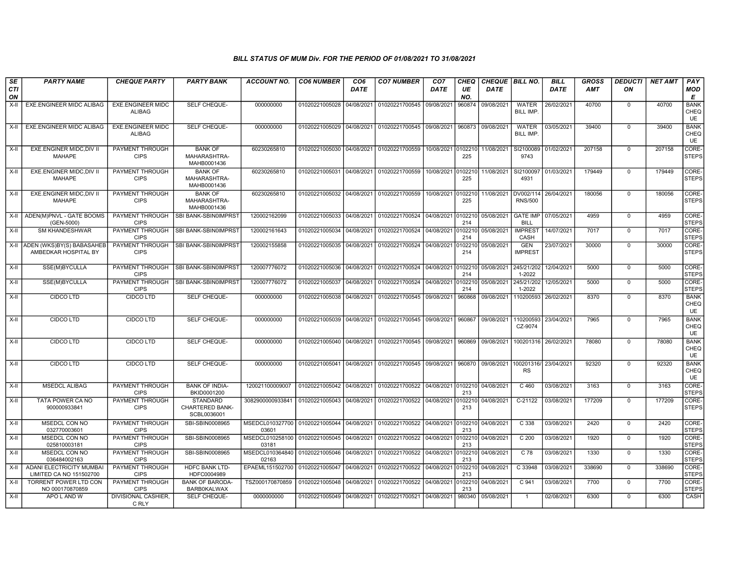### BILL STATUS OF MUM Div. FOR THE PERIOD OF 01/08/2021 TO 31/08/2021

| SECTION | PARTY NAME | CHEQUE PARTY | PARTY BANK | ACCOUNT NO. | CO6 NUMBER | CO6 DATE | CO7 NUMBER | CO7 DATE | CHEQUE NO. | CHEQUE DATE | BILL NO. | BILL DATE | GROSS AMT | DEDUCTION | NET AMT | PAY MODE |
|---|---|---|---|---|---|---|---|---|---|---|---|---|---|---|---|---|
| X-II | EXE.ENGINEER MIDC ALIBAG | EXE.ENGINEER MIDC ALIBAG | SELF CHEQUE- | 000000000 | 01020221005028 | 04/08/2021 | 01020221700545 | 09/08/2021 | 960874 | 09/08/2021 | WATER BILL IMP. | 26/02/2021 | 40700 | 0 | 40700 | BANK CHEQUE |
| X-II | EXE.ENGINEER MIDC ALIBAG | EXE.ENGINEER MIDC ALIBAG | SELF CHEQUE- | 000000000 | 01020221005029 | 04/08/2021 | 01020221700545 | 09/08/2021 | 960873 | 09/08/2021 | WATER BILL IMP. | 03/05/2021 | 39400 | 0 | 39400 | BANK CHEQUE |
| X-II | EXE.ENGINER MIDC,DIV II MAHAPE | PAYMENT THROUGH CIPS | BANK OF MAHARASHTRA-MAHB0001436 | 60230265810 | 01020221005030 | 04/08/2021 | 01020221700559 | 10/08/2021 | 0102210225 | 11/08/2021 | SI21000899743 | 01/02/2021 | 207158 | 0 | 207158 | CORE-STEPS |
| X-II | EXE.ENGINER MIDC,DIV II MAHAPE | PAYMENT THROUGH CIPS | BANK OF MAHARASHTRA-MAHB0001436 | 60230265810 | 01020221005031 | 04/08/2021 | 01020221700559 | 10/08/2021 | 0102210225 | 11/08/2021 | SI21000974931 | 01/03/2021 | 179449 | 0 | 179449 | CORE-STEPS |
| X-II | EXE.ENGINER MIDC,DIV II MAHAPE | PAYMENT THROUGH CIPS | BANK OF MAHARASHTRA-MAHB0001436 | 60230265810 | 01020221005032 | 04/08/2021 | 01020221700559 | 10/08/2021 | 0102210225 | 11/08/2021 | DV002/114/RNS/500 | 26/04/2021 | 180056 | 0 | 180056 | CORE-STEPS |
| X-II | ADEN(M)PNVL - GATE BOOMS (GEN-5000) | PAYMENT THROUGH CIPS | SBI BANK-SBIN0IMPRST | 120002162099 | 01020221005033 | 04/08/2021 | 01020221700524 | 04/08/2021 | 0102210214 | 05/08/2021 | GATE IMP BILL | 07/05/2021 | 4959 | 0 | 4959 | CORE-STEPS |
| X-II | SM KHANDESHWAR | PAYMENT THROUGH CIPS | SBI BANK-SBIN0IMPRST | 120002161643 | 01020221005034 | 04/08/2021 | 01020221700524 | 04/08/2021 | 0102210214 | 05/08/2021 | IMPREST CASH | 14/07/2021 | 7017 | 0 | 7017 | CORE-STEPS |
| X-II | ADEN (WKS)BY(S) BABASAHEB AMBEDKAR HOSPITAL BY | PAYMENT THROUGH CIPS | SBI BANK-SBIN0IMPRST | 120002155858 | 01020221005035 | 04/08/2021 | 01020221700524 | 04/08/2021 | 0102210214 | 05/08/2021 | GEN IMPREST | 23/07/2021 | 30000 | 0 | 30000 | CORE-STEPS |
| X-II | SSE(M)BYCULLA | PAYMENT THROUGH CIPS | SBI BANK-SBIN0IMPRST | 120007776072 | 01020221005036 | 04/08/2021 | 01020221700524 | 04/08/2021 | 0102210214 | 05/08/2021 | 245/21/2021-2022 | 12/04/2021 | 5000 | 0 | 5000 | CORE-STEPS |
| X-II | SSE(M)BYCULLA | PAYMENT THROUGH CIPS | SBI BANK-SBIN0IMPRST | 120007776072 | 01020221005037 | 04/08/2021 | 01020221700524 | 04/08/2021 | 0102210214 | 05/08/2021 | 245/21/2021-2022 | 12/05/2021 | 5000 | 0 | 5000 | CORE-STEPS |
| X-II | CIDCO LTD | CIDCO LTD | SELF CHEQUE- | 000000000 | 01020221005038 | 04/08/2021 | 01020221700545 | 09/08/2021 | 960868 | 09/08/2021 | 110200593 | 26/02/2021 | 8370 | 0 | 8370 | BANK CHEQUE |
| X-II | CIDCO LTD | CIDCO LTD | SELF CHEQUE- | 000000000 | 01020221005039 | 04/08/2021 | 01020221700545 | 09/08/2021 | 960867 | 09/08/2021 | 110200593 CZ-9074 | 23/04/2021 | 7965 | 0 | 7965 | BANK CHEQUE |
| X-II | CIDCO LTD | CIDCO LTD | SELF CHEQUE- | 000000000 | 01020221005040 | 04/08/2021 | 01020221700545 | 09/08/2021 | 960869 | 09/08/2021 | 100201316 | 26/02/2021 | 78080 | 0 | 78080 | BANK CHEQUE |
| X-II | CIDCO LTD | CIDCO LTD | SELF CHEQUE- | 000000000 | 01020221005041 | 04/08/2021 | 01020221700545 | 09/08/2021 | 960870 | 09/08/2021 | 100201316/RS | 23/04/2021 | 92320 | 0 | 92320 | BANK CHEQUE |
| X-II | MSEDCL ALIBAG | PAYMENT THROUGH CIPS | BANK OF INDIA-BKID0001200 | 120021100009007 | 01020221005042 | 04/08/2021 | 01020221700522 | 04/08/2021 | 0102210213 | 04/08/2021 | C 460 | 03/08/2021 | 3163 | 0 | 3163 | CORE-STEPS |
| X-II | TATA POWER CA NO 900000933841 | PAYMENT THROUGH CIPS | STANDARD CHARTERED BANK-SCBL0036001 | 3082900000933841 | 01020221005043 | 04/08/2021 | 01020221700522 | 04/08/2021 | 0102210213 | 04/08/2021 | C-21122 | 03/08/2021 | 177209 | 0 | 177209 | CORE-STEPS |
| X-II | MSEDCL CON NO 032770003601 | PAYMENT THROUGH CIPS | SBI-SBIN0008965 | MSEDCL01032770003601 | 01020221005044 | 04/08/2021 | 01020221700522 | 04/08/2021 | 0102210213 | 04/08/2021 | C 338 | 03/08/2021 | 2420 | 0 | 2420 | CORE-STEPS |
| X-II | MSEDCL CON NO 025810003181 | PAYMENT THROUGH CIPS | SBI-SBIN0008965 | MSEDCL01025810003181 | 01020221005045 | 04/08/2021 | 01020221700522 | 04/08/2021 | 0102210213 | 04/08/2021 | C 200 | 03/08/2021 | 1920 | 0 | 1920 | CORE-STEPS |
| X-II | MSEDCL CON NO 036484002163 | PAYMENT THROUGH CIPS | SBI-SBIN0008965 | MSEDCL01036484002163 | 01020221005046 | 04/08/2021 | 01020221700522 | 04/08/2021 | 0102210213 | 04/08/2021 | C 78 | 03/08/2021 | 1330 | 0 | 1330 | CORE-STEPS |
| X-II | ADANI ELECTRICITY MUMBAI LIMITED CA NO 151502700 | PAYMENT THROUGH CIPS | HDFC BANK LTD-HDFC0004989 | EPAEML151502700 | 01020221005047 | 04/08/2021 | 01020221700522 | 04/08/2021 | 0102210213 | 04/08/2021 | C 33948 | 03/08/2021 | 338690 | 0 | 338690 | CORE-STEPS |
| X-II | TORRENT POWER LTD CON NO 000170870859 | PAYMENT THROUGH CIPS | BANK OF BARODA-BARB0KALWAX | TSZ000170870859 | 01020221005048 | 04/08/2021 | 01020221700522 | 04/08/2021 | 0102210213 | 04/08/2021 | C 941 | 03/08/2021 | 7700 | 0 | 7700 | CORE-STEPS |
| X-II | APO L AND W | DIVISIONAL CASHIER, C RLY | SELF CHEQUE- | 0000000000 | 01020221005049 | 04/08/2021 | 01020221700521 | 04/08/2021 | 980340 | 05/08/2021 | 1 | 02/08/2021 | 6300 | 0 | 6300 | CASH |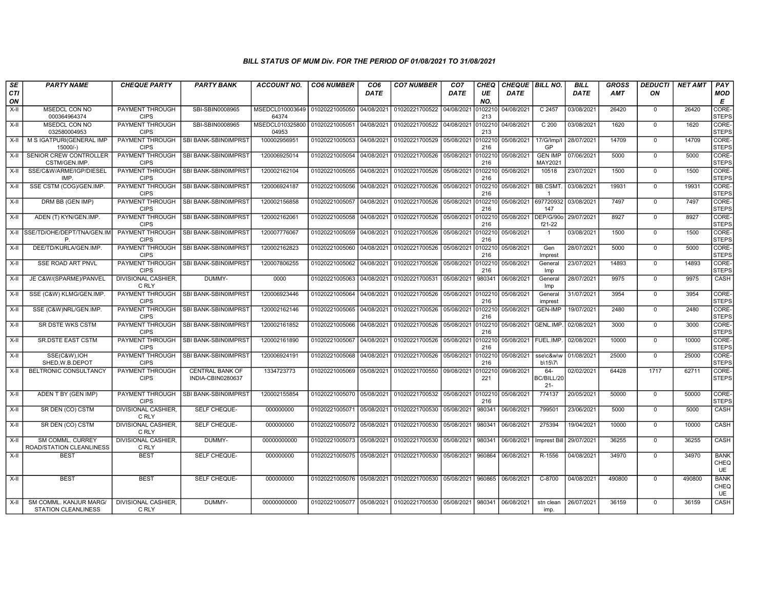# BILL STATUS OF MUM Div. FOR THE PERIOD OF 01/08/2021 TO 31/08/2021

| SECTION | PARTY NAME | CHEQUE PARTY | PARTY BANK | ACCOUNT NO. | CO6 NUMBER | CO6 DATE | CO7 NUMBER | CO7 DATE | CHEQUE NO. | CHEQUE DATE | BILL NO. | BILL DATE | GROSS AMT | DEDUCTION | NET AMT | PAY MODE |
|---|---|---|---|---|---|---|---|---|---|---|---|---|---|---|---|---|
| X-II | MSEDCL CON NO 000364964374 | PAYMENT THROUGH CIPS | SBI-SBIN0008965 | MSEDCL010003649 64374 | 01020221005050 | 04/08/2021 | 01020221700522 | 04/08/2021 | 0102210 213 | 04/08/2021 | C 2457 | 03/08/2021 | 26420 | 0 | 26420 | CORE-STEPS |
| X-II | MSEDCL CON NO 032580004953 | PAYMENT THROUGH CIPS | SBI-SBIN0008965 | MSEDCL010325800 04953 | 01020221005051 | 04/08/2021 | 01020221700522 | 04/08/2021 | 0102210 213 | 04/08/2021 | C 200 | 03/08/2021 | 1620 | 0 | 1620 | CORE-STEPS |
| X-II | M S IGATPURI(GENERAL IMP 15000/-) | PAYMENT THROUGH CIPS | SBI BANK-SBIN0IMPRST | 100002956951 | 01020221005053 | 04/08/2021 | 01020221700529 | 05/08/2021 | 0102210 216 | 05/08/2021 | 17/G/Imp/I GP | 28/07/2021 | 14709 | 0 | 14709 | CORE-STEPS |
| X-II | SENIOR CREW CONTROLLER CSTM/GEN.IMP. | PAYMENT THROUGH CIPS | SBI BANK-SBIN0IMPRST | 120006925014 | 01020221005054 | 04/08/2021 | 01020221700526 | 05/08/2021 | 0102210 216 | 05/08/2021 | GEN IMP MAY2021 | 07/06/2021 | 5000 | 0 | 5000 | CORE-STEPS |
| X-II | SSE/C&W/ARME/IGP/DIESEL IMP. | PAYMENT THROUGH CIPS | SBI BANK-SBIN0IMPRST | 120002162104 | 01020221005055 | 04/08/2021 | 01020221700526 | 05/08/2021 | 0102210 216 | 05/08/2021 | 10518 | 23/07/2021 | 1500 | 0 | 1500 | CORE-STEPS |
| X-II | SSE CSTM (COG)/GEN.IMP. | PAYMENT THROUGH CIPS | SBI BANK-SBIN0IMPRST | 120006924187 | 01020221005056 | 04/08/2021 | 01020221700526 | 05/08/2021 | 0102210 216 | 05/08/2021 | BB.CSMT. 1 | 03/08/2021 | 19931 | 0 | 19931 | CORE-STEPS |
| X-II | DRM BB (GEN IMP) | PAYMENT THROUGH CIPS | SBI BANK-SBIN0IMPRST | 120002156858 | 01020221005057 | 04/08/2021 | 01020221700526 | 05/08/2021 | 0102210 216 | 05/08/2021 | 697720932 147 | 03/08/2021 | 7497 | 0 | 7497 | CORE-STEPS |
| X-II | ADEN (T) KYN/GEN.IMP. | PAYMENT THROUGH CIPS | SBI BANK-SBIN0IMPRST | 120002162061 | 01020221005058 | 04/08/2021 | 01020221700526 | 05/08/2021 | 0102210 216 | 05/08/2021 | DEP/G/90o f21-22 | 29/07/2021 | 8927 | 0 | 8927 | CORE-STEPS |
| X-II | SSE/TD/OHE/DEPT/TNA/GEN.IMP. | PAYMENT THROUGH CIPS | SBI BANK-SBIN0IMPRST | 120007776067 | 01020221005059 | 04/08/2021 | 01020221700526 | 05/08/2021 | 0102210 216 | 05/08/2021 | 1 | 03/08/2021 | 1500 | 0 | 1500 | CORE-STEPS |
| X-II | DEE/TD/KURLA/GEN.IMP. | PAYMENT THROUGH CIPS | SBI BANK-SBIN0IMPRST | 120002162823 | 01020221005060 | 04/08/2021 | 01020221700526 | 05/08/2021 | 0102210 216 | 05/08/2021 | Gen Imprest | 28/07/2021 | 5000 | 0 | 5000 | CORE-STEPS |
| X-II | SSE ROAD ART PNVL | PAYMENT THROUGH CIPS | SBI BANK-SBIN0IMPRST | 120007806255 | 01020221005062 | 04/08/2021 | 01020221700526 | 05/08/2021 | 0102210 216 | 05/08/2021 | General Imp | 23/07/2021 | 14893 | 0 | 14893 | CORE-STEPS |
| X-II | JE C&W/(SPARME)/PANVEL | DIVISIONAL CASHIER, C RLY | DUMMY- | 0000 | 01020221005063 | 04/08/2021 | 01020221700531 | 05/08/2021 | 980341 | 06/08/2021 | General Imp | 28/07/2021 | 9975 | 0 | 9975 | CASH |
| X-II | SSE (C&W) KLMG/GEN.IMP. | PAYMENT THROUGH CIPS | SBI BANK-SBIN0IMPRST | 120006923446 | 01020221005064 | 04/08/2021 | 01020221700526 | 05/08/2021 | 0102210 216 | 05/08/2021 | General imprest | 31/07/2021 | 3954 | 0 | 3954 | CORE-STEPS |
| X-II | SSE (C&W)NRL/GEN.IMP. | PAYMENT THROUGH CIPS | SBI BANK-SBIN0IMPRST | 120002162146 | 01020221005065 | 04/08/2021 | 01020221700526 | 05/08/2021 | 0102210 216 | 05/08/2021 | GEN-IMP | 19/07/2021 | 2480 | 0 | 2480 | CORE-STEPS |
| X-II | SR DSTE WKS CSTM | PAYMENT THROUGH CIPS | SBI BANK-SBIN0IMPRST | 120002161852 | 01020221005066 | 04/08/2021 | 01020221700526 | 05/08/2021 | 0102210 216 | 05/08/2021 | GENL.IMP. | 02/08/2021 | 3000 | 0 | 3000 | CORE-STEPS |
| X-II | SR.DSTE EAST CSTM | PAYMENT THROUGH CIPS | SBI BANK-SBIN0IMPRST | 120002161890 | 01020221005067 | 04/08/2021 | 01020221700526 | 05/08/2021 | 0102210 216 | 05/08/2021 | FUEL.IMP. | 02/08/2021 | 10000 | 0 | 10000 | CORE-STEPS |
| X-II | SSE(C&W),IOH SHED,W.B.DEPOT | PAYMENT THROUGH CIPS | SBI BANK-SBIN0IMPRST | 120006924191 | 01020221005068 | 04/08/2021 | 01020221700526 | 05/08/2021 | 0102210 216 | 05/08/2021 | sse\c&w\wb\15\7\ | 01/08/2021 | 25000 | 0 | 25000 | CORE-STEPS |
| X-II | BELTRONIC CONSULTANCY | PAYMENT THROUGH CIPS | CENTRAL BANK OF INDIA-CBIN0280637 | 1334723773 | 01020221005069 | 05/08/2021 | 01020221700550 | 09/08/2021 | 0102210 221 | 09/08/2021 | 64-BC/BILL/20 21- | 02/02/2021 | 64428 | 1717 | 62711 | CORE-STEPS |
| X-II | ADEN T BY (GEN IMP) | PAYMENT THROUGH CIPS | SBI BANK-SBIN0IMPRST | 120002155854 | 01020221005070 | 05/08/2021 | 01020221700532 | 05/08/2021 | 0102210 216 | 05/08/2021 | 774137 | 20/05/2021 | 50000 | 0 | 50000 | CORE-STEPS |
| X-II | SR DEN (CO) CSTM | DIVISIONAL CASHIER, C RLY | SELF CHEQUE- | 000000000 | 01020221005071 | 05/08/2021 | 01020221700530 | 05/08/2021 | 980341 | 06/08/2021 | 799501 | 23/06/2021 | 5000 | 0 | 5000 | CASH |
| X-II | SR DEN (CO) CSTM | DIVISIONAL CASHIER, C RLY | SELF CHEQUE- | 000000000 | 01020221005072 | 05/08/2021 | 01020221700530 | 05/08/2021 | 980341 | 06/08/2021 | 275394 | 19/04/2021 | 10000 | 0 | 10000 | CASH |
| X-II | SM COMML. CURREY ROAD/STATION CLEANLINESS | DIVISIONAL CASHIER, C RLY | DUMMY- | 00000000000 | 01020221005073 | 05/08/2021 | 01020221700530 | 05/08/2021 | 980341 | 06/08/2021 | Imprest Bill | 29/07/2021 | 36255 | 0 | 36255 | CASH |
| X-II | BEST | BEST | SELF CHEQUE- | 000000000 | 01020221005075 | 05/08/2021 | 01020221700530 | 05/08/2021 | 960864 | 06/08/2021 | R-1556 | 04/08/2021 | 34970 | 0 | 34970 | BANK CHEQUE |
| X-II | BEST | BEST | SELF CHEQUE- | 000000000 | 01020221005076 | 05/08/2021 | 01020221700530 | 05/08/2021 | 960865 | 06/08/2021 | C-8700 | 04/08/2021 | 490800 | 0 | 490800 | BANK CHEQUE |
| X-II | SM COMML. KANJUR MARG/ STATION CLEANLINESS | DIVISIONAL CASHIER, C RLY | DUMMY- | 00000000000 | 01020221005077 | 05/08/2021 | 01020221700530 | 05/08/2021 | 980341 | 06/08/2021 | stn clean imp. | 26/07/2021 | 36159 | 0 | 36159 | CASH |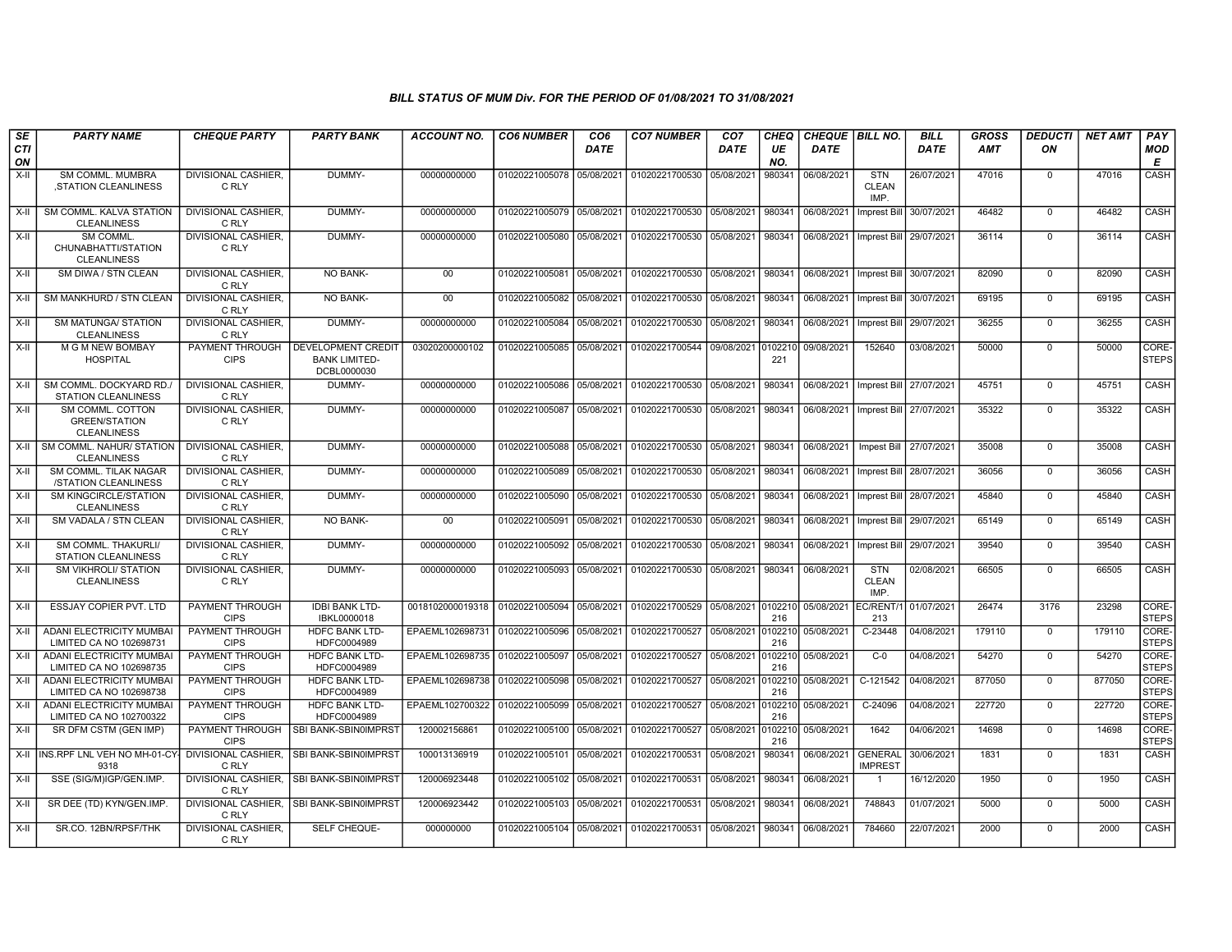## BILL STATUS OF MUM Div. FOR THE PERIOD OF 01/08/2021 TO 31/08/2021

| SECTION | PARTY NAME | CHEQUE PARTY | PARTY BANK | ACCOUNT NO. | CO6 NUMBER | CO6 DATE | CO7 NUMBER | CO7 DATE | CHEQUE NO. | CHEQUE DATE | BILL NO. | BILL DATE | GROSS AMT | DEDUCTION | NET AMT | PAY MODE |
|---|---|---|---|---|---|---|---|---|---|---|---|---|---|---|---|---|
| X-II | SM COMML. MUMBRA ,STATION CLEANLINESS | DIVISIONAL CASHIER, C RLY | DUMMY- | 00000000000 | 01020221005078 | 05/08/2021 | 01020221700530 | 05/08/2021 | 980341 | 06/08/2021 | STN CLEAN IMP. | 26/07/2021 | 47016 | 0 | 47016 | CASH |
| X-II | SM COMML. KALVA STATION CLEANLINESS | DIVISIONAL CASHIER, C RLY | DUMMY- | 00000000000 | 01020221005079 | 05/08/2021 | 01020221700530 | 05/08/2021 | 980341 | 06/08/2021 | Imprest Bill | 30/07/2021 | 46482 | 0 | 46482 | CASH |
| X-II | SM COMML. CHUNABHATTI/STATION CLEANLINESS | DIVISIONAL CASHIER, C RLY | DUMMY- | 00000000000 | 01020221005080 | 05/08/2021 | 01020221700530 | 05/08/2021 | 980341 | 06/08/2021 | Imprest Bill | 29/07/2021 | 36114 | 0 | 36114 | CASH |
| X-II | SM DIWA / STN CLEAN | DIVISIONAL CASHIER, C RLY | NO BANK- | 00 | 01020221005081 | 05/08/2021 | 01020221700530 | 05/08/2021 | 980341 | 06/08/2021 | Imprest Bill | 30/07/2021 | 82090 | 0 | 82090 | CASH |
| X-II | SM MANKHURD / STN CLEAN | DIVISIONAL CASHIER, C RLY | NO BANK- | 00 | 01020221005082 | 05/08/2021 | 01020221700530 | 05/08/2021 | 980341 | 06/08/2021 | Imprest Bill | 30/07/2021 | 69195 | 0 | 69195 | CASH |
| X-II | SM MATUNGA/ STATION CLEANLINESS | DIVISIONAL CASHIER, C RLY | DUMMY- | 00000000000 | 01020221005084 | 05/08/2021 | 01020221700530 | 05/08/2021 | 980341 | 06/08/2021 | Imprest Bill | 29/07/2021 | 36255 | 0 | 36255 | CASH |
| X-II | M G M NEW BOMBAY HOSPITAL | PAYMENT THROUGH CIPS | DEVELOPMENT CREDIT BANK LIMITED-DCBL0000030 | 03020200000102 | 01020221005085 | 05/08/2021 | 01020221700544 | 09/08/2021 | 0102210221 | 09/08/2021 | 152640 | 03/08/2021 | 50000 | 0 | 50000 | CORE-STEPS |
| X-II | SM COMML. DOCKYARD RD./ STATION CLEANLINESS | DIVISIONAL CASHIER, C RLY | DUMMY- | 00000000000 | 01020221005086 | 05/08/2021 | 01020221700530 | 05/08/2021 | 980341 | 06/08/2021 | Imprest Bill | 27/07/2021 | 45751 | 0 | 45751 | CASH |
| X-II | SM COMML. COTTON GREEN/STATION CLEANLINESS | DIVISIONAL CASHIER, C RLY | DUMMY- | 00000000000 | 01020221005087 | 05/08/2021 | 01020221700530 | 05/08/2021 | 980341 | 06/08/2021 | Imprest Bill | 27/07/2021 | 35322 | 0 | 35322 | CASH |
| X-II | SM COMML. NAHUR/ STATION CLEANLINESS | DIVISIONAL CASHIER, C RLY | DUMMY- | 00000000000 | 01020221005088 | 05/08/2021 | 01020221700530 | 05/08/2021 | 980341 | 06/08/2021 | Impest Bill | 27/07/2021 | 35008 | 0 | 35008 | CASH |
| X-II | SM COMML. TILAK NAGAR /STATION CLEANLINESS | DIVISIONAL CASHIER, C RLY | DUMMY- | 00000000000 | 01020221005089 | 05/08/2021 | 01020221700530 | 05/08/2021 | 980341 | 06/08/2021 | Imprest Bill | 28/07/2021 | 36056 | 0 | 36056 | CASH |
| X-II | SM KINGCIRCLE/STATION CLEANLINESS | DIVISIONAL CASHIER, C RLY | DUMMY- | 00000000000 | 01020221005090 | 05/08/2021 | 01020221700530 | 05/08/2021 | 980341 | 06/08/2021 | Imprest Bill | 28/07/2021 | 45840 | 0 | 45840 | CASH |
| X-II | SM VADALA / STN CLEAN | DIVISIONAL CASHIER, C RLY | NO BANK- | 00 | 01020221005091 | 05/08/2021 | 01020221700530 | 05/08/2021 | 980341 | 06/08/2021 | Imprest Bill | 29/07/2021 | 65149 | 0 | 65149 | CASH |
| X-II | SM COMML. THAKURLI/ STATION CLEANLINESS | DIVISIONAL CASHIER, C RLY | DUMMY- | 00000000000 | 01020221005092 | 05/08/2021 | 01020221700530 | 05/08/2021 | 980341 | 06/08/2021 | Imprest Bill | 29/07/2021 | 39540 | 0 | 39540 | CASH |
| X-II | SM VIKHROLI/ STATION CLEANLINESS | DIVISIONAL CASHIER, C RLY | DUMMY- | 00000000000 | 01020221005093 | 05/08/2021 | 01020221700530 | 05/08/2021 | 980341 | 06/08/2021 | STN CLEAN IMP. | 02/08/2021 | 66505 | 0 | 66505 | CASH |
| X-II | ESSJAY COPIER PVT. LTD | PAYMENT THROUGH CIPS | IDBI BANK LTD-IBKL0000018 | 0018102000019318 | 01020221005094 | 05/08/2021 | 01020221700529 | 05/08/2021 | 0102210216 | 05/08/2021 | EC/RENT/1213 | 01/07/2021 | 26474 | 3176 | 23298 | CORE-STEPS |
| X-II | ADANI ELECTRICITY MUMBAI LIMITED CA NO 102698731 | PAYMENT THROUGH CIPS | HDFC BANK LTD-HDFC0004989 | EPAEML102698731 | 01020221005096 | 05/08/2021 | 01020221700527 | 05/08/2021 | 0102210216 | 05/08/2021 | C-23448 | 04/08/2021 | 179110 | 0 | 179110 | CORE-STEPS |
| X-II | ADANI ELECTRICITY MUMBAI LIMITED CA NO 102698735 | PAYMENT THROUGH CIPS | HDFC BANK LTD-HDFC0004989 | EPAEML102698735 | 01020221005097 | 05/08/2021 | 01020221700527 | 05/08/2021 | 0102210216 | 05/08/2021 | C-0 | 04/08/2021 | 54270 | 0 | 54270 | CORE-STEPS |
| X-II | ADANI ELECTRICITY MUMBAI LIMITED CA NO 102698738 | PAYMENT THROUGH CIPS | HDFC BANK LTD-HDFC0004989 | EPAEML102698738 | 01020221005098 | 05/08/2021 | 01020221700527 | 05/08/2021 | 0102210216 | 05/08/2021 | C-121542 | 04/08/2021 | 877050 | 0 | 877050 | CORE-STEPS |
| X-II | ADANI ELECTRICITY MUMBAI LIMITED CA NO 102700322 | PAYMENT THROUGH CIPS | HDFC BANK LTD-HDFC0004989 | EPAEML102700322 | 01020221005099 | 05/08/2021 | 01020221700527 | 05/08/2021 | 0102210216 | 05/08/2021 | C-24096 | 04/08/2021 | 227720 | 0 | 227720 | CORE-STEPS |
| X-II | SR DFM CSTM (GEN IMP) | PAYMENT THROUGH CIPS | SBI BANK-SBIN0IMPRST | 120002156861 | 01020221005100 | 05/08/2021 | 01020221700527 | 05/08/2021 | 0102210216 | 05/08/2021 | 1642 | 04/06/2021 | 14698 | 0 | 14698 | CORE-STEPS |
| X-II | INS.RPF LNL VEH NO MH-01-CY-9318 | DIVISIONAL CASHIER, C RLY | SBI BANK-SBIN0IMPRST | 100013136919 | 01020221005101 | 05/08/2021 | 01020221700531 | 05/08/2021 | 980341 | 06/08/2021 | GENERAL IMPREST | 30/06/2021 | 1831 | 0 | 1831 | CASH |
| X-II | SSE (SIG/M)IGP/GEN.IMP. | DIVISIONAL CASHIER, C RLY | SBI BANK-SBIN0IMPRST | 120006923448 | 01020221005102 | 05/08/2021 | 01020221700531 | 05/08/2021 | 980341 | 06/08/2021 | 1 | 16/12/2020 | 1950 | 0 | 1950 | CASH |
| X-II | SR DEE (TD) KYN/GEN.IMP. | DIVISIONAL CASHIER, C RLY | SBI BANK-SBIN0IMPRST | 120006923442 | 01020221005103 | 05/08/2021 | 01020221700531 | 05/08/2021 | 980341 | 06/08/2021 | 748843 | 01/07/2021 | 5000 | 0 | 5000 | CASH |
| X-II | SR.CO. 12BN/RPSF/THK | DIVISIONAL CASHIER, C RLY | SELF CHEQUE- | 000000000 | 01020221005104 | 05/08/2021 | 01020221700531 | 05/08/2021 | 980341 | 06/08/2021 | 784660 | 22/07/2021 | 2000 | 0 | 2000 | CASH |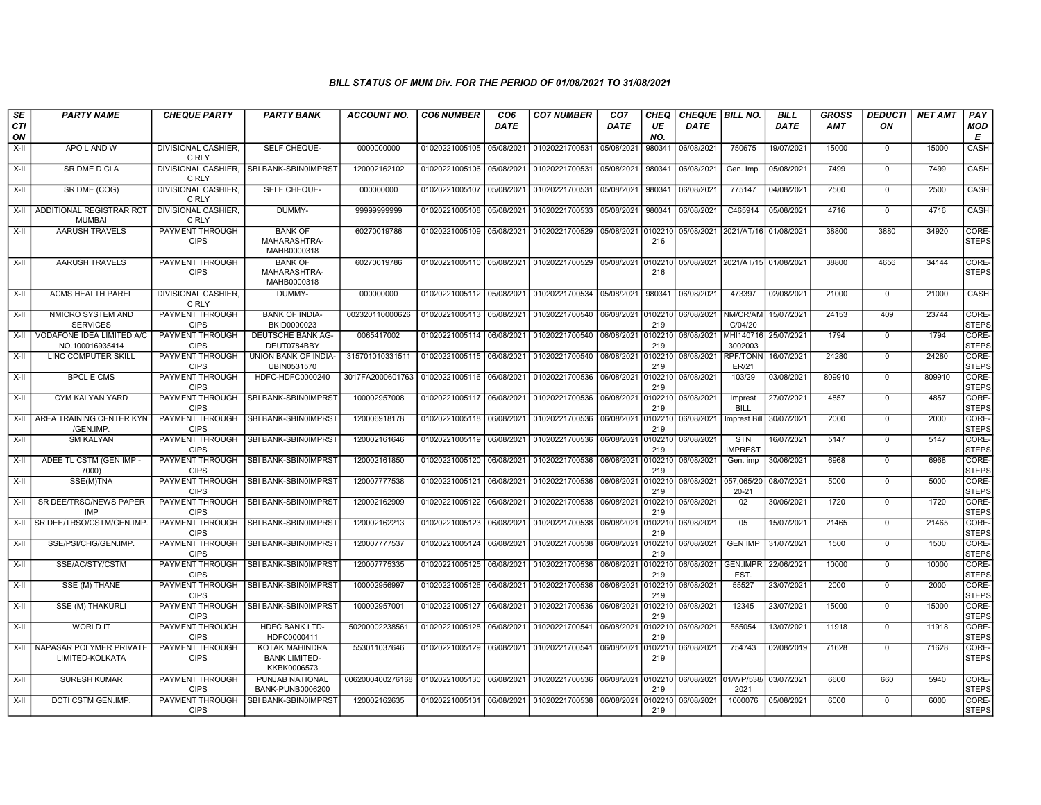### BILL STATUS OF MUM Div. FOR THE PERIOD OF 01/08/2021 TO 31/08/2021

| SECTION | PARTY NAME | CHEQUE PARTY | PARTY BANK | ACCOUNT NO. | CO6 NUMBER | CO6 DATE | CO7 NUMBER | CO7 DATE | CHEQUE NO. | CHEQUE DATE | BILL NO. | BILL DATE | GROSS AMT | DEDUCTION | NET AMT | PAY MODE |
|---|---|---|---|---|---|---|---|---|---|---|---|---|---|---|---|---|
| X-II | APO L AND W | DIVISIONAL CASHIER, C RLY | SELF CHEQUE- | 0000000000 | 01020221005105 | 05/08/2021 | 01020221700531 | 05/08/2021 | 980341 | 06/08/2021 | 750675 | 19/07/2021 | 15000 | 0 | 15000 | CASH |
| X-II | SR DME D CLA | DIVISIONAL CASHIER, C RLY | SBI BANK-SBIN0IMPRST | 120002162102 | 01020221005106 | 05/08/2021 | 01020221700531 | 05/08/2021 | 980341 | 06/08/2021 | Gen. Imp. | 05/08/2021 | 7499 | 0 | 7499 | CASH |
| X-II | SR DME (COG) | DIVISIONAL CASHIER, C RLY | SELF CHEQUE- | 000000000 | 01020221005107 | 05/08/2021 | 01020221700531 | 05/08/2021 | 980341 | 06/08/2021 | 775147 | 04/08/2021 | 2500 | 0 | 2500 | CASH |
| X-II | ADDITIONAL REGISTRAR RCT MUMBAI | DIVISIONAL CASHIER, C RLY | DUMMY- | 99999999999 | 01020221005108 | 05/08/2021 | 01020221700533 | 05/08/2021 | 980341 | 06/08/2021 | C465914 | 05/08/2021 | 4716 | 0 | 4716 | CASH |
| X-II | AARUSH TRAVELS | PAYMENT THROUGH CIPS | BANK OF MAHARASHTRA-MAHB0000318 | 60270019786 | 01020221005109 | 05/08/2021 | 01020221700529 | 05/08/2021 | 0102210216 | 05/08/2021 | 2021/AT/16 | 01/08/2021 | 38800 | 3880 | 34920 | CORE-STEPS |
| X-II | AARUSH TRAVELS | PAYMENT THROUGH CIPS | BANK OF MAHARASHTRA-MAHB0000318 | 60270019786 | 01020221005110 | 05/08/2021 | 01020221700529 | 05/08/2021 | 0102210216 | 05/08/2021 | 2021/AT/15 | 01/08/2021 | 38800 | 4656 | 34144 | CORE-STEPS |
| X-II | ACMS HEALTH PAREL | DIVISIONAL CASHIER, C RLY | DUMMY- | 000000000 | 01020221005112 | 05/08/2021 | 01020221700534 | 05/08/2021 | 980341 | 06/08/2021 | 473397 | 02/08/2021 | 21000 | 0 | 21000 | CASH |
| X-II | NMICRO SYSTEM AND SERVICES | PAYMENT THROUGH CIPS | BANK OF INDIA-BKID0000023 | 002320110000626 | 01020221005113 | 05/08/2021 | 01020221700540 | 06/08/2021 | 0102210219 | 06/08/2021 | NM/CR/AMC/04/20 | 15/07/2021 | 24153 | 409 | 23744 | CORE-STEPS |
| X-II | VODAFONE IDEA LIMITED A/C NO.100016935414 | PAYMENT THROUGH CIPS | DEUTSCHE BANK AG-DEUT0784BBY | 0065417002 | 01020221005114 | 06/08/2021 | 01020221700540 | 06/08/2021 | 0102210219 | 06/08/2021 | MHI1407163002003 | 25/07/2021 | 1794 | 0 | 1794 | CORE-STEPS |
| X-II | LINC COMPUTER SKILL | PAYMENT THROUGH CIPS | UNION BANK OF INDIA-UBIN0531570 | 315701010331511 | 01020221005115 | 06/08/2021 | 01020221700540 | 06/08/2021 | 0102210219 | 06/08/2021 | RPF/TONNER/21 | 16/07/2021 | 24280 | 0 | 24280 | CORE-STEPS |
| X-II | BPCL E CMS | PAYMENT THROUGH CIPS | HDFC-HDFC0000240 | 3017FA2000601763 | 01020221005116 | 06/08/2021 | 01020221700536 | 06/08/2021 | 0102210219 | 06/08/2021 | 103/29 | 03/08/2021 | 809910 | 0 | 809910 | CORE-STEPS |
| X-II | CYM KALYAN YARD | PAYMENT THROUGH CIPS | SBI BANK-SBIN0IMPRST | 100002957008 | 01020221005117 | 06/08/2021 | 01020221700536 | 06/08/2021 | 0102210219 | 06/08/2021 | Imprest BILL | 27/07/2021 | 4857 | 0 | 4857 | CORE-STEPS |
| X-II | AREA TRAINING CENTER KYN /GEN.IMP. | PAYMENT THROUGH CIPS | SBI BANK-SBIN0IMPRST | 120006918178 | 01020221005118 | 06/08/2021 | 01020221700536 | 06/08/2021 | 0102210219 | 06/08/2021 | Imprest Bill | 30/07/2021 | 2000 | 0 | 2000 | CORE-STEPS |
| X-II | SM KALYAN | PAYMENT THROUGH CIPS | SBI BANK-SBIN0IMPRST | 120002161646 | 01020221005119 | 06/08/2021 | 01020221700536 | 06/08/2021 | 0102210219 | 06/08/2021 | STN IMPREST | 16/07/2021 | 5147 | 0 | 5147 | CORE-STEPS |
| X-II | ADEE TL CSTM (GEN IMP - 7000) | PAYMENT THROUGH CIPS | SBI BANK-SBIN0IMPRST | 120002161850 | 01020221005120 | 06/08/2021 | 01020221700536 | 06/08/2021 | 0102210219 | 06/08/2021 | Gen. imp | 30/06/2021 | 6968 | 0 | 6968 | CORE-STEPS |
| X-II | SSE(M)TNA | PAYMENT THROUGH CIPS | SBI BANK-SBIN0IMPRST | 120007777538 | 01020221005121 | 06/08/2021 | 01020221700536 | 06/08/2021 | 0102210219 | 06/08/2021 | 057,065/2020-21 | 08/07/2021 | 5000 | 0 | 5000 | CORE-STEPS |
| X-II | SR DEE/TRSO/NEWS PAPER IMP | PAYMENT THROUGH CIPS | SBI BANK-SBIN0IMPRST | 120002162909 | 01020221005122 | 06/08/2021 | 01020221700538 | 06/08/2021 | 0102210219 | 06/08/2021 | 02 | 30/06/2021 | 1720 | 0 | 1720 | CORE-STEPS |
| X-II | SR.DEE/TRSO/CSTM/GEN.IMP. | PAYMENT THROUGH CIPS | SBI BANK-SBIN0IMPRST | 120002162213 | 01020221005123 | 06/08/2021 | 01020221700538 | 06/08/2021 | 0102210219 | 06/08/2021 | 05 | 15/07/2021 | 21465 | 0 | 21465 | CORE-STEPS |
| X-II | SSE/PSI/CHG/GEN.IMP. | PAYMENT THROUGH CIPS | SBI BANK-SBIN0IMPRST | 120007777537 | 01020221005124 | 06/08/2021 | 01020221700538 | 06/08/2021 | 0102210219 | 06/08/2021 | GEN IMP | 31/07/2021 | 1500 | 0 | 1500 | CORE-STEPS |
| X-II | SSE/AC/STY/CSTM | PAYMENT THROUGH CIPS | SBI BANK-SBIN0IMPRST | 120007775335 | 01020221005125 | 06/08/2021 | 01020221700536 | 06/08/2021 | 0102210219 | 06/08/2021 | GEN.IMPREST. | 22/06/2021 | 10000 | 0 | 10000 | CORE-STEPS |
| X-II | SSE (M) THANE | PAYMENT THROUGH CIPS | SBI BANK-SBIN0IMPRST | 100002956997 | 01020221005126 | 06/08/2021 | 01020221700536 | 06/08/2021 | 0102210219 | 06/08/2021 | 55527 | 23/07/2021 | 2000 | 0 | 2000 | CORE-STEPS |
| X-II | SSE (M) THAKURLI | PAYMENT THROUGH CIPS | SBI BANK-SBIN0IMPRST | 100002957001 | 01020221005127 | 06/08/2021 | 01020221700536 | 06/08/2021 | 0102210219 | 06/08/2021 | 12345 | 23/07/2021 | 15000 | 0 | 15000 | CORE-STEPS |
| X-II | WORLD IT | PAYMENT THROUGH CIPS | HDFC BANK LTD-HDFC0000411 | 50200002238561 | 01020221005128 | 06/08/2021 | 01020221700541 | 06/08/2021 | 0102210219 | 06/08/2021 | 555054 | 13/07/2021 | 11918 | 0 | 11918 | CORE-STEPS |
| X-II | NAPASAR POLYMER PRIVATE LIMITED-KOLKATA | PAYMENT THROUGH CIPS | KOTAK MAHINDRA BANK LIMITED-KKBK0006573 | 553011037646 | 01020221005129 | 06/08/2021 | 01020221700541 | 06/08/2021 | 0102210219 | 06/08/2021 | 754743 | 02/08/2019 | 71628 | 0 | 71628 | CORE-STEPS |
| X-II | SURESH KUMAR | PAYMENT THROUGH CIPS | PUNJAB NATIONAL BANK-PUNB0006200 | 0062000400276168 | 01020221005130 | 06/08/2021 | 01020221700536 | 06/08/2021 | 0102210219 | 06/08/2021 | 01/WP/538/2021 | 03/07/2021 | 6600 | 660 | 5940 | CORE-STEPS |
| X-II | DCTI CSTM GEN.IMP. | PAYMENT THROUGH CIPS | SBI BANK-SBIN0IMPRST | 120002162635 | 01020221005131 | 06/08/2021 | 01020221700538 | 06/08/2021 | 0102210219 | 06/08/2021 | 1000076 | 05/08/2021 | 6000 | 0 | 6000 | CORE-STEPS |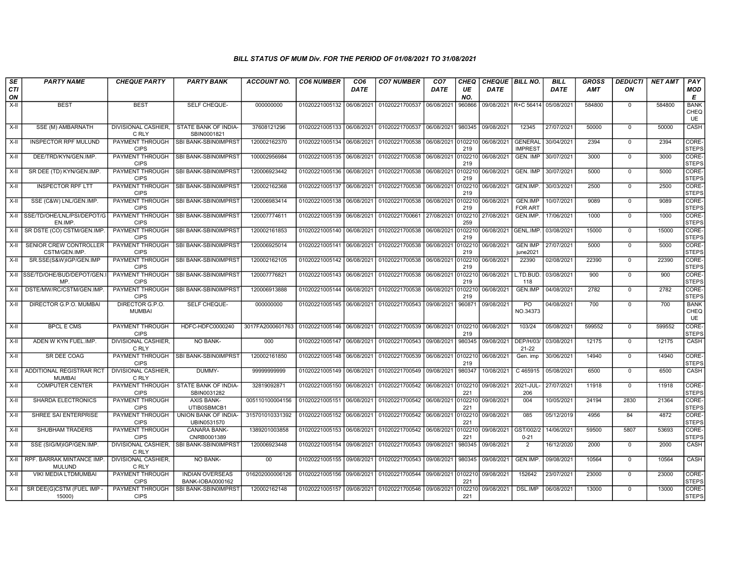### BILL STATUS OF MUM Div. FOR THE PERIOD OF 01/08/2021 TO 31/08/2021

| SECTION | PARTY NAME | CHEQUE PARTY | PARTY BANK | ACCOUNT NO. | CO6 NUMBER | CO6 DATE | CO7 NUMBER | CO7 DATE | CHEQUE NO. | CHEQUE DATE | BILL NO. | BILL DATE | GROSS AMT | DEDUCTION | NET AMT | PAY MODE |
|---|---|---|---|---|---|---|---|---|---|---|---|---|---|---|---|---|
| X-II | BEST | BEST | SELF CHEQUE- | 000000000 | 01020221005132 | 06/08/2021 | 01020221700537 | 06/08/2021 | 960866 | 09/08/2021 | R+C 56414 | 05/08/2021 | 584800 | 0 | 584800 | BANK CHEQUE |
| X-II | SSE (M) AMBARNATH | DIVISIONAL CASHIER, C RLY | STATE BANK OF INDIA-SBIN0001821 | 37608121296 | 01020221005133 | 06/08/2021 | 01020221700537 | 06/08/2021 | 980345 | 09/08/2021 | 12345 | 27/07/2021 | 50000 | 0 | 50000 | CASH |
| X-II | INSPECTOR RPF MULUND | PAYMENT THROUGH CIPS | SBI BANK-SBIN0IMPRST | 120002162370 | 01020221005134 | 06/08/2021 | 01020221700538 | 06/08/2021 | 0102210219 | 06/08/2021 | GENERAL IMPREST | 30/04/2021 | 2394 | 0 | 2394 | CORE-STEPS |
| X-II | DEE/TRD/KYN/GEN.IMP. | PAYMENT THROUGH CIPS | SBI BANK-SBIN0IMPRST | 100002956984 | 01020221005135 | 06/08/2021 | 01020221700538 | 06/08/2021 | 0102210219 | 06/08/2021 | GEN. IMP | 30/07/2021 | 3000 | 0 | 3000 | CORE-STEPS |
| X-II | SR DEE (TD) KYN/GEN.IMP. | PAYMENT THROUGH CIPS | SBI BANK-SBIN0IMPRST | 120006923442 | 01020221005136 | 06/08/2021 | 01020221700538 | 06/08/2021 | 0102210219 | 06/08/2021 | GEN. IMP | 30/07/2021 | 5000 | 0 | 5000 | CORE-STEPS |
| X-II | INSPECTOR RPF LTT | PAYMENT THROUGH CIPS | SBI BANK-SBIN0IMPRST | 120002162368 | 01020221005137 | 06/08/2021 | 01020221700538 | 06/08/2021 | 0102210219 | 06/08/2021 | GEN.IMP. | 30/03/2021 | 2500 | 0 | 2500 | CORE-STEPS |
| X-II | SSE (C&W) LNL/GEN.IMP. | PAYMENT THROUGH CIPS | SBI BANK-SBIN0IMPRST | 120006983414 | 01020221005138 | 06/08/2021 | 01020221700538 | 06/08/2021 | 0102210219 | 06/08/2021 | GEN.IMP FOR ART | 10/07/2021 | 9089 | 0 | 9089 | CORE-STEPS |
| X-II | SSE/TD/OHE/LNL/PSI/DEPOT/GEN.IMP. | PAYMENT THROUGH CIPS | SBI BANK-SBIN0IMPRST | 120007774611 | 01020221005139 | 06/08/2021 | 01020221700661 | 27/08/2021 | 0102210259 | 27/08/2021 | GEN.IMP. | 17/06/2021 | 1000 | 0 | 1000 | CORE-STEPS |
| X-II | SR DSTE (CO) CSTM/GEN.IMP. | PAYMENT THROUGH CIPS | SBI BANK-SBIN0IMPRST | 120002161853 | 01020221005140 | 06/08/2021 | 01020221700538 | 06/08/2021 | 0102210219 | 06/08/2021 | GENL.IMP. | 03/08/2021 | 15000 | 0 | 15000 | CORE-STEPS |
| X-II | SENIOR CREW CONTROLLER CSTM/GEN.IMP. | PAYMENT THROUGH CIPS | SBI BANK-SBIN0IMPRST | 120006925014 | 01020221005141 | 06/08/2021 | 01020221700538 | 06/08/2021 | 0102210219 | 06/08/2021 | GEN IMP june2021 | 27/07/2021 | 5000 | 0 | 5000 | CORE-STEPS |
| X-II | SR.SSE(S&W)IGP/GEN.IMP | PAYMENT THROUGH CIPS | SBI BANK-SBIN0IMPRST | 120002162105 | 01020221005142 | 06/08/2021 | 01020221700538 | 06/08/2021 | 0102210219 | 06/08/2021 | 22390 | 02/08/2021 | 22390 | 0 | 22390 | CORE-STEPS |
| X-II | SSE/TD/OHE/BUD/DEPOT/GEN.IMP. | PAYMENT THROUGH CIPS | SBI BANK-SBIN0IMPRST | 120007776821 | 01020221005143 | 06/08/2021 | 01020221700538 | 06/08/2021 | 0102210219 | 06/08/2021 | L.TD.BUD. 118 | 03/08/2021 | 900 | 0 | 900 | CORE-STEPS |
| X-II | DSTE/MW/RC/CSTM/GEN.IMP. | PAYMENT THROUGH CIPS | SBI BANK-SBIN0IMPRST | 120006913888 | 01020221005144 | 06/08/2021 | 01020221700538 | 06/08/2021 | 0102210219 | 06/08/2021 | GEN.IMP | 04/08/2021 | 2782 | 0 | 2782 | CORE-STEPS |
| X-II | DIRECTOR G.P.O. MUMBAI | DIRECTOR G.P.O. MUMBAI | SELF CHEQUE- | 000000000 | 01020221005145 | 06/08/2021 | 01020221700543 | 09/08/2021 | 960871 | 09/08/2021 | PO NO.34373 | 04/08/2021 | 700 | 0 | 700 | BANK CHEQUE |
| X-II | BPCL E CMS | PAYMENT THROUGH CIPS | HDFC-HDFC0000240 | 3017FA2000601763 | 01020221005146 | 06/08/2021 | 01020221700539 | 06/08/2021 | 0102210219 | 06/08/2021 | 103/24 | 05/08/2021 | 599552 | 0 | 599552 | CORE-STEPS |
| X-II | ADEN W KYN FUEL.IMP. | DIVISIONAL CASHIER, C RLY | NO BANK- | 000 | 01020221005147 | 06/08/2021 | 01020221700543 | 09/08/2021 | 980345 | 09/08/2021 | DEP/H/03/21-22 | 03/08/2021 | 12175 | 0 | 12175 | CASH |
| X-II | SR DEE COAG | PAYMENT THROUGH CIPS | SBI BANK-SBIN0IMPRST | 120002161850 | 01020221005148 | 06/08/2021 | 01020221700539 | 06/08/2021 | 0102210219 | 06/08/2021 | Gen. imp | 30/06/2021 | 14940 | 0 | 14940 | CORE-STEPS |
| X-II | ADDITIONAL REGISTRAR RCT MUMBAI | DIVISIONAL CASHIER, C RLY | DUMMY- | 99999999999 | 01020221005149 | 06/08/2021 | 01020221700549 | 09/08/2021 | 980347 | 10/08/2021 | C 465915 | 05/08/2021 | 6500 | 0 | 6500 | CASH |
| X-II | COMPUTER CENTER | PAYMENT THROUGH CIPS | STATE BANK OF INDIA-SBIN0031282 | 32819092871 | 01020221005150 | 06/08/2021 | 01020221700542 | 06/08/2021 | 0102210221 | 09/08/2021 | 2021-JUL-206 | 27/07/2021 | 11918 | 0 | 11918 | CORE-STEPS |
| X-II | SHARDA ELECTRONICS | PAYMENT THROUGH CIPS | AXIS BANK-UTIB0SBMCB1 | 005110100004156 | 01020221005151 | 06/08/2021 | 01020221700542 | 06/08/2021 | 0102210221 | 09/08/2021 | 004 | 10/05/2021 | 24194 | 2830 | 21364 | CORE-STEPS |
| X-II | SHREE SAI ENTERPRISE | PAYMENT THROUGH CIPS | UNION BANK OF INDIA-UBIN0531570 | 315701010331392 | 01020221005152 | 06/08/2021 | 01020221700542 | 06/08/2021 | 0102210221 | 09/08/2021 | 085 | 05/12/2019 | 4956 | 84 | 4872 | CORE-STEPS |
| X-II | SHUBHAM TRADERS | PAYMENT THROUGH CIPS | CANARA BANK-CNRB0001389 | 1389201003858 | 01020221005153 | 06/08/2021 | 01020221700542 | 06/08/2021 | 0102210221 | 09/08/2021 | GST/002/20-21 | 14/06/2021 | 59500 | 5807 | 53693 | CORE-STEPS |
| X-II | SSE (SIG/M)IGP/GEN.IMP. | DIVISIONAL CASHIER, C RLY | SBI BANK-SBIN0IMPRST | 120006923448 | 01020221005154 | 09/08/2021 | 01020221700543 | 09/08/2021 | 980345 | 09/08/2021 | 2 | 16/12/2020 | 2000 | 0 | 2000 | CASH |
| X-II | RPF. BARRAK MINTANCE IMP. MULUND | DIVISIONAL CASHIER, C RLY | NO BANK- | 00 | 01020221005155 | 09/08/2021 | 01020221700543 | 09/08/2021 | 980345 | 09/08/2021 | GEN.IMP. | 09/08/2021 | 10564 | 0 | 10564 | CASH |
| X-II | VIKI MEDIA LTDMUMBAI | PAYMENT THROUGH CIPS | INDIAN OVERSEAS BANK-IOBA0000162 | 016202000006126 | 01020221005156 | 09/08/2021 | 01020221700544 | 09/08/2021 | 0102210221 | 09/08/2021 | 152642 | 23/07/2021 | 23000 | 0 | 23000 | CORE-STEPS |
| X-II | SR DEE(G)CSTM (FUEL IMP - 15000) | PAYMENT THROUGH CIPS | SBI BANK-SBIN0IMPRST | 120002162148 | 01020221005157 | 09/08/2021 | 01020221700546 | 09/08/2021 | 0102210221 | 09/08/2021 | DSL.IMP | 06/08/2021 | 13000 | 0 | 13000 | CORE-STEPS |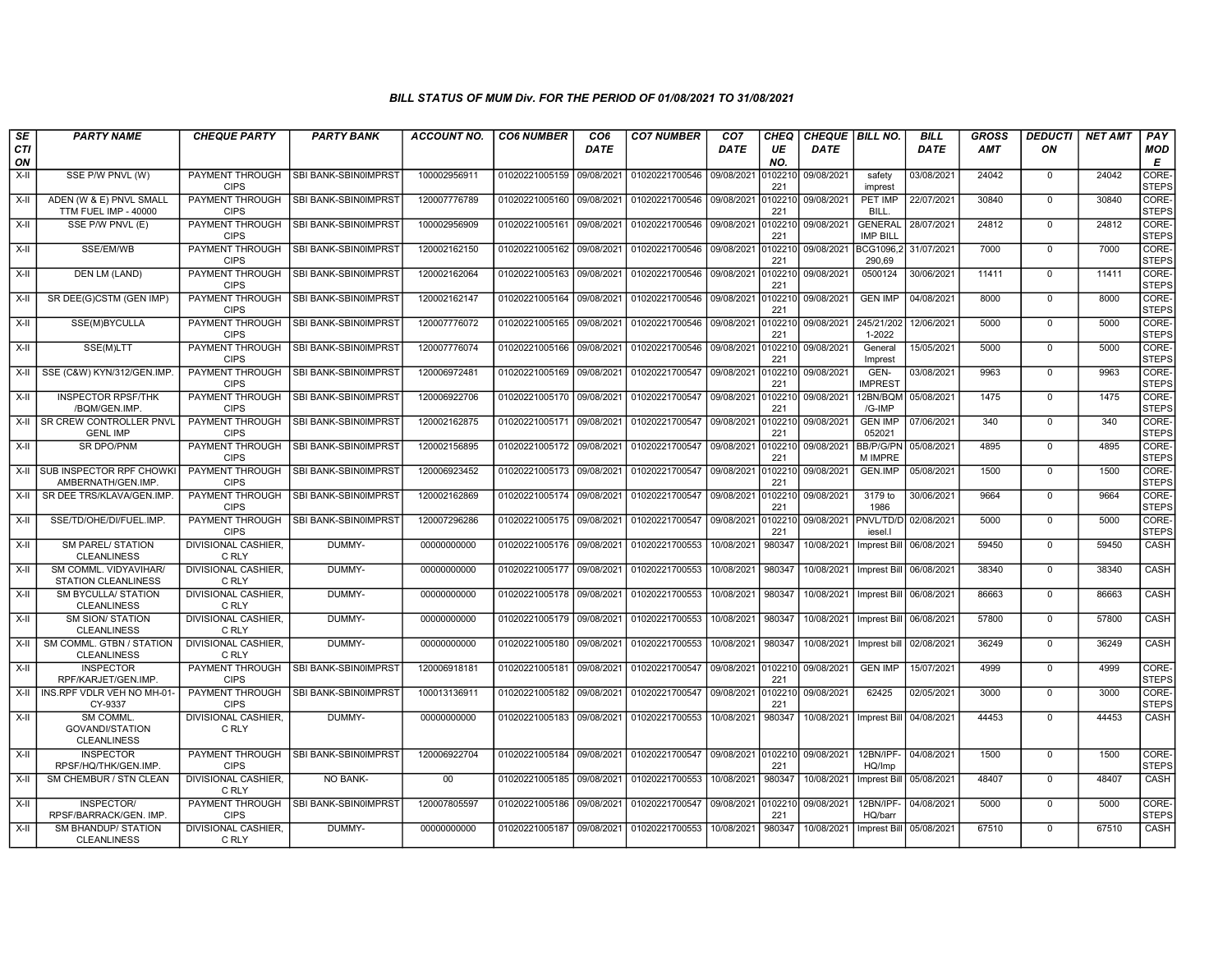### BILL STATUS OF MUM Div. FOR THE PERIOD OF 01/08/2021 TO 31/08/2021

| SECTION | PARTY NAME | CHEQUE PARTY | PARTY BANK | ACCOUNT NO. | CO6 NUMBER | CO6 DATE | CO7 NUMBER | CO7 DATE | CHEQUE NO. | CHEQUE DATE | BILL NO. | BILL DATE | GROSS AMT | DEDUCTION | NET AMT | PAY MODE |
|---|---|---|---|---|---|---|---|---|---|---|---|---|---|---|---|---|
| X-II | SSE P/W PNVL (W) | PAYMENT THROUGH CIPS | SBI BANK-SBIN0IMPRST | 100002956911 | 01020221005159 | 09/08/2021 | 01020221700546 | 09/08/2021 | 0102210221 | 09/08/2021 | safety imprest | 03/08/2021 | 24042 | 0 | 24042 | CORE-STEPS |
| X-II | ADEN (W & E) PNVL SMALL TTM FUEL IMP - 40000 | PAYMENT THROUGH CIPS | SBI BANK-SBIN0IMPRST | 120007776789 | 01020221005160 | 09/08/2021 | 01020221700546 | 09/08/2021 | 0102210221 | 09/08/2021 | PET IMP BILL. | 22/07/2021 | 30840 | 0 | 30840 | CORE-STEPS |
| X-II | SSE P/W PNVL (E) | PAYMENT THROUGH CIPS | SBI BANK-SBIN0IMPRST | 100002956909 | 01020221005161 | 09/08/2021 | 01020221700546 | 09/08/2021 | 0102210221 | 09/08/2021 | GENERAL IMP BILL | 28/07/2021 | 24812 | 0 | 24812 | CORE-STEPS |
| X-II | SSE/EM/WB | PAYMENT THROUGH CIPS | SBI BANK-SBIN0IMPRST | 120002162150 | 01020221005162 | 09/08/2021 | 01020221700546 | 09/08/2021 | 0102210221 | 09/08/2021 | BCG1096,2290,69 | 31/07/2021 | 7000 | 0 | 7000 | CORE-STEPS |
| X-II | DEN LM (LAND) | PAYMENT THROUGH CIPS | SBI BANK-SBIN0IMPRST | 120002162064 | 01020221005163 | 09/08/2021 | 01020221700546 | 09/08/2021 | 0102210221 | 09/08/2021 | 0500124 | 30/06/2021 | 11411 | 0 | 11411 | CORE-STEPS |
| X-II | SR DEE(G)CSTM (GEN IMP) | PAYMENT THROUGH CIPS | SBI BANK-SBIN0IMPRST | 120002162147 | 01020221005164 | 09/08/2021 | 01020221700546 | 09/08/2021 | 0102210221 | 09/08/2021 | GEN IMP | 04/08/2021 | 8000 | 0 | 8000 | CORE-STEPS |
| X-II | SSE(M)BYCULLA | PAYMENT THROUGH CIPS | SBI BANK-SBIN0IMPRST | 120007776072 | 01020221005165 | 09/08/2021 | 01020221700546 | 09/08/2021 | 0102210221 | 09/08/2021 | 245/21/2021-2022 | 12/06/2021 | 5000 | 0 | 5000 | CORE-STEPS |
| X-II | SSE(M)LTT | PAYMENT THROUGH CIPS | SBI BANK-SBIN0IMPRST | 120007776074 | 01020221005166 | 09/08/2021 | 01020221700546 | 09/08/2021 | 0102210221 | 09/08/2021 | General Imprest | 15/05/2021 | 5000 | 0 | 5000 | CORE-STEPS |
| X-II | SSE (C&W) KYN/312/GEN.IMP. | PAYMENT THROUGH CIPS | SBI BANK-SBIN0IMPRST | 120006972481 | 01020221005169 | 09/08/2021 | 01020221700547 | 09/08/2021 | 0102210221 | 09/08/2021 | GEN-IMPREST | 03/08/2021 | 9963 | 0 | 9963 | CORE-STEPS |
| X-II | INSPECTOR RPSF/THK /BQM/GEN.IMP. | PAYMENT THROUGH CIPS | SBI BANK-SBIN0IMPRST | 120006922706 | 01020221005170 | 09/08/2021 | 01020221700547 | 09/08/2021 | 0102210221 | 09/08/2021 | 12BN/BQM/G-IMP | 05/08/2021 | 1475 | 0 | 1475 | CORE-STEPS |
| X-II | SR CREW CONTROLLER PNVL GENL IMP | PAYMENT THROUGH CIPS | SBI BANK-SBIN0IMPRST | 120002162875 | 01020221005171 | 09/08/2021 | 01020221700547 | 09/08/2021 | 0102210221 | 09/08/2021 | GEN IMP 052021 | 07/06/2021 | 340 | 0 | 340 | CORE-STEPS |
| X-II | SR DPO/PNM | PAYMENT THROUGH CIPS | SBI BANK-SBIN0IMPRST | 120002156895 | 01020221005172 | 09/08/2021 | 01020221700547 | 09/08/2021 | 0102210221 | 09/08/2021 | BB/P/G/PNM IMPRE | 05/08/2021 | 4895 | 0 | 4895 | CORE-STEPS |
| X-II | SUB INSPECTOR RPF CHOWKI AMBERNATH/GEN.IMP. | PAYMENT THROUGH CIPS | SBI BANK-SBIN0IMPRST | 120006923452 | 01020221005173 | 09/08/2021 | 01020221700547 | 09/08/2021 | 0102210221 | 09/08/2021 | GEN.IMP | 05/08/2021 | 1500 | 0 | 1500 | CORE-STEPS |
| X-II | SR DEE TRS/KLAVA/GEN.IMP. | PAYMENT THROUGH CIPS | SBI BANK-SBIN0IMPRST | 120002162869 | 01020221005174 | 09/08/2021 | 01020221700547 | 09/08/2021 | 0102210221 | 09/08/2021 | 3179 to 1986 | 30/06/2021 | 9664 | 0 | 9664 | CORE-STEPS |
| X-II | SSE/TD/OHE/DI/FUEL.IMP. | PAYMENT THROUGH CIPS | SBI BANK-SBIN0IMPRST | 120007296286 | 01020221005175 | 09/08/2021 | 01020221700547 | 09/08/2021 | 0102210221 | 09/08/2021 | PNVL/TD/Diesel.I | 02/08/2021 | 5000 | 0 | 5000 | CORE-STEPS |
| X-II | SM PAREL/ STATION CLEANLINESS | DIVISIONAL CASHIER, C RLY | DUMMY- | 00000000000 | 01020221005176 | 09/08/2021 | 01020221700553 | 10/08/2021 | 980347 | 10/08/2021 | Imprest Bill | 06/08/2021 | 59450 | 0 | 59450 | CASH |
| X-II | SM COMML. VIDYAVIHAR/ STATION CLEANLINESS | DIVISIONAL CASHIER, C RLY | DUMMY- | 00000000000 | 01020221005177 | 09/08/2021 | 01020221700553 | 10/08/2021 | 980347 | 10/08/2021 | Imprest Bill | 06/08/2021 | 38340 | 0 | 38340 | CASH |
| X-II | SM BYCULLA/ STATION CLEANLINESS | DIVISIONAL CASHIER, C RLY | DUMMY- | 00000000000 | 01020221005178 | 09/08/2021 | 01020221700553 | 10/08/2021 | 980347 | 10/08/2021 | Imprest Bill | 06/08/2021 | 86663 | 0 | 86663 | CASH |
| X-II | SM SION/ STATION CLEANLINESS | DIVISIONAL CASHIER, C RLY | DUMMY- | 00000000000 | 01020221005179 | 09/08/2021 | 01020221700553 | 10/08/2021 | 980347 | 10/08/2021 | Imprest Bill | 06/08/2021 | 57800 | 0 | 57800 | CASH |
| X-II | SM COMML. GTBN / STATION CLEANLINESS | DIVISIONAL CASHIER, C RLY | DUMMY- | 00000000000 | 01020221005180 | 09/08/2021 | 01020221700553 | 10/08/2021 | 980347 | 10/08/2021 | Imprest bill | 02/08/2021 | 36249 | 0 | 36249 | CASH |
| X-II | INSPECTOR RPF/KARJET/GEN.IMP. | PAYMENT THROUGH CIPS | SBI BANK-SBIN0IMPRST | 120006918181 | 01020221005181 | 09/08/2021 | 01020221700547 | 09/08/2021 | 0102210221 | 09/08/2021 | GEN IMP | 15/07/2021 | 4999 | 0 | 4999 | CORE-STEPS |
| X-II | INS.RPF VDLR VEH NO MH-01-CY-9337 | PAYMENT THROUGH CIPS | SBI BANK-SBIN0IMPRST | 100013136911 | 01020221005182 | 09/08/2021 | 01020221700547 | 09/08/2021 | 0102210221 | 09/08/2021 | 62425 | 02/05/2021 | 3000 | 0 | 3000 | CORE-STEPS |
| X-II | SM COMML. GOVANDI/STATION CLEANLINESS | DIVISIONAL CASHIER, C RLY | DUMMY- | 00000000000 | 01020221005183 | 09/08/2021 | 01020221700553 | 10/08/2021 | 980347 | 10/08/2021 | Imprest Bill | 04/08/2021 | 44453 | 0 | 44453 | CASH |
| X-II | INSPECTOR RPSF/HQ/THK/GEN.IMP. | PAYMENT THROUGH CIPS | SBI BANK-SBIN0IMPRST | 120006922704 | 01020221005184 | 09/08/2021 | 01020221700547 | 09/08/2021 | 0102210221 | 09/08/2021 | 12BN/IPF-HQ/Imp | 04/08/2021 | 1500 | 0 | 1500 | CORE-STEPS |
| X-II | SM CHEMBUR / STN CLEAN | DIVISIONAL CASHIER, C RLY | NO BANK- | 00 | 01020221005185 | 09/08/2021 | 01020221700553 | 10/08/2021 | 980347 | 10/08/2021 | Imprest Bill | 05/08/2021 | 48407 | 0 | 48407 | CASH |
| X-II | INSPECTOR/ RPSF/BARRACK/GEN. IMP. | PAYMENT THROUGH CIPS | SBI BANK-SBIN0IMPRST | 120007805597 | 01020221005186 | 09/08/2021 | 01020221700547 | 09/08/2021 | 0102210221 | 09/08/2021 | 12BN/IPF-HQ/barr | 04/08/2021 | 5000 | 0 | 5000 | CORE-STEPS |
| X-II | SM BHANDUP/ STATION CLEANLINESS | DIVISIONAL CASHIER, C RLY | DUMMY- | 00000000000 | 01020221005187 | 09/08/2021 | 01020221700553 | 10/08/2021 | 980347 | 10/08/2021 | Imprest Bill | 05/08/2021 | 67510 | 0 | 67510 | CASH |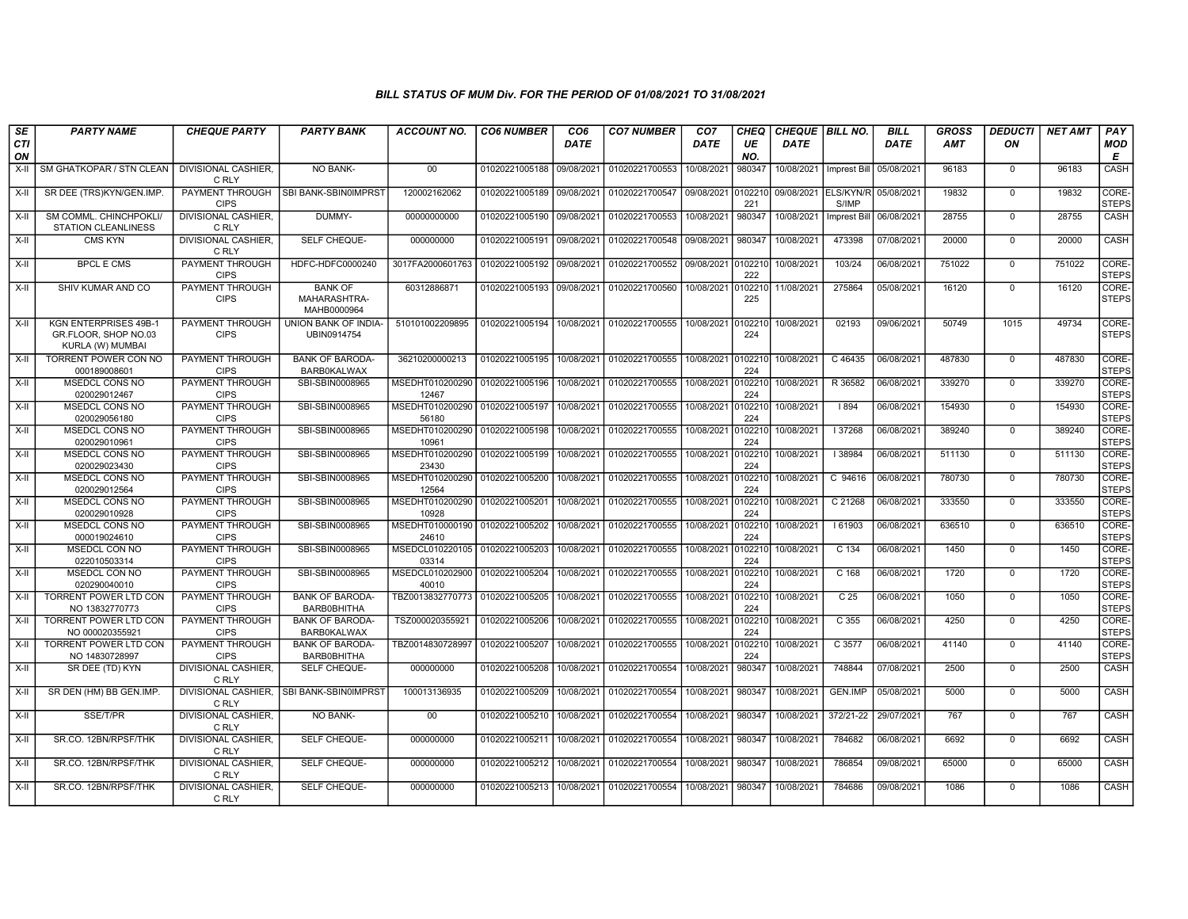# BILL STATUS OF MUM Div. FOR THE PERIOD OF 01/08/2021 TO 31/08/2021

| SECTION | PARTY NAME | CHEQUE PARTY | PARTY BANK | ACCOUNT NO. | CO6 NUMBER | CO6 DATE | CO7 NUMBER | CO7 DATE | CHEQUE NO. | CHEQUE DATE | BILL NO. | BILL DATE | GROSS AMT | DEDUCTION | NET AMT | PAY MODE |
|---|---|---|---|---|---|---|---|---|---|---|---|---|---|---|---|---|
| X-II | SM GHATKOPAR / STN CLEAN | DIVISIONAL CASHIER, C RLY | NO BANK- | 00 | 01020221005188 | 09/08/2021 | 01020221700553 | 10/08/2021 | 980347 | 10/08/2021 | Imprest Bill | 05/08/2021 | 96183 | 0 | 96183 | CASH |
| X-II | SR DEE (TRS)KYN/GEN.IMP. | PAYMENT THROUGH CIPS | SBI BANK-SBIN0IMPRST | 120002162062 | 01020221005189 | 09/08/2021 | 01020221700547 | 09/08/2021 | 0102210221 | 09/08/2021 | ELS/KYN/RS/IMP | 05/08/2021 | 19832 | 0 | 19832 | CORE-STEPS |
| X-II | SM COMML. CHINCHPOKLI/ STATION CLEANLINESS | DIVISIONAL CASHIER, C RLY | DUMMY- | 00000000000 | 01020221005190 | 09/08/2021 | 01020221700553 | 10/08/2021 | 980347 | 10/08/2021 | Imprest Bill | 06/08/2021 | 28755 | 0 | 28755 | CASH |
| X-II | CMS KYN | DIVISIONAL CASHIER, C RLY | SELF CHEQUE- | 000000000 | 01020221005191 | 09/08/2021 | 01020221700548 | 09/08/2021 | 980347 | 10/08/2021 | 473398 | 07/08/2021 | 20000 | 0 | 20000 | CASH |
| X-II | BPCL E CMS | PAYMENT THROUGH CIPS | HDFC-HDFC0000240 | 3017FA2000601763 | 01020221005192 | 09/08/2021 | 01020221700552 | 09/08/2021 | 0102210222 | 10/08/2021 | 103/24 | 06/08/2021 | 751022 | 0 | 751022 | CORE-STEPS |
| X-II | SHIV KUMAR AND CO | PAYMENT THROUGH CIPS | BANK OF MAHARASHTRA-MAHB0000964 | 60312886871 | 01020221005193 | 09/08/2021 | 01020221700560 | 10/08/2021 | 0102210225 | 11/08/2021 | 275864 | 05/08/2021 | 16120 | 0 | 16120 | CORE-STEPS |
| X-II | KGN ENTERPRISES 49B-1 GR.FLOOR, SHOP NO.03 KURLA (W) MUMBAI | PAYMENT THROUGH CIPS | UNION BANK OF INDIA-UBIN0914754 | 510101002209895 | 01020221005194 | 10/08/2021 | 01020221700555 | 10/08/2021 | 0102210224 | 10/08/2021 | 02193 | 09/06/2021 | 50749 | 1015 | 49734 | CORE-STEPS |
| X-II | TORRENT POWER CON NO 000189008601 | PAYMENT THROUGH CIPS | BANK OF BARODA-BARB0KALWAX | 36210200000213 | 01020221005195 | 10/08/2021 | 01020221700555 | 10/08/2021 | 0102210224 | 10/08/2021 | C 46435 | 06/08/2021 | 487830 | 0 | 487830 | CORE-STEPS |
| X-II | MSEDCL CONS NO 020029012467 | PAYMENT THROUGH CIPS | SBI-SBIN0008965 | MSEDHT01020029012467 | 01020221005196 | 10/08/2021 | 01020221700555 | 10/08/2021 | 0102210224 | 10/08/2021 | R 36582 | 06/08/2021 | 339270 | 0 | 339270 | CORE-STEPS |
| X-II | MSEDCL CONS NO 020029056180 | PAYMENT THROUGH CIPS | SBI-SBIN0008965 | MSEDHT01020029056180 | 01020221005197 | 10/08/2021 | 01020221700555 | 10/08/2021 | 0102210224 | 10/08/2021 | I 894 | 06/08/2021 | 154930 | 0 | 154930 | CORE-STEPS |
| X-II | MSEDCL CONS NO 020029010961 | PAYMENT THROUGH CIPS | SBI-SBIN0008965 | MSEDHT01020029010961 | 01020221005198 | 10/08/2021 | 01020221700555 | 10/08/2021 | 0102210224 | 10/08/2021 | I 37268 | 06/08/2021 | 389240 | 0 | 389240 | CORE-STEPS |
| X-II | MSEDCL CONS NO 020029023430 | PAYMENT THROUGH CIPS | SBI-SBIN0008965 | MSEDHT01020029023430 | 01020221005199 | 10/08/2021 | 01020221700555 | 10/08/2021 | 0102210224 | 10/08/2021 | I 38984 | 06/08/2021 | 511130 | 0 | 511130 | CORE-STEPS |
| X-II | MSEDCL CONS NO 020029012564 | PAYMENT THROUGH CIPS | SBI-SBIN0008965 | MSEDHT01020029012564 | 01020221005200 | 10/08/2021 | 01020221700555 | 10/08/2021 | 0102210224 | 10/08/2021 | C 94616 | 06/08/2021 | 780730 | 0 | 780730 | CORE-STEPS |
| X-II | MSEDCL CONS NO 020029010928 | PAYMENT THROUGH CIPS | SBI-SBIN0008965 | MSEDHT01020029010928 | 01020221005201 | 10/08/2021 | 01020221700555 | 10/08/2021 | 0102210224 | 10/08/2021 | C 21268 | 06/08/2021 | 333550 | 0 | 333550 | CORE-STEPS |
| X-II | MSEDCL CONS NO 000019024610 | PAYMENT THROUGH CIPS | SBI-SBIN0008965 | MSEDHT01000019024610 | 01020221005202 | 10/08/2021 | 01020221700555 | 10/08/2021 | 0102210224 | 10/08/2021 | I 61903 | 06/08/2021 | 636510 | 0 | 636510 | CORE-STEPS |
| X-II | MSEDCL CON NO 022010503314 | PAYMENT THROUGH CIPS | SBI-SBIN0008965 | MSEDCL01022010503314 | 01020221005203 | 10/08/2021 | 01020221700555 | 10/08/2021 | 0102210224 | 10/08/2021 | C 134 | 06/08/2021 | 1450 | 0 | 1450 | CORE-STEPS |
| X-II | MSEDCL CON NO 020290040010 | PAYMENT THROUGH CIPS | SBI-SBIN0008965 | MSEDCL01020290040010 | 01020221005204 | 10/08/2021 | 01020221700555 | 10/08/2021 | 0102210224 | 10/08/2021 | C 168 | 06/08/2021 | 1720 | 0 | 1720 | CORE-STEPS |
| X-II | TORRENT POWER LTD CON NO 13832770773 | PAYMENT THROUGH CIPS | BANK OF BARODA-BARB0BHITHA | TBZ0013832770773 | 01020221005205 | 10/08/2021 | 01020221700555 | 10/08/2021 | 0102210224 | 10/08/2021 | C 25 | 06/08/2021 | 1050 | 0 | 1050 | CORE-STEPS |
| X-II | TORRENT POWER LTD CON NO 000020355921 | PAYMENT THROUGH CIPS | BANK OF BARODA-BARB0KALWAX | TSZ000020355921 | 01020221005206 | 10/08/2021 | 01020221700555 | 10/08/2021 | 0102210224 | 10/08/2021 | C 355 | 06/08/2021 | 4250 | 0 | 4250 | CORE-STEPS |
| X-II | TORRENT POWER LTD CON NO 14830728997 | PAYMENT THROUGH CIPS | BANK OF BARODA-BARB0BHITHA | TBZ0014830728997 | 01020221005207 | 10/08/2021 | 01020221700555 | 10/08/2021 | 0102210224 | 10/08/2021 | C 3577 | 06/08/2021 | 41140 | 0 | 41140 | CORE-STEPS |
| X-II | SR DEE (TD) KYN | DIVISIONAL CASHIER, C RLY | SELF CHEQUE- | 000000000 | 01020221005208 | 10/08/2021 | 01020221700554 | 10/08/2021 | 980347 | 10/08/2021 | 748844 | 07/08/2021 | 2500 | 0 | 2500 | CASH |
| X-II | SR DEN (HM) BB GEN.IMP. | DIVISIONAL CASHIER, C RLY | SBI BANK-SBIN0IMPRST | 100013136935 | 01020221005209 | 10/08/2021 | 01020221700554 | 10/08/2021 | 980347 | 10/08/2021 | GEN.IMP | 05/08/2021 | 5000 | 0 | 5000 | CASH |
| X-II | SSE/T/PR | DIVISIONAL CASHIER, C RLY | NO BANK- | 00 | 01020221005210 | 10/08/2021 | 01020221700554 | 10/08/2021 | 980347 | 10/08/2021 | 372/21-22 | 29/07/2021 | 767 | 0 | 767 | CASH |
| X-II | SR.CO. 12BN/RPSF/THK | DIVISIONAL CASHIER, C RLY | SELF CHEQUE- | 000000000 | 01020221005211 | 10/08/2021 | 01020221700554 | 10/08/2021 | 980347 | 10/08/2021 | 784682 | 06/08/2021 | 6692 | 0 | 6692 | CASH |
| X-II | SR.CO. 12BN/RPSF/THK | DIVISIONAL CASHIER, C RLY | SELF CHEQUE- | 000000000 | 01020221005212 | 10/08/2021 | 01020221700554 | 10/08/2021 | 980347 | 10/08/2021 | 786854 | 09/08/2021 | 65000 | 0 | 65000 | CASH |
| X-II | SR.CO. 12BN/RPSF/THK | DIVISIONAL CASHIER, C RLY | SELF CHEQUE- | 000000000 | 01020221005213 | 10/08/2021 | 01020221700554 | 10/08/2021 | 980347 | 10/08/2021 | 784686 | 09/08/2021 | 1086 | 0 | 1086 | CASH |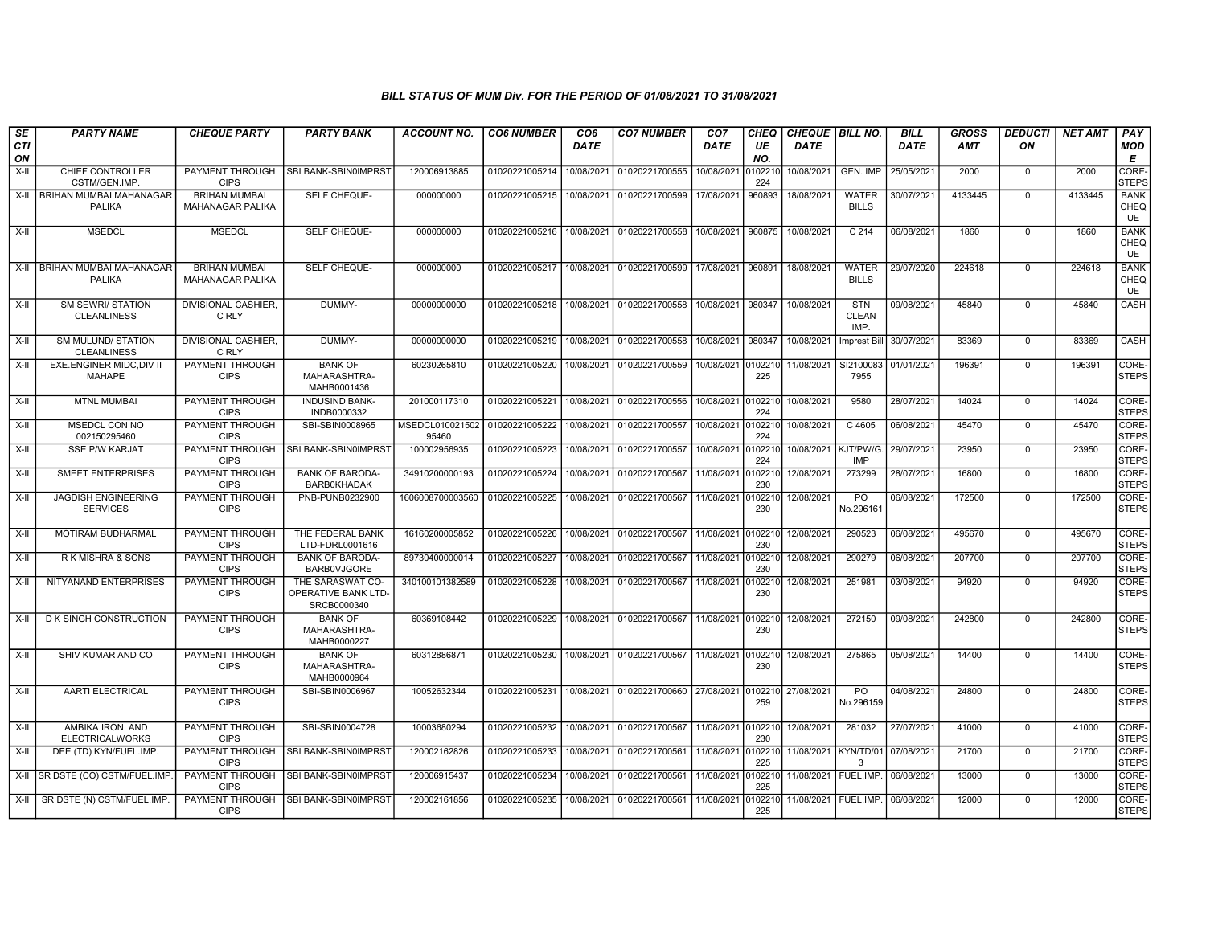# BILL STATUS OF MUM Div. FOR THE PERIOD OF 01/08/2021 TO 31/08/2021

| SECTION | PARTY NAME | CHEQUE PARTY | PARTY BANK | ACCOUNT NO. | CO6 NUMBER | CO6 DATE | CO7 NUMBER | CO7 DATE | CHEQUE NO. | CHEQUE DATE | BILL NO. | BILL DATE | GROSS AMT | DEDUCTION | NET AMT | PAY MODE |
|---|---|---|---|---|---|---|---|---|---|---|---|---|---|---|---|---|
| X-II | CHIEF CONTROLLER CSTM/GEN.IMP. | PAYMENT THROUGH CIPS | SBI BANK-SBIN0IMPRST | 120006913885 | 01020221005214 | 10/08/2021 | 01020221700555 | 10/08/2021 | 0102210224 | 10/08/2021 | GEN. IMP | 25/05/2021 | 2000 | 0 | 2000 | CORE-STEPS |
| X-II | BRIHAN MUMBAI MAHANAGAR PALIKA | BRIHAN MUMBAI MAHANAGAR PALIKA | SELF CHEQUE- | 000000000 | 01020221005215 | 10/08/2021 | 01020221700599 | 17/08/2021 | 960893 | 18/08/2021 | WATER BILLS | 30/07/2021 | 4133445 | 0 | 4133445 | BANK CHEQUE |
| X-II | MSEDCL | MSEDCL | SELF CHEQUE- | 000000000 | 01020221005216 | 10/08/2021 | 01020221700558 | 10/08/2021 | 960875 | 10/08/2021 | C 214 | 06/08/2021 | 1860 | 0 | 1860 | BANK CHEQUE |
| X-II | BRIHAN MUMBAI MAHANAGAR PALIKA | BRIHAN MUMBAI MAHANAGAR PALIKA | SELF CHEQUE- | 000000000 | 01020221005217 | 10/08/2021 | 01020221700599 | 17/08/2021 | 960891 | 18/08/2021 | WATER BILLS | 29/07/2020 | 224618 | 0 | 224618 | BANK CHEQUE |
| X-II | SM SEWRI/ STATION CLEANLINESS | DIVISIONAL CASHIER, C RLY | DUMMY- | 00000000000 | 01020221005218 | 10/08/2021 | 01020221700558 | 10/08/2021 | 980347 | 10/08/2021 | STN CLEAN IMP. | 09/08/2021 | 45840 | 0 | 45840 | CASH |
| X-II | SM MULUND/ STATION CLEANLINESS | DIVISIONAL CASHIER, C RLY | DUMMY- | 00000000000 | 01020221005219 | 10/08/2021 | 01020221700558 | 10/08/2021 | 980347 | 10/08/2021 | Imprest Bill | 30/07/2021 | 83369 | 0 | 83369 | CASH |
| X-II | EXE.ENGINER MIDC,DIV II MAHAPE | PAYMENT THROUGH CIPS | BANK OF MAHARASHTRA-MAHB0001436 | 60230265810 | 01020221005220 | 10/08/2021 | 01020221700559 | 10/08/2021 | 0102210225 | 11/08/2021 | SI21000837955 | 01/01/2021 | 196391 | 0 | 196391 | CORE-STEPS |
| X-II | MTNL MUMBAI | PAYMENT THROUGH CIPS | INDUSIND BANK-INDB0000332 | 201000117310 | 01020221005221 | 10/08/2021 | 01020221700556 | 10/08/2021 | 0102210224 | 10/08/2021 | 9580 | 28/07/2021 | 14024 | 0 | 14024 | CORE-STEPS |
| X-II | MSEDCL CON NO 002150295460 | PAYMENT THROUGH CIPS | SBI-SBIN0008965 | MSEDCL01002150295460 | 01020221005222 | 10/08/2021 | 01020221700557 | 10/08/2021 | 0102210224 | 10/08/2021 | C 4605 | 06/08/2021 | 45470 | 0 | 45470 | CORE-STEPS |
| X-II | SSE P/W KARJAT | PAYMENT THROUGH CIPS | SBI BANK-SBIN0IMPRST | 100002956935 | 01020221005223 | 10/08/2021 | 01020221700557 | 10/08/2021 | 0102210224 | 10/08/2021 | KJT/PW/G.IMP | 29/07/2021 | 23950 | 0 | 23950 | CORE-STEPS |
| X-II | SMEET ENTERPRISES | PAYMENT THROUGH CIPS | BANK OF BARODA-BARB0KHADAK | 34910200000193 | 01020221005224 | 10/08/2021 | 01020221700567 | 11/08/2021 | 0102210230 | 12/08/2021 | 273299 | 28/07/2021 | 16800 | 0 | 16800 | CORE-STEPS |
| X-II | JAGDISH ENGINEERING SERVICES | PAYMENT THROUGH CIPS | PNB-PUNB0232900 | 1606008700003560 | 01020221005225 | 10/08/2021 | 01020221700567 | 11/08/2021 | 0102210230 | 12/08/2021 | PO No.296161 | 06/08/2021 | 172500 | 0 | 172500 | CORE-STEPS |
| X-II | MOTIRAM BUDHARMAL | PAYMENT THROUGH CIPS | THE FEDERAL BANK LTD-FDRL0001616 | 16160200005852 | 01020221005226 | 10/08/2021 | 01020221700567 | 11/08/2021 | 0102210230 | 12/08/2021 | 290523 | 06/08/2021 | 495670 | 0 | 495670 | CORE-STEPS |
| X-II | R K MISHRA & SONS | PAYMENT THROUGH CIPS | BANK OF BARODA-BARB0VJGORE | 89730400000014 | 01020221005227 | 10/08/2021 | 01020221700567 | 11/08/2021 | 0102210230 | 12/08/2021 | 290279 | 06/08/2021 | 207700 | 0 | 207700 | CORE-STEPS |
| X-II | NITYANAND ENTERPRISES | PAYMENT THROUGH CIPS | THE SARASWAT CO-OPERATIVE BANK LTD-SRCB0000340 | 340100101382589 | 01020221005228 | 10/08/2021 | 01020221700567 | 11/08/2021 | 0102210230 | 12/08/2021 | 251981 | 03/08/2021 | 94920 | 0 | 94920 | CORE-STEPS |
| X-II | D K SINGH CONSTRUCTION | PAYMENT THROUGH CIPS | BANK OF MAHARASHTRA-MAHB0000227 | 60369108442 | 01020221005229 | 10/08/2021 | 01020221700567 | 11/08/2021 | 0102210230 | 12/08/2021 | 272150 | 09/08/2021 | 242800 | 0 | 242800 | CORE-STEPS |
| X-II | SHIV KUMAR AND CO | PAYMENT THROUGH CIPS | BANK OF MAHARASHTRA-MAHB0000964 | 60312886871 | 01020221005230 | 10/08/2021 | 01020221700567 | 11/08/2021 | 0102210230 | 12/08/2021 | 275865 | 05/08/2021 | 14400 | 0 | 14400 | CORE-STEPS |
| X-II | AARTI ELECTRICAL | PAYMENT THROUGH CIPS | SBI-SBIN0006967 | 10052632344 | 01020221005231 | 10/08/2021 | 01020221700660 | 27/08/2021 | 0102210259 | 27/08/2021 | PO No.296159 | 04/08/2021 | 24800 | 0 | 24800 | CORE-STEPS |
| X-II | AMBIKA IRON AND ELECTRICALWORKS | PAYMENT THROUGH CIPS | SBI-SBIN0004728 | 10003680294 | 01020221005232 | 10/08/2021 | 01020221700567 | 11/08/2021 | 0102210230 | 12/08/2021 | 281032 | 27/07/2021 | 41000 | 0 | 41000 | CORE-STEPS |
| X-II | DEE (TD) KYN/FUEL.IMP. | PAYMENT THROUGH CIPS | SBI BANK-SBIN0IMPRST | 120002162826 | 01020221005233 | 10/08/2021 | 01020221700561 | 11/08/2021 | 0102210225 | 11/08/2021 | KYN/TD/013 | 07/08/2021 | 21700 | 0 | 21700 | CORE-STEPS |
| X-II | SR DSTE (CO) CSTM/FUEL.IMP. | PAYMENT THROUGH CIPS | SBI BANK-SBIN0IMPRST | 120006915437 | 01020221005234 | 10/08/2021 | 01020221700561 | 11/08/2021 | 0102210225 | 11/08/2021 | FUEL.IMP. | 06/08/2021 | 13000 | 0 | 13000 | CORE-STEPS |
| X-II | SR DSTE (N) CSTM/FUEL.IMP. | PAYMENT THROUGH CIPS | SBI BANK-SBIN0IMPRST | 120002161856 | 01020221005235 | 10/08/2021 | 01020221700561 | 11/08/2021 | 0102210225 | 11/08/2021 | FUEL.IMP. | 06/08/2021 | 12000 | 0 | 12000 | CORE-STEPS |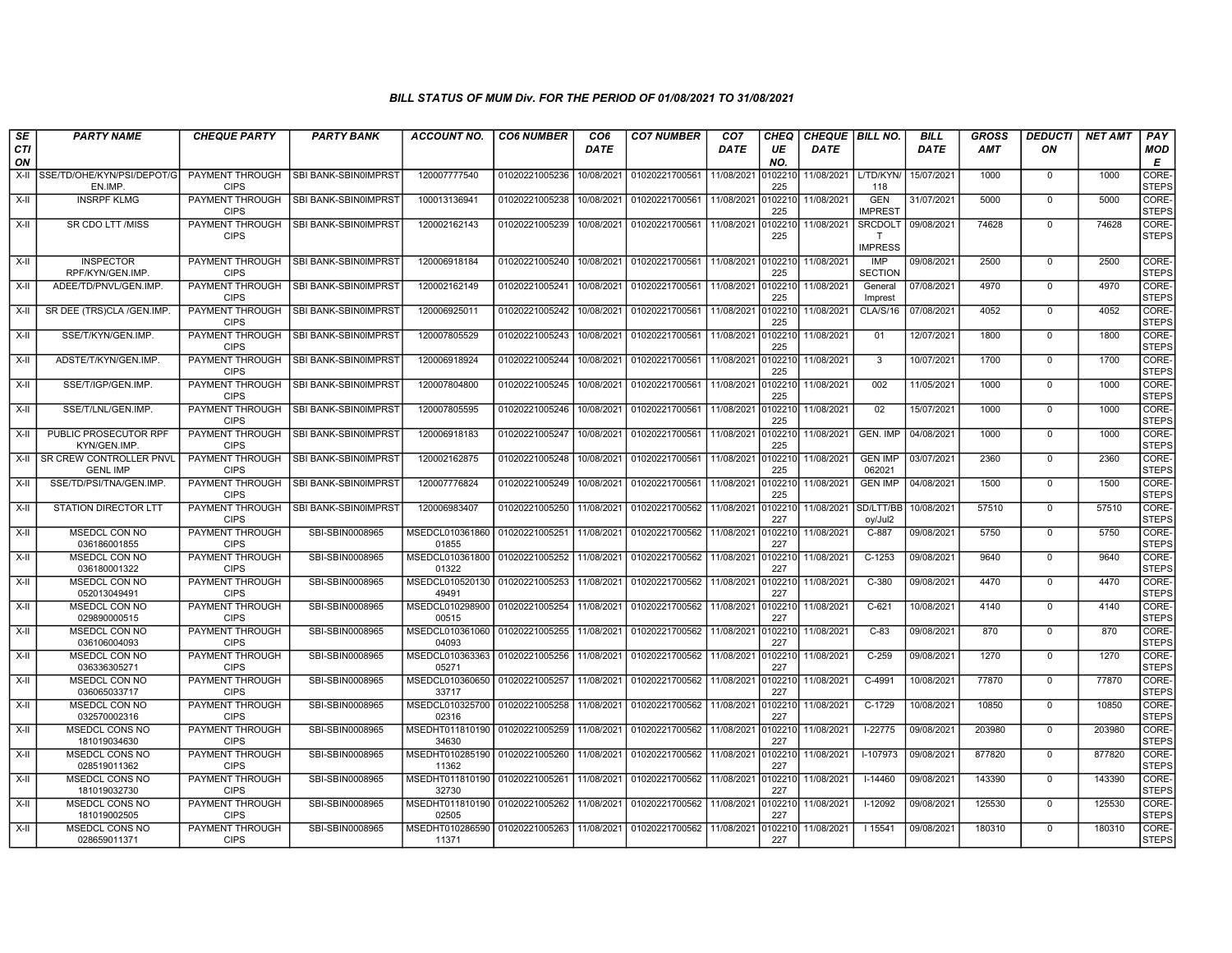### BILL STATUS OF MUM Div. FOR THE PERIOD OF 01/08/2021 TO 31/08/2021

| SECTION | PARTY NAME | CHEQUE PARTY | PARTY BANK | ACCOUNT NO. | CO6 NUMBER | CO6 DATE | CO7 NUMBER | CO7 DATE | CHEQUE NO. | CHEQUE DATE | BILL NO. | BILL DATE | GROSS AMT | DEDUCTION | NET AMT | PAY MODE |
|---|---|---|---|---|---|---|---|---|---|---|---|---|---|---|---|---|
| X-II | SSE/TD/OHE/KYN/PSI/DEPOT/GEN.IMP. | PAYMENT THROUGH CIPS | SBI BANK-SBIN0IMPRST | 120007777540 | 01020221005236 | 10/08/2021 | 01020221700561 | 11/08/2021 | 0102210225 | 11/08/2021 | L/TD/KYN/118 | 15/07/2021 | 1000 | 0 | 1000 | CORE-STEPS |
| X-II | INSRPF KLMG | PAYMENT THROUGH CIPS | SBI BANK-SBIN0IMPRST | 100013136941 | 01020221005238 | 10/08/2021 | 01020221700561 | 11/08/2021 | 0102210225 | 11/08/2021 | GEN IMPREST | 31/07/2021 | 5000 | 0 | 5000 | CORE-STEPS |
| X-II | SR CDO LTT /MISS | PAYMENT THROUGH CIPS | SBI BANK-SBIN0IMPRST | 120002162143 | 01020221005239 | 10/08/2021 | 01020221700561 | 11/08/2021 | 0102210225 | 11/08/2021 | SRCDOLTT IMPRESS | 09/08/2021 | 74628 | 0 | 74628 | CORE-STEPS |
| X-II | INSPECTOR RPF/KYN/GEN.IMP. | PAYMENT THROUGH CIPS | SBI BANK-SBIN0IMPRST | 120006918184 | 01020221005240 | 10/08/2021 | 01020221700561 | 11/08/2021 | 0102210225 | 11/08/2021 | IMP SECTION | 09/08/2021 | 2500 | 0 | 2500 | CORE-STEPS |
| X-II | ADEE/TD/PNVL/GEN.IMP. | PAYMENT THROUGH CIPS | SBI BANK-SBIN0IMPRST | 120002162149 | 01020221005241 | 10/08/2021 | 01020221700561 | 11/08/2021 | 0102210225 | 11/08/2021 | General Imprest | 07/08/2021 | 4970 | 0 | 4970 | CORE-STEPS |
| X-II | SR DEE (TRS)CLA /GEN.IMP. | PAYMENT THROUGH CIPS | SBI BANK-SBIN0IMPRST | 120006925011 | 01020221005242 | 10/08/2021 | 01020221700561 | 11/08/2021 | 0102210225 | 11/08/2021 | CLA/S/16 | 07/08/2021 | 4052 | 0 | 4052 | CORE-STEPS |
| X-II | SSE/T/KYN/GEN.IMP. | PAYMENT THROUGH CIPS | SBI BANK-SBIN0IMPRST | 120007805529 | 01020221005243 | 10/08/2021 | 01020221700561 | 11/08/2021 | 0102210225 | 11/08/2021 | 01 | 12/07/2021 | 1800 | 0 | 1800 | CORE-STEPS |
| X-II | ADSTE/T/KYN/GEN.IMP. | PAYMENT THROUGH CIPS | SBI BANK-SBIN0IMPRST | 120006918924 | 01020221005244 | 10/08/2021 | 01020221700561 | 11/08/2021 | 0102210225 | 11/08/2021 | 3 | 10/07/2021 | 1700 | 0 | 1700 | CORE-STEPS |
| X-II | SSE/T/IGP/GEN.IMP. | PAYMENT THROUGH CIPS | SBI BANK-SBIN0IMPRST | 120007804800 | 01020221005245 | 10/08/2021 | 01020221700561 | 11/08/2021 | 0102210225 | 11/08/2021 | 002 | 11/05/2021 | 1000 | 0 | 1000 | CORE-STEPS |
| X-II | SSE/T/LNL/GEN.IMP. | PAYMENT THROUGH CIPS | SBI BANK-SBIN0IMPRST | 120007805595 | 01020221005246 | 10/08/2021 | 01020221700561 | 11/08/2021 | 0102210225 | 11/08/2021 | 02 | 15/07/2021 | 1000 | 0 | 1000 | CORE-STEPS |
| X-II | PUBLIC PROSECUTOR RPF KYN/GEN.IMP. | PAYMENT THROUGH CIPS | SBI BANK-SBIN0IMPRST | 120006918183 | 01020221005247 | 10/08/2021 | 01020221700561 | 11/08/2021 | 0102210225 | 11/08/2021 | GEN. IMP | 04/08/2021 | 1000 | 0 | 1000 | CORE-STEPS |
| X-II | SR CREW CONTROLLER PNVL GENL IMP | PAYMENT THROUGH CIPS | SBI BANK-SBIN0IMPRST | 120002162875 | 01020221005248 | 10/08/2021 | 01020221700561 | 11/08/2021 | 0102210225 | 11/08/2021 | GEN IMP 062021 | 03/07/2021 | 2360 | 0 | 2360 | CORE-STEPS |
| X-II | SSE/TD/PSI/TNA/GEN.IMP. | PAYMENT THROUGH CIPS | SBI BANK-SBIN0IMPRST | 120007776824 | 01020221005249 | 10/08/2021 | 01020221700561 | 11/08/2021 | 0102210225 | 11/08/2021 | GEN IMP | 04/08/2021 | 1500 | 0 | 1500 | CORE-STEPS |
| X-II | STATION DIRECTOR LTT | PAYMENT THROUGH CIPS | SBI BANK-SBIN0IMPRST | 120006983407 | 01020221005250 | 11/08/2021 | 01020221700562 | 11/08/2021 | 0102210227 | 11/08/2021 | SD/LTT/BBoy/Jul2 | 10/08/2021 | 57510 | 0 | 57510 | CORE-STEPS |
| X-II | MSEDCL CON NO 036186001855 | PAYMENT THROUGH CIPS | SBI-SBIN0008965 | MSEDCL01036186001855 | 01020221005251 | 11/08/2021 | 01020221700562 | 11/08/2021 | 0102210227 | 11/08/2021 | C-887 | 09/08/2021 | 5750 | 0 | 5750 | CORE-STEPS |
| X-II | MSEDCL CON NO 036180001322 | PAYMENT THROUGH CIPS | SBI-SBIN0008965 | MSEDCL01036180001322 | 01020221005252 | 11/08/2021 | 01020221700562 | 11/08/2021 | 0102210227 | 11/08/2021 | C-1253 | 09/08/2021 | 9640 | 0 | 9640 | CORE-STEPS |
| X-II | MSEDCL CON NO 052013049491 | PAYMENT THROUGH CIPS | SBI-SBIN0008965 | MSEDCL01052013049491 | 01020221005253 | 11/08/2021 | 01020221700562 | 11/08/2021 | 0102210227 | 11/08/2021 | C-380 | 09/08/2021 | 4470 | 0 | 4470 | CORE-STEPS |
| X-II | MSEDCL CON NO 029890000515 | PAYMENT THROUGH CIPS | SBI-SBIN0008965 | MSEDCL01029890000515 | 01020221005254 | 11/08/2021 | 01020221700562 | 11/08/2021 | 0102210227 | 11/08/2021 | C-621 | 10/08/2021 | 4140 | 0 | 4140 | CORE-STEPS |
| X-II | MSEDCL CON NO 036106004093 | PAYMENT THROUGH CIPS | SBI-SBIN0008965 | MSEDCL01036106004093 | 01020221005255 | 11/08/2021 | 01020221700562 | 11/08/2021 | 0102210227 | 11/08/2021 | C-83 | 09/08/2021 | 870 | 0 | 870 | CORE-STEPS |
| X-II | MSEDCL CON NO 036336305271 | PAYMENT THROUGH CIPS | SBI-SBIN0008965 | MSEDCL01036336305271 | 01020221005256 | 11/08/2021 | 01020221700562 | 11/08/2021 | 0102210227 | 11/08/2021 | C-259 | 09/08/2021 | 1270 | 0 | 1270 | CORE-STEPS |
| X-II | MSEDCL CON NO 036065033717 | PAYMENT THROUGH CIPS | SBI-SBIN0008965 | MSEDCL01036065033717 | 01020221005257 | 11/08/2021 | 01020221700562 | 11/08/2021 | 0102210227 | 11/08/2021 | C-4991 | 10/08/2021 | 77870 | 0 | 77870 | CORE-STEPS |
| X-II | MSEDCL CON NO 032570002316 | PAYMENT THROUGH CIPS | SBI-SBIN0008965 | MSEDCL01032570002316 | 01020221005258 | 11/08/2021 | 01020221700562 | 11/08/2021 | 0102210227 | 11/08/2021 | C-1729 | 10/08/2021 | 10850 | 0 | 10850 | CORE-STEPS |
| X-II | MSEDCL CONS NO 181019034630 | PAYMENT THROUGH CIPS | SBI-SBIN0008965 | MSEDHT01181019034630 | 01020221005259 | 11/08/2021 | 01020221700562 | 11/08/2021 | 0102210227 | 11/08/2021 | I-22775 | 09/08/2021 | 203980 | 0 | 203980 | CORE-STEPS |
| X-II | MSEDCL CONS NO 028519011362 | PAYMENT THROUGH CIPS | SBI-SBIN0008965 | MSEDHT01028519011362 | 01020221005260 | 11/08/2021 | 01020221700562 | 11/08/2021 | 0102210227 | 11/08/2021 | I-107973 | 09/08/2021 | 877820 | 0 | 877820 | CORE-STEPS |
| X-II | MSEDCL CONS NO 181019032730 | PAYMENT THROUGH CIPS | SBI-SBIN0008965 | MSEDHT01181019032730 | 01020221005261 | 11/08/2021 | 01020221700562 | 11/08/2021 | 0102210227 | 11/08/2021 | I-14460 | 09/08/2021 | 143390 | 0 | 143390 | CORE-STEPS |
| X-II | MSEDCL CONS NO 181019002505 | PAYMENT THROUGH CIPS | SBI-SBIN0008965 | MSEDHT01181019002505 | 01020221005262 | 11/08/2021 | 01020221700562 | 11/08/2021 | 0102210227 | 11/08/2021 | I-12092 | 09/08/2021 | 125530 | 0 | 125530 | CORE-STEPS |
| X-II | MSEDCL CONS NO 028659011371 | PAYMENT THROUGH CIPS | SBI-SBIN0008965 | MSEDHT01028659011371 | 01020221005263 | 11/08/2021 | 01020221700562 | 11/08/2021 | 0102210227 | 11/08/2021 | I 15541 | 09/08/2021 | 180310 | 0 | 180310 | CORE-STEPS |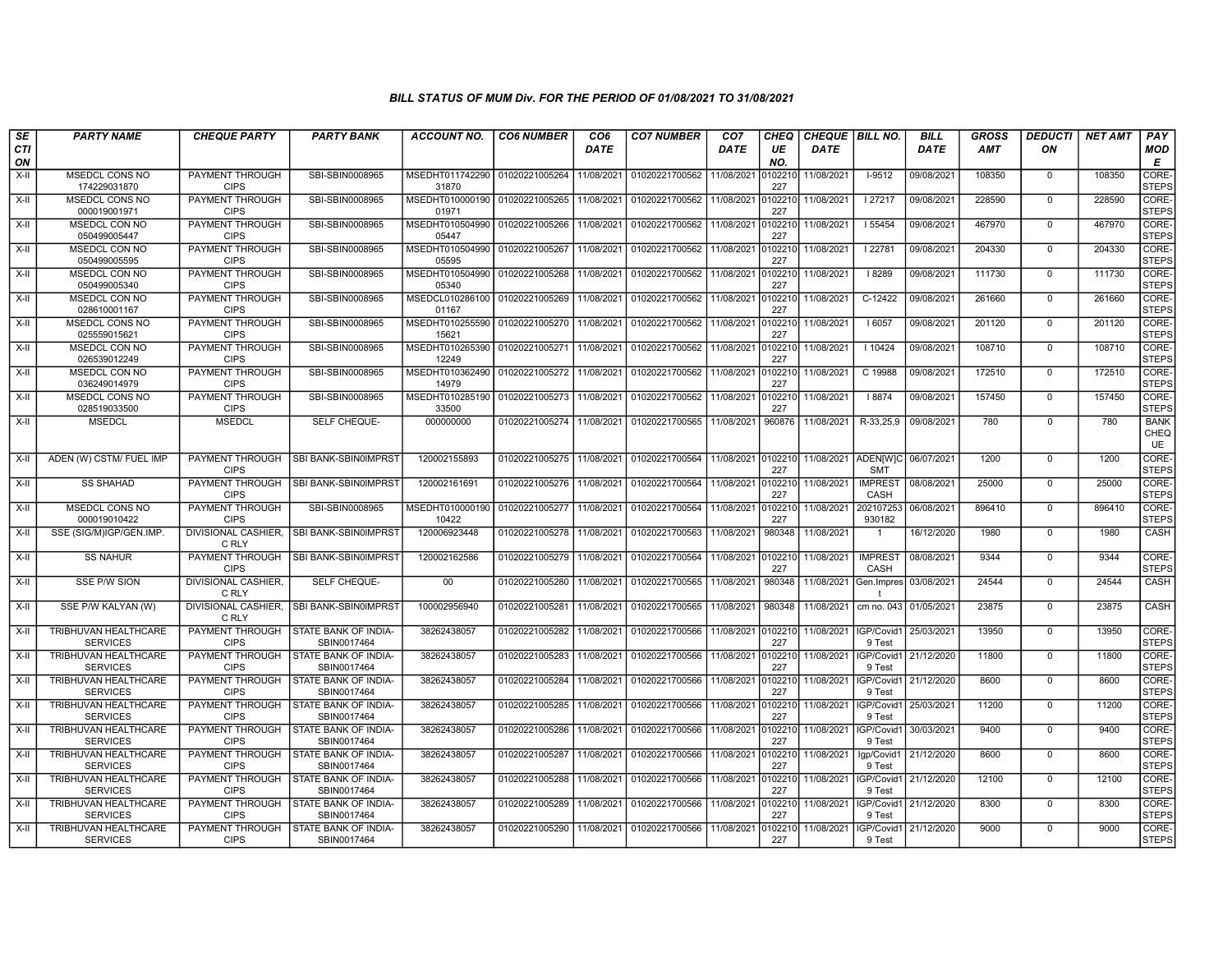### BILL STATUS OF MUM Div. FOR THE PERIOD OF 01/08/2021 TO 31/08/2021

| SECTION | PARTY NAME | CHEQUE PARTY | PARTY BANK | ACCOUNT NO. | CO6 NUMBER | CO6 DATE | CO7 NUMBER | CO7 DATE | CHEQUE NO. | CHEQUE DATE | BILL NO. | BILL DATE | GROSS AMT | DEDUCTION | NET AMT | PAY MODE |
|---|---|---|---|---|---|---|---|---|---|---|---|---|---|---|---|---|
| X-II | MSEDCL CONS NO 174229031870 | PAYMENT THROUGH CIPS | SBI-SBIN0008965 | MSEDHT01174229031870 | 01020221005264 | 11/08/2021 | 01020221700562 | 11/08/2021 | 0102210227 | 11/08/2021 | I-9512 | 09/08/2021 | 108350 | 0 | 108350 | CORE-STEPS |
| X-II | MSEDCL CONS NO 000019001971 | PAYMENT THROUGH CIPS | SBI-SBIN0008965 | MSEDHT01000019001971 | 01020221005265 | 11/08/2021 | 01020221700562 | 11/08/2021 | 0102210227 | 11/08/2021 | I 27217 | 09/08/2021 | 228590 | 0 | 228590 | CORE-STEPS |
| X-II | MSEDCL CON NO 050499005447 | PAYMENT THROUGH CIPS | SBI-SBIN0008965 | MSEDHT01050499005447 | 01020221005266 | 11/08/2021 | 01020221700562 | 11/08/2021 | 0102210227 | 11/08/2021 | I 55454 | 09/08/2021 | 467970 | 0 | 467970 | CORE-STEPS |
| X-II | MSEDCL CON NO 050499005595 | PAYMENT THROUGH CIPS | SBI-SBIN0008965 | MSEDHT01050499005595 | 01020221005267 | 11/08/2021 | 01020221700562 | 11/08/2021 | 0102210227 | 11/08/2021 | I 22781 | 09/08/2021 | 204330 | 0 | 204330 | CORE-STEPS |
| X-II | MSEDCL CON NO 050499005340 | PAYMENT THROUGH CIPS | SBI-SBIN0008965 | MSEDHT01050499005340 | 01020221005268 | 11/08/2021 | 01020221700562 | 11/08/2021 | 0102210227 | 11/08/2021 | I 8289 | 09/08/2021 | 111730 | 0 | 111730 | CORE-STEPS |
| X-II | MSEDCL CON NO 028610001167 | PAYMENT THROUGH CIPS | SBI-SBIN0008965 | MSEDCL01028610001167 | 01020221005269 | 11/08/2021 | 01020221700562 | 11/08/2021 | 0102210227 | 11/08/2021 | C-12422 | 09/08/2021 | 261660 | 0 | 261660 | CORE-STEPS |
| X-II | MSEDCL CONS NO 025559015621 | PAYMENT THROUGH CIPS | SBI-SBIN0008965 | MSEDHT01025559015621 | 01020221005270 | 11/08/2021 | 01020221700562 | 11/08/2021 | 0102210227 | 11/08/2021 | I 6057 | 09/08/2021 | 201120 | 0 | 201120 | CORE-STEPS |
| X-II | MSEDCL CON NO 026539012249 | PAYMENT THROUGH CIPS | SBI-SBIN0008965 | MSEDHT01026539012249 | 01020221005271 | 11/08/2021 | 01020221700562 | 11/08/2021 | 0102210227 | 11/08/2021 | I 10424 | 09/08/2021 | 108710 | 0 | 108710 | CORE-STEPS |
| X-II | MSEDCL CON NO 036249014979 | PAYMENT THROUGH CIPS | SBI-SBIN0008965 | MSEDHT01036249014979 | 01020221005272 | 11/08/2021 | 01020221700562 | 11/08/2021 | 0102210227 | 11/08/2021 | C 19988 | 09/08/2021 | 172510 | 0 | 172510 | CORE-STEPS |
| X-II | MSEDCL CONS NO 028519033500 | PAYMENT THROUGH CIPS | SBI-SBIN0008965 | MSEDHT01028519033500 | 01020221005273 | 11/08/2021 | 01020221700562 | 11/08/2021 | 0102210227 | 11/08/2021 | I 8874 | 09/08/2021 | 157450 | 0 | 157450 | CORE-STEPS |
| X-II | MSEDCL | MSEDCL | SELF CHEQUE- | 000000000 | 01020221005274 | 11/08/2021 | 01020221700565 | 11/08/2021 | 960876 | 11/08/2021 | R-33,25,9 | 09/08/2021 | 780 | 0 | 780 | BANK CHEQUE |
| X-II | ADEN (W) CSTM/ FUEL IMP | PAYMENT THROUGH CIPS | SBI BANK-SBIN0IMPRST | 120002155893 | 01020221005275 | 11/08/2021 | 01020221700564 | 11/08/2021 | 0102210227 | 11/08/2021 | ADEN[W]CSMT | 06/07/2021 | 1200 | 0 | 1200 | CORE-STEPS |
| X-II | SS SHAHAD | PAYMENT THROUGH CIPS | SBI BANK-SBIN0IMPRST | 120002161691 | 01020221005276 | 11/08/2021 | 01020221700564 | 11/08/2021 | 0102210227 | 11/08/2021 | IMPREST CASH | 08/08/2021 | 25000 | 0 | 25000 | CORE-STEPS |
| X-II | MSEDCL CONS NO 000019010422 | PAYMENT THROUGH CIPS | SBI-SBIN0008965 | MSEDHT01000019010422 | 01020221005277 | 11/08/2021 | 01020221700564 | 11/08/2021 | 0102210227 | 11/08/2021 | 202107253930182 | 06/08/2021 | 896410 | 0 | 896410 | CORE-STEPS |
| X-II | SSE (SIG/M)IGP/GEN.IMP. | DIVISIONAL CASHIER, C RLY | SBI BANK-SBIN0IMPRST | 120006923448 | 01020221005278 | 11/08/2021 | 01020221700563 | 11/08/2021 | 980348 | 11/08/2021 | 1 | 16/12/2020 | 1980 | 0 | 1980 | CASH |
| X-II | SS NAHUR | PAYMENT THROUGH CIPS | SBI BANK-SBIN0IMPRST | 120002162586 | 01020221005279 | 11/08/2021 | 01020221700564 | 11/08/2021 | 0102210227 | 11/08/2021 | IMPREST CASH | 08/08/2021 | 9344 | 0 | 9344 | CORE-STEPS |
| X-II | SSE P/W SION | DIVISIONAL CASHIER, C RLY | SELF CHEQUE- | 00 | 01020221005280 | 11/08/2021 | 01020221700565 | 11/08/2021 | 980348 | 11/08/2021 | Gen.Imprest | 03/08/2021 | 24544 | 0 | 24544 | CASH |
| X-II | SSE P/W KALYAN (W) | DIVISIONAL CASHIER, C RLY | SBI BANK-SBIN0IMPRST | 100002956940 | 01020221005281 | 11/08/2021 | 01020221700565 | 11/08/2021 | 980348 | 11/08/2021 | cm no. 043 | 01/05/2021 | 23875 | 0 | 23875 | CASH |
| X-II | TRIBHUVAN HEALTHCARE SERVICES | PAYMENT THROUGH CIPS | STATE BANK OF INDIA-SBIN0017464 | 38262438057 | 01020221005282 | 11/08/2021 | 01020221700566 | 11/08/2021 | 0102210227 | 11/08/2021 | IGP/Covid19 Test | 25/03/2021 | 13950 | 0 | 13950 | CORE-STEPS |
| X-II | TRIBHUVAN HEALTHCARE SERVICES | PAYMENT THROUGH CIPS | STATE BANK OF INDIA-SBIN0017464 | 38262438057 | 01020221005283 | 11/08/2021 | 01020221700566 | 11/08/2021 | 0102210227 | 11/08/2021 | IGP/Covid19 Test | 21/12/2020 | 11800 | 0 | 11800 | CORE-STEPS |
| X-II | TRIBHUVAN HEALTHCARE SERVICES | PAYMENT THROUGH CIPS | STATE BANK OF INDIA-SBIN0017464 | 38262438057 | 01020221005284 | 11/08/2021 | 01020221700566 | 11/08/2021 | 0102210227 | 11/08/2021 | IGP/Covid19 Test | 21/12/2020 | 8600 | 0 | 8600 | CORE-STEPS |
| X-II | TRIBHUVAN HEALTHCARE SERVICES | PAYMENT THROUGH CIPS | STATE BANK OF INDIA-SBIN0017464 | 38262438057 | 01020221005285 | 11/08/2021 | 01020221700566 | 11/08/2021 | 0102210227 | 11/08/2021 | IGP/Covid19 Test | 25/03/2021 | 11200 | 0 | 11200 | CORE-STEPS |
| X-II | TRIBHUVAN HEALTHCARE SERVICES | PAYMENT THROUGH CIPS | STATE BANK OF INDIA-SBIN0017464 | 38262438057 | 01020221005286 | 11/08/2021 | 01020221700566 | 11/08/2021 | 0102210227 | 11/08/2021 | IGP/Covid19 Test | 30/03/2021 | 9400 | 0 | 9400 | CORE-STEPS |
| X-II | TRIBHUVAN HEALTHCARE SERVICES | PAYMENT THROUGH CIPS | STATE BANK OF INDIA-SBIN0017464 | 38262438057 | 01020221005287 | 11/08/2021 | 01020221700566 | 11/08/2021 | 0102210227 | 11/08/2021 | Igp/Covid19 Test | 21/12/2020 | 8600 | 0 | 8600 | CORE-STEPS |
| X-II | TRIBHUVAN HEALTHCARE SERVICES | PAYMENT THROUGH CIPS | STATE BANK OF INDIA-SBIN0017464 | 38262438057 | 01020221005288 | 11/08/2021 | 01020221700566 | 11/08/2021 | 0102210227 | 11/08/2021 | IGP/Covid19 Test | 21/12/2020 | 12100 | 0 | 12100 | CORE-STEPS |
| X-II | TRIBHUVAN HEALTHCARE SERVICES | PAYMENT THROUGH CIPS | STATE BANK OF INDIA-SBIN0017464 | 38262438057 | 01020221005289 | 11/08/2021 | 01020221700566 | 11/08/2021 | 0102210227 | 11/08/2021 | IGP/Covid19 Test | 21/12/2020 | 8300 | 0 | 8300 | CORE-STEPS |
| X-II | TRIBHUVAN HEALTHCARE SERVICES | PAYMENT THROUGH CIPS | STATE BANK OF INDIA-SBIN0017464 | 38262438057 | 01020221005290 | 11/08/2021 | 01020221700566 | 11/08/2021 | 0102210227 | 11/08/2021 | IGP/Covid19 Test | 21/12/2020 | 9000 | 0 | 9000 | CORE-STEPS |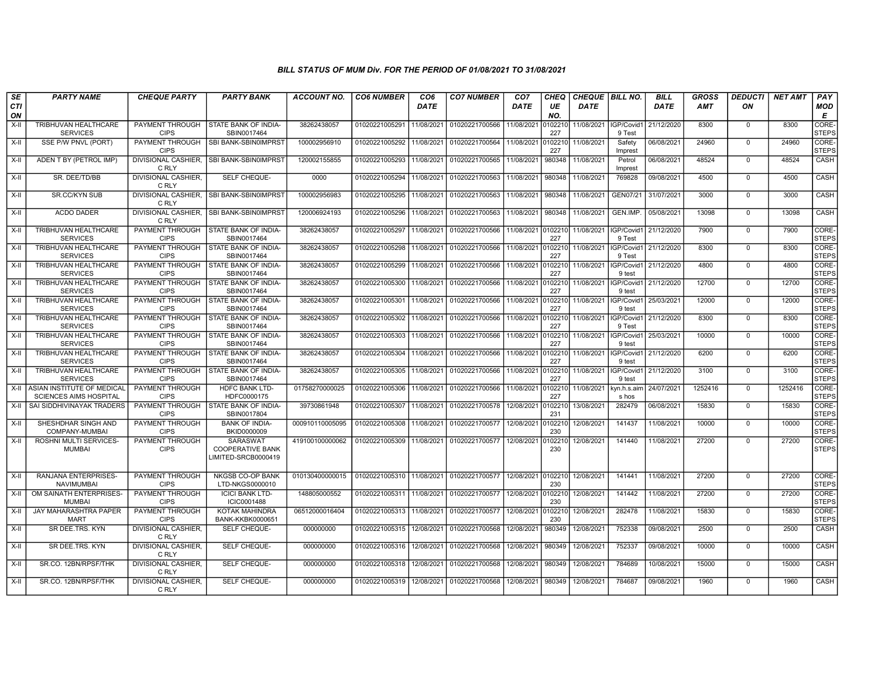## BILL STATUS OF MUM Div. FOR THE PERIOD OF 01/08/2021 TO 31/08/2021

| SECTION | PARTY NAME | CHEQUE PARTY | PARTY BANK | ACCOUNT NO. | CO6 NUMBER | CO6 DATE | CO7 NUMBER | CO7 DATE | CHEQUE NO. | CHEQUE DATE | BILL NO. | BILL DATE | GROSS AMT | DEDUCTION | NET AMT | PAY MODE |
|---|---|---|---|---|---|---|---|---|---|---|---|---|---|---|---|---|
| X-II | TRIBHUVAN HEALTHCARE SERVICES | PAYMENT THROUGH CIPS | STATE BANK OF INDIA-SBIN0017464 | 38262438057 | 01020221005291 | 11/08/2021 | 01020221700566 | 11/08/2021 | 0102210227 | 11/08/2021 | IGP/Covid19 Test | 21/12/2020 | 8300 | 0 | 8300 | CORE-STEPS |
| X-II | SSE P/W PNVL (PORT) | PAYMENT THROUGH CIPS | SBI BANK-SBIN0IMPRST | 100002956910 | 01020221005292 | 11/08/2021 | 01020221700564 | 11/08/2021 | 0102210227 | 11/08/2021 | Safety Imprest | 06/08/2021 | 24960 | 0 | 24960 | CORE-STEPS |
| X-II | ADEN T BY (PETROL IMP) | DIVISIONAL CASHIER, C RLY | SBI BANK-SBIN0IMPRST | 120002155855 | 01020221005293 | 11/08/2021 | 01020221700565 | 11/08/2021 | 980348 | 11/08/2021 | Petrol Imprest | 06/08/2021 | 48524 | 0 | 48524 | CASH |
| X-II | SR. DEE/TD/BB | DIVISIONAL CASHIER, C RLY | SELF CHEQUE- | 0000 | 01020221005294 | 11/08/2021 | 01020221700563 | 11/08/2021 | 980348 | 11/08/2021 | 769828 | 09/08/2021 | 4500 | 0 | 4500 | CASH |
| X-II | SR.CC/KYN SUB | DIVISIONAL CASHIER, C RLY | SBI BANK-SBIN0IMPRST | 100002956983 | 01020221005295 | 11/08/2021 | 01020221700563 | 11/08/2021 | 980348 | 11/08/2021 | GEN07/21 | 31/07/2021 | 3000 | 0 | 3000 | CASH |
| X-II | ACDO DADER | DIVISIONAL CASHIER, C RLY | SBI BANK-SBIN0IMPRST | 120006924193 | 01020221005296 | 11/08/2021 | 01020221700563 | 11/08/2021 | 980348 | 11/08/2021 | GEN.IMP. | 05/08/2021 | 13098 | 0 | 13098 | CASH |
| X-II | TRIBHUVAN HEALTHCARE SERVICES | PAYMENT THROUGH CIPS | STATE BANK OF INDIA-SBIN0017464 | 38262438057 | 01020221005297 | 11/08/2021 | 01020221700566 | 11/08/2021 | 0102210227 | 11/08/2021 | IGP/Covid19 Test | 21/12/2020 | 7900 | 0 | 7900 | CORE-STEPS |
| X-II | TRIBHUVAN HEALTHCARE SERVICES | PAYMENT THROUGH CIPS | STATE BANK OF INDIA-SBIN0017464 | 38262438057 | 01020221005298 | 11/08/2021 | 01020221700566 | 11/08/2021 | 0102210227 | 11/08/2021 | IGP/Covid19 Test | 21/12/2020 | 8300 | 0 | 8300 | CORE-STEPS |
| X-II | TRIBHUVAN HEALTHCARE SERVICES | PAYMENT THROUGH CIPS | STATE BANK OF INDIA-SBIN0017464 | 38262438057 | 01020221005299 | 11/08/2021 | 01020221700566 | 11/08/2021 | 0102210227 | 11/08/2021 | IGP/Covid19 test | 21/12/2020 | 4800 | 0 | 4800 | CORE-STEPS |
| X-II | TRIBHUVAN HEALTHCARE SERVICES | PAYMENT THROUGH CIPS | STATE BANK OF INDIA-SBIN0017464 | 38262438057 | 01020221005300 | 11/08/2021 | 01020221700566 | 11/08/2021 | 0102210227 | 11/08/2021 | IGP/Covid19 test | 21/12/2020 | 12700 | 0 | 12700 | CORE-STEPS |
| X-II | TRIBHUVAN HEALTHCARE SERVICES | PAYMENT THROUGH CIPS | STATE BANK OF INDIA-SBIN0017464 | 38262438057 | 01020221005301 | 11/08/2021 | 01020221700566 | 11/08/2021 | 0102210227 | 11/08/2021 | IGP/Covid19 test | 25/03/2021 | 12000 | 0 | 12000 | CORE-STEPS |
| X-II | TRIBHUVAN HEALTHCARE SERVICES | PAYMENT THROUGH CIPS | STATE BANK OF INDIA-SBIN0017464 | 38262438057 | 01020221005302 | 11/08/2021 | 01020221700566 | 11/08/2021 | 0102210227 | 11/08/2021 | IGP/Covid19 Test | 21/12/2020 | 8300 | 0 | 8300 | CORE-STEPS |
| X-II | TRIBHUVAN HEALTHCARE SERVICES | PAYMENT THROUGH CIPS | STATE BANK OF INDIA-SBIN0017464 | 38262438057 | 01020221005303 | 11/08/2021 | 01020221700566 | 11/08/2021 | 0102210227 | 11/08/2021 | IGP/Covid19 test | 25/03/2021 | 10000 | 0 | 10000 | CORE-STEPS |
| X-II | TRIBHUVAN HEALTHCARE SERVICES | PAYMENT THROUGH CIPS | STATE BANK OF INDIA-SBIN0017464 | 38262438057 | 01020221005304 | 11/08/2021 | 01020221700566 | 11/08/2021 | 0102210227 | 11/08/2021 | IGP/Covid19 test | 21/12/2020 | 6200 | 0 | 6200 | CORE-STEPS |
| X-II | TRIBHUVAN HEALTHCARE SERVICES | PAYMENT THROUGH CIPS | STATE BANK OF INDIA-SBIN0017464 | 38262438057 | 01020221005305 | 11/08/2021 | 01020221700566 | 11/08/2021 | 0102210227 | 11/08/2021 | IGP/Covid19 test | 21/12/2020 | 3100 | 0 | 3100 | CORE-STEPS |
| X-II | ASIAN INSTITUTE OF MEDICAL SCIENCES AIMS HOSPITAL | PAYMENT THROUGH CIPS | HDFC BANK LTD-HDFC0000175 | 01758270000025 | 01020221005306 | 11/08/2021 | 01020221700566 | 11/08/2021 | 0102210227 | 11/08/2021 | kyn.h.s.aims hos | 24/07/2021 | 1252416 | 0 | 1252416 | CORE-STEPS |
| X-II | SAI SIDDHIVINAYAK TRADERS | PAYMENT THROUGH CIPS | STATE BANK OF INDIA-SBIN0017804 | 39730861948 | 01020221005307 | 11/08/2021 | 01020221700578 | 12/08/2021 | 0102210231 | 13/08/2021 | 282479 | 06/08/2021 | 15830 | 0 | 15830 | CORE-STEPS |
| X-II | SHESHDHAR SINGH AND COMPANY-MUMBAI | PAYMENT THROUGH CIPS | BANK OF INDIA-BKID0000009 | 000910110005095 | 01020221005308 | 11/08/2021 | 01020221700577 | 12/08/2021 | 0102210230 | 12/08/2021 | 141437 | 11/08/2021 | 10000 | 0 | 10000 | CORE-STEPS |
| X-II | ROSHNI MULTI SERVICES-MUMBAI | PAYMENT THROUGH CIPS | SARASWAT COOPERATIVE BANK LIMITED-SRCB0000419 | 419100100000062 | 01020221005309 | 11/08/2021 | 01020221700577 | 12/08/2021 | 0102210230 | 12/08/2021 | 141440 | 11/08/2021 | 27200 | 0 | 27200 | CORE-STEPS |
| X-II | RANJANA ENTERPRISES-NAVIMUMBAI | PAYMENT THROUGH CIPS | NKGSB CO-OP BANK LTD-NKGS0000010 | 010130400000015 | 01020221005310 | 11/08/2021 | 01020221700577 | 12/08/2021 | 0102210230 | 12/08/2021 | 141441 | 11/08/2021 | 27200 | 0 | 27200 | CORE-STEPS |
| X-II | OM SAINATH ENTERPRISES-MUMBAI | PAYMENT THROUGH CIPS | ICICI BANK LTD-ICIC0001488 | 148805000552 | 01020221005311 | 11/08/2021 | 01020221700577 | 12/08/2021 | 0102210230 | 12/08/2021 | 141442 | 11/08/2021 | 27200 | 0 | 27200 | CORE-STEPS |
| X-II | JAY MAHARASHTRA PAPER MART | PAYMENT THROUGH CIPS | KOTAK MAHINDRA BANK-KKBK0000651 | 06512000016404 | 01020221005313 | 11/08/2021 | 01020221700577 | 12/08/2021 | 0102210230 | 12/08/2021 | 282478 | 11/08/2021 | 15830 | 0 | 15830 | CORE-STEPS |
| X-II | SR DEE.TRS. KYN | DIVISIONAL CASHIER, C RLY | SELF CHEQUE- | 000000000 | 01020221005315 | 12/08/2021 | 01020221700568 | 12/08/2021 | 980349 | 12/08/2021 | 752338 | 09/08/2021 | 2500 | 0 | 2500 | CASH |
| X-II | SR DEE.TRS. KYN | DIVISIONAL CASHIER, C RLY | SELF CHEQUE- | 000000000 | 01020221005316 | 12/08/2021 | 01020221700568 | 12/08/2021 | 980349 | 12/08/2021 | 752337 | 09/08/2021 | 10000 | 0 | 10000 | CASH |
| X-II | SR.CO. 12BN/RPSF/THK | DIVISIONAL CASHIER, C RLY | SELF CHEQUE- | 000000000 | 01020221005318 | 12/08/2021 | 01020221700568 | 12/08/2021 | 980349 | 12/08/2021 | 784689 | 10/08/2021 | 15000 | 0 | 15000 | CASH |
| X-II | SR.CO. 12BN/RPSF/THK | DIVISIONAL CASHIER, C RLY | SELF CHEQUE- | 000000000 | 01020221005319 | 12/08/2021 | 01020221700568 | 12/08/2021 | 980349 | 12/08/2021 | 784687 | 09/08/2021 | 1960 | 0 | 1960 | CASH |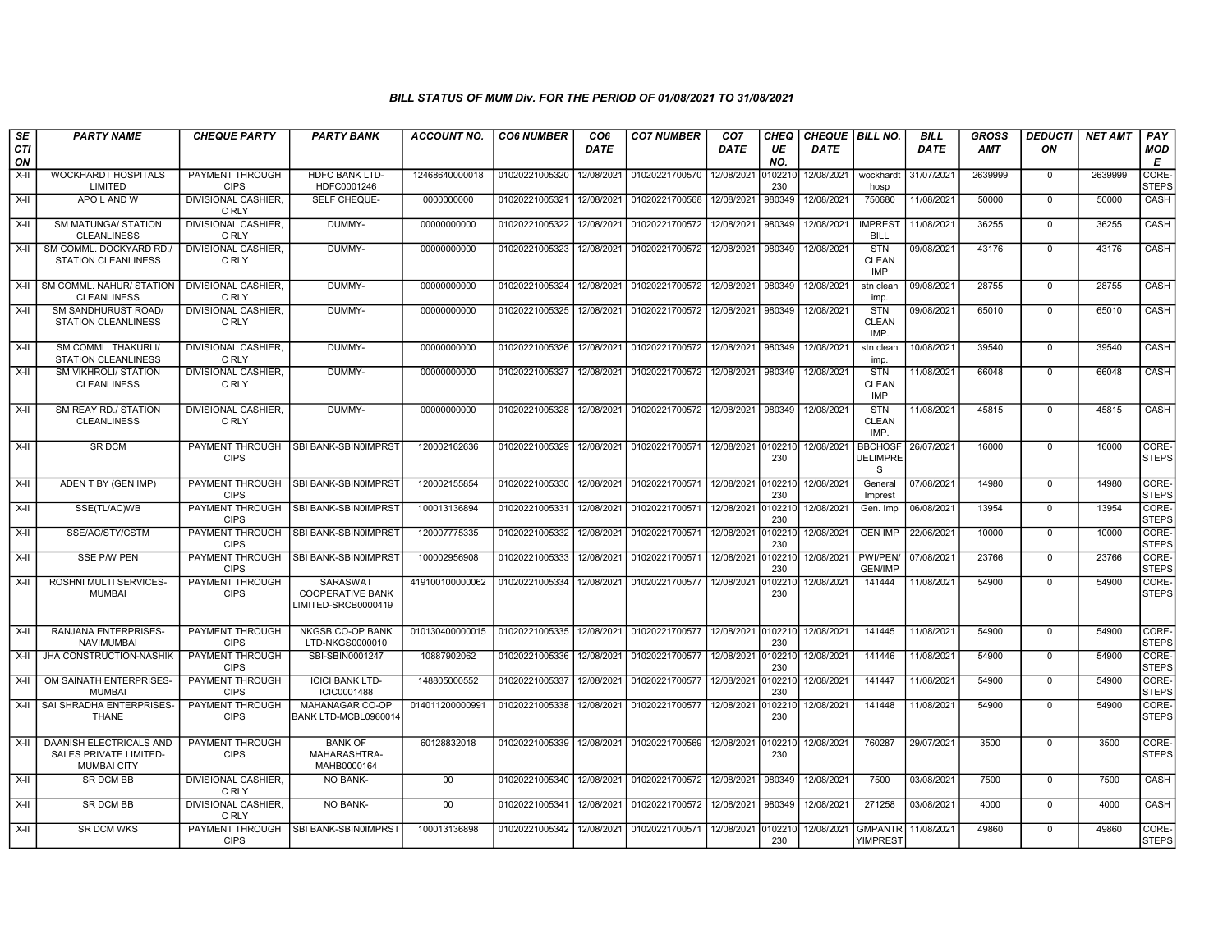### BILL STATUS OF MUM Div. FOR THE PERIOD OF 01/08/2021 TO 31/08/2021

| SECTION | PARTY NAME | CHEQUE PARTY | PARTY BANK | ACCOUNT NO. | CO6 NUMBER | CO6 DATE | CO7 NUMBER | CO7 DATE | CHEQUE NO. | CHEQUE DATE | BILL NO. | BILL DATE | GROSS AMT | DEDUCTION | NET AMT | PAY MODE |
|---|---|---|---|---|---|---|---|---|---|---|---|---|---|---|---|---|
| X-II | WOCKHARDT HOSPITALS LIMITED | PAYMENT THROUGH CIPS | HDFC BANK LTD-HDFC0001246 | 12468640000018 | 01020221005320 | 12/08/2021 | 01020221700570 | 12/08/2021 | 0102210230 | 12/08/2021 | wockhardt hosp | 31/07/2021 | 2639999 | 0 | 2639999 | CORE-STEPS |
| X-II | APO L AND W | DIVISIONAL CASHIER, C RLY | SELF CHEQUE- | 0000000000 | 01020221005321 | 12/08/2021 | 01020221700568 | 12/08/2021 | 980349 | 12/08/2021 | 750680 | 11/08/2021 | 50000 | 0 | 50000 | CASH |
| X-II | SM MATUNGA/ STATION CLEANLINESS | DIVISIONAL CASHIER, C RLY | DUMMY- | 00000000000 | 01020221005322 | 12/08/2021 | 01020221700572 | 12/08/2021 | 980349 | 12/08/2021 | IMPREST BILL | 11/08/2021 | 36255 | 0 | 36255 | CASH |
| X-II | SM COMML. DOCKYARD RD./ STATION CLEANLINESS | DIVISIONAL CASHIER, C RLY | DUMMY- | 00000000000 | 01020221005323 | 12/08/2021 | 01020221700572 | 12/08/2021 | 980349 | 12/08/2021 | STN CLEAN IMP | 09/08/2021 | 43176 | 0 | 43176 | CASH |
| X-II | SM COMML. NAHUR/ STATION CLEANLINESS | DIVISIONAL CASHIER, C RLY | DUMMY- | 00000000000 | 01020221005324 | 12/08/2021 | 01020221700572 | 12/08/2021 | 980349 | 12/08/2021 | stn clean imp. | 09/08/2021 | 28755 | 0 | 28755 | CASH |
| X-II | SM SANDHURUST ROAD/ STATION CLEANLINESS | DIVISIONAL CASHIER, C RLY | DUMMY- | 00000000000 | 01020221005325 | 12/08/2021 | 01020221700572 | 12/08/2021 | 980349 | 12/08/2021 | STN CLEAN IMP. | 09/08/2021 | 65010 | 0 | 65010 | CASH |
| X-II | SM COMML. THAKURLI/ STATION CLEANLINESS | DIVISIONAL CASHIER, C RLY | DUMMY- | 00000000000 | 01020221005326 | 12/08/2021 | 01020221700572 | 12/08/2021 | 980349 | 12/08/2021 | stn clean imp. | 10/08/2021 | 39540 | 0 | 39540 | CASH |
| X-II | SM VIKHROLI/ STATION CLEANLINESS | DIVISIONAL CASHIER, C RLY | DUMMY- | 00000000000 | 01020221005327 | 12/08/2021 | 01020221700572 | 12/08/2021 | 980349 | 12/08/2021 | STN CLEAN IMP | 11/08/2021 | 66048 | 0 | 66048 | CASH |
| X-II | SM REAY RD./ STATION CLEANLINESS | DIVISIONAL CASHIER, C RLY | DUMMY- | 00000000000 | 01020221005328 | 12/08/2021 | 01020221700572 | 12/08/2021 | 980349 | 12/08/2021 | STN CLEAN IMP. | 11/08/2021 | 45815 | 0 | 45815 | CASH |
| X-II | SR DCM | PAYMENT THROUGH CIPS | SBI BANK-SBIN0IMPRST | 120002162636 | 01020221005329 | 12/08/2021 | 01020221700571 | 12/08/2021 | 0102210230 | 12/08/2021 | BBCHOSFUELIMPRES | 26/07/2021 | 16000 | 0 | 16000 | CORE-STEPS |
| X-II | ADEN T BY (GEN IMP) | PAYMENT THROUGH CIPS | SBI BANK-SBIN0IMPRST | 120002155854 | 01020221005330 | 12/08/2021 | 01020221700571 | 12/08/2021 | 0102210230 | 12/08/2021 | General Imprest | 07/08/2021 | 14980 | 0 | 14980 | CORE-STEPS |
| X-II | SSE(TL/AC)WB | PAYMENT THROUGH CIPS | SBI BANK-SBIN0IMPRST | 100013136894 | 01020221005331 | 12/08/2021 | 01020221700571 | 12/08/2021 | 0102210230 | 12/08/2021 | Gen. Imp | 06/08/2021 | 13954 | 0 | 13954 | CORE-STEPS |
| X-II | SSE/AC/STY/CSTM | PAYMENT THROUGH CIPS | SBI BANK-SBIN0IMPRST | 120007775335 | 01020221005332 | 12/08/2021 | 01020221700571 | 12/08/2021 | 0102210230 | 12/08/2021 | GEN IMP | 22/06/2021 | 10000 | 0 | 10000 | CORE-STEPS |
| X-II | SSE P/W PEN | PAYMENT THROUGH CIPS | SBI BANK-SBIN0IMPRST | 100002956908 | 01020221005333 | 12/08/2021 | 01020221700571 | 12/08/2021 | 0102210230 | 12/08/2021 | PWI/PEN/GEN/IMP | 07/08/2021 | 23766 | 0 | 23766 | CORE-STEPS |
| X-II | ROSHNI MULTI SERVICES-MUMBAI | PAYMENT THROUGH CIPS | SARASWAT COOPERATIVE BANK LIMITED-SRCB0000419 | 419100100000062 | 01020221005334 | 12/08/2021 | 01020221700577 | 12/08/2021 | 0102210230 | 12/08/2021 | 141444 | 11/08/2021 | 54900 | 0 | 54900 | CORE-STEPS |
| X-II | RANJANA ENTERPRISES-NAVIMUMBAI | PAYMENT THROUGH CIPS | NKGSB CO-OP BANK LTD-NKGS0000010 | 010130400000015 | 01020221005335 | 12/08/2021 | 01020221700577 | 12/08/2021 | 0102210230 | 12/08/2021 | 141445 | 11/08/2021 | 54900 | 0 | 54900 | CORE-STEPS |
| X-II | JHA CONSTRUCTION-NASHIK | PAYMENT THROUGH CIPS | SBI-SBIN0001247 | 10887902062 | 01020221005336 | 12/08/2021 | 01020221700577 | 12/08/2021 | 0102210230 | 12/08/2021 | 141446 | 11/08/2021 | 54900 | 0 | 54900 | CORE-STEPS |
| X-II | OM SAINATH ENTERPRISES-MUMBAI | PAYMENT THROUGH CIPS | ICICI BANK LTD-ICIC0001488 | 148805000552 | 01020221005337 | 12/08/2021 | 01020221700577 | 12/08/2021 | 0102210230 | 12/08/2021 | 141447 | 11/08/2021 | 54900 | 0 | 54900 | CORE-STEPS |
| X-II | SAI SHRADHA ENTERPRISES-THANE | PAYMENT THROUGH CIPS | MAHANAGAR CO-OP BANK LTD-MCBL0960014 | 014011200000991 | 01020221005338 | 12/08/2021 | 01020221700577 | 12/08/2021 | 0102210230 | 12/08/2021 | 141448 | 11/08/2021 | 54900 | 0 | 54900 | CORE-STEPS |
| X-II | DAANISH ELECTRICALS AND SALES PRIVATE LIMITED-MUMBAI CITY | PAYMENT THROUGH CIPS | BANK OF MAHARASHTRA-MAHB0000164 | 60128832018 | 01020221005339 | 12/08/2021 | 01020221700569 | 12/08/2021 | 0102210230 | 12/08/2021 | 760287 | 29/07/2021 | 3500 | 0 | 3500 | CORE-STEPS |
| X-II | SR DCM BB | DIVISIONAL CASHIER, C RLY | NO BANK- | 00 | 01020221005340 | 12/08/2021 | 01020221700572 | 12/08/2021 | 980349 | 12/08/2021 | 7500 | 03/08/2021 | 7500 | 0 | 7500 | CASH |
| X-II | SR DCM BB | DIVISIONAL CASHIER, C RLY | NO BANK- | 00 | 01020221005341 | 12/08/2021 | 01020221700572 | 12/08/2021 | 980349 | 12/08/2021 | 271258 | 03/08/2021 | 4000 | 0 | 4000 | CASH |
| X-II | SR DCM WKS | PAYMENT THROUGH CIPS | SBI BANK-SBIN0IMPRST | 100013136898 | 01020221005342 | 12/08/2021 | 01020221700571 | 12/08/2021 | 0102210230 | 12/08/2021 | GMPANTRYIMPREST | 11/08/2021 | 49860 | 0 | 49860 | CORE-STEPS |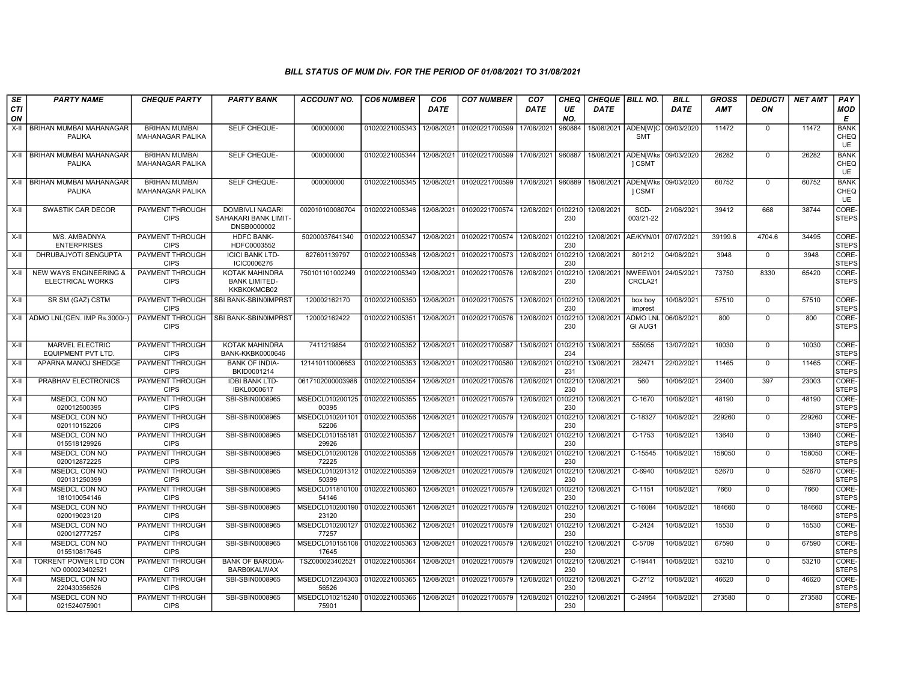### BILL STATUS OF MUM Div. FOR THE PERIOD OF 01/08/2021 TO 31/08/2021

| SECTION | PARTY NAME | CHEQUE PARTY | PARTY BANK | ACCOUNT NO. | CO6 NUMBER | CO6 DATE | CO7 NUMBER | CO7 DATE | CHEQUE NO. | CHEQUE DATE | BILL NO. | BILL DATE | GROSS AMT | DEDUCTION | NET AMT | PAY MODE |
|---|---|---|---|---|---|---|---|---|---|---|---|---|---|---|---|---|
| X-II | BRIHAN MUMBAI MAHANAGAR PALIKA | BRIHAN MUMBAI MAHANAGAR PALIKA | SELF CHEQUE- | 000000000 | 01020221005343 | 12/08/2021 | 01020221700599 | 17/08/2021 | 960884 | 18/08/2021 | ADEN[W]C SMT | 09/03/2020 | 11472 | 0 | 11472 | BANK CHEQUE |
| X-II | BRIHAN MUMBAI MAHANAGAR PALIKA | BRIHAN MUMBAI MAHANAGAR PALIKA | SELF CHEQUE- | 000000000 | 01020221005344 | 12/08/2021 | 01020221700599 | 17/08/2021 | 960887 | 18/08/2021 | ADEN[Wks ] CSMT | 09/03/2020 | 26282 | 0 | 26282 | BANK CHEQUE |
| X-II | BRIHAN MUMBAI MAHANAGAR PALIKA | BRIHAN MUMBAI MAHANAGAR PALIKA | SELF CHEQUE- | 000000000 | 01020221005345 | 12/08/2021 | 01020221700599 | 17/08/2021 | 960889 | 18/08/2021 | ADEN[Wks ] CSMT | 09/03/2020 | 60752 | 0 | 60752 | BANK CHEQUE |
| X-II | SWASTIK CAR DECOR | PAYMENT THROUGH CIPS | DOMBIVLI NAGARI SAHAKARI BANK LIMIT-DNSB0000002 | 002010100080704 | 01020221005346 | 12/08/2021 | 01020221700574 | 12/08/2021 | 0102210230 | 12/08/2021 | SCD-003/21-22 | 21/06/2021 | 39412 | 668 | 38744 | CORE-STEPS |
| X-II | M/S. AMBADNYA ENTERPRISES | PAYMENT THROUGH CIPS | HDFC BANK-HDFC0003552 | 50200037641340 | 01020221005347 | 12/08/2021 | 01020221700574 | 12/08/2021 | 0102210230 | 12/08/2021 | AE/KYN/01 | 07/07/2021 | 39199.6 | 4704.6 | 34495 | CORE-STEPS |
| X-II | DHRUBAJYOTI SENGUPTA | PAYMENT THROUGH CIPS | ICICI BANK LTD-ICIC0006276 | 627601139797 | 01020221005348 | 12/08/2021 | 01020221700573 | 12/08/2021 | 0102210230 | 12/08/2021 | 801212 | 04/08/2021 | 3948 | 0 | 3948 | CORE-STEPS |
| X-II | NEW WAYS ENGINEERING & ELECTRICAL WORKS | PAYMENT THROUGH CIPS | KOTAK MAHINDRA BANK LIMITED-KKBK0KMCB02 | 750101101002249 | 01020221005349 | 12/08/2021 | 01020221700576 | 12/08/2021 | 0102210230 | 12/08/2021 | NWEEW01CRCLA21 | 24/05/2021 | 73750 | 8330 | 65420 | CORE-STEPS |
| X-II | SR SM (GAZ) CSTM | PAYMENT THROUGH CIPS | SBI BANK-SBIN0IMPRST | 120002162170 | 01020221005350 | 12/08/2021 | 01020221700575 | 12/08/2021 | 0102210230 | 12/08/2021 | box boy imprest | 10/08/2021 | 57510 | 0 | 57510 | CORE-STEPS |
| X-II | ADMO LNL(GEN. IMP Rs.3000/-) | PAYMENT THROUGH CIPS | SBI BANK-SBIN0IMPRST | 120002162422 | 01020221005351 | 12/08/2021 | 01020221700576 | 12/08/2021 | 0102210230 | 12/08/2021 | ADMO LNL GI AUG1 | 06/08/2021 | 800 | 0 | 800 | CORE-STEPS |
| X-II | MARVEL ELECTRIC EQUIPMENT PVT LTD. | PAYMENT THROUGH CIPS | KOTAK MAHINDRA BANK-KKBK0000646 | 7411219854 | 01020221005352 | 12/08/2021 | 01020221700587 | 13/08/2021 | 0102210234 | 13/08/2021 | 555055 | 13/07/2021 | 10030 | 0 | 10030 | CORE-STEPS |
| X-II | APARNA MANOJ SHEDGE | PAYMENT THROUGH CIPS | BANK OF INDIA-BKID0001214 | 121410110006653 | 01020221005353 | 12/08/2021 | 01020221700580 | 12/08/2021 | 0102210231 | 13/08/2021 | 282471 | 22/02/2021 | 11465 | 0 | 11465 | CORE-STEPS |
| X-II | PRABHAV ELECTRONICS | PAYMENT THROUGH CIPS | IDBI BANK LTD-IBKL0000617 | 0617102000003988 | 01020221005354 | 12/08/2021 | 01020221700576 | 12/08/2021 | 0102210230 | 12/08/2021 | 560 | 10/06/2021 | 23400 | 397 | 23003 | CORE-STEPS |
| X-II | MSEDCL CON NO 020012500395 | PAYMENT THROUGH CIPS | SBI-SBIN0008965 | MSEDCL01020012500395 | 01020221005355 | 12/08/2021 | 01020221700579 | 12/08/2021 | 0102210230 | 12/08/2021 | C-1670 | 10/08/2021 | 48190 | 0 | 48190 | CORE-STEPS |
| X-II | MSEDCL CON NO 020110152206 | PAYMENT THROUGH CIPS | SBI-SBIN0008965 | MSEDCL01020110152206 | 01020221005356 | 12/08/2021 | 01020221700579 | 12/08/2021 | 0102210230 | 12/08/2021 | C-18327 | 10/08/2021 | 229260 | 0 | 229260 | CORE-STEPS |
| X-II | MSEDCL CON NO 015518129926 | PAYMENT THROUGH CIPS | SBI-SBIN0008965 | MSEDCL01015518129926 | 01020221005357 | 12/08/2021 | 01020221700579 | 12/08/2021 | 0102210230 | 12/08/2021 | C-1753 | 10/08/2021 | 13640 | 0 | 13640 | CORE-STEPS |
| X-II | MSEDCL CON NO 020012872225 | PAYMENT THROUGH CIPS | SBI-SBIN0008965 | MSEDCL01020012872225 | 01020221005358 | 12/08/2021 | 01020221700579 | 12/08/2021 | 0102210230 | 12/08/2021 | C-15545 | 10/08/2021 | 158050 | 0 | 158050 | CORE-STEPS |
| X-II | MSEDCL CON NO 020131250399 | PAYMENT THROUGH CIPS | SBI-SBIN0008965 | MSEDCL01020131250399 | 01020221005359 | 12/08/2021 | 01020221700579 | 12/08/2021 | 0102210230 | 12/08/2021 | C-6940 | 10/08/2021 | 52670 | 0 | 52670 | CORE-STEPS |
| X-II | MSEDCL CON NO 181010054146 | PAYMENT THROUGH CIPS | SBI-SBIN0008965 | MSEDCL01181010054146 | 01020221005360 | 12/08/2021 | 01020221700579 | 12/08/2021 | 0102210230 | 12/08/2021 | C-1151 | 10/08/2021 | 7660 | 0 | 7660 | CORE-STEPS |
| X-II | MSEDCL CON NO 020019023120 | PAYMENT THROUGH CIPS | SBI-SBIN0008965 | MSEDCL01020019023120 | 01020221005361 | 12/08/2021 | 01020221700579 | 12/08/2021 | 0102210230 | 12/08/2021 | C-16084 | 10/08/2021 | 184660 | 0 | 184660 | CORE-STEPS |
| X-II | MSEDCL CON NO 020012777257 | PAYMENT THROUGH CIPS | SBI-SBIN0008965 | MSEDCL01020012777257 | 01020221005362 | 12/08/2021 | 01020221700579 | 12/08/2021 | 0102210230 | 12/08/2021 | C-2424 | 10/08/2021 | 15530 | 0 | 15530 | CORE-STEPS |
| X-II | MSEDCL CON NO 015510817645 | PAYMENT THROUGH CIPS | SBI-SBIN0008965 | MSEDCL01015510817645 | 01020221005363 | 12/08/2021 | 01020221700579 | 12/08/2021 | 0102210230 | 12/08/2021 | C-5709 | 10/08/2021 | 67590 | 0 | 67590 | CORE-STEPS |
| X-II | TORRENT POWER LTD CON NO 000023402521 | PAYMENT THROUGH CIPS | BANK OF BARODA-BARB0KALWAX | TSZ000023402521 | 01020221005364 | 12/08/2021 | 01020221700579 | 12/08/2021 | 0102210230 | 12/08/2021 | C-19441 | 10/08/2021 | 53210 | 0 | 53210 | CORE-STEPS |
| X-II | MSEDCL CON NO 220430356526 | PAYMENT THROUGH CIPS | SBI-SBIN0008965 | MSEDCL01220430356526 | 01020221005365 | 12/08/2021 | 01020221700579 | 12/08/2021 | 0102210230 | 12/08/2021 | C-2712 | 10/08/2021 | 46620 | 0 | 46620 | CORE-STEPS |
| X-II | MSEDCL CON NO 021524075901 | PAYMENT THROUGH CIPS | SBI-SBIN0008965 | MSEDCL01021524075901 | 01020221005366 | 12/08/2021 | 01020221700579 | 12/08/2021 | 0102210230 | 12/08/2021 | C-24954 | 10/08/2021 | 273580 | 0 | 273580 | CORE-STEPS |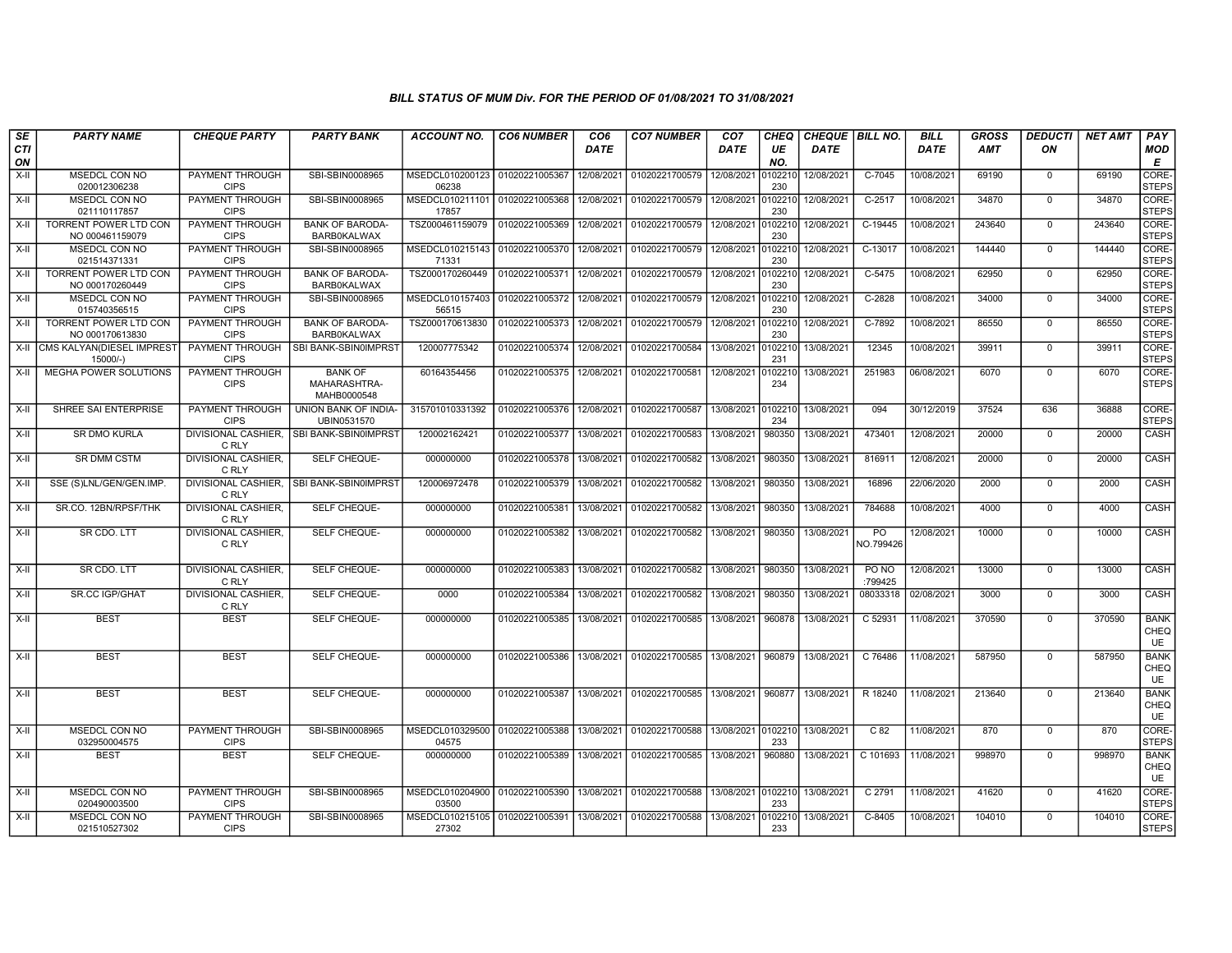### BILL STATUS OF MUM Div. FOR THE PERIOD OF 01/08/2021 TO 31/08/2021

| SECTION | PARTY NAME | CHEQUE PARTY | PARTY BANK | ACCOUNT NO. | CO6 NUMBER | CO6 DATE | CO7 NUMBER | CO7 DATE | CHEQUE NO. | CHEQUE DATE | BILL NO. | BILL DATE | GROSS AMT | DEDUCTION | NET AMT | PAY MODE |
|---|---|---|---|---|---|---|---|---|---|---|---|---|---|---|---|---|
| X-II | MSEDCL CON NO 020012306238 | PAYMENT THROUGH CIPS | SBI-SBIN0008965 | MSEDCL01020012306238 | 01020221005367 | 12/08/2021 | 01020221700579 | 12/08/2021 | 0102210230 | 12/08/2021 | C-7045 | 10/08/2021 | 69190 | 0 | 69190 | CORE-STEPS |
| X-II | MSEDCL CON NO 021110117857 | PAYMENT THROUGH CIPS | SBI-SBIN0008965 | MSEDCL01021110117857 | 01020221005368 | 12/08/2021 | 01020221700579 | 12/08/2021 | 0102210230 | 12/08/2021 | C-2517 | 10/08/2021 | 34870 | 0 | 34870 | CORE-STEPS |
| X-II | TORRENT POWER LTD CON NO 000461159079 | PAYMENT THROUGH CIPS | BANK OF BARODA-BARB0KALWAX | TSZ000461159079 | 01020221005369 | 12/08/2021 | 01020221700579 | 12/08/2021 | 0102210230 | 12/08/2021 | C-19445 | 10/08/2021 | 243640 | 0 | 243640 | CORE-STEPS |
| X-II | MSEDCL CON NO 021514371331 | PAYMENT THROUGH CIPS | SBI-SBIN0008965 | MSEDCL01021514371331 | 01020221005370 | 12/08/2021 | 01020221700579 | 12/08/2021 | 0102210230 | 12/08/2021 | C-13017 | 10/08/2021 | 144440 | 0 | 144440 | CORE-STEPS |
| X-II | TORRENT POWER LTD CON NO 000170260449 | PAYMENT THROUGH CIPS | BANK OF BARODA-BARB0KALWAX | TSZ000170260449 | 01020221005371 | 12/08/2021 | 01020221700579 | 12/08/2021 | 0102210230 | 12/08/2021 | C-5475 | 10/08/2021 | 62950 | 0 | 62950 | CORE-STEPS |
| X-II | MSEDCL CON NO 015740356515 | PAYMENT THROUGH CIPS | SBI-SBIN0008965 | MSEDCL01015740356515 | 01020221005372 | 12/08/2021 | 01020221700579 | 12/08/2021 | 0102210230 | 12/08/2021 | C-2828 | 10/08/2021 | 34000 | 0 | 34000 | CORE-STEPS |
| X-II | TORRENT POWER LTD CON NO 000170613830 | PAYMENT THROUGH CIPS | BANK OF BARODA-BARB0KALWAX | TSZ000170613830 | 01020221005373 | 12/08/2021 | 01020221700579 | 12/08/2021 | 0102210230 | 12/08/2021 | C-7892 | 10/08/2021 | 86550 | 0 | 86550 | CORE-STEPS |
| X-II | CMS KALYAN(DIESEL IMPREST 15000/-) | PAYMENT THROUGH CIPS | SBI BANK-SBIN0IMPRST | 120007775342 | 01020221005374 | 12/08/2021 | 01020221700584 | 13/08/2021 | 0102210231 | 13/08/2021 | 12345 | 10/08/2021 | 39911 | 0 | 39911 | CORE-STEPS |
| X-II | MEGHA POWER SOLUTIONS | PAYMENT THROUGH CIPS | BANK OF MAHARASHTRA-MAHB0000548 | 60164354456 | 01020221005375 | 12/08/2021 | 01020221700581 | 12/08/2021 | 0102210234 | 13/08/2021 | 251983 | 06/08/2021 | 6070 | 0 | 6070 | CORE-STEPS |
| X-II | SHREE SAI ENTERPRISE | PAYMENT THROUGH CIPS | UNION BANK OF INDIA-UBIN0531570 | 315701010331392 | 01020221005376 | 12/08/2021 | 01020221700587 | 13/08/2021 | 0102210234 | 13/08/2021 | 094 | 30/12/2019 | 37524 | 636 | 36888 | CORE-STEPS |
| X-II | SR DMO KURLA | DIVISIONAL CASHIER, C RLY | SBI BANK-SBIN0IMPRST | 120002162421 | 01020221005377 | 13/08/2021 | 01020221700583 | 13/08/2021 | 980350 | 13/08/2021 | 473401 | 12/08/2021 | 20000 | 0 | 20000 | CASH |
| X-II | SR DMM CSTM | DIVISIONAL CASHIER, C RLY | SELF CHEQUE- | 000000000 | 01020221005378 | 13/08/2021 | 01020221700582 | 13/08/2021 | 980350 | 13/08/2021 | 816911 | 12/08/2021 | 20000 | 0 | 20000 | CASH |
| X-II | SSE (S)LNL/GEN/GEN.IMP. | DIVISIONAL CASHIER, C RLY | SBI BANK-SBIN0IMPRST | 120006972478 | 01020221005379 | 13/08/2021 | 01020221700582 | 13/08/2021 | 980350 | 13/08/2021 | 16896 | 22/06/2020 | 2000 | 0 | 2000 | CASH |
| X-II | SR.CO. 12BN/RPSF/THK | DIVISIONAL CASHIER, C RLY | SELF CHEQUE- | 000000000 | 01020221005381 | 13/08/2021 | 01020221700582 | 13/08/2021 | 980350 | 13/08/2021 | 784688 | 10/08/2021 | 4000 | 0 | 4000 | CASH |
| X-II | SR CDO. LTT | DIVISIONAL CASHIER, C RLY | SELF CHEQUE- | 000000000 | 01020221005382 | 13/08/2021 | 01020221700582 | 13/08/2021 | 980350 | 13/08/2021 | PO NO.799426 | 12/08/2021 | 10000 | 0 | 10000 | CASH |
| X-II | SR CDO. LTT | DIVISIONAL CASHIER, C RLY | SELF CHEQUE- | 000000000 | 01020221005383 | 13/08/2021 | 01020221700582 | 13/08/2021 | 980350 | 13/08/2021 | PO NO :799425 | 12/08/2021 | 13000 | 0 | 13000 | CASH |
| X-II | SR.CC IGP/GHAT | DIVISIONAL CASHIER, C RLY | SELF CHEQUE- | 0000 | 01020221005384 | 13/08/2021 | 01020221700582 | 13/08/2021 | 980350 | 13/08/2021 | 08033318 | 02/08/2021 | 3000 | 0 | 3000 | CASH |
| X-II | BEST | BEST | SELF CHEQUE- | 000000000 | 01020221005385 | 13/08/2021 | 01020221700585 | 13/08/2021 | 960878 | 13/08/2021 | C 52931 | 11/08/2021 | 370590 | 0 | 370590 | BANK CHEQUE |
| X-II | BEST | BEST | SELF CHEQUE- | 000000000 | 01020221005386 | 13/08/2021 | 01020221700585 | 13/08/2021 | 960879 | 13/08/2021 | C 76486 | 11/08/2021 | 587950 | 0 | 587950 | BANK CHEQUE |
| X-II | BEST | BEST | SELF CHEQUE- | 000000000 | 01020221005387 | 13/08/2021 | 01020221700585 | 13/08/2021 | 960877 | 13/08/2021 | R 18240 | 11/08/2021 | 213640 | 0 | 213640 | BANK CHEQUE |
| X-II | MSEDCL CON NO 032950004575 | PAYMENT THROUGH CIPS | SBI-SBIN0008965 | MSEDCL01032950004575 | 01020221005388 | 13/08/2021 | 01020221700588 | 13/08/2021 | 0102210233 | 13/08/2021 | C 82 | 11/08/2021 | 870 | 0 | 870 | CORE-STEPS |
| X-II | BEST | BEST | SELF CHEQUE- | 000000000 | 01020221005389 | 13/08/2021 | 01020221700585 | 13/08/2021 | 960880 | 13/08/2021 | C 101693 | 11/08/2021 | 998970 | 0 | 998970 | BANK CHEQUE |
| X-II | MSEDCL CON NO 020490003500 | PAYMENT THROUGH CIPS | SBI-SBIN0008965 | MSEDCL01020490003500 | 01020221005390 | 13/08/2021 | 01020221700588 | 13/08/2021 | 0102210233 | 13/08/2021 | C 2791 | 11/08/2021 | 41620 | 0 | 41620 | CORE-STEPS |
| X-II | MSEDCL CON NO 021510527302 | PAYMENT THROUGH CIPS | SBI-SBIN0008965 | MSEDCL01021510527302 | 01020221005391 | 13/08/2021 | 01020221700588 | 13/08/2021 | 0102210233 | 13/08/2021 | C-8405 | 10/08/2021 | 104010 | 0 | 104010 | CORE-STEPS |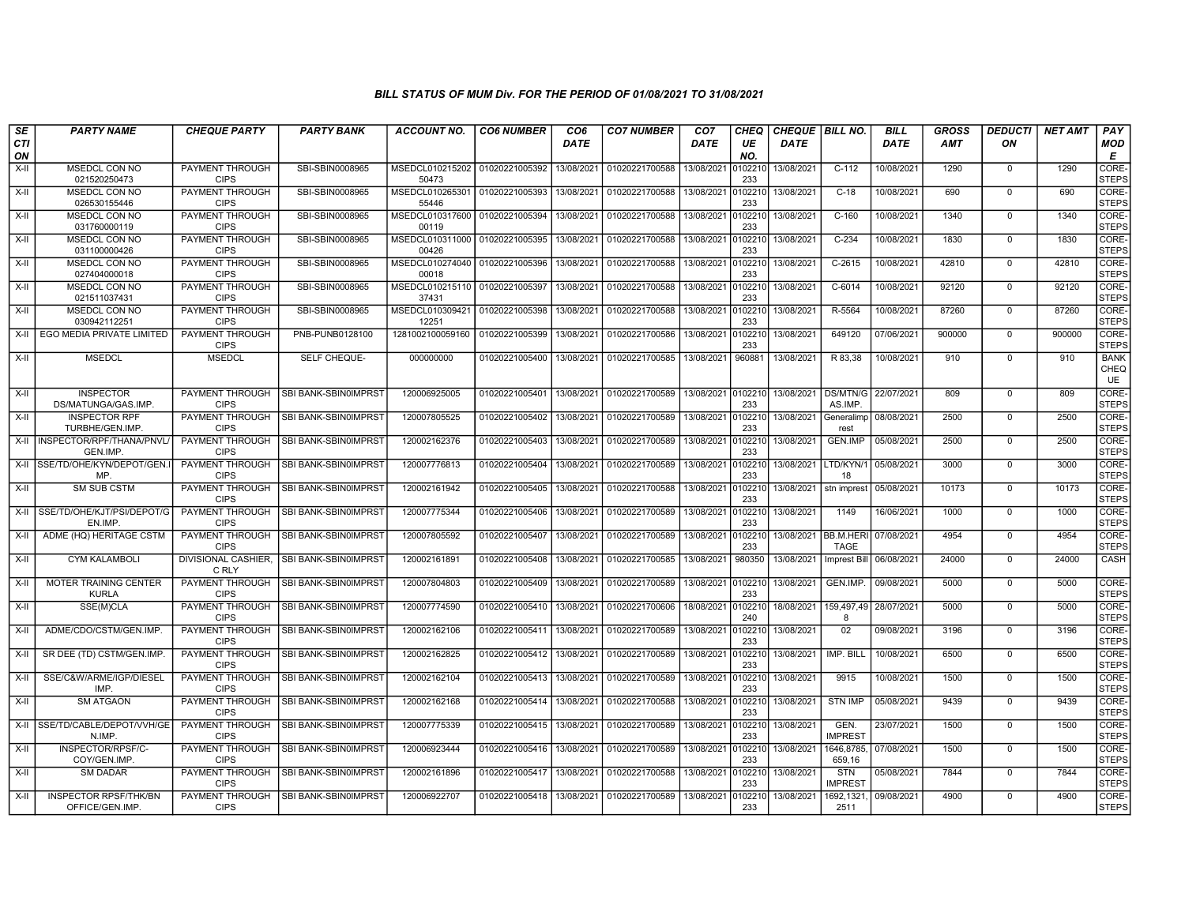### BILL STATUS OF MUM Div. FOR THE PERIOD OF 01/08/2021 TO 31/08/2021

| SECTION | PARTY NAME | CHEQUE PARTY | PARTY BANK | ACCOUNT NO. | CO6 NUMBER | CO6 DATE | CO7 NUMBER | CO7 DATE | CHEQUE NO. | CHEQUE DATE | BILL NO. | BILL DATE | GROSS AMT | DEDUCTION | NET AMT | PAY MODE |
|---|---|---|---|---|---|---|---|---|---|---|---|---|---|---|---|---|
| X-II | MSEDCL CON NO 021520250473 | PAYMENT THROUGH CIPS | SBI-SBIN0008965 | MSEDCL01021520250473 | 01020221005392 | 13/08/2021 | 01020221700588 | 13/08/2021 | 0102210233 | 13/08/2021 | C-112 | 10/08/2021 | 1290 | 0 | 1290 | CORE-STEPS |
| X-II | MSEDCL CON NO 026530155446 | PAYMENT THROUGH CIPS | SBI-SBIN0008965 | MSEDCL01026530155446 | 01020221005393 | 13/08/2021 | 01020221700588 | 13/08/2021 | 0102210233 | 13/08/2021 | C-18 | 10/08/2021 | 690 | 0 | 690 | CORE-STEPS |
| X-II | MSEDCL CON NO 031760000119 | PAYMENT THROUGH CIPS | SBI-SBIN0008965 | MSEDCL01031760000119 | 01020221005394 | 13/08/2021 | 01020221700588 | 13/08/2021 | 0102210233 | 13/08/2021 | C-160 | 10/08/2021 | 1340 | 0 | 1340 | CORE-STEPS |
| X-II | MSEDCL CON NO 031100000426 | PAYMENT THROUGH CIPS | SBI-SBIN0008965 | MSEDCL01031100000426 | 01020221005395 | 13/08/2021 | 01020221700588 | 13/08/2021 | 0102210233 | 13/08/2021 | C-234 | 10/08/2021 | 1830 | 0 | 1830 | CORE-STEPS |
| X-II | MSEDCL CON NO 027404000018 | PAYMENT THROUGH CIPS | SBI-SBIN0008965 | MSEDCL01027404000018 | 01020221005396 | 13/08/2021 | 01020221700588 | 13/08/2021 | 0102210233 | 13/08/2021 | C-2615 | 10/08/2021 | 42810 | 0 | 42810 | CORE-STEPS |
| X-II | MSEDCL CON NO 021511037431 | PAYMENT THROUGH CIPS | SBI-SBIN0008965 | MSEDCL01021511037431 | 01020221005397 | 13/08/2021 | 01020221700588 | 13/08/2021 | 0102210233 | 13/08/2021 | C-6014 | 10/08/2021 | 92120 | 0 | 92120 | CORE-STEPS |
| X-II | MSEDCL CON NO 030942112251 | PAYMENT THROUGH CIPS | SBI-SBIN0008965 | MSEDCL01030942112251 | 01020221005398 | 13/08/2021 | 01020221700588 | 13/08/2021 | 0102210233 | 13/08/2021 | R-5564 | 10/08/2021 | 87260 | 0 | 87260 | CORE-STEPS |
| X-II | EGO MEDIA PRIVATE LIMITED | PAYMENT THROUGH CIPS | PNB-PUNB0128100 | 1281002100059160 | 01020221005399 | 13/08/2021 | 01020221700586 | 13/08/2021 | 0102210233 | 13/08/2021 | 649120 | 07/06/2021 | 900000 | 0 | 900000 | CORE-STEPS |
| X-II | MSEDCL | MSEDCL | SELF CHEQUE- | 000000000 | 01020221005400 | 13/08/2021 | 01020221700585 | 13/08/2021 | 960881 | 13/08/2021 | R 83,38 | 10/08/2021 | 910 | 0 | 910 | BANK CHEQUE |
| X-II | INSPECTOR DS/MATUNGA/GAS.IMP. | PAYMENT THROUGH CIPS | SBI BANK-SBIN0IMPRST | 120006925005 | 01020221005401 | 13/08/2021 | 01020221700589 | 13/08/2021 | 0102210233 | 13/08/2021 | DS/MTN/GAS.IMP. | 22/07/2021 | 809 | 0 | 809 | CORE-STEPS |
| X-II | INSPECTOR RPF TURBHE/GEN.IMP. | PAYMENT THROUGH CIPS | SBI BANK-SBIN0IMPRST | 120007805525 | 01020221005402 | 13/08/2021 | 01020221700589 | 13/08/2021 | 0102210233 | 13/08/2021 | Generalimprest | 08/08/2021 | 2500 | 0 | 2500 | CORE-STEPS |
| X-II | INSPECTOR/RPF/THANA/PNVL/GEN.IMP. | PAYMENT THROUGH CIPS | SBI BANK-SBIN0IMPRST | 120002162376 | 01020221005403 | 13/08/2021 | 01020221700589 | 13/08/2021 | 0102210233 | 13/08/2021 | GEN.IMP | 05/08/2021 | 2500 | 0 | 2500 | CORE-STEPS |
| X-II | SSE/TD/OHE/KYN/DEPOT/GEN.IMP. | PAYMENT THROUGH CIPS | SBI BANK-SBIN0IMPRST | 120007776813 | 01020221005404 | 13/08/2021 | 01020221700589 | 13/08/2021 | 0102210233 | 13/08/2021 | LTD/KYN/118 | 05/08/2021 | 3000 | 0 | 3000 | CORE-STEPS |
| X-II | SM SUB CSTM | PAYMENT THROUGH CIPS | SBI BANK-SBIN0IMPRST | 120002161942 | 01020221005405 | 13/08/2021 | 01020221700588 | 13/08/2021 | 0102210233 | 13/08/2021 | stn imprest | 05/08/2021 | 10173 | 0 | 10173 | CORE-STEPS |
| X-II | SSE/TD/OHE/KJT/PSI/DEPOT/GEN.IMP. | PAYMENT THROUGH CIPS | SBI BANK-SBIN0IMPRST | 120007775344 | 01020221005406 | 13/08/2021 | 01020221700589 | 13/08/2021 | 0102210233 | 13/08/2021 | 1149 | 16/06/2021 | 1000 | 0 | 1000 | CORE-STEPS |
| X-II | ADME (HQ) HERITAGE CSTM | PAYMENT THROUGH CIPS | SBI BANK-SBIN0IMPRST | 120007805592 | 01020221005407 | 13/08/2021 | 01020221700589 | 13/08/2021 | 0102210233 | 13/08/2021 | BB.M.HERITAGE | 07/08/2021 | 4954 | 0 | 4954 | CORE-STEPS |
| X-II | CYM KALAMBOLI | DIVISIONAL CASHIER, C RLY | SBI BANK-SBIN0IMPRST | 120002161891 | 01020221005408 | 13/08/2021 | 01020221700585 | 13/08/2021 | 980350 | 13/08/2021 | Imprest Bill | 06/08/2021 | 24000 | 0 | 24000 | CASH |
| X-II | MOTER TRAINING CENTER KURLA | PAYMENT THROUGH CIPS | SBI BANK-SBIN0IMPRST | 120007804803 | 01020221005409 | 13/08/2021 | 01020221700589 | 13/08/2021 | 0102210233 | 13/08/2021 | GEN.IMP. | 09/08/2021 | 5000 | 0 | 5000 | CORE-STEPS |
| X-II | SSE(M)CLA | PAYMENT THROUGH CIPS | SBI BANK-SBIN0IMPRST | 120007774590 | 01020221005410 | 13/08/2021 | 01020221700606 | 18/08/2021 | 0102210240 | 18/08/2021 | 159,497,498 | 28/07/2021 | 5000 | 0 | 5000 | CORE-STEPS |
| X-II | ADME/CDO/CSTM/GEN.IMP. | PAYMENT THROUGH CIPS | SBI BANK-SBIN0IMPRST | 120002162106 | 01020221005411 | 13/08/2021 | 01020221700589 | 13/08/2021 | 0102210233 | 13/08/2021 | 02 | 09/08/2021 | 3196 | 0 | 3196 | CORE-STEPS |
| X-II | SR DEE (TD) CSTM/GEN.IMP. | PAYMENT THROUGH CIPS | SBI BANK-SBIN0IMPRST | 120002162825 | 01020221005412 | 13/08/2021 | 01020221700589 | 13/08/2021 | 0102210233 | 13/08/2021 | IMP. BILL | 10/08/2021 | 6500 | 0 | 6500 | CORE-STEPS |
| X-II | SSE/C&W/ARME/IGP/DIESEL IMP. | PAYMENT THROUGH CIPS | SBI BANK-SBIN0IMPRST | 120002162104 | 01020221005413 | 13/08/2021 | 01020221700589 | 13/08/2021 | 0102210233 | 13/08/2021 | 9915 | 10/08/2021 | 1500 | 0 | 1500 | CORE-STEPS |
| X-II | SM ATGAON | PAYMENT THROUGH CIPS | SBI BANK-SBIN0IMPRST | 120002162168 | 01020221005414 | 13/08/2021 | 01020221700588 | 13/08/2021 | 0102210233 | 13/08/2021 | STN IMP | 05/08/2021 | 9439 | 0 | 9439 | CORE-STEPS |
| X-II | SSE/TD/CABLE/DEPOT/VVH/GEN.IMP. | PAYMENT THROUGH CIPS | SBI BANK-SBIN0IMPRST | 120007775339 | 01020221005415 | 13/08/2021 | 01020221700589 | 13/08/2021 | 0102210233 | 13/08/2021 | GEN. IMPREST | 23/07/2021 | 1500 | 0 | 1500 | CORE-STEPS |
| X-II | INSPECTOR/RPSF/C-COY/GEN.IMP. | PAYMENT THROUGH CIPS | SBI BANK-SBIN0IMPRST | 120006923444 | 01020221005416 | 13/08/2021 | 01020221700589 | 13/08/2021 | 0102210233 | 13/08/2021 | 1646,8785,659,16 | 07/08/2021 | 1500 | 0 | 1500 | CORE-STEPS |
| X-II | SM DADAR | PAYMENT THROUGH CIPS | SBI BANK-SBIN0IMPRST | 120002161896 | 01020221005417 | 13/08/2021 | 01020221700588 | 13/08/2021 | 0102210233 | 13/08/2021 | STN IMPREST | 05/08/2021 | 7844 | 0 | 7844 | CORE-STEPS |
| X-II | INSPECTOR RPSF/THK/BN OFFICE/GEN.IMP. | PAYMENT THROUGH CIPS | SBI BANK-SBIN0IMPRST | 120006922707 | 01020221005418 | 13/08/2021 | 01020221700589 | 13/08/2021 | 0102210233 | 13/08/2021 | 1692,1321,2511 | 09/08/2021 | 4900 | 0 | 4900 | CORE-STEPS |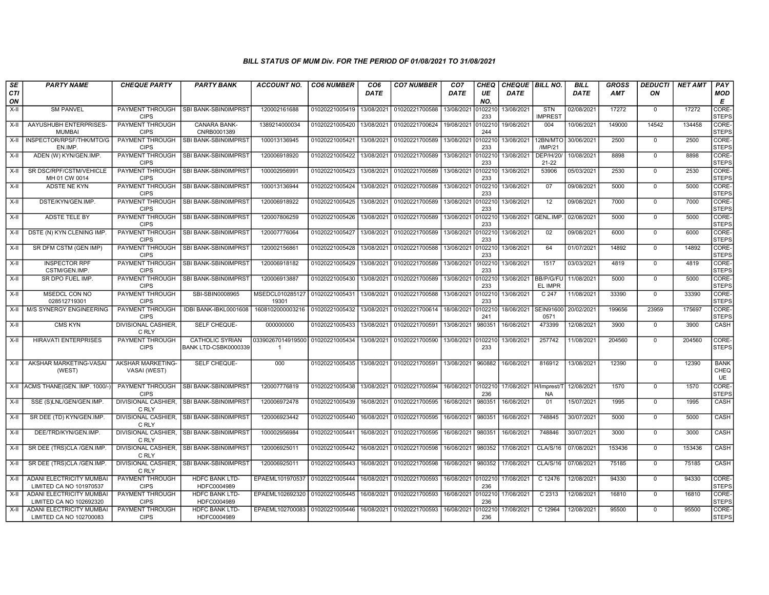### BILL STATUS OF MUM Div. FOR THE PERIOD OF 01/08/2021 TO 31/08/2021

| SECTION | PARTY NAME | CHEQUE PARTY | PARTY BANK | ACCOUNT NO. | CO6 NUMBER | CO6 DATE | CO7 NUMBER | CO7 DATE | CHEQUE NO. | CHEQUE DATE | BILL NO. | BILL DATE | GROSS AMT | DEDUCTION | NET AMT | PAY MODE |
|---|---|---|---|---|---|---|---|---|---|---|---|---|---|---|---|---|
| X-II | SM PANVEL | PAYMENT THROUGH CIPS | SBI BANK-SBIN0IMPRST | 120002161688 | 01020221005419 | 13/08/2021 | 01020221700588 | 13/08/2021 | 0102210233 | 13/08/2021 | STN IMPREST | 02/08/2021 | 17272 | 0 | 17272 | CORE-STEPS |
| X-II | AAYUSHUBH ENTERPRISES-MUMBAI | PAYMENT THROUGH CIPS | CANARA BANK-CNRB0001389 | 1389214000034 | 01020221005420 | 13/08/2021 | 01020221700624 | 19/08/2021 | 0102210244 | 19/08/2021 | 004 | 10/06/2021 | 149000 | 14542 | 134458 | CORE-STEPS |
| X-II | INSPECTOR/RPSF/THK/MTO/GEN.IMP. | PAYMENT THROUGH CIPS | SBI BANK-SBIN0IMPRST | 100013136945 | 01020221005421 | 13/08/2021 | 01020221700589 | 13/08/2021 | 0102210233 | 13/08/2021 | 12BN/MTO/IMP/21 | 30/06/2021 | 2500 | 0 | 2500 | CORE-STEPS |
| X-II | ADEN (W) KYN/GEN.IMP. | PAYMENT THROUGH CIPS | SBI BANK-SBIN0IMPRST | 120006918920 | 01020221005422 | 13/08/2021 | 01020221700589 | 13/08/2021 | 0102210233 | 13/08/2021 | DEP/H/20/21-22 | 10/08/2021 | 8898 | 0 | 8898 | CORE-STEPS |
| X-II | SR DSC/RPF/CSTM/VEHICLE MH 01 CW 0014 | PAYMENT THROUGH CIPS | SBI BANK-SBIN0IMPRST | 100002956991 | 01020221005423 | 13/08/2021 | 01020221700589 | 13/08/2021 | 0102210233 | 13/08/2021 | 53906 | 05/03/2021 | 2530 | 0 | 2530 | CORE-STEPS |
| X-II | ADSTE NE KYN | PAYMENT THROUGH CIPS | SBI BANK-SBIN0IMPRST | 100013136944 | 01020221005424 | 13/08/2021 | 01020221700589 | 13/08/2021 | 0102210233 | 13/08/2021 | 07 | 09/08/2021 | 5000 | 0 | 5000 | CORE-STEPS |
| X-II | DSTE/KYN/GEN.IMP. | PAYMENT THROUGH CIPS | SBI BANK-SBIN0IMPRST | 120006918922 | 01020221005425 | 13/08/2021 | 01020221700589 | 13/08/2021 | 0102210233 | 13/08/2021 | 12 | 09/08/2021 | 7000 | 0 | 7000 | CORE-STEPS |
| X-II | ADSTE TELE BY | PAYMENT THROUGH CIPS | SBI BANK-SBIN0IMPRST | 120007806259 | 01020221005426 | 13/08/2021 | 01020221700589 | 13/08/2021 | 0102210233 | 13/08/2021 | GENL.IMP. | 02/08/2021 | 5000 | 0 | 5000 | CORE-STEPS |
| X-II | DSTE (N) KYN CLENING IMP. | PAYMENT THROUGH CIPS | SBI BANK-SBIN0IMPRST | 120007776064 | 01020221005427 | 13/08/2021 | 01020221700589 | 13/08/2021 | 0102210233 | 13/08/2021 | 02 | 09/08/2021 | 6000 | 0 | 6000 | CORE-STEPS |
| X-II | SR DFM CSTM (GEN IMP) | PAYMENT THROUGH CIPS | SBI BANK-SBIN0IMPRST | 120002156861 | 01020221005428 | 13/08/2021 | 01020221700588 | 13/08/2021 | 0102210233 | 13/08/2021 | 64 | 01/07/2021 | 14892 | 0 | 14892 | CORE-STEPS |
| X-II | INSPECTOR RPF CSTM/GEN.IMP. | PAYMENT THROUGH CIPS | SBI BANK-SBIN0IMPRST | 120006918182 | 01020221005429 | 13/08/2021 | 01020221700589 | 13/08/2021 | 0102210233 | 13/08/2021 | 1517 | 03/03/2021 | 4819 | 0 | 4819 | CORE-STEPS |
| X-II | SR DPO FUEL IMP. | PAYMENT THROUGH CIPS | SBI BANK-SBIN0IMPRST | 120006913887 | 01020221005430 | 13/08/2021 | 01020221700589 | 13/08/2021 | 0102210233 | 13/08/2021 | BB/P/G/FUEL IMPR | 11/08/2021 | 5000 | 0 | 5000 | CORE-STEPS |
| X-II | MSEDCL CON NO 028512719301 | PAYMENT THROUGH CIPS | SBI-SBIN0008965 | MSEDCL01028512719301 | 01020221005431 | 13/08/2021 | 01020221700588 | 13/08/2021 | 0102210233 | 13/08/2021 | C 247 | 11/08/2021 | 33390 | 0 | 33390 | CORE-STEPS |
| X-II | M/S SYNERGY ENGINEERING | PAYMENT THROUGH CIPS | IDBI BANK-IBKL0001608 | 1608102000003216 | 01020221005432 | 13/08/2021 | 01020221700614 | 18/08/2021 | 0102210241 | 18/08/2021 | SEIN916000571 | 20/02/2021 | 199656 | 23959 | 175697 | CORE-STEPS |
| X-II | CMS KYN | DIVISIONAL CASHIER, C RLY | SELF CHEQUE- | 000000000 | 01020221005433 | 13/08/2021 | 01020221700591 | 13/08/2021 | 980351 | 16/08/2021 | 473399 | 12/08/2021 | 3900 | 0 | 3900 | CASH |
| X-II | HIRAVATI ENTERPRISES | PAYMENT THROUGH CIPS | CATHOLIC SYRIAN BANK LTD-CSBK0000339 | 033902670149195001 | 01020221005434 | 13/08/2021 | 01020221700590 | 13/08/2021 | 0102210233 | 13/08/2021 | 257742 | 11/08/2021 | 204560 | 0 | 204560 | CORE-STEPS |
| X-II | AKSHAR MARKETING-VASAI (WEST) | AKSHAR MARKETING-VASAI (WEST) | SELF CHEQUE- | 000 | 01020221005435 | 13/08/2021 | 01020221700591 | 13/08/2021 | 960882 | 16/08/2021 | 816912 | 13/08/2021 | 12390 | 0 | 12390 | BANK CHEQUE |
| X-II | ACMS THANE(GEN. IMP. 1000/-) | PAYMENT THROUGH CIPS | SBI BANK-SBIN0IMPRST | 120007776819 | 01020221005438 | 13/08/2021 | 01020221700594 | 16/08/2021 | 0102210236 | 17/08/2021 | H/Imprest/TNA | 12/08/2021 | 1570 | 0 | 1570 | CORE-STEPS |
| X-II | SSE (S)LNL/GEN/GEN.IMP. | DIVISIONAL CASHIER, C RLY | SBI BANK-SBIN0IMPRST | 120006972478 | 01020221005439 | 16/08/2021 | 01020221700595 | 16/08/2021 | 980351 | 16/08/2021 | 01 | 15/07/2021 | 1995 | 0 | 1995 | CASH |
| X-II | SR DEE (TD) KYN/GEN.IMP. | DIVISIONAL CASHIER, C RLY | SBI BANK-SBIN0IMPRST | 120006923442 | 01020221005440 | 16/08/2021 | 01020221700595 | 16/08/2021 | 980351 | 16/08/2021 | 748845 | 30/07/2021 | 5000 | 0 | 5000 | CASH |
| X-II | DEE/TRD/KYN/GEN.IMP. | DIVISIONAL CASHIER, C RLY | SBI BANK-SBIN0IMPRST | 100002956984 | 01020221005441 | 16/08/2021 | 01020221700595 | 16/08/2021 | 980351 | 16/08/2021 | 748846 | 30/07/2021 | 3000 | 0 | 3000 | CASH |
| X-II | SR DEE (TRS)CLA /GEN.IMP. | DIVISIONAL CASHIER, C RLY | SBI BANK-SBIN0IMPRST | 120006925011 | 01020221005442 | 16/08/2021 | 01020221700598 | 16/08/2021 | 980352 | 17/08/2021 | CLA/S/16 | 07/08/2021 | 153436 | 0 | 153436 | CASH |
| X-II | SR DEE (TRS)CLA /GEN.IMP. | DIVISIONAL CASHIER, C RLY | SBI BANK-SBIN0IMPRST | 120006925011 | 01020221005443 | 16/08/2021 | 01020221700598 | 16/08/2021 | 980352 | 17/08/2021 | CLA/S/16 | 07/08/2021 | 75185 | 0 | 75185 | CASH |
| X-II | ADANI ELECTRICITY MUMBAI LIMITED CA NO 101970537 | PAYMENT THROUGH CIPS | HDFC BANK LTD-HDFC0004989 | EPAEML101970537 | 01020221005444 | 16/08/2021 | 01020221700593 | 16/08/2021 | 0102210236 | 17/08/2021 | C 12476 | 12/08/2021 | 94330 | 0 | 94330 | CORE-STEPS |
| X-II | ADANI ELECTRICITY MUMBAI LIMITED CA NO 102692320 | PAYMENT THROUGH CIPS | HDFC BANK LTD-HDFC0004989 | EPAEML102692320 | 01020221005445 | 16/08/2021 | 01020221700593 | 16/08/2021 | 0102210236 | 17/08/2021 | C 2313 | 12/08/2021 | 16810 | 0 | 16810 | CORE-STEPS |
| X-II | ADANI ELECTRICITY MUMBAI LIMITED CA NO 102700083 | PAYMENT THROUGH CIPS | HDFC BANK LTD-HDFC0004989 | EPAEML102700083 | 01020221005446 | 16/08/2021 | 01020221700593 | 16/08/2021 | 0102210236 | 17/08/2021 | C 12964 | 12/08/2021 | 95500 | 0 | 95500 | CORE-STEPS |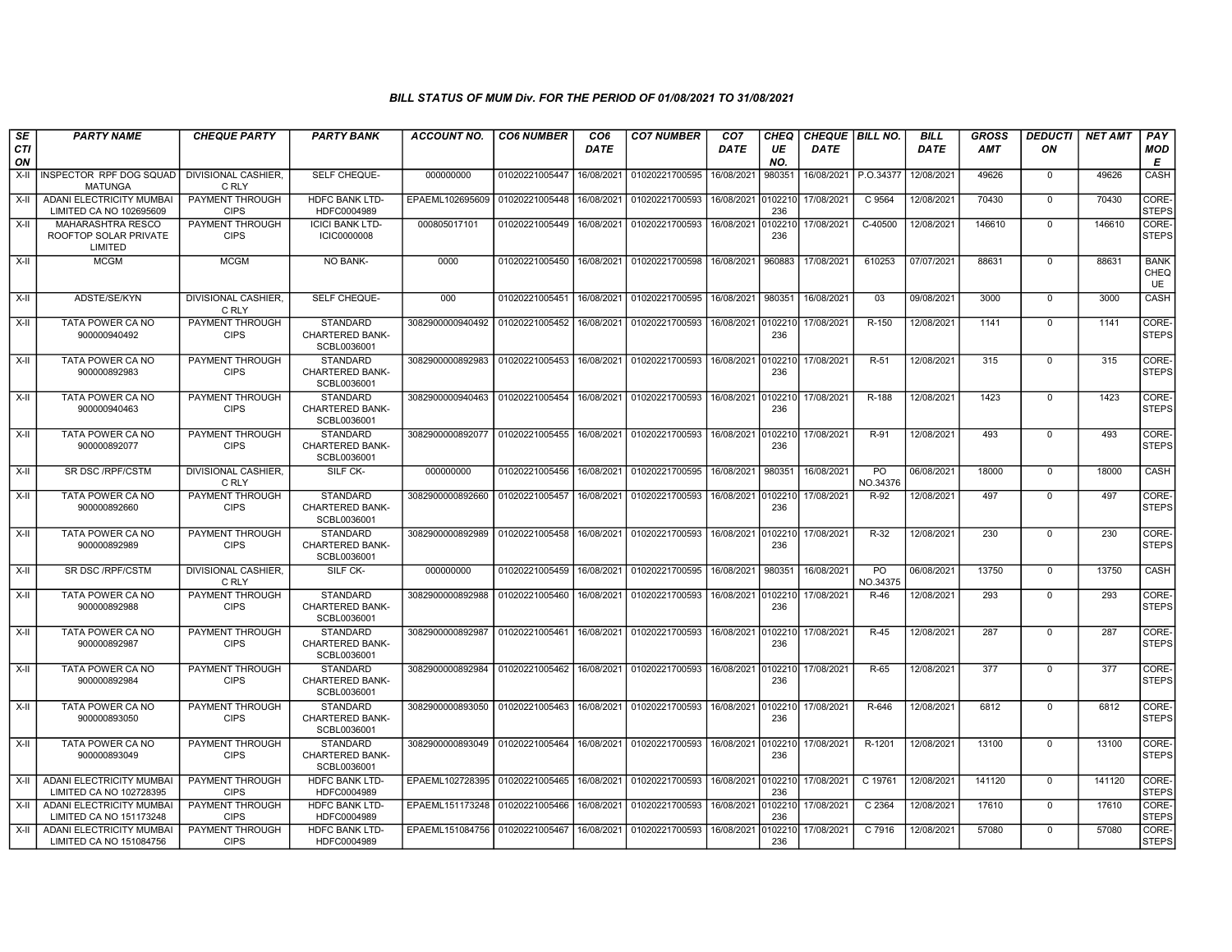## BILL STATUS OF MUM Div. FOR THE PERIOD OF 01/08/2021 TO 31/08/2021

| SECTION | PARTY NAME | CHEQUE PARTY | PARTY BANK | ACCOUNT NO. | CO6 NUMBER | CO6 DATE | CO7 NUMBER | CO7 DATE | CHEQUE NO. | CHEQUE DATE | BILL NO. | BILL DATE | GROSS AMT | DEDUCTION | NET AMT | PAY MODE |
|---|---|---|---|---|---|---|---|---|---|---|---|---|---|---|---|---|
| X-II | INSPECTOR RPF DOG SQUAD MATUNGA | DIVISIONAL CASHIER, C RLY | SELF CHEQUE- | 000000000 | 01020221005447 | 16/08/2021 | 01020221700595 | 16/08/2021 | 980351 | 16/08/2021 | P.O.34377 | 12/08/2021 | 49626 | 0 | 49626 | CASH |
| X-II | ADANI ELECTRICITY MUMBAI LIMITED CA NO 102695609 | PAYMENT THROUGH CIPS | HDFC BANK LTD-HDFC0004989 | EPAEML102695609 | 01020221005448 | 16/08/2021 | 01020221700593 | 16/08/2021 | 0102210236 | 17/08/2021 | C 9564 | 12/08/2021 | 70430 | 0 | 70430 | CORE-STEPS |
| X-II | MAHARASHTRA RESCO ROOFTOP SOLAR PRIVATE LIMITED | PAYMENT THROUGH CIPS | ICICI BANK LTD-ICIC0000008 | 000805017101 | 01020221005449 | 16/08/2021 | 01020221700593 | 16/08/2021 | 0102210236 | 17/08/2021 | C-40500 | 12/08/2021 | 146610 | 0 | 146610 | CORE-STEPS |
| X-II | MCGM | MCGM | NO BANK- | 0000 | 01020221005450 | 16/08/2021 | 01020221700598 | 16/08/2021 | 960883 | 17/08/2021 | 610253 | 07/07/2021 | 88631 | 0 | 88631 | BANK CHEQUE |
| X-II | ADSTE/SE/KYN | DIVISIONAL CASHIER, C RLY | SELF CHEQUE- | 000 | 01020221005451 | 16/08/2021 | 01020221700595 | 16/08/2021 | 980351 | 16/08/2021 | 03 | 09/08/2021 | 3000 | 0 | 3000 | CASH |
| X-II | TATA POWER CA NO 900000940492 | PAYMENT THROUGH CIPS | STANDARD CHARTERED BANK-SCBL0036001 | 3082900000940492 | 01020221005452 | 16/08/2021 | 01020221700593 | 16/08/2021 | 0102210236 | 17/08/2021 | R-150 | 12/08/2021 | 1141 | 0 | 1141 | CORE-STEPS |
| X-II | TATA POWER CA NO 900000892983 | PAYMENT THROUGH CIPS | STANDARD CHARTERED BANK-SCBL0036001 | 3082900000892983 | 01020221005453 | 16/08/2021 | 01020221700593 | 16/08/2021 | 0102210236 | 17/08/2021 | R-51 | 12/08/2021 | 315 | 0 | 315 | CORE-STEPS |
| X-II | TATA POWER CA NO 900000940463 | PAYMENT THROUGH CIPS | STANDARD CHARTERED BANK-SCBL0036001 | 3082900000940463 | 01020221005454 | 16/08/2021 | 01020221700593 | 16/08/2021 | 0102210236 | 17/08/2021 | R-188 | 12/08/2021 | 1423 | 0 | 1423 | CORE-STEPS |
| X-II | TATA POWER CA NO 900000892077 | PAYMENT THROUGH CIPS | STANDARD CHARTERED BANK-SCBL0036001 | 3082900000892077 | 01020221005455 | 16/08/2021 | 01020221700593 | 16/08/2021 | 0102210236 | 17/08/2021 | R-91 | 12/08/2021 | 493 | 0 | 493 | CORE-STEPS |
| X-II | SR DSC /RPF/CSTM | DIVISIONAL CASHIER, C RLY | SILF CK- | 000000000 | 01020221005456 | 16/08/2021 | 01020221700595 | 16/08/2021 | 980351 | 16/08/2021 | PO NO.34376 | 06/08/2021 | 18000 | 0 | 18000 | CASH |
| X-II | TATA POWER CA NO 900000892660 | PAYMENT THROUGH CIPS | STANDARD CHARTERED BANK-SCBL0036001 | 3082900000892660 | 01020221005457 | 16/08/2021 | 01020221700593 | 16/08/2021 | 0102210236 | 17/08/2021 | R-92 | 12/08/2021 | 497 | 0 | 497 | CORE-STEPS |
| X-II | TATA POWER CA NO 900000892989 | PAYMENT THROUGH CIPS | STANDARD CHARTERED BANK-SCBL0036001 | 3082900000892989 | 01020221005458 | 16/08/2021 | 01020221700593 | 16/08/2021 | 0102210236 | 17/08/2021 | R-32 | 12/08/2021 | 230 | 0 | 230 | CORE-STEPS |
| X-II | SR DSC /RPF/CSTM | DIVISIONAL CASHIER, C RLY | SILF CK- | 000000000 | 01020221005459 | 16/08/2021 | 01020221700595 | 16/08/2021 | 980351 | 16/08/2021 | PO NO.34375 | 06/08/2021 | 13750 | 0 | 13750 | CASH |
| X-II | TATA POWER CA NO 900000892988 | PAYMENT THROUGH CIPS | STANDARD CHARTERED BANK-SCBL0036001 | 3082900000892988 | 01020221005460 | 16/08/2021 | 01020221700593 | 16/08/2021 | 0102210236 | 17/08/2021 | R-46 | 12/08/2021 | 293 | 0 | 293 | CORE-STEPS |
| X-II | TATA POWER CA NO 900000892987 | PAYMENT THROUGH CIPS | STANDARD CHARTERED BANK-SCBL0036001 | 3082900000892987 | 01020221005461 | 16/08/2021 | 01020221700593 | 16/08/2021 | 0102210236 | 17/08/2021 | R-45 | 12/08/2021 | 287 | 0 | 287 | CORE-STEPS |
| X-II | TATA POWER CA NO 900000892984 | PAYMENT THROUGH CIPS | STANDARD CHARTERED BANK-SCBL0036001 | 3082900000892984 | 01020221005462 | 16/08/2021 | 01020221700593 | 16/08/2021 | 0102210236 | 17/08/2021 | R-65 | 12/08/2021 | 377 | 0 | 377 | CORE-STEPS |
| X-II | TATA POWER CA NO 900000893050 | PAYMENT THROUGH CIPS | STANDARD CHARTERED BANK-SCBL0036001 | 3082900000893050 | 01020221005463 | 16/08/2021 | 01020221700593 | 16/08/2021 | 0102210236 | 17/08/2021 | R-646 | 12/08/2021 | 6812 | 0 | 6812 | CORE-STEPS |
| X-II | TATA POWER CA NO 900000893049 | PAYMENT THROUGH CIPS | STANDARD CHARTERED BANK-SCBL0036001 | 3082900000893049 | 01020221005464 | 16/08/2021 | 01020221700593 | 16/08/2021 | 0102210236 | 17/08/2021 | R-1201 | 12/08/2021 | 13100 | 0 | 13100 | CORE-STEPS |
| X-II | ADANI ELECTRICITY MUMBAI LIMITED CA NO 102728395 | PAYMENT THROUGH CIPS | HDFC BANK LTD-HDFC0004989 | EPAEML102728395 | 01020221005465 | 16/08/2021 | 01020221700593 | 16/08/2021 | 0102210236 | 17/08/2021 | C 19761 | 12/08/2021 | 141120 | 0 | 141120 | CORE-STEPS |
| X-II | ADANI ELECTRICITY MUMBAI LIMITED CA NO 151173248 | PAYMENT THROUGH CIPS | HDFC BANK LTD-HDFC0004989 | EPAEML151173248 | 01020221005466 | 16/08/2021 | 01020221700593 | 16/08/2021 | 0102210236 | 17/08/2021 | C 2364 | 12/08/2021 | 17610 | 0 | 17610 | CORE-STEPS |
| X-II | ADANI ELECTRICITY MUMBAI LIMITED CA NO 151084756 | PAYMENT THROUGH CIPS | HDFC BANK LTD-HDFC0004989 | EPAEML151084756 | 01020221005467 | 16/08/2021 | 01020221700593 | 16/08/2021 | 0102210236 | 17/08/2021 | C 7916 | 12/08/2021 | 57080 | 0 | 57080 | CORE-STEPS |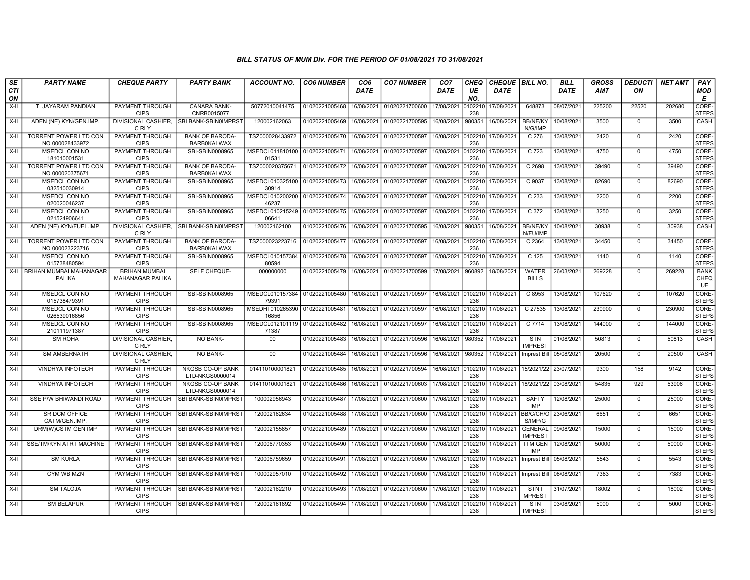# BILL STATUS OF MUM Div. FOR THE PERIOD OF 01/08/2021 TO 31/08/2021

| SECTION | PARTY NAME | CHEQUE PARTY | PARTY BANK | ACCOUNT NO. | CO6 NUMBER | CO6 DATE | CO7 NUMBER | CO7 DATE | CHEQUE NO. | CHEQUE DATE | BILL NO. | BILL DATE | GROSS AMT | DEDUCTION | NET AMT | PAY MODE |
|---|---|---|---|---|---|---|---|---|---|---|---|---|---|---|---|---|
| X-II | T. JAYARAM PANDIAN | PAYMENT THROUGH CIPS | CANARA BANK-CNRB0015077 | 50772010041475 | 01020221005468 | 16/08/2021 | 01020221700600 | 17/08/2021 | 0102210238 | 17/08/2021 | 648873 | 08/07/2021 | 225200 | 22520 | 202680 | CORE-STEPS |
| X-II | ADEN (NE) KYN/GEN.IMP. | DIVISIONAL CASHIER, C RLY | SBI BANK-SBIN0IMPRST | 120002162063 | 01020221005469 | 16/08/2021 | 01020221700595 | 16/08/2021 | 980351 | 16/08/2021 | BB/NE/KYN/G/IMP | 10/08/2021 | 3500 | 0 | 3500 | CASH |
| X-II | TORRENT POWER LTD CON NO 000028433972 | PAYMENT THROUGH CIPS | BANK OF BARODA-BARB0KALWAX | TSZ000028433972 | 01020221005470 | 16/08/2021 | 01020221700597 | 16/08/2021 | 0102210236 | 17/08/2021 | C 276 | 13/08/2021 | 2420 | 0 | 2420 | CORE-STEPS |
| X-II | MSEDCL CON NO 181010001531 | PAYMENT THROUGH CIPS | SBI-SBIN0008965 | MSEDCL01181010001531 | 01020221005471 | 16/08/2021 | 01020221700597 | 16/08/2021 | 0102210236 | 17/08/2021 | C 723 | 13/08/2021 | 4750 | 0 | 4750 | CORE-STEPS |
| X-II | TORRENT POWER LTD CON NO 000020375671 | PAYMENT THROUGH CIPS | BANK OF BARODA-BARB0KALWAX | TSZ000020375671 | 01020221005472 | 16/08/2021 | 01020221700597 | 16/08/2021 | 0102210236 | 17/08/2021 | C 2698 | 13/08/2021 | 39490 | 0 | 39490 | CORE-STEPS |
| X-II | MSEDCL CON NO 032510030914 | PAYMENT THROUGH CIPS | SBI-SBIN0008965 | MSEDCL01032510030914 | 01020221005473 | 16/08/2021 | 01020221700597 | 16/08/2021 | 0102210236 | 17/08/2021 | C 9037 | 13/08/2021 | 82690 | 0 | 82690 | CORE-STEPS |
| X-II | MSEDCL CON NO 020020046237 | PAYMENT THROUGH CIPS | SBI-SBIN0008965 | MSEDCL01020020046237 | 01020221005474 | 16/08/2021 | 01020221700597 | 16/08/2021 | 0102210236 | 17/08/2021 | C 233 | 13/08/2021 | 2200 | 0 | 2200 | CORE-STEPS |
| X-II | MSEDCL CON NO 021524906641 | PAYMENT THROUGH CIPS | SBI-SBIN0008965 | MSEDCL01021524906641 | 01020221005475 | 16/08/2021 | 01020221700597 | 16/08/2021 | 0102210236 | 17/08/2021 | C 372 | 13/08/2021 | 3250 | 0 | 3250 | CORE-STEPS |
| X-II | ADEN (NE) KYN/FUEL.IMP. | DIVISIONAL CASHIER, C RLY | SBI BANK-SBIN0IMPRST | 120002162100 | 01020221005476 | 16/08/2021 | 01020221700595 | 16/08/2021 | 980351 | 16/08/2021 | BB/NE/KYN/FU/IMP | 10/08/2021 | 30938 | 0 | 30938 | CASH |
| X-II | TORRENT POWER LTD CON NO 000023223716 | PAYMENT THROUGH CIPS | BANK OF BARODA-BARB0KALWAX | TSZ000023223716 | 01020221005477 | 16/08/2021 | 01020221700597 | 16/08/2021 | 0102210236 | 17/08/2021 | C 2364 | 13/08/2021 | 34450 | 0 | 34450 | CORE-STEPS |
| X-II | MSEDCL CON NO 015738480594 | PAYMENT THROUGH CIPS | SBI-SBIN0008965 | MSEDCL01015738480594 | 01020221005478 | 16/08/2021 | 01020221700597 | 16/08/2021 | 0102210236 | 17/08/2021 | C 125 | 13/08/2021 | 1140 | 0 | 1140 | CORE-STEPS |
| X-II | BRIHAN MUMBAI MAHANAGAR PALIKA | BRIHAN MUMBAI MAHANAGAR PALIKA | SELF CHEQUE- | 000000000 | 01020221005479 | 16/08/2021 | 01020221700599 | 17/08/2021 | 960892 | 18/08/2021 | WATER BILLS | 26/03/2021 | 269228 | 0 | 269228 | BANK CHEQUE |
| X-II | MSEDCL CON NO 015738479391 | PAYMENT THROUGH CIPS | SBI-SBIN0008965 | MSEDCL01015738479391 | 01020221005480 | 16/08/2021 | 01020221700597 | 16/08/2021 | 0102210236 | 17/08/2021 | C 8953 | 13/08/2021 | 107620 | 0 | 107620 | CORE-STEPS |
| X-II | MSEDCL CON NO 026539016856 | PAYMENT THROUGH CIPS | SBI-SBIN0008965 | MSEDHT01026539016856 | 01020221005481 | 16/08/2021 | 01020221700597 | 16/08/2021 | 0102210236 | 17/08/2021 | C 27535 | 13/08/2021 | 230900 | 0 | 230900 | CORE-STEPS |
| X-II | MSEDCL CON NO 210111971387 | PAYMENT THROUGH CIPS | SBI-SBIN0008965 | MSEDCL01210111971387 | 01020221005482 | 16/08/2021 | 01020221700597 | 16/08/2021 | 0102210236 | 17/08/2021 | C 7714 | 13/08/2021 | 144000 | 0 | 144000 | CORE-STEPS |
| X-II | SM ROHA | DIVISIONAL CASHIER, C RLY | NO BANK- | 00 | 01020221005483 | 16/08/2021 | 01020221700596 | 16/08/2021 | 980352 | 17/08/2021 | STN IMPREST | 01/08/2021 | 50813 | 0 | 50813 | CASH |
| X-II | SM AMBERNATH | DIVISIONAL CASHIER, C RLY | NO BANK- | 00 | 01020221005484 | 16/08/2021 | 01020221700596 | 16/08/2021 | 980352 | 17/08/2021 | Imprest Bill | 05/08/2021 | 20500 | 0 | 20500 | CASH |
| X-II | VINDHYA INFOTECH | PAYMENT THROUGH CIPS | NKGSB CO-OP BANK LTD-NKGS0000014 | 014110100001821 | 01020221005485 | 16/08/2021 | 01020221700594 | 16/08/2021 | 0102210236 | 17/08/2021 | 15/2021/22 | 23/07/2021 | 9300 | 158 | 9142 | CORE-STEPS |
| X-II | VINDHYA INFOTECH | PAYMENT THROUGH CIPS | NKGSB CO-OP BANK LTD-NKGS0000014 | 014110100001821 | 01020221005486 | 16/08/2021 | 01020221700603 | 17/08/2021 | 0102210238 | 17/08/2021 | 18/2021/22 | 03/08/2021 | 54835 | 929 | 53906 | CORE-STEPS |
| X-II | SSE P/W BHIWANDI ROAD | PAYMENT THROUGH CIPS | SBI BANK-SBIN0IMPRST | 100002956943 | 01020221005487 | 17/08/2021 | 01020221700600 | 17/08/2021 | 0102210238 | 17/08/2021 | SAFTY IMP | 12/08/2021 | 25000 | 0 | 25000 | CORE-STEPS |
| X-II | SR DCM OFFICE CATM/GEN.IMP. | PAYMENT THROUGH CIPS | SBI BANK-SBIN0IMPRST | 120002162634 | 01020221005488 | 17/08/2021 | 01020221700600 | 17/08/2021 | 0102210238 | 17/08/2021 | BB/C/CH/OS/IMP/G | 23/06/2021 | 6651 | 0 | 6651 | CORE-STEPS |
| X-II | DRM(W)CSTM GEN IMP | PAYMENT THROUGH CIPS | SBI BANK-SBIN0IMPRST | 120002155857 | 01020221005489 | 17/08/2021 | 01020221700600 | 17/08/2021 | 0102210238 | 17/08/2021 | GENERAL IMPREST | 09/08/2021 | 15000 | 0 | 15000 | CORE-STEPS |
| X-II | SSE/TM/KYN ATRT MACHINE | PAYMENT THROUGH CIPS | SBI BANK-SBIN0IMPRST | 120006770353 | 01020221005490 | 17/08/2021 | 01020221700600 | 17/08/2021 | 0102210238 | 17/08/2021 | TTM GEN IMP | 12/08/2021 | 50000 | 0 | 50000 | CORE-STEPS |
| X-II | SM KURLA | PAYMENT THROUGH CIPS | SBI BANK-SBIN0IMPRST | 120006759659 | 01020221005491 | 17/08/2021 | 01020221700600 | 17/08/2021 | 0102210238 | 17/08/2021 | Imprest Bill | 05/08/2021 | 5543 | 0 | 5543 | CORE-STEPS |
| X-II | CYM WB MZN | PAYMENT THROUGH CIPS | SBI BANK-SBIN0IMPRST | 100002957010 | 01020221005492 | 17/08/2021 | 01020221700600 | 17/08/2021 | 0102210238 | 17/08/2021 | Imprest Bill | 08/08/2021 | 7383 | 0 | 7383 | CORE-STEPS |
| X-II | SM TALOJA | PAYMENT THROUGH CIPS | SBI BANK-SBIN0IMPRST | 120002162210 | 01020221005493 | 17/08/2021 | 01020221700600 | 17/08/2021 | 0102210238 | 17/08/2021 | STN IMPREST | 31/07/2021 | 18002 | 0 | 18002 | CORE-STEPS |
| X-II | SM BELAPUR | PAYMENT THROUGH CIPS | SBI BANK-SBIN0IMPRST | 120002161892 | 01020221005494 | 17/08/2021 | 01020221700600 | 17/08/2021 | 0102210238 | 17/08/2021 | STN IMPREST | 03/08/2021 | 5000 | 0 | 5000 | CORE-STEPS |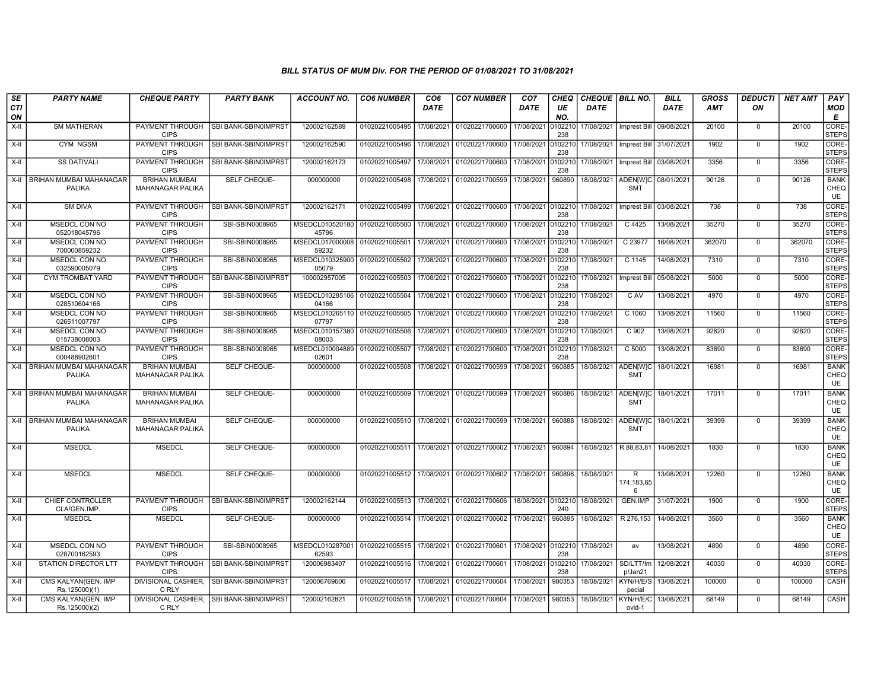### BILL STATUS OF MUM Div. FOR THE PERIOD OF 01/08/2021 TO 31/08/2021

| SECTION | PARTY NAME | CHEQUE PARTY | PARTY BANK | ACCOUNT NO. | CO6 NUMBER | CO6 DATE | CO7 NUMBER | CO7 DATE | CHEQUE NO. | CHEQUE DATE | BILL NO. | BILL DATE | GROSS AMT | DEDUCTION | NET AMT | PAY MODE |
|---|---|---|---|---|---|---|---|---|---|---|---|---|---|---|---|---|
| X-II | SM MATHERAN | PAYMENT THROUGH CIPS | SBI BANK-SBIN0IMPRST | 120002162589 | 01020221005495 | 17/08/2021 | 01020221700600 | 17/08/2021 | 0102210238 | 17/08/2021 | Imprest Bill | 09/08/2021 | 20100 | 0 | 20100 | CORE-STEPS |
| X-II | CYM NGSM | PAYMENT THROUGH CIPS | SBI BANK-SBIN0IMPRST | 120002162590 | 01020221005496 | 17/08/2021 | 01020221700600 | 17/08/2021 | 0102210238 | 17/08/2021 | Imprest Bill | 31/07/2021 | 1902 | 0 | 1902 | CORE-STEPS |
| X-II | SS DATIVALI | PAYMENT THROUGH CIPS | SBI BANK-SBIN0IMPRST | 120002162173 | 01020221005497 | 17/08/2021 | 01020221700600 | 17/08/2021 | 0102210238 | 17/08/2021 | Imprest Bill | 03/08/2021 | 3356 | 0 | 3356 | CORE-STEPS |
| X-II | BRIHAN MUMBAI MAHANAGAR PALIKA | BRIHAN MUMBAI MAHANAGAR PALIKA | SELF CHEQUE- | 000000000 | 01020221005498 | 17/08/2021 | 01020221700599 | 17/08/2021 | 960890 | 18/08/2021 | ADEN[W]CSMT | 08/01/2021 | 90126 | 0 | 90126 | BANK CHEQUE |
| X-II | SM DIVA | PAYMENT THROUGH CIPS | SBI BANK-SBIN0IMPRST | 120002162171 | 01020221005499 | 17/08/2021 | 01020221700600 | 17/08/2021 | 0102210238 | 17/08/2021 | Imprest Bill | 03/08/2021 | 738 | 0 | 738 | CORE-STEPS |
| X-II | MSEDCL CON NO 052018045796 | PAYMENT THROUGH CIPS | SBI-SBIN0008965 | MSEDCL01052018045796 | 01020221005500 | 17/08/2021 | 01020221700600 | 17/08/2021 | 0102210238 | 17/08/2021 | C 4425 | 13/08/2021 | 35270 | 0 | 35270 | CORE-STEPS |
| X-II | MSEDCL CON NO 700000859232 | PAYMENT THROUGH CIPS | SBI-SBIN0008965 | MSEDCL01700000859232 | 01020221005501 | 17/08/2021 | 01020221700600 | 17/08/2021 | 0102210238 | 17/08/2021 | C 23977 | 16/08/2021 | 362070 | 0 | 362070 | CORE-STEPS |
| X-II | MSEDCL CON NO 032590005079 | PAYMENT THROUGH CIPS | SBI-SBIN0008965 | MSEDCL01032590005079 | 01020221005502 | 17/08/2021 | 01020221700600 | 17/08/2021 | 0102210238 | 17/08/2021 | C 1145 | 14/08/2021 | 7310 | 0 | 7310 | CORE-STEPS |
| X-II | CYM TROMBAT YARD | PAYMENT THROUGH CIPS | SBI BANK-SBIN0IMPRST | 100002957005 | 01020221005503 | 17/08/2021 | 01020221700600 | 17/08/2021 | 0102210238 | 17/08/2021 | Imprest Bill | 05/08/2021 | 5000 | 0 | 5000 | CORE-STEPS |
| X-II | MSEDCL CON NO 028510604166 | PAYMENT THROUGH CIPS | SBI-SBIN0008965 | MSEDCL01028510604166 | 01020221005504 | 17/08/2021 | 01020221700600 | 17/08/2021 | 0102210238 | 17/08/2021 | C AV | 13/08/2021 | 4970 | 0 | 4970 | CORE-STEPS |
| X-II | MSEDCL CON NO 026511007797 | PAYMENT THROUGH CIPS | SBI-SBIN0008965 | MSEDCL01026511007797 | 01020221005505 | 17/08/2021 | 01020221700600 | 17/08/2021 | 0102210238 | 17/08/2021 | C 1060 | 13/08/2021 | 11560 | 0 | 11560 | CORE-STEPS |
| X-II | MSEDCL CON NO 015738008003 | PAYMENT THROUGH CIPS | SBI-SBIN0008965 | MSEDCL01015738008003 | 01020221005506 | 17/08/2021 | 01020221700600 | 17/08/2021 | 0102210238 | 17/08/2021 | C 902 | 13/08/2021 | 92820 | 0 | 92820 | CORE-STEPS |
| X-II | MSEDCL CON NO 000488902601 | PAYMENT THROUGH CIPS | SBI-SBIN0008965 | MSEDCL01000488902601 | 01020221005507 | 17/08/2021 | 01020221700600 | 17/08/2021 | 0102210238 | 17/08/2021 | C 5000 | 13/08/2021 | 83690 | 0 | 83690 | CORE-STEPS |
| X-II | BRIHAN MUMBAI MAHANAGAR PALIKA | BRIHAN MUMBAI MAHANAGAR PALIKA | SELF CHEQUE- | 000000000 | 01020221005508 | 17/08/2021 | 01020221700599 | 17/08/2021 | 960885 | 18/08/2021 | ADEN[W]CSMT | 18/01/2021 | 16981 | 0 | 16981 | BANK CHEQUE |
| X-II | BRIHAN MUMBAI MAHANAGAR PALIKA | BRIHAN MUMBAI MAHANAGAR PALIKA | SELF CHEQUE- | 000000000 | 01020221005509 | 17/08/2021 | 01020221700599 | 17/08/2021 | 960886 | 18/08/2021 | ADEN[W]CSMT | 18/01/2021 | 17011 | 0 | 17011 | BANK CHEQUE |
| X-II | BRIHAN MUMBAI MAHANAGAR PALIKA | BRIHAN MUMBAI MAHANAGAR PALIKA | SELF CHEQUE- | 000000000 | 01020221005510 | 17/08/2021 | 01020221700599 | 17/08/2021 | 960888 | 18/08/2021 | ADEN[W]CSMT | 18/01/2021 | 39399 | 0 | 39399 | BANK CHEQUE |
| X-II | MSEDCL | MSEDCL | SELF CHEQUE- | 000000000 | 01020221005511 | 17/08/2021 | 01020221700602 | 17/08/2021 | 960894 | 18/08/2021 | R 88,83,81 | 14/08/2021 | 1830 | 0 | 1830 | BANK CHEQUE |
| X-II | MSEDCL | MSEDCL | SELF CHEQUE- | 000000000 | 01020221005512 | 17/08/2021 | 01020221700602 | 17/08/2021 | 960896 | 18/08/2021 | R 174,183,656 | 13/08/2021 | 12260 | 0 | 12260 | BANK CHEQUE |
| X-II | CHIEF CONTROLLER CLA/GEN.IMP. | PAYMENT THROUGH CIPS | SBI BANK-SBIN0IMPRST | 120002162144 | 01020221005513 | 17/08/2021 | 01020221700606 | 18/08/2021 | 0102210240 | 18/08/2021 | GEN.IMP | 31/07/2021 | 1900 | 0 | 1900 | CORE-STEPS |
| X-II | MSEDCL | MSEDCL | SELF CHEQUE- | 000000000 | 01020221005514 | 17/08/2021 | 01020221700602 | 17/08/2021 | 960895 | 18/08/2021 | R 276,153 | 14/08/2021 | 3560 | 0 | 3560 | BANK CHEQUE |
| X-II | MSEDCL CON NO 028700162593 | PAYMENT THROUGH CIPS | SBI-SBIN0008965 | MSEDCL01028700162593 | 01020221005515 | 17/08/2021 | 01020221700601 | 17/08/2021 | 0102210238 | 17/08/2021 | av | 13/08/2021 | 4890 | 0 | 4890 | CORE-STEPS |
| X-II | STATION DIRECTOR LTT | PAYMENT THROUGH CIPS | SBI BANK-SBIN0IMPRST | 120006983407 | 01020221005516 | 17/08/2021 | 01020221700601 | 17/08/2021 | 0102210238 | 17/08/2021 | SD/LTT/Imp/Jan21 | 12/08/2021 | 40030 | 0 | 40030 | CORE-STEPS |
| X-II | CMS KALYAN(GEN. IMP Rs.125000)(1) | DIVISIONAL CASHIER, C RLY | SBI BANK-SBIN0IMPRST | 120006769606 | 01020221005517 | 17/08/2021 | 01020221700604 | 17/08/2021 | 980353 | 18/08/2021 | KYN/H/E/Special | 13/08/2021 | 100000 | 0 | 100000 | CASH |
| X-II | CMS KALYAN(GEN. IMP Rs.125000)(2) | DIVISIONAL CASHIER, C RLY | SBI BANK-SBIN0IMPRST | 120002162821 | 01020221005518 | 17/08/2021 | 01020221700604 | 17/08/2021 | 980353 | 18/08/2021 | KYN/H/E/Covid-1 | 13/08/2021 | 68149 | 0 | 68149 | CASH |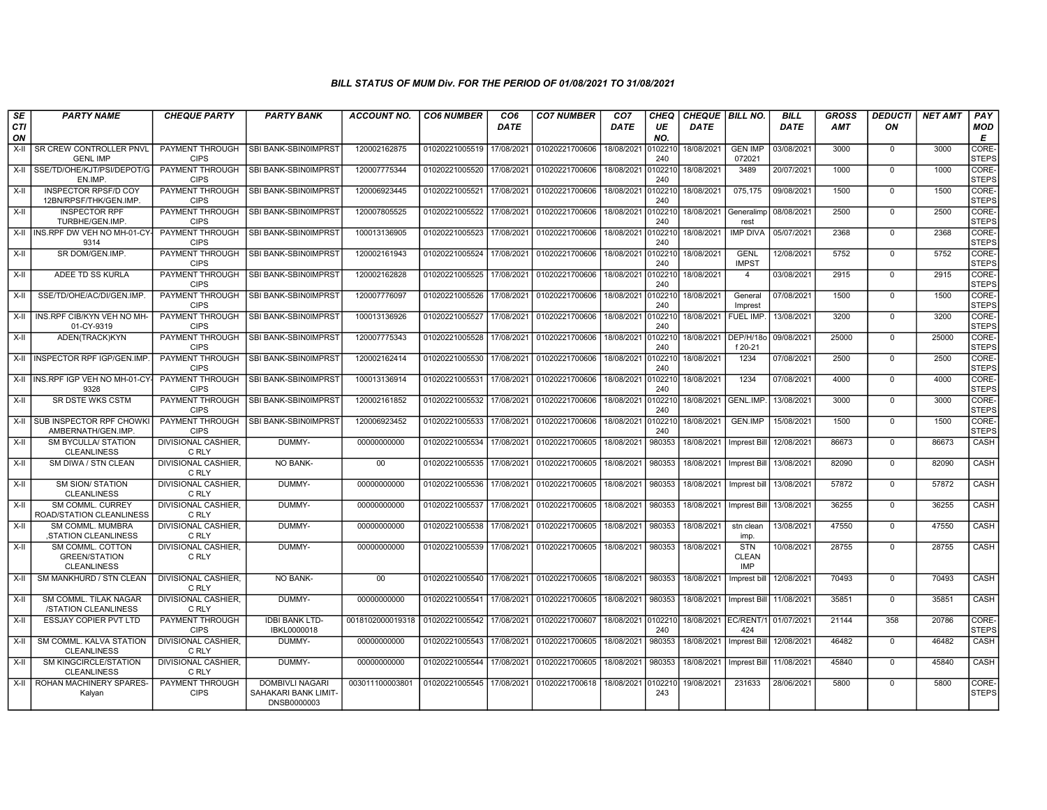# BILL STATUS OF MUM Div. FOR THE PERIOD OF 01/08/2021 TO 31/08/2021

| SECTION | PARTY NAME | CHEQUE PARTY | PARTY BANK | ACCOUNT NO. | CO6 NUMBER | CO6 DATE | CO7 NUMBER | CO7 DATE | CHEQUE NO. | CHEQUE DATE | BILL NO. | BILL DATE | GROSS AMT | DEDUCTION | NET AMT | PAY MODE |
|---|---|---|---|---|---|---|---|---|---|---|---|---|---|---|---|---|
| X-II | SR CREW CONTROLLER PNVL GENL IMP | PAYMENT THROUGH CIPS | SBI BANK-SBIN0IMPRST | 120002162875 | 01020221005519 | 17/08/2021 | 01020221700606 | 18/08/2021 | 0102210240 | 18/08/2021 | GEN IMP 072021 | 03/08/2021 | 3000 | 0 | 3000 | CORE-STEPS |
| X-II | SSE/TD/OHE/KJT/PSI/DEPOT/GEN.IMP. | PAYMENT THROUGH CIPS | SBI BANK-SBIN0IMPRST | 120007775344 | 01020221005520 | 17/08/2021 | 01020221700606 | 18/08/2021 | 0102210240 | 18/08/2021 | 3489 | 20/07/2021 | 1000 | 0 | 1000 | CORE-STEPS |
| X-II | INSPECTOR RPSF/D COY 12BN/RPSF/THK/GEN.IMP. | PAYMENT THROUGH CIPS | SBI BANK-SBIN0IMPRST | 120006923445 | 01020221005521 | 17/08/2021 | 01020221700606 | 18/08/2021 | 0102210240 | 18/08/2021 | 075,175 | 09/08/2021 | 1500 | 0 | 1500 | CORE-STEPS |
| X-II | INSPECTOR RPF TURBHE/GEN.IMP. | PAYMENT THROUGH CIPS | SBI BANK-SBIN0IMPRST | 120007805525 | 01020221005522 | 17/08/2021 | 01020221700606 | 18/08/2021 | 0102210240 | 18/08/2021 | Generalimprest | 08/08/2021 | 2500 | 0 | 2500 | CORE-STEPS |
| X-II | INS.RPF DW VEH NO MH-01-CY-9314 | PAYMENT THROUGH CIPS | SBI BANK-SBIN0IMPRST | 100013136905 | 01020221005523 | 17/08/2021 | 01020221700606 | 18/08/2021 | 0102210240 | 18/08/2021 | IMP DIVA | 05/07/2021 | 2368 | 0 | 2368 | CORE-STEPS |
| X-II | SR DOM/GEN.IMP. | PAYMENT THROUGH CIPS | SBI BANK-SBIN0IMPRST | 120002161943 | 01020221005524 | 17/08/2021 | 01020221700606 | 18/08/2021 | 0102210240 | 18/08/2021 | GENL IMPST | 12/08/2021 | 5752 | 0 | 5752 | CORE-STEPS |
| X-II | ADEE TD SS KURLA | PAYMENT THROUGH CIPS | SBI BANK-SBIN0IMPRST | 120002162828 | 01020221005525 | 17/08/2021 | 01020221700606 | 18/08/2021 | 0102210240 | 18/08/2021 | 4 | 03/08/2021 | 2915 | 0 | 2915 | CORE-STEPS |
| X-II | SSE/TD/OHE/AC/DI/GEN.IMP. | PAYMENT THROUGH CIPS | SBI BANK-SBIN0IMPRST | 120007776097 | 01020221005526 | 17/08/2021 | 01020221700606 | 18/08/2021 | 0102210240 | 18/08/2021 | General Imprest | 07/08/2021 | 1500 | 0 | 1500 | CORE-STEPS |
| X-II | INS.RPF CIB/KYN VEH NO MH-01-CY-9319 | PAYMENT THROUGH CIPS | SBI BANK-SBIN0IMPRST | 100013136926 | 01020221005527 | 17/08/2021 | 01020221700606 | 18/08/2021 | 0102210240 | 18/08/2021 | FUEL IMP. | 13/08/2021 | 3200 | 0 | 3200 | CORE-STEPS |
| X-II | ADEN(TRACK)KYN | PAYMENT THROUGH CIPS | SBI BANK-SBIN0IMPRST | 120007775343 | 01020221005528 | 17/08/2021 | 01020221700606 | 18/08/2021 | 0102210240 | 18/08/2021 | DEP/H/18of 20-21 | 09/08/2021 | 25000 | 0 | 25000 | CORE-STEPS |
| X-II | INSPECTOR RPF IGP/GEN.IMP. | PAYMENT THROUGH CIPS | SBI BANK-SBIN0IMPRST | 120002162414 | 01020221005530 | 17/08/2021 | 01020221700606 | 18/08/2021 | 0102210240 | 18/08/2021 | 1234 | 07/08/2021 | 2500 | 0 | 2500 | CORE-STEPS |
| X-II | INS.RPF IGP VEH NO MH-01-CY-9328 | PAYMENT THROUGH CIPS | SBI BANK-SBIN0IMPRST | 100013136914 | 01020221005531 | 17/08/2021 | 01020221700606 | 18/08/2021 | 0102210240 | 18/08/2021 | 1234 | 07/08/2021 | 4000 | 0 | 4000 | CORE-STEPS |
| X-II | SR DSTE WKS CSTM | PAYMENT THROUGH CIPS | SBI BANK-SBIN0IMPRST | 120002161852 | 01020221005532 | 17/08/2021 | 01020221700606 | 18/08/2021 | 0102210240 | 18/08/2021 | GENL.IMP. | 13/08/2021 | 3000 | 0 | 3000 | CORE-STEPS |
| X-II | SUB INSPECTOR RPF CHOWKI AMBERNATH/GEN.IMP. | PAYMENT THROUGH CIPS | SBI BANK-SBIN0IMPRST | 120006923452 | 01020221005533 | 17/08/2021 | 01020221700606 | 18/08/2021 | 0102210240 | 18/08/2021 | GEN.IMP | 15/08/2021 | 1500 | 0 | 1500 | CORE-STEPS |
| X-II | SM BYCULLA/ STATION CLEANLINESS | DIVISIONAL CASHIER, C RLY | DUMMY- | 00000000000 | 01020221005534 | 17/08/2021 | 01020221700605 | 18/08/2021 | 980353 | 18/08/2021 | Imprest Bill | 12/08/2021 | 86673 | 0 | 86673 | CASH |
| X-II | SM DIWA / STN CLEAN | DIVISIONAL CASHIER, C RLY | NO BANK- | 00 | 01020221005535 | 17/08/2021 | 01020221700605 | 18/08/2021 | 980353 | 18/08/2021 | Imprest Bill | 13/08/2021 | 82090 | 0 | 82090 | CASH |
| X-II | SM SION/ STATION CLEANLINESS | DIVISIONAL CASHIER, C RLY | DUMMY- | 00000000000 | 01020221005536 | 17/08/2021 | 01020221700605 | 18/08/2021 | 980353 | 18/08/2021 | Imprest bill | 13/08/2021 | 57872 | 0 | 57872 | CASH |
| X-II | SM COMML. CURREY ROAD/STATION CLEANLINESS | DIVISIONAL CASHIER, C RLY | DUMMY- | 00000000000 | 01020221005537 | 17/08/2021 | 01020221700605 | 18/08/2021 | 980353 | 18/08/2021 | Imprest Bill | 13/08/2021 | 36255 | 0 | 36255 | CASH |
| X-II | SM COMML. MUMBRA ,STATION CLEANLINESS | DIVISIONAL CASHIER, C RLY | DUMMY- | 00000000000 | 01020221005538 | 17/08/2021 | 01020221700605 | 18/08/2021 | 980353 | 18/08/2021 | stn clean imp. | 13/08/2021 | 47550 | 0 | 47550 | CASH |
| X-II | SM COMML. COTTON GREEN/STATION CLEANLINESS | DIVISIONAL CASHIER, C RLY | DUMMY- | 00000000000 | 01020221005539 | 17/08/2021 | 01020221700605 | 18/08/2021 | 980353 | 18/08/2021 | STN CLEAN IMP | 10/08/2021 | 28755 | 0 | 28755 | CASH |
| X-II | SM MANKHURD / STN CLEAN | DIVISIONAL CASHIER, C RLY | NO BANK- | 00 | 01020221005540 | 17/08/2021 | 01020221700605 | 18/08/2021 | 980353 | 18/08/2021 | Imprest bill | 12/08/2021 | 70493 | 0 | 70493 | CASH |
| X-II | SM COMML. TILAK NAGAR /STATION CLEANLINESS | DIVISIONAL CASHIER, C RLY | DUMMY- | 00000000000 | 01020221005541 | 17/08/2021 | 01020221700605 | 18/08/2021 | 980353 | 18/08/2021 | Imprest Bill | 11/08/2021 | 35851 | 0 | 35851 | CASH |
| X-II | ESSJAY COPIER PVT LTD | PAYMENT THROUGH CIPS | IDBI BANK LTD-IBKL0000018 | 0018102000019318 | 01020221005542 | 17/08/2021 | 01020221700607 | 18/08/2021 | 0102210240 | 18/08/2021 | EC/RENT/1424 | 01/07/2021 | 21144 | 358 | 20786 | CORE-STEPS |
| X-II | SM COMML. KALVA STATION CLEANLINESS | DIVISIONAL CASHIER, C RLY | DUMMY- | 00000000000 | 01020221005543 | 17/08/2021 | 01020221700605 | 18/08/2021 | 980353 | 18/08/2021 | Imprest Bill | 12/08/2021 | 46482 | 0 | 46482 | CASH |
| X-II | SM KINGCIRCLE/STATION CLEANLINESS | DIVISIONAL CASHIER, C RLY | DUMMY- | 00000000000 | 01020221005544 | 17/08/2021 | 01020221700605 | 18/08/2021 | 980353 | 18/08/2021 | Imprest Bill | 11/08/2021 | 45840 | 0 | 45840 | CASH |
| X-II | ROHAN MACHINERY SPARES-Kalyan | PAYMENT THROUGH CIPS | DOMBIVLI NAGARI SAHAKARI BANK LIMIT-DNSB0000003 | 003011100003801 | 01020221005545 | 17/08/2021 | 01020221700618 | 18/08/2021 | 0102210243 | 19/08/2021 | 231633 | 28/06/2021 | 5800 | 0 | 5800 | CORE-STEPS |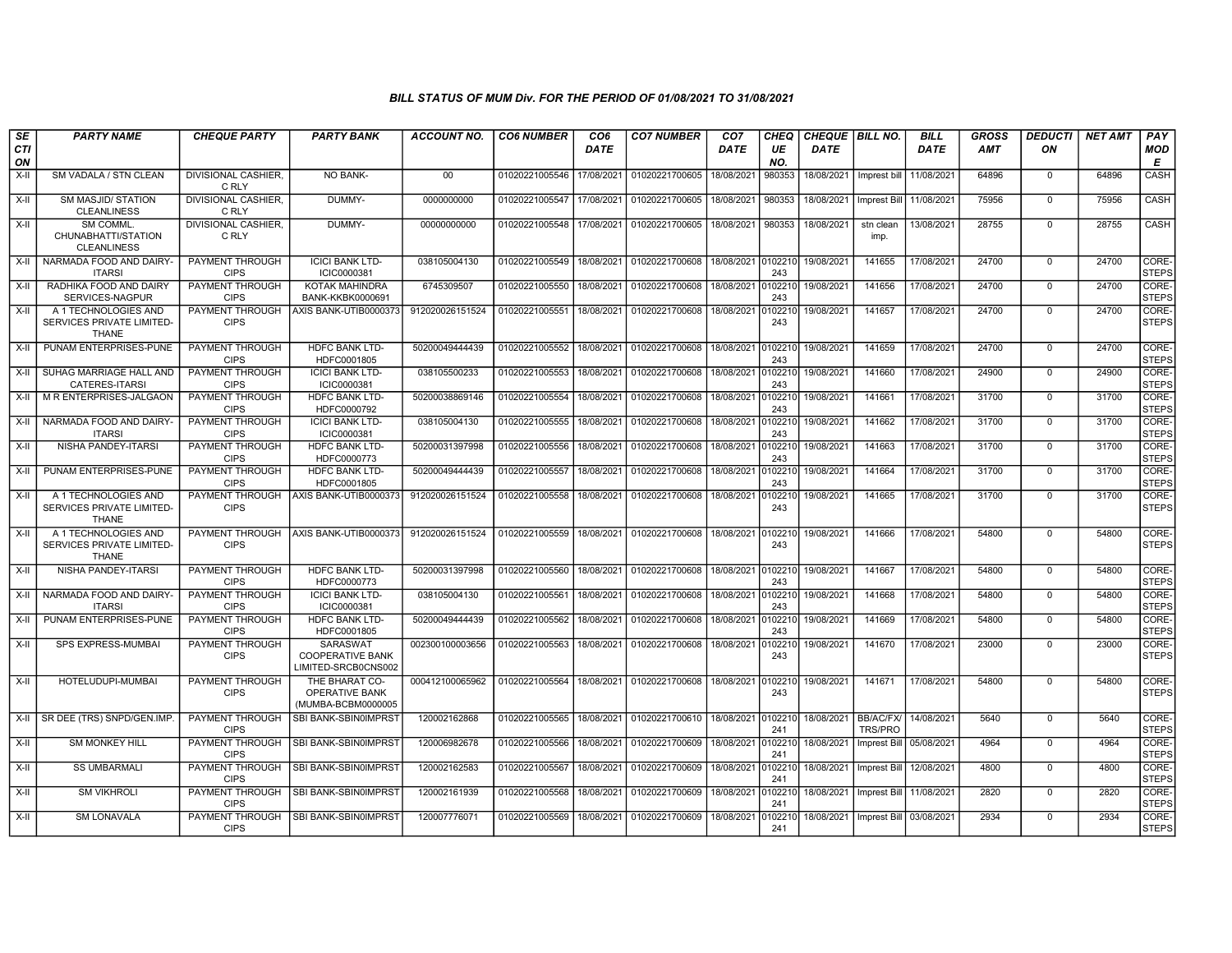## BILL STATUS OF MUM Div. FOR THE PERIOD OF 01/08/2021 TO 31/08/2021

| SECTION | PARTY NAME | CHEQUE PARTY | PARTY BANK | ACCOUNT NO. | CO6 NUMBER | CO6 DATE | CO7 NUMBER | CO7 DATE | CHEQUE NO. | CHEQUE DATE | BILL NO. | BILL DATE | GROSS AMT | DEDUCTION | NET AMT | PAY MODE |
|---|---|---|---|---|---|---|---|---|---|---|---|---|---|---|---|---|
| X-II | SM VADALA / STN CLEAN | DIVISIONAL CASHIER, C RLY | NO BANK- | 00 | 01020221005546 | 17/08/2021 | 01020221700605 | 18/08/2021 | 980353 | 18/08/2021 | Imprest bill | 11/08/2021 | 64896 | 0 | 64896 | CASH |
| X-II | SM MASJID/ STATION CLEANLINESS | DIVISIONAL CASHIER, C RLY | DUMMY- | 0000000000 | 01020221005547 | 17/08/2021 | 01020221700605 | 18/08/2021 | 980353 | 18/08/2021 | Imprest Bill | 11/08/2021 | 75956 | 0 | 75956 | CASH |
| X-II | SM COMML. CHUNABHATTI/STATION CLEANLINESS | DIVISIONAL CASHIER, C RLY | DUMMY- | 00000000000 | 01020221005548 | 17/08/2021 | 01020221700605 | 18/08/2021 | 980353 | 18/08/2021 | stn clean imp. | 13/08/2021 | 28755 | 0 | 28755 | CASH |
| X-II | NARMADA FOOD AND DAIRY-ITARSI | PAYMENT THROUGH CIPS | ICICI BANK LTD-ICIC0000381 | 038105004130 | 01020221005549 | 18/08/2021 | 01020221700608 | 18/08/2021 | 0102210243 | 19/08/2021 | 141655 | 17/08/2021 | 24700 | 0 | 24700 | CORE-STEPS |
| X-II | RADHIKA FOOD AND DAIRY SERVICES-NAGPUR | PAYMENT THROUGH CIPS | KOTAK MAHINDRA BANK-KKBK0000691 | 6745309507 | 01020221005550 | 18/08/2021 | 01020221700608 | 18/08/2021 | 0102210243 | 19/08/2021 | 141656 | 17/08/2021 | 24700 | 0 | 24700 | CORE-STEPS |
| X-II | A 1 TECHNOLOGIES AND SERVICES PRIVATE LIMITED-THANE | PAYMENT THROUGH CIPS | AXIS BANK-UTIB0000373 | 912020026151524 | 01020221005551 | 18/08/2021 | 01020221700608 | 18/08/2021 | 0102210243 | 19/08/2021 | 141657 | 17/08/2021 | 24700 | 0 | 24700 | CORE-STEPS |
| X-II | PUNAM ENTERPRISES-PUNE | PAYMENT THROUGH CIPS | HDFC BANK LTD-HDFC0001805 | 50200049444439 | 01020221005552 | 18/08/2021 | 01020221700608 | 18/08/2021 | 0102210243 | 19/08/2021 | 141659 | 17/08/2021 | 24700 | 0 | 24700 | CORE-STEPS |
| X-II | SUHAG MARRIAGE HALL AND CATERES-ITARSI | PAYMENT THROUGH CIPS | ICICI BANK LTD-ICIC0000381 | 038105500233 | 01020221005553 | 18/08/2021 | 01020221700608 | 18/08/2021 | 0102210243 | 19/08/2021 | 141660 | 17/08/2021 | 24900 | 0 | 24900 | CORE-STEPS |
| X-II | M R ENTERPRISES-JALGAON | PAYMENT THROUGH CIPS | HDFC BANK LTD-HDFC0000792 | 50200038869146 | 01020221005554 | 18/08/2021 | 01020221700608 | 18/08/2021 | 0102210243 | 19/08/2021 | 141661 | 17/08/2021 | 31700 | 0 | 31700 | CORE-STEPS |
| X-II | NARMADA FOOD AND DAIRY-ITARSI | PAYMENT THROUGH CIPS | ICICI BANK LTD-ICIC0000381 | 038105004130 | 01020221005555 | 18/08/2021 | 01020221700608 | 18/08/2021 | 0102210243 | 19/08/2021 | 141662 | 17/08/2021 | 31700 | 0 | 31700 | CORE-STEPS |
| X-II | NISHA PANDEY-ITARSI | PAYMENT THROUGH CIPS | HDFC BANK LTD-HDFC0000773 | 50200031397998 | 01020221005556 | 18/08/2021 | 01020221700608 | 18/08/2021 | 0102210243 | 19/08/2021 | 141663 | 17/08/2021 | 31700 | 0 | 31700 | CORE-STEPS |
| X-II | PUNAM ENTERPRISES-PUNE | PAYMENT THROUGH CIPS | HDFC BANK LTD-HDFC0001805 | 50200049444439 | 01020221005557 | 18/08/2021 | 01020221700608 | 18/08/2021 | 0102210243 | 19/08/2021 | 141664 | 17/08/2021 | 31700 | 0 | 31700 | CORE-STEPS |
| X-II | A 1 TECHNOLOGIES AND SERVICES PRIVATE LIMITED-THANE | PAYMENT THROUGH CIPS | AXIS BANK-UTIB0000373 | 912020026151524 | 01020221005558 | 18/08/2021 | 01020221700608 | 18/08/2021 | 0102210243 | 19/08/2021 | 141665 | 17/08/2021 | 31700 | 0 | 31700 | CORE-STEPS |
| X-II | A 1 TECHNOLOGIES AND SERVICES PRIVATE LIMITED-THANE | PAYMENT THROUGH CIPS | AXIS BANK-UTIB0000373 | 912020026151524 | 01020221005559 | 18/08/2021 | 01020221700608 | 18/08/2021 | 0102210243 | 19/08/2021 | 141666 | 17/08/2021 | 54800 | 0 | 54800 | CORE-STEPS |
| X-II | NISHA PANDEY-ITARSI | PAYMENT THROUGH CIPS | HDFC BANK LTD-HDFC0000773 | 50200031397998 | 01020221005560 | 18/08/2021 | 01020221700608 | 18/08/2021 | 0102210243 | 19/08/2021 | 141667 | 17/08/2021 | 54800 | 0 | 54800 | CORE-STEPS |
| X-II | NARMADA FOOD AND DAIRY-ITARSI | PAYMENT THROUGH CIPS | ICICI BANK LTD-ICIC0000381 | 038105004130 | 01020221005561 | 18/08/2021 | 01020221700608 | 18/08/2021 | 0102210243 | 19/08/2021 | 141668 | 17/08/2021 | 54800 | 0 | 54800 | CORE-STEPS |
| X-II | PUNAM ENTERPRISES-PUNE | PAYMENT THROUGH CIPS | HDFC BANK LTD-HDFC0001805 | 50200049444439 | 01020221005562 | 18/08/2021 | 01020221700608 | 18/08/2021 | 0102210243 | 19/08/2021 | 141669 | 17/08/2021 | 54800 | 0 | 54800 | CORE-STEPS |
| X-II | SPS EXPRESS-MUMBAI | PAYMENT THROUGH CIPS | SARASWAT COOPERATIVE BANK LIMITED-SRCB0CNS002 | 002300100003656 | 01020221005563 | 18/08/2021 | 01020221700608 | 18/08/2021 | 0102210243 | 19/08/2021 | 141670 | 17/08/2021 | 23000 | 0 | 23000 | CORE-STEPS |
| X-II | HOTELUDUPI-MUMBAI | PAYMENT THROUGH CIPS | THE BHARAT CO-OPERATIVE BANK (MUMBA-BCBM0000005 | 000412100065962 | 01020221005564 | 18/08/2021 | 01020221700608 | 18/08/2021 | 0102210243 | 19/08/2021 | 141671 | 17/08/2021 | 54800 | 0 | 54800 | CORE-STEPS |
| X-II | SR DEE (TRS) SNPD/GEN.IMP. | PAYMENT THROUGH CIPS | SBI BANK-SBIN0IMPRST | 120002162868 | 01020221005565 | 18/08/2021 | 01020221700610 | 18/08/2021 | 0102210241 | 18/08/2021 | BB/AC/FX/TRS/PRO | 14/08/2021 | 5640 | 0 | 5640 | CORE-STEPS |
| X-II | SM MONKEY HILL | PAYMENT THROUGH CIPS | SBI BANK-SBIN0IMPRST | 120006982678 | 01020221005566 | 18/08/2021 | 01020221700609 | 18/08/2021 | 0102210241 | 18/08/2021 | Imprest Bill | 05/08/2021 | 4964 | 0 | 4964 | CORE-STEPS |
| X-II | SS UMBARMALI | PAYMENT THROUGH CIPS | SBI BANK-SBIN0IMPRST | 120002162583 | 01020221005567 | 18/08/2021 | 01020221700609 | 18/08/2021 | 0102210241 | 18/08/2021 | Imprest Bill | 12/08/2021 | 4800 | 0 | 4800 | CORE-STEPS |
| X-II | SM VIKHROLI | PAYMENT THROUGH CIPS | SBI BANK-SBIN0IMPRST | 120002161939 | 01020221005568 | 18/08/2021 | 01020221700609 | 18/08/2021 | 0102210241 | 18/08/2021 | Imprest Bill | 11/08/2021 | 2820 | 0 | 2820 | CORE-STEPS |
| X-II | SM LONAVALA | PAYMENT THROUGH CIPS | SBI BANK-SBIN0IMPRST | 120007776071 | 01020221005569 | 18/08/2021 | 01020221700609 | 18/08/2021 | 0102210241 | 18/08/2021 | Imprest Bill | 03/08/2021 | 2934 | 0 | 2934 | CORE-STEPS |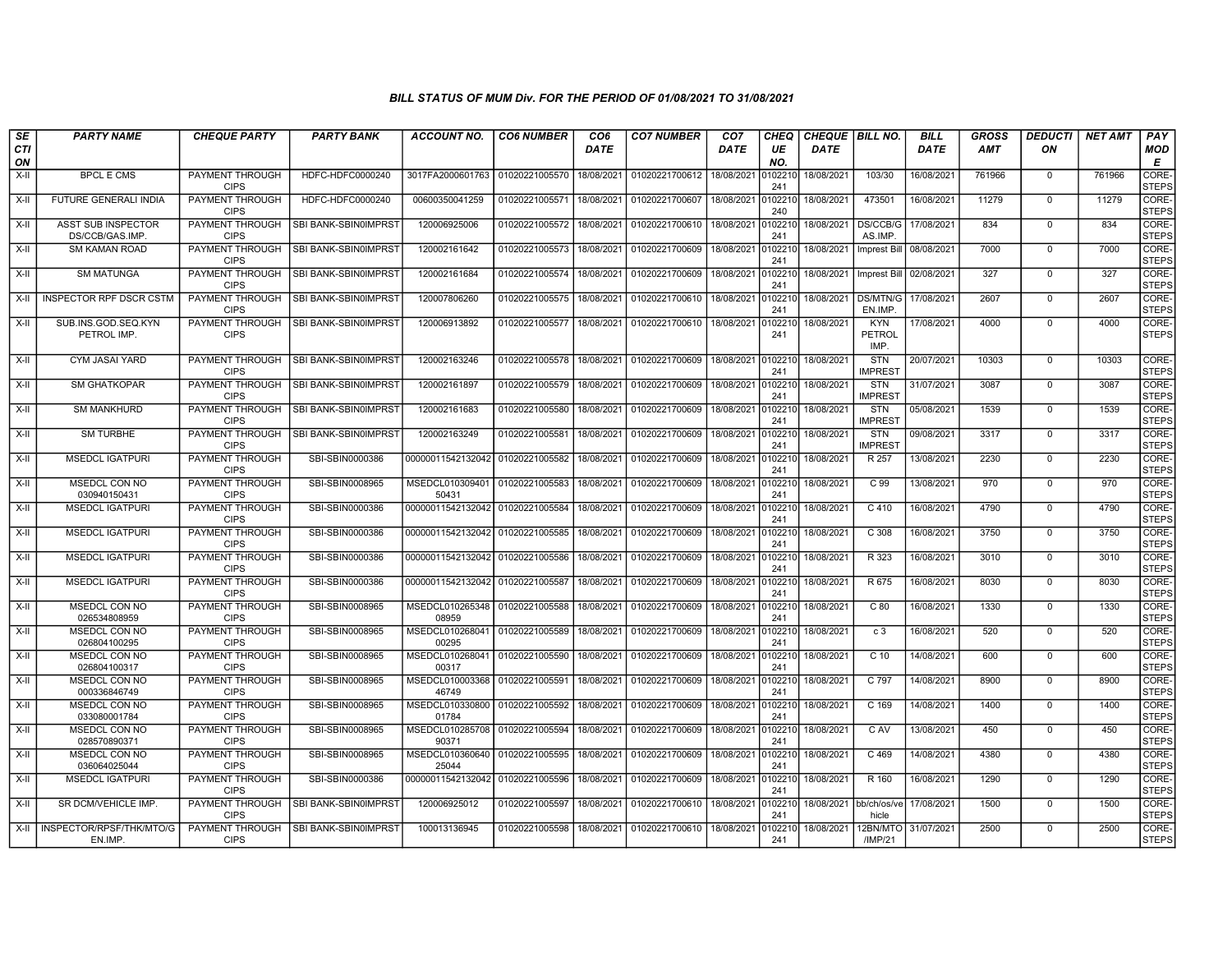### BILL STATUS OF MUM Div. FOR THE PERIOD OF 01/08/2021 TO 31/08/2021

| SECTION | PARTY NAME | CHEQUE PARTY | PARTY BANK | ACCOUNT NO. | CO6 NUMBER | CO6 DATE | CO7 NUMBER | CO7 DATE | CHEQUE NO. | CHEQUE DATE | BILL NO. | BILL DATE | GROSS AMT | DEDUCTION | NET AMT | PAY MODE |
|---|---|---|---|---|---|---|---|---|---|---|---|---|---|---|---|---|
| X-II | BPCL E CMS | PAYMENT THROUGH CIPS | HDFC-HDFC0000240 | 3017FA2000601763 | 01020221005570 | 18/08/2021 | 01020221700612 | 18/08/2021 | 0102210241 | 18/08/2021 | 103/30 | 16/08/2021 | 761966 | 0 | 761966 | CORE-STEPS |
| X-II | FUTURE GENERALI INDIA | PAYMENT THROUGH CIPS | HDFC-HDFC0000240 | 00600350041259 | 01020221005571 | 18/08/2021 | 01020221700607 | 18/08/2021 | 0102210240 | 18/08/2021 | 473501 | 16/08/2021 | 11279 | 0 | 11279 | CORE-STEPS |
| X-II | ASST SUB INSPECTOR DS/CCB/GAS.IMP. | PAYMENT THROUGH CIPS | SBI BANK-SBIN0IMPRST | 120006925006 | 01020221005572 | 18/08/2021 | 01020221700610 | 18/08/2021 | 0102210241 | 18/08/2021 | DS/CCB/GAS.IMP. | 17/08/2021 | 834 | 0 | 834 | CORE-STEPS |
| X-II | SM KAMAN ROAD | PAYMENT THROUGH CIPS | SBI BANK-SBIN0IMPRST | 120002161642 | 01020221005573 | 18/08/2021 | 01020221700609 | 18/08/2021 | 0102210241 | 18/08/2021 | Imprest Bill | 08/08/2021 | 7000 | 0 | 7000 | CORE-STEPS |
| X-II | SM MATUNGA | PAYMENT THROUGH CIPS | SBI BANK-SBIN0IMPRST | 120002161684 | 01020221005574 | 18/08/2021 | 01020221700609 | 18/08/2021 | 0102210241 | 18/08/2021 | Imprest Bill | 02/08/2021 | 327 | 0 | 327 | CORE-STEPS |
| X-II | INSPECTOR RPF DSCR CSTM | PAYMENT THROUGH CIPS | SBI BANK-SBIN0IMPRST | 120007806260 | 01020221005575 | 18/08/2021 | 01020221700610 | 18/08/2021 | 0102210241 | 18/08/2021 | DS/MTN/GEN.IMP. | 17/08/2021 | 2607 | 0 | 2607 | CORE-STEPS |
| X-II | SUB.INS.GOD.SEQ.KYN PETROL IMP. | PAYMENT THROUGH CIPS | SBI BANK-SBIN0IMPRST | 120006913892 | 01020221005577 | 18/08/2021 | 01020221700610 | 18/08/2021 | 0102210241 | 18/08/2021 | KYN PETROL IMP. | 17/08/2021 | 4000 | 0 | 4000 | CORE-STEPS |
| X-II | CYM JASAI YARD | PAYMENT THROUGH CIPS | SBI BANK-SBIN0IMPRST | 120002163246 | 01020221005578 | 18/08/2021 | 01020221700609 | 18/08/2021 | 0102210241 | 18/08/2021 | STN IMPREST | 20/07/2021 | 10303 | 0 | 10303 | CORE-STEPS |
| X-II | SM GHATKOPAR | PAYMENT THROUGH CIPS | SBI BANK-SBIN0IMPRST | 120002161897 | 01020221005579 | 18/08/2021 | 01020221700609 | 18/08/2021 | 0102210241 | 18/08/2021 | STN IMPREST | 31/07/2021 | 3087 | 0 | 3087 | CORE-STEPS |
| X-II | SM MANKHURD | PAYMENT THROUGH CIPS | SBI BANK-SBIN0IMPRST | 120002161683 | 01020221005580 | 18/08/2021 | 01020221700609 | 18/08/2021 | 0102210241 | 18/08/2021 | STN IMPREST | 05/08/2021 | 1539 | 0 | 1539 | CORE-STEPS |
| X-II | SM TURBHE | PAYMENT THROUGH CIPS | SBI BANK-SBIN0IMPRST | 120002163249 | 01020221005581 | 18/08/2021 | 01020221700609 | 18/08/2021 | 0102210241 | 18/08/2021 | STN IMPREST | 09/08/2021 | 3317 | 0 | 3317 | CORE-STEPS |
| X-II | MSEDCL IGATPURI | PAYMENT THROUGH CIPS | SBI-SBIN0000386 | 00000011542132042 | 01020221005582 | 18/08/2021 | 01020221700609 | 18/08/2021 | 0102210241 | 18/08/2021 | R 257 | 13/08/2021 | 2230 | 0 | 2230 | CORE-STEPS |
| X-II | MSEDCL CON NO 030940150431 | PAYMENT THROUGH CIPS | SBI-SBIN0008965 | MSEDCL01030940150431 | 01020221005583 | 18/08/2021 | 01020221700609 | 18/08/2021 | 0102210241 | 18/08/2021 | C 99 | 13/08/2021 | 970 | 0 | 970 | CORE-STEPS |
| X-II | MSEDCL IGATPURI | PAYMENT THROUGH CIPS | SBI-SBIN0000386 | 00000011542132042 | 01020221005584 | 18/08/2021 | 01020221700609 | 18/08/2021 | 0102210241 | 18/08/2021 | C 410 | 16/08/2021 | 4790 | 0 | 4790 | CORE-STEPS |
| X-II | MSEDCL IGATPURI | PAYMENT THROUGH CIPS | SBI-SBIN0000386 | 00000011542132042 | 01020221005585 | 18/08/2021 | 01020221700609 | 18/08/2021 | 0102210241 | 18/08/2021 | C 308 | 16/08/2021 | 3750 | 0 | 3750 | CORE-STEPS |
| X-II | MSEDCL IGATPURI | PAYMENT THROUGH CIPS | SBI-SBIN0000386 | 00000011542132042 | 01020221005586 | 18/08/2021 | 01020221700609 | 18/08/2021 | 0102210241 | 18/08/2021 | R 323 | 16/08/2021 | 3010 | 0 | 3010 | CORE-STEPS |
| X-II | MSEDCL IGATPURI | PAYMENT THROUGH CIPS | SBI-SBIN0000386 | 00000011542132042 | 01020221005587 | 18/08/2021 | 01020221700609 | 18/08/2021 | 0102210241 | 18/08/2021 | R 675 | 16/08/2021 | 8030 | 0 | 8030 | CORE-STEPS |
| X-II | MSEDCL CON NO 026534808959 | PAYMENT THROUGH CIPS | SBI-SBIN0008965 | MSEDCL01026534808959 | 01020221005588 | 18/08/2021 | 01020221700609 | 18/08/2021 | 0102210241 | 18/08/2021 | C 80 | 16/08/2021 | 1330 | 0 | 1330 | CORE-STEPS |
| X-II | MSEDCL CON NO 026804100295 | PAYMENT THROUGH CIPS | SBI-SBIN0008965 | MSEDCL01026804100295 | 01020221005589 | 18/08/2021 | 01020221700609 | 18/08/2021 | 0102210241 | 18/08/2021 | c 3 | 16/08/2021 | 520 | 0 | 520 | CORE-STEPS |
| X-II | MSEDCL CON NO 026804100317 | PAYMENT THROUGH CIPS | SBI-SBIN0008965 | MSEDCL01026804100317 | 01020221005590 | 18/08/2021 | 01020221700609 | 18/08/2021 | 0102210241 | 18/08/2021 | C 10 | 14/08/2021 | 600 | 0 | 600 | CORE-STEPS |
| X-II | MSEDCL CON NO 000336846749 | PAYMENT THROUGH CIPS | SBI-SBIN0008965 | MSEDCL01000336846749 | 01020221005591 | 18/08/2021 | 01020221700609 | 18/08/2021 | 0102210241 | 18/08/2021 | C 797 | 14/08/2021 | 8900 | 0 | 8900 | CORE-STEPS |
| X-II | MSEDCL CON NO 033080001784 | PAYMENT THROUGH CIPS | SBI-SBIN0008965 | MSEDCL01033080001784 | 01020221005592 | 18/08/2021 | 01020221700609 | 18/08/2021 | 0102210241 | 18/08/2021 | C 169 | 14/08/2021 | 1400 | 0 | 1400 | CORE-STEPS |
| X-II | MSEDCL CON NO 028570890371 | PAYMENT THROUGH CIPS | SBI-SBIN0008965 | MSEDCL01028570890371 | 01020221005594 | 18/08/2021 | 01020221700609 | 18/08/2021 | 0102210241 | 18/08/2021 | C AV | 13/08/2021 | 450 | 0 | 450 | CORE-STEPS |
| X-II | MSEDCL CON NO 036064025044 | PAYMENT THROUGH CIPS | SBI-SBIN0008965 | MSEDCL01036064025044 | 01020221005595 | 18/08/2021 | 01020221700609 | 18/08/2021 | 0102210241 | 18/08/2021 | C 469 | 14/08/2021 | 4380 | 0 | 4380 | CORE-STEPS |
| X-II | MSEDCL IGATPURI | PAYMENT THROUGH CIPS | SBI-SBIN0000386 | 00000011542132042 | 01020221005596 | 18/08/2021 | 01020221700609 | 18/08/2021 | 0102210241 | 18/08/2021 | R 160 | 16/08/2021 | 1290 | 0 | 1290 | CORE-STEPS |
| X-II | SR DCM/VEHICLE IMP. | PAYMENT THROUGH CIPS | SBI BANK-SBIN0IMPRST | 120006925012 | 01020221005597 | 18/08/2021 | 01020221700610 | 18/08/2021 | 0102210241 | 18/08/2021 | bb/ch/os/vehicle | 17/08/2021 | 1500 | 0 | 1500 | CORE-STEPS |
| X-II | INSPECTOR/RPSF/THK/MTO/GEN.IMP. | PAYMENT THROUGH CIPS | SBI BANK-SBIN0IMPRST | 100013136945 | 01020221005598 | 18/08/2021 | 01020221700610 | 18/08/2021 | 0102210241 | 18/08/2021 | 12BN/MTO/IMP/21 | 31/07/2021 | 2500 | 0 | 2500 | CORE-STEPS |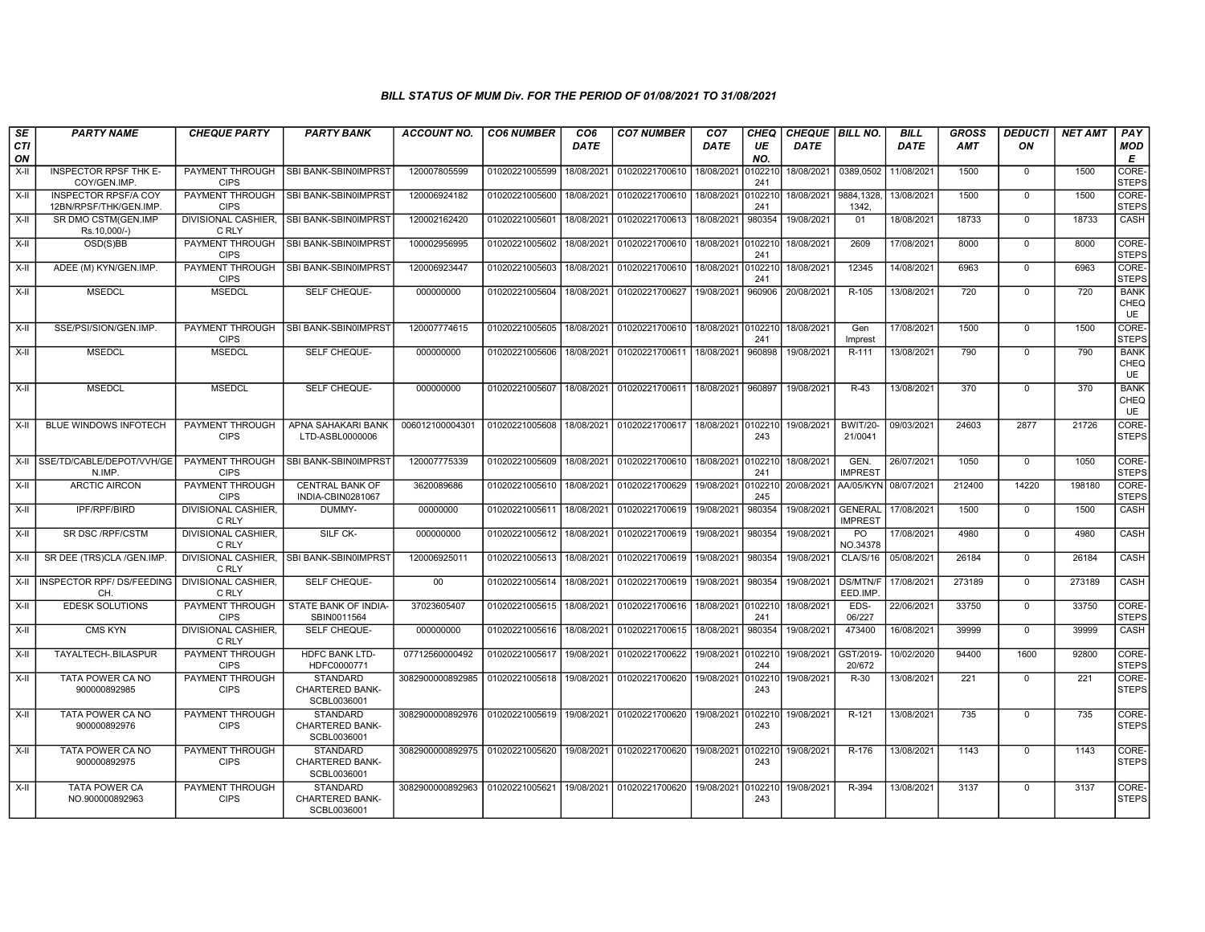### BILL STATUS OF MUM Div. FOR THE PERIOD OF 01/08/2021 TO 31/08/2021

| SECTION | PARTY NAME | CHEQUE PARTY | PARTY BANK | ACCOUNT NO. | CO6 NUMBER | CO6 DATE | CO7 NUMBER | CO7 DATE | CHEQUE NO. | CHEQUE DATE | BILL NO. | BILL DATE | GROSS AMT | DEDUCTION | NET AMT | PAY MODE |
|---|---|---|---|---|---|---|---|---|---|---|---|---|---|---|---|---|
| X-II | INSPECTOR RPSF THK E-COY/GEN.IMP. | PAYMENT THROUGH CIPS | SBI BANK-SBIN0IMPRST | 120007805599 | 01020221005599 | 18/08/2021 | 01020221700610 | 18/08/2021 | 0102210241 | 18/08/2021 | 0389,0502 | 11/08/2021 | 1500 | 0 | 1500 | CORE-STEPS |
| X-II | INSPECTOR RPSF/A COY 12BN/RPSF/THK/GEN.IMP. | PAYMENT THROUGH CIPS | SBI BANK-SBIN0IMPRST | 120006924182 | 01020221005600 | 18/08/2021 | 01020221700610 | 18/08/2021 | 0102210241 | 18/08/2021 | 9884,1328,1342, | 13/08/2021 | 1500 | 0 | 1500 | CORE-STEPS |
| X-II | SR DMO CSTM(GEN.IMP Rs.10,000/-) | DIVISIONAL CASHIER, C RLY | SBI BANK-SBIN0IMPRST | 120002162420 | 01020221005601 | 18/08/2021 | 01020221700613 | 18/08/2021 | 980354 | 19/08/2021 | 01 | 18/08/2021 | 18733 | 0 | 18733 | CASH |
| X-II | OSD(S)BB | PAYMENT THROUGH CIPS | SBI BANK-SBIN0IMPRST | 100002956995 | 01020221005602 | 18/08/2021 | 01020221700610 | 18/08/2021 | 0102210241 | 18/08/2021 | 2609 | 17/08/2021 | 8000 | 0 | 8000 | CORE-STEPS |
| X-II | ADEE (M) KYN/GEN.IMP. | PAYMENT THROUGH CIPS | SBI BANK-SBIN0IMPRST | 120006923447 | 01020221005603 | 18/08/2021 | 01020221700610 | 18/08/2021 | 0102210241 | 18/08/2021 | 12345 | 14/08/2021 | 6963 | 0 | 6963 | CORE-STEPS |
| X-II | MSEDCL | MSEDCL | SELF CHEQUE- | 000000000 | 01020221005604 | 18/08/2021 | 01020221700627 | 19/08/2021 | 960906 | 20/08/2021 | R-105 | 13/08/2021 | 720 | 0 | 720 | BANK CHEQUE |
| X-II | SSE/PSI/SION/GEN.IMP. | PAYMENT THROUGH CIPS | SBI BANK-SBIN0IMPRST | 120007774615 | 01020221005605 | 18/08/2021 | 01020221700610 | 18/08/2021 | 0102210241 | 18/08/2021 | Gen Imprest | 17/08/2021 | 1500 | 0 | 1500 | CORE-STEPS |
| X-II | MSEDCL | MSEDCL | SELF CHEQUE- | 000000000 | 01020221005606 | 18/08/2021 | 01020221700611 | 18/08/2021 | 960898 | 19/08/2021 | R-111 | 13/08/2021 | 790 | 0 | 790 | BANK CHEQUE |
| X-II | MSEDCL | MSEDCL | SELF CHEQUE- | 000000000 | 01020221005607 | 18/08/2021 | 01020221700611 | 18/08/2021 | 960897 | 19/08/2021 | R-43 | 13/08/2021 | 370 | 0 | 370 | BANK CHEQUE |
| X-II | BLUE WINDOWS INFOTECH | PAYMENT THROUGH CIPS | APNA SAHAKARI BANK LTD-ASBL0000006 | 006012100004301 | 01020221005608 | 18/08/2021 | 01020221700617 | 18/08/2021 | 0102210243 | 19/08/2021 | BWIT/20-21/0041 | 09/03/2021 | 24603 | 2877 | 21726 | CORE-STEPS |
| X-II | SSE/TD/CABLE/DEPOT/VVH/GEN.IMP. | PAYMENT THROUGH CIPS | SBI BANK-SBIN0IMPRST | 120007775339 | 01020221005609 | 18/08/2021 | 01020221700610 | 18/08/2021 | 0102210241 | 18/08/2021 | GEN. IMPREST | 26/07/2021 | 1050 | 0 | 1050 | CORE-STEPS |
| X-II | ARCTIC AIRCON | PAYMENT THROUGH CIPS | CENTRAL BANK OF INDIA-CBIN0281067 | 3620089686 | 01020221005610 | 18/08/2021 | 01020221700629 | 19/08/2021 | 0102210245 | 20/08/2021 | AA/05/KYN | 08/07/2021 | 212400 | 14220 | 198180 | CORE-STEPS |
| X-II | IPF/RPF/BIRD | DIVISIONAL CASHIER, C RLY | DUMMY- | 00000000 | 01020221005611 | 18/08/2021 | 01020221700619 | 19/08/2021 | 980354 | 19/08/2021 | GENERAL IMPREST | 17/08/2021 | 1500 | 0 | 1500 | CASH |
| X-II | SR DSC /RPF/CSTM | DIVISIONAL CASHIER, C RLY | SILF CK- | 000000000 | 01020221005612 | 18/08/2021 | 01020221700619 | 19/08/2021 | 980354 | 19/08/2021 | PO NO.34378 | 17/08/2021 | 4980 | 0 | 4980 | CASH |
| X-II | SR DEE (TRS)CLA /GEN.IMP. | DIVISIONAL CASHIER, C RLY | SBI BANK-SBIN0IMPRST | 120006925011 | 01020221005613 | 18/08/2021 | 01020221700619 | 19/08/2021 | 980354 | 19/08/2021 | CLA/S/16 | 05/08/2021 | 26184 | 0 | 26184 | CASH |
| X-II | INSPECTOR RPF/ DS/FEEDING CH. | DIVISIONAL CASHIER, C RLY | SELF CHEQUE- | 00 | 01020221005614 | 18/08/2021 | 01020221700619 | 19/08/2021 | 980354 | 19/08/2021 | DS/MTN/FEED.IMP. | 17/08/2021 | 273189 | 0 | 273189 | CASH |
| X-II | EDESK SOLUTIONS | PAYMENT THROUGH CIPS | STATE BANK OF INDIA-SBIN0011564 | 37023605407 | 01020221005615 | 18/08/2021 | 01020221700616 | 18/08/2021 | 0102210241 | 18/08/2021 | EDS-06/227 | 22/06/2021 | 33750 | 0 | 33750 | CORE-STEPS |
| X-II | CMS KYN | DIVISIONAL CASHIER, C RLY | SELF CHEQUE- | 000000000 | 01020221005616 | 18/08/2021 | 01020221700615 | 18/08/2021 | 980354 | 19/08/2021 | 473400 | 16/08/2021 | 39999 | 0 | 39999 | CASH |
| X-II | TAYALTECH-.BILASPUR | PAYMENT THROUGH CIPS | HDFC BANK LTD-HDFC0000771 | 07712560000492 | 01020221005617 | 19/08/2021 | 01020221700622 | 19/08/2021 | 0102210244 | 19/08/2021 | GST/2019-20/672 | 10/02/2020 | 94400 | 1600 | 92800 | CORE-STEPS |
| X-II | TATA POWER CA NO 900000892985 | PAYMENT THROUGH CIPS | STANDARD CHARTERED BANK-SCBL0036001 | 3082900000892985 | 01020221005618 | 19/08/2021 | 01020221700620 | 19/08/2021 | 0102210243 | 19/08/2021 | R-30 | 13/08/2021 | 221 | 0 | 221 | CORE-STEPS |
| X-II | TATA POWER CA NO 900000892976 | PAYMENT THROUGH CIPS | STANDARD CHARTERED BANK-SCBL0036001 | 3082900000892976 | 01020221005619 | 19/08/2021 | 01020221700620 | 19/08/2021 | 0102210243 | 19/08/2021 | R-121 | 13/08/2021 | 735 | 0 | 735 | CORE-STEPS |
| X-II | TATA POWER CA NO 900000892975 | PAYMENT THROUGH CIPS | STANDARD CHARTERED BANK-SCBL0036001 | 3082900000892975 | 01020221005620 | 19/08/2021 | 01020221700620 | 19/08/2021 | 0102210243 | 19/08/2021 | R-176 | 13/08/2021 | 1143 | 0 | 1143 | CORE-STEPS |
| X-II | TATA POWER CA NO.900000892963 | PAYMENT THROUGH CIPS | STANDARD CHARTERED BANK-SCBL0036001 | 3082900000892963 | 01020221005621 | 19/08/2021 | 01020221700620 | 19/08/2021 | 0102210243 | 19/08/2021 | R-394 | 13/08/2021 | 3137 | 0 | 3137 | CORE-STEPS |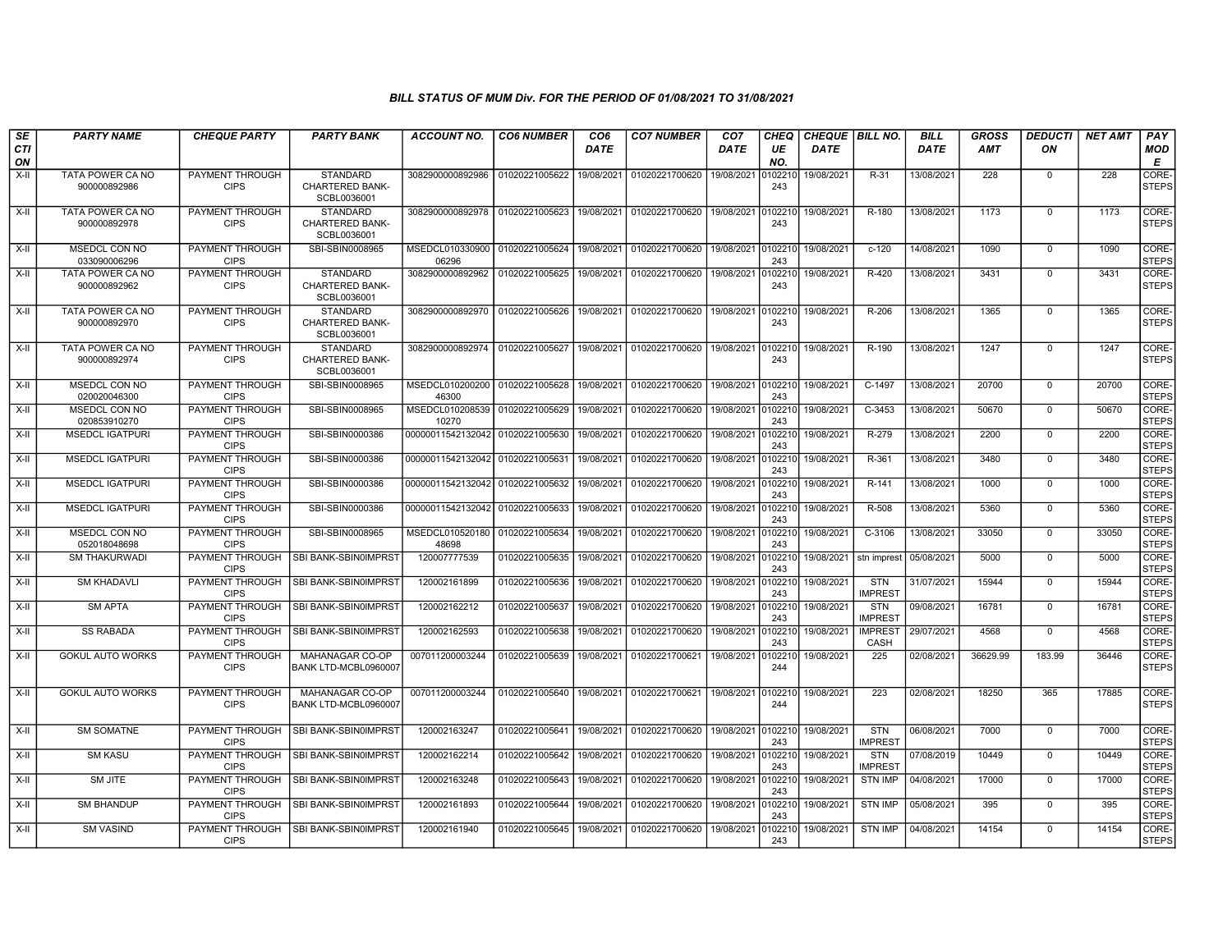### BILL STATUS OF MUM Div. FOR THE PERIOD OF 01/08/2021 TO 31/08/2021

| SECTION | PARTY NAME | CHEQUE PARTY | PARTY BANK | ACCOUNT NO. | CO6 NUMBER | CO6 DATE | CO7 NUMBER | CO7 DATE | CHEQUE NO. | CHEQUE DATE | BILL NO. | BILL DATE | GROSS AMT | DEDUCTION | NET AMT | PAY MODE |
|---|---|---|---|---|---|---|---|---|---|---|---|---|---|---|---|---|
| X-II | TATA POWER CA NO 900000892986 | PAYMENT THROUGH CIPS | STANDARD CHARTERED BANK-SCBL0036001 | 3082900000892986 | 01020221005622 | 19/08/2021 | 01020221700620 | 19/08/2021 | 0102210243 | 19/08/2021 | R-31 | 13/08/2021 | 228 | 0 | 228 | CORE-STEPS |
| X-II | TATA POWER CA NO 900000892978 | PAYMENT THROUGH CIPS | STANDARD CHARTERED BANK-SCBL0036001 | 3082900000892978 | 01020221005623 | 19/08/2021 | 01020221700620 | 19/08/2021 | 0102210243 | 19/08/2021 | R-180 | 13/08/2021 | 1173 | 0 | 1173 | CORE-STEPS |
| X-II | MSEDCL CON NO 033090006296 | PAYMENT THROUGH CIPS | SBI-SBIN0008965 | MSEDCL01033090006296 | 01020221005624 | 19/08/2021 | 01020221700620 | 19/08/2021 | 0102210243 | 19/08/2021 | c-120 | 14/08/2021 | 1090 | 0 | 1090 | CORE-STEPS |
| X-II | TATA POWER CA NO 900000892962 | PAYMENT THROUGH CIPS | STANDARD CHARTERED BANK-SCBL0036001 | 3082900000892962 | 01020221005625 | 19/08/2021 | 01020221700620 | 19/08/2021 | 0102210243 | 19/08/2021 | R-420 | 13/08/2021 | 3431 | 0 | 3431 | CORE-STEPS |
| X-II | TATA POWER CA NO 900000892970 | PAYMENT THROUGH CIPS | STANDARD CHARTERED BANK-SCBL0036001 | 3082900000892970 | 01020221005626 | 19/08/2021 | 01020221700620 | 19/08/2021 | 0102210243 | 19/08/2021 | R-206 | 13/08/2021 | 1365 | 0 | 1365 | CORE-STEPS |
| X-II | TATA POWER CA NO 900000892974 | PAYMENT THROUGH CIPS | STANDARD CHARTERED BANK-SCBL0036001 | 3082900000892974 | 01020221005627 | 19/08/2021 | 01020221700620 | 19/08/2021 | 0102210243 | 19/08/2021 | R-190 | 13/08/2021 | 1247 | 0 | 1247 | CORE-STEPS |
| X-II | MSEDCL CON NO 020020046300 | PAYMENT THROUGH CIPS | SBI-SBIN0008965 | MSEDCL01020020046300 | 01020221005628 | 19/08/2021 | 01020221700620 | 19/08/2021 | 0102210243 | 19/08/2021 | C-1497 | 13/08/2021 | 20700 | 0 | 20700 | CORE-STEPS |
| X-II | MSEDCL CON NO 020853910270 | PAYMENT THROUGH CIPS | SBI-SBIN0008965 | MSEDCL01020853910270 | 01020221005629 | 19/08/2021 | 01020221700620 | 19/08/2021 | 0102210243 | 19/08/2021 | C-3453 | 13/08/2021 | 50670 | 0 | 50670 | CORE-STEPS |
| X-II | MSEDCL IGATPURI | PAYMENT THROUGH CIPS | SBI-SBIN0000386 | 00000011542132042 | 01020221005630 | 19/08/2021 | 01020221700620 | 19/08/2021 | 0102210243 | 19/08/2021 | R-279 | 13/08/2021 | 2200 | 0 | 2200 | CORE-STEPS |
| X-II | MSEDCL IGATPURI | PAYMENT THROUGH CIPS | SBI-SBIN0000386 | 00000011542132042 | 01020221005631 | 19/08/2021 | 01020221700620 | 19/08/2021 | 0102210243 | 19/08/2021 | R-361 | 13/08/2021 | 3480 | 0 | 3480 | CORE-STEPS |
| X-II | MSEDCL IGATPURI | PAYMENT THROUGH CIPS | SBI-SBIN0000386 | 00000011542132042 | 01020221005632 | 19/08/2021 | 01020221700620 | 19/08/2021 | 0102210243 | 19/08/2021 | R-141 | 13/08/2021 | 1000 | 0 | 1000 | CORE-STEPS |
| X-II | MSEDCL IGATPURI | PAYMENT THROUGH CIPS | SBI-SBIN0000386 | 00000011542132042 | 01020221005633 | 19/08/2021 | 01020221700620 | 19/08/2021 | 0102210243 | 19/08/2021 | R-508 | 13/08/2021 | 5360 | 0 | 5360 | CORE-STEPS |
| X-II | MSEDCL CON NO 052018048698 | PAYMENT THROUGH CIPS | SBI-SBIN0008965 | MSEDCL01052018048698 | 01020221005634 | 19/08/2021 | 01020221700620 | 19/08/2021 | 0102210243 | 19/08/2021 | C-3106 | 13/08/2021 | 33050 | 0 | 33050 | CORE-STEPS |
| X-II | SM THAKURWADI | PAYMENT THROUGH CIPS | SBI BANK-SBIN0IMPRST | 120007777539 | 01020221005635 | 19/08/2021 | 01020221700620 | 19/08/2021 | 0102210243 | 19/08/2021 | stn imprest | 05/08/2021 | 5000 | 0 | 5000 | CORE-STEPS |
| X-II | SM KHADAVLI | PAYMENT THROUGH CIPS | SBI BANK-SBIN0IMPRST | 120002161899 | 01020221005636 | 19/08/2021 | 01020221700620 | 19/08/2021 | 0102210243 | 19/08/2021 | STN IMPREST | 31/07/2021 | 15944 | 0 | 15944 | CORE-STEPS |
| X-II | SM APTA | PAYMENT THROUGH CIPS | SBI BANK-SBIN0IMPRST | 120002162212 | 01020221005637 | 19/08/2021 | 01020221700620 | 19/08/2021 | 0102210243 | 19/08/2021 | STN IMPREST | 09/08/2021 | 16781 | 0 | 16781 | CORE-STEPS |
| X-II | SS RABADA | PAYMENT THROUGH CIPS | SBI BANK-SBIN0IMPRST | 120002162593 | 01020221005638 | 19/08/2021 | 01020221700620 | 19/08/2021 | 0102210243 | 19/08/2021 | IMPREST CASH | 29/07/2021 | 4568 | 0 | 4568 | CORE-STEPS |
| X-II | GOKUL AUTO WORKS | PAYMENT THROUGH CIPS | MAHANAGAR CO-OP BANK LTD-MCBL0960007 | 007011200003244 | 01020221005639 | 19/08/2021 | 01020221700621 | 19/08/2021 | 0102210244 | 19/08/2021 | 225 | 02/08/2021 | 36629.99 | 183.99 | 36446 | CORE-STEPS |
| X-II | GOKUL AUTO WORKS | PAYMENT THROUGH CIPS | MAHANAGAR CO-OP BANK LTD-MCBL0960007 | 007011200003244 | 01020221005640 | 19/08/2021 | 01020221700621 | 19/08/2021 | 0102210244 | 19/08/2021 | 223 | 02/08/2021 | 18250 | 365 | 17885 | CORE-STEPS |
| X-II | SM SOMATNE | PAYMENT THROUGH CIPS | SBI BANK-SBIN0IMPRST | 120002163247 | 01020221005641 | 19/08/2021 | 01020221700620 | 19/08/2021 | 0102210243 | 19/08/2021 | STN IMPREST | 06/08/2021 | 7000 | 0 | 7000 | CORE-STEPS |
| X-II | SM KASU | PAYMENT THROUGH CIPS | SBI BANK-SBIN0IMPRST | 120002162214 | 01020221005642 | 19/08/2021 | 01020221700620 | 19/08/2021 | 0102210243 | 19/08/2021 | STN IMPREST | 07/08/2019 | 10449 | 0 | 10449 | CORE-STEPS |
| X-II | SM JITE | PAYMENT THROUGH CIPS | SBI BANK-SBIN0IMPRST | 120002163248 | 01020221005643 | 19/08/2021 | 01020221700620 | 19/08/2021 | 0102210243 | 19/08/2021 | STN IMP | 04/08/2021 | 17000 | 0 | 17000 | CORE-STEPS |
| X-II | SM BHANDUP | PAYMENT THROUGH CIPS | SBI BANK-SBIN0IMPRST | 120002161893 | 01020221005644 | 19/08/2021 | 01020221700620 | 19/08/2021 | 0102210243 | 19/08/2021 | STN IMP | 05/08/2021 | 395 | 0 | 395 | CORE-STEPS |
| X-II | SM VASIND | PAYMENT THROUGH CIPS | SBI BANK-SBIN0IMPRST | 120002161940 | 01020221005645 | 19/08/2021 | 01020221700620 | 19/08/2021 | 0102210243 | 19/08/2021 | STN IMP | 04/08/2021 | 14154 | 0 | 14154 | CORE-STEPS |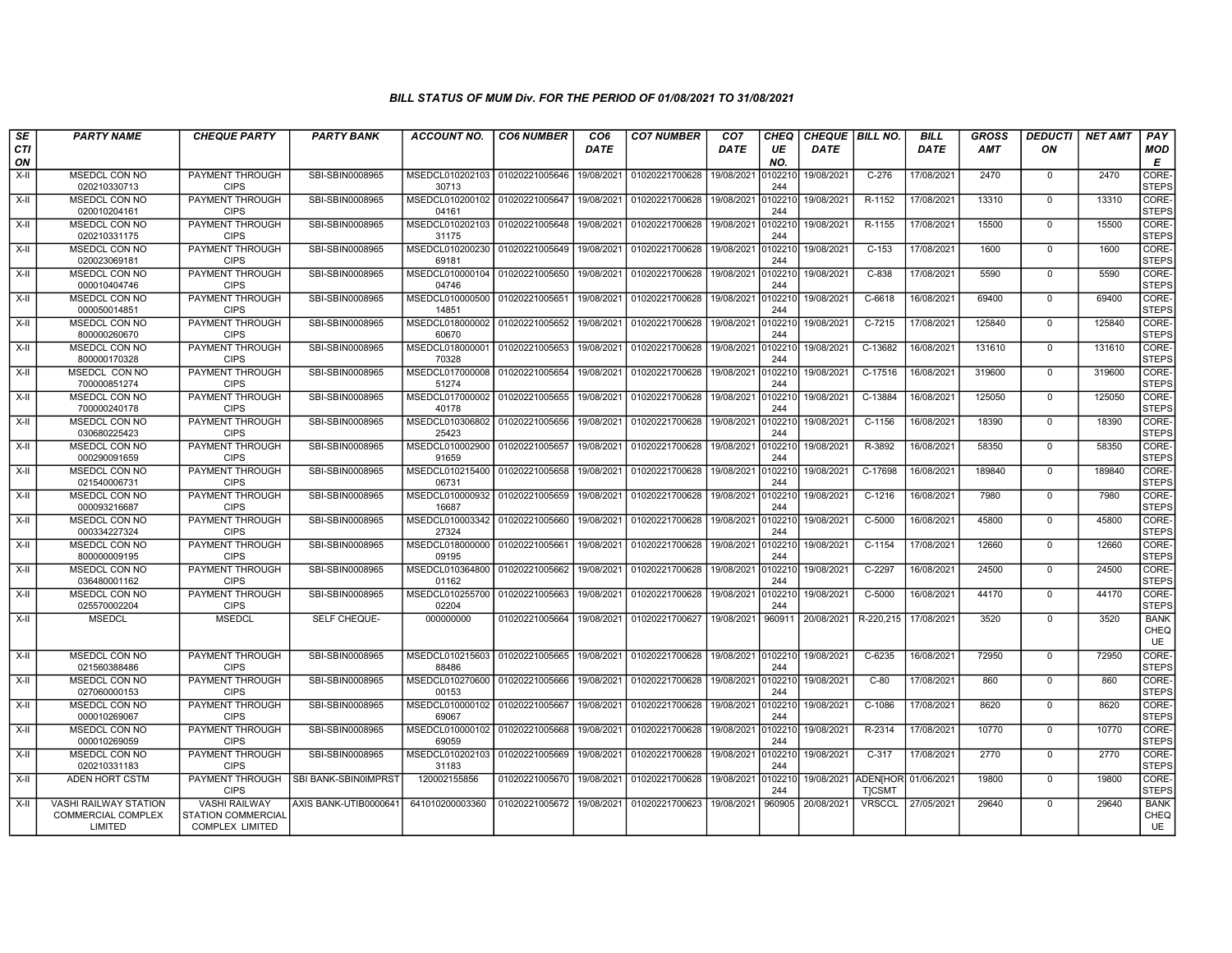### BILL STATUS OF MUM Div. FOR THE PERIOD OF 01/08/2021 TO 31/08/2021

| SECTION | PARTY NAME | CHEQUE PARTY | PARTY BANK | ACCOUNT NO. | CO6 NUMBER | CO6 DATE | CO7 NUMBER | CO7 DATE | CHEQUE NO. | CHEQUE DATE | BILL NO. | BILL DATE | GROSS AMT | DEDUCTION | NET AMT | PAY MODE |
|---|---|---|---|---|---|---|---|---|---|---|---|---|---|---|---|---|
| X-II | MSEDCL CON NO 020210330713 | PAYMENT THROUGH CIPS | SBI-SBIN0008965 | MSEDCL01020210330713 | 01020221005646 | 19/08/2021 | 01020221700628 | 19/08/2021 | 0102210244 | 19/08/2021 | C-276 | 17/08/2021 | 2470 | 0 | 2470 | CORE-STEPS |
| X-II | MSEDCL CON NO 020010204161 | PAYMENT THROUGH CIPS | SBI-SBIN0008965 | MSEDCL01020010204161 | 01020221005647 | 19/08/2021 | 01020221700628 | 19/08/2021 | 0102210244 | 19/08/2021 | R-1152 | 17/08/2021 | 13310 | 0 | 13310 | CORE-STEPS |
| X-II | MSEDCL CON NO 020210331175 | PAYMENT THROUGH CIPS | SBI-SBIN0008965 | MSEDCL01020210331175 | 01020221005648 | 19/08/2021 | 01020221700628 | 19/08/2021 | 0102210244 | 19/08/2021 | R-1155 | 17/08/2021 | 15500 | 0 | 15500 | CORE-STEPS |
| X-II | MSEDCL CON NO 020023069181 | PAYMENT THROUGH CIPS | SBI-SBIN0008965 | MSEDCL01020023069181 | 01020221005649 | 19/08/2021 | 01020221700628 | 19/08/2021 | 0102210244 | 19/08/2021 | C-153 | 17/08/2021 | 1600 | 0 | 1600 | CORE-STEPS |
| X-II | MSEDCL CON NO 000010404746 | PAYMENT THROUGH CIPS | SBI-SBIN0008965 | MSEDCL01000010404746 | 01020221005650 | 19/08/2021 | 01020221700628 | 19/08/2021 | 0102210244 | 19/08/2021 | C-838 | 17/08/2021 | 5590 | 0 | 5590 | CORE-STEPS |
| X-II | MSEDCL CON NO 000050014851 | PAYMENT THROUGH CIPS | SBI-SBIN0008965 | MSEDCL01000050014851 | 01020221005651 | 19/08/2021 | 01020221700628 | 19/08/2021 | 0102210244 | 19/08/2021 | C-6618 | 16/08/2021 | 69400 | 0 | 69400 | CORE-STEPS |
| X-II | MSEDCL CON NO 800000260670 | PAYMENT THROUGH CIPS | SBI-SBIN0008965 | MSEDCL01800000260670 | 01020221005652 | 19/08/2021 | 01020221700628 | 19/08/2021 | 0102210244 | 19/08/2021 | C-7215 | 17/08/2021 | 125840 | 0 | 125840 | CORE-STEPS |
| X-II | MSEDCL CON NO 800000170328 | PAYMENT THROUGH CIPS | SBI-SBIN0008965 | MSEDCL01800000170328 | 01020221005653 | 19/08/2021 | 01020221700628 | 19/08/2021 | 0102210244 | 19/08/2021 | C-13682 | 16/08/2021 | 131610 | 0 | 131610 | CORE-STEPS |
| X-II | MSEDCL CON NO 700000851274 | PAYMENT THROUGH CIPS | SBI-SBIN0008965 | MSEDCL01700000851274 | 01020221005654 | 19/08/2021 | 01020221700628 | 19/08/2021 | 0102210244 | 19/08/2021 | C-17516 | 16/08/2021 | 319600 | 0 | 319600 | CORE-STEPS |
| X-II | MSEDCL CON NO 700000240178 | PAYMENT THROUGH CIPS | SBI-SBIN0008965 | MSEDCL01700000240178 | 01020221005655 | 19/08/2021 | 01020221700628 | 19/08/2021 | 0102210244 | 19/08/2021 | C-13884 | 16/08/2021 | 125050 | 0 | 125050 | CORE-STEPS |
| X-II | MSEDCL CON NO 030680225423 | PAYMENT THROUGH CIPS | SBI-SBIN0008965 | MSEDCL01030680225423 | 01020221005656 | 19/08/2021 | 01020221700628 | 19/08/2021 | 0102210244 | 19/08/2021 | C-1156 | 16/08/2021 | 18390 | 0 | 18390 | CORE-STEPS |
| X-II | MSEDCL CON NO 000290091659 | PAYMENT THROUGH CIPS | SBI-SBIN0008965 | MSEDCL01000290091659 | 01020221005657 | 19/08/2021 | 01020221700628 | 19/08/2021 | 0102210244 | 19/08/2021 | R-3892 | 16/08/2021 | 58350 | 0 | 58350 | CORE-STEPS |
| X-II | MSEDCL CON NO 021540006731 | PAYMENT THROUGH CIPS | SBI-SBIN0008965 | MSEDCL01021540006731 | 01020221005658 | 19/08/2021 | 01020221700628 | 19/08/2021 | 0102210244 | 19/08/2021 | C-17698 | 16/08/2021 | 189840 | 0 | 189840 | CORE-STEPS |
| X-II | MSEDCL CON NO 000093216687 | PAYMENT THROUGH CIPS | SBI-SBIN0008965 | MSEDCL01000093216687 | 01020221005659 | 19/08/2021 | 01020221700628 | 19/08/2021 | 0102210244 | 19/08/2021 | C-1216 | 16/08/2021 | 7980 | 0 | 7980 | CORE-STEPS |
| X-II | MSEDCL CON NO 000334227324 | PAYMENT THROUGH CIPS | SBI-SBIN0008965 | MSEDCL01000334227324 | 01020221005660 | 19/08/2021 | 01020221700628 | 19/08/2021 | 0102210244 | 19/08/2021 | C-5000 | 16/08/2021 | 45800 | 0 | 45800 | CORE-STEPS |
| X-II | MSEDCL CON NO 800000009195 | PAYMENT THROUGH CIPS | SBI-SBIN0008965 | MSEDCL01800000009195 | 01020221005661 | 19/08/2021 | 01020221700628 | 19/08/2021 | 0102210244 | 19/08/2021 | C-1154 | 17/08/2021 | 12660 | 0 | 12660 | CORE-STEPS |
| X-II | MSEDCL CON NO 036480001162 | PAYMENT THROUGH CIPS | SBI-SBIN0008965 | MSEDCL01036480001162 | 01020221005662 | 19/08/2021 | 01020221700628 | 19/08/2021 | 0102210244 | 19/08/2021 | C-2297 | 16/08/2021 | 24500 | 0 | 24500 | CORE-STEPS |
| X-II | MSEDCL CON NO 025570002204 | PAYMENT THROUGH CIPS | SBI-SBIN0008965 | MSEDCL01025570002204 | 01020221005663 | 19/08/2021 | 01020221700628 | 19/08/2021 | 0102210244 | 19/08/2021 | C-5000 | 16/08/2021 | 44170 | 0 | 44170 | CORE-STEPS |
| X-II | MSEDCL | MSEDCL | SELF CHEQUE- | 000000000 | 01020221005664 | 19/08/2021 | 01020221700627 | 19/08/2021 | 960911 | 20/08/2021 | R-220,215 | 17/08/2021 | 3520 | 0 | 3520 | BANK CHEQUE |
| X-II | MSEDCL CON NO 021560388486 | PAYMENT THROUGH CIPS | SBI-SBIN0008965 | MSEDCL01021560388486 | 01020221005665 | 19/08/2021 | 01020221700628 | 19/08/2021 | 0102210244 | 19/08/2021 | C-6235 | 16/08/2021 | 72950 | 0 | 72950 | CORE-STEPS |
| X-II | MSEDCL CON NO 027060000153 | PAYMENT THROUGH CIPS | SBI-SBIN0008965 | MSEDCL01027060000153 | 01020221005666 | 19/08/2021 | 01020221700628 | 19/08/2021 | 0102210244 | 19/08/2021 | C-80 | 17/08/2021 | 860 | 0 | 860 | CORE-STEPS |
| X-II | MSEDCL CON NO 000010269067 | PAYMENT THROUGH CIPS | SBI-SBIN0008965 | MSEDCL01000010269067 | 01020221005667 | 19/08/2021 | 01020221700628 | 19/08/2021 | 0102210244 | 19/08/2021 | C-1086 | 17/08/2021 | 8620 | 0 | 8620 | CORE-STEPS |
| X-II | MSEDCL CON NO 000010269059 | PAYMENT THROUGH CIPS | SBI-SBIN0008965 | MSEDCL01000010269059 | 01020221005668 | 19/08/2021 | 01020221700628 | 19/08/2021 | 0102210244 | 19/08/2021 | R-2314 | 17/08/2021 | 10770 | 0 | 10770 | CORE-STEPS |
| X-II | MSEDCL CON NO 020210331183 | PAYMENT THROUGH CIPS | SBI-SBIN0008965 | MSEDCL01020210331183 | 01020221005669 | 19/08/2021 | 01020221700628 | 19/08/2021 | 0102210244 | 19/08/2021 | C-317 | 17/08/2021 | 2770 | 0 | 2770 | CORE-STEPS |
| X-II | ADEN HORT CSTM | PAYMENT THROUGH CIPS | SBI BANK-SBIN0IMPRST | 120002155856 | 01020221005670 | 19/08/2021 | 01020221700628 | 19/08/2021 | 0102210244 | 19/08/2021 | ADEN[HORT]CSMT | 01/06/2021 | 19800 | 0 | 19800 | CORE-STEPS |
| X-II | VASHI RAILWAY STATION COMMERCIAL COMPLEX LIMITED | VASHI RAILWAY STATION COMMERCIAL COMPLEX LIMITED | AXIS BANK-UTIB0000641 | 641010200003360 | 01020221005672 | 19/08/2021 | 01020221700623 | 19/08/2021 | 960905 | 20/08/2021 | VRSCCL | 27/05/2021 | 29640 | 0 | 29640 | BANK CHEQUE |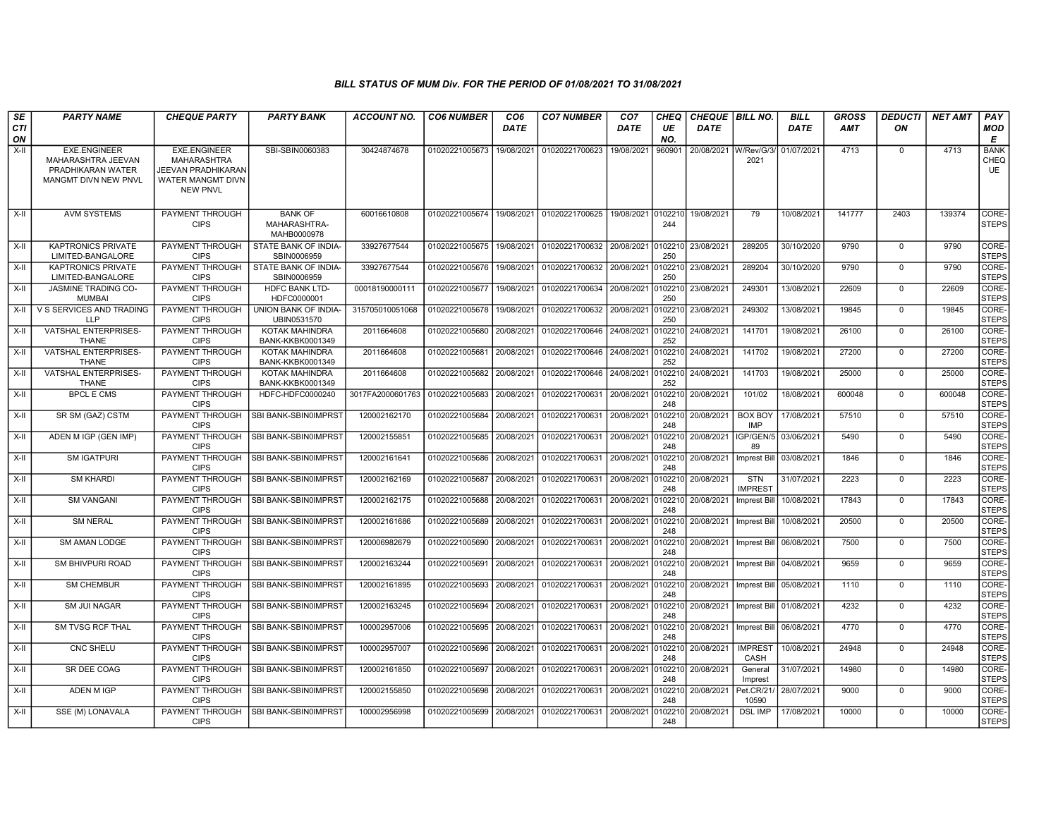# BILL STATUS OF MUM Div. FOR THE PERIOD OF 01/08/2021 TO 31/08/2021

| SECTION | PARTY NAME | CHEQUE PARTY | PARTY BANK | ACCOUNT NO. | CO6 NUMBER | CO6 DATE | CO7 NUMBER | CO7 DATE | CHEQUE NO. | CHEQUE DATE | BILL NO. | BILL DATE | GROSS AMT | DEDUCTION | NET AMT | PAY MODE |
|---|---|---|---|---|---|---|---|---|---|---|---|---|---|---|---|---|
| X-II | EXE.ENGINEER MAHARASHTRA JEEVAN PRADHIKARAN WATER MANGMT DIVN NEW PNVL | EXE.ENGINEER MAHARASHTRA JEEVAN PRADHIKARAN WATER MANGMT DIVN NEW PNVL | SBI-SBIN0060383 | 30424874678 | 01020221005673 | 19/08/2021 | 01020221700623 | 19/08/2021 | 960901 | 20/08/2021 | W/Rev/G/3/2021 | 01/07/2021 | 4713 | 0 | 4713 | BANK CHEQUE |
| X-II | AVM SYSTEMS | PAYMENT THROUGH CIPS | BANK OF MAHARASHTRA-MAHB0000978 | 60016610808 | 01020221005674 | 19/08/2021 | 01020221700625 | 19/08/2021 | 0102210244 | 19/08/2021 | 79 | 10/08/2021 | 141777 | 2403 | 139374 | CORE-STEPS |
| X-II | KAPTRONICS PRIVATE LIMITED-BANGALORE | PAYMENT THROUGH CIPS | STATE BANK OF INDIA-SBIN0006959 | 33927677544 | 01020221005675 | 19/08/2021 | 01020221700632 | 20/08/2021 | 0102210250 | 23/08/2021 | 289205 | 30/10/2020 | 9790 | 0 | 9790 | CORE-STEPS |
| X-II | KAPTRONICS PRIVATE LIMITED-BANGALORE | PAYMENT THROUGH CIPS | STATE BANK OF INDIA-SBIN0006959 | 33927677544 | 01020221005676 | 19/08/2021 | 01020221700632 | 20/08/2021 | 0102210250 | 23/08/2021 | 289204 | 30/10/2020 | 9790 | 0 | 9790 | CORE-STEPS |
| X-II | JASMINE TRADING CO-MUMBAI | PAYMENT THROUGH CIPS | HDFC BANK LTD-HDFC0000001 | 00018190000111 | 01020221005677 | 19/08/2021 | 01020221700634 | 20/08/2021 | 0102210250 | 23/08/2021 | 249301 | 13/08/2021 | 22609 | 0 | 22609 | CORE-STEPS |
| X-II | V S SERVICES AND TRADING LLP | PAYMENT THROUGH CIPS | UNION BANK OF INDIA-UBIN0531570 | 315705010051068 | 01020221005678 | 19/08/2021 | 01020221700632 | 20/08/2021 | 0102210250 | 23/08/2021 | 249302 | 13/08/2021 | 19845 | 0 | 19845 | CORE-STEPS |
| X-II | VATSHAL ENTERPRISES-THANE | PAYMENT THROUGH CIPS | KOTAK MAHINDRA BANK-KKBK0001349 | 2011664608 | 01020221005680 | 20/08/2021 | 01020221700646 | 24/08/2021 | 0102210252 | 24/08/2021 | 141701 | 19/08/2021 | 26100 | 0 | 26100 | CORE-STEPS |
| X-II | VATSHAL ENTERPRISES-THANE | PAYMENT THROUGH CIPS | KOTAK MAHINDRA BANK-KKBK0001349 | 2011664608 | 01020221005681 | 20/08/2021 | 01020221700646 | 24/08/2021 | 0102210252 | 24/08/2021 | 141702 | 19/08/2021 | 27200 | 0 | 27200 | CORE-STEPS |
| X-II | VATSHAL ENTERPRISES-THANE | PAYMENT THROUGH CIPS | KOTAK MAHINDRA BANK-KKBK0001349 | 2011664608 | 01020221005682 | 20/08/2021 | 01020221700646 | 24/08/2021 | 0102210252 | 24/08/2021 | 141703 | 19/08/2021 | 25000 | 0 | 25000 | CORE-STEPS |
| X-II | BPCL E CMS | PAYMENT THROUGH CIPS | HDFC-HDFC0000240 | 3017FA2000601763 | 01020221005683 | 20/08/2021 | 01020221700631 | 20/08/2021 | 0102210248 | 20/08/2021 | 101/02 | 18/08/2021 | 600048 | 0 | 600048 | CORE-STEPS |
| X-II | SR SM (GAZ) CSTM | PAYMENT THROUGH CIPS | SBI BANK-SBIN0IMPRST | 120002162170 | 01020221005684 | 20/08/2021 | 01020221700631 | 20/08/2021 | 0102210248 | 20/08/2021 | BOX BOY IMP | 17/08/2021 | 57510 | 0 | 57510 | CORE-STEPS |
| X-II | ADEN M IGP (GEN IMP) | PAYMENT THROUGH CIPS | SBI BANK-SBIN0IMPRST | 120002155851 | 01020221005685 | 20/08/2021 | 01020221700631 | 20/08/2021 | 0102210248 | 20/08/2021 | IGP/GEN/589 | 03/06/2021 | 5490 | 0 | 5490 | CORE-STEPS |
| X-II | SM IGATPURI | PAYMENT THROUGH CIPS | SBI BANK-SBIN0IMPRST | 120002161641 | 01020221005686 | 20/08/2021 | 01020221700631 | 20/08/2021 | 0102210248 | 20/08/2021 | Imprest Bill | 03/08/2021 | 1846 | 0 | 1846 | CORE-STEPS |
| X-II | SM KHARDI | PAYMENT THROUGH CIPS | SBI BANK-SBIN0IMPRST | 120002162169 | 01020221005687 | 20/08/2021 | 01020221700631 | 20/08/2021 | 0102210248 | 20/08/2021 | STN IMPREST | 31/07/2021 | 2223 | 0 | 2223 | CORE-STEPS |
| X-II | SM VANGANI | PAYMENT THROUGH CIPS | SBI BANK-SBIN0IMPRST | 120002162175 | 01020221005688 | 20/08/2021 | 01020221700631 | 20/08/2021 | 0102210248 | 20/08/2021 | Imprest Bill | 10/08/2021 | 17843 | 0 | 17843 | CORE-STEPS |
| X-II | SM NERAL | PAYMENT THROUGH CIPS | SBI BANK-SBIN0IMPRST | 120002161686 | 01020221005689 | 20/08/2021 | 01020221700631 | 20/08/2021 | 0102210248 | 20/08/2021 | Imprest Bill | 10/08/2021 | 20500 | 0 | 20500 | CORE-STEPS |
| X-II | SM AMAN LODGE | PAYMENT THROUGH CIPS | SBI BANK-SBIN0IMPRST | 120006982679 | 01020221005690 | 20/08/2021 | 01020221700631 | 20/08/2021 | 0102210248 | 20/08/2021 | Imprest Bill | 06/08/2021 | 7500 | 0 | 7500 | CORE-STEPS |
| X-II | SM BHIVPURI ROAD | PAYMENT THROUGH CIPS | SBI BANK-SBIN0IMPRST | 120002163244 | 01020221005691 | 20/08/2021 | 01020221700631 | 20/08/2021 | 0102210248 | 20/08/2021 | Imprest Bill | 04/08/2021 | 9659 | 0 | 9659 | CORE-STEPS |
| X-II | SM CHEMBUR | PAYMENT THROUGH CIPS | SBI BANK-SBIN0IMPRST | 120002161895 | 01020221005693 | 20/08/2021 | 01020221700631 | 20/08/2021 | 0102210248 | 20/08/2021 | Imprest Bill | 05/08/2021 | 1110 | 0 | 1110 | CORE-STEPS |
| X-II | SM JUI NAGAR | PAYMENT THROUGH CIPS | SBI BANK-SBIN0IMPRST | 120002163245 | 01020221005694 | 20/08/2021 | 01020221700631 | 20/08/2021 | 0102210248 | 20/08/2021 | Imprest Bill | 01/08/2021 | 4232 | 0 | 4232 | CORE-STEPS |
| X-II | SM TVSG RCF THAL | PAYMENT THROUGH CIPS | SBI BANK-SBIN0IMPRST | 100002957006 | 01020221005695 | 20/08/2021 | 01020221700631 | 20/08/2021 | 0102210248 | 20/08/2021 | Imprest Bill | 06/08/2021 | 4770 | 0 | 4770 | CORE-STEPS |
| X-II | CNC SHELU | PAYMENT THROUGH CIPS | SBI BANK-SBIN0IMPRST | 100002957007 | 01020221005696 | 20/08/2021 | 01020221700631 | 20/08/2021 | 0102210248 | 20/08/2021 | IMPREST CASH | 10/08/2021 | 24948 | 0 | 24948 | CORE-STEPS |
| X-II | SR DEE COAG | PAYMENT THROUGH CIPS | SBI BANK-SBIN0IMPRST | 120002161850 | 01020221005697 | 20/08/2021 | 01020221700631 | 20/08/2021 | 0102210248 | 20/08/2021 | General Imprest | 31/07/2021 | 14980 | 0 | 14980 | CORE-STEPS |
| X-II | ADEN M IGP | PAYMENT THROUGH CIPS | SBI BANK-SBIN0IMPRST | 120002155850 | 01020221005698 | 20/08/2021 | 01020221700631 | 20/08/2021 | 0102210248 | 20/08/2021 | Pet.CR/21/10590 | 28/07/2021 | 9000 | 0 | 9000 | CORE-STEPS |
| X-II | SSE (M) LONAVALA | PAYMENT THROUGH CIPS | SBI BANK-SBIN0IMPRST | 100002956998 | 01020221005699 | 20/08/2021 | 01020221700631 | 20/08/2021 | 0102210248 | 20/08/2021 | DSL IMP | 17/08/2021 | 10000 | 0 | 10000 | CORE-STEPS |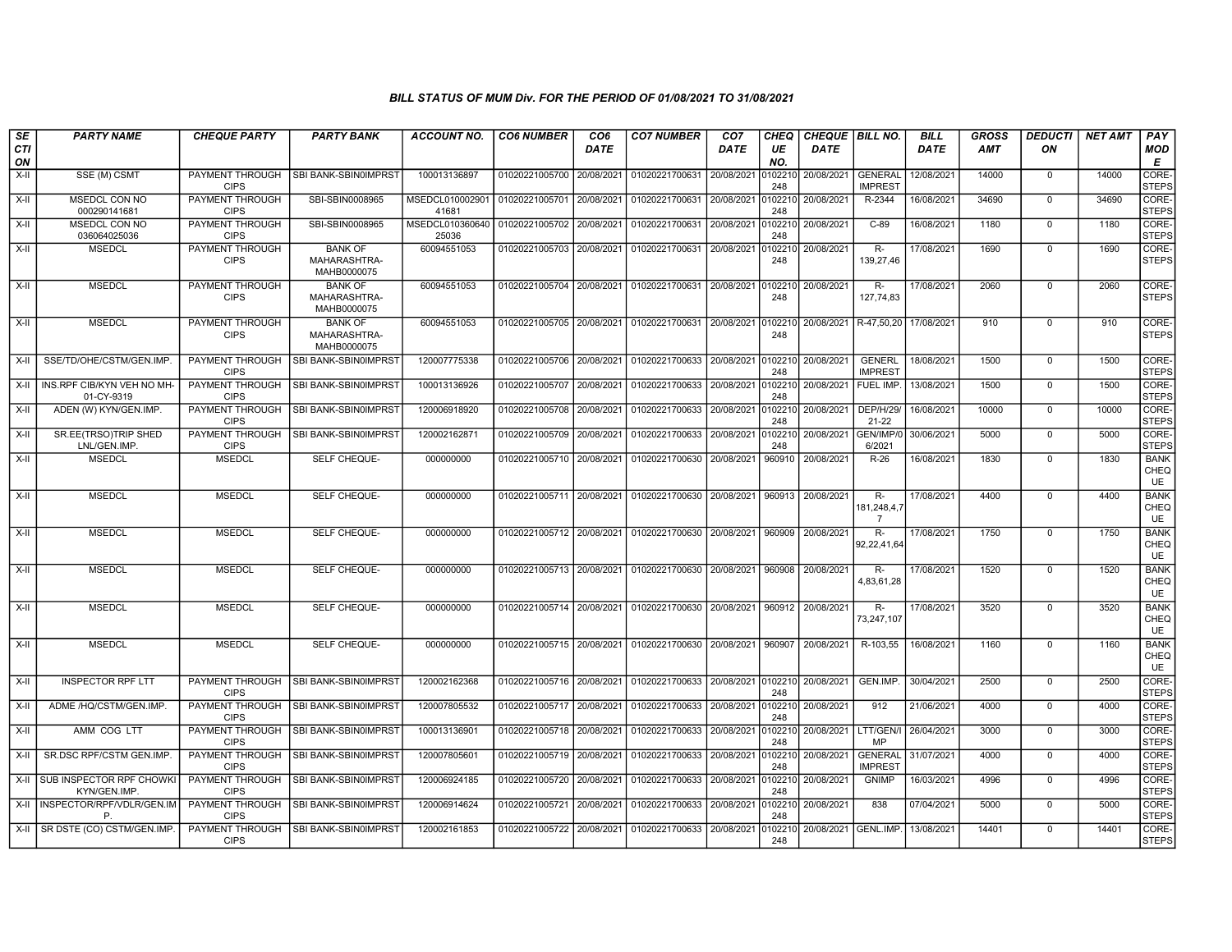### BILL STATUS OF MUM Div. FOR THE PERIOD OF 01/08/2021 TO 31/08/2021

| SECTION | PARTY NAME | CHEQUE PARTY | PARTY BANK | ACCOUNT NO. | CO6 NUMBER | CO6 DATE | CO7 NUMBER | CO7 DATE | CHEQUE NO. | CHEQUE DATE | BILL NO. | BILL DATE | GROSS AMT | DEDUCTION | NET AMT | PAY MODE |
|---|---|---|---|---|---|---|---|---|---|---|---|---|---|---|---|---|
| X-II | SSE (M) CSMT | PAYMENT THROUGH CIPS | SBI BANK-SBIN0IMPRST | 100013136897 | 01020221005700 | 20/08/2021 | 01020221700631 | 20/08/2021 | 0102210248 | 20/08/2021 | GENERAL IMPREST | 12/08/2021 | 14000 | 0 | 14000 | CORE-STEPS |
| X-II | MSEDCL CON NO 000290141681 | PAYMENT THROUGH CIPS | SBI-SBIN0008965 | MSEDCL01000290141681 | 01020221005701 | 20/08/2021 | 01020221700631 | 20/08/2021 | 0102210248 | 20/08/2021 | R-2344 | 16/08/2021 | 34690 | 0 | 34690 | CORE-STEPS |
| X-II | MSEDCL CON NO 036064025036 | PAYMENT THROUGH CIPS | SBI-SBIN0008965 | MSEDCL01036064025036 | 01020221005702 | 20/08/2021 | 01020221700631 | 20/08/2021 | 0102210248 | 20/08/2021 | C-89 | 16/08/2021 | 1180 | 0 | 1180 | CORE-STEPS |
| X-II | MSEDCL | PAYMENT THROUGH CIPS | BANK OF MAHARASHTRA-MAHB0000075 | 60094551053 | 01020221005703 | 20/08/2021 | 01020221700631 | 20/08/2021 | 0102210248 | 20/08/2021 | R-139,27,46 | 17/08/2021 | 1690 | 0 | 1690 | CORE-STEPS |
| X-II | MSEDCL | PAYMENT THROUGH CIPS | BANK OF MAHARASHTRA-MAHB0000075 | 60094551053 | 01020221005704 | 20/08/2021 | 01020221700631 | 20/08/2021 | 0102210248 | 20/08/2021 | R-127,74,83 | 17/08/2021 | 2060 | 0 | 2060 | CORE-STEPS |
| X-II | MSEDCL | PAYMENT THROUGH CIPS | BANK OF MAHARASHTRA-MAHB0000075 | 60094551053 | 01020221005705 | 20/08/2021 | 01020221700631 | 20/08/2021 | 0102210248 | 20/08/2021 | R-47,50,20 | 17/08/2021 | 910 | 0 | 910 | CORE-STEPS |
| X-II | SSE/TD/OHE/CSTM/GEN.IMP. | PAYMENT THROUGH CIPS | SBI BANK-SBIN0IMPRST | 120007775338 | 01020221005706 | 20/08/2021 | 01020221700633 | 20/08/2021 | 0102210248 | 20/08/2021 | GENERL IMPREST | 18/08/2021 | 1500 | 0 | 1500 | CORE-STEPS |
| X-II | INS.RPF CIB/KYN VEH NO MH-01-CY-9319 | PAYMENT THROUGH CIPS | SBI BANK-SBIN0IMPRST | 100013136926 | 01020221005707 | 20/08/2021 | 01020221700633 | 20/08/2021 | 0102210248 | 20/08/2021 | FUEL IMP. | 13/08/2021 | 1500 | 0 | 1500 | CORE-STEPS |
| X-II | ADEN (W) KYN/GEN.IMP. | PAYMENT THROUGH CIPS | SBI BANK-SBIN0IMPRST | 120006918920 | 01020221005708 | 20/08/2021 | 01020221700633 | 20/08/2021 | 0102210248 | 20/08/2021 | DEP/H/29/21-22 | 16/08/2021 | 10000 | 0 | 10000 | CORE-STEPS |
| X-II | SR.EE(TRSO)TRIP SHED LNL/GEN.IMP. | PAYMENT THROUGH CIPS | SBI BANK-SBIN0IMPRST | 120002162871 | 01020221005709 | 20/08/2021 | 01020221700633 | 20/08/2021 | 0102210248 | 20/08/2021 | GEN/IMP/06/2021 | 30/06/2021 | 5000 | 0 | 5000 | CORE-STEPS |
| X-II | MSEDCL | MSEDCL | SELF CHEQUE- | 000000000 | 01020221005710 | 20/08/2021 | 01020221700630 | 20/08/2021 | 960910 | 20/08/2021 | R-26 | 16/08/2021 | 1830 | 0 | 1830 | BANK CHEQUE |
| X-II | MSEDCL | MSEDCL | SELF CHEQUE- | 000000000 | 01020221005711 | 20/08/2021 | 01020221700630 | 20/08/2021 | 960913 | 20/08/2021 | R-181,248,4,7 | 17/08/2021 | 4400 | 0 | 4400 | BANK CHEQUE |
| X-II | MSEDCL | MSEDCL | SELF CHEQUE- | 000000000 | 01020221005712 | 20/08/2021 | 01020221700630 | 20/08/2021 | 960909 | 20/08/2021 | R-92,22,41,64 | 17/08/2021 | 1750 | 0 | 1750 | BANK CHEQUE |
| X-II | MSEDCL | MSEDCL | SELF CHEQUE- | 000000000 | 01020221005713 | 20/08/2021 | 01020221700630 | 20/08/2021 | 960908 | 20/08/2021 | R-4,83,61,28 | 17/08/2021 | 1520 | 0 | 1520 | BANK CHEQUE |
| X-II | MSEDCL | MSEDCL | SELF CHEQUE- | 000000000 | 01020221005714 | 20/08/2021 | 01020221700630 | 20/08/2021 | 960912 | 20/08/2021 | R-73,247,107 | 17/08/2021 | 3520 | 0 | 3520 | BANK CHEQUE |
| X-II | MSEDCL | MSEDCL | SELF CHEQUE- | 000000000 | 01020221005715 | 20/08/2021 | 01020221700630 | 20/08/2021 | 960907 | 20/08/2021 | R-103,55 | 16/08/2021 | 1160 | 0 | 1160 | BANK CHEQUE |
| X-II | INSPECTOR RPF LTT | PAYMENT THROUGH CIPS | SBI BANK-SBIN0IMPRST | 120002162368 | 01020221005716 | 20/08/2021 | 01020221700633 | 20/08/2021 | 0102210248 | 20/08/2021 | GEN.IMP. | 30/04/2021 | 2500 | 0 | 2500 | CORE-STEPS |
| X-II | ADME /HQ/CSTM/GEN.IMP. | PAYMENT THROUGH CIPS | SBI BANK-SBIN0IMPRST | 120007805532 | 01020221005717 | 20/08/2021 | 01020221700633 | 20/08/2021 | 0102210248 | 20/08/2021 | 912 | 21/06/2021 | 4000 | 0 | 4000 | CORE-STEPS |
| X-II | AMM COG LTT | PAYMENT THROUGH CIPS | SBI BANK-SBIN0IMPRST | 100013136901 | 01020221005718 | 20/08/2021 | 01020221700633 | 20/08/2021 | 0102210248 | 20/08/2021 | LTT/GEN/IMP | 26/04/2021 | 3000 | 0 | 3000 | CORE-STEPS |
| X-II | SR.DSC RPF/CSTM GEN.IMP. | PAYMENT THROUGH CIPS | SBI BANK-SBIN0IMPRST | 120007805601 | 01020221005719 | 20/08/2021 | 01020221700633 | 20/08/2021 | 0102210248 | 20/08/2021 | GENERAL IMPREST | 31/07/2021 | 4000 | 0 | 4000 | CORE-STEPS |
| X-II | SUB INSPECTOR RPF CHOWKI KYN/GEN.IMP. | PAYMENT THROUGH CIPS | SBI BANK-SBIN0IMPRST | 120006924185 | 01020221005720 | 20/08/2021 | 01020221700633 | 20/08/2021 | 0102210248 | 20/08/2021 | GNIMP | 16/03/2021 | 4996 | 0 | 4996 | CORE-STEPS |
| X-II | INSPECTOR/RPF/VDLR/GEN.IMP. | PAYMENT THROUGH CIPS | SBI BANK-SBIN0IMPRST | 120006914624 | 01020221005721 | 20/08/2021 | 01020221700633 | 20/08/2021 | 0102210248 | 20/08/2021 | 838 | 07/04/2021 | 5000 | 0 | 5000 | CORE-STEPS |
| X-II | SR DSTE (CO) CSTM/GEN.IMP. | PAYMENT THROUGH CIPS | SBI BANK-SBIN0IMPRST | 120002161853 | 01020221005722 | 20/08/2021 | 01020221700633 | 20/08/2021 | 0102210248 | 20/08/2021 | GENL.IMP. | 13/08/2021 | 14401 | 0 | 14401 | CORE-STEPS |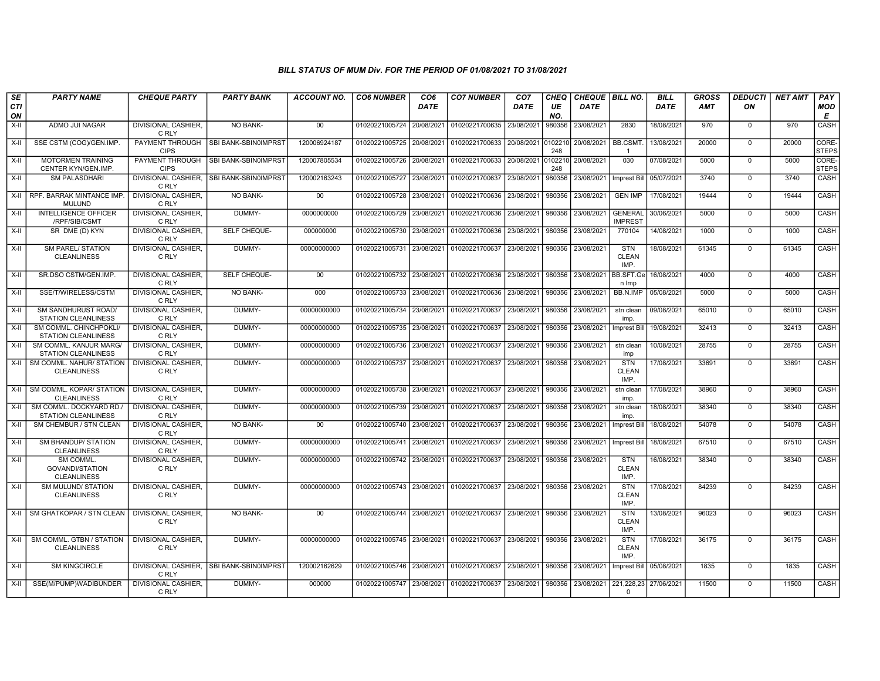### BILL STATUS OF MUM Div. FOR THE PERIOD OF 01/08/2021 TO 31/08/2021

| SECTION | PARTY NAME | CHEQUE PARTY | PARTY BANK | ACCOUNT NO. | CO6 NUMBER | CO6 DATE | CO7 NUMBER | CO7 DATE | CHEQUE NO. | CHEQUE DATE | BILL NO. | BILL DATE | GROSS AMT | DEDUCTION | NET AMT | PAY MODE |
|---|---|---|---|---|---|---|---|---|---|---|---|---|---|---|---|---|
| X-II | ADMO JUI NAGAR | DIVISIONAL CASHIER, C RLY | NO BANK- | 00 | 01020221005724 | 20/08/2021 | 01020221700635 | 23/08/2021 | 980356 | 23/08/2021 | 2830 | 18/08/2021 | 970 | 0 | 970 | CASH |
| X-II | SSE CSTM (COG)/GEN.IMP. | PAYMENT THROUGH CIPS | SBI BANK-SBIN0IMPRST | 120006924187 | 01020221005725 | 20/08/2021 | 01020221700633 | 20/08/2021 | 0102210248 | 20/08/2021 | BB.CSMT.1 | 13/08/2021 | 20000 | 0 | 20000 | CORE-STEPS |
| X-II | MOTORMEN TRAINING CENTER KYN/GEN.IMP. | PAYMENT THROUGH CIPS | SBI BANK-SBIN0IMPRST | 120007805534 | 01020221005726 | 20/08/2021 | 01020221700633 | 20/08/2021 | 0102210248 | 20/08/2021 | 030 | 07/08/2021 | 5000 | 0 | 5000 | CORE-STEPS |
| X-II | SM PALASDHARI | DIVISIONAL CASHIER, C RLY | SBI BANK-SBIN0IMPRST | 120002163243 | 01020221005727 | 23/08/2021 | 01020221700637 | 23/08/2021 | 980356 | 23/08/2021 | Imprest Bill | 05/07/2021 | 3740 | 0 | 3740 | CASH |
| X-II | RPF. BARRAK MINTANCE IMP. MULUND | DIVISIONAL CASHIER, C RLY | NO BANK- | 00 | 01020221005728 | 23/08/2021 | 01020221700636 | 23/08/2021 | 980356 | 23/08/2021 | GEN IMP | 17/08/2021 | 19444 | 0 | 19444 | CASH |
| X-II | INTELLIGENCE OFFICER /RPF/SIB/CSMT | DIVISIONAL CASHIER, C RLY | DUMMY- | 0000000000 | 01020221005729 | 23/08/2021 | 01020221700636 | 23/08/2021 | 980356 | 23/08/2021 | GENERAL IMPREST | 30/06/2021 | 5000 | 0 | 5000 | CASH |
| X-II | SR DME (D) KYN | DIVISIONAL CASHIER, C RLY | SELF CHEQUE- | 000000000 | 01020221005730 | 23/08/2021 | 01020221700636 | 23/08/2021 | 980356 | 23/08/2021 | 770104 | 14/08/2021 | 1000 | 0 | 1000 | CASH |
| X-II | SM PAREL/ STATION CLEANLINESS | DIVISIONAL CASHIER, C RLY | DUMMY- | 00000000000 | 01020221005731 | 23/08/2021 | 01020221700637 | 23/08/2021 | 980356 | 23/08/2021 | STN CLEAN IMP. | 18/08/2021 | 61345 | 0 | 61345 | CASH |
| X-II | SR.DSO CSTM/GEN.IMP. | DIVISIONAL CASHIER, C RLY | SELF CHEQUE- | 00 | 01020221005732 | 23/08/2021 | 01020221700636 | 23/08/2021 | 980356 | 23/08/2021 | BB.SFT.Gen Imp | 16/08/2021 | 4000 | 0 | 4000 | CASH |
| X-II | SSE/T/WIRELESS/CSTM | DIVISIONAL CASHIER, C RLY | NO BANK- | 000 | 01020221005733 | 23/08/2021 | 01020221700636 | 23/08/2021 | 980356 | 23/08/2021 | BB.N.IMP | 05/08/2021 | 5000 | 0 | 5000 | CASH |
| X-II | SM SANDHURUST ROAD/ STATION CLEANLINESS | DIVISIONAL CASHIER, C RLY | DUMMY- | 00000000000 | 01020221005734 | 23/08/2021 | 01020221700637 | 23/08/2021 | 980356 | 23/08/2021 | stn clean imp. | 09/08/2021 | 65010 | 0 | 65010 | CASH |
| X-II | SM COMML. CHINCHPOKLI/ STATION CLEANLINESS | DIVISIONAL CASHIER, C RLY | DUMMY- | 00000000000 | 01020221005735 | 23/08/2021 | 01020221700637 | 23/08/2021 | 980356 | 23/08/2021 | Imprest Bill | 19/08/2021 | 32413 | 0 | 32413 | CASH |
| X-II | SM COMML. KANJUR MARG/ STATION CLEANLINESS | DIVISIONAL CASHIER, C RLY | DUMMY- | 00000000000 | 01020221005736 | 23/08/2021 | 01020221700637 | 23/08/2021 | 980356 | 23/08/2021 | stn clean imp | 10/08/2021 | 28755 | 0 | 28755 | CASH |
| X-II | SM COMML. NAHUR/ STATION CLEANLINESS | DIVISIONAL CASHIER, C RLY | DUMMY- | 00000000000 | 01020221005737 | 23/08/2021 | 01020221700637 | 23/08/2021 | 980356 | 23/08/2021 | STN CLEAN IMP. | 17/08/2021 | 33691 | 0 | 33691 | CASH |
| X-II | SM COMML. KOPAR/ STATION CLEANLINESS | DIVISIONAL CASHIER, C RLY | DUMMY- | 00000000000 | 01020221005738 | 23/08/2021 | 01020221700637 | 23/08/2021 | 980356 | 23/08/2021 | stn clean imp. | 17/08/2021 | 38960 | 0 | 38960 | CASH |
| X-II | SM COMML. DOCKYARD RD./ STATION CLEANLINESS | DIVISIONAL CASHIER, C RLY | DUMMY- | 00000000000 | 01020221005739 | 23/08/2021 | 01020221700637 | 23/08/2021 | 980356 | 23/08/2021 | stn clean imp. | 18/08/2021 | 38340 | 0 | 38340 | CASH |
| X-II | SM CHEMBUR / STN CLEAN | DIVISIONAL CASHIER, C RLY | NO BANK- | 00 | 01020221005740 | 23/08/2021 | 01020221700637 | 23/08/2021 | 980356 | 23/08/2021 | Imprest Bill | 18/08/2021 | 54078 | 0 | 54078 | CASH |
| X-II | SM BHANDUP/ STATION CLEANLINESS | DIVISIONAL CASHIER, C RLY | DUMMY- | 00000000000 | 01020221005741 | 23/08/2021 | 01020221700637 | 23/08/2021 | 980356 | 23/08/2021 | Imprest Bill | 18/08/2021 | 67510 | 0 | 67510 | CASH |
| X-II | SM COMML. GOVANDI/STATION CLEANLINESS | DIVISIONAL CASHIER, C RLY | DUMMY- | 00000000000 | 01020221005742 | 23/08/2021 | 01020221700637 | 23/08/2021 | 980356 | 23/08/2021 | STN CLEAN IMP. | 16/08/2021 | 38340 | 0 | 38340 | CASH |
| X-II | SM MULUND/ STATION CLEANLINESS | DIVISIONAL CASHIER, C RLY | DUMMY- | 00000000000 | 01020221005743 | 23/08/2021 | 01020221700637 | 23/08/2021 | 980356 | 23/08/2021 | STN CLEAN IMP. | 17/08/2021 | 84239 | 0 | 84239 | CASH |
| X-II | SM GHATKOPAR / STN CLEAN | DIVISIONAL CASHIER, C RLY | NO BANK- | 00 | 01020221005744 | 23/08/2021 | 01020221700637 | 23/08/2021 | 980356 | 23/08/2021 | STN CLEAN IMP. | 13/08/2021 | 96023 | 0 | 96023 | CASH |
| X-II | SM COMML. GTBN / STATION CLEANLINESS | DIVISIONAL CASHIER, C RLY | DUMMY- | 00000000000 | 01020221005745 | 23/08/2021 | 01020221700637 | 23/08/2021 | 980356 | 23/08/2021 | STN CLEAN IMP. | 17/08/2021 | 36175 | 0 | 36175 | CASH |
| X-II | SM KINGCIRCLE | DIVISIONAL CASHIER, C RLY | SBI BANK-SBIN0IMPRST | 120002162629 | 01020221005746 | 23/08/2021 | 01020221700637 | 23/08/2021 | 980356 | 23/08/2021 | Imprest Bill | 05/08/2021 | 1835 | 0 | 1835 | CASH |
| X-II | SSE(M/PUMP)WADIBUNDER | DIVISIONAL CASHIER, C RLY | DUMMY- | 000000 | 01020221005747 | 23/08/2021 | 01020221700637 | 23/08/2021 | 980356 | 23/08/2021 | 221,228,230 | 27/06/2021 | 11500 | 0 | 11500 | CASH |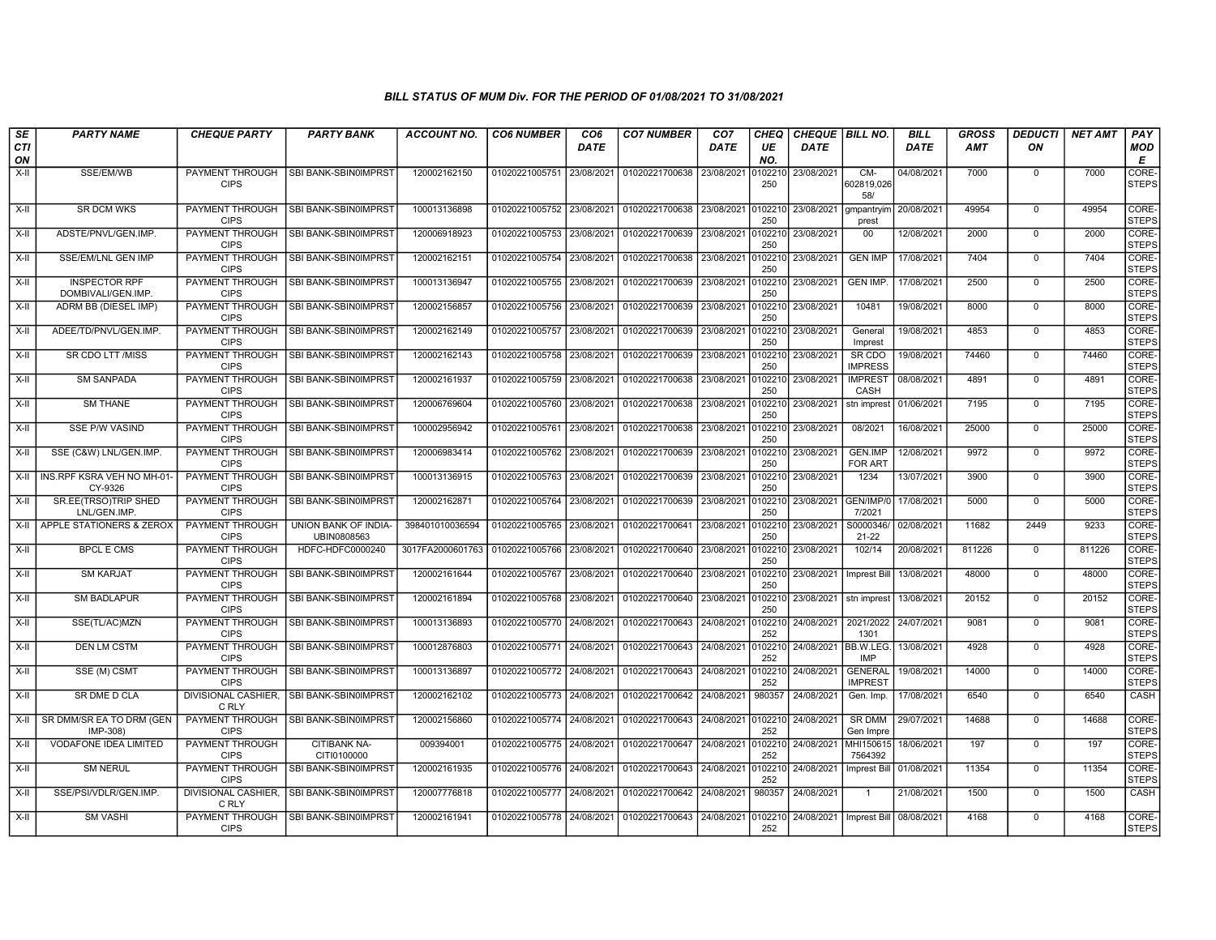# BILL STATUS OF MUM Div. FOR THE PERIOD OF 01/08/2021 TO 31/08/2021

| SECTION | PARTY NAME | CHEQUE PARTY | PARTY BANK | ACCOUNT NO. | CO6 NUMBER | CO6 DATE | CO7 NUMBER | CO7 DATE | CHEQUE NO. | CHEQUE DATE | BILL NO. | BILL DATE | GROSS AMT | DEDUCTION | NET AMT | PAY MODE |
|---|---|---|---|---|---|---|---|---|---|---|---|---|---|---|---|---|
| X-II | SSE/EM/WB | PAYMENT THROUGH CIPS | SBI BANK-SBIN0IMPRST | 120002162150 | 01020221005751 | 23/08/2021 | 01020221700638 | 23/08/2021 | 0102210250 | 23/08/2021 | CM-602819,026 58/ | 04/08/2021 | 7000 | 0 | 7000 | CORE-STEPS |
| X-II | SR DCM WKS | PAYMENT THROUGH CIPS | SBI BANK-SBIN0IMPRST | 100013136898 | 01020221005752 | 23/08/2021 | 01020221700638 | 23/08/2021 | 0102210250 | 23/08/2021 | gmpantryimprest | 20/08/2021 | 49954 | 0 | 49954 | CORE-STEPS |
| X-II | ADSTE/PNVL/GEN.IMP. | PAYMENT THROUGH CIPS | SBI BANK-SBIN0IMPRST | 120006918923 | 01020221005753 | 23/08/2021 | 01020221700639 | 23/08/2021 | 0102210250 | 23/08/2021 | 00 | 12/08/2021 | 2000 | 0 | 2000 | CORE-STEPS |
| X-II | SSE/EM/LNL GEN IMP | PAYMENT THROUGH CIPS | SBI BANK-SBIN0IMPRST | 120002162151 | 01020221005754 | 23/08/2021 | 01020221700638 | 23/08/2021 | 0102210250 | 23/08/2021 | GEN IMP | 17/08/2021 | 7404 | 0 | 7404 | CORE-STEPS |
| X-II | INSPECTOR RPF DOMBIVALI/GEN.IMP. | PAYMENT THROUGH CIPS | SBI BANK-SBIN0IMPRST | 100013136947 | 01020221005755 | 23/08/2021 | 01020221700639 | 23/08/2021 | 0102210250 | 23/08/2021 | GEN IMP. | 17/08/2021 | 2500 | 0 | 2500 | CORE-STEPS |
| X-II | ADRM BB (DIESEL IMP) | PAYMENT THROUGH CIPS | SBI BANK-SBIN0IMPRST | 120002156857 | 01020221005756 | 23/08/2021 | 01020221700639 | 23/08/2021 | 0102210250 | 23/08/2021 | 10481 | 19/08/2021 | 8000 | 0 | 8000 | CORE-STEPS |
| X-II | ADEE/TD/PNVL/GEN.IMP. | PAYMENT THROUGH CIPS | SBI BANK-SBIN0IMPRST | 120002162149 | 01020221005757 | 23/08/2021 | 01020221700639 | 23/08/2021 | 0102210250 | 23/08/2021 | General Imprest | 19/08/2021 | 4853 | 0 | 4853 | CORE-STEPS |
| X-II | SR CDO LTT /MISS | PAYMENT THROUGH CIPS | SBI BANK-SBIN0IMPRST | 120002162143 | 01020221005758 | 23/08/2021 | 01020221700639 | 23/08/2021 | 0102210250 | 23/08/2021 | SR CDO IMPRESS | 19/08/2021 | 74460 | 0 | 74460 | CORE-STEPS |
| X-II | SM SANPADA | PAYMENT THROUGH CIPS | SBI BANK-SBIN0IMPRST | 120002161937 | 01020221005759 | 23/08/2021 | 01020221700638 | 23/08/2021 | 0102210250 | 23/08/2021 | IMPREST CASH | 08/08/2021 | 4891 | 0 | 4891 | CORE-STEPS |
| X-II | SM THANE | PAYMENT THROUGH CIPS | SBI BANK-SBIN0IMPRST | 120006769604 | 01020221005760 | 23/08/2021 | 01020221700638 | 23/08/2021 | 0102210250 | 23/08/2021 | stn imprest | 01/06/2021 | 7195 | 0 | 7195 | CORE-STEPS |
| X-II | SSE P/W VASIND | PAYMENT THROUGH CIPS | SBI BANK-SBIN0IMPRST | 100002956942 | 01020221005761 | 23/08/2021 | 01020221700638 | 23/08/2021 | 0102210250 | 23/08/2021 | 08/2021 | 16/08/2021 | 25000 | 0 | 25000 | CORE-STEPS |
| X-II | SSE (C&W) LNL/GEN.IMP. | PAYMENT THROUGH CIPS | SBI BANK-SBIN0IMPRST | 120006983414 | 01020221005762 | 23/08/2021 | 01020221700639 | 23/08/2021 | 0102210250 | 23/08/2021 | GEN.IMP FOR ART | 12/08/2021 | 9972 | 0 | 9972 | CORE-STEPS |
| X-II | INS.RPF KSRA VEH NO MH-01-CY-9326 | PAYMENT THROUGH CIPS | SBI BANK-SBIN0IMPRST | 100013136915 | 01020221005763 | 23/08/2021 | 01020221700639 | 23/08/2021 | 0102210250 | 23/08/2021 | 1234 | 13/07/2021 | 3900 | 0 | 3900 | CORE-STEPS |
| X-II | SR.EE(TRSO)TRIP SHED LNL/GEN.IMP. | PAYMENT THROUGH CIPS | SBI BANK-SBIN0IMPRST | 120002162871 | 01020221005764 | 23/08/2021 | 01020221700639 | 23/08/2021 | 0102210250 | 23/08/2021 | GEN/IMP/07/2021 | 17/08/2021 | 5000 | 0 | 5000 | CORE-STEPS |
| X-II | APPLE STATIONERS & ZEROX | PAYMENT THROUGH CIPS | UNION BANK OF INDIA-UBIN0808563 | 398401010036594 | 01020221005765 | 23/08/2021 | 01020221700641 | 23/08/2021 | 0102210250 | 23/08/2021 | S0000346/21-22 | 02/08/2021 | 11682 | 2449 | 9233 | CORE-STEPS |
| X-II | BPCL E CMS | PAYMENT THROUGH CIPS | HDFC-HDFC0000240 | 3017FA2000601763 | 01020221005766 | 23/08/2021 | 01020221700640 | 23/08/2021 | 0102210250 | 23/08/2021 | 102/14 | 20/08/2021 | 811226 | 0 | 811226 | CORE-STEPS |
| X-II | SM KARJAT | PAYMENT THROUGH CIPS | SBI BANK-SBIN0IMPRST | 120002161644 | 01020221005767 | 23/08/2021 | 01020221700640 | 23/08/2021 | 0102210250 | 23/08/2021 | Imprest Bill | 13/08/2021 | 48000 | 0 | 48000 | CORE-STEPS |
| X-II | SM BADLAPUR | PAYMENT THROUGH CIPS | SBI BANK-SBIN0IMPRST | 120002161894 | 01020221005768 | 23/08/2021 | 01020221700640 | 23/08/2021 | 0102210250 | 23/08/2021 | stn imprest | 13/08/2021 | 20152 | 0 | 20152 | CORE-STEPS |
| X-II | SSE(TL/AC)MZN | PAYMENT THROUGH CIPS | SBI BANK-SBIN0IMPRST | 100013136893 | 01020221005770 | 24/08/2021 | 01020221700643 | 24/08/2021 | 0102210252 | 24/08/2021 | 2021/2022 1301 | 24/07/2021 | 9081 | 0 | 9081 | CORE-STEPS |
| X-II | DEN LM CSTM | PAYMENT THROUGH CIPS | SBI BANK-SBIN0IMPRST | 100012876803 | 01020221005771 | 24/08/2021 | 01020221700643 | 24/08/2021 | 0102210252 | 24/08/2021 | BB.W.LEG. IMP | 13/08/2021 | 4928 | 0 | 4928 | CORE-STEPS |
| X-II | SSE (M) CSMT | PAYMENT THROUGH CIPS | SBI BANK-SBIN0IMPRST | 100013136897 | 01020221005772 | 24/08/2021 | 01020221700643 | 24/08/2021 | 0102210252 | 24/08/2021 | GENERAL IMPREST | 19/08/2021 | 14000 | 0 | 14000 | CORE-STEPS |
| X-II | SR DME D CLA | DIVISIONAL CASHIER, C RLY | SBI BANK-SBIN0IMPRST | 120002162102 | 01020221005773 | 24/08/2021 | 01020221700642 | 24/08/2021 | 980357 | 24/08/2021 | Gen. Imp. | 17/08/2021 | 6540 | 0 | 6540 | CASH |
| X-II | SR DMM/SR EA TO DRM (GEN IMP-308) | PAYMENT THROUGH CIPS | SBI BANK-SBIN0IMPRST | 120002156860 | 01020221005774 | 24/08/2021 | 01020221700643 | 24/08/2021 | 0102210252 | 24/08/2021 | SR DMM Gen Impre | 29/07/2021 | 14688 | 0 | 14688 | CORE-STEPS |
| X-II | VODAFONE IDEA LIMITED | PAYMENT THROUGH CIPS | CITIBANK NA-CITI0100000 | 009394001 | 01020221005775 | 24/08/2021 | 01020221700647 | 24/08/2021 | 0102210252 | 24/08/2021 | MHI1506157564392 | 18/06/2021 | 197 | 0 | 197 | CORE-STEPS |
| X-II | SM NERUL | PAYMENT THROUGH CIPS | SBI BANK-SBIN0IMPRST | 120002161935 | 01020221005776 | 24/08/2021 | 01020221700643 | 24/08/2021 | 0102210252 | 24/08/2021 | Imprest Bill | 01/08/2021 | 11354 | 0 | 11354 | CORE-STEPS |
| X-II | SSE/PSI/VDLR/GEN.IMP. | DIVISIONAL CASHIER, C RLY | SBI BANK-SBIN0IMPRST | 120007776818 | 01020221005777 | 24/08/2021 | 01020221700642 | 24/08/2021 | 980357 | 24/08/2021 | 1 | 21/08/2021 | 1500 | 0 | 1500 | CASH |
| X-II | SM VASHI | PAYMENT THROUGH CIPS | SBI BANK-SBIN0IMPRST | 120002161941 | 01020221005778 | 24/08/2021 | 01020221700643 | 24/08/2021 | 0102210252 | 24/08/2021 | Imprest Bill | 08/08/2021 | 4168 | 0 | 4168 | CORE-STEPS |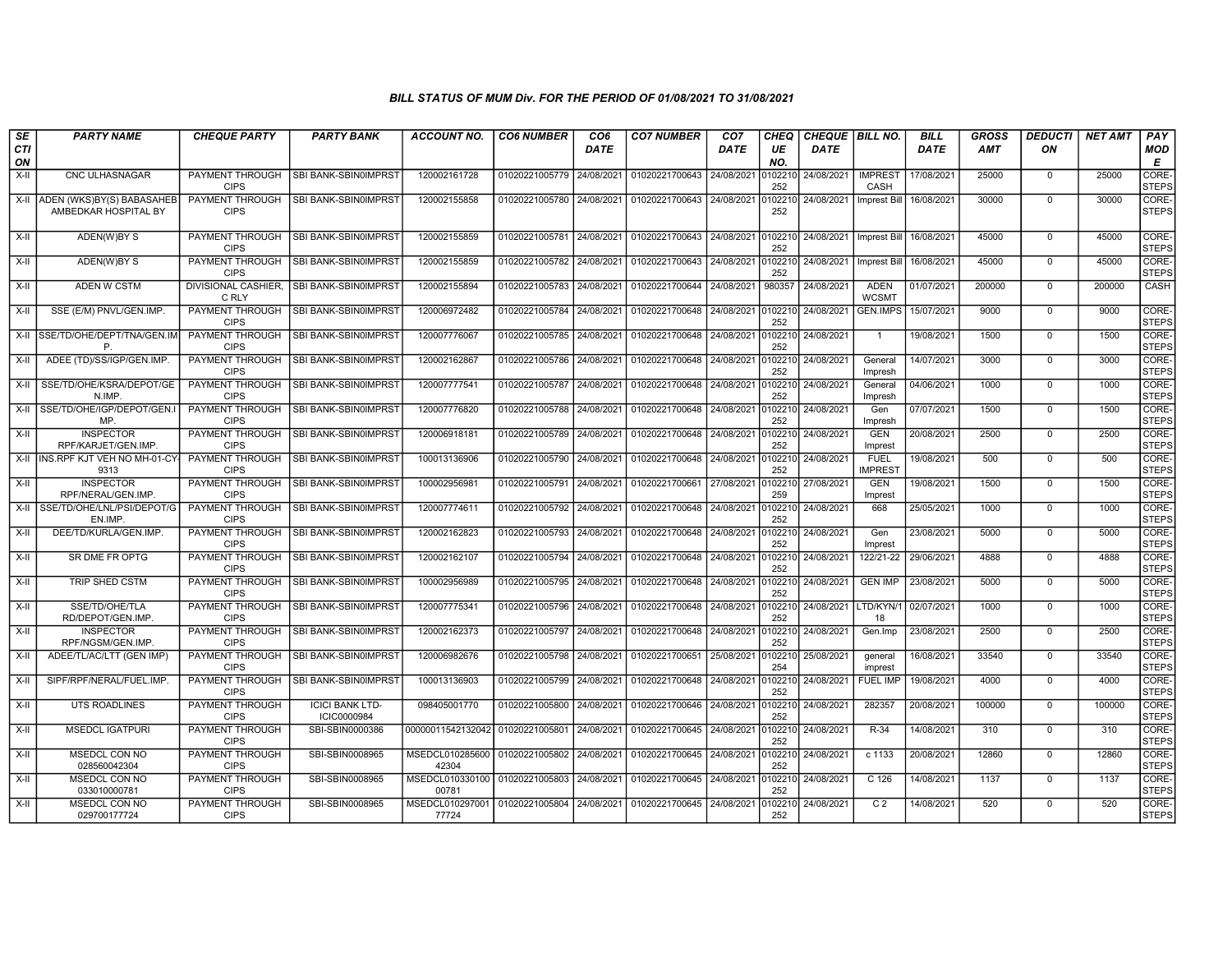### BILL STATUS OF MUM Div. FOR THE PERIOD OF 01/08/2021 TO 31/08/2021

| SECTION | PARTY NAME | CHEQUE PARTY | PARTY BANK | ACCOUNT NO. | CO6 NUMBER | CO6 DATE | CO7 NUMBER | CO7 DATE | CHEQUE NO. | CHEQUE DATE | BILL NO. | BILL DATE | GROSS AMT | DEDUCTION | NET AMT | PAY MODE |
|---|---|---|---|---|---|---|---|---|---|---|---|---|---|---|---|---|
| X-II | CNC ULHASNAGAR | PAYMENT THROUGH CIPS | SBI BANK-SBIN0IMPRST | 120002161728 | 01020221005779 | 24/08/2021 | 01020221700643 | 24/08/2021 | 0102210252 | 24/08/2021 | IMPREST CASH | 17/08/2021 | 25000 | 0 | 25000 | CORE-STEPS |
| X-II | ADEN (WKS)BY(S) BABASAHEB AMBEDKAR HOSPITAL BY | PAYMENT THROUGH CIPS | SBI BANK-SBIN0IMPRST | 120002155858 | 01020221005780 | 24/08/2021 | 01020221700643 | 24/08/2021 | 0102210252 | 24/08/2021 | Imprest Bill | 16/08/2021 | 30000 | 0 | 30000 | CORE-STEPS |
| X-II | ADEN(W)BY S | PAYMENT THROUGH CIPS | SBI BANK-SBIN0IMPRST | 120002155859 | 01020221005781 | 24/08/2021 | 01020221700643 | 24/08/2021 | 0102210252 | 24/08/2021 | Imprest Bill | 16/08/2021 | 45000 | 0 | 45000 | CORE-STEPS |
| X-II | ADEN(W)BY S | PAYMENT THROUGH CIPS | SBI BANK-SBIN0IMPRST | 120002155859 | 01020221005782 | 24/08/2021 | 01020221700643 | 24/08/2021 | 0102210252 | 24/08/2021 | Imprest Bill | 16/08/2021 | 45000 | 0 | 45000 | CORE-STEPS |
| X-II | ADEN W CSTM | DIVISIONAL CASHIER, C RLY | SBI BANK-SBIN0IMPRST | 120002155894 | 01020221005783 | 24/08/2021 | 01020221700644 | 24/08/2021 | 980357 | 24/08/2021 | ADEN WCSMT | 01/07/2021 | 200000 | 0 | 200000 | CASH |
| X-II | SSE (E/M) PNVL/GEN.IMP. | PAYMENT THROUGH CIPS | SBI BANK-SBIN0IMPRST | 120006972482 | 01020221005784 | 24/08/2021 | 01020221700648 | 24/08/2021 | 0102210252 | 24/08/2021 | GEN.IMPS | 15/07/2021 | 9000 | 0 | 9000 | CORE-STEPS |
| X-II | SSE/TD/OHE/DEPT/TNA/GEN.IMP. | PAYMENT THROUGH CIPS | SBI BANK-SBIN0IMPRST | 120007776067 | 01020221005785 | 24/08/2021 | 01020221700648 | 24/08/2021 | 0102210252 | 24/08/2021 | 1 | 19/08/2021 | 1500 | 0 | 1500 | CORE-STEPS |
| X-II | ADEE (TD)/SS/IGP/GEN.IMP. | PAYMENT THROUGH CIPS | SBI BANK-SBIN0IMPRST | 120002162867 | 01020221005786 | 24/08/2021 | 01020221700648 | 24/08/2021 | 0102210252 | 24/08/2021 | General Impresh | 14/07/2021 | 3000 | 0 | 3000 | CORE-STEPS |
| X-II | SSE/TD/OHE/KSRA/DEPOT/GEN.IMP. | PAYMENT THROUGH CIPS | SBI BANK-SBIN0IMPRST | 120007777541 | 01020221005787 | 24/08/2021 | 01020221700648 | 24/08/2021 | 0102210252 | 24/08/2021 | General Impresh | 04/06/2021 | 1000 | 0 | 1000 | CORE-STEPS |
| X-II | SSE/TD/OHE/IGP/DEPOT/GEN.IMP. | PAYMENT THROUGH CIPS | SBI BANK-SBIN0IMPRST | 120007776820 | 01020221005788 | 24/08/2021 | 01020221700648 | 24/08/2021 | 0102210252 | 24/08/2021 | Gen Impresh | 07/07/2021 | 1500 | 0 | 1500 | CORE-STEPS |
| X-II | INSPECTOR RPF/KARJET/GEN.IMP. | PAYMENT THROUGH CIPS | SBI BANK-SBIN0IMPRST | 120006918181 | 01020221005789 | 24/08/2021 | 01020221700648 | 24/08/2021 | 0102210252 | 24/08/2021 | GEN Imprest | 20/08/2021 | 2500 | 0 | 2500 | CORE-STEPS |
| X-II | INS.RPF KJT VEH NO MH-01-CY-9313 | PAYMENT THROUGH CIPS | SBI BANK-SBIN0IMPRST | 100013136906 | 01020221005790 | 24/08/2021 | 01020221700648 | 24/08/2021 | 0102210252 | 24/08/2021 | FUEL IMPREST | 19/08/2021 | 500 | 0 | 500 | CORE-STEPS |
| X-II | INSPECTOR RPF/NERAL/GEN.IMP. | PAYMENT THROUGH CIPS | SBI BANK-SBIN0IMPRST | 100002956981 | 01020221005791 | 24/08/2021 | 01020221700661 | 27/08/2021 | 0102210259 | 27/08/2021 | GEN Imprest | 19/08/2021 | 1500 | 0 | 1500 | CORE-STEPS |
| X-II | SSE/TD/OHE/LNL/PSI/DEPOT/GEN.IMP. | PAYMENT THROUGH CIPS | SBI BANK-SBIN0IMPRST | 120007774611 | 01020221005792 | 24/08/2021 | 01020221700648 | 24/08/2021 | 0102210252 | 24/08/2021 | 668 | 25/05/2021 | 1000 | 0 | 1000 | CORE-STEPS |
| X-II | DEE/TD/KURLA/GEN.IMP. | PAYMENT THROUGH CIPS | SBI BANK-SBIN0IMPRST | 120002162823 | 01020221005793 | 24/08/2021 | 01020221700648 | 24/08/2021 | 0102210252 | 24/08/2021 | Gen Imprest | 23/08/2021 | 5000 | 0 | 5000 | CORE-STEPS |
| X-II | SR DME FR OPTG | PAYMENT THROUGH CIPS | SBI BANK-SBIN0IMPRST | 120002162107 | 01020221005794 | 24/08/2021 | 01020221700648 | 24/08/2021 | 0102210252 | 24/08/2021 | 122/21-22 | 29/06/2021 | 4888 | 0 | 4888 | CORE-STEPS |
| X-II | TRIP SHED CSTM | PAYMENT THROUGH CIPS | SBI BANK-SBIN0IMPRST | 100002956989 | 01020221005795 | 24/08/2021 | 01020221700648 | 24/08/2021 | 0102210252 | 24/08/2021 | GEN IMP | 23/08/2021 | 5000 | 0 | 5000 | CORE-STEPS |
| X-II | SSE/TD/OHE/TLA RD/DEPOT/GEN.IMP. | PAYMENT THROUGH CIPS | SBI BANK-SBIN0IMPRST | 120007775341 | 01020221005796 | 24/08/2021 | 01020221700648 | 24/08/2021 | 0102210252 | 24/08/2021 | LTD/KYN/118 | 02/07/2021 | 1000 | 0 | 1000 | CORE-STEPS |
| X-II | INSPECTOR RPF/NGSM/GEN.IMP. | PAYMENT THROUGH CIPS | SBI BANK-SBIN0IMPRST | 120002162373 | 01020221005797 | 24/08/2021 | 01020221700648 | 24/08/2021 | 0102210252 | 24/08/2021 | Gen.Imp | 23/08/2021 | 2500 | 0 | 2500 | CORE-STEPS |
| X-II | ADEE/TL/AC/LTT (GEN IMP) | PAYMENT THROUGH CIPS | SBI BANK-SBIN0IMPRST | 120006982676 | 01020221005798 | 24/08/2021 | 01020221700651 | 25/08/2021 | 0102210254 | 25/08/2021 | general imprest | 16/08/2021 | 33540 | 0 | 33540 | CORE-STEPS |
| X-II | SIPF/RPF/NERAL/FUEL.IMP. | PAYMENT THROUGH CIPS | SBI BANK-SBIN0IMPRST | 100013136903 | 01020221005799 | 24/08/2021 | 01020221700648 | 24/08/2021 | 0102210252 | 24/08/2021 | FUEL IMP | 19/08/2021 | 4000 | 0 | 4000 | CORE-STEPS |
| X-II | UTS ROADLINES | PAYMENT THROUGH CIPS | ICICI BANK LTD-ICIC0000984 | 098405001770 | 01020221005800 | 24/08/2021 | 01020221700646 | 24/08/2021 | 0102210252 | 24/08/2021 | 282357 | 20/08/2021 | 100000 | 0 | 100000 | CORE-STEPS |
| X-II | MSEDCL IGATPURI | PAYMENT THROUGH CIPS | SBI-SBIN0000386 | 00000011542132042 | 01020221005801 | 24/08/2021 | 01020221700645 | 24/08/2021 | 0102210252 | 24/08/2021 | R-34 | 14/08/2021 | 310 | 0 | 310 | CORE-STEPS |
| X-II | MSEDCL CON NO 028560042304 | PAYMENT THROUGH CIPS | SBI-SBIN0008965 | MSEDCL01028560042304 | 01020221005802 | 24/08/2021 | 01020221700645 | 24/08/2021 | 0102210252 | 24/08/2021 | c 1133 | 20/08/2021 | 12860 | 0 | 12860 | CORE-STEPS |
| X-II | MSEDCL CON NO 033010000781 | PAYMENT THROUGH CIPS | SBI-SBIN0008965 | MSEDCL01033010000781 | 01020221005803 | 24/08/2021 | 01020221700645 | 24/08/2021 | 0102210252 | 24/08/2021 | C 126 | 14/08/2021 | 1137 | 0 | 1137 | CORE-STEPS |
| X-II | MSEDCL CON NO 029700177724 | PAYMENT THROUGH CIPS | SBI-SBIN0008965 | MSEDCL01029700177724 | 01020221005804 | 24/08/2021 | 01020221700645 | 24/08/2021 | 0102210252 | 24/08/2021 | C 2 | 14/08/2021 | 520 | 0 | 520 | CORE-STEPS |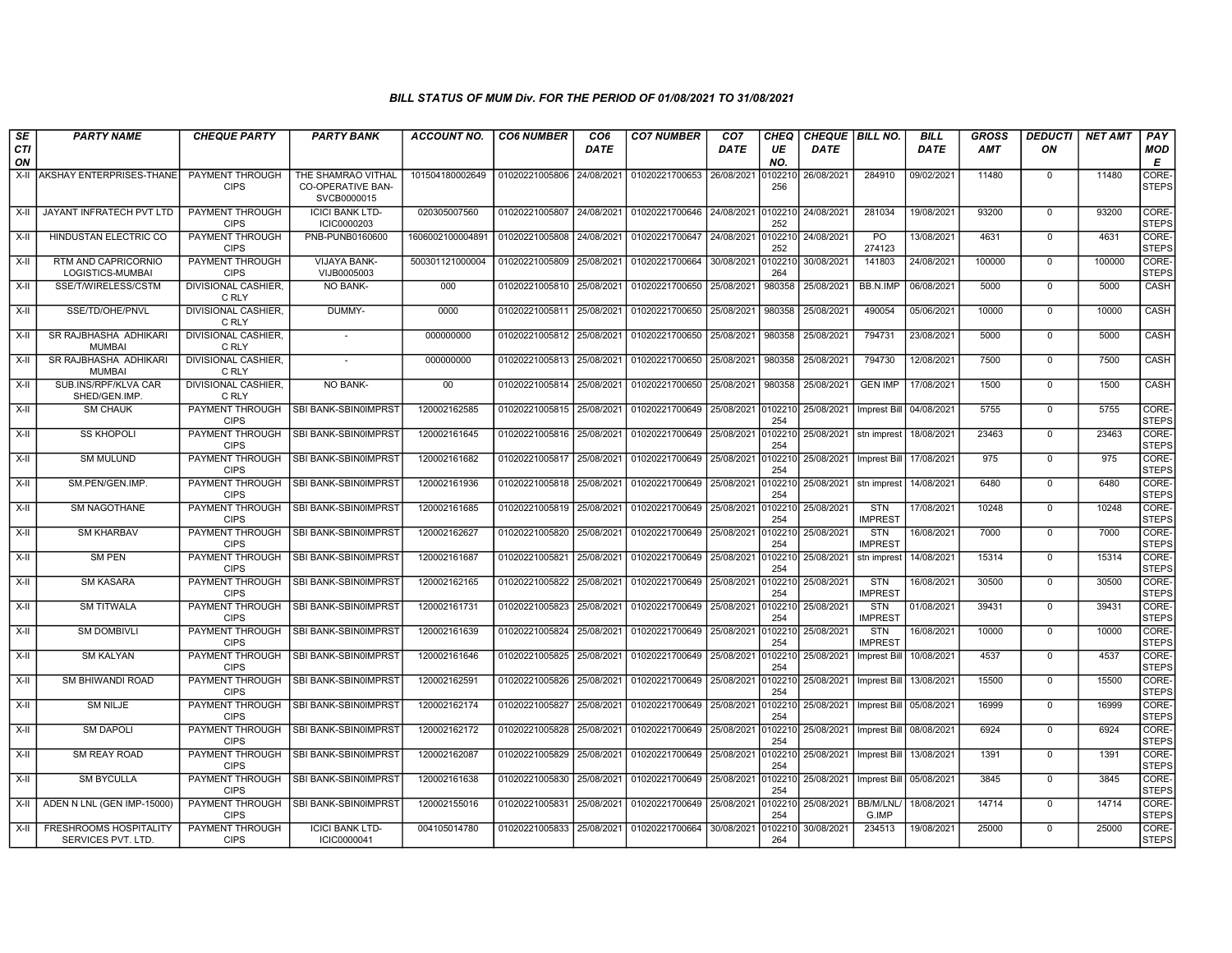### BILL STATUS OF MUM Div. FOR THE PERIOD OF 01/08/2021 TO 31/08/2021

| SECTION | PARTY NAME | CHEQUE PARTY | PARTY BANK | ACCOUNT NO. | CO6 NUMBER | CO6 DATE | CO7 NUMBER | CO7 DATE | CHEQUE NO. | CHEQUE DATE | BILL NO. | BILL DATE | GROSS AMT | DEDUCTION | NET AMT | PAY MODE |
|---|---|---|---|---|---|---|---|---|---|---|---|---|---|---|---|---|
| X-II | AKSHAY ENTERPRISES-THANE | PAYMENT THROUGH CIPS | THE SHAMRAO VITHAL CO-OPERATIVE BAN-SVCB0000015 | 101504180002649 | 01020221005806 | 24/08/2021 | 01020221700653 | 26/08/2021 | 0102210256 | 26/08/2021 | 284910 | 09/02/2021 | 11480 | 0 | 11480 | CORE-STEPS |
| X-II | JAYANT INFRATECH PVT LTD | PAYMENT THROUGH CIPS | ICICI BANK LTD-ICIC0000203 | 020305007560 | 01020221005807 | 24/08/2021 | 01020221700646 | 24/08/2021 | 0102210252 | 24/08/2021 | 281034 | 19/08/2021 | 93200 | 0 | 93200 | CORE-STEPS |
| X-II | HINDUSTAN ELECTRIC CO | PAYMENT THROUGH CIPS | PNB-PUNB0160600 | 1606002100004891 | 01020221005808 | 24/08/2021 | 01020221700647 | 24/08/2021 | 0102210252 | 24/08/2021 | PO 274123 | 13/08/2021 | 4631 | 0 | 4631 | CORE-STEPS |
| X-II | RTM AND CAPRICORNIO LOGISTICS-MUMBAI | PAYMENT THROUGH CIPS | VIJAYA BANK-VIJB0005003 | 500301121000004 | 01020221005809 | 25/08/2021 | 01020221700664 | 30/08/2021 | 0102210264 | 30/08/2021 | 141803 | 24/08/2021 | 100000 | 0 | 100000 | CORE-STEPS |
| X-II | SSE/T/WIRELESS/CSTM | DIVISIONAL CASHIER, C RLY | NO BANK- | 000 | 01020221005810 | 25/08/2021 | 01020221700650 | 25/08/2021 | 980358 | 25/08/2021 | BB.N.IMP | 06/08/2021 | 5000 | 0 | 5000 | CASH |
| X-II | SSE/TD/OHE/PNVL | DIVISIONAL CASHIER, C RLY | DUMMY- | 0000 | 01020221005811 | 25/08/2021 | 01020221700650 | 25/08/2021 | 980358 | 25/08/2021 | 490054 | 05/06/2021 | 10000 | 0 | 10000 | CASH |
| X-II | SR RAJBHASHA ADHIKARI MUMBAI | DIVISIONAL CASHIER, C RLY | - | 000000000 | 01020221005812 | 25/08/2021 | 01020221700650 | 25/08/2021 | 980358 | 25/08/2021 | 794731 | 23/08/2021 | 5000 | 0 | 5000 | CASH |
| X-II | SR RAJBHASHA ADHIKARI MUMBAI | DIVISIONAL CASHIER, C RLY | - | 000000000 | 01020221005813 | 25/08/2021 | 01020221700650 | 25/08/2021 | 980358 | 25/08/2021 | 794730 | 12/08/2021 | 7500 | 0 | 7500 | CASH |
| X-II | SUB.INS/RPF/KLVA CAR SHED/GEN.IMP. | DIVISIONAL CASHIER, C RLY | NO BANK- | 00 | 01020221005814 | 25/08/2021 | 01020221700650 | 25/08/2021 | 980358 | 25/08/2021 | GEN IMP | 17/08/2021 | 1500 | 0 | 1500 | CASH |
| X-II | SM CHAUK | PAYMENT THROUGH CIPS | SBI BANK-SBIN0IMPRST | 120002162585 | 01020221005815 | 25/08/2021 | 01020221700649 | 25/08/2021 | 0102210254 | 25/08/2021 | Imprest Bill | 04/08/2021 | 5755 | 0 | 5755 | CORE-STEPS |
| X-II | SS KHOPOLI | PAYMENT THROUGH CIPS | SBI BANK-SBIN0IMPRST | 120002161645 | 01020221005816 | 25/08/2021 | 01020221700649 | 25/08/2021 | 0102210254 | 25/08/2021 | stn imprest | 18/08/2021 | 23463 | 0 | 23463 | CORE-STEPS |
| X-II | SM MULUND | PAYMENT THROUGH CIPS | SBI BANK-SBIN0IMPRST | 120002161682 | 01020221005817 | 25/08/2021 | 01020221700649 | 25/08/2021 | 0102210254 | 25/08/2021 | Imprest Bill | 17/08/2021 | 975 | 0 | 975 | CORE-STEPS |
| X-II | SM.PEN/GEN.IMP. | PAYMENT THROUGH CIPS | SBI BANK-SBIN0IMPRST | 120002161936 | 01020221005818 | 25/08/2021 | 01020221700649 | 25/08/2021 | 0102210254 | 25/08/2021 | stn imprest | 14/08/2021 | 6480 | 0 | 6480 | CORE-STEPS |
| X-II | SM NAGOTHANE | PAYMENT THROUGH CIPS | SBI BANK-SBIN0IMPRST | 120002161685 | 01020221005819 | 25/08/2021 | 01020221700649 | 25/08/2021 | 0102210254 | 25/08/2021 | STN IMPREST | 17/08/2021 | 10248 | 0 | 10248 | CORE-STEPS |
| X-II | SM KHARBAV | PAYMENT THROUGH CIPS | SBI BANK-SBIN0IMPRST | 120002162627 | 01020221005820 | 25/08/2021 | 01020221700649 | 25/08/2021 | 0102210254 | 25/08/2021 | STN IMPREST | 16/08/2021 | 7000 | 0 | 7000 | CORE-STEPS |
| X-II | SM PEN | PAYMENT THROUGH CIPS | SBI BANK-SBIN0IMPRST | 120002161687 | 01020221005821 | 25/08/2021 | 01020221700649 | 25/08/2021 | 0102210254 | 25/08/2021 | stn imprest | 14/08/2021 | 15314 | 0 | 15314 | CORE-STEPS |
| X-II | SM KASARA | PAYMENT THROUGH CIPS | SBI BANK-SBIN0IMPRST | 120002162165 | 01020221005822 | 25/08/2021 | 01020221700649 | 25/08/2021 | 0102210254 | 25/08/2021 | STN IMPREST | 16/08/2021 | 30500 | 0 | 30500 | CORE-STEPS |
| X-II | SM TITWALA | PAYMENT THROUGH CIPS | SBI BANK-SBIN0IMPRST | 120002161731 | 01020221005823 | 25/08/2021 | 01020221700649 | 25/08/2021 | 0102210254 | 25/08/2021 | STN IMPREST | 01/08/2021 | 39431 | 0 | 39431 | CORE-STEPS |
| X-II | SM DOMBIVLI | PAYMENT THROUGH CIPS | SBI BANK-SBIN0IMPRST | 120002161639 | 01020221005824 | 25/08/2021 | 01020221700649 | 25/08/2021 | 0102210254 | 25/08/2021 | STN IMPREST | 16/08/2021 | 10000 | 0 | 10000 | CORE-STEPS |
| X-II | SM KALYAN | PAYMENT THROUGH CIPS | SBI BANK-SBIN0IMPRST | 120002161646 | 01020221005825 | 25/08/2021 | 01020221700649 | 25/08/2021 | 0102210254 | 25/08/2021 | Imprest Bill | 10/08/2021 | 4537 | 0 | 4537 | CORE-STEPS |
| X-II | SM BHIWANDI ROAD | PAYMENT THROUGH CIPS | SBI BANK-SBIN0IMPRST | 120002162591 | 01020221005826 | 25/08/2021 | 01020221700649 | 25/08/2021 | 0102210254 | 25/08/2021 | Imprest Bill | 13/08/2021 | 15500 | 0 | 15500 | CORE-STEPS |
| X-II | SM NILJE | PAYMENT THROUGH CIPS | SBI BANK-SBIN0IMPRST | 120002162174 | 01020221005827 | 25/08/2021 | 01020221700649 | 25/08/2021 | 0102210254 | 25/08/2021 | Imprest Bill | 05/08/2021 | 16999 | 0 | 16999 | CORE-STEPS |
| X-II | SM DAPOLI | PAYMENT THROUGH CIPS | SBI BANK-SBIN0IMPRST | 120002162172 | 01020221005828 | 25/08/2021 | 01020221700649 | 25/08/2021 | 0102210254 | 25/08/2021 | Imprest Bill | 08/08/2021 | 6924 | 0 | 6924 | CORE-STEPS |
| X-II | SM REAY ROAD | PAYMENT THROUGH CIPS | SBI BANK-SBIN0IMPRST | 120002162087 | 01020221005829 | 25/08/2021 | 01020221700649 | 25/08/2021 | 0102210254 | 25/08/2021 | Imprest Bill | 13/08/2021 | 1391 | 0 | 1391 | CORE-STEPS |
| X-II | SM BYCULLA | PAYMENT THROUGH CIPS | SBI BANK-SBIN0IMPRST | 120002161638 | 01020221005830 | 25/08/2021 | 01020221700649 | 25/08/2021 | 0102210254 | 25/08/2021 | Imprest Bill | 05/08/2021 | 3845 | 0 | 3845 | CORE-STEPS |
| X-II | ADEN N LNL (GEN IMP-15000) | PAYMENT THROUGH CIPS | SBI BANK-SBIN0IMPRST | 120002155016 | 01020221005831 | 25/08/2021 | 01020221700649 | 25/08/2021 | 0102210254 | 25/08/2021 | BB/M/LNL/G.IMP | 18/08/2021 | 14714 | 0 | 14714 | CORE-STEPS |
| X-II | FRESHROOMS HOSPITALITY SERVICES PVT. LTD. | PAYMENT THROUGH CIPS | ICICI BANK LTD-ICIC0000041 | 004105014780 | 01020221005833 | 25/08/2021 | 01020221700664 | 30/08/2021 | 0102210264 | 30/08/2021 | 234513 | 19/08/2021 | 25000 | 0 | 25000 | CORE-STEPS |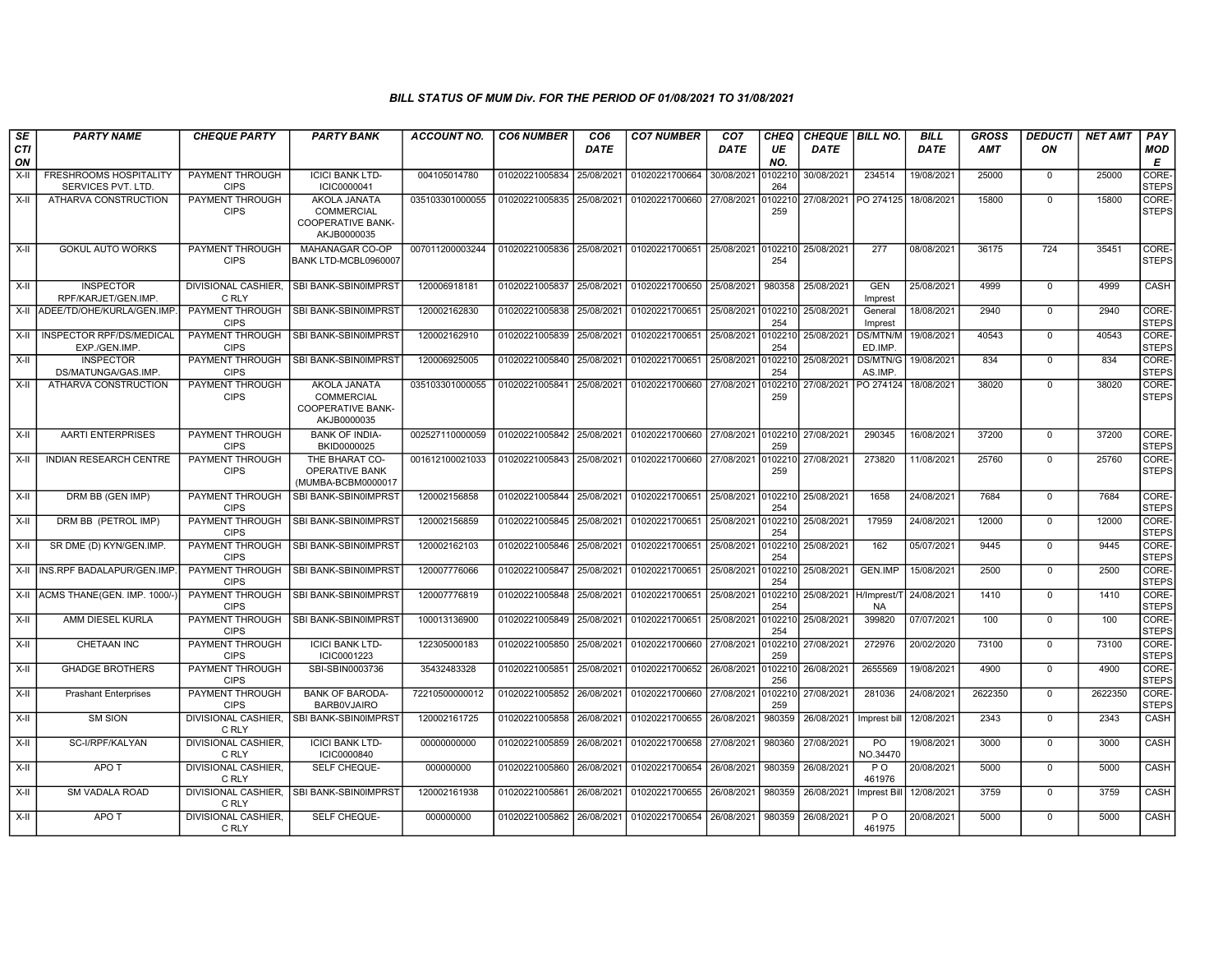## BILL STATUS OF MUM Div. FOR THE PERIOD OF 01/08/2021 TO 31/08/2021

| SECTION | PARTY NAME | CHEQUE PARTY | PARTY BANK | ACCOUNT NO. | CO6 NUMBER | CO6 DATE | CO7 NUMBER | CO7 DATE | CHEQUE NO. | CHEQUE DATE | BILL NO. | BILL DATE | GROSS AMT | DEDUCTION | NET AMT | PAY MODE |
|---|---|---|---|---|---|---|---|---|---|---|---|---|---|---|---|---|
| X-II | FRESHROOMS HOSPITALITY SERVICES PVT. LTD. | PAYMENT THROUGH CIPS | ICICI BANK LTD-ICIC0000041 | 004105014780 | 01020221005834 | 25/08/2021 | 01020221700664 | 30/08/2021 | 0102210264 | 30/08/2021 | 234514 | 19/08/2021 | 25000 | 0 | 25000 | CORE-STEPS |
| X-II | ATHARVA CONSTRUCTION | PAYMENT THROUGH CIPS | AKOLA JANATA COMMERCIAL COOPERATIVE BANK-AKJB0000035 | 035103301000055 | 01020221005835 | 25/08/2021 | 01020221700660 | 27/08/2021 | 0102210259 | 27/08/2021 | PO 274125 | 18/08/2021 | 15800 | 0 | 15800 | CORE-STEPS |
| X-II | GOKUL AUTO WORKS | PAYMENT THROUGH CIPS | MAHANAGAR CO-OP BANK LTD-MCBL0960007 | 007011200003244 | 01020221005836 | 25/08/2021 | 01020221700651 | 25/08/2021 | 0102210254 | 25/08/2021 | 277 | 08/08/2021 | 36175 | 724 | 35451 | CORE-STEPS |
| X-II | INSPECTOR RPF/KARJET/GEN.IMP. | DIVISIONAL CASHIER, C RLY | SBI BANK-SBIN0IMPRST | 120006918181 | 01020221005837 | 25/08/2021 | 01020221700650 | 25/08/2021 | 980358 | 25/08/2021 | GEN Imprest | 25/08/2021 | 4999 | 0 | 4999 | CASH |
| X-II | ADEE/TD/OHE/KURLA/GEN.IMP. | PAYMENT THROUGH CIPS | SBI BANK-SBIN0IMPRST | 120002162830 | 01020221005838 | 25/08/2021 | 01020221700651 | 25/08/2021 | 0102210254 | 25/08/2021 | General Imprest | 18/08/2021 | 2940 | 0 | 2940 | CORE-STEPS |
| X-II | INSPECTOR RPF/DS/MEDICAL EXP./GEN.IMP. | PAYMENT THROUGH CIPS | SBI BANK-SBIN0IMPRST | 120002162910 | 01020221005839 | 25/08/2021 | 01020221700651 | 25/08/2021 | 0102210254 | 25/08/2021 | DS/MTN/MED.IMP. | 19/08/2021 | 40543 | 0 | 40543 | CORE-STEPS |
| X-II | INSPECTOR DS/MATUNGA/GAS.IMP. | PAYMENT THROUGH CIPS | SBI BANK-SBIN0IMPRST | 120006925005 | 01020221005840 | 25/08/2021 | 01020221700651 | 25/08/2021 | 0102210254 | 25/08/2021 | DS/MTN/GAS.IMP. | 19/08/2021 | 834 | 0 | 834 | CORE-STEPS |
| X-II | ATHARVA CONSTRUCTION | PAYMENT THROUGH CIPS | AKOLA JANATA COMMERCIAL COOPERATIVE BANK-AKJB0000035 | 035103301000055 | 01020221005841 | 25/08/2021 | 01020221700660 | 27/08/2021 | 0102210259 | 27/08/2021 | PO 274124 | 18/08/2021 | 38020 | 0 | 38020 | CORE-STEPS |
| X-II | AARTI ENTERPRISES | PAYMENT THROUGH CIPS | BANK OF INDIA-BKID0000025 | 002527110000059 | 01020221005842 | 25/08/2021 | 01020221700660 | 27/08/2021 | 0102210259 | 27/08/2021 | 290345 | 16/08/2021 | 37200 | 0 | 37200 | CORE-STEPS |
| X-II | INDIAN RESEARCH CENTRE | PAYMENT THROUGH CIPS | THE BHARAT CO-OPERATIVE BANK (MUMBA-BCBM0000017 | 001612100021033 | 01020221005843 | 25/08/2021 | 01020221700660 | 27/08/2021 | 0102210259 | 27/08/2021 | 273820 | 11/08/2021 | 25760 | 0 | 25760 | CORE-STEPS |
| X-II | DRM BB (GEN IMP) | PAYMENT THROUGH CIPS | SBI BANK-SBIN0IMPRST | 120002156858 | 01020221005844 | 25/08/2021 | 01020221700651 | 25/08/2021 | 0102210254 | 25/08/2021 | 1658 | 24/08/2021 | 7684 | 0 | 7684 | CORE-STEPS |
| X-II | DRM BB (PETROL IMP) | PAYMENT THROUGH CIPS | SBI BANK-SBIN0IMPRST | 120002156859 | 01020221005845 | 25/08/2021 | 01020221700651 | 25/08/2021 | 0102210254 | 25/08/2021 | 17959 | 24/08/2021 | 12000 | 0 | 12000 | CORE-STEPS |
| X-II | SR DME (D) KYN/GEN.IMP. | PAYMENT THROUGH CIPS | SBI BANK-SBIN0IMPRST | 120002162103 | 01020221005846 | 25/08/2021 | 01020221700651 | 25/08/2021 | 0102210254 | 25/08/2021 | 162 | 05/07/2021 | 9445 | 0 | 9445 | CORE-STEPS |
| X-II | INS.RPF BADALAPUR/GEN.IMP. | PAYMENT THROUGH CIPS | SBI BANK-SBIN0IMPRST | 120007776066 | 01020221005847 | 25/08/2021 | 01020221700651 | 25/08/2021 | 0102210254 | 25/08/2021 | GEN.IMP | 15/08/2021 | 2500 | 0 | 2500 | CORE-STEPS |
| X-II | ACMS THANE(GEN. IMP. 1000/-) | PAYMENT THROUGH CIPS | SBI BANK-SBIN0IMPRST | 120007776819 | 01020221005848 | 25/08/2021 | 01020221700651 | 25/08/2021 | 0102210254 | 25/08/2021 | H/Imprest/TNA | 24/08/2021 | 1410 | 0 | 1410 | CORE-STEPS |
| X-II | AMM DIESEL KURLA | PAYMENT THROUGH CIPS | SBI BANK-SBIN0IMPRST | 100013136900 | 01020221005849 | 25/08/2021 | 01020221700651 | 25/08/2021 | 0102210254 | 25/08/2021 | 399820 | 07/07/2021 | 100 | 0 | 100 | CORE-STEPS |
| X-II | CHETAAN INC | PAYMENT THROUGH CIPS | ICICI BANK LTD-ICIC0001223 | 122305000183 | 01020221005850 | 25/08/2021 | 01020221700660 | 27/08/2021 | 0102210259 | 27/08/2021 | 272976 | 20/02/2020 | 73100 | 0 | 73100 | CORE-STEPS |
| X-II | GHADGE BROTHERS | PAYMENT THROUGH CIPS | SBI-SBIN0003736 | 35432483328 | 01020221005851 | 25/08/2021 | 01020221700652 | 26/08/2021 | 0102210256 | 26/08/2021 | 2655569 | 19/08/2021 | 4900 | 0 | 4900 | CORE-STEPS |
| X-II | Prashant Enterprises | PAYMENT THROUGH CIPS | BANK OF BARODA-BARB0VJAIRO | 72210500000012 | 01020221005852 | 26/08/2021 | 01020221700660 | 27/08/2021 | 0102210259 | 27/08/2021 | 281036 | 24/08/2021 | 2622350 | 0 | 2622350 | CORE-STEPS |
| X-II | SM SION | DIVISIONAL CASHIER, C RLY | SBI BANK-SBIN0IMPRST | 120002161725 | 01020221005858 | 26/08/2021 | 01020221700655 | 26/08/2021 | 980359 | 26/08/2021 | Imprest bill | 12/08/2021 | 2343 | 0 | 2343 | CASH |
| X-II | SC-I/RPF/KALYAN | DIVISIONAL CASHIER, C RLY | ICICI BANK LTD-ICIC0000840 | 00000000000 | 01020221005859 | 26/08/2021 | 01020221700658 | 27/08/2021 | 980360 | 27/08/2021 | PO NO.34470 | 19/08/2021 | 3000 | 0 | 3000 | CASH |
| X-II | APO T | DIVISIONAL CASHIER, C RLY | SELF CHEQUE- | 000000000 | 01020221005860 | 26/08/2021 | 01020221700654 | 26/08/2021 | 980359 | 26/08/2021 | P O 461976 | 20/08/2021 | 5000 | 0 | 5000 | CASH |
| X-II | SM VADALA ROAD | DIVISIONAL CASHIER, C RLY | SBI BANK-SBIN0IMPRST | 120002161938 | 01020221005861 | 26/08/2021 | 01020221700655 | 26/08/2021 | 980359 | 26/08/2021 | Imprest Bill | 12/08/2021 | 3759 | 0 | 3759 | CASH |
| X-II | APO T | DIVISIONAL CASHIER, C RLY | SELF CHEQUE- | 000000000 | 01020221005862 | 26/08/2021 | 01020221700654 | 26/08/2021 | 980359 | 26/08/2021 | P O 461975 | 20/08/2021 | 5000 | 0 | 5000 | CASH |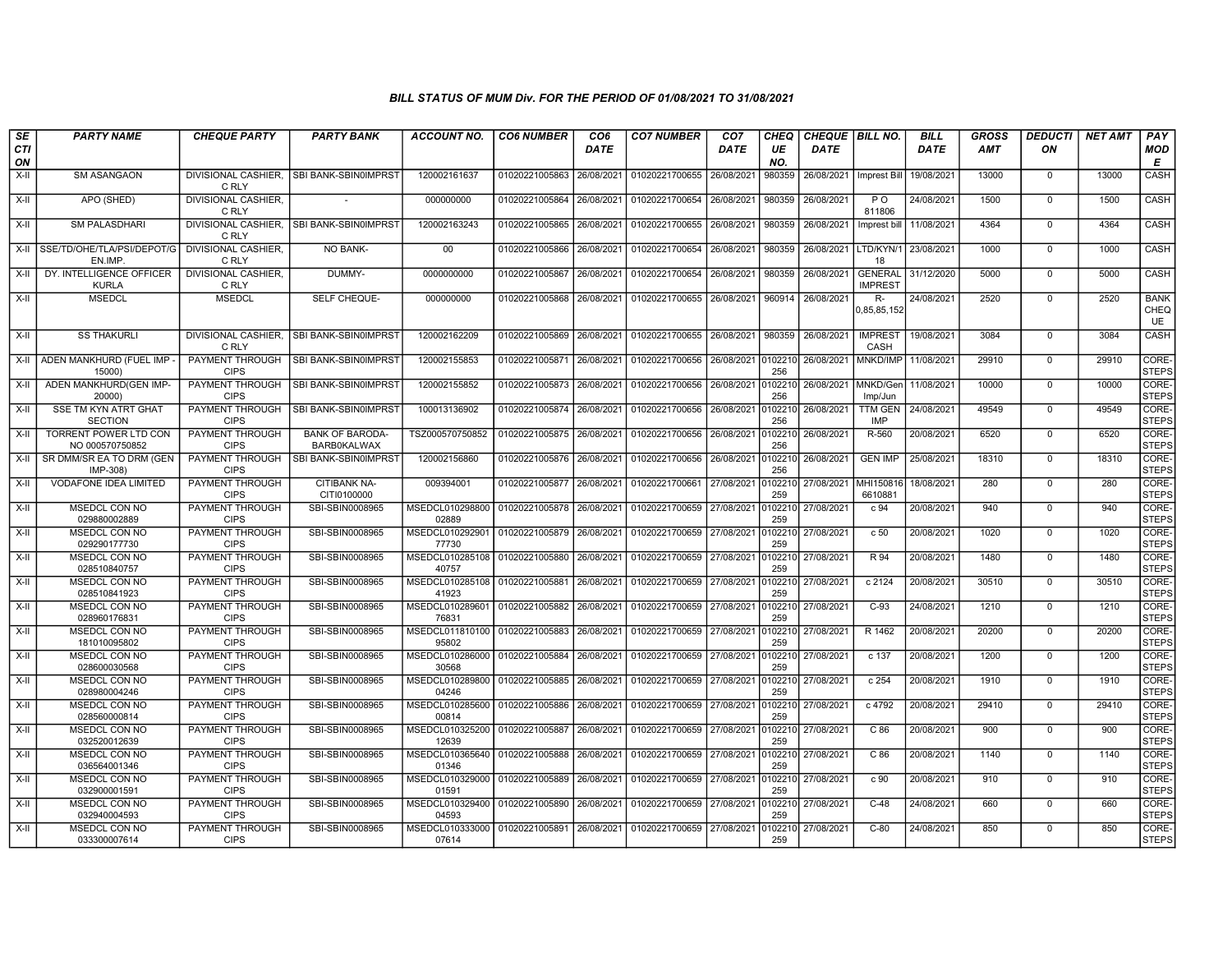*BILL STATUS OF MUM Div. FOR THE PERIOD OF 01/08/2021 TO 31/08/2021*

| SECTION | PARTY NAME | CHEQUE PARTY | PARTY BANK | ACCOUNT NO. | CO6 NUMBER | CO6 DATE | CO7 NUMBER | CO7 DATE | CHEQUE NO. | CHEQUE DATE | BILL NO. | BILL DATE | GROSS AMT | DEDUCTION | NET AMT | PAY MODE |
|---|---|---|---|---|---|---|---|---|---|---|---|---|---|---|---|---|
| X-II | SM ASANGAON | DIVISIONAL CASHIER, C RLY | SBI BANK-SBIN0IMPRST | 120002161637 | 01020221005863 | 26/08/2021 | 01020221700655 | 26/08/2021 | 980359 | 26/08/2021 | Imprest Bill | 19/08/2021 | 13000 | 0 | 13000 | CASH |
| X-II | APO (SHED) | DIVISIONAL CASHIER, C RLY | - | 000000000 | 01020221005864 | 26/08/2021 | 01020221700654 | 26/08/2021 | 980359 | 26/08/2021 | P O 811806 | 24/08/2021 | 1500 | 0 | 1500 | CASH |
| X-II | SM PALASDHARI | DIVISIONAL CASHIER, C RLY | SBI BANK-SBIN0IMPRST | 120002163243 | 01020221005865 | 26/08/2021 | 01020221700655 | 26/08/2021 | 980359 | 26/08/2021 | Imprest bill | 11/08/2021 | 4364 | 0 | 4364 | CASH |
| X-II | SSE/TD/OHE/TLA/PSI/DEPOT/G EN.IMP. | DIVISIONAL CASHIER, C RLY | NO BANK- | 00 | 01020221005866 | 26/08/2021 | 01020221700654 | 26/08/2021 | 980359 | 26/08/2021 | LTD/KYN/1 18 | 23/08/2021 | 1000 | 0 | 1000 | CASH |
| X-II | DY. INTELLIGENCE OFFICER KURLA | DIVISIONAL CASHIER, C RLY | DUMMY- | 0000000000 | 01020221005867 | 26/08/2021 | 01020221700654 | 26/08/2021 | 980359 | 26/08/2021 | GENERAL IMPREST | 31/12/2020 | 5000 | 0 | 5000 | CASH |
| X-II | MSEDCL | MSEDCL | SELF CHEQUE- | 000000000 | 01020221005868 | 26/08/2021 | 01020221700655 | 26/08/2021 | 960914 | 26/08/2021 | R-0,85,85,152 | 24/08/2021 | 2520 | 0 | 2520 | BANK CHEQUE |
| X-II | SS THAKURLI | DIVISIONAL CASHIER, C RLY | SBI BANK-SBIN0IMPRST | 120002162209 | 01020221005869 | 26/08/2021 | 01020221700655 | 26/08/2021 | 980359 | 26/08/2021 | IMPREST CASH | 19/08/2021 | 3084 | 0 | 3084 | CASH |
| X-II | ADEN MANKHURD (FUEL IMP - 15000) | PAYMENT THROUGH CIPS | SBI BANK-SBIN0IMPRST | 120002155853 | 01020221005871 | 26/08/2021 | 01020221700656 | 26/08/2021 | 0102210256 | 26/08/2021 | MNKD/IMP | 11/08/2021 | 29910 | 0 | 29910 | CORE-STEPS |
| X-II | ADEN MANKHURD(GEN IMP-20000) | PAYMENT THROUGH CIPS | SBI BANK-SBIN0IMPRST | 120002155852 | 01020221005873 | 26/08/2021 | 01020221700656 | 26/08/2021 | 0102210256 | 26/08/2021 | MNKD/Gen Imp/Jun | 11/08/2021 | 10000 | 0 | 10000 | CORE-STEPS |
| X-II | SSE TM KYN ATRT GHAT SECTION | PAYMENT THROUGH CIPS | SBI BANK-SBIN0IMPRST | 100013136902 | 01020221005874 | 26/08/2021 | 01020221700656 | 26/08/2021 | 0102210256 | 26/08/2021 | TTM GEN IMP | 24/08/2021 | 49549 | 0 | 49549 | CORE-STEPS |
| X-II | TORRENT POWER LTD CON NO 000570750852 | PAYMENT THROUGH CIPS | BANK OF BARODA-BARB0KALWAX | TSZ000570750852 | 01020221005875 | 26/08/2021 | 01020221700656 | 26/08/2021 | 0102210256 | 26/08/2021 | R-560 | 20/08/2021 | 6520 | 0 | 6520 | CORE-STEPS |
| X-II | SR DMM/SR EA TO DRM (GEN IMP-308) | PAYMENT THROUGH CIPS | SBI BANK-SBIN0IMPRST | 120002156860 | 01020221005876 | 26/08/2021 | 01020221700656 | 26/08/2021 | 0102210256 | 26/08/2021 | GEN IMP | 25/08/2021 | 18310 | 0 | 18310 | CORE-STEPS |
| X-II | VODAFONE IDEA LIMITED | PAYMENT THROUGH CIPS | CITIBANK NA-CITI0100000 | 009394001 | 01020221005877 | 26/08/2021 | 01020221700661 | 27/08/2021 | 0102210259 | 27/08/2021 | MHI150816 6610881 | 18/08/2021 | 280 | 0 | 280 | CORE-STEPS |
| X-II | MSEDCL CON NO 029880002889 | PAYMENT THROUGH CIPS | SBI-SBIN0008965 | MSEDCL010298800 02889 | 01020221005878 | 26/08/2021 | 01020221700659 | 27/08/2021 | 0102210259 | 27/08/2021 | c 94 | 20/08/2021 | 940 | 0 | 940 | CORE-STEPS |
| X-II | MSEDCL CON NO 029290177730 | PAYMENT THROUGH CIPS | SBI-SBIN0008965 | MSEDCL010292901 77730 | 01020221005879 | 26/08/2021 | 01020221700659 | 27/08/2021 | 0102210259 | 27/08/2021 | c 50 | 20/08/2021 | 1020 | 0 | 1020 | CORE-STEPS |
| X-II | MSEDCL CON NO 028510840757 | PAYMENT THROUGH CIPS | SBI-SBIN0008965 | MSEDCL010285108 40757 | 01020221005880 | 26/08/2021 | 01020221700659 | 27/08/2021 | 0102210259 | 27/08/2021 | R 94 | 20/08/2021 | 1480 | 0 | 1480 | CORE-STEPS |
| X-II | MSEDCL CON NO 028510841923 | PAYMENT THROUGH CIPS | SBI-SBIN0008965 | MSEDCL010285108 41923 | 01020221005881 | 26/08/2021 | 01020221700659 | 27/08/2021 | 0102210259 | 27/08/2021 | c 2124 | 20/08/2021 | 30510 | 0 | 30510 | CORE-STEPS |
| X-II | MSEDCL CON NO 028960176831 | PAYMENT THROUGH CIPS | SBI-SBIN0008965 | MSEDCL010289601 76831 | 01020221005882 | 26/08/2021 | 01020221700659 | 27/08/2021 | 0102210259 | 27/08/2021 | C-93 | 24/08/2021 | 1210 | 0 | 1210 | CORE-STEPS |
| X-II | MSEDCL CON NO 181010095802 | PAYMENT THROUGH CIPS | SBI-SBIN0008965 | MSEDCL011810100 95802 | 01020221005883 | 26/08/2021 | 01020221700659 | 27/08/2021 | 0102210259 | 27/08/2021 | R 1462 | 20/08/2021 | 20200 | 0 | 20200 | CORE-STEPS |
| X-II | MSEDCL CON NO 028600030568 | PAYMENT THROUGH CIPS | SBI-SBIN0008965 | MSEDCL010286000 30568 | 01020221005884 | 26/08/2021 | 01020221700659 | 27/08/2021 | 0102210259 | 27/08/2021 | c 137 | 20/08/2021 | 1200 | 0 | 1200 | CORE-STEPS |
| X-II | MSEDCL CON NO 028980004246 | PAYMENT THROUGH CIPS | SBI-SBIN0008965 | MSEDCL010289800 04246 | 01020221005885 | 26/08/2021 | 01020221700659 | 27/08/2021 | 0102210259 | 27/08/2021 | c 254 | 20/08/2021 | 1910 | 0 | 1910 | CORE-STEPS |
| X-II | MSEDCL CON NO 028560000814 | PAYMENT THROUGH CIPS | SBI-SBIN0008965 | MSEDCL010285600 00814 | 01020221005886 | 26/08/2021 | 01020221700659 | 27/08/2021 | 0102210259 | 27/08/2021 | c 4792 | 20/08/2021 | 29410 | 0 | 29410 | CORE-STEPS |
| X-II | MSEDCL CON NO 032520012639 | PAYMENT THROUGH CIPS | SBI-SBIN0008965 | MSEDCL010325200 12639 | 01020221005887 | 26/08/2021 | 01020221700659 | 27/08/2021 | 0102210259 | 27/08/2021 | C 86 | 20/08/2021 | 900 | 0 | 900 | CORE-STEPS |
| X-II | MSEDCL CON NO 036564001346 | PAYMENT THROUGH CIPS | SBI-SBIN0008965 | MSEDCL010365640 01346 | 01020221005888 | 26/08/2021 | 01020221700659 | 27/08/2021 | 0102210259 | 27/08/2021 | C 86 | 20/08/2021 | 1140 | 0 | 1140 | CORE-STEPS |
| X-II | MSEDCL CON NO 032900001591 | PAYMENT THROUGH CIPS | SBI-SBIN0008965 | MSEDCL010329000 01591 | 01020221005889 | 26/08/2021 | 01020221700659 | 27/08/2021 | 0102210259 | 27/08/2021 | c 90 | 20/08/2021 | 910 | 0 | 910 | CORE-STEPS |
| X-II | MSEDCL CON NO 032940004593 | PAYMENT THROUGH CIPS | SBI-SBIN0008965 | MSEDCL010329400 04593 | 01020221005890 | 26/08/2021 | 01020221700659 | 27/08/2021 | 0102210259 | 27/08/2021 | C-48 | 24/08/2021 | 660 | 0 | 660 | CORE-STEPS |
| X-II | MSEDCL CON NO 033300007614 | PAYMENT THROUGH CIPS | SBI-SBIN0008965 | MSEDCL010333000 07614 | 01020221005891 | 26/08/2021 | 01020221700659 | 27/08/2021 | 0102210259 | 27/08/2021 | C-80 | 24/08/2021 | 850 | 0 | 850 | CORE-STEPS |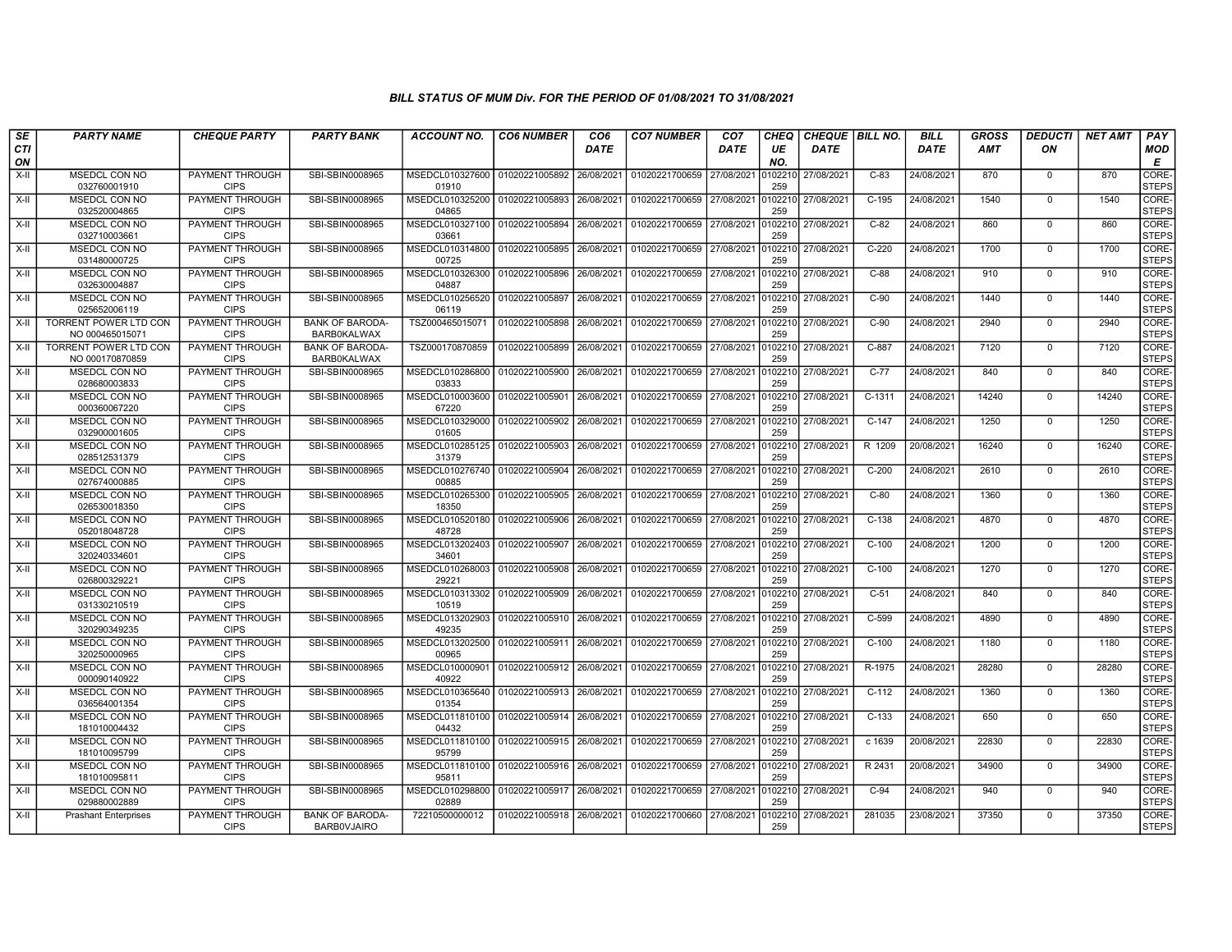### BILL STATUS OF MUM Div. FOR THE PERIOD OF 01/08/2021 TO 31/08/2021

| SECTION | PARTY NAME | CHEQUE PARTY | PARTY BANK | ACCOUNT NO. | CO6 NUMBER | CO6 DATE | CO7 NUMBER | CO7 DATE | CHEQUE NO. | CHEQUE DATE | BILL NO. | BILL DATE | GROSS AMT | DEDUCTION | NET AMT | PAY MODE |
|---|---|---|---|---|---|---|---|---|---|---|---|---|---|---|---|---|
| X-II | MSEDCL CON NO 032760001910 | PAYMENT THROUGH CIPS | SBI-SBIN0008965 | MSEDCL01032760001910 | 01020221005892 | 26/08/2021 | 01020221700659 | 27/08/2021 | 0102210259 | 27/08/2021 | C-83 | 24/08/2021 | 870 | 0 | 870 | CORE-STEPS |
| X-II | MSEDCL CON NO 032520004865 | PAYMENT THROUGH CIPS | SBI-SBIN0008965 | MSEDCL01032520004865 | 01020221005893 | 26/08/2021 | 01020221700659 | 27/08/2021 | 0102210259 | 27/08/2021 | C-195 | 24/08/2021 | 1540 | 0 | 1540 | CORE-STEPS |
| X-II | MSEDCL CON NO 032710003661 | PAYMENT THROUGH CIPS | SBI-SBIN0008965 | MSEDCL01032710003661 | 01020221005894 | 26/08/2021 | 01020221700659 | 27/08/2021 | 0102210259 | 27/08/2021 | C-82 | 24/08/2021 | 860 | 0 | 860 | CORE-STEPS |
| X-II | MSEDCL CON NO 031480000725 | PAYMENT THROUGH CIPS | SBI-SBIN0008965 | MSEDCL01031480000725 | 01020221005895 | 26/08/2021 | 01020221700659 | 27/08/2021 | 0102210259 | 27/08/2021 | C-220 | 24/08/2021 | 1700 | 0 | 1700 | CORE-STEPS |
| X-II | MSEDCL CON NO 032630004887 | PAYMENT THROUGH CIPS | SBI-SBIN0008965 | MSEDCL01032630004887 | 01020221005896 | 26/08/2021 | 01020221700659 | 27/08/2021 | 0102210259 | 27/08/2021 | C-88 | 24/08/2021 | 910 | 0 | 910 | CORE-STEPS |
| X-II | MSEDCL CON NO 025652006119 | PAYMENT THROUGH CIPS | SBI-SBIN0008965 | MSEDCL01025652006119 | 01020221005897 | 26/08/2021 | 01020221700659 | 27/08/2021 | 0102210259 | 27/08/2021 | C-90 | 24/08/2021 | 1440 | 0 | 1440 | CORE-STEPS |
| X-II | TORRENT POWER LTD CON NO 000465015071 | PAYMENT THROUGH CIPS | BANK OF BARODA-BARB0KALWAX | TSZ000465015071 | 01020221005898 | 26/08/2021 | 01020221700659 | 27/08/2021 | 0102210259 | 27/08/2021 | C-90 | 24/08/2021 | 2940 | 0 | 2940 | CORE-STEPS |
| X-II | TORRENT POWER LTD CON NO 000170870859 | PAYMENT THROUGH CIPS | BANK OF BARODA-BARB0KALWAX | TSZ000170870859 | 01020221005899 | 26/08/2021 | 01020221700659 | 27/08/2021 | 0102210259 | 27/08/2021 | C-887 | 24/08/2021 | 7120 | 0 | 7120 | CORE-STEPS |
| X-II | MSEDCL CON NO 028680003833 | PAYMENT THROUGH CIPS | SBI-SBIN0008965 | MSEDCL01028680003833 | 01020221005900 | 26/08/2021 | 01020221700659 | 27/08/2021 | 0102210259 | 27/08/2021 | C-77 | 24/08/2021 | 840 | 0 | 840 | CORE-STEPS |
| X-II | MSEDCL CON NO 000360067220 | PAYMENT THROUGH CIPS | SBI-SBIN0008965 | MSEDCL01000360067220 | 01020221005901 | 26/08/2021 | 01020221700659 | 27/08/2021 | 0102210259 | 27/08/2021 | C-1311 | 24/08/2021 | 14240 | 0 | 14240 | CORE-STEPS |
| X-II | MSEDCL CON NO 032900001605 | PAYMENT THROUGH CIPS | SBI-SBIN0008965 | MSEDCL01032900001605 | 01020221005902 | 26/08/2021 | 01020221700659 | 27/08/2021 | 0102210259 | 27/08/2021 | C-147 | 24/08/2021 | 1250 | 0 | 1250 | CORE-STEPS |
| X-II | MSEDCL CON NO 028512531379 | PAYMENT THROUGH CIPS | SBI-SBIN0008965 | MSEDCL01028512531379 | 01020221005903 | 26/08/2021 | 01020221700659 | 27/08/2021 | 0102210259 | 27/08/2021 | R 1209 | 20/08/2021 | 16240 | 0 | 16240 | CORE-STEPS |
| X-II | MSEDCL CON NO 027674000885 | PAYMENT THROUGH CIPS | SBI-SBIN0008965 | MSEDCL01027674000885 | 01020221005904 | 26/08/2021 | 01020221700659 | 27/08/2021 | 0102210259 | 27/08/2021 | C-200 | 24/08/2021 | 2610 | 0 | 2610 | CORE-STEPS |
| X-II | MSEDCL CON NO 026530018350 | PAYMENT THROUGH CIPS | SBI-SBIN0008965 | MSEDCL01026530018350 | 01020221005905 | 26/08/2021 | 01020221700659 | 27/08/2021 | 0102210259 | 27/08/2021 | C-80 | 24/08/2021 | 1360 | 0 | 1360 | CORE-STEPS |
| X-II | MSEDCL CON NO 052018048728 | PAYMENT THROUGH CIPS | SBI-SBIN0008965 | MSEDCL01052018048728 | 01020221005906 | 26/08/2021 | 01020221700659 | 27/08/2021 | 0102210259 | 27/08/2021 | C-138 | 24/08/2021 | 4870 | 0 | 4870 | CORE-STEPS |
| X-II | MSEDCL CON NO 320240334601 | PAYMENT THROUGH CIPS | SBI-SBIN0008965 | MSEDCL01320240334601 | 01020221005907 | 26/08/2021 | 01020221700659 | 27/08/2021 | 0102210259 | 27/08/2021 | C-100 | 24/08/2021 | 1200 | 0 | 1200 | CORE-STEPS |
| X-II | MSEDCL CON NO 026800329221 | PAYMENT THROUGH CIPS | SBI-SBIN0008965 | MSEDCL01026800329221 | 01020221005908 | 26/08/2021 | 01020221700659 | 27/08/2021 | 0102210259 | 27/08/2021 | C-100 | 24/08/2021 | 1270 | 0 | 1270 | CORE-STEPS |
| X-II | MSEDCL CON NO 031330210519 | PAYMENT THROUGH CIPS | SBI-SBIN0008965 | MSEDCL01031330210519 | 01020221005909 | 26/08/2021 | 01020221700659 | 27/08/2021 | 0102210259 | 27/08/2021 | C-51 | 24/08/2021 | 840 | 0 | 840 | CORE-STEPS |
| X-II | MSEDCL CON NO 320290349235 | PAYMENT THROUGH CIPS | SBI-SBIN0008965 | MSEDCL01320290349235 | 01020221005910 | 26/08/2021 | 01020221700659 | 27/08/2021 | 0102210259 | 27/08/2021 | C-599 | 24/08/2021 | 4890 | 0 | 4890 | CORE-STEPS |
| X-II | MSEDCL CON NO 320250000965 | PAYMENT THROUGH CIPS | SBI-SBIN0008965 | MSEDCL01320250000965 | 01020221005911 | 26/08/2021 | 01020221700659 | 27/08/2021 | 0102210259 | 27/08/2021 | C-100 | 24/08/2021 | 1180 | 0 | 1180 | CORE-STEPS |
| X-II | MSEDCL CON NO 000090140922 | PAYMENT THROUGH CIPS | SBI-SBIN0008965 | MSEDCL01000090140922 | 01020221005912 | 26/08/2021 | 01020221700659 | 27/08/2021 | 0102210259 | 27/08/2021 | R-1975 | 24/08/2021 | 28280 | 0 | 28280 | CORE-STEPS |
| X-II | MSEDCL CON NO 036564001354 | PAYMENT THROUGH CIPS | SBI-SBIN0008965 | MSEDCL01036564001354 | 01020221005913 | 26/08/2021 | 01020221700659 | 27/08/2021 | 0102210259 | 27/08/2021 | C-112 | 24/08/2021 | 1360 | 0 | 1360 | CORE-STEPS |
| X-II | MSEDCL CON NO 181010004432 | PAYMENT THROUGH CIPS | SBI-SBIN0008965 | MSEDCL01181010004432 | 01020221005914 | 26/08/2021 | 01020221700659 | 27/08/2021 | 0102210259 | 27/08/2021 | C-133 | 24/08/2021 | 650 | 0 | 650 | CORE-STEPS |
| X-II | MSEDCL CON NO 181010095799 | PAYMENT THROUGH CIPS | SBI-SBIN0008965 | MSEDCL01181010095799 | 01020221005915 | 26/08/2021 | 01020221700659 | 27/08/2021 | 0102210259 | 27/08/2021 | c 1639 | 20/08/2021 | 22830 | 0 | 22830 | CORE-STEPS |
| X-II | MSEDCL CON NO 181010095811 | PAYMENT THROUGH CIPS | SBI-SBIN0008965 | MSEDCL01181010095811 | 01020221005916 | 26/08/2021 | 01020221700659 | 27/08/2021 | 0102210259 | 27/08/2021 | R 2431 | 20/08/2021 | 34900 | 0 | 34900 | CORE-STEPS |
| X-II | MSEDCL CON NO 029880002889 | PAYMENT THROUGH CIPS | SBI-SBIN0008965 | MSEDCL01029880002889 | 01020221005917 | 26/08/2021 | 01020221700659 | 27/08/2021 | 0102210259 | 27/08/2021 | C-94 | 24/08/2021 | 940 | 0 | 940 | CORE-STEPS |
| X-II | Prashant Enterprises | PAYMENT THROUGH CIPS | BANK OF BARODA-BARB0VJAIRO | 72210500000012 | 01020221005918 | 26/08/2021 | 01020221700660 | 27/08/2021 | 0102210259 | 27/08/2021 | 281035 | 23/08/2021 | 37350 | 0 | 37350 | CORE-STEPS |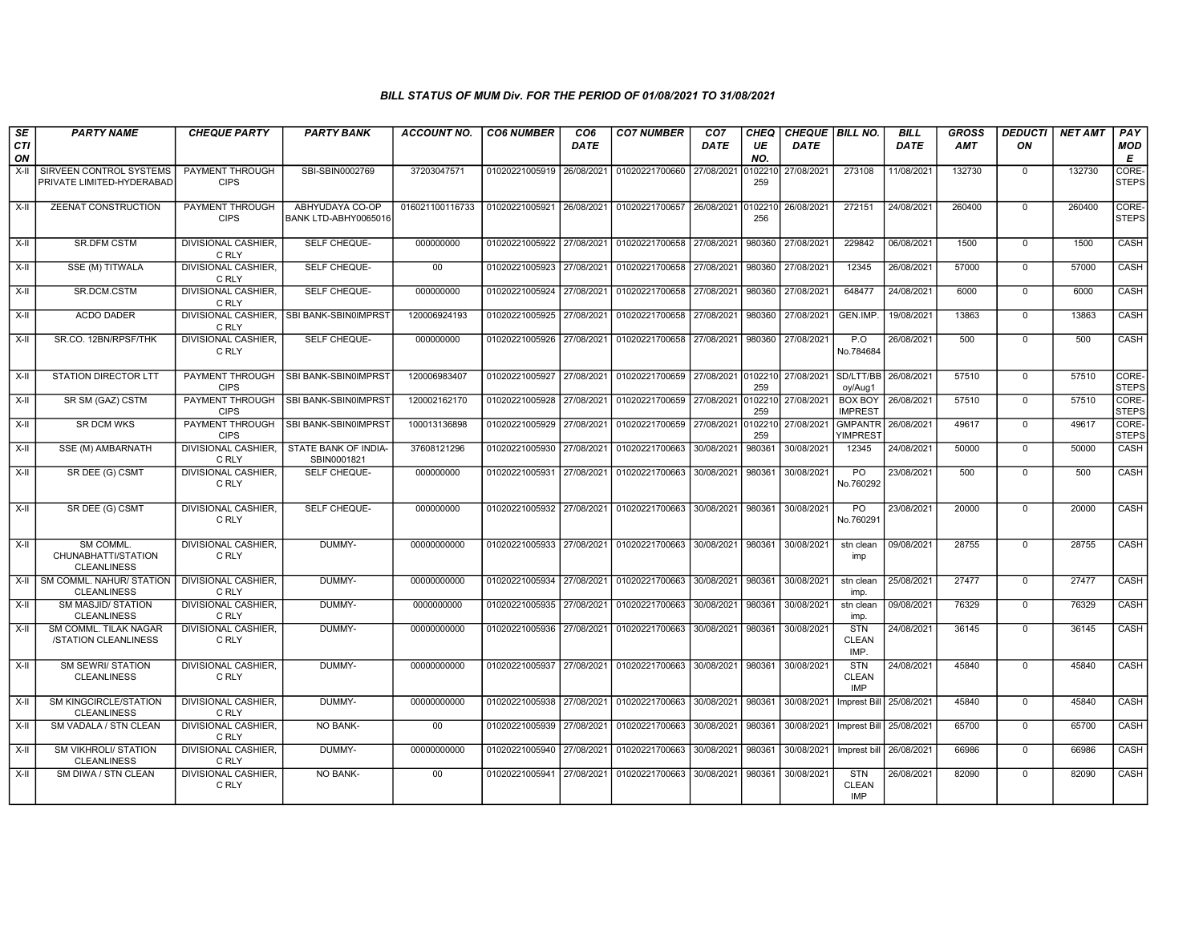### BILL STATUS OF MUM Div. FOR THE PERIOD OF 01/08/2021 TO 31/08/2021

| SECTION | PARTY NAME | CHEQUE PARTY | PARTY BANK | ACCOUNT NO. | CO6 NUMBER | CO6 DATE | CO7 NUMBER | CO7 DATE | CHEQUE NO. | CHEQUE DATE | BILL NO. | BILL DATE | GROSS AMT | DEDUCTION | NET AMT | PAY MODE |
|---|---|---|---|---|---|---|---|---|---|---|---|---|---|---|---|---|
| X-II | SIRVEEN CONTROL SYSTEMS PRIVATE LIMITED-HYDERABAD | PAYMENT THROUGH CIPS | SBI-SBIN0002769 | 37203047571 | 01020221005919 | 26/08/2021 | 01020221700660 | 27/08/2021 | 0102210259 | 27/08/2021 | 273108 | 11/08/2021 | 132730 | 0 | 132730 | CORE-STEPS |
| X-II | ZEENAT CONSTRUCTION | PAYMENT THROUGH CIPS | ABHYUDAYA CO-OP BANK LTD-ABHY0065016 | 016021100116733 | 01020221005921 | 26/08/2021 | 01020221700657 | 26/08/2021 | 0102210256 | 26/08/2021 | 272151 | 24/08/2021 | 260400 | 0 | 260400 | CORE-STEPS |
| X-II | SR.DFM CSTM | DIVISIONAL CASHIER, C RLY | SELF CHEQUE- | 000000000 | 01020221005922 | 27/08/2021 | 01020221700658 | 27/08/2021 | 980360 | 27/08/2021 | 229842 | 06/08/2021 | 1500 | 0 | 1500 | CASH |
| X-II | SSE (M) TITWALA | DIVISIONAL CASHIER, C RLY | SELF CHEQUE- | 00 | 01020221005923 | 27/08/2021 | 01020221700658 | 27/08/2021 | 980360 | 27/08/2021 | 12345 | 26/08/2021 | 57000 | 0 | 57000 | CASH |
| X-II | SR.DCM.CSTM | DIVISIONAL CASHIER, C RLY | SELF CHEQUE- | 000000000 | 01020221005924 | 27/08/2021 | 01020221700658 | 27/08/2021 | 980360 | 27/08/2021 | 648477 | 24/08/2021 | 6000 | 0 | 6000 | CASH |
| X-II | ACDO DADER | DIVISIONAL CASHIER, C RLY | SBI BANK-SBIN0IMPRST | 120006924193 | 01020221005925 | 27/08/2021 | 01020221700658 | 27/08/2021 | 980360 | 27/08/2021 | GEN.IMP. | 19/08/2021 | 13863 | 0 | 13863 | CASH |
| X-II | SR.CO. 12BN/RPSF/THK | DIVISIONAL CASHIER, C RLY | SELF CHEQUE- | 000000000 | 01020221005926 | 27/08/2021 | 01020221700658 | 27/08/2021 | 980360 | 27/08/2021 | P.O No.784684 | 26/08/2021 | 500 | 0 | 500 | CASH |
| X-II | STATION DIRECTOR LTT | PAYMENT THROUGH CIPS | SBI BANK-SBIN0IMPRST | 120006983407 | 01020221005927 | 27/08/2021 | 01020221700659 | 27/08/2021 | 0102210259 | 27/08/2021 | SD/LTT/BBoy/Aug1 | 26/08/2021 | 57510 | 0 | 57510 | CORE-STEPS |
| X-II | SR SM (GAZ) CSTM | PAYMENT THROUGH CIPS | SBI BANK-SBIN0IMPRST | 120002162170 | 01020221005928 | 27/08/2021 | 01020221700659 | 27/08/2021 | 0102210259 | 27/08/2021 | BOX BOY IMPREST | 26/08/2021 | 57510 | 0 | 57510 | CORE-STEPS |
| X-II | SR DCM WKS | PAYMENT THROUGH CIPS | SBI BANK-SBIN0IMPRST | 100013136898 | 01020221005929 | 27/08/2021 | 01020221700659 | 27/08/2021 | 0102210259 | 27/08/2021 | GMPANTRYIMPREST | 26/08/2021 | 49617 | 0 | 49617 | CORE-STEPS |
| X-II | SSE (M) AMBARNATH | DIVISIONAL CASHIER, C RLY | STATE BANK OF INDIA-SBIN0001821 | 37608121296 | 01020221005930 | 27/08/2021 | 01020221700663 | 30/08/2021 | 980361 | 30/08/2021 | 12345 | 24/08/2021 | 50000 | 0 | 50000 | CASH |
| X-II | SR DEE (G) CSMT | DIVISIONAL CASHIER, C RLY | SELF CHEQUE- | 000000000 | 01020221005931 | 27/08/2021 | 01020221700663 | 30/08/2021 | 980361 | 30/08/2021 | PO No.760292 | 23/08/2021 | 500 | 0 | 500 | CASH |
| X-II | SR DEE (G) CSMT | DIVISIONAL CASHIER, C RLY | SELF CHEQUE- | 000000000 | 01020221005932 | 27/08/2021 | 01020221700663 | 30/08/2021 | 980361 | 30/08/2021 | PO No.760291 | 23/08/2021 | 20000 | 0 | 20000 | CASH |
| X-II | SM COMML. CHUNABHATTI/STATION CLEANLINESS | DIVISIONAL CASHIER, C RLY | DUMMY- | 00000000000 | 01020221005933 | 27/08/2021 | 01020221700663 | 30/08/2021 | 980361 | 30/08/2021 | stn clean imp | 09/08/2021 | 28755 | 0 | 28755 | CASH |
| X-II | SM COMML. NAHUR/ STATION CLEANLINESS | DIVISIONAL CASHIER, C RLY | DUMMY- | 00000000000 | 01020221005934 | 27/08/2021 | 01020221700663 | 30/08/2021 | 980361 | 30/08/2021 | stn clean imp. | 25/08/2021 | 27477 | 0 | 27477 | CASH |
| X-II | SM MASJID/ STATION CLEANLINESS | DIVISIONAL CASHIER, C RLY | DUMMY- | 0000000000 | 01020221005935 | 27/08/2021 | 01020221700663 | 30/08/2021 | 980361 | 30/08/2021 | stn clean imp. | 09/08/2021 | 76329 | 0 | 76329 | CASH |
| X-II | SM COMML. TILAK NAGAR /STATION CLEANLINESS | DIVISIONAL CASHIER, C RLY | DUMMY- | 00000000000 | 01020221005936 | 27/08/2021 | 01020221700663 | 30/08/2021 | 980361 | 30/08/2021 | STN CLEAN IMP. | 24/08/2021 | 36145 | 0 | 36145 | CASH |
| X-II | SM SEWRI/ STATION CLEANLINESS | DIVISIONAL CASHIER, C RLY | DUMMY- | 00000000000 | 01020221005937 | 27/08/2021 | 01020221700663 | 30/08/2021 | 980361 | 30/08/2021 | STN CLEAN IMP | 24/08/2021 | 45840 | 0 | 45840 | CASH |
| X-II | SM KINGCIRCLE/STATION CLEANLINESS | DIVISIONAL CASHIER, C RLY | DUMMY- | 00000000000 | 01020221005938 | 27/08/2021 | 01020221700663 | 30/08/2021 | 980361 | 30/08/2021 | Imprest Bill | 25/08/2021 | 45840 | 0 | 45840 | CASH |
| X-II | SM VADALA / STN CLEAN | DIVISIONAL CASHIER, C RLY | NO BANK- | 00 | 01020221005939 | 27/08/2021 | 01020221700663 | 30/08/2021 | 980361 | 30/08/2021 | Imprest Bill | 25/08/2021 | 65700 | 0 | 65700 | CASH |
| X-II | SM VIKHROLI/ STATION CLEANLINESS | DIVISIONAL CASHIER, C RLY | DUMMY- | 00000000000 | 01020221005940 | 27/08/2021 | 01020221700663 | 30/08/2021 | 980361 | 30/08/2021 | Imprest bill | 26/08/2021 | 66986 | 0 | 66986 | CASH |
| X-II | SM DIWA / STN CLEAN | DIVISIONAL CASHIER, C RLY | NO BANK- | 00 | 01020221005941 | 27/08/2021 | 01020221700663 | 30/08/2021 | 980361 | 30/08/2021 | STN CLEAN IMP | 26/08/2021 | 82090 | 0 | 82090 | CASH |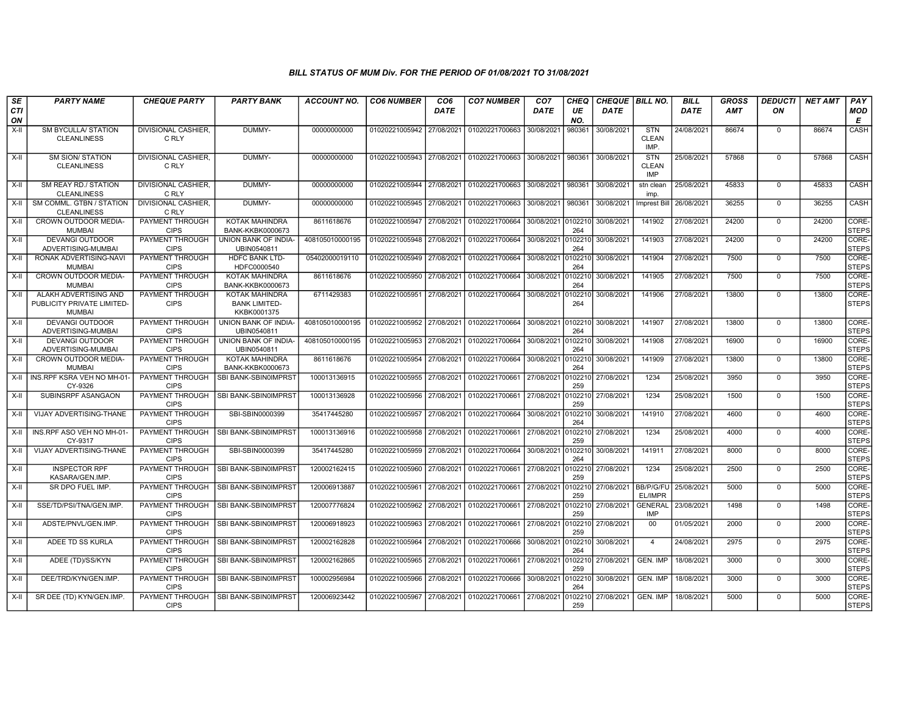## BILL STATUS OF MUM Div. FOR THE PERIOD OF 01/08/2021 TO 31/08/2021

| SECTION | PARTY NAME | CHEQUE PARTY | PARTY BANK | ACCOUNT NO. | CO6 NUMBER | CO6 DATE | CO7 NUMBER | CO7 DATE | CHEQUE NO. | CHEQUE DATE | BILL NO. | BILL DATE | GROSS AMT | DEDUCTION | NET AMT | PAY MODE |
|---|---|---|---|---|---|---|---|---|---|---|---|---|---|---|---|---|
| X-II | SM BYCULLA/ STATION CLEANLINESS | DIVISIONAL CASHIER, C RLY | DUMMY- | 00000000000 | 01020221005942 | 27/08/2021 | 01020221700663 | 30/08/2021 | 980361 | 30/08/2021 | STN CLEAN IMP. | 24/08/2021 | 86674 | 0 | 86674 | CASH |
| X-II | SM SION/ STATION CLEANLINESS | DIVISIONAL CASHIER, C RLY | DUMMY- | 00000000000 | 01020221005943 | 27/08/2021 | 01020221700663 | 30/08/2021 | 980361 | 30/08/2021 | STN CLEAN IMP | 25/08/2021 | 57868 | 0 | 57868 | CASH |
| X-II | SM REAY RD./ STATION CLEANLINESS | DIVISIONAL CASHIER, C RLY | DUMMY- | 00000000000 | 01020221005944 | 27/08/2021 | 01020221700663 | 30/08/2021 | 980361 | 30/08/2021 | stn clean imp. | 25/08/2021 | 45833 | 0 | 45833 | CASH |
| X-II | SM COMML. GTBN / STATION CLEANLINESS | DIVISIONAL CASHIER, C RLY | DUMMY- | 00000000000 | 01020221005945 | 27/08/2021 | 01020221700663 | 30/08/2021 | 980361 | 30/08/2021 | Imprest Bill | 26/08/2021 | 36255 | 0 | 36255 | CASH |
| X-II | CROWN OUTDOOR MEDIA-MUMBAI | PAYMENT THROUGH CIPS | KOTAK MAHINDRA BANK-KKBK0000673 | 8611618676 | 01020221005947 | 27/08/2021 | 01020221700664 | 30/08/2021 | 0102210264 | 30/08/2021 | 141902 | 27/08/2021 | 24200 | 0 | 24200 | CORE-STEPS |
| X-II | DEVANGI OUTDOOR ADVERTISING-MUMBAI | PAYMENT THROUGH CIPS | UNION BANK OF INDIA-UBIN0540811 | 408105010000195 | 01020221005948 | 27/08/2021 | 01020221700664 | 30/08/2021 | 0102210264 | 30/08/2021 | 141903 | 27/08/2021 | 24200 | 0 | 24200 | CORE-STEPS |
| X-II | RONAK ADVERTISING-NAVI MUMBAI | PAYMENT THROUGH CIPS | HDFC BANK LTD-HDFC0000540 | 05402000019110 | 01020221005949 | 27/08/2021 | 01020221700664 | 30/08/2021 | 0102210264 | 30/08/2021 | 141904 | 27/08/2021 | 7500 | 0 | 7500 | CORE-STEPS |
| X-II | CROWN OUTDOOR MEDIA-MUMBAI | PAYMENT THROUGH CIPS | KOTAK MAHINDRA BANK-KKBK0000673 | 8611618676 | 01020221005950 | 27/08/2021 | 01020221700664 | 30/08/2021 | 0102210264 | 30/08/2021 | 141905 | 27/08/2021 | 7500 | 0 | 7500 | CORE-STEPS |
| X-II | ALAKH ADVERTISING AND PUBLICITY PRIVATE LIMITED-MUMBAI | PAYMENT THROUGH CIPS | KOTAK MAHINDRA BANK LIMITED-KKBK0001375 | 6711429383 | 01020221005951 | 27/08/2021 | 01020221700664 | 30/08/2021 | 0102210264 | 30/08/2021 | 141906 | 27/08/2021 | 13800 | 0 | 13800 | CORE-STEPS |
| X-II | DEVANGI OUTDOOR ADVERTISING-MUMBAI | PAYMENT THROUGH CIPS | UNION BANK OF INDIA-UBIN0540811 | 408105010000195 | 01020221005952 | 27/08/2021 | 01020221700664 | 30/08/2021 | 0102210264 | 30/08/2021 | 141907 | 27/08/2021 | 13800 | 0 | 13800 | CORE-STEPS |
| X-II | DEVANGI OUTDOOR ADVERTISING-MUMBAI | PAYMENT THROUGH CIPS | UNION BANK OF INDIA-UBIN0540811 | 408105010000195 | 01020221005953 | 27/08/2021 | 01020221700664 | 30/08/2021 | 0102210264 | 30/08/2021 | 141908 | 27/08/2021 | 16900 | 0 | 16900 | CORE-STEPS |
| X-II | CROWN OUTDOOR MEDIA-MUMBAI | PAYMENT THROUGH CIPS | KOTAK MAHINDRA BANK-KKBK0000673 | 8611618676 | 01020221005954 | 27/08/2021 | 01020221700664 | 30/08/2021 | 0102210264 | 30/08/2021 | 141909 | 27/08/2021 | 13800 | 0 | 13800 | CORE-STEPS |
| X-II | INS.RPF KSRA VEH NO MH-01-CY-9326 | PAYMENT THROUGH CIPS | SBI BANK-SBIN0IMPRST | 100013136915 | 01020221005955 | 27/08/2021 | 01020221700661 | 27/08/2021 | 0102210259 | 27/08/2021 | 1234 | 25/08/2021 | 3950 | 0 | 3950 | CORE-STEPS |
| X-II | SUBINSRPF ASANGAON | PAYMENT THROUGH CIPS | SBI BANK-SBIN0IMPRST | 100013136928 | 01020221005956 | 27/08/2021 | 01020221700661 | 27/08/2021 | 0102210259 | 27/08/2021 | 1234 | 25/08/2021 | 1500 | 0 | 1500 | CORE-STEPS |
| X-II | VIJAY ADVERTISING-THANE | PAYMENT THROUGH CIPS | SBI-SBIN0000399 | 35417445280 | 01020221005957 | 27/08/2021 | 01020221700664 | 30/08/2021 | 0102210264 | 30/08/2021 | 141910 | 27/08/2021 | 4600 | 0 | 4600 | CORE-STEPS |
| X-II | INS.RPF ASO VEH NO MH-01-CY-9317 | PAYMENT THROUGH CIPS | SBI BANK-SBIN0IMPRST | 100013136916 | 01020221005958 | 27/08/2021 | 01020221700661 | 27/08/2021 | 0102210259 | 27/08/2021 | 1234 | 25/08/2021 | 4000 | 0 | 4000 | CORE-STEPS |
| X-II | VIJAY ADVERTISING-THANE | PAYMENT THROUGH CIPS | SBI-SBIN0000399 | 35417445280 | 01020221005959 | 27/08/2021 | 01020221700664 | 30/08/2021 | 0102210264 | 30/08/2021 | 141911 | 27/08/2021 | 8000 | 0 | 8000 | CORE-STEPS |
| X-II | INSPECTOR RPF KASARA/GEN.IMP. | PAYMENT THROUGH CIPS | SBI BANK-SBIN0IMPRST | 120002162415 | 01020221005960 | 27/08/2021 | 01020221700661 | 27/08/2021 | 0102210259 | 27/08/2021 | 1234 | 25/08/2021 | 2500 | 0 | 2500 | CORE-STEPS |
| X-II | SR DPO FUEL IMP. | PAYMENT THROUGH CIPS | SBI BANK-SBIN0IMPRST | 120006913887 | 01020221005961 | 27/08/2021 | 01020221700661 | 27/08/2021 | 0102210259 | 27/08/2021 | BB/P/G/FUEL/IMPR | 25/08/2021 | 5000 | 0 | 5000 | CORE-STEPS |
| X-II | SSE/TD/PSI/TNA/GEN.IMP. | PAYMENT THROUGH CIPS | SBI BANK-SBIN0IMPRST | 120007776824 | 01020221005962 | 27/08/2021 | 01020221700661 | 27/08/2021 | 0102210259 | 27/08/2021 | GENERAL IMP | 23/08/2021 | 1498 | 0 | 1498 | CORE-STEPS |
| X-II | ADSTE/PNVL/GEN.IMP. | PAYMENT THROUGH CIPS | SBI BANK-SBIN0IMPRST | 120006918923 | 01020221005963 | 27/08/2021 | 01020221700661 | 27/08/2021 | 0102210259 | 27/08/2021 | 00 | 01/05/2021 | 2000 | 0 | 2000 | CORE-STEPS |
| X-II | ADEE TD SS KURLA | PAYMENT THROUGH CIPS | SBI BANK-SBIN0IMPRST | 120002162828 | 01020221005964 | 27/08/2021 | 01020221700666 | 30/08/2021 | 0102210264 | 30/08/2021 | 4 | 24/08/2021 | 2975 | 0 | 2975 | CORE-STEPS |
| X-II | ADEE (TD)/SS/KYN | PAYMENT THROUGH CIPS | SBI BANK-SBIN0IMPRST | 120002162865 | 01020221005965 | 27/08/2021 | 01020221700661 | 27/08/2021 | 0102210259 | 27/08/2021 | GEN. IMP | 18/08/2021 | 3000 | 0 | 3000 | CORE-STEPS |
| X-II | DEE/TRD/KYN/GEN.IMP. | PAYMENT THROUGH CIPS | SBI BANK-SBIN0IMPRST | 100002956984 | 01020221005966 | 27/08/2021 | 01020221700666 | 30/08/2021 | 0102210264 | 30/08/2021 | GEN. IMP | 18/08/2021 | 3000 | 0 | 3000 | CORE-STEPS |
| X-II | SR DEE (TD) KYN/GEN.IMP. | PAYMENT THROUGH CIPS | SBI BANK-SBIN0IMPRST | 120006923442 | 01020221005967 | 27/08/2021 | 01020221700661 | 27/08/2021 | 0102210259 | 27/08/2021 | GEN. IMP | 18/08/2021 | 5000 | 0 | 5000 | CORE-STEPS |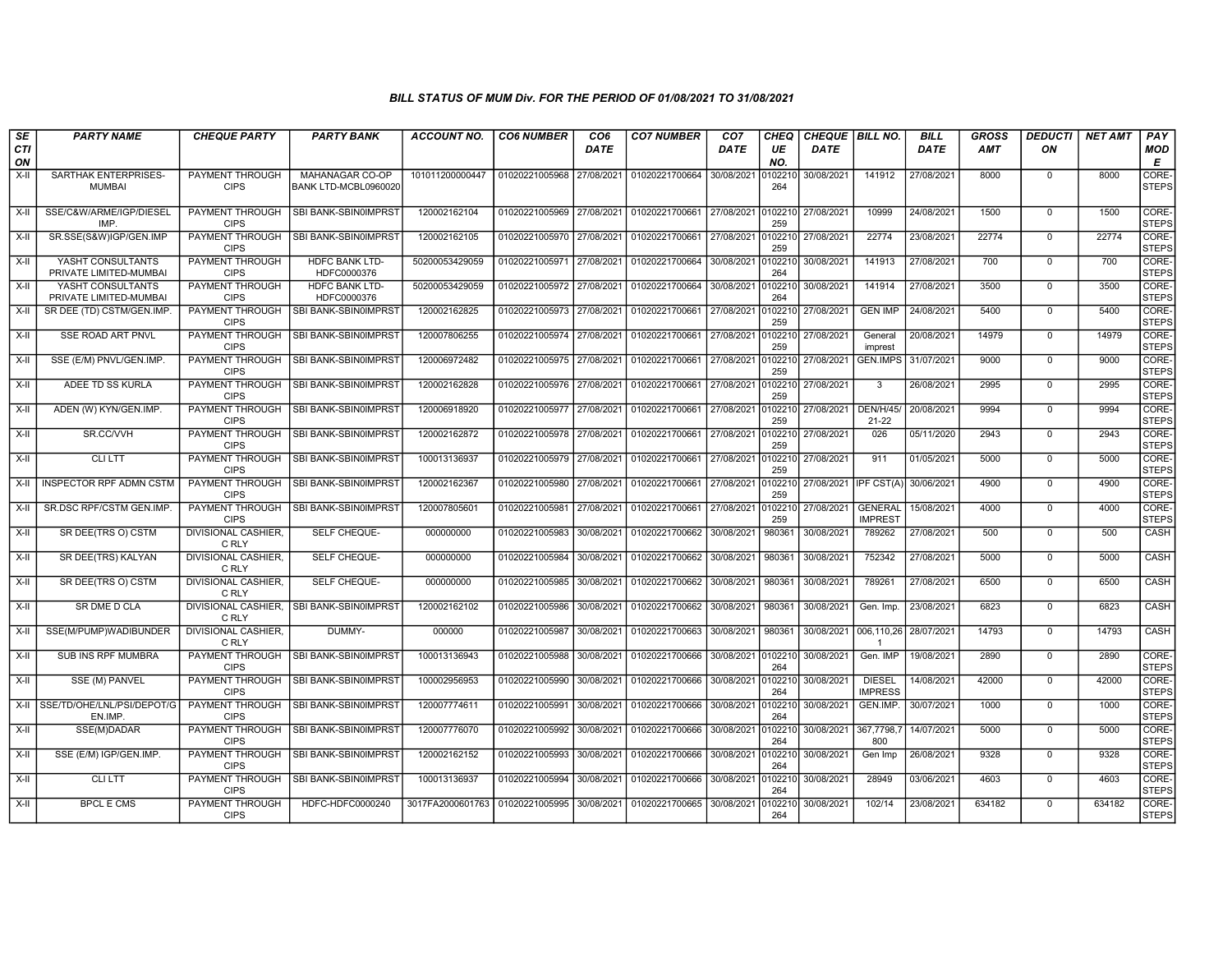### BILL STATUS OF MUM Div. FOR THE PERIOD OF 01/08/2021 TO 31/08/2021

| SECTION | PARTY NAME | CHEQUE PARTY | PARTY BANK | ACCOUNT NO. | CO6 NUMBER | CO6 DATE | CO7 NUMBER | CO7 DATE | CHEQUE NO. | CHEQUE DATE | BILL NO. | BILL DATE | GROSS AMT | DEDUCTION | NET AMT | PAY MODE |
|---|---|---|---|---|---|---|---|---|---|---|---|---|---|---|---|---|
| X-II | SARTHAK ENTERPRISES-MUMBAI | PAYMENT THROUGH CIPS | MAHANAGAR CO-OP BANK LTD-MCBL0960020 | 101011200000447 | 01020221005968 | 27/08/2021 | 01020221700664 | 30/08/2021 | 0102210264 | 30/08/2021 | 141912 | 27/08/2021 | 8000 | 0 | 8000 | CORE-STEPS |
| X-II | SSE/C&W/ARME/IGP/DIESEL IMP. | PAYMENT THROUGH CIPS | SBI BANK-SBIN0IMPRST | 120002162104 | 01020221005969 | 27/08/2021 | 01020221700661 | 27/08/2021 | 0102210259 | 27/08/2021 | 10999 | 24/08/2021 | 1500 | 0 | 1500 | CORE-STEPS |
| X-II | SR.SSE(S&W)IGP/GEN.IMP | PAYMENT THROUGH CIPS | SBI BANK-SBIN0IMPRST | 120002162105 | 01020221005970 | 27/08/2021 | 01020221700661 | 27/08/2021 | 0102210259 | 27/08/2021 | 22774 | 23/08/2021 | 22774 | 0 | 22774 | CORE-STEPS |
| X-II | YASHT CONSULTANTS PRIVATE LIMITED-MUMBAI | PAYMENT THROUGH CIPS | HDFC BANK LTD-HDFC0000376 | 50200053429059 | 01020221005971 | 27/08/2021 | 01020221700664 | 30/08/2021 | 0102210264 | 30/08/2021 | 141913 | 27/08/2021 | 700 | 0 | 700 | CORE-STEPS |
| X-II | YASHT CONSULTANTS PRIVATE LIMITED-MUMBAI | PAYMENT THROUGH CIPS | HDFC BANK LTD-HDFC0000376 | 50200053429059 | 01020221005972 | 27/08/2021 | 01020221700664 | 30/08/2021 | 0102210264 | 30/08/2021 | 141914 | 27/08/2021 | 3500 | 0 | 3500 | CORE-STEPS |
| X-II | SR DEE (TD) CSTM/GEN.IMP. | PAYMENT THROUGH CIPS | SBI BANK-SBIN0IMPRST | 120002162825 | 01020221005973 | 27/08/2021 | 01020221700661 | 27/08/2021 | 0102210259 | 27/08/2021 | GEN IMP | 24/08/2021 | 5400 | 0 | 5400 | CORE-STEPS |
| X-II | SSE ROAD ART PNVL | PAYMENT THROUGH CIPS | SBI BANK-SBIN0IMPRST | 120007806255 | 01020221005974 | 27/08/2021 | 01020221700661 | 27/08/2021 | 0102210259 | 27/08/2021 | General imprest | 20/08/2021 | 14979 | 0 | 14979 | CORE-STEPS |
| X-II | SSE (E/M) PNVL/GEN.IMP. | PAYMENT THROUGH CIPS | SBI BANK-SBIN0IMPRST | 120006972482 | 01020221005975 | 27/08/2021 | 01020221700661 | 27/08/2021 | 0102210259 | 27/08/2021 | GEN.IMPS | 31/07/2021 | 9000 | 0 | 9000 | CORE-STEPS |
| X-II | ADEE TD SS KURLA | PAYMENT THROUGH CIPS | SBI BANK-SBIN0IMPRST | 120002162828 | 01020221005976 | 27/08/2021 | 01020221700661 | 27/08/2021 | 0102210259 | 27/08/2021 | 3 | 26/08/2021 | 2995 | 0 | 2995 | CORE-STEPS |
| X-II | ADEN (W) KYN/GEN.IMP. | PAYMENT THROUGH CIPS | SBI BANK-SBIN0IMPRST | 120006918920 | 01020221005977 | 27/08/2021 | 01020221700661 | 27/08/2021 | 0102210259 | 27/08/2021 | DEN/H/45/21-22 | 20/08/2021 | 9994 | 0 | 9994 | CORE-STEPS |
| X-II | SR.CC/VVH | PAYMENT THROUGH CIPS | SBI BANK-SBIN0IMPRST | 120002162872 | 01020221005978 | 27/08/2021 | 01020221700661 | 27/08/2021 | 0102210259 | 27/08/2021 | 026 | 05/11/2020 | 2943 | 0 | 2943 | CORE-STEPS |
| X-II | CLI LTT | PAYMENT THROUGH CIPS | SBI BANK-SBIN0IMPRST | 100013136937 | 01020221005979 | 27/08/2021 | 01020221700661 | 27/08/2021 | 0102210259 | 27/08/2021 | 911 | 01/05/2021 | 5000 | 0 | 5000 | CORE-STEPS |
| X-II | INSPECTOR RPF ADMN CSTM | PAYMENT THROUGH CIPS | SBI BANK-SBIN0IMPRST | 120002162367 | 01020221005980 | 27/08/2021 | 01020221700661 | 27/08/2021 | 0102210259 | 27/08/2021 | IPF CST(A) | 30/06/2021 | 4900 | 0 | 4900 | CORE-STEPS |
| X-II | SR.DSC RPF/CSTM GEN.IMP. | PAYMENT THROUGH CIPS | SBI BANK-SBIN0IMPRST | 120007805601 | 01020221005981 | 27/08/2021 | 01020221700661 | 27/08/2021 | 0102210259 | 27/08/2021 | GENERAL IMPREST | 15/08/2021 | 4000 | 0 | 4000 | CORE-STEPS |
| X-II | SR DEE(TRS O) CSTM | DIVISIONAL CASHIER, C RLY | SELF CHEQUE- | 000000000 | 01020221005983 | 30/08/2021 | 01020221700662 | 30/08/2021 | 980361 | 30/08/2021 | 789262 | 27/08/2021 | 500 | 0 | 500 | CASH |
| X-II | SR DEE(TRS) KALYAN | DIVISIONAL CASHIER, C RLY | SELF CHEQUE- | 000000000 | 01020221005984 | 30/08/2021 | 01020221700662 | 30/08/2021 | 980361 | 30/08/2021 | 752342 | 27/08/2021 | 5000 | 0 | 5000 | CASH |
| X-II | SR DEE(TRS O) CSTM | DIVISIONAL CASHIER, C RLY | SELF CHEQUE- | 000000000 | 01020221005985 | 30/08/2021 | 01020221700662 | 30/08/2021 | 980361 | 30/08/2021 | 789261 | 27/08/2021 | 6500 | 0 | 6500 | CASH |
| X-II | SR DME D CLA | DIVISIONAL CASHIER, C RLY | SBI BANK-SBIN0IMPRST | 120002162102 | 01020221005986 | 30/08/2021 | 01020221700662 | 30/08/2021 | 980361 | 30/08/2021 | Gen. Imp. | 23/08/2021 | 6823 | 0 | 6823 | CASH |
| X-II | SSE(M/PUMP)WADIBUNDER | DIVISIONAL CASHIER, C RLY | DUMMY- | 000000 | 01020221005987 | 30/08/2021 | 01020221700663 | 30/08/2021 | 980361 | 30/08/2021 | 006,110,261 | 28/07/2021 | 14793 | 0 | 14793 | CASH |
| X-II | SUB INS RPF MUMBRA | PAYMENT THROUGH CIPS | SBI BANK-SBIN0IMPRST | 100013136943 | 01020221005988 | 30/08/2021 | 01020221700666 | 30/08/2021 | 0102210264 | 30/08/2021 | Gen. IMP | 19/08/2021 | 2890 | 0 | 2890 | CORE-STEPS |
| X-II | SSE (M) PANVEL | PAYMENT THROUGH CIPS | SBI BANK-SBIN0IMPRST | 100002956953 | 01020221005990 | 30/08/2021 | 01020221700666 | 30/08/2021 | 0102210264 | 30/08/2021 | DIESEL IMPRESS | 14/08/2021 | 42000 | 0 | 42000 | CORE-STEPS |
| X-II | SSE/TD/OHE/LNL/PSI/DEPOT/GEN.IMP. | PAYMENT THROUGH CIPS | SBI BANK-SBIN0IMPRST | 120007774611 | 01020221005991 | 30/08/2021 | 01020221700666 | 30/08/2021 | 0102210264 | 30/08/2021 | GEN.IMP. | 30/07/2021 | 1000 | 0 | 1000 | CORE-STEPS |
| X-II | SSE(M)DADAR | PAYMENT THROUGH CIPS | SBI BANK-SBIN0IMPRST | 120007776070 | 01020221005992 | 30/08/2021 | 01020221700666 | 30/08/2021 | 0102210264 | 30/08/2021 | 367,7798,7800 | 14/07/2021 | 5000 | 0 | 5000 | CORE-STEPS |
| X-II | SSE (E/M) IGP/GEN.IMP. | PAYMENT THROUGH CIPS | SBI BANK-SBIN0IMPRST | 120002162152 | 01020221005993 | 30/08/2021 | 01020221700666 | 30/08/2021 | 0102210264 | 30/08/2021 | Gen Imp | 26/08/2021 | 9328 | 0 | 9328 | CORE-STEPS |
| X-II | CLI LTT | PAYMENT THROUGH CIPS | SBI BANK-SBIN0IMPRST | 100013136937 | 01020221005994 | 30/08/2021 | 01020221700666 | 30/08/2021 | 0102210264 | 30/08/2021 | 28949 | 03/06/2021 | 4603 | 0 | 4603 | CORE-STEPS |
| X-II | BPCL E CMS | PAYMENT THROUGH CIPS | HDFC-HDFC0000240 | 3017FA2000601763 | 01020221005995 | 30/08/2021 | 01020221700665 | 30/08/2021 | 0102210264 | 30/08/2021 | 102/14 | 23/08/2021 | 634182 | 0 | 634182 | CORE-STEPS |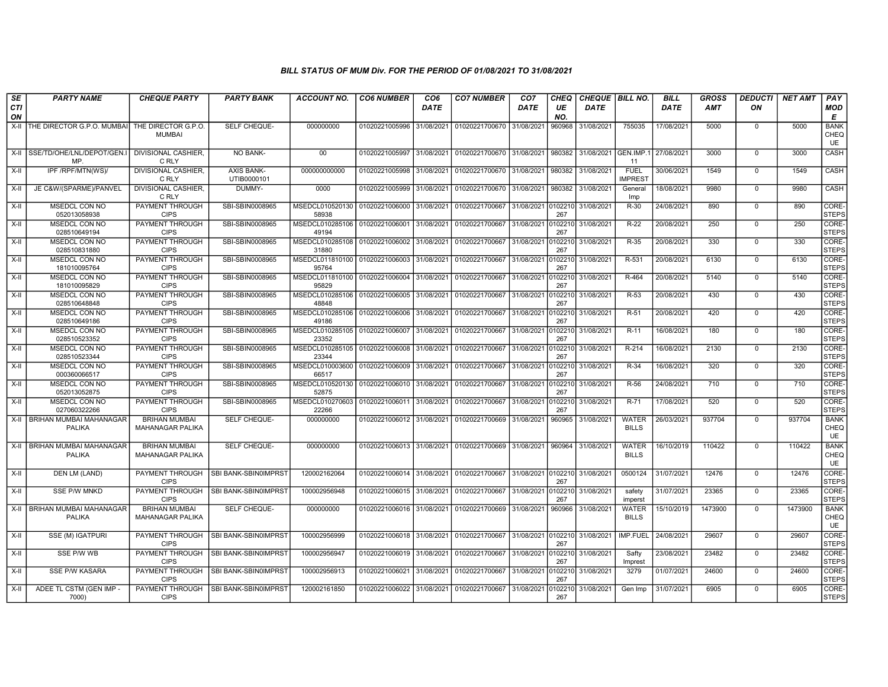### BILL STATUS OF MUM Div. FOR THE PERIOD OF 01/08/2021 TO 31/08/2021

| SECTION | PARTY NAME | CHEQUE PARTY | PARTY BANK | ACCOUNT NO. | CO6 NUMBER | CO6 DATE | CO7 NUMBER | CO7 DATE | CHEQUE NO. | CHEQUE DATE | BILL NO. | BILL DATE | GROSS AMT | DEDUCTION | NET AMT | PAY MODE |
|---|---|---|---|---|---|---|---|---|---|---|---|---|---|---|---|---|
| X-II | THE DIRECTOR G.P.O. MUMBAI | THE DIRECTOR G.P.O. MUMBAI | SELF CHEQUE- | 000000000 | 01020221005996 | 31/08/2021 | 01020221700670 | 31/08/2021 | 960968 | 31/08/2021 | 755035 | 17/08/2021 | 5000 | 0 | 5000 | BANK CHEQUE |
| X-II | SSE/TD/OHE/LNL/DEPOT/GEN.IMP. | DIVISIONAL CASHIER, C RLY | NO BANK- | 00 | 01020221005997 | 31/08/2021 | 01020221700670 | 31/08/2021 | 980382 | 31/08/2021 | GEN.IMP.11 | 27/08/2021 | 3000 | 0 | 3000 | CASH |
| X-II | IPF /RPF/MTN(WS)/ | DIVISIONAL CASHIER, C RLY | AXIS BANK-UTIB0000101 | 000000000000 | 01020221005998 | 31/08/2021 | 01020221700670 | 31/08/2021 | 980382 | 31/08/2021 | FUEL IMPREST | 30/06/2021 | 1549 | 0 | 1549 | CASH |
| X-II | JE C&W/(SPARME)/PANVEL | DIVISIONAL CASHIER, C RLY | DUMMY- | 0000 | 01020221005999 | 31/08/2021 | 01020221700670 | 31/08/2021 | 980382 | 31/08/2021 | General Imp | 18/08/2021 | 9980 | 0 | 9980 | CASH |
| X-II | MSEDCL CON NO 052013058938 | PAYMENT THROUGH CIPS | SBI-SBIN0008965 | MSEDCL01052013058938 | 01020221006000 | 31/08/2021 | 01020221700667 | 31/08/2021 | 0102210267 | 31/08/2021 | R-30 | 24/08/2021 | 890 | 0 | 890 | CORE-STEPS |
| X-II | MSEDCL CON NO 028510649194 | PAYMENT THROUGH CIPS | SBI-SBIN0008965 | MSEDCL01028510649194 | 01020221006001 | 31/08/2021 | 01020221700667 | 31/08/2021 | 0102210267 | 31/08/2021 | R-22 | 20/08/2021 | 250 | 0 | 250 | CORE-STEPS |
| X-II | MSEDCL CON NO 028510831880 | PAYMENT THROUGH CIPS | SBI-SBIN0008965 | MSEDCL01028510831880 | 01020221006002 | 31/08/2021 | 01020221700667 | 31/08/2021 | 0102210267 | 31/08/2021 | R-35 | 20/08/2021 | 330 | 0 | 330 | CORE-STEPS |
| X-II | MSEDCL CON NO 181010095764 | PAYMENT THROUGH CIPS | SBI-SBIN0008965 | MSEDCL01181010095764 | 01020221006003 | 31/08/2021 | 01020221700667 | 31/08/2021 | 0102210267 | 31/08/2021 | R-531 | 20/08/2021 | 6130 | 0 | 6130 | CORE-STEPS |
| X-II | MSEDCL CON NO 181010095829 | PAYMENT THROUGH CIPS | SBI-SBIN0008965 | MSEDCL01181010095829 | 01020221006004 | 31/08/2021 | 01020221700667 | 31/08/2021 | 0102210267 | 31/08/2021 | R-464 | 20/08/2021 | 5140 | 0 | 5140 | CORE-STEPS |
| X-II | MSEDCL CON NO 028510648848 | PAYMENT THROUGH CIPS | SBI-SBIN0008965 | MSEDCL01028510648848 | 01020221006005 | 31/08/2021 | 01020221700667 | 31/08/2021 | 0102210267 | 31/08/2021 | R-53 | 20/08/2021 | 430 | 0 | 430 | CORE-STEPS |
| X-II | MSEDCL CON NO 028510649186 | PAYMENT THROUGH CIPS | SBI-SBIN0008965 | MSEDCL01028510649186 | 01020221006006 | 31/08/2021 | 01020221700667 | 31/08/2021 | 0102210267 | 31/08/2021 | R-51 | 20/08/2021 | 420 | 0 | 420 | CORE-STEPS |
| X-II | MSEDCL CON NO 028510523352 | PAYMENT THROUGH CIPS | SBI-SBIN0008965 | MSEDCL01028510523352 | 01020221006007 | 31/08/2021 | 01020221700667 | 31/08/2021 | 0102210267 | 31/08/2021 | R-11 | 16/08/2021 | 180 | 0 | 180 | CORE-STEPS |
| X-II | MSEDCL CON NO 028510523344 | PAYMENT THROUGH CIPS | SBI-SBIN0008965 | MSEDCL01028510523344 | 01020221006008 | 31/08/2021 | 01020221700667 | 31/08/2021 | 0102210267 | 31/08/2021 | R-214 | 16/08/2021 | 2130 | 0 | 2130 | CORE-STEPS |
| X-II | MSEDCL CON NO 000360066517 | PAYMENT THROUGH CIPS | SBI-SBIN0008965 | MSEDCL01000360066517 | 01020221006009 | 31/08/2021 | 01020221700667 | 31/08/2021 | 0102210267 | 31/08/2021 | R-34 | 16/08/2021 | 320 | 0 | 320 | CORE-STEPS |
| X-II | MSEDCL CON NO 052013052875 | PAYMENT THROUGH CIPS | SBI-SBIN0008965 | MSEDCL01052013052875 | 01020221006010 | 31/08/2021 | 01020221700667 | 31/08/2021 | 0102210267 | 31/08/2021 | R-56 | 24/08/2021 | 710 | 0 | 710 | CORE-STEPS |
| X-II | MSEDCL CON NO 027060322266 | PAYMENT THROUGH CIPS | SBI-SBIN0008965 | MSEDCL01027060322266 | 01020221006011 | 31/08/2021 | 01020221700667 | 31/08/2021 | 0102210267 | 31/08/2021 | R-71 | 17/08/2021 | 520 | 0 | 520 | CORE-STEPS |
| X-II | BRIHAN MUMBAI MAHANAGAR PALIKA | BRIHAN MUMBAI MAHANAGAR PALIKA | SELF CHEQUE- | 000000000 | 01020221006012 | 31/08/2021 | 01020221700669 | 31/08/2021 | 960965 | 31/08/2021 | WATER BILLS | 26/03/2021 | 937704 | 0 | 937704 | BANK CHEQUE |
| X-II | BRIHAN MUMBAI MAHANAGAR PALIKA | BRIHAN MUMBAI MAHANAGAR PALIKA | SELF CHEQUE- | 000000000 | 01020221006013 | 31/08/2021 | 01020221700669 | 31/08/2021 | 960964 | 31/08/2021 | WATER BILLS | 16/10/2019 | 110422 | 0 | 110422 | BANK CHEQUE |
| X-II | DEN LM (LAND) | PAYMENT THROUGH CIPS | SBI BANK-SBIN0IMPRST | 120002162064 | 01020221006014 | 31/08/2021 | 01020221700667 | 31/08/2021 | 0102210267 | 31/08/2021 | 0500124 | 31/07/2021 | 12476 | 0 | 12476 | CORE-STEPS |
| X-II | SSE P/W MNKD | PAYMENT THROUGH CIPS | SBI BANK-SBIN0IMPRST | 100002956948 | 01020221006015 | 31/08/2021 | 01020221700667 | 31/08/2021 | 0102210267 | 31/08/2021 | safety imperst | 31/07/2021 | 23365 | 0 | 23365 | CORE-STEPS |
| X-II | BRIHAN MUMBAI MAHANAGAR PALIKA | BRIHAN MUMBAI MAHANAGAR PALIKA | SELF CHEQUE- | 000000000 | 01020221006016 | 31/08/2021 | 01020221700669 | 31/08/2021 | 960966 | 31/08/2021 | WATER BILLS | 15/10/2019 | 1473900 | 0 | 1473900 | BANK CHEQUE |
| X-II | SSE (M) IGATPURI | PAYMENT THROUGH CIPS | SBI BANK-SBIN0IMPRST | 100002956999 | 01020221006018 | 31/08/2021 | 01020221700667 | 31/08/2021 | 0102210267 | 31/08/2021 | IMP.FUEL | 24/08/2021 | 29607 | 0 | 29607 | CORE-STEPS |
| X-II | SSE P/W WB | PAYMENT THROUGH CIPS | SBI BANK-SBIN0IMPRST | 100002956947 | 01020221006019 | 31/08/2021 | 01020221700667 | 31/08/2021 | 0102210267 | 31/08/2021 | Safty Imprest | 23/08/2021 | 23482 | 0 | 23482 | CORE-STEPS |
| X-II | SSE P/W KASARA | PAYMENT THROUGH CIPS | SBI BANK-SBIN0IMPRST | 100002956913 | 01020221006021 | 31/08/2021 | 01020221700667 | 31/08/2021 | 0102210267 | 31/08/2021 | 3279 | 01/07/2021 | 24600 | 0 | 24600 | CORE-STEPS |
| X-II | ADEE TL CSTM (GEN IMP - 7000) | PAYMENT THROUGH CIPS | SBI BANK-SBIN0IMPRST | 120002161850 | 01020221006022 | 31/08/2021 | 01020221700667 | 31/08/2021 | 0102210267 | 31/08/2021 | Gen Imp | 31/07/2021 | 6905 | 0 | 6905 | CORE-STEPS |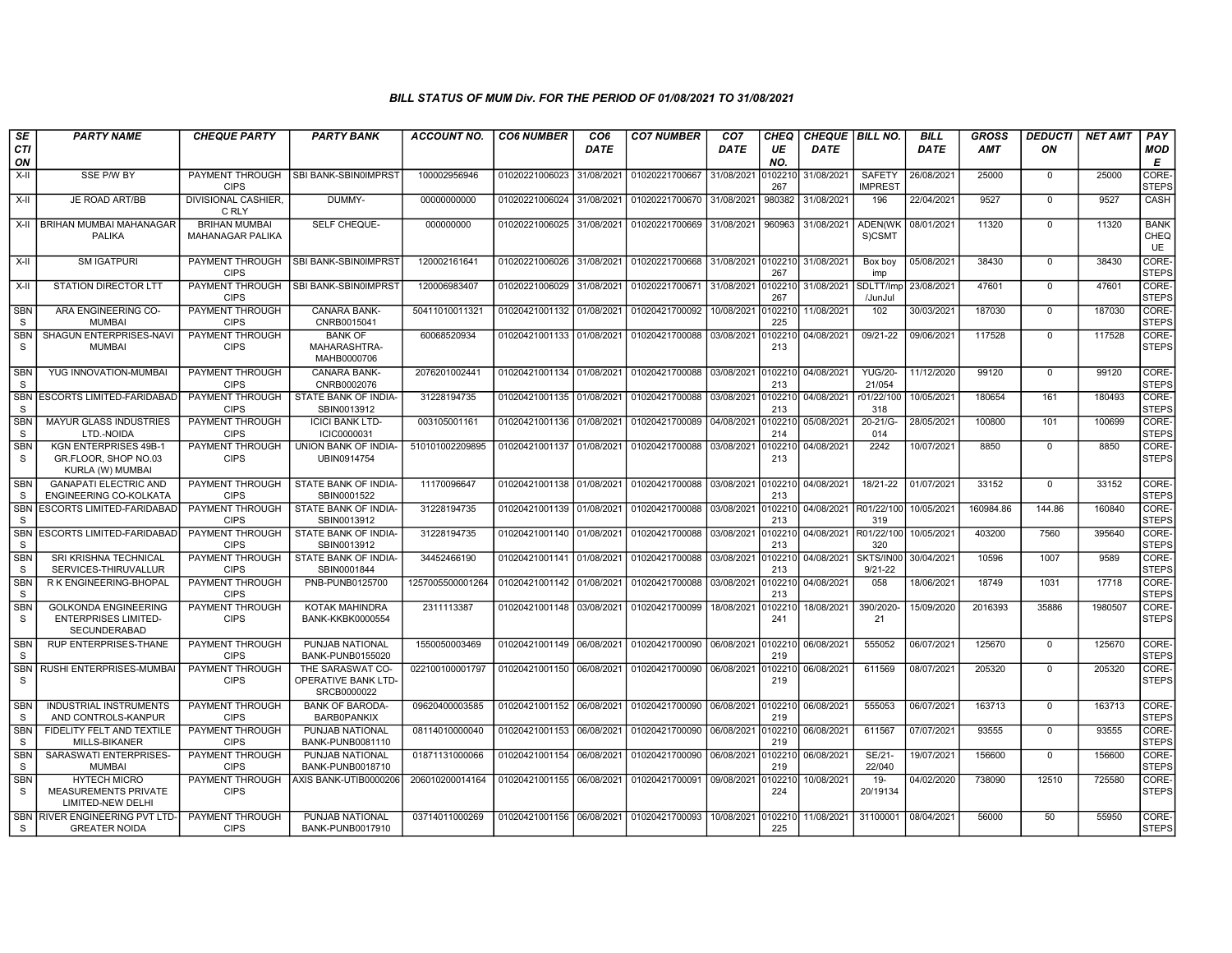# BILL STATUS OF MUM Div. FOR THE PERIOD OF 01/08/2021 TO 31/08/2021

| SECTION | PARTY NAME | CHEQUE PARTY | PARTY BANK | ACCOUNT NO. | CO6 NUMBER | CO6 DATE | CO7 NUMBER | CO7 DATE | CHEQUE NO. | CHEQUE DATE | BILL NO. | BILL DATE | GROSS AMT | DEDUCTION | NET AMT | PAY MODE |
|---|---|---|---|---|---|---|---|---|---|---|---|---|---|---|---|---|
| X-II | SSE P/W BY | PAYMENT THROUGH CIPS | SBI BANK-SBIN0IMPRST | 100002956946 | 01020221006023 | 31/08/2021 | 01020221700667 | 31/08/2021 | 0102210267 | 31/08/2021 | SAFETY IMPREST | 26/08/2021 | 25000 | 0 | 25000 | CORE-STEPS |
| X-II | JE ROAD ART/BB | DIVISIONAL CASHIER, C RLY | DUMMY- | 00000000000 | 01020221006024 | 31/08/2021 | 01020221700670 | 31/08/2021 | 980382 | 31/08/2021 | 196 | 22/04/2021 | 9527 | 0 | 9527 | CASH |
| X-II | BRIHAN MUMBAI MAHANAGAR PALIKA | BRIHAN MUMBAI MAHANAGAR PALIKA | SELF CHEQUE- | 000000000 | 01020221006025 | 31/08/2021 | 01020221700669 | 31/08/2021 | 960963 | 31/08/2021 | ADEN(WKS)CSMT | 08/01/2021 | 11320 | 0 | 11320 | BANK CHEQUE |
| X-II | SM IGATPURI | PAYMENT THROUGH CIPS | SBI BANK-SBIN0IMPRST | 120002161641 | 01020221006026 | 31/08/2021 | 01020221700668 | 31/08/2021 | 0102210267 | 31/08/2021 | Box boy imp | 05/08/2021 | 38430 | 0 | 38430 | CORE-STEPS |
| X-II | STATION DIRECTOR LTT | PAYMENT THROUGH CIPS | SBI BANK-SBIN0IMPRST | 120006983407 | 01020221006029 | 31/08/2021 | 01020221700671 | 31/08/2021 | 0102210267 | 31/08/2021 | SDLTT/Imp/JunJul | 23/08/2021 | 47601 | 0 | 47601 | CORE-STEPS |
| SBNS | ARA ENGINEERING CO-MUMBAI | PAYMENT THROUGH CIPS | CANARA BANK-CNRB0015041 | 50411010011321 | 01020421001132 | 01/08/2021 | 01020421700092 | 10/08/2021 | 0102210225 | 11/08/2021 | 102 | 30/03/2021 | 187030 | 0 | 187030 | CORE-STEPS |
| SBNS | SHAGUN ENTERPRISES-NAVI MUMBAI | PAYMENT THROUGH CIPS | BANK OF MAHARASHTRA-MAHB0000706 | 60068520934 | 01020421001133 | 01/08/2021 | 01020421700088 | 03/08/2021 | 0102210213 | 04/08/2021 | 09/21-22 | 09/06/2021 | 117528 | 0 | 117528 | CORE-STEPS |
| SBNS | YUG INNOVATION-MUMBAI | PAYMENT THROUGH CIPS | CANARA BANK-CNRB0002076 | 2076201002441 | 01020421001134 | 01/08/2021 | 01020421700088 | 03/08/2021 | 0102210213 | 04/08/2021 | YUG/20-21/054 | 11/12/2020 | 99120 | 0 | 99120 | CORE-STEPS |
| SBNS | ESCORTS LIMITED-FARIDABAD | PAYMENT THROUGH CIPS | STATE BANK OF INDIA-SBIN0013912 | 31228194735 | 01020421001135 | 01/08/2021 | 01020421700088 | 03/08/2021 | 0102210213 | 04/08/2021 | r01/22/100318 | 10/05/2021 | 180654 | 161 | 180493 | CORE-STEPS |
| SBNS | MAYUR GLASS INDUSTRIES LTD.-NOIDA | PAYMENT THROUGH CIPS | ICICI BANK LTD-ICIC0000031 | 003105001161 | 01020421001136 | 01/08/2021 | 01020421700089 | 04/08/2021 | 0102210214 | 05/08/2021 | 20-21/G-014 | 28/05/2021 | 100800 | 101 | 100699 | CORE-STEPS |
| SBNS | KGN ENTERPRISES 49B-1 GR.FLOOR, SHOP NO.03 KURLA (W) MUMBAI | PAYMENT THROUGH CIPS | UNION BANK OF INDIA-UBIN0914754 | 510101002209895 | 01020421001137 | 01/08/2021 | 01020421700088 | 03/08/2021 | 0102210213 | 04/08/2021 | 2242 | 10/07/2021 | 8850 | 0 | 8850 | CORE-STEPS |
| SBNS | GANAPATI ELECTRIC AND ENGINEERING CO-KOLKATA | PAYMENT THROUGH CIPS | STATE BANK OF INDIA-SBIN0001522 | 11170096647 | 01020421001138 | 01/08/2021 | 01020421700088 | 03/08/2021 | 0102210213 | 04/08/2021 | 18/21-22 | 01/07/2021 | 33152 | 0 | 33152 | CORE-STEPS |
| SBNS | ESCORTS LIMITED-FARIDABAD | PAYMENT THROUGH CIPS | STATE BANK OF INDIA-SBIN0013912 | 31228194735 | 01020421001139 | 01/08/2021 | 01020421700088 | 03/08/2021 | 0102210213 | 04/08/2021 | R01/22/100319 | 10/05/2021 | 160984.86 | 144.86 | 160840 | CORE-STEPS |
| SBNS | ESCORTS LIMITED-FARIDABAD | PAYMENT THROUGH CIPS | STATE BANK OF INDIA-SBIN0013912 | 31228194735 | 01020421001140 | 01/08/2021 | 01020421700088 | 03/08/2021 | 0102210213 | 04/08/2021 | R01/22/100320 | 10/05/2021 | 403200 | 7560 | 395640 | CORE-STEPS |
| SBNS | SRI KRISHNA TECHNICAL SERVICES-THIRUVALLUR | PAYMENT THROUGH CIPS | STATE BANK OF INDIA-SBIN0001844 | 34452466190 | 01020421001141 | 01/08/2021 | 01020421700088 | 03/08/2021 | 0102210213 | 04/08/2021 | SKTS/IN009/21-22 | 30/04/2021 | 10596 | 1007 | 9589 | CORE-STEPS |
| SBNS | R K ENGINEERING-BHOPAL | PAYMENT THROUGH CIPS | PNB-PUNB0125700 | 1257005500001264 | 01020421001142 | 01/08/2021 | 01020421700088 | 03/08/2021 | 0102210213 | 04/08/2021 | 058 | 18/06/2021 | 18749 | 1031 | 17718 | CORE-STEPS |
| SBNS | GOLKONDA ENGINEERING ENTERPRISES LIMITED-SECUNDERABAD | PAYMENT THROUGH CIPS | KOTAK MAHINDRA BANK-KKBK0000554 | 2311113387 | 01020421001148 | 03/08/2021 | 01020421700099 | 18/08/2021 | 0102210241 | 18/08/2021 | 390/2020-21 | 15/09/2020 | 2016393 | 35886 | 1980507 | CORE-STEPS |
| SBNS | RUP ENTERPRISES-THANE | PAYMENT THROUGH CIPS | PUNJAB NATIONAL BANK-PUNB0155020 | 1550050003469 | 01020421001149 | 06/08/2021 | 01020421700090 | 06/08/2021 | 0102210219 | 06/08/2021 | 555052 | 06/07/2021 | 125670 | 0 | 125670 | CORE-STEPS |
| SBNS | RUSHI ENTERPRISES-MUMBAI | PAYMENT THROUGH CIPS | THE SARASWAT CO-OPERATIVE BANK LTD-SRCB0000022 | 022100100001797 | 01020421001150 | 06/08/2021 | 01020421700090 | 06/08/2021 | 0102210219 | 06/08/2021 | 611569 | 08/07/2021 | 205320 | 0 | 205320 | CORE-STEPS |
| SBNS | INDUSTRIAL INSTRUMENTS AND CONTROLS-KANPUR | PAYMENT THROUGH CIPS | BANK OF BARODA-BARB0PANKIX | 09620400003585 | 01020421001152 | 06/08/2021 | 01020421700090 | 06/08/2021 | 0102210219 | 06/08/2021 | 555053 | 06/07/2021 | 163713 | 0 | 163713 | CORE-STEPS |
| SBNS | FIDELITY FELT AND TEXTILE MILLS-BIKANER | PAYMENT THROUGH CIPS | PUNJAB NATIONAL BANK-PUNB0081110 | 08114010000040 | 01020421001153 | 06/08/2021 | 01020421700090 | 06/08/2021 | 0102210219 | 06/08/2021 | 611567 | 07/07/2021 | 93555 | 0 | 93555 | CORE-STEPS |
| SBNS | SARASWATI ENTERPRISES-MUMBAI | PAYMENT THROUGH CIPS | PUNJAB NATIONAL BANK-PUNB0018710 | 01871131000066 | 01020421001154 | 06/08/2021 | 01020421700090 | 06/08/2021 | 0102210219 | 06/08/2021 | SE/21-22/040 | 19/07/2021 | 156600 | 0 | 156600 | CORE-STEPS |
| SBNS | HYTECH MICRO MEASUREMENTS PRIVATE LIMITED-NEW DELHI | PAYMENT THROUGH CIPS | AXIS BANK-UTIB0000206 | 206010200014164 | 01020421001155 | 06/08/2021 | 01020421700091 | 09/08/2021 | 0102210224 | 10/08/2021 | 19-20/19134 | 04/02/2020 | 738090 | 12510 | 725580 | CORE-STEPS |
| SBNS | RIVER ENGINEERING PVT LTD-GREATER NOIDA | PAYMENT THROUGH CIPS | PUNJAB NATIONAL BANK-PUNB0017910 | 03714011000269 | 01020421001156 | 06/08/2021 | 01020421700093 | 10/08/2021 | 0102210225 | 11/08/2021 | 31100001 | 08/04/2021 | 56000 | 50 | 55950 | CORE-STEPS |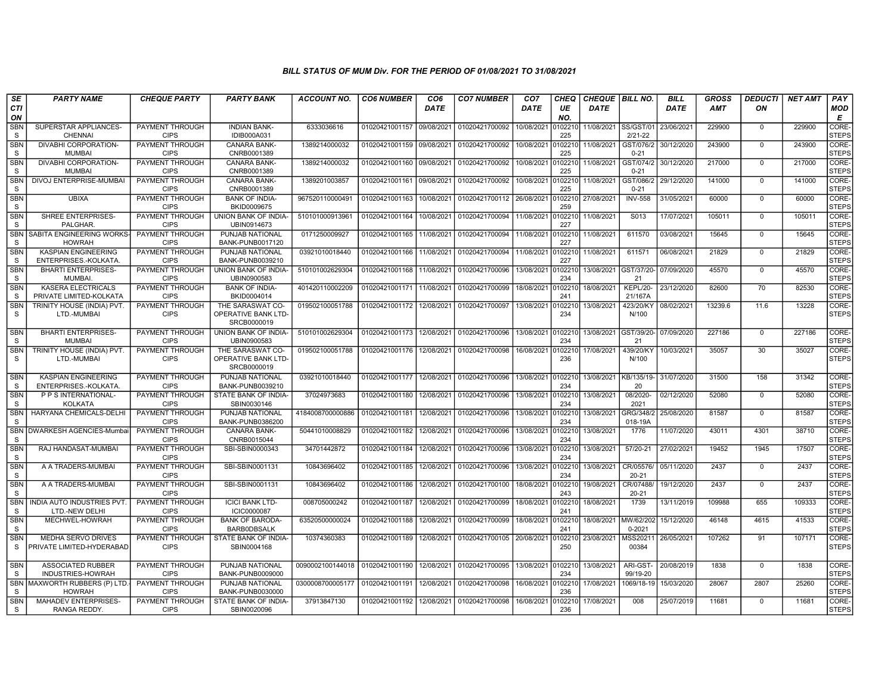*BILL STATUS OF MUM Div. FOR THE PERIOD OF 01/08/2021 TO 31/08/2021*

| SECTION | PARTY NAME | CHEQUE PARTY | PARTY BANK | ACCOUNT NO. | CO6 NUMBER | CO6 DATE | CO7 NUMBER | CO7 DATE | CHEQUE NO. | CHEQUE DATE | BILL NO. | BILL DATE | GROSS AMT | DEDUCTION | NET AMT | PAY MODE |
|---|---|---|---|---|---|---|---|---|---|---|---|---|---|---|---|---|
| SBNS | SUPERSTAR APPLIANCES-CHENNAI | PAYMENT THROUGH CIPS | INDIAN BANK-IDIB000A031 | 6333036616 | 01020421001157 | 09/08/2021 | 01020421700092 | 10/08/2021 | 0102210225 | 11/08/2021 | SS/GST/012/21-22 | 23/06/2021 | 229900 | 0 | 229900 | CORE-STEPS |
| SBNS | DIVABHI CORPORATION-MUMBAI | PAYMENT THROUGH CIPS | CANARA BANK-CNRB0001389 | 1389214000032 | 01020421001159 | 09/08/2021 | 01020421700092 | 10/08/2021 | 0102210225 | 11/08/2021 | GST/076/20-21 | 30/12/2020 | 243900 | 0 | 243900 | CORE-STEPS |
| SBNS | DIVABHI CORPORATION-MUMBAI | PAYMENT THROUGH CIPS | CANARA BANK-CNRB0001389 | 1389214000032 | 01020421001160 | 09/08/2021 | 01020421700092 | 10/08/2021 | 0102210225 | 11/08/2021 | GST/074/20-21 | 30/12/2020 | 217000 | 0 | 217000 | CORE-STEPS |
| SBNS | DIVOJ ENTERPRISE-MUMBAI | PAYMENT THROUGH CIPS | CANARA BANK-CNRB0001389 | 1389201003857 | 01020421001161 | 09/08/2021 | 01020421700092 | 10/08/2021 | 0102210225 | 11/08/2021 | GST/086/20-21 | 29/12/2020 | 141000 | 0 | 141000 | CORE-STEPS |
| SBNS | UBIXA | PAYMENT THROUGH CIPS | BANK OF INDIA-BKID0009675 | 967520110000491 | 01020421001163 | 10/08/2021 | 01020421700112 | 26/08/2021 | 0102210259 | 27/08/2021 | INV-558 | 31/05/2021 | 60000 | 0 | 60000 | CORE-STEPS |
| SBNS | SHREE ENTERPRISES-PALGHAR. | PAYMENT THROUGH CIPS | UNION BANK OF INDIA-UBIN0914673 | 510101000913961 | 01020421001164 | 10/08/2021 | 01020421700094 | 11/08/2021 | 0102210227 | 11/08/2021 | S013 | 17/07/2021 | 105011 | 0 | 105011 | CORE-STEPS |
| SBNS | SABITA ENGINEERING WORKS-HOWRAH | PAYMENT THROUGH CIPS | PUNJAB NATIONAL BANK-PUNB0017120 | 0171250009927 | 01020421001165 | 11/08/2021 | 01020421700094 | 11/08/2021 | 0102210227 | 11/08/2021 | 611570 | 03/08/2021 | 15645 | 0 | 15645 | CORE-STEPS |
| SBNS | KASPIAN ENGINEERING ENTERPRISES.-KOLKATA. | PAYMENT THROUGH CIPS | PUNJAB NATIONAL BANK-PUNB0039210 | 03921010018440 | 01020421001166 | 11/08/2021 | 01020421700094 | 11/08/2021 | 0102210227 | 11/08/2021 | 611571 | 06/08/2021 | 21829 | 0 | 21829 | CORE-STEPS |
| SBNS | BHARTI ENTERPRISES-MUMBAI. | PAYMENT THROUGH CIPS | UNION BANK OF INDIA-UBIN0900583 | 510101002629304 | 01020421001168 | 11/08/2021 | 01020421700096 | 13/08/2021 | 0102210234 | 13/08/2021 | GST/37/20-21 | 07/09/2020 | 45570 | 0 | 45570 | CORE-STEPS |
| SBNS | KASERA ELECTRICALS PRIVATE LIMITED-KOLKATA | PAYMENT THROUGH CIPS | BANK OF INDIA-BKID0004014 | 401420110002209 | 01020421001171 | 11/08/2021 | 01020421700099 | 18/08/2021 | 0102210241 | 18/08/2021 | KEPL/20-21/167A | 23/12/2020 | 82600 | 70 | 82530 | CORE-STEPS |
| SBNS | TRINITY HOUSE (INDIA) PVT. LTD.-MUMBAI | PAYMENT THROUGH CIPS | THE SARASWAT CO-OPERATIVE BANK LTD-SRCB0000019 | 019502100051788 | 01020421001172 | 12/08/2021 | 01020421700097 | 13/08/2021 | 0102210234 | 13/08/2021 | 423/20/KYN/100 | 08/02/2021 | 13239.6 | 11.6 | 13228 | CORE-STEPS |
| SBNS | BHARTI ENTERPRISES-MUMBAI | PAYMENT THROUGH CIPS | UNION BANK OF INDIA-UBIN0900583 | 510101002629304 | 01020421001173 | 12/08/2021 | 01020421700096 | 13/08/2021 | 0102210234 | 13/08/2021 | GST/39/20-21 | 07/09/2020 | 227186 | 0 | 227186 | CORE-STEPS |
| SBNS | TRINITY HOUSE (INDIA) PVT. LTD.-MUMBAI | PAYMENT THROUGH CIPS | THE SARASWAT CO-OPERATIVE BANK LTD-SRCB0000019 | 019502100051788 | 01020421001176 | 12/08/2021 | 01020421700098 | 16/08/2021 | 0102210236 | 17/08/2021 | 439/20/KYN/100 | 10/03/2021 | 35057 | 30 | 35027 | CORE-STEPS |
| SBNS | KASPIAN ENGINEERING ENTERPRISES.-KOLKATA. | PAYMENT THROUGH CIPS | PUNJAB NATIONAL BANK-PUNB0039210 | 03921010018440 | 01020421001177 | 12/08/2021 | 01020421700096 | 13/08/2021 | 0102210234 | 13/08/2021 | KB/135/19-20 | 31/07/2020 | 31500 | 158 | 31342 | CORE-STEPS |
| SBNS | P P S INTERNATIONAL-KOLKATA | PAYMENT THROUGH CIPS | STATE BANK OF INDIA-SBIN0030146 | 37024973683 | 01020421001180 | 12/08/2021 | 01020421700096 | 13/08/2021 | 0102210234 | 13/08/2021 | 08/2020-2021 | 02/12/2020 | 52080 | 0 | 52080 | CORE-STEPS |
| SBNS | HARYANA CHEMICALS-DELHI | PAYMENT THROUGH CIPS | PUNJAB NATIONAL BANK-PUNB0386200 | 4184008700000886 | 01020421001181 | 12/08/2021 | 01020421700096 | 13/08/2021 | 0102210234 | 13/08/2021 | GRG/348/2018-19A | 25/08/2020 | 81587 | 0 | 81587 | CORE-STEPS |
| SBNS | DWARKESH AGENCIES-Mumbai | PAYMENT THROUGH CIPS | CANARA BANK-CNRB0015044 | 50441010008829 | 01020421001182 | 12/08/2021 | 01020421700096 | 13/08/2021 | 0102210234 | 13/08/2021 | 1776 | 11/07/2020 | 43011 | 4301 | 38710 | CORE-STEPS |
| SBNS | RAJ HANDASAT-MUMBAI | PAYMENT THROUGH CIPS | SBI-SBIN0000343 | 34701442872 | 01020421001184 | 12/08/2021 | 01020421700096 | 13/08/2021 | 0102210234 | 13/08/2021 | 57/20-21 | 27/02/2021 | 19452 | 1945 | 17507 | CORE-STEPS |
| SBNS | A A TRADERS-MUMBAI | PAYMENT THROUGH CIPS | SBI-SBIN0001131 | 10843696402 | 01020421001185 | 12/08/2021 | 01020421700096 | 13/08/2021 | 0102210234 | 13/08/2021 | CR/05576/20-21 | 05/11/2020 | 2437 | 0 | 2437 | CORE-STEPS |
| SBNS | A A TRADERS-MUMBAI | PAYMENT THROUGH CIPS | SBI-SBIN0001131 | 10843696402 | 01020421001186 | 12/08/2021 | 01020421700100 | 18/08/2021 | 0102210243 | 19/08/2021 | CR/07488/20-21 | 19/12/2020 | 2437 | 0 | 2437 | CORE-STEPS |
| SBNS | INDIA AUTO INDUSTRIES PVT. LTD.-NEW DELHI | PAYMENT THROUGH CIPS | ICICI BANK LTD-ICIC0000087 | 008705000242 | 01020421001187 | 12/08/2021 | 01020421700099 | 18/08/2021 | 0102210241 | 18/08/2021 | 1739 | 13/11/2019 | 109988 | 655 | 109333 | CORE-STEPS |
| SBNS | MECHWEL-HOWRAH | PAYMENT THROUGH CIPS | BANK OF BARODA-BARB0DBSALK | 63520500000024 | 01020421001188 | 12/08/2021 | 01020421700099 | 18/08/2021 | 0102210241 | 18/08/2021 | MW/62/2020-2021 | 15/12/2020 | 46148 | 4615 | 41533 | CORE-STEPS |
| SBNS | MEDHA SERVO DRIVES PRIVATE LIMITED-HYDERABAD | PAYMENT THROUGH CIPS | STATE BANK OF INDIA-SBIN0004168 | 10374360383 | 01020421001189 | 12/08/2021 | 01020421700105 | 20/08/2021 | 0102210250 | 23/08/2021 | MSS2021100384 | 26/05/2021 | 107262 | 91 | 107171 | CORE-STEPS |
| SBNS | ASSOCIATED RUBBER INDUSTRIES-HOWRAH | PAYMENT THROUGH CIPS | PUNJAB NATIONAL BANK-PUNB0009000 | 0090002100144018 | 01020421001190 | 12/08/2021 | 01020421700095 | 13/08/2021 | 0102210234 | 13/08/2021 | ARI-GST-99/19-20 | 20/08/2019 | 1838 | 0 | 1838 | CORE-STEPS |
| SBNS | MAXWORTH RUBBERS (P) LTD.-HOWRAH | PAYMENT THROUGH CIPS | PUNJAB NATIONAL BANK-PUNB0030000 | 0300008700005177 | 01020421001191 | 12/08/2021 | 01020421700098 | 16/08/2021 | 0102210236 | 17/08/2021 | 1069/18-19 | 15/03/2020 | 28067 | 2807 | 25260 | CORE-STEPS |
| SBNS | MAHADEV ENTERPRISES-RANGA REDDY. | PAYMENT THROUGH CIPS | STATE BANK OF INDIA-SBIN0020096 | 37913847130 | 01020421001192 | 12/08/2021 | 01020421700098 | 16/08/2021 | 0102210236 | 17/08/2021 | 008 | 25/07/2019 | 11681 | 0 | 11681 | CORE-STEPS |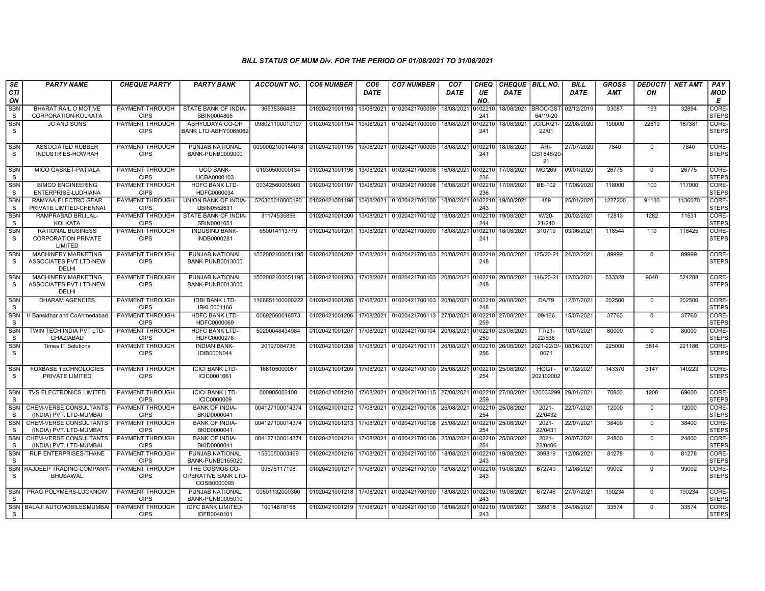### BILL STATUS OF MUM Div. FOR THE PERIOD OF 01/08/2021 TO 31/08/2021

| SECTION | PARTY NAME | CHEQUE PARTY | PARTY BANK | ACCOUNT NO. | CO6 NUMBER | CO6 DATE | CO7 NUMBER | CO7 DATE | CHEQUE NO. | CHEQUE DATE | BILL NO. | BILL DATE | GROSS AMT | DEDUCTION | NET AMT | PAY MODE |
|---|---|---|---|---|---|---|---|---|---|---|---|---|---|---|---|---|
| SBNS | BHARAT RAIL O MOTIVE CORPORATION-KOLKATA | PAYMENT THROUGH CIPS | STATE BANK OF INDIA-SBIN0004805 | 36535386488 | 01020421001193 | 13/08/2021 | 01020421700099 | 18/08/2021 | 0102210241 | 18/08/2021 | BROC/GST64/19-20 | 02/12/2019 | 33087 | 193 | 32894 | CORE-STEPS |
| SBNS | JC AND SONS | PAYMENT THROUGH CIPS | ABHYUDAYA CO-OP BANK LTD-ABHY0065062 | 098021100010107 | 01020421001194 | 13/08/2021 | 01020421700099 | 18/08/2021 | 0102210241 | 18/08/2021 | JC/CR/21-22/01 | 22/08/2020 | 190000 | 22619 | 167381 | CORE-STEPS |
| SBNS | ASSOCIATED RUBBER INDUSTRIES-HOWRAH | PAYMENT THROUGH CIPS | PUNJAB NATIONAL BANK-PUNB0009000 | 0090002100144018 | 01020421001195 | 13/08/2021 | 01020421700099 | 18/08/2021 | 0102210241 | 18/08/2021 | ARI-GST646/20-21 | 27/07/2020 | 7840 | 0 | 7840 | CORE-STEPS |
| SBNS | MICO GASKET-PATIALA | PAYMENT THROUGH CIPS | UCO BANK-UCBA0000103 | 01030500000134 | 01020421001196 | 13/08/2021 | 01020421700098 | 16/08/2021 | 0102210236 | 17/08/2021 | MG/269 | 09/01/2020 | 26775 | 0 | 26775 | CORE-STEPS |
| SBNS | BIMCO ENGINEERING ENTERPRISE-LUDHIANA | PAYMENT THROUGH CIPS | HDFC BANK LTD-HDFC0000034 | 00342560005903 | 01020421001197 | 13/08/2021 | 01020421700098 | 16/08/2021 | 0102210236 | 17/08/2021 | BE-102 | 17/06/2020 | 118000 | 100 | 117900 | CORE-STEPS |
| SBNS | RAMYAA ELECTRO GEAR PRIVATE LIMITED-CHENNAI | PAYMENT THROUGH CIPS | UNION BANK OF INDIA-UBIN0552631 | 526305010000190 | 01020421001198 | 13/08/2021 | 01020421700100 | 18/08/2021 | 0102210243 | 19/08/2021 | 489 | 25/01/2020 | 1227200 | 91130 | 1136070 | CORE-STEPS |
| SBNS | RAMPRASAD BRIJLAL-KOLKATA | PAYMENT THROUGH CIPS | STATE BANK OF INDIA-SBIN0001651 | 31174535856 | 01020421001200 | 13/08/2021 | 01020421700102 | 19/08/2021 | 0102210244 | 19/08/2021 | W/20-21/240 | 20/02/2021 | 12813 | 1282 | 11531 | CORE-STEPS |
| SBNS | RATIONAL BUSINESS CORPORATION PRIVATE LIMITED | PAYMENT THROUGH CIPS | INDUSIND BANK-INDB0000281 | 650014113779 | 01020421001201 | 13/08/2021 | 01020421700099 | 18/08/2021 | 0102210241 | 18/08/2021 | 310719 | 03/06/2021 | 118544 | 119 | 118425 | CORE-STEPS |
| SBNS | MACHINERY MARKETING ASSOCIATES PVT LTD-NEW DELHI | PAYMENT THROUGH CIPS | PUNJAB NATIONAL BANK-PUNB0013000 | 1502002100051195 | 01020421001202 | 17/08/2021 | 01020421700103 | 20/08/2021 | 0102210248 | 20/08/2021 | 125/20-21 | 24/02/2021 | 89999 | 0 | 89999 | CORE-STEPS |
| SBNS | MACHINERY MARKETING ASSOCIATES PVT LTD-NEW DELHI | PAYMENT THROUGH CIPS | PUNJAB NATIONAL BANK-PUNB0013000 | 1502002100051195 | 01020421001203 | 17/08/2021 | 01020421700103 | 20/08/2021 | 0102210248 | 20/08/2021 | 146/20-21 | 12/03/2021 | 533328 | 9040 | 524288 | CORE-STEPS |
| SBNS | DHARAM AGENCIES | PAYMENT THROUGH CIPS | IDBI BANK LTD-IBKL0001166 | 1166651100000222 | 01020421001205 | 17/08/2021 | 01020421700103 | 20/08/2021 | 0102210248 | 20/08/2021 | DA/79 | 12/07/2021 | 202500 | 0 | 202500 | CORE-STEPS |
| SBNS | H Bansidhar and CoAhmedabad | PAYMENT THROUGH CIPS | HDFC BANK LTD-HDFC0000069 | 00692560016573 | 01020421001206 | 17/08/2021 | 01020421700113 | 27/08/2021 | 0102210259 | 27/08/2021 | 09/166 | 15/07/2021 | 37760 | 0 | 37760 | CORE-STEPS |
| SBNS | TWIN TECH INDIA PVT LTD-GHAZIABAD | PAYMENT THROUGH CIPS | HDFC BANK LTD-HDFC0000278 | 50200048434984 | 01020421001207 | 17/08/2021 | 01020421700104 | 20/08/2021 | 0102210250 | 23/08/2021 | TT/21-22/636 | 10/07/2021 | 80000 | 0 | 80000 | CORE-STEPS |
| SBNS | Times IT Solutions | PAYMENT THROUGH CIPS | INDIAN BANK-IDIB000N044 | 20197084736 | 01020421001208 | 17/08/2021 | 01020421700111 | 26/08/2021 | 0102210256 | 26/08/2021 | 2021-22/D/-0071 | 08/06/2021 | 225000 | 3814 | 221186 | CORE-STEPS |
| SBNS | FOXBASE TECHNOLOGIES PRIVATE LIMITED | PAYMENT THROUGH CIPS | ICICI BANK LTD-ICIC0001661 | 166105000057 | 01020421001209 | 17/08/2021 | 01020421700109 | 25/08/2021 | 0102210254 | 25/08/2021 | HQGT-202102002 | 01/02/2021 | 143370 | 3147 | 140223 | CORE-STEPS |
| SBNS | TVS ELECTRONICS LIMITED | PAYMENT THROUGH CIPS | ICICI BANK LTD-ICIC0000009 | 000905003108 | 01020421001210 | 17/08/2021 | 01020421700115 | 27/08/2021 | 0102210259 | 27/08/2021 | 120033299 | 29/01/2021 | 70800 | 1200 | 69600 | CORE-STEPS |
| SBNS | CHEM-VERSE CONSULTANTS (INDIA) PVT. LTD-MUMBAI | PAYMENT THROUGH CIPS | BANK OF INDIA-BKID0000041 | 004127100014374 | 01020421001212 | 17/08/2021 | 01020421700108 | 25/08/2021 | 0102210254 | 25/08/2021 | 2021-22/0432 | 22/07/2021 | 12000 | 0 | 12000 | CORE-STEPS |
| SBNS | CHEM-VERSE CONSULTANTS (INDIA) PVT. LTD-MUMBAI | PAYMENT THROUGH CIPS | BANK OF INDIA-BKID0000041 | 004127100014374 | 01020421001213 | 17/08/2021 | 01020421700108 | 25/08/2021 | 0102210254 | 25/08/2021 | 2021-22/0431 | 22/07/2021 | 38400 | 0 | 38400 | CORE-STEPS |
| SBNS | CHEM-VERSE CONSULTANTS (INDIA) PVT. LTD-MUMBAI | PAYMENT THROUGH CIPS | BANK OF INDIA-BKID0000041 | 004127100014374 | 01020421001214 | 17/08/2021 | 01020421700108 | 25/08/2021 | 0102210254 | 25/08/2021 | 2021-22/0406 | 20/07/2021 | 24800 | 0 | 24800 | CORE-STEPS |
| SBNS | RUP ENTERPRISES-THANE | PAYMENT THROUGH CIPS | PUNJAB NATIONAL BANK-PUNB0155020 | 1550050003469 | 01020421001216 | 17/08/2021 | 01020421700100 | 18/08/2021 | 0102210243 | 19/08/2021 | 399819 | 12/08/2021 | 81278 | 0 | 81278 | CORE-STEPS |
| SBNS | RAJDEEP TRADING COMPANY-BHUSAWAL | PAYMENT THROUGH CIPS | THE COSMOS CO-OPERATIVE BANK LTD-COSB0000095 | 09575117198 | 01020421001217 | 17/08/2021 | 01020421700100 | 18/08/2021 | 0102210243 | 19/08/2021 | 672749 | 12/08/2021 | 99002 | 0 | 99002 | CORE-STEPS |
| SBNS | PRAG POLYMERS-LUCKNOW | PAYMENT THROUGH CIPS | PUNJAB NATIONAL BANK-PUNB0005010 | 00501132000300 | 01020421001218 | 17/08/2021 | 01020421700100 | 18/08/2021 | 0102210243 | 19/08/2021 | 672746 | 27/07/2021 | 190234 | 0 | 190234 | CORE-STEPS |
| SBNS | BALAJI AUTOMOBILESMUMBAI | PAYMENT THROUGH CIPS | IDFC BANK LIMITED-IDFB0040101 | 10014878168 | 01020421001219 | 17/08/2021 | 01020421700100 | 18/08/2021 | 0102210243 | 19/08/2021 | 399818 | 24/08/2021 | 33574 | 0 | 33574 | CORE-STEPS |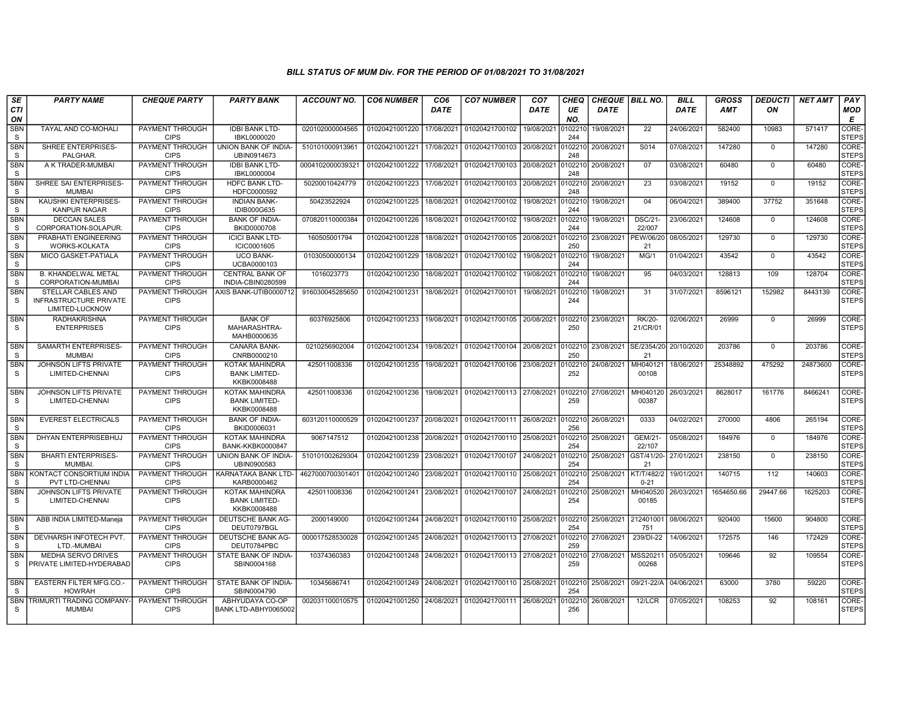### BILL STATUS OF MUM Div. FOR THE PERIOD OF 01/08/2021 TO 31/08/2021

| SECTION | PARTY NAME | CHEQUE PARTY | PARTY BANK | ACCOUNT NO. | CO6 NUMBER | CO6 DATE | CO7 NUMBER | CO7 DATE | CHEQUE NO. | CHEQUE DATE | BILL NO. | BILL DATE | GROSS AMT | DEDUCTION | NET AMT | PAY MODE |
|---|---|---|---|---|---|---|---|---|---|---|---|---|---|---|---|---|
| SBNS | TAYAL AND CO-MOHALI | PAYMENT THROUGH CIPS | IDBI BANK LTD-IBKL0000020 | 020102000004565 | 01020421001220 | 17/08/2021 | 01020421700102 | 19/08/2021 | 0102210244 | 19/08/2021 | 22 | 24/06/2021 | 582400 | 10983 | 571417 | CORE-STEPS |
| SBNS | SHREE ENTERPRISES-PALGHAR. | PAYMENT THROUGH CIPS | UNION BANK OF INDIA-UBIN0914673 | 510101000913961 | 01020421001221 | 17/08/2021 | 01020421700103 | 20/08/2021 | 0102210248 | 20/08/2021 | S014 | 07/08/2021 | 147280 | 0 | 147280 | CORE-STEPS |
| SBNS | A K TRADER-MUMBAI | PAYMENT THROUGH CIPS | IDBI BANK LTD-IBKL0000004 | 0004102000039321 | 01020421001222 | 17/08/2021 | 01020421700103 | 20/08/2021 | 0102210248 | 20/08/2021 | 07 | 03/08/2021 | 60480 | 0 | 60480 | CORE-STEPS |
| SBNS | SHREE SAI ENTERPRISES-MUMBAI | PAYMENT THROUGH CIPS | HDFC BANK LTD-HDFC0000592 | 50200010424779 | 01020421001223 | 17/08/2021 | 01020421700103 | 20/08/2021 | 0102210248 | 20/08/2021 | 23 | 03/08/2021 | 19152 | 0 | 19152 | CORE-STEPS |
| SBNS | KAUSHKI ENTERPRISES-KANPUR NAGAR | PAYMENT THROUGH CIPS | INDIAN BANK-IDIB000G635 | 50423522924 | 01020421001225 | 18/08/2021 | 01020421700102 | 19/08/2021 | 0102210244 | 19/08/2021 | 04 | 06/04/2021 | 389400 | 37752 | 351648 | CORE-STEPS |
| SBNS | DECCAN SALES CORPORATION-SOLAPUR. | PAYMENT THROUGH CIPS | BANK OF INDIA-BKID0000708 | 070820110000384 | 01020421001226 | 18/08/2021 | 01020421700102 | 19/08/2021 | 0102210244 | 19/08/2021 | DSC/21-22/007 | 23/06/2021 | 124608 | 0 | 124608 | CORE-STEPS |
| SBNS | PRABHATI ENGINEERING WORKS-KOLKATA | PAYMENT THROUGH CIPS | ICICI BANK LTD-ICIC0001605 | 160505001794 | 01020421001228 | 18/08/2021 | 01020421700105 | 20/08/2021 | 0102210250 | 23/08/2021 | PEW/06/2021 | 08/05/2021 | 129730 | 0 | 129730 | CORE-STEPS |
| SBNS | MICO GASKET-PATIALA | PAYMENT THROUGH CIPS | UCO BANK-UCBA0000103 | 01030500000134 | 01020421001229 | 18/08/2021 | 01020421700102 | 19/08/2021 | 0102210244 | 19/08/2021 | MG/1 | 01/04/2021 | 43542 | 0 | 43542 | CORE-STEPS |
| SBNS | B. KHANDELWAL METAL CORPORATION-MUMBAI | PAYMENT THROUGH CIPS | CENTRAL BANK OF INDIA-CBIN0280599 | 1016023773 | 01020421001230 | 18/08/2021 | 01020421700102 | 19/08/2021 | 0102210244 | 19/08/2021 | 95 | 04/03/2021 | 128813 | 109 | 128704 | CORE-STEPS |
| SBNS | STELLAR CABLES AND INFRASTRUCTURE PRIVATE LIMITED-LUCKNOW | PAYMENT THROUGH CIPS | AXIS BANK-UTIB0000712 | 916030045285650 | 01020421001231 | 18/08/2021 | 01020421700101 | 19/08/2021 | 0102210244 | 19/08/2021 | 31 | 31/07/2021 | 8596121 | 152982 | 8443139 | CORE-STEPS |
| SBNS | RADHAKRISHNA ENTERPRISES | PAYMENT THROUGH CIPS | BANK OF MAHARASHTRA-MAHB0000635 | 60376925806 | 01020421001233 | 19/08/2021 | 01020421700105 | 20/08/2021 | 0102210250 | 23/08/2021 | RK/20-21/CR/01 | 02/06/2021 | 26999 | 0 | 26999 | CORE-STEPS |
| SBNS | SAMARTH ENTERPRISES-MUMBAI | PAYMENT THROUGH CIPS | CANARA BANK-CNRB0000210 | 0210256902004 | 01020421001234 | 19/08/2021 | 01020421700104 | 20/08/2021 | 0102210250 | 23/08/2021 | SE/2354/20-21 | 20/10/2020 | 203786 | 0 | 203786 | CORE-STEPS |
| SBNS | JOHNSON LIFTS PRIVATE LIMITED-CHENNAI | PAYMENT THROUGH CIPS | KOTAK MAHINDRA BANK LIMITED-KKBK0008488 | 425011008336 | 01020421001235 | 19/08/2021 | 01020421700106 | 23/08/2021 | 0102210252 | 24/08/2021 | MH04012100108 | 18/06/2021 | 25348892 | 475292 | 24873600 | CORE-STEPS |
| SBNS | JOHNSON LIFTS PRIVATE LIMITED-CHENNAI | PAYMENT THROUGH CIPS | KOTAK MAHINDRA BANK LIMITED-KKBK0008488 | 425011008336 | 01020421001236 | 19/08/2021 | 01020421700113 | 27/08/2021 | 0102210259 | 27/08/2021 | MH04012000387 | 26/03/2021 | 8628017 | 161776 | 8466241 | CORE-STEPS |
| SBNS | EVEREST ELECTRICALS | PAYMENT THROUGH CIPS | BANK OF INDIA-BKID0006031 | 603120110000529 | 01020421001237 | 20/08/2021 | 01020421700111 | 26/08/2021 | 0102210256 | 26/08/2021 | 0333 | 04/02/2021 | 270000 | 4806 | 265194 | CORE-STEPS |
| SBNS | DHYAN ENTERPRISEBHUJ | PAYMENT THROUGH CIPS | KOTAK MAHINDRA BANK-KKBK0000847 | 9067147512 | 01020421001238 | 20/08/2021 | 01020421700110 | 25/08/2021 | 0102210254 | 25/08/2021 | GEM/21-22/107 | 05/08/2021 | 184976 | 0 | 184976 | CORE-STEPS |
| SBNS | BHARTI ENTERPRISES-MUMBAI. | PAYMENT THROUGH CIPS | UNION BANK OF INDIA-UBIN0900583 | 510101002629304 | 01020421001239 | 23/08/2021 | 01020421700107 | 24/08/2021 | 0102210254 | 25/08/2021 | GST/41/20-21 | 27/01/2021 | 238150 | 0 | 238150 | CORE-STEPS |
| SBNS | KONTACT CONSORTIUM INDIA PVT LTD-CHENNAI | PAYMENT THROUGH CIPS | KARNATAKA BANK LTD-KARB0000462 | 4627000700301401 | 01020421001240 | 23/08/2021 | 01020421700110 | 25/08/2021 | 0102210254 | 25/08/2021 | KT/T/482/20-21 | 19/01/2021 | 140715 | 112 | 140603 | CORE-STEPS |
| SBNS | JOHNSON LIFTS PRIVATE LIMITED-CHENNAI | PAYMENT THROUGH CIPS | KOTAK MAHINDRA BANK LIMITED-KKBK0008488 | 425011008336 | 01020421001241 | 23/08/2021 | 01020421700107 | 24/08/2021 | 0102210254 | 25/08/2021 | MH04052000185 | 26/03/2021 | 1654650.66 | 29447.66 | 1625203 | CORE-STEPS |
| SBNS | ABB INDIA LIMITED-Maneja | PAYMENT THROUGH CIPS | DEUTSCHE BANK AG-DEUT0797BGL | 2000149000 | 01020421001244 | 24/08/2021 | 01020421700110 | 25/08/2021 | 0102210254 | 25/08/2021 | 212401001751 | 08/06/2021 | 920400 | 15600 | 904800 | CORE-STEPS |
| SBNS | DEVHARSH INFOTECH PVT. LTD.-MUMBAI | PAYMENT THROUGH CIPS | DEUTSCHE BANK AG-DEUT0784PBC | 000017528530028 | 01020421001245 | 24/08/2021 | 01020421700113 | 27/08/2021 | 0102210259 | 27/08/2021 | 239/DI-22 | 14/06/2021 | 172575 | 146 | 172429 | CORE-STEPS |
| SBNS | MEDHA SERVO DRIVES PRIVATE LIMITED-HYDERABAD | PAYMENT THROUGH CIPS | STATE BANK OF INDIA-SBIN0004168 | 10374360383 | 01020421001248 | 24/08/2021 | 01020421700113 | 27/08/2021 | 0102210259 | 27/08/2021 | MSS2021100268 | 05/05/2021 | 109646 | 92 | 109554 | CORE-STEPS |
| SBNS | EASTERN FILTER MFG.CO.-HOWRAH | PAYMENT THROUGH CIPS | STATE BANK OF INDIA-SBIN0004790 | 10345686741 | 01020421001249 | 24/08/2021 | 01020421700110 | 25/08/2021 | 0102210254 | 25/08/2021 | 09/21-22/A | 04/06/2021 | 63000 | 3780 | 59220 | CORE-STEPS |
| SBNS | TRIMURTI TRADING COMPANY-MUMBAI | PAYMENT THROUGH CIPS | ABHYUDAYA CO-OP BANK LTD-ABHY0065002 | 002031100010575 | 01020421001250 | 24/08/2021 | 01020421700111 | 26/08/2021 | 0102210256 | 26/08/2021 | 12/LCR | 07/05/2021 | 108253 | 92 | 108161 | CORE-STEPS |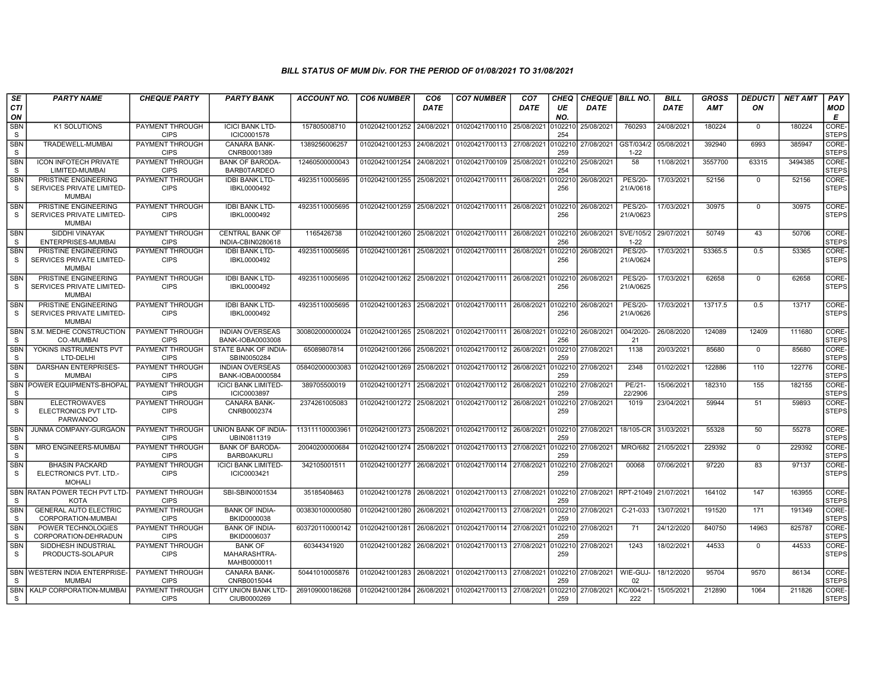# BILL STATUS OF MUM Div. FOR THE PERIOD OF 01/08/2021 TO 31/08/2021

| SECTION | PARTY NAME | CHEQUE PARTY | PARTY BANK | ACCOUNT NO. | CO6 NUMBER | CO6 DATE | CO7 NUMBER | CO7 DATE | CHEQUE NO. | CHEQUE DATE | BILL NO. | BILL DATE | GROSS AMT | DEDUCTION | NET AMT | PAY MODE |
|---|---|---|---|---|---|---|---|---|---|---|---|---|---|---|---|---|
| SBNS | K1 SOLUTIONS | PAYMENT THROUGH CIPS | ICICI BANK LTD-ICIC0001578 | 157805008710 | 01020421001252 | 24/08/2021 | 01020421700110 | 25/08/2021 | 0102210254 | 25/08/2021 | 760293 | 24/08/2021 | 180224 | 0 | 180224 | CORE-STEPS |
| SBNS | TRADEWELL-MUMBAI | PAYMENT THROUGH CIPS | CANARA BANK-CNRB0001389 | 1389256006257 | 01020421001253 | 24/08/2021 | 01020421700113 | 27/08/2021 | 0102210259 | 27/08/2021 | GST/034/21-22 | 05/08/2021 | 392940 | 6993 | 385947 | CORE-STEPS |
| SBNS | ICON INFOTECH PRIVATE LIMITED-MUMBAI | PAYMENT THROUGH CIPS | BANK OF BARODA-BARB0TARDEO | 12460500000043 | 01020421001254 | 24/08/2021 | 01020421700109 | 25/08/2021 | 0102210254 | 25/08/2021 | 58 | 11/08/2021 | 3557700 | 63315 | 3494385 | CORE-STEPS |
| SBNS | PRISTINE ENGINEERING SERVICES PRIVATE LIMITED-MUMBAI | PAYMENT THROUGH CIPS | IDBI BANK LTD-IBKL0000492 | 49235110005695 | 01020421001255 | 25/08/2021 | 01020421700111 | 26/08/2021 | 0102210256 | 26/08/2021 | PES/20-21/A/0618 | 17/03/2021 | 52156 | 0 | 52156 | CORE-STEPS |
| SBNS | PRISTINE ENGINEERING SERVICES PRIVATE LIMITED-MUMBAI | PAYMENT THROUGH CIPS | IDBI BANK LTD-IBKL0000492 | 49235110005695 | 01020421001259 | 25/08/2021 | 01020421700111 | 26/08/2021 | 0102210256 | 26/08/2021 | PES/20-21/A/0623 | 17/03/2021 | 30975 | 0 | 30975 | CORE-STEPS |
| SBNS | SIDDHI VINAYAK ENTERPRISES-MUMBAI | PAYMENT THROUGH CIPS | CENTRAL BANK OF INDIA-CBIN0280618 | 1165426738 | 01020421001260 | 25/08/2021 | 01020421700111 | 26/08/2021 | 0102210256 | 26/08/2021 | SVE/105/21-22 | 29/07/2021 | 50749 | 43 | 50706 | CORE-STEPS |
| SBNS | PRISTINE ENGINEERING SERVICES PRIVATE LIMITED-MUMBAI | PAYMENT THROUGH CIPS | IDBI BANK LTD-IBKL0000492 | 49235110005695 | 01020421001261 | 25/08/2021 | 01020421700111 | 26/08/2021 | 0102210256 | 26/08/2021 | PES/20-21/A/0624 | 17/03/2021 | 53365.5 | 0.5 | 53365 | CORE-STEPS |
| SBNS | PRISTINE ENGINEERING SERVICES PRIVATE LIMITED-MUMBAI | PAYMENT THROUGH CIPS | IDBI BANK LTD-IBKL0000492 | 49235110005695 | 01020421001262 | 25/08/2021 | 01020421700111 | 26/08/2021 | 0102210256 | 26/08/2021 | PES/20-21/A/0625 | 17/03/2021 | 62658 | 0 | 62658 | CORE-STEPS |
| SBNS | PRISTINE ENGINEERING SERVICES PRIVATE LIMITED-MUMBAI | PAYMENT THROUGH CIPS | IDBI BANK LTD-IBKL0000492 | 49235110005695 | 01020421001263 | 25/08/2021 | 01020421700111 | 26/08/2021 | 0102210256 | 26/08/2021 | PES/20-21/A/0626 | 17/03/2021 | 13717.5 | 0.5 | 13717 | CORE-STEPS |
| SBNS | S.M. MEDHE CONSTRUCTION CO.-MUMBAI | PAYMENT THROUGH CIPS | INDIAN OVERSEAS BANK-IOBA0003008 | 300802000000024 | 01020421001265 | 25/08/2021 | 01020421700111 | 26/08/2021 | 0102210256 | 26/08/2021 | 004/2020-21 | 26/08/2020 | 124089 | 12409 | 111680 | CORE-STEPS |
| SBNS | YOKINS INSTRUMENTS PVT LTD-DELHI | PAYMENT THROUGH CIPS | STATE BANK OF INDIA-SBIN0050284 | 65089807814 | 01020421001266 | 25/08/2021 | 01020421700112 | 26/08/2021 | 0102210259 | 27/08/2021 | 1138 | 20/03/2021 | 85680 | 0 | 85680 | CORE-STEPS |
| SBNS | DARSHAN ENTERPRISES-MUMBAI | PAYMENT THROUGH CIPS | INDIAN OVERSEAS BANK-IOBA0000584 | 058402000003083 | 01020421001269 | 25/08/2021 | 01020421700112 | 26/08/2021 | 0102210259 | 27/08/2021 | 2348 | 01/02/2021 | 122886 | 110 | 122776 | CORE-STEPS |
| SBNS | POWER EQUIPMENTS-BHOPAL | PAYMENT THROUGH CIPS | ICICI BANK LTD-ICIC0003897 | 389705500019 | 01020421001271 | 25/08/2021 | 01020421700112 | 26/08/2021 | 0102210259 | 27/08/2021 | PE/21-22/2906 | 15/06/2021 | 182310 | 155 | 182155 | CORE-STEPS |
| SBNS | ELECTROWAVES ELECTRONICS PVT LTD-PARWANOO | PAYMENT THROUGH CIPS | CANARA BANK-CNRB0002374 | 2374261005083 | 01020421001272 | 25/08/2021 | 01020421700112 | 26/08/2021 | 0102210259 | 27/08/2021 | 1019 | 23/04/2021 | 59944 | 51 | 59893 | CORE-STEPS |
| SBNS | JUNMA COMPANY-GURGAON | PAYMENT THROUGH CIPS | UNION BANK OF INDIA-UBIN0811319 | 113111100003961 | 01020421001273 | 25/08/2021 | 01020421700112 | 26/08/2021 | 0102210259 | 27/08/2021 | 18/105-CR | 31/03/2021 | 55328 | 50 | 55278 | CORE-STEPS |
| SBNS | MRO ENGINEERS-MUMBAI | PAYMENT THROUGH CIPS | BANK OF BARODA-BARB0AKURLI | 20040200000684 | 01020421001274 | 25/08/2021 | 01020421700113 | 27/08/2021 | 0102210259 | 27/08/2021 | MRO/682 | 21/05/2021 | 229392 | 0 | 229392 | CORE-STEPS |
| SBNS | BHASIN PACKARD ELECTRONICS PVT. LTD.-MOHALI | PAYMENT THROUGH CIPS | ICICI BANK LIMITED-ICIC0003421 | 342105001511 | 01020421001277 | 26/08/2021 | 01020421700114 | 27/08/2021 | 0102210259 | 27/08/2021 | 00068 | 07/06/2021 | 97220 | 83 | 97137 | CORE-STEPS |
| SBNS | RATAN POWER TECH PVT LTD-KOTA | PAYMENT THROUGH CIPS | SBI-SBIN0001534 | 35185408463 | 01020421001278 | 26/08/2021 | 01020421700113 | 27/08/2021 | 0102210259 | 27/08/2021 | RPT-21049 | 21/07/2021 | 164102 | 147 | 163955 | CORE-STEPS |
| SBNS | GENERAL AUTO ELECTRIC CORPORATION-MUMBAI | PAYMENT THROUGH CIPS | BANK OF INDIA-BKID0000038 | 003830100000580 | 01020421001280 | 26/08/2021 | 01020421700113 | 27/08/2021 | 0102210259 | 27/08/2021 | C-21-033 | 13/07/2021 | 191520 | 171 | 191349 | CORE-STEPS |
| SBNS | POWER TECHNOLOGIES CORPORATION-DEHRADUN | PAYMENT THROUGH CIPS | BANK OF INDIA-BKID0006037 | 603720110000142 | 01020421001281 | 26/08/2021 | 01020421700114 | 27/08/2021 | 0102210259 | 27/08/2021 | 71 | 24/12/2020 | 840750 | 14963 | 825787 | CORE-STEPS |
| SBNS | SIDDHESH INDUSTRIAL PRODUCTS-SOLAPUR | PAYMENT THROUGH CIPS | BANK OF MAHARASHTRA-MAHB0000011 | 60344341920 | 01020421001282 | 26/08/2021 | 01020421700113 | 27/08/2021 | 0102210259 | 27/08/2021 | 1243 | 18/02/2021 | 44533 | 0 | 44533 | CORE-STEPS |
| SBNS | WESTERN INDIA ENTERPRISE-MUMBAI | PAYMENT THROUGH CIPS | CANARA BANK-CNRB0015044 | 50441010005876 | 01020421001283 | 26/08/2021 | 01020421700113 | 27/08/2021 | 0102210259 | 27/08/2021 | WIE-GUJ-02 | 18/12/2020 | 95704 | 9570 | 86134 | CORE-STEPS |
| SBNS | KALP CORPORATION-MUMBAI | PAYMENT THROUGH CIPS | CITY UNION BANK LTD-CIUB0000269 | 269109000186268 | 01020421001284 | 26/08/2021 | 01020421700113 | 27/08/2021 | 0102210259 | 27/08/2021 | KC/004/21-222 | 15/05/2021 | 212890 | 1064 | 211826 | CORE-STEPS |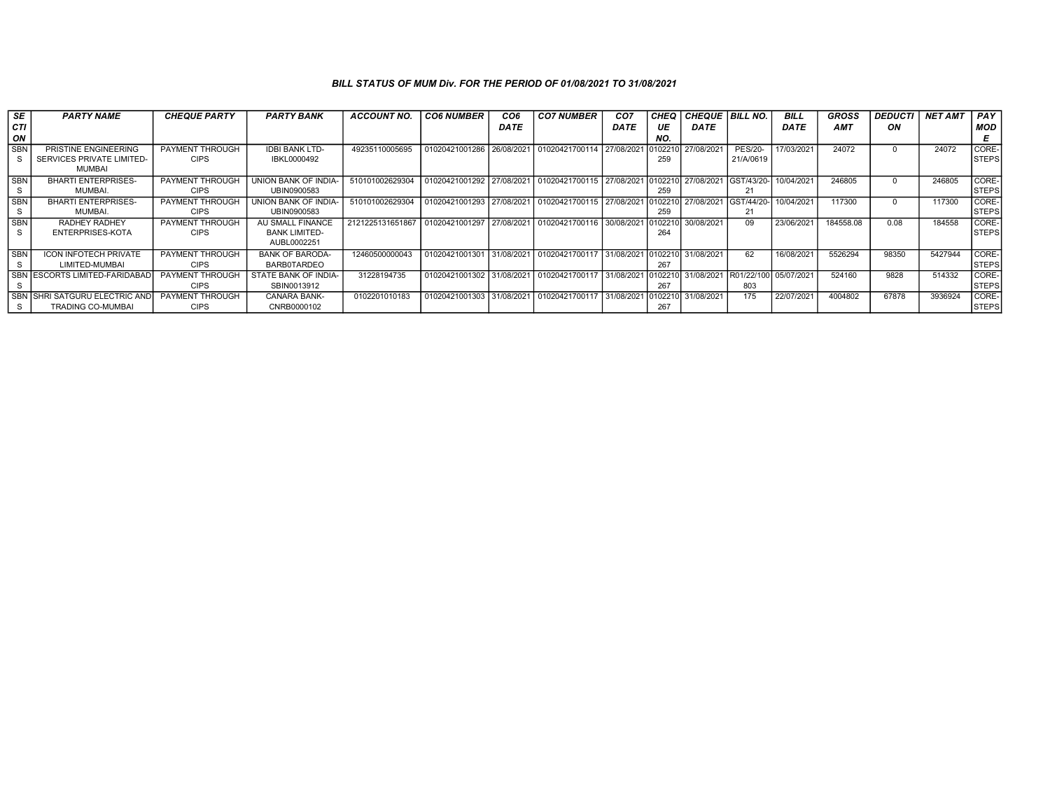*BILL STATUS OF MUM Div. FOR THE PERIOD OF 01/08/2021 TO 31/08/2021*

| SECTION | PARTY NAME | CHEQUE PARTY | PARTY BANK | ACCOUNT NO. | CO6 NUMBER | CO6 DATE | CO7 NUMBER | CO7 DATE | CHEQUE NO. | CHEQUE DATE | BILL NO. | BILL DATE | GROSS AMT | DEDUCTION | NET AMT | PAY MODE |
|---|---|---|---|---|---|---|---|---|---|---|---|---|---|---|---|---|
| SBNS | PRISTINE ENGINEERING SERVICES PRIVATE LIMITED-MUMBAI | PAYMENT THROUGH CIPS | IDBI BANK LTD-IBKL0000492 | 49235110005695 | 01020421001286 | 26/08/2021 | 01020421700114 | 27/08/2021 | 0102210259 | 27/08/2021 | PES/20-21/A/0619 | 17/03/2021 | 24072 | 0 | 24072 | CORE-STEPS |
| SBNS | BHARTI ENTERPRISES-MUMBAI. | PAYMENT THROUGH CIPS | UNION BANK OF INDIA-UBIN0900583 | 510101002629304 | 01020421001292 | 27/08/2021 | 01020421700115 | 27/08/2021 | 0102210259 | 27/08/2021 | GST/43/20-21 | 10/04/2021 | 246805 | 0 | 246805 | CORE-STEPS |
| SBNS | BHARTI ENTERPRISES-MUMBAI. | PAYMENT THROUGH CIPS | UNION BANK OF INDIA-UBIN0900583 | 510101002629304 | 01020421001293 | 27/08/2021 | 01020421700115 | 27/08/2021 | 0102210259 | 27/08/2021 | GST/44/20-21 | 10/04/2021 | 117300 | 0 | 117300 | CORE-STEPS |
| SBNS | RADHEY RADHEY ENTERPRISES-KOTA | PAYMENT THROUGH CIPS | AU SMALL FINANCE BANK LIMITED-AUBL0002251 | 2121225131651867 | 01020421001297 | 27/08/2021 | 01020421700116 | 30/08/2021 | 0102210264 | 30/08/2021 | 09 | 23/06/2021 | 184558.08 | 0.08 | 184558 | CORE-STEPS |
| SBNS | ICON INFOTECH PRIVATE LIMITED-MUMBAI | PAYMENT THROUGH CIPS | BANK OF BARODA-BARB0TARDEO | 12460500000043 | 01020421001301 | 31/08/2021 | 01020421700117 | 31/08/2021 | 0102210267 | 31/08/2021 | 62 | 16/08/2021 | 5526294 | 98350 | 5427944 | CORE-STEPS |
| SBNS | ESCORTS LIMITED-FARIDABAD | PAYMENT THROUGH CIPS | STATE BANK OF INDIA-SBIN0013912 | 31228194735 | 01020421001302 | 31/08/2021 | 01020421700117 | 31/08/2021 | 0102210267 | 31/08/2021 | R01/22/100803 | 05/07/2021 | 524160 | 9828 | 514332 | CORE-STEPS |
| SBNS | SHRI SATGURU ELECTRIC AND TRADING CO-MUMBAI | PAYMENT THROUGH CIPS | CANARA BANK-CNRB0000102 | 0102201010183 | 01020421001303 | 31/08/2021 | 01020421700117 | 31/08/2021 | 0102210267 | 31/08/2021 | 175 | 22/07/2021 | 4004802 | 67878 | 3936924 | CORE-STEPS |